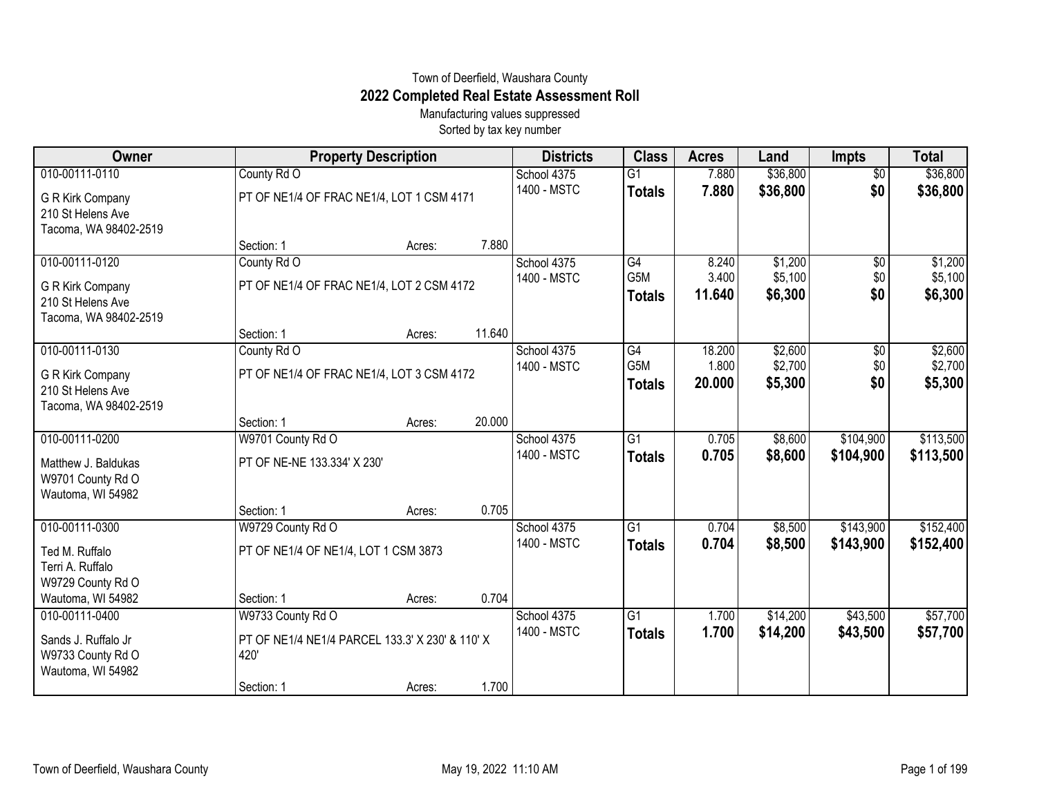Town of Deerfield, Waushara County

# 2022 Completed Real Estate Assessment Roll

Manufacturing values suppressed

Sorted by tax key number

| Owner | Property Description | Districts | Class | Acres | Land | Impts | Total |
|---|---|---|---|---|---|---|---|
| 010-00111-0110 | County Rd O | School 4375 | G1 | 7.880 | $36,800 | $0 | $36,800 |
| G R Kirk Company<br>210 St Helens Ave<br>Tacoma, WA 98402-2519 | PT OF NE1/4 OF FRAC NE1/4, LOT 1 CSM 4171 | 1400 - MSTC | **Totals** | **7.880** | **$36,800** | **$0** | **$36,800** |
| | Section: 1 Acres: 7.880 | | | | | | |
| 010-00111-0120 | County Rd O | School 4375 | G4 | 8.240 | $1,200 | $0 | $1,200 |
| G R Kirk Company<br>210 St Helens Ave<br>Tacoma, WA 98402-2519 | PT OF NE1/4 OF FRAC NE1/4, LOT 2 CSM 4172 | 1400 - MSTC | G5M | 3.400 | $5,100 | $0 | $5,100 |
| | | | **Totals** | **11.640** | **$6,300** | **$0** | **$6,300** |
| | Section: 1 Acres: 11.640 | | | | | | |
| 010-00111-0130 | County Rd O | School 4375 | G4 | 18.200 | $2,600 | $0 | $2,600 |
| G R Kirk Company<br>210 St Helens Ave<br>Tacoma, WA 98402-2519 | PT OF NE1/4 OF FRAC NE1/4, LOT 3 CSM 4172 | 1400 - MSTC | G5M | 1.800 | $2,700 | $0 | $2,700 |
| | | | **Totals** | **20.000** | **$5,300** | **$0** | **$5,300** |
| | Section: 1 Acres: 20.000 | | | | | | |
| 010-00111-0200 | W9701 County Rd O | School 4375 | G1 | 0.705 | $8,600 | $104,900 | $113,500 |
| Matthew J. Baldukas<br>W9701 County Rd O<br>Wautoma, WI 54982 | PT OF NE-NE 133.334' X 230' | 1400 - MSTC | **Totals** | **0.705** | **$8,600** | **$104,900** | **$113,500** |
| | Section: 1 Acres: 0.705 | | | | | | |
| 010-00111-0300 | W9729 County Rd O | School 4375 | G1 | 0.704 | $8,500 | $143,900 | $152,400 |
| Ted M. Ruffalo<br>Terri A. Ruffalo<br>W9729 County Rd O<br>Wautoma, WI 54982 | PT OF NE1/4 OF NE1/4, LOT 1 CSM 3873 | 1400 - MSTC | **Totals** | **0.704** | **$8,500** | **$143,900** | **$152,400** |
| | Section: 1 Acres: 0.704 | | | | | | |
| 010-00111-0400 | W9733 County Rd O | School 4375 | G1 | 1.700 | $14,200 | $43,500 | $57,700 |
| Sands J. Ruffalo Jr<br>W9733 County Rd O<br>Wautoma, WI 54982 | PT OF NE1/4 NE1/4 PARCEL 133.3' X 230' & 110' X 420' | 1400 - MSTC | **Totals** | **1.700** | **$14,200** | **$43,500** | **$57,700** |
| | Section: 1 Acres: 1.700 | | | | | | |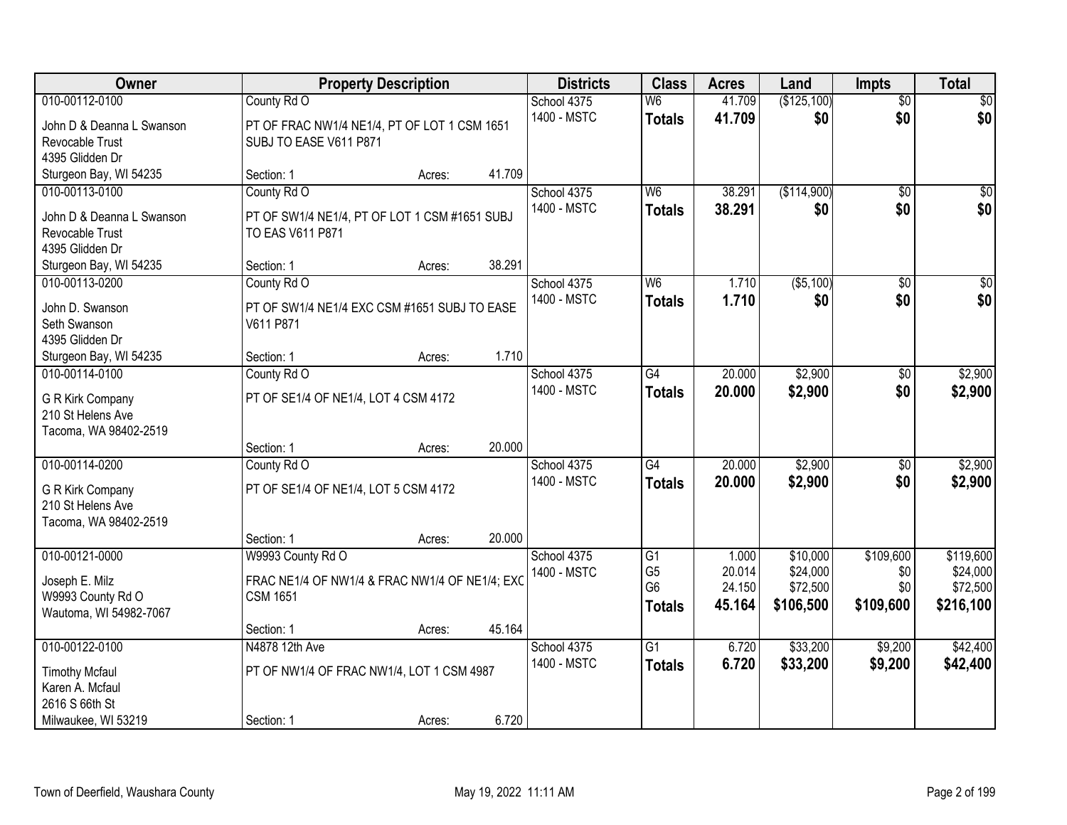| Owner | Property Description | Districts | Class | Acres | Land | Impts | Total |
|---|---|---|---|---|---|---|---|
| 010-00112-0100 | County Rd O | School 4375 | W6 | 41.709 | ($125,100) | $0 | $0 |
| John D & Deanna L Swanson Revocable Trust 4395 Glidden Dr Sturgeon Bay, WI 54235 | PT OF FRAC NW1/4 NE1/4, PT OF LOT 1 CSM 1651 SUBJ TO EASE V611 P871 Section: 1 Acres: 41.709 | 1400 - MSTC | **Totals** | **41.709** | **$0** | **$0** | **$0** |
| 010-00113-0100 | County Rd O | School 4375 | W6 | 38.291 | ($114,900) | $0 | $0 |
| John D & Deanna L Swanson Revocable Trust 4395 Glidden Dr Sturgeon Bay, WI 54235 | PT OF SW1/4 NE1/4, PT OF LOT 1 CSM #1651 SUBJ TO EAS V611 P871 Section: 1 Acres: 38.291 | 1400 - MSTC | **Totals** | **38.291** | **$0** | **$0** | **$0** |
| 010-00113-0200 | County Rd O | School 4375 | W6 | 1.710 | ($5,100) | $0 | $0 |
| John D. Swanson Seth Swanson 4395 Glidden Dr Sturgeon Bay, WI 54235 | PT OF SW1/4 NE1/4 EXC CSM #1651 SUBJ TO EASE V611 P871 Section: 1 Acres: 1.710 | 1400 - MSTC | **Totals** | **1.710** | **$0** | **$0** | **$0** |
| 010-00114-0100 | County Rd O | School 4375 | G4 | 20.000 | $2,900 | $0 | $2,900 |
| G R Kirk Company 210 St Helens Ave Tacoma, WA 98402-2519 | PT OF SE1/4 OF NE1/4, LOT 4 CSM 4172 Section: 1 Acres: 20.000 | 1400 - MSTC | **Totals** | **20.000** | **$2,900** | **$0** | **$2,900** |
| 010-00114-0200 | County Rd O | School 4375 | G4 | 20.000 | $2,900 | $0 | $2,900 |
| G R Kirk Company 210 St Helens Ave Tacoma, WA 98402-2519 | PT OF SE1/4 OF NE1/4, LOT 5 CSM 4172 Section: 1 Acres: 20.000 | 1400 - MSTC | **Totals** | **20.000** | **$2,900** | **$0** | **$2,900** |
| 010-00121-0000 | W9993 County Rd O | School 4375 | G1 | 1.000 | $10,000 | $109,600 | $119,600 |
| Joseph E. Milz W9993 County Rd O Wautoma, WI 54982-7067 | FRAC NE1/4 OF NW1/4 & FRAC NW1/4 OF NE1/4; EXC CSM 1651 Section: 1 Acres: 45.164 | 1400 - MSTC | G5 | 20.014 | $24,000 | $0 | $24,000 |
| | | | G6 | 24.150 | $72,500 | $0 | $72,500 |
| | | | **Totals** | **45.164** | **$106,500** | **$109,600** | **$216,100** |
| 010-00122-0100 | N4878 12th Ave | School 4375 | G1 | 6.720 | $33,200 | $9,200 | $42,400 |
| Timothy Mcfaul Karen A. Mcfaul 2616 S 66th St Milwaukee, WI 53219 | PT OF NW1/4 OF FRAC NW1/4, LOT 1 CSM 4987 Section: 1 Acres: 6.720 | 1400 - MSTC | **Totals** | **6.720** | **$33,200** | **$9,200** | **$42,400** |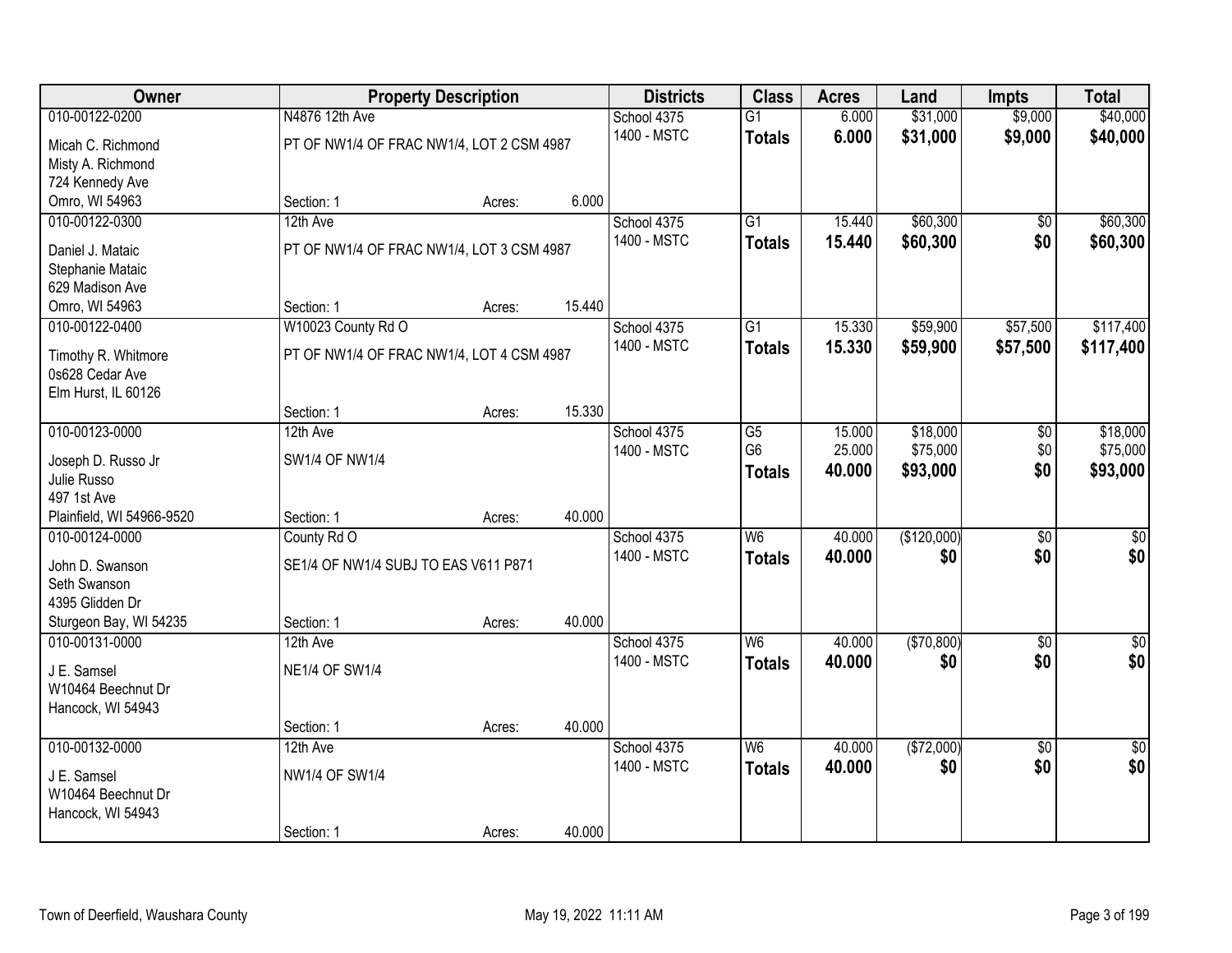| Owner | Property Description | | | Districts | Class | Acres | Land | Impts | Total |
|---|---|---|---|---|---|---|---|---|---|
| 010-00122-0200 | N4876 12th Ave | | | School 4375 | G1 | 6.000 | $31,000 | $9,000 | $40,000 |
| Micah C. Richmond<br>Misty A. Richmond<br>724 Kennedy Ave<br>Omro, WI 54963 | PT OF NW1/4 OF FRAC NW1/4, LOT 2 CSM 4987 | | | 1400 - MSTC | **Totals** | **6.000** | **$31,000** | **$9,000** | **$40,000** |
| | Section: 1 | Acres: | 6.000 | | | | | | |
| 010-00122-0300 | 12th Ave | | | School 4375 | G1 | 15.440 | $60,300 | $0 | $60,300 |
| Daniel J. Mataic<br>Stephanie Mataic<br>629 Madison Ave<br>Omro, WI 54963 | PT OF NW1/4 OF FRAC NW1/4, LOT 3 CSM 4987 | | | 1400 - MSTC | **Totals** | **15.440** | **$60,300** | **$0** | **$60,300** |
| | Section: 1 | Acres: | 15.440 | | | | | | |
| 010-00122-0400 | W10023 County Rd O | | | School 4375 | G1 | 15.330 | $59,900 | $57,500 | $117,400 |
| Timothy R. Whitmore<br>0s628 Cedar Ave<br>Elm Hurst, IL 60126 | PT OF NW1/4 OF FRAC NW1/4, LOT 4 CSM 4987 | | | 1400 - MSTC | **Totals** | **15.330** | **$59,900** | **$57,500** | **$117,400** |
| | Section: 1 | Acres: | 15.330 | | | | | | |
| 010-00123-0000 | 12th Ave | | | School 4375 | G5 | 15.000 | $18,000 | $0 | $18,000 |
| Joseph D. Russo Jr<br>Julie Russo<br>497 1st Ave<br>Plainfield, WI 54966-9520 | SW1/4 OF NW1/4 | | | 1400 - MSTC | G6 | 25.000 | $75,000 | $0 | $75,000 |
| | | | | | **Totals** | **40.000** | **$93,000** | **$0** | **$93,000** |
| | Section: 1 | Acres: | 40.000 | | | | | | |
| 010-00124-0000 | County Rd O | | | School 4375 | W6 | 40.000 | ($120,000) | $0 | $0 |
| John D. Swanson<br>Seth Swanson<br>4395 Glidden Dr<br>Sturgeon Bay, WI 54235 | SE1/4 OF NW1/4 SUBJ TO EAS V611 P871 | | | 1400 - MSTC | **Totals** | **40.000** | **$0** | **$0** | **$0** |
| | Section: 1 | Acres: | 40.000 | | | | | | |
| 010-00131-0000 | 12th Ave | | | School 4375 | W6 | 40.000 | ($70,800) | $0 | $0 |
| J E. Samsel<br>W10464 Beechnut Dr<br>Hancock, WI 54943 | NE1/4 OF SW1/4 | | | 1400 - MSTC | **Totals** | **40.000** | **$0** | **$0** | **$0** |
| | Section: 1 | Acres: | 40.000 | | | | | | |
| 010-00132-0000 | 12th Ave | | | School 4375 | W6 | 40.000 | ($72,000) | $0 | $0 |
| J E. Samsel<br>W10464 Beechnut Dr<br>Hancock, WI 54943 | NW1/4 OF SW1/4 | | | 1400 - MSTC | **Totals** | **40.000** | **$0** | **$0** | **$0** |
| | Section: 1 | Acres: | 40.000 | | | | | | |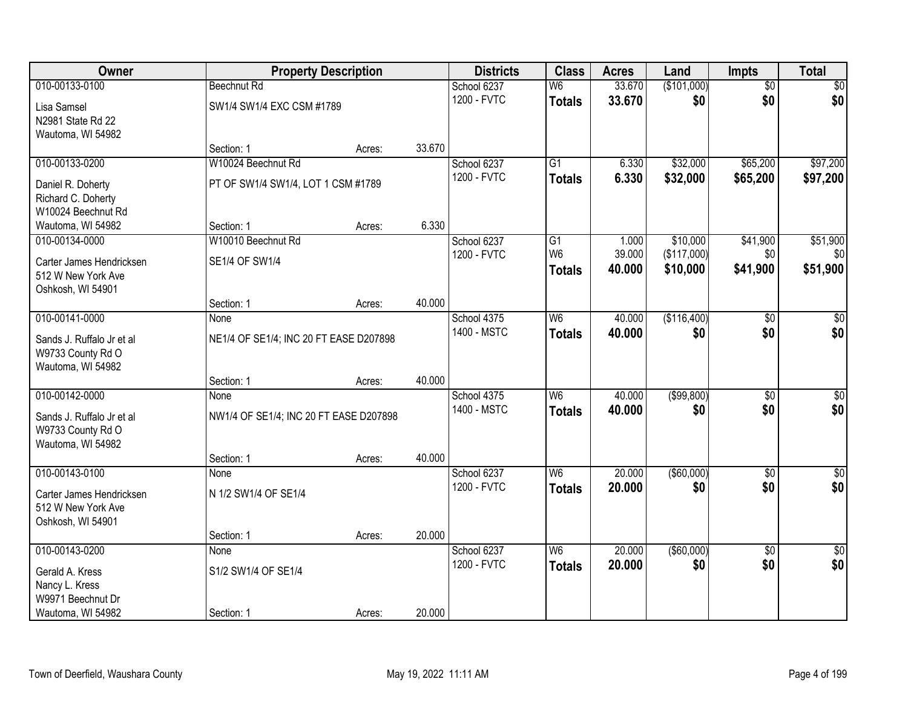| Owner | Property Description | | | Districts | Class | Acres | Land | Impts | Total |
|---|---|---|---|---|---|---|---|---|---|
| 010-00133-0100 | Beechnut Rd | | | School 6237 | W6 | 33.670 | ($101,000) | $0 | $0 |
| Lisa Samsel<br>N2981 State Rd 22<br>Wautoma, WI 54982 | SW1/4 SW1/4 EXC CSM #1789 | | | 1200 - FVTC | **Totals** | **33.670** | **$0** | **$0** | **$0** |
| | Section: 1 | Acres: | 33.670 | | | | | | |
| 010-00133-0200 | W10024 Beechnut Rd | | | School 6237 | G1 | 6.330 | $32,000 | $65,200 | $97,200 |
| Daniel R. Doherty<br>Richard C. Doherty<br>W10024 Beechnut Rd<br>Wautoma, WI 54982 | PT OF SW1/4 SW1/4, LOT 1 CSM #1789 | | | 1200 - FVTC | **Totals** | **6.330** | **$32,000** | **$65,200** | **$97,200** |
| | Section: 1 | Acres: | 6.330 | | | | | | |
| 010-00134-0000 | W10010 Beechnut Rd | | | School 6237 | G1 | 1.000 | $10,000 | $41,900 | $51,900 |
| Carter James Hendricksen<br>512 W New York Ave<br>Oshkosh, WI 54901 | SE1/4 OF SW1/4 | | | 1200 - FVTC | W6 | 39.000 | ($117,000) | $0 | $0 |
| | | | | | **Totals** | **40.000** | **$10,000** | **$41,900** | **$51,900** |
| | Section: 1 | Acres: | 40.000 | | | | | | |
| 010-00141-0000 | None | | | School 4375 | W6 | 40.000 | ($116,400) | $0 | $0 |
| Sands J. Ruffalo Jr et al<br>W9733 County Rd O<br>Wautoma, WI 54982 | NE1/4 OF SE1/4; INC 20 FT EASE D207898 | | | 1400 - MSTC | **Totals** | **40.000** | **$0** | **$0** | **$0** |
| | Section: 1 | Acres: | 40.000 | | | | | | |
| 010-00142-0000 | None | | | School 4375 | W6 | 40.000 | ($99,800) | $0 | $0 |
| Sands J. Ruffalo Jr et al<br>W9733 County Rd O<br>Wautoma, WI 54982 | NW1/4 OF SE1/4; INC 20 FT EASE D207898 | | | 1400 - MSTC | **Totals** | **40.000** | **$0** | **$0** | **$0** |
| | Section: 1 | Acres: | 40.000 | | | | | | |
| 010-00143-0100 | None | | | School 6237 | W6 | 20.000 | ($60,000) | $0 | $0 |
| Carter James Hendricksen<br>512 W New York Ave<br>Oshkosh, WI 54901 | N 1/2 SW1/4 OF SE1/4 | | | 1200 - FVTC | **Totals** | **20.000** | **$0** | **$0** | **$0** |
| | Section: 1 | Acres: | 20.000 | | | | | | |
| 010-00143-0200 | None | | | School 6237 | W6 | 20.000 | ($60,000) | $0 | $0 |
| Gerald A. Kress<br>Nancy L. Kress<br>W9971 Beechnut Dr<br>Wautoma, WI 54982 | S1/2 SW1/4 OF SE1/4 | | | 1200 - FVTC | **Totals** | **20.000** | **$0** | **$0** | **$0** |
| | Section: 1 | Acres: | 20.000 | | | | | | |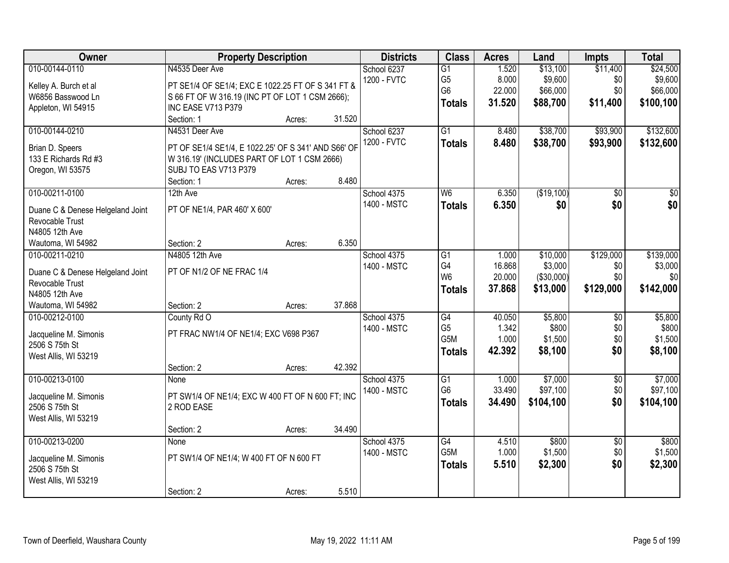| Owner | Property Description | Districts | Class | Acres | Land | Impts | Total |
|---|---|---|---|---|---|---|---|
| 010-00144-0110<br>Kelley A. Burch et al<br>W6856 Basswood Ln<br>Appleton, WI 54915 | N4535 Deer Ave<br>PT SE1/4 OF SE1/4; EXC E 1022.25 FT OF S 341 FT & S 66 FT OF W 316.19 (INC PT OF LOT 1 CSM 2666); INC EASE V713 P379<br>Section: 1 Acres: 31.520 | School 6237<br>1200 - FVTC | G1<br>G5<br>G6<br>**Totals** | 1.520<br>8.000<br>22.000<br>**31.520** | $13,100<br>$9,600<br>$66,000<br>**$88,700** | $11,400<br>$0<br>$0<br>**$11,400** | $24,500<br>$9,600<br>$66,000<br>**$100,100** |
| 010-00144-0210<br>Brian D. Speers<br>133 E Richards Rd #3<br>Oregon, WI 53575 | N4531 Deer Ave<br>PT OF SE1/4 SE1/4, E 1022.25' OF S 341' AND S66' OF W 316.19' (INCLUDES PART OF LOT 1 CSM 2666) SUBJ TO EAS V713 P379<br>Section: 1 Acres: 8.480 | School 6237<br>1200 - FVTC | G1<br>**Totals** | 8.480<br>**8.480** | $38,700<br>**$38,700** | $93,900<br>**$93,900** | $132,600<br>**$132,600** |
| 010-00211-0100<br>Duane C & Denese Helgeland Joint Revocable Trust<br>N4805 12th Ave<br>Wautoma, WI 54982 | 12th Ave<br>PT OF NE1/4, PAR 460' X 600'<br>Section: 2 Acres: 6.350 | School 4375<br>1400 - MSTC | W6<br>**Totals** | 6.350<br>**6.350** | ($19,100)<br>**$0** | $0<br>**$0** | $0<br>**$0** |
| 010-00211-0210<br>Duane C & Denese Helgeland Joint Revocable Trust<br>N4805 12th Ave<br>Wautoma, WI 54982 | N4805 12th Ave<br>PT OF N1/2 OF NE FRAC 1/4<br>Section: 2 Acres: 37.868 | School 4375<br>1400 - MSTC | G1<br>G4<br>W6<br>**Totals** | 1.000<br>16.868<br>20.000<br>**37.868** | $10,000<br>$3,000<br>($30,000)<br>**$13,000** | $129,000<br>$0<br>$0<br>**$129,000** | $139,000<br>$3,000<br>$0<br>**$142,000** |
| 010-00212-0100<br>Jacqueline M. Simonis<br>2506 S 75th St<br>West Allis, WI 53219 | County Rd O<br>PT FRAC NW1/4 OF NE1/4; EXC V698 P367<br>Section: 2 Acres: 42.392 | School 4375<br>1400 - MSTC | G4<br>G5<br>G5M<br>**Totals** | 40.050<br>1.342<br>1.000<br>**42.392** | $5,800<br>$800<br>$1,500<br>**$8,100** | $0<br>$0<br>$0<br>**$0** | $5,800<br>$800<br>$1,500<br>**$8,100** |
| 010-00213-0100<br>Jacqueline M. Simonis<br>2506 S 75th St<br>West Allis, WI 53219 | None<br>PT SW1/4 OF NE1/4; EXC W 400 FT OF N 600 FT; INC 2 ROD EASE<br>Section: 2 Acres: 34.490 | School 4375<br>1400 - MSTC | G1<br>G6<br>**Totals** | 1.000<br>33.490<br>**34.490** | $7,000<br>$97,100<br>**$104,100** | $0<br>$0<br>**$0** | $7,000<br>$97,100<br>**$104,100** |
| 010-00213-0200<br>Jacqueline M. Simonis<br>2506 S 75th St<br>West Allis, WI 53219 | None<br>PT SW1/4 OF NE1/4; W 400 FT OF N 600 FT<br>Section: 2 Acres: 5.510 | School 4375<br>1400 - MSTC | G4<br>G5M<br>**Totals** | 4.510<br>1.000<br>**5.510** | $800<br>$1,500<br>**$2,300** | $0<br>$0<br>**$0** | $800<br>$1,500<br>**$2,300** |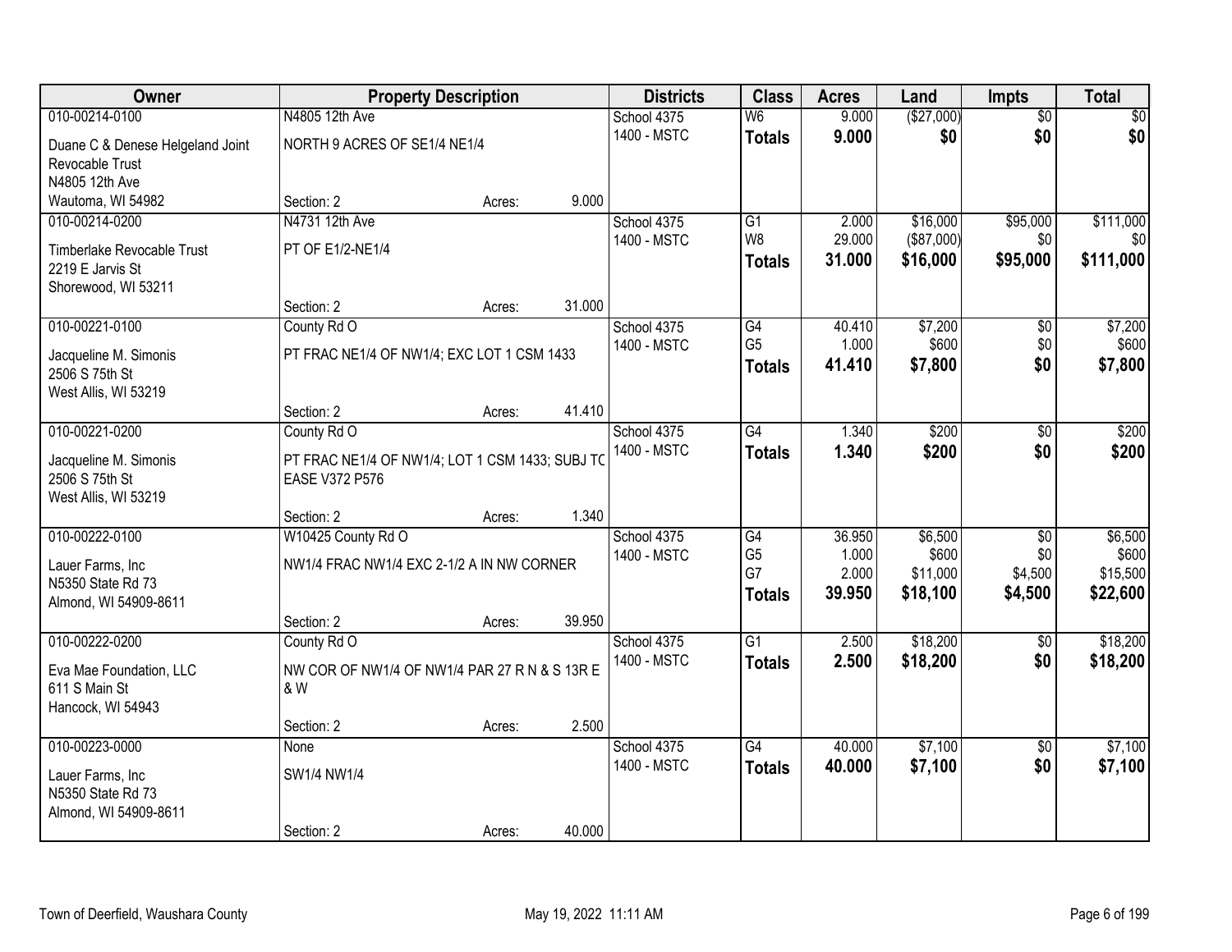| Owner | Property Description | Districts | Class | Acres | Land | Impts | Total |
|---|---|---|---|---|---|---|---|
| 010-00214-0100<br>Duane C & Denese Helgeland Joint Revocable Trust<br>N4805 12th Ave<br>Wautoma, WI 54982 | N4805 12th Ave<br>NORTH 9 ACRES OF SE1/4 NE1/4<br>Section: 2 Acres: 9.000 | School 4375<br>1400 - MSTC | W6<br>**Totals** | 9.000<br>**9.000** | ($27,000)<br>**$0** | $0<br>**$0** | $0<br>**$0** |
| 010-00214-0200<br>Timberlake Revocable Trust<br>2219 E Jarvis St<br>Shorewood, WI 53211 | N4731 12th Ave<br>PT OF E1/2-NE1/4<br>Section: 2 Acres: 31.000 | School 4375<br>1400 - MSTC | G1<br>W8<br>**Totals** | 2.000<br>29.000<br>**31.000** | $16,000<br>($87,000)<br>**$16,000** | $95,000<br>$0<br>**$95,000** | $111,000<br>$0<br>**$111,000** |
| 010-00221-0100<br>Jacqueline M. Simonis<br>2506 S 75th St<br>West Allis, WI 53219 | County Rd O<br>PT FRAC NE1/4 OF NW1/4; EXC LOT 1 CSM 1433<br>Section: 2 Acres: 41.410 | School 4375<br>1400 - MSTC | G4<br>G5<br>**Totals** | 40.410<br>1.000<br>**41.410** | $7,200<br>$600<br>**$7,800** | $0<br>$0<br>**$0** | $7,200<br>$600<br>**$7,800** |
| 010-00221-0200<br>Jacqueline M. Simonis<br>2506 S 75th St<br>West Allis, WI 53219 | County Rd O<br>PT FRAC NE1/4 OF NW1/4; LOT 1 CSM 1433; SUBJ TO EASE V372 P576<br>Section: 2 Acres: 1.340 | School 4375<br>1400 - MSTC | G4<br>**Totals** | 1.340<br>**1.340** | $200<br>**$200** | $0<br>**$0** | $200<br>**$200** |
| 010-00222-0100<br>Lauer Farms, Inc<br>N5350 State Rd 73<br>Almond, WI 54909-8611 | W10425 County Rd O<br>NW1/4 FRAC NW1/4 EXC 2-1/2 A IN NW CORNER<br>Section: 2 Acres: 39.950 | School 4375<br>1400 - MSTC | G4<br>G5<br>G7<br>**Totals** | 36.950<br>1.000<br>2.000<br>**39.950** | $6,500<br>$600<br>$11,000<br>**$18,100** | $0<br>$0<br>$4,500<br>**$4,500** | $6,500<br>$600<br>$15,500<br>**$22,600** |
| 010-00222-0200<br>Eva Mae Foundation, LLC<br>611 S Main St<br>Hancock, WI 54943 | County Rd O<br>NW COR OF NW1/4 OF NW1/4 PAR 27 R N & S 13R E & W<br>Section: 2 Acres: 2.500 | School 4375<br>1400 - MSTC | G1<br>**Totals** | 2.500<br>**2.500** | $18,200<br>**$18,200** | $0<br>**$0** | $18,200<br>**$18,200** |
| 010-00223-0000<br>Lauer Farms, Inc<br>N5350 State Rd 73<br>Almond, WI 54909-8611 | None<br>SW1/4 NW1/4<br>Section: 2 Acres: 40.000 | School 4375<br>1400 - MSTC | G4<br>**Totals** | 40.000<br>**40.000** | $7,100<br>**$7,100** | $0<br>**$0** | $7,100<br>**$7,100** |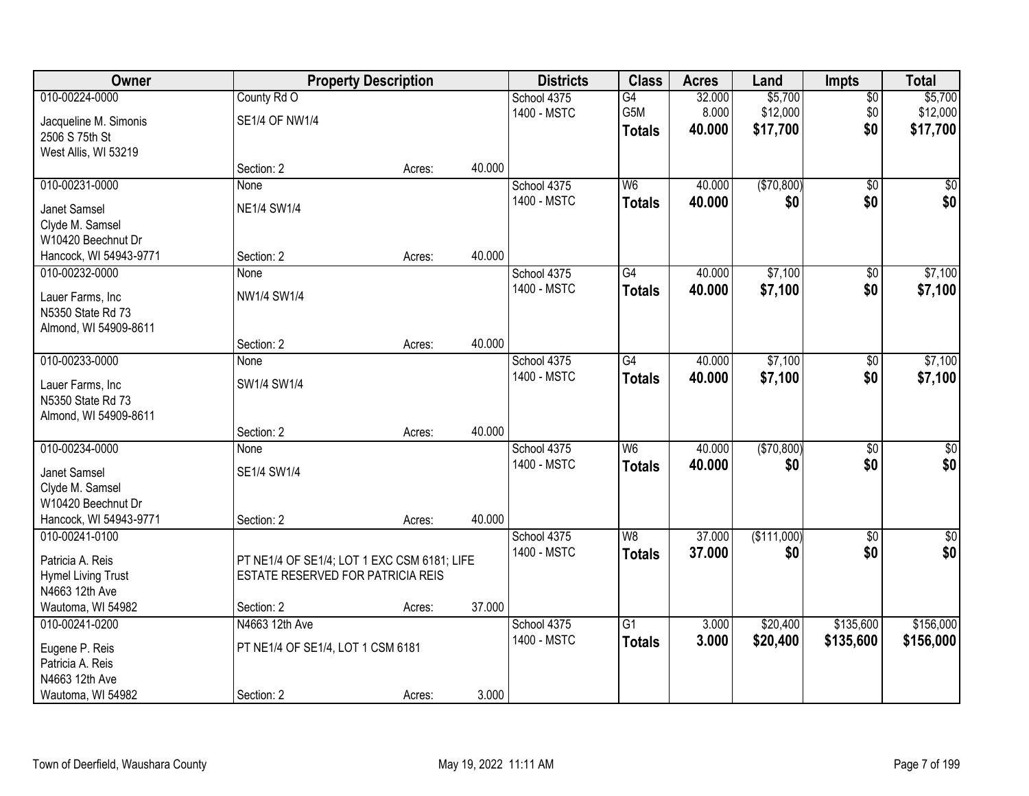| Owner | Property Description | | | Districts | Class | Acres | Land | Impts | Total |
|---|---|---|---|---|---|---|---|---|---|
| 010-00224-0000<br>Jacqueline M. Simonis<br>2506 S 75th St<br>West Allis, WI 53219 | County Rd O<br>SE1/4 OF NW1/4<br>Section: 2 | Acres: | 40.000 | School 4375<br>1400 - MSTC | G4<br>G5M<br>**Totals** | 32.000<br>8.000<br>**40.000** | $5,700<br>$12,000<br>**$17,700** | $0<br>$0<br>**$0** | $5,700<br>$12,000<br>**$17,700** |
| 010-00231-0000<br>Janet Samsel<br>Clyde M. Samsel<br>W10420 Beechnut Dr<br>Hancock, WI 54943-9771 | None<br>NE1/4 SW1/4<br>Section: 2 | Acres: | 40.000 | School 4375<br>1400 - MSTC | W6<br>**Totals** | 40.000<br>**40.000** | ($70,800)<br>**$0** | $0<br>**$0** | $0<br>**$0** |
| 010-00232-0000<br>Lauer Farms, Inc<br>N5350 State Rd 73<br>Almond, WI 54909-8611 | None<br>NW1/4 SW1/4<br>Section: 2 | Acres: | 40.000 | School 4375<br>1400 - MSTC | G4<br>**Totals** | 40.000<br>**40.000** | $7,100<br>**$7,100** | $0<br>**$0** | $7,100<br>**$7,100** |
| 010-00233-0000<br>Lauer Farms, Inc<br>N5350 State Rd 73<br>Almond, WI 54909-8611 | None<br>SW1/4 SW1/4<br>Section: 2 | Acres: | 40.000 | School 4375<br>1400 - MSTC | G4<br>**Totals** | 40.000<br>**40.000** | $7,100<br>**$7,100** | $0<br>**$0** | $7,100<br>**$7,100** |
| 010-00234-0000<br>Janet Samsel<br>Clyde M. Samsel<br>W10420 Beechnut Dr<br>Hancock, WI 54943-9771 | None<br>SE1/4 SW1/4<br>Section: 2 | Acres: | 40.000 | School 4375<br>1400 - MSTC | W6<br>**Totals** | 40.000<br>**40.000** | ($70,800)<br>**$0** | $0<br>**$0** | $0<br>**$0** |
| 010-00241-0100<br>Patricia A. Reis<br>Hymel Living Trust<br>N4663 12th Ave<br>Wautoma, WI 54982 | PT NE1/4 OF SE1/4; LOT 1 EXC CSM 6181; LIFE ESTATE RESERVED FOR PATRICIA REIS<br>Section: 2 | Acres: | 37.000 | School 4375<br>1400 - MSTC | W8<br>**Totals** | 37.000<br>**37.000** | ($111,000)<br>**$0** | $0<br>**$0** | $0<br>**$0** |
| 010-00241-0200<br>Eugene P. Reis<br>Patricia A. Reis<br>N4663 12th Ave<br>Wautoma, WI 54982 | N4663 12th Ave<br>PT NE1/4 OF SE1/4, LOT 1 CSM 6181<br>Section: 2 | Acres: | 3.000 | School 4375<br>1400 - MSTC | G1<br>**Totals** | 3.000<br>**3.000** | $20,400<br>**$20,400** | $135,600<br>**$135,600** | $156,000<br>**$156,000** |

Town of Deerfield, Waushara County — May 19, 2022 11:11 AM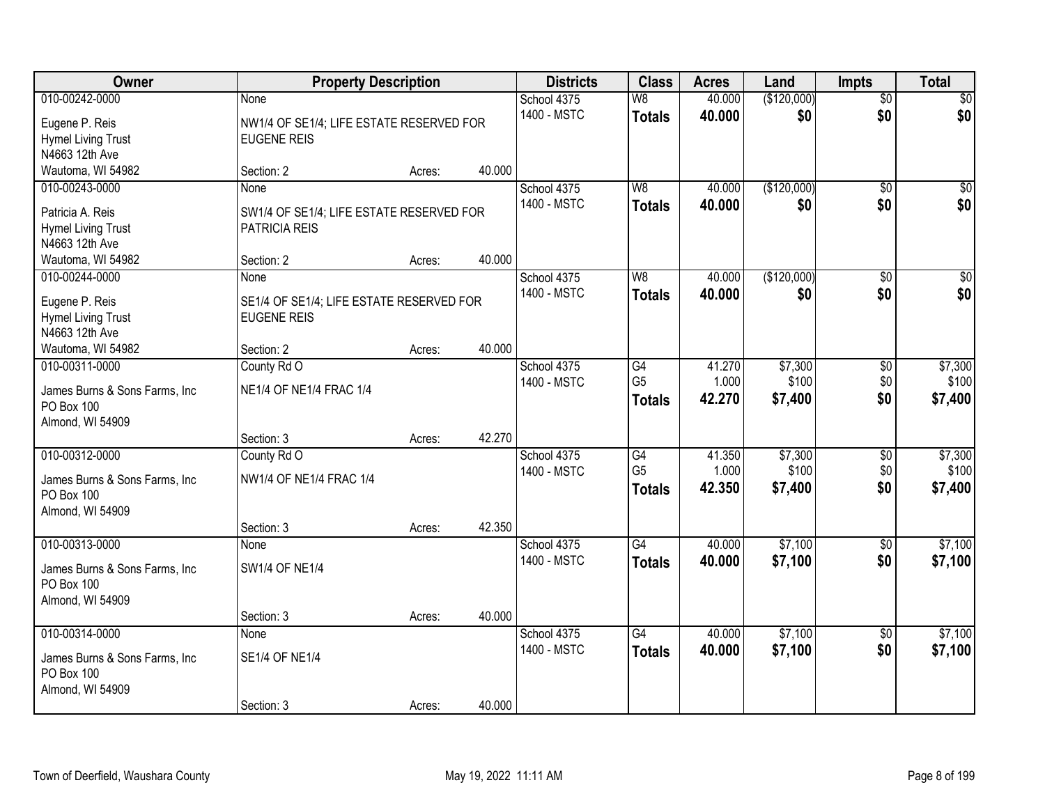| Owner | Property Description | Districts | Class | Acres | Land | Impts | Total |
|---|---|---|---|---|---|---|---|
| 010-00242-0000 | None | School 4375 | W8 | 40.000 | ($120,000) | $0 | $0 |
| Eugene P. Reis<br>Hymel Living Trust<br>N4663 12th Ave<br>Wautoma, WI 54982 | NW1/4 OF SE1/4; LIFE ESTATE RESERVED FOR EUGENE REIS | 1400 - MSTC | **Totals** | **40.000** | **$0** | **$0** | **$0** |
| | Section: 2 Acres: 40.000 | | | | | | |
| 010-00243-0000 | None | School 4375 | W8 | 40.000 | ($120,000) | $0 | $0 |
| Patricia A. Reis<br>Hymel Living Trust<br>N4663 12th Ave<br>Wautoma, WI 54982 | SW1/4 OF SE1/4; LIFE ESTATE RESERVED FOR PATRICIA REIS | 1400 - MSTC | **Totals** | **40.000** | **$0** | **$0** | **$0** |
| | Section: 2 Acres: 40.000 | | | | | | |
| 010-00244-0000 | None | School 4375 | W8 | 40.000 | ($120,000) | $0 | $0 |
| Eugene P. Reis<br>Hymel Living Trust<br>N4663 12th Ave<br>Wautoma, WI 54982 | SE1/4 OF SE1/4; LIFE ESTATE RESERVED FOR EUGENE REIS | 1400 - MSTC | **Totals** | **40.000** | **$0** | **$0** | **$0** |
| | Section: 2 Acres: 40.000 | | | | | | |
| 010-00311-0000 | County Rd O | School 4375 | G4 | 41.270 | $7,300 | $0 | $7,300 |
| James Burns & Sons Farms, Inc<br>PO Box 100<br>Almond, WI 54909 | NE1/4 OF NE1/4 FRAC 1/4 | 1400 - MSTC | G5 | 1.000 | $100 | $0 | $100 |
| | | | **Totals** | **42.270** | **$7,400** | **$0** | **$7,400** |
| | Section: 3 Acres: 42.270 | | | | | | |
| 010-00312-0000 | County Rd O | School 4375 | G4 | 41.350 | $7,300 | $0 | $7,300 |
| James Burns & Sons Farms, Inc<br>PO Box 100<br>Almond, WI 54909 | NW1/4 OF NE1/4 FRAC 1/4 | 1400 - MSTC | G5 | 1.000 | $100 | $0 | $100 |
| | | | **Totals** | **42.350** | **$7,400** | **$0** | **$7,400** |
| | Section: 3 Acres: 42.350 | | | | | | |
| 010-00313-0000 | None | School 4375 | G4 | 40.000 | $7,100 | $0 | $7,100 |
| James Burns & Sons Farms, Inc<br>PO Box 100<br>Almond, WI 54909 | SW1/4 OF NE1/4 | 1400 - MSTC | **Totals** | **40.000** | **$7,100** | **$0** | **$7,100** |
| | Section: 3 Acres: 40.000 | | | | | | |
| 010-00314-0000 | None | School 4375 | G4 | 40.000 | $7,100 | $0 | $7,100 |
| James Burns & Sons Farms, Inc<br>PO Box 100<br>Almond, WI 54909 | SE1/4 OF NE1/4 | 1400 - MSTC | **Totals** | **40.000** | **$7,100** | **$0** | **$7,100** |
| | Section: 3 Acres: 40.000 | | | | | | |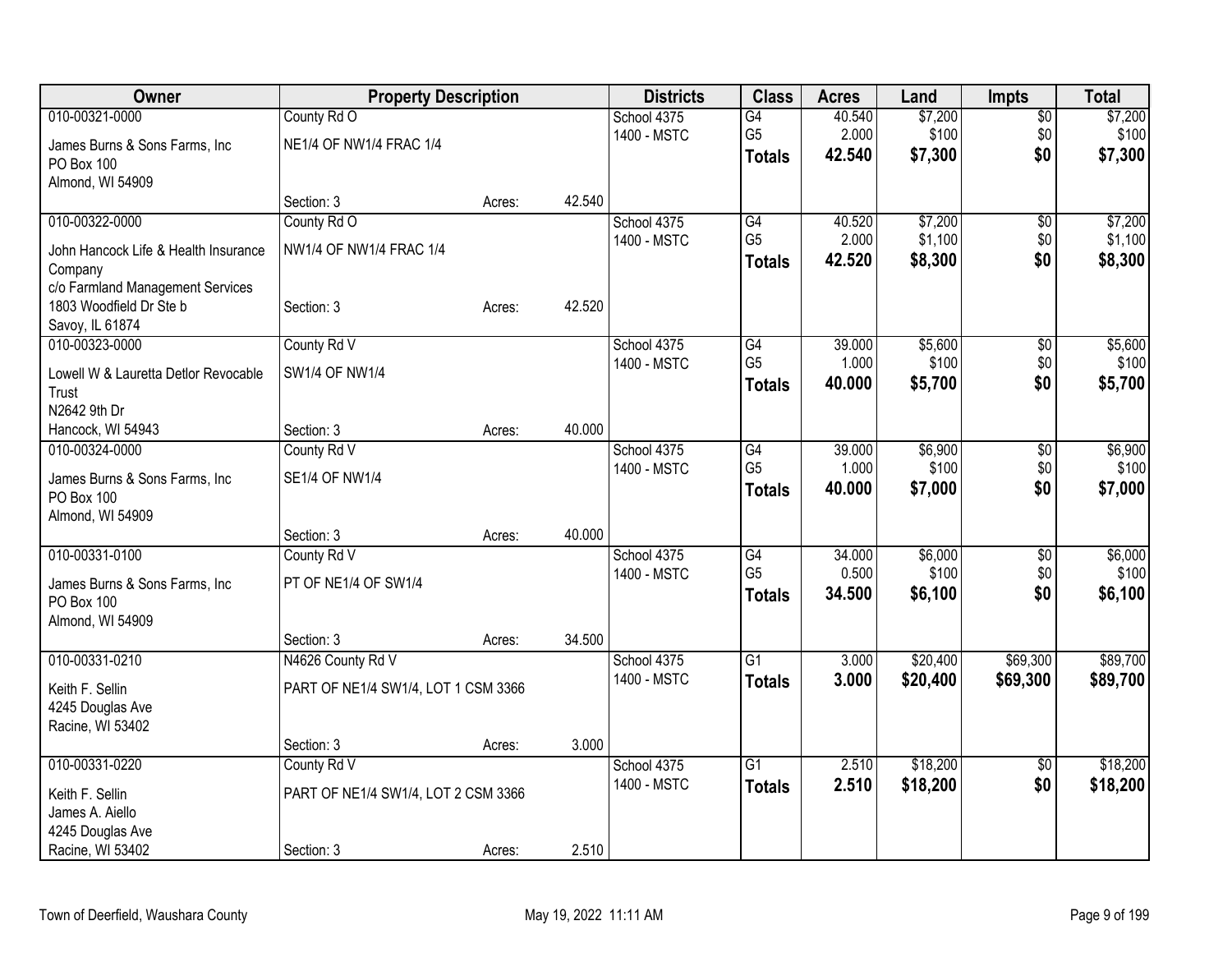| Owner | Property Description | | | Districts | Class | Acres | Land | Impts | Total |
|---|---|---|---|---|---|---|---|---|---|
| 010-00321-0000 | County Rd O | | | School 4375 | G4 | 40.540 | $7,200 | $0 | $7,200 |
| James Burns & Sons Farms, Inc<br>PO Box 100<br>Almond, WI 54909 | NE1/4 OF NW1/4 FRAC 1/4 | | | 1400 - MSTC | G5 | 2.000 | $100 | $0 | $100 |
| | | | | | **Totals** | **42.540** | **$7,300** | **$0** | **$7,300** |
| | Section: 3 | Acres: | 42.540 | | | | | | |
| 010-00322-0000 | County Rd O | | | School 4375 | G4 | 40.520 | $7,200 | $0 | $7,200 |
| John Hancock Life & Health Insurance Company<br>c/o Farmland Management Services<br>1803 Woodfield Dr Ste b<br>Savoy, IL 61874 | NW1/4 OF NW1/4 FRAC 1/4 | | | 1400 - MSTC | G5 | 2.000 | $1,100 | $0 | $1,100 |
| | | | | | **Totals** | **42.520** | **$8,300** | **$0** | **$8,300** |
| | Section: 3 | Acres: | 42.520 | | | | | | |
| 010-00323-0000 | County Rd V | | | School 4375 | G4 | 39.000 | $5,600 | $0 | $5,600 |
| Lowell W & Lauretta Detlor Revocable Trust<br>N2642 9th Dr<br>Hancock, WI 54943 | SW1/4 OF NW1/4 | | | 1400 - MSTC | G5 | 1.000 | $100 | $0 | $100 |
| | | | | | **Totals** | **40.000** | **$5,700** | **$0** | **$5,700** |
| | Section: 3 | Acres: | 40.000 | | | | | | |
| 010-00324-0000 | County Rd V | | | School 4375 | G4 | 39.000 | $6,900 | $0 | $6,900 |
| James Burns & Sons Farms, Inc<br>PO Box 100<br>Almond, WI 54909 | SE1/4 OF NW1/4 | | | 1400 - MSTC | G5 | 1.000 | $100 | $0 | $100 |
| | | | | | **Totals** | **40.000** | **$7,000** | **$0** | **$7,000** |
| | Section: 3 | Acres: | 40.000 | | | | | | |
| 010-00331-0100 | County Rd V | | | School 4375 | G4 | 34.000 | $6,000 | $0 | $6,000 |
| James Burns & Sons Farms, Inc<br>PO Box 100<br>Almond, WI 54909 | PT OF NE1/4 OF SW1/4 | | | 1400 - MSTC | G5 | 0.500 | $100 | $0 | $100 |
| | | | | | **Totals** | **34.500** | **$6,100** | **$0** | **$6,100** |
| | Section: 3 | Acres: | 34.500 | | | | | | |
| 010-00331-0210 | N4626 County Rd V | | | School 4375 | G1 | 3.000 | $20,400 | $69,300 | $89,700 |
| Keith F. Sellin<br>4245 Douglas Ave<br>Racine, WI 53402 | PART OF NE1/4 SW1/4, LOT 1 CSM 3366 | | | 1400 - MSTC | **Totals** | **3.000** | **$20,400** | **$69,300** | **$89,700** |
| | Section: 3 | Acres: | 3.000 | | | | | | |
| 010-00331-0220 | County Rd V | | | School 4375 | G1 | 2.510 | $18,200 | $0 | $18,200 |
| Keith F. Sellin<br>James A. Aiello<br>4245 Douglas Ave<br>Racine, WI 53402 | PART OF NE1/4 SW1/4, LOT 2 CSM 3366 | | | 1400 - MSTC | **Totals** | **2.510** | **$18,200** | **$0** | **$18,200** |
| | Section: 3 | Acres: | 2.510 | | | | | | |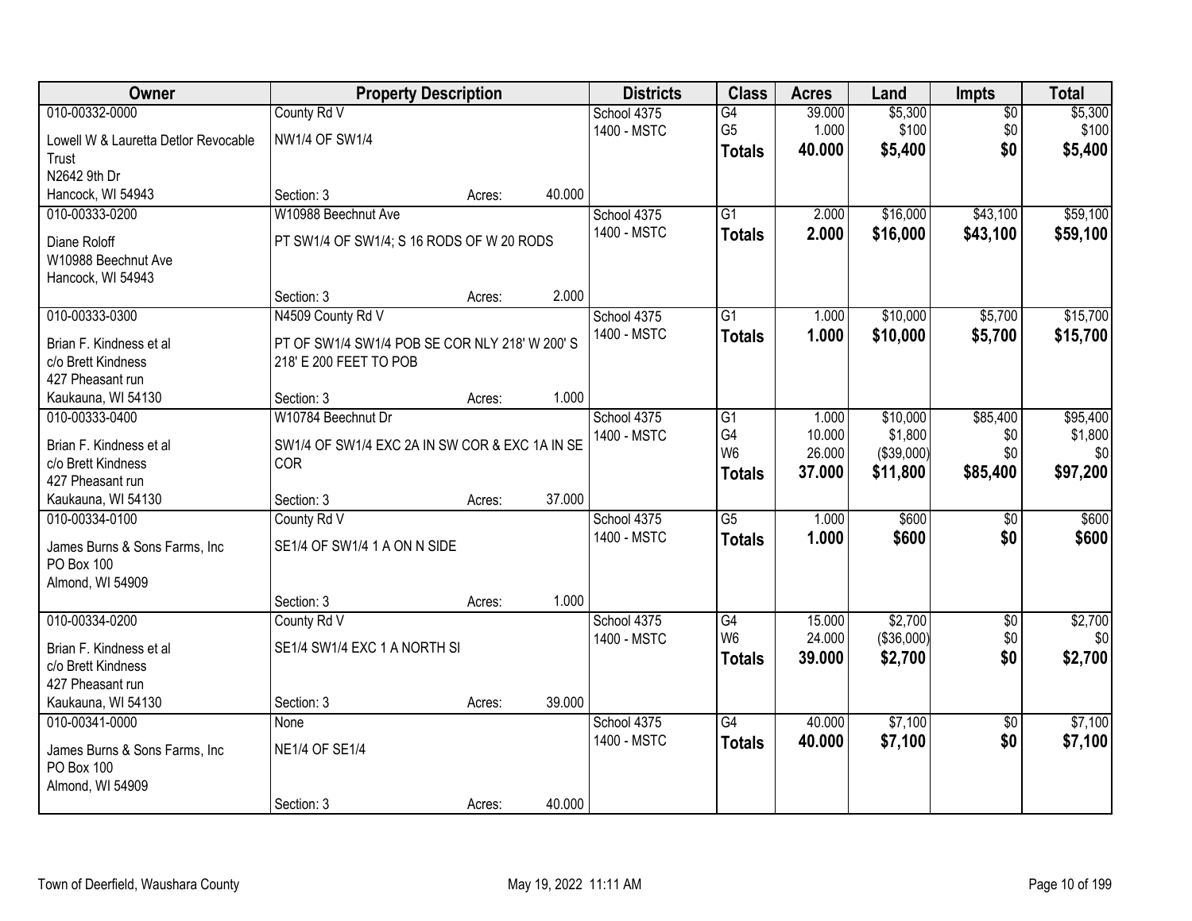| Owner | Property Description | | | Districts | Class | Acres | Land | Impts | Total |
|---|---|---|---|---|---|---|---|---|---|
| 010-00332-0000 | County Rd V | | | School 4375 | G4 | 39.000 | $5,300 | $0 | $5,300 |
| Lowell W & Lauretta Detlor Revocable Trust | NW1/4 OF SW1/4 | | | 1400 - MSTC | G5 | 1.000 | $100 | $0 | $100 |
| N2642 9th Dr | | | | | **Totals** | **40.000** | **$5,400** | **$0** | **$5,400** |
| Hancock, WI 54943 | Section: 3 | Acres: | 40.000 | | | | | | |
| 010-00333-0200 | W10988 Beechnut Ave | | | School 4375 | G1 | 2.000 | $16,000 | $43,100 | $59,100 |
| Diane Roloff | PT SW1/4 OF SW1/4; S 16 RODS OF W 20 RODS | | | 1400 - MSTC | **Totals** | **2.000** | **$16,000** | **$43,100** | **$59,100** |
| W10988 Beechnut Ave | | | | | | | | | |
| Hancock, WI 54943 | Section: 3 | Acres: | 2.000 | | | | | | |
| 010-00333-0300 | N4509 County Rd V | | | School 4375 | G1 | 1.000 | $10,000 | $5,700 | $15,700 |
| Brian F. Kindness et al | PT OF SW1/4 SW1/4 POB SE COR NLY 218' W 200' S 218' E 200 FEET TO POB | | | 1400 - MSTC | **Totals** | **1.000** | **$10,000** | **$5,700** | **$15,700** |
| c/o Brett Kindness | | | | | | | | | |
| 427 Pheasant run | | | | | | | | | |
| Kaukauna, WI 54130 | Section: 3 | Acres: | 1.000 | | | | | | |
| 010-00333-0400 | W10784 Beechnut Dr | | | School 4375 | G1 | 1.000 | $10,000 | $85,400 | $95,400 |
| Brian F. Kindness et al | SW1/4 OF SW1/4 EXC 2A IN SW COR & EXC 1A IN SE COR | | | 1400 - MSTC | G4 | 10.000 | $1,800 | $0 | $1,800 |
| c/o Brett Kindness | | | | | W6 | 26.000 | ($39,000) | $0 | $0 |
| 427 Pheasant run | | | | | **Totals** | **37.000** | **$11,800** | **$85,400** | **$97,200** |
| Kaukauna, WI 54130 | Section: 3 | Acres: | 37.000 | | | | | | |
| 010-00334-0100 | County Rd V | | | School 4375 | G5 | 1.000 | $600 | $0 | $600 |
| James Burns & Sons Farms, Inc | SE1/4 OF SW1/4 1 A ON N SIDE | | | 1400 - MSTC | **Totals** | **1.000** | **$600** | **$0** | **$600** |
| PO Box 100 | | | | | | | | | |
| Almond, WI 54909 | Section: 3 | Acres: | 1.000 | | | | | | |
| 010-00334-0200 | County Rd V | | | School 4375 | G4 | 15.000 | $2,700 | $0 | $2,700 |
| Brian F. Kindness et al | SE1/4 SW1/4 EXC 1 A NORTH SI | | | 1400 - MSTC | W6 | 24.000 | ($36,000) | $0 | $0 |
| c/o Brett Kindness | | | | | **Totals** | **39.000** | **$2,700** | **$0** | **$2,700** |
| 427 Pheasant run | | | | | | | | | |
| Kaukauna, WI 54130 | Section: 3 | Acres: | 39.000 | | | | | | |
| 010-00341-0000 | None | | | School 4375 | G4 | 40.000 | $7,100 | $0 | $7,100 |
| James Burns & Sons Farms, Inc | NE1/4 OF SE1/4 | | | 1400 - MSTC | **Totals** | **40.000** | **$7,100** | **$0** | **$7,100** |
| PO Box 100 | | | | | | | | | |
| Almond, WI 54909 | Section: 3 | Acres: | 40.000 | | | | | | |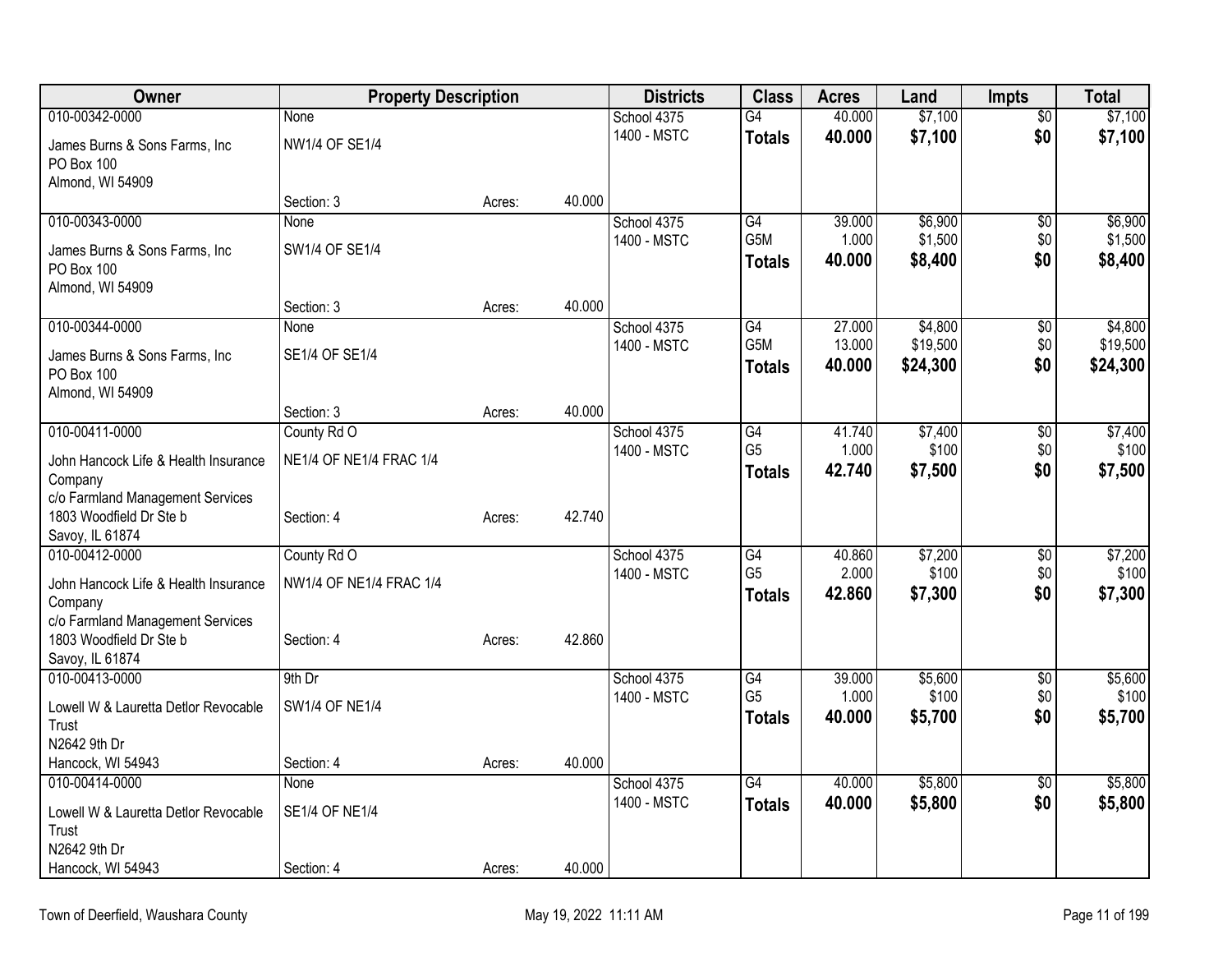| Owner | Property Description | | | Districts | Class | Acres | Land | Impts | Total |
|---|---|---|---|---|---|---|---|---|---|
| 010-00342-0000 | None | | | School 4375 | G4 | 40.000 | $7,100 | $0 | $7,100 |
| James Burns & Sons Farms, Inc<br>PO Box 100<br>Almond, WI 54909 | NW1/4 OF SE1/4 | | | 1400 - MSTC | **Totals** | **40.000** | **$7,100** | **$0** | **$7,100** |
| | Section: 3 | Acres: | 40.000 | | | | | | |
| 010-00343-0000 | None | | | School 4375 | G4 | 39.000 | $6,900 | $0 | $6,900 |
| James Burns & Sons Farms, Inc<br>PO Box 100<br>Almond, WI 54909 | SW1/4 OF SE1/4 | | | 1400 - MSTC | G5M | 1.000 | $1,500 | $0 | $1,500 |
| | | | | | **Totals** | **40.000** | **$8,400** | **$0** | **$8,400** |
| | Section: 3 | Acres: | 40.000 | | | | | | |
| 010-00344-0000 | None | | | School 4375 | G4 | 27.000 | $4,800 | $0 | $4,800 |
| James Burns & Sons Farms, Inc<br>PO Box 100<br>Almond, WI 54909 | SE1/4 OF SE1/4 | | | 1400 - MSTC | G5M | 13.000 | $19,500 | $0 | $19,500 |
| | | | | | **Totals** | **40.000** | **$24,300** | **$0** | **$24,300** |
| | Section: 3 | Acres: | 40.000 | | | | | | |
| 010-00411-0000 | County Rd O | | | School 4375 | G4 | 41.740 | $7,400 | $0 | $7,400 |
| John Hancock Life & Health Insurance Company<br>c/o Farmland Management Services | NE1/4 OF NE1/4 FRAC 1/4 | | | 1400 - MSTC | G5 | 1.000 | $100 | $0 | $100 |
| | | | | | **Totals** | **42.740** | **$7,500** | **$0** | **$7,500** |
| 1803 Woodfield Dr Ste b<br>Savoy, IL 61874 | Section: 4 | Acres: | 42.740 | | | | | | |
| 010-00412-0000 | County Rd O | | | School 4375 | G4 | 40.860 | $7,200 | $0 | $7,200 |
| John Hancock Life & Health Insurance Company<br>c/o Farmland Management Services | NW1/4 OF NE1/4 FRAC 1/4 | | | 1400 - MSTC | G5 | 2.000 | $100 | $0 | $100 |
| | | | | | **Totals** | **42.860** | **$7,300** | **$0** | **$7,300** |
| 1803 Woodfield Dr Ste b<br>Savoy, IL 61874 | Section: 4 | Acres: | 42.860 | | | | | | |
| 010-00413-0000 | 9th Dr | | | School 4375 | G4 | 39.000 | $5,600 | $0 | $5,600 |
| Lowell W & Lauretta Detlor Revocable Trust<br>N2642 9th Dr | SW1/4 OF NE1/4 | | | 1400 - MSTC | G5 | 1.000 | $100 | $0 | $100 |
| | | | | | **Totals** | **40.000** | **$5,700** | **$0** | **$5,700** |
| Hancock, WI 54943 | Section: 4 | Acres: | 40.000 | | | | | | |
| 010-00414-0000 | None | | | School 4375 | G4 | 40.000 | $5,800 | $0 | $5,800 |
| Lowell W & Lauretta Detlor Revocable Trust<br>N2642 9th Dr | SE1/4 OF NE1/4 | | | 1400 - MSTC | **Totals** | **40.000** | **$5,800** | **$0** | **$5,800** |
| Hancock, WI 54943 | Section: 4 | Acres: | 40.000 | | | | | | |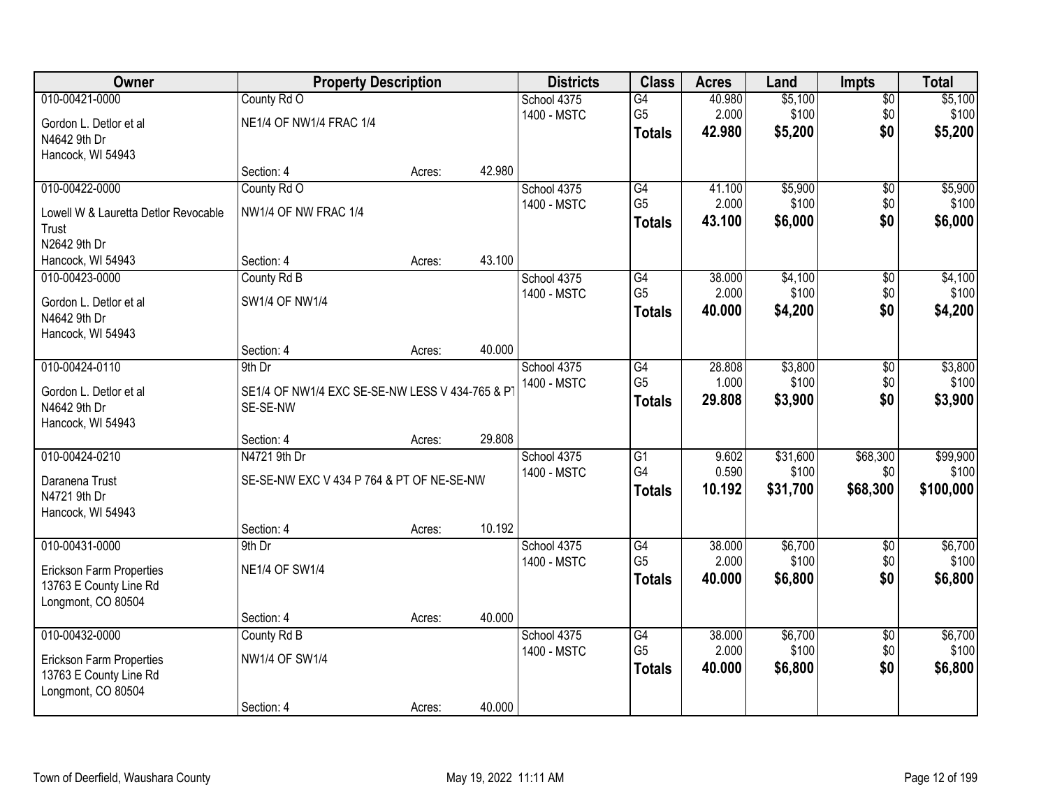| Owner | Property Description | | | Districts | Class | Acres | Land | Impts | Total |
|---|---|---|---|---|---|---|---|---|---|
| 010-00421-0000 | County Rd O | | | School 4375 | G4 | 40.980 | $5,100 | $0 | $5,100 |
| Gordon L. Detlor et al<br>N4642 9th Dr<br>Hancock, WI 54943 | NE1/4 OF NW1/4 FRAC 1/4 | | | 1400 - MSTC | G5 | 2.000 | $100 | $0 | $100 |
| | | | | | **Totals** | **42.980** | **$5,200** | **$0** | **$5,200** |
| | Section: 4 | Acres: | 42.980 | | | | | | |
| 010-00422-0000 | County Rd O | | | School 4375 | G4 | 41.100 | $5,900 | $0 | $5,900 |
| Lowell W & Lauretta Detlor Revocable Trust<br>N2642 9th Dr<br>Hancock, WI 54943 | NW1/4 OF NW FRAC 1/4 | | | 1400 - MSTC | G5 | 2.000 | $100 | $0 | $100 |
| | | | | | **Totals** | **43.100** | **$6,000** | **$0** | **$6,000** |
| | Section: 4 | Acres: | 43.100 | | | | | | |
| 010-00423-0000 | County Rd B | | | School 4375 | G4 | 38.000 | $4,100 | $0 | $4,100 |
| Gordon L. Detlor et al<br>N4642 9th Dr<br>Hancock, WI 54943 | SW1/4 OF NW1/4 | | | 1400 - MSTC | G5 | 2.000 | $100 | $0 | $100 |
| | | | | | **Totals** | **40.000** | **$4,200** | **$0** | **$4,200** |
| | Section: 4 | Acres: | 40.000 | | | | | | |
| 010-00424-0110 | 9th Dr | | | School 4375 | G4 | 28.808 | $3,800 | $0 | $3,800 |
| Gordon L. Detlor et al<br>N4642 9th Dr<br>Hancock, WI 54943 | SE1/4 OF NW1/4 EXC SE-SE-NW LESS V 434-765 & PT SE-SE-NW | | | 1400 - MSTC | G5 | 1.000 | $100 | $0 | $100 |
| | | | | | **Totals** | **29.808** | **$3,900** | **$0** | **$3,900** |
| | Section: 4 | Acres: | 29.808 | | | | | | |
| 010-00424-0210 | N4721 9th Dr | | | School 4375 | G1 | 9.602 | $31,600 | $68,300 | $99,900 |
| Daranena Trust<br>N4721 9th Dr<br>Hancock, WI 54943 | SE-SE-NW EXC V 434 P 764 & PT OF NE-SE-NW | | | 1400 - MSTC | G4 | 0.590 | $100 | $0 | $100 |
| | | | | | **Totals** | **10.192** | **$31,700** | **$68,300** | **$100,000** |
| | Section: 4 | Acres: | 10.192 | | | | | | |
| 010-00431-0000 | 9th Dr | | | School 4375 | G4 | 38.000 | $6,700 | $0 | $6,700 |
| Erickson Farm Properties<br>13763 E County Line Rd<br>Longmont, CO 80504 | NE1/4 OF SW1/4 | | | 1400 - MSTC | G5 | 2.000 | $100 | $0 | $100 |
| | | | | | **Totals** | **40.000** | **$6,800** | **$0** | **$6,800** |
| | Section: 4 | Acres: | 40.000 | | | | | | |
| 010-00432-0000 | County Rd B | | | School 4375 | G4 | 38.000 | $6,700 | $0 | $6,700 |
| Erickson Farm Properties<br>13763 E County Line Rd<br>Longmont, CO 80504 | NW1/4 OF SW1/4 | | | 1400 - MSTC | G5 | 2.000 | $100 | $0 | $100 |
| | | | | | **Totals** | **40.000** | **$6,800** | **$0** | **$6,800** |
| | Section: 4 | Acres: | 40.000 | | | | | | |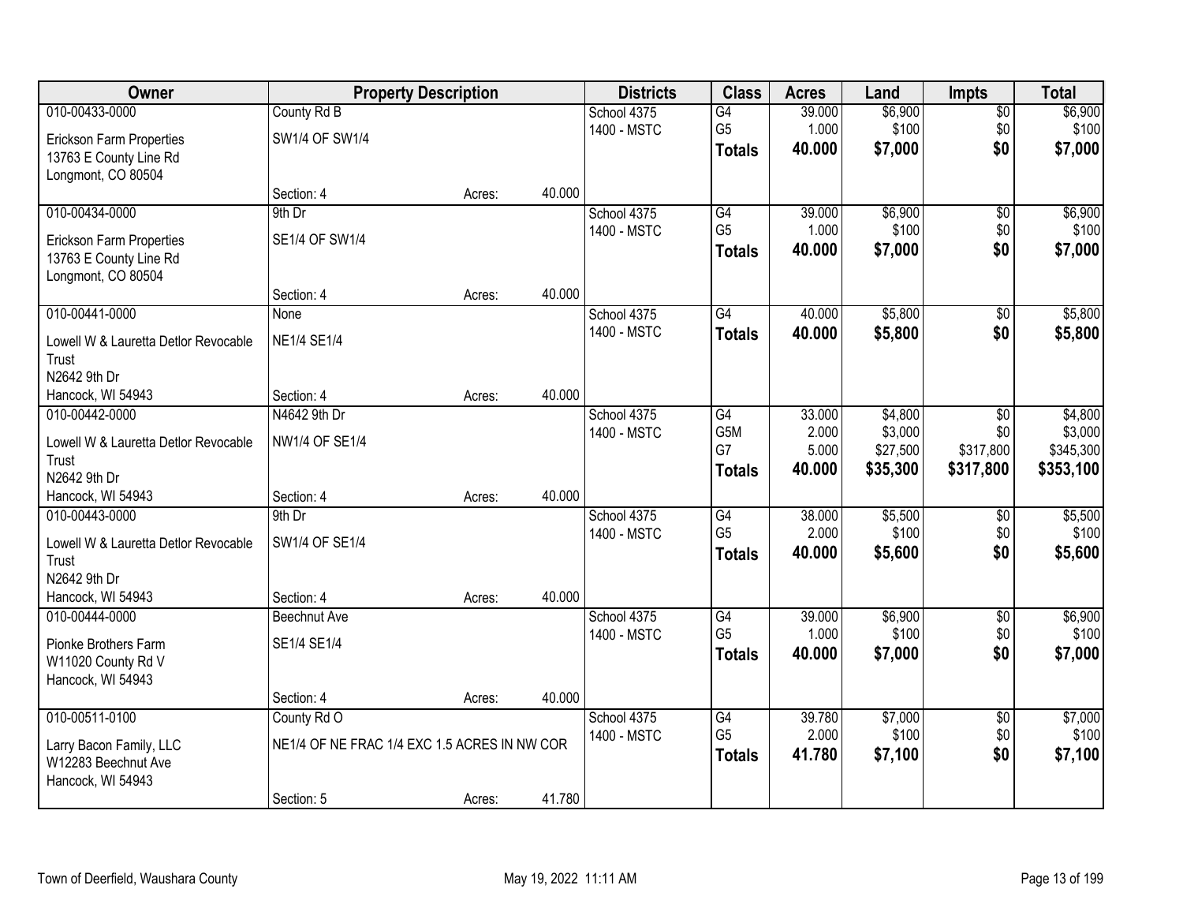| Owner | Property Description | | | Districts | Class | Acres | Land | Impts | Total |
|---|---|---|---|---|---|---|---|---|---|
| 010-00433-0000<br>Erickson Farm Properties<br>13763 E County Line Rd<br>Longmont, CO 80504 | County Rd B<br>SW1/4 OF SW1/4<br>Section: 4 | Acres: | 40.000 | School 4375<br>1400 - MSTC | G4<br>G5<br>**Totals** | 39.000<br>1.000<br>**40.000** | $6,900<br>$100<br>**$7,000** | $0<br>$0<br>**$0** | $6,900<br>$100<br>**$7,000** |
| 010-00434-0000<br>Erickson Farm Properties<br>13763 E County Line Rd<br>Longmont, CO 80504 | 9th Dr<br>SE1/4 OF SW1/4<br>Section: 4 | Acres: | 40.000 | School 4375<br>1400 - MSTC | G4<br>G5<br>**Totals** | 39.000<br>1.000<br>**40.000** | $6,900<br>$100<br>**$7,000** | $0<br>$0<br>**$0** | $6,900<br>$100<br>**$7,000** |
| 010-00441-0000<br>Lowell W & Lauretta Detlor Revocable Trust<br>N2642 9th Dr<br>Hancock, WI 54943 | None<br>NE1/4 SE1/4<br>Section: 4 | Acres: | 40.000 | School 4375<br>1400 - MSTC | G4<br>**Totals** | 40.000<br>**40.000** | $5,800<br>**$5,800** | $0<br>**$0** | $5,800<br>**$5,800** |
| 010-00442-0000<br>Lowell W & Lauretta Detlor Revocable Trust<br>N2642 9th Dr<br>Hancock, WI 54943 | N4642 9th Dr<br>NW1/4 OF SE1/4<br>Section: 4 | Acres: | 40.000 | School 4375<br>1400 - MSTC | G4<br>G5M<br>G7<br>**Totals** | 33.000<br>2.000<br>5.000<br>**40.000** | $4,800<br>$3,000<br>$27,500<br>**$35,300** | $0<br>$0<br>$317,800<br>**$317,800** | $4,800<br>$3,000<br>$345,300<br>**$353,100** |
| 010-00443-0000<br>Lowell W & Lauretta Detlor Revocable Trust<br>N2642 9th Dr<br>Hancock, WI 54943 | 9th Dr<br>SW1/4 OF SE1/4<br>Section: 4 | Acres: | 40.000 | School 4375<br>1400 - MSTC | G4<br>G5<br>**Totals** | 38.000<br>2.000<br>**40.000** | $5,500<br>$100<br>**$5,600** | $0<br>$0<br>**$0** | $5,500<br>$100<br>**$5,600** |
| 010-00444-0000<br>Pionke Brothers Farm<br>W11020 County Rd V<br>Hancock, WI 54943 | Beechnut Ave<br>SE1/4 SE1/4<br>Section: 4 | Acres: | 40.000 | School 4375<br>1400 - MSTC | G4<br>G5<br>**Totals** | 39.000<br>1.000<br>**40.000** | $6,900<br>$100<br>**$7,000** | $0<br>$0<br>**$0** | $6,900<br>$100<br>**$7,000** |
| 010-00511-0100<br>Larry Bacon Family, LLC<br>W12283 Beechnut Ave<br>Hancock, WI 54943 | County Rd O<br>NE1/4 OF NE FRAC 1/4 EXC 1.5 ACRES IN NW COR<br>Section: 5 | Acres: | 41.780 | School 4375<br>1400 - MSTC | G4<br>G5<br>**Totals** | 39.780<br>2.000<br>**41.780** | $7,000<br>$100<br>**$7,100** | $0<br>$0<br>**$0** | $7,000<br>$100<br>**$7,100** |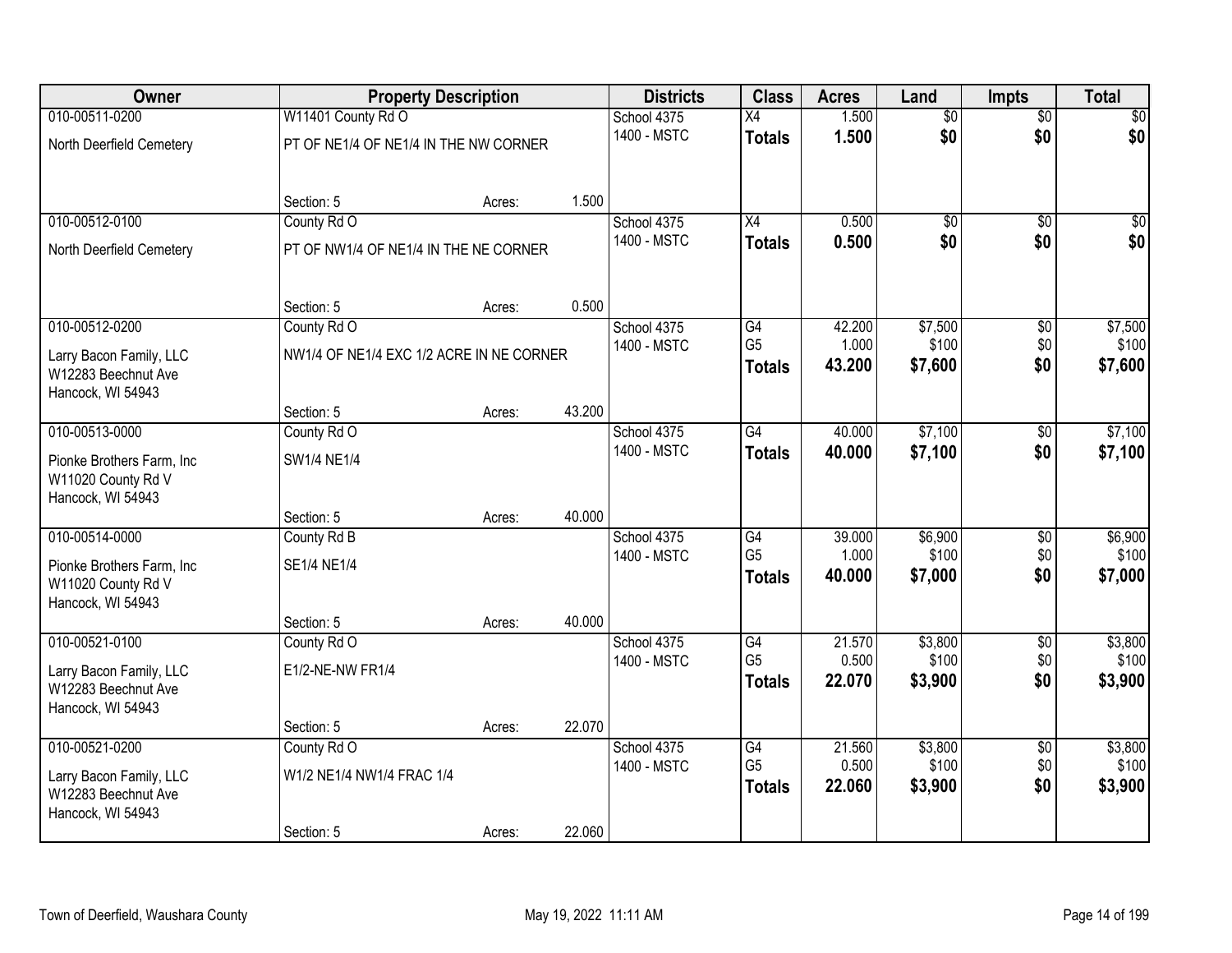| Owner | Property Description | | | Districts | Class | Acres | Land | Impts | Total |
|---|---|---|---|---|---|---|---|---|---|
| 010-00511-0200 | W11401 County Rd O | | | School 4375 | X4 | 1.500 | $0 | $0 | $0 |
| North Deerfield Cemetery | PT OF NE1/4 OF NE1/4 IN THE NW CORNER | | | 1400 - MSTC | **Totals** | **1.500** | **$0** | **$0** | **$0** |
| | Section: 5 | Acres: | 1.500 | | | | | | |
| 010-00512-0100 | County Rd O | | | School 4375 | X4 | 0.500 | $0 | $0 | $0 |
| North Deerfield Cemetery | PT OF NW1/4 OF NE1/4 IN THE NE CORNER | | | 1400 - MSTC | **Totals** | **0.500** | **$0** | **$0** | **$0** |
| | Section: 5 | Acres: | 0.500 | | | | | | |
| 010-00512-0200 | County Rd O | | | School 4375 | G4 | 42.200 | $7,500 | $0 | $7,500 |
| Larry Bacon Family, LLC<br>W12283 Beechnut Ave<br>Hancock, WI 54943 | NW1/4 OF NE1/4 EXC 1/2 ACRE IN NE CORNER | | | 1400 - MSTC | G5 | 1.000 | $100 | $0 | $100 |
| | | | | | **Totals** | **43.200** | **$7,600** | **$0** | **$7,600** |
| | Section: 5 | Acres: | 43.200 | | | | | | |
| 010-00513-0000 | County Rd O | | | School 4375 | G4 | 40.000 | $7,100 | $0 | $7,100 |
| Pionke Brothers Farm, Inc<br>W11020 County Rd V<br>Hancock, WI 54943 | SW1/4 NE1/4 | | | 1400 - MSTC | **Totals** | **40.000** | **$7,100** | **$0** | **$7,100** |
| | Section: 5 | Acres: | 40.000 | | | | | | |
| 010-00514-0000 | County Rd B | | | School 4375 | G4 | 39.000 | $6,900 | $0 | $6,900 |
| Pionke Brothers Farm, Inc<br>W11020 County Rd V<br>Hancock, WI 54943 | SE1/4 NE1/4 | | | 1400 - MSTC | G5 | 1.000 | $100 | $0 | $100 |
| | | | | | **Totals** | **40.000** | **$7,000** | **$0** | **$7,000** |
| | Section: 5 | Acres: | 40.000 | | | | | | |
| 010-00521-0100 | County Rd O | | | School 4375 | G4 | 21.570 | $3,800 | $0 | $3,800 |
| Larry Bacon Family, LLC<br>W12283 Beechnut Ave<br>Hancock, WI 54943 | E1/2-NE-NW FR1/4 | | | 1400 - MSTC | G5 | 0.500 | $100 | $0 | $100 |
| | | | | | **Totals** | **22.070** | **$3,900** | **$0** | **$3,900** |
| | Section: 5 | Acres: | 22.070 | | | | | | |
| 010-00521-0200 | County Rd O | | | School 4375 | G4 | 21.560 | $3,800 | $0 | $3,800 |
| Larry Bacon Family, LLC<br>W12283 Beechnut Ave<br>Hancock, WI 54943 | W1/2 NE1/4 NW1/4 FRAC 1/4 | | | 1400 - MSTC | G5 | 0.500 | $100 | $0 | $100 |
| | | | | | **Totals** | **22.060** | **$3,900** | **$0** | **$3,900** |
| | Section: 5 | Acres: | 22.060 | | | | | | |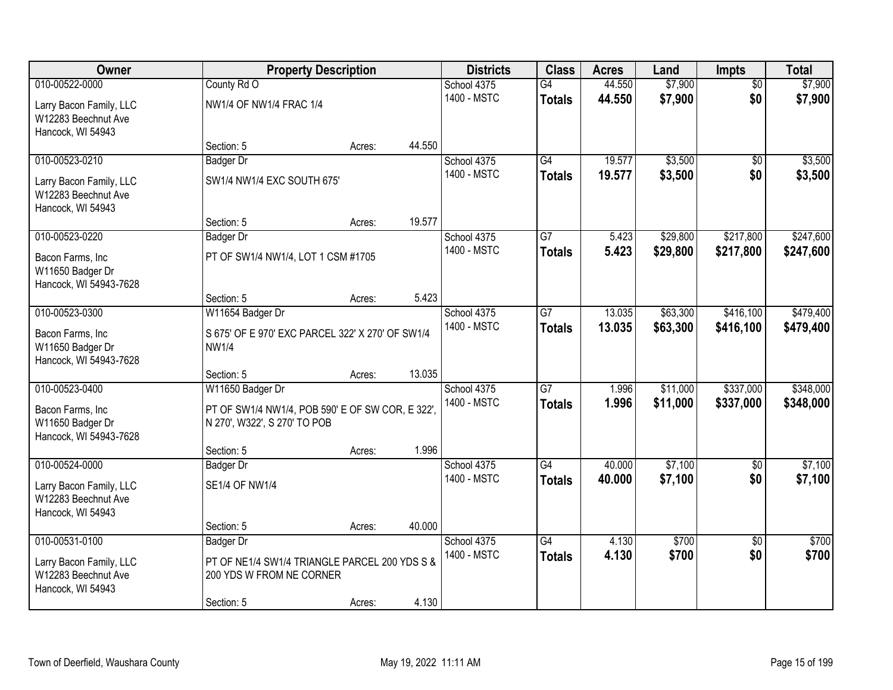| Owner | Property Description | | | Districts | Class | Acres | Land | Impts | Total |
|---|---|---|---|---|---|---|---|---|---|
| 010-00522-0000 | County Rd O | | | School 4375 | G4 | 44.550 | $7,900 | $0 | $7,900 |
| Larry Bacon Family, LLC<br>W12283 Beechnut Ave<br>Hancock, WI 54943 | NW1/4 OF NW1/4 FRAC 1/4 | | | 1400 - MSTC | **Totals** | **44.550** | **$7,900** | **$0** | **$7,900** |
| | Section: 5 | Acres: | 44.550 | | | | | | |
| 010-00523-0210 | Badger Dr | | | School 4375 | G4 | 19.577 | $3,500 | $0 | $3,500 |
| Larry Bacon Family, LLC<br>W12283 Beechnut Ave<br>Hancock, WI 54943 | SW1/4 NW1/4 EXC SOUTH 675' | | | 1400 - MSTC | **Totals** | **19.577** | **$3,500** | **$0** | **$3,500** |
| | Section: 5 | Acres: | 19.577 | | | | | | |
| 010-00523-0220 | Badger Dr | | | School 4375 | G7 | 5.423 | $29,800 | $217,800 | $247,600 |
| Bacon Farms, Inc<br>W11650 Badger Dr<br>Hancock, WI 54943-7628 | PT OF SW1/4 NW1/4, LOT 1 CSM #1705 | | | 1400 - MSTC | **Totals** | **5.423** | **$29,800** | **$217,800** | **$247,600** |
| | Section: 5 | Acres: | 5.423 | | | | | | |
| 010-00523-0300 | W11654 Badger Dr | | | School 4375 | G7 | 13.035 | $63,300 | $416,100 | $479,400 |
| Bacon Farms, Inc<br>W11650 Badger Dr<br>Hancock, WI 54943-7628 | S 675' OF E 970' EXC PARCEL 322' X 270' OF SW1/4 NW1/4 | | | 1400 - MSTC | **Totals** | **13.035** | **$63,300** | **$416,100** | **$479,400** |
| | Section: 5 | Acres: | 13.035 | | | | | | |
| 010-00523-0400 | W11650 Badger Dr | | | School 4375 | G7 | 1.996 | $11,000 | $337,000 | $348,000 |
| Bacon Farms, Inc<br>W11650 Badger Dr<br>Hancock, WI 54943-7628 | PT OF SW1/4 NW1/4, POB 590' E OF SW COR, E 322', N 270', W322', S 270' TO POB | | | 1400 - MSTC | **Totals** | **1.996** | **$11,000** | **$337,000** | **$348,000** |
| | Section: 5 | Acres: | 1.996 | | | | | | |
| 010-00524-0000 | Badger Dr | | | School 4375 | G4 | 40.000 | $7,100 | $0 | $7,100 |
| Larry Bacon Family, LLC<br>W12283 Beechnut Ave<br>Hancock, WI 54943 | SE1/4 OF NW1/4 | | | 1400 - MSTC | **Totals** | **40.000** | **$7,100** | **$0** | **$7,100** |
| | Section: 5 | Acres: | 40.000 | | | | | | |
| 010-00531-0100 | Badger Dr | | | School 4375 | G4 | 4.130 | $700 | $0 | $700 |
| Larry Bacon Family, LLC<br>W12283 Beechnut Ave<br>Hancock, WI 54943 | PT OF NE1/4 SW1/4 TRIANGLE PARCEL 200 YDS S & 200 YDS W FROM NE CORNER | | | 1400 - MSTC | **Totals** | **4.130** | **$700** | **$0** | **$700** |
| | Section: 5 | Acres: | 4.130 | | | | | | |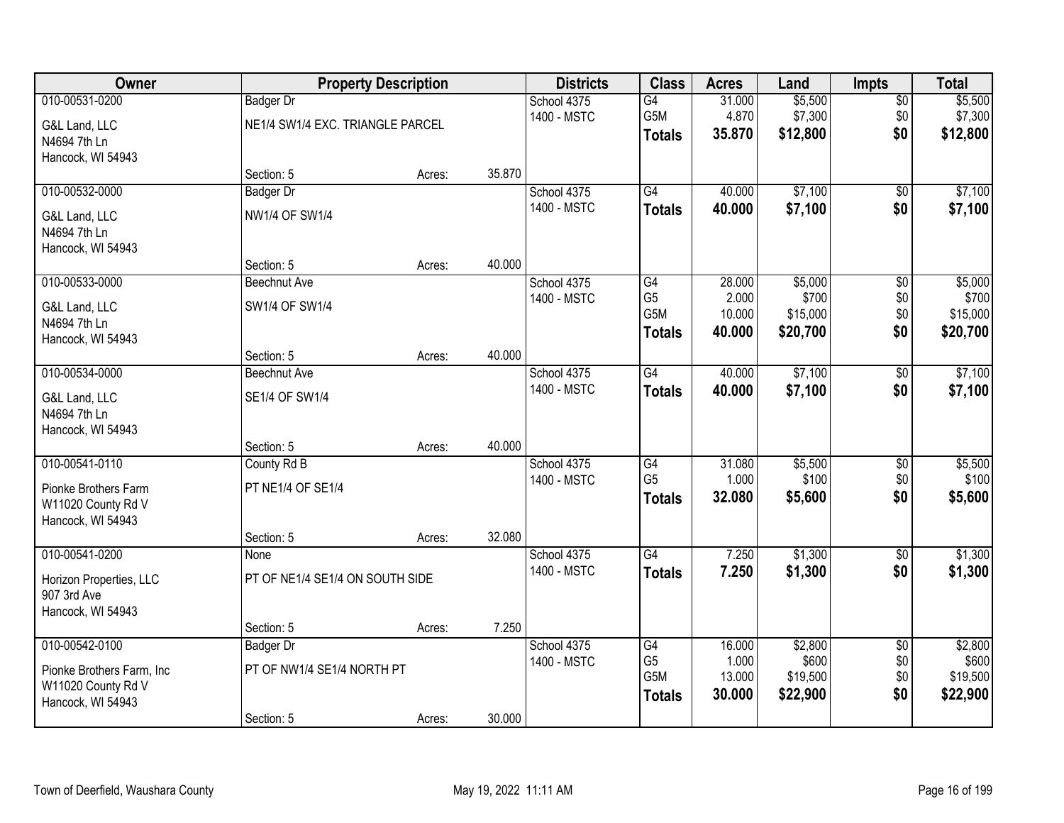| Owner | Property Description | | | Districts | Class | Acres | Land | Impts | Total |
|---|---|---|---|---|---|---|---|---|---|
| 010-00531-0200 | Badger Dr | | | School 4375 | G4 | 31.000 | $5,500 | $0 | $5,500 |
| G&L Land, LLC | NE1/4 SW1/4 EXC. TRIANGLE PARCEL | | | 1400 - MSTC | G5M | 4.870 | $7,300 | $0 | $7,300 |
| N4694 7th Ln | | | | | **Totals** | **35.870** | **$12,800** | **$0** | **$12,800** |
| Hancock, WI 54943 | | | | | | | | | |
| | Section: 5 | Acres: | 35.870 | | | | | | |
| 010-00532-0000 | Badger Dr | | | School 4375 | G4 | 40.000 | $7,100 | $0 | $7,100 |
| G&L Land, LLC | NW1/4 OF SW1/4 | | | 1400 - MSTC | **Totals** | **40.000** | **$7,100** | **$0** | **$7,100** |
| N4694 7th Ln | | | | | | | | | |
| Hancock, WI 54943 | | | | | | | | | |
| | Section: 5 | Acres: | 40.000 | | | | | | |
| 010-00533-0000 | Beechnut Ave | | | School 4375 | G4 | 28.000 | $5,000 | $0 | $5,000 |
| G&L Land, LLC | SW1/4 OF SW1/4 | | | 1400 - MSTC | G5 | 2.000 | $700 | $0 | $700 |
| N4694 7th Ln | | | | | G5M | 10.000 | $15,000 | $0 | $15,000 |
| Hancock, WI 54943 | | | | | **Totals** | **40.000** | **$20,700** | **$0** | **$20,700** |
| | Section: 5 | Acres: | 40.000 | | | | | | |
| 010-00534-0000 | Beechnut Ave | | | School 4375 | G4 | 40.000 | $7,100 | $0 | $7,100 |
| G&L Land, LLC | SE1/4 OF SW1/4 | | | 1400 - MSTC | **Totals** | **40.000** | **$7,100** | **$0** | **$7,100** |
| N4694 7th Ln | | | | | | | | | |
| Hancock, WI 54943 | | | | | | | | | |
| | Section: 5 | Acres: | 40.000 | | | | | | |
| 010-00541-0110 | County Rd B | | | School 4375 | G4 | 31.080 | $5,500 | $0 | $5,500 |
| Pionke Brothers Farm | PT NE1/4 OF SE1/4 | | | 1400 - MSTC | G5 | 1.000 | $100 | $0 | $100 |
| W11020 County Rd V | | | | | **Totals** | **32.080** | **$5,600** | **$0** | **$5,600** |
| Hancock, WI 54943 | | | | | | | | | |
| | Section: 5 | Acres: | 32.080 | | | | | | |
| 010-00541-0200 | None | | | School 4375 | G4 | 7.250 | $1,300 | $0 | $1,300 |
| Horizon Properties, LLC | PT OF NE1/4 SE1/4 ON SOUTH SIDE | | | 1400 - MSTC | **Totals** | **7.250** | **$1,300** | **$0** | **$1,300** |
| 907 3rd Ave | | | | | | | | | |
| Hancock, WI 54943 | | | | | | | | | |
| | Section: 5 | Acres: | 7.250 | | | | | | |
| 010-00542-0100 | Badger Dr | | | School 4375 | G4 | 16.000 | $2,800 | $0 | $2,800 |
| Pionke Brothers Farm, Inc | PT OF NW1/4 SE1/4 NORTH PT | | | 1400 - MSTC | G5 | 1.000 | $600 | $0 | $600 |
| W11020 County Rd V | | | | | G5M | 13.000 | $19,500 | $0 | $19,500 |
| Hancock, WI 54943 | | | | | **Totals** | **30.000** | **$22,900** | **$0** | **$22,900** |
| | Section: 5 | Acres: | 30.000 | | | | | | |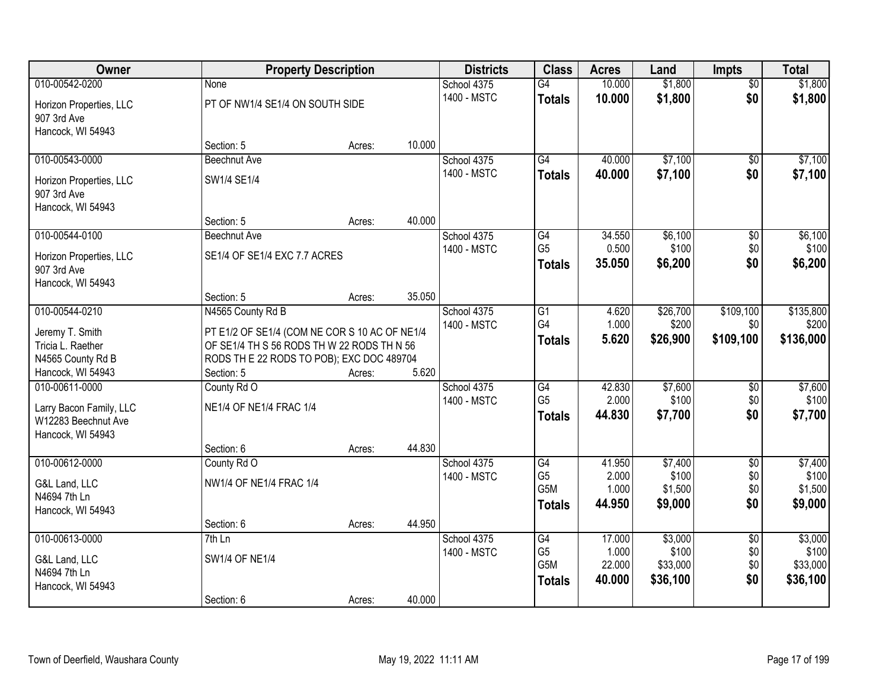| Owner | Property Description | | | Districts | Class | Acres | Land | Impts | Total |
|---|---|---|---|---|---|---|---|---|---|
| 010-00542-0200 | None | | | School 4375 | G4 | 10.000 | $1,800 | $0 | $1,800 |
| Horizon Properties, LLC<br>907 3rd Ave<br>Hancock, WI 54943 | PT OF NW1/4 SE1/4 ON SOUTH SIDE | | | 1400 - MSTC | **Totals** | **10.000** | **$1,800** | **$0** | **$1,800** |
| | Section: 5 | Acres: | 10.000 | | | | | | |
| 010-00543-0000 | Beechnut Ave | | | School 4375 | G4 | 40.000 | $7,100 | $0 | $7,100 |
| Horizon Properties, LLC<br>907 3rd Ave<br>Hancock, WI 54943 | SW1/4 SE1/4 | | | 1400 - MSTC | **Totals** | **40.000** | **$7,100** | **$0** | **$7,100** |
| | Section: 5 | Acres: | 40.000 | | | | | | |
| 010-00544-0100 | Beechnut Ave | | | School 4375 | G4 | 34.550 | $6,100 | $0 | $6,100 |
| Horizon Properties, LLC<br>907 3rd Ave<br>Hancock, WI 54943 | SE1/4 OF SE1/4 EXC 7.7 ACRES | | | 1400 - MSTC | G5 | 0.500 | $100 | $0 | $100 |
| | | | | | **Totals** | **35.050** | **$6,200** | **$0** | **$6,200** |
| | Section: 5 | Acres: | 35.050 | | | | | | |
| 010-00544-0210 | N4565 County Rd B | | | School 4375 | G1 | 4.620 | $26,700 | $109,100 | $135,800 |
| Jeremy T. Smith<br>Tricia L. Raether<br>N4565 County Rd B<br>Hancock, WI 54943 | PT E1/2 OF SE1/4 (COM NE COR S 10 AC OF NE1/4 OF SE1/4 TH S 56 RODS TH W 22 RODS TH N 56 RODS TH E 22 RODS TO POB); EXC DOC 489704 | | | 1400 - MSTC | G4 | 1.000 | $200 | $0 | $200 |
| | | | | | **Totals** | **5.620** | **$26,900** | **$109,100** | **$136,000** |
| | Section: 5 | Acres: | 5.620 | | | | | | |
| 010-00611-0000 | County Rd O | | | School 4375 | G4 | 42.830 | $7,600 | $0 | $7,600 |
| Larry Bacon Family, LLC<br>W12283 Beechnut Ave<br>Hancock, WI 54943 | NE1/4 OF NE1/4 FRAC 1/4 | | | 1400 - MSTC | G5 | 2.000 | $100 | $0 | $100 |
| | | | | | **Totals** | **44.830** | **$7,700** | **$0** | **$7,700** |
| | Section: 6 | Acres: | 44.830 | | | | | | |
| 010-00612-0000 | County Rd O | | | School 4375 | G4 | 41.950 | $7,400 | $0 | $7,400 |
| G&L Land, LLC<br>N4694 7th Ln<br>Hancock, WI 54943 | NW1/4 OF NE1/4 FRAC 1/4 | | | 1400 - MSTC | G5 | 2.000 | $100 | $0 | $100 |
| | | | | | G5M | 1.000 | $1,500 | $0 | $1,500 |
| | | | | | **Totals** | **44.950** | **$9,000** | **$0** | **$9,000** |
| | Section: 6 | Acres: | 44.950 | | | | | | |
| 010-00613-0000 | 7th Ln | | | School 4375 | G4 | 17.000 | $3,000 | $0 | $3,000 |
| G&L Land, LLC<br>N4694 7th Ln<br>Hancock, WI 54943 | SW1/4 OF NE1/4 | | | 1400 - MSTC | G5 | 1.000 | $100 | $0 | $100 |
| | | | | | G5M | 22.000 | $33,000 | $0 | $33,000 |
| | | | | | **Totals** | **40.000** | **$36,100** | **$0** | **$36,100** |
| | Section: 6 | Acres: | 40.000 | | | | | | |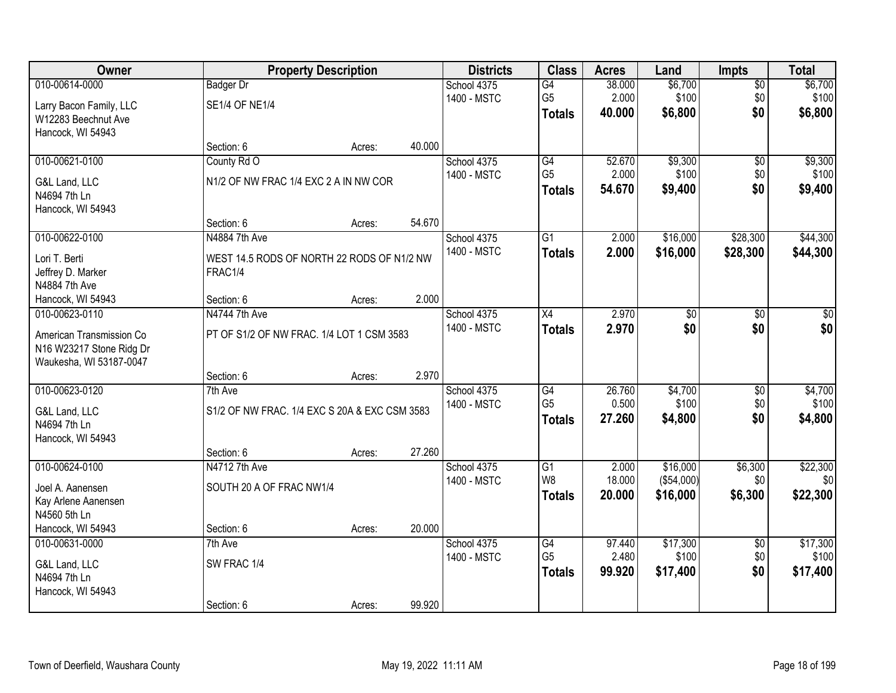| Owner | Property Description | Districts | Class | Acres | Land | Impts | Total |
|---|---|---|---|---|---|---|---|
| 010-00614-0000<br>Larry Bacon Family, LLC<br>W12283 Beechnut Ave<br>Hancock, WI 54943 | Badger Dr<br>SE1/4 OF NE1/4<br>Section: 6 Acres: 40.000 | School 4375<br>1400 - MSTC | G4<br>G5<br>**Totals** | 38.000<br>2.000<br>**40.000** | $6,700<br>$100<br>**$6,800** | $0<br>$0<br>**$0** | $6,700<br>$100<br>**$6,800** |
| 010-00621-0100<br>G&L Land, LLC<br>N4694 7th Ln<br>Hancock, WI 54943 | County Rd O<br>N1/2 OF NW FRAC 1/4 EXC 2 A IN NW COR<br>Section: 6 Acres: 54.670 | School 4375<br>1400 - MSTC | G4<br>G5<br>**Totals** | 52.670<br>2.000<br>**54.670** | $9,300<br>$100<br>**$9,400** | $0<br>$0<br>**$0** | $9,300<br>$100<br>**$9,400** |
| 010-00622-0100<br>Lori T. Berti<br>Jeffrey D. Marker<br>N4884 7th Ave<br>Hancock, WI 54943 | N4884 7th Ave<br>WEST 14.5 RODS OF NORTH 22 RODS OF N1/2 NW FRAC1/4<br>Section: 6 Acres: 2.000 | School 4375<br>1400 - MSTC | G1<br>**Totals** | 2.000<br>**2.000** | $16,000<br>**$16,000** | $28,300<br>**$28,300** | $44,300<br>**$44,300** |
| 010-00623-0110<br>American Transmission Co<br>N16 W23217 Stone Ridg Dr<br>Waukesha, WI 53187-0047 | N4744 7th Ave<br>PT OF S1/2 OF NW FRAC. 1/4 LOT 1 CSM 3583<br>Section: 6 Acres: 2.970 | School 4375<br>1400 - MSTC | X4<br>**Totals** | 2.970<br>**2.970** | $0<br>**$0** | $0<br>**$0** | $0<br>**$0** |
| 010-00623-0120<br>G&L Land, LLC<br>N4694 7th Ln<br>Hancock, WI 54943 | 7th Ave<br>S1/2 OF NW FRAC. 1/4 EXC S 20A & EXC CSM 3583<br>Section: 6 Acres: 27.260 | School 4375<br>1400 - MSTC | G4<br>G5<br>**Totals** | 26.760<br>0.500<br>**27.260** | $4,700<br>$100<br>**$4,800** | $0<br>$0<br>**$0** | $4,700<br>$100<br>**$4,800** |
| 010-00624-0100<br>Joel A. Aanensen<br>Kay Arlene Aanensen<br>N4560 5th Ln<br>Hancock, WI 54943 | N4712 7th Ave<br>SOUTH 20 A OF FRAC NW1/4<br>Section: 6 Acres: 20.000 | School 4375<br>1400 - MSTC | G1<br>W8<br>**Totals** | 2.000<br>18.000<br>**20.000** | $16,000<br>($54,000)<br>**$16,000** | $6,300<br>$0<br>**$6,300** | $22,300<br>$0<br>**$22,300** |
| 010-00631-0000<br>G&L Land, LLC<br>N4694 7th Ln<br>Hancock, WI 54943 | 7th Ave<br>SW FRAC 1/4<br>Section: 6 Acres: 99.920 | School 4375<br>1400 - MSTC | G4<br>G5<br>**Totals** | 97.440<br>2.480<br>**99.920** | $17,300<br>$100<br>**$17,400** | $0<br>$0<br>**$0** | $17,300<br>$100<br>**$17,400** |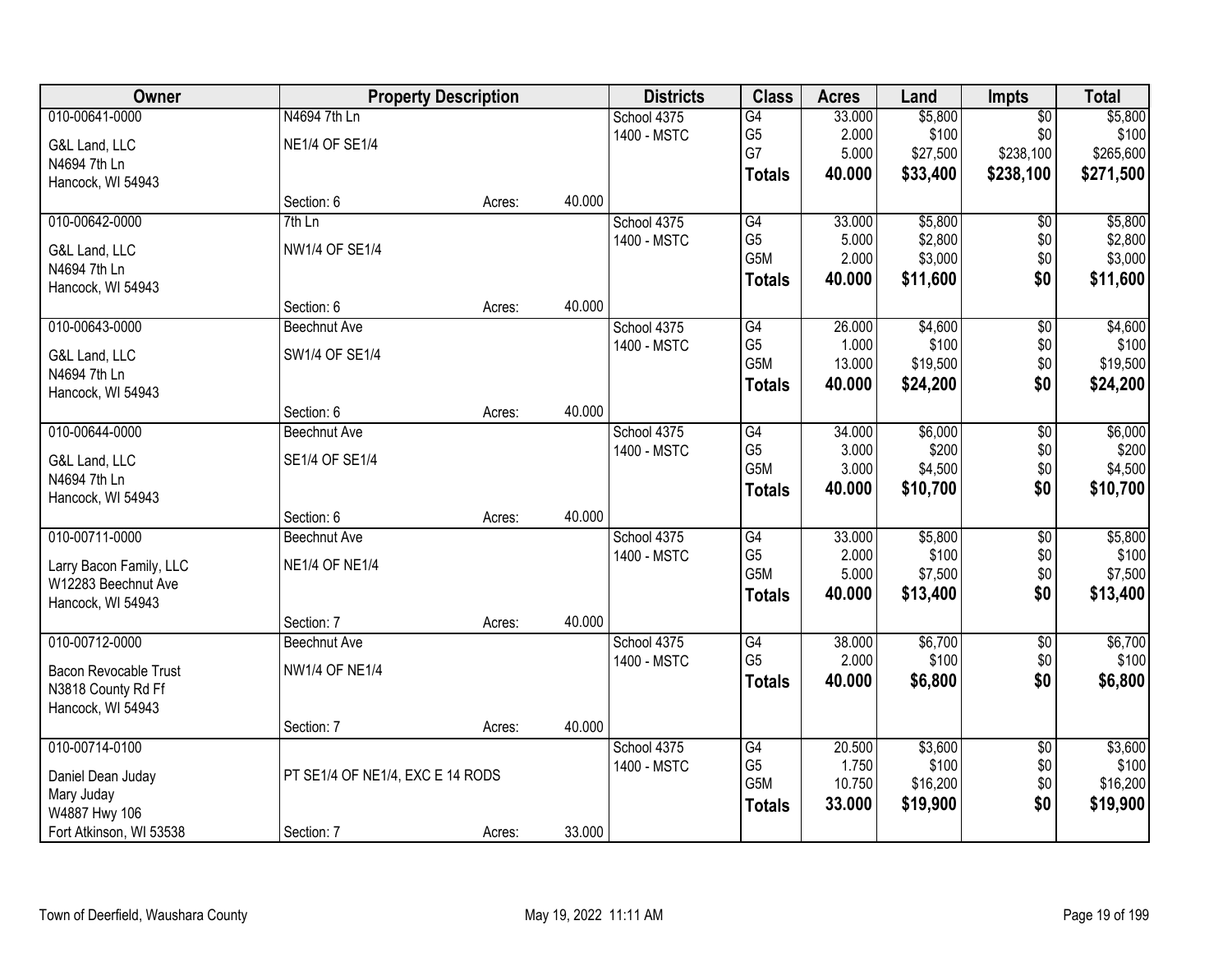| Owner | Property Description | | | Districts | Class | Acres | Land | Impts | Total |
|---|---|---|---|---|---|---|---|---|---|
| 010-00641-0000 | N4694 7th Ln | | | School 4375 | G4 | 33.000 | $5,800 | $0 | $5,800 |
| G&L Land, LLC | NE1/4 OF SE1/4 | | | 1400 - MSTC | G5 | 2.000 | $100 | $0 | $100 |
| N4694 7th Ln | | | | | G7 | 5.000 | $27,500 | $238,100 | $265,600 |
| Hancock, WI 54943 | | | | | **Totals** | **40.000** | **$33,400** | **$238,100** | **$271,500** |
| | Section: 6 | Acres: | 40.000 | | | | | | |
| 010-00642-0000 | 7th Ln | | | School 4375 | G4 | 33.000 | $5,800 | $0 | $5,800 |
| G&L Land, LLC | NW1/4 OF SE1/4 | | | 1400 - MSTC | G5 | 5.000 | $2,800 | $0 | $2,800 |
| N4694 7th Ln | | | | | G5M | 2.000 | $3,000 | $0 | $3,000 |
| Hancock, WI 54943 | | | | | **Totals** | **40.000** | **$11,600** | **$0** | **$11,600** |
| | Section: 6 | Acres: | 40.000 | | | | | | |
| 010-00643-0000 | Beechnut Ave | | | School 4375 | G4 | 26.000 | $4,600 | $0 | $4,600 |
| G&L Land, LLC | SW1/4 OF SE1/4 | | | 1400 - MSTC | G5 | 1.000 | $100 | $0 | $100 |
| N4694 7th Ln | | | | | G5M | 13.000 | $19,500 | $0 | $19,500 |
| Hancock, WI 54943 | | | | | **Totals** | **40.000** | **$24,200** | **$0** | **$24,200** |
| | Section: 6 | Acres: | 40.000 | | | | | | |
| 010-00644-0000 | Beechnut Ave | | | School 4375 | G4 | 34.000 | $6,000 | $0 | $6,000 |
| G&L Land, LLC | SE1/4 OF SE1/4 | | | 1400 - MSTC | G5 | 3.000 | $200 | $0 | $200 |
| N4694 7th Ln | | | | | G5M | 3.000 | $4,500 | $0 | $4,500 |
| Hancock, WI 54943 | | | | | **Totals** | **40.000** | **$10,700** | **$0** | **$10,700** |
| | Section: 6 | Acres: | 40.000 | | | | | | |
| 010-00711-0000 | Beechnut Ave | | | School 4375 | G4 | 33.000 | $5,800 | $0 | $5,800 |
| Larry Bacon Family, LLC | NE1/4 OF NE1/4 | | | 1400 - MSTC | G5 | 2.000 | $100 | $0 | $100 |
| W12283 Beechnut Ave | | | | | G5M | 5.000 | $7,500 | $0 | $7,500 |
| Hancock, WI 54943 | | | | | **Totals** | **40.000** | **$13,400** | **$0** | **$13,400** |
| | Section: 7 | Acres: | 40.000 | | | | | | |
| 010-00712-0000 | Beechnut Ave | | | School 4375 | G4 | 38.000 | $6,700 | $0 | $6,700 |
| Bacon Revocable Trust | NW1/4 OF NE1/4 | | | 1400 - MSTC | G5 | 2.000 | $100 | $0 | $100 |
| N3818 County Rd Ff | | | | | **Totals** | **40.000** | **$6,800** | **$0** | **$6,800** |
| Hancock, WI 54943 | | | | | | | | | |
| | Section: 7 | Acres: | 40.000 | | | | | | |
| 010-00714-0100 | | | | School 4375 | G4 | 20.500 | $3,600 | $0 | $3,600 |
| Daniel Dean Juday | PT SE1/4 OF NE1/4, EXC E 14 RODS | | | 1400 - MSTC | G5 | 1.750 | $100 | $0 | $100 |
| Mary Juday | | | | | G5M | 10.750 | $16,200 | $0 | $16,200 |
| W4887 Hwy 106 | | | | | **Totals** | **33.000** | **$19,900** | **$0** | **$19,900** |
| Fort Atkinson, WI 53538 | Section: 7 | Acres: | 33.000 | | | | | | |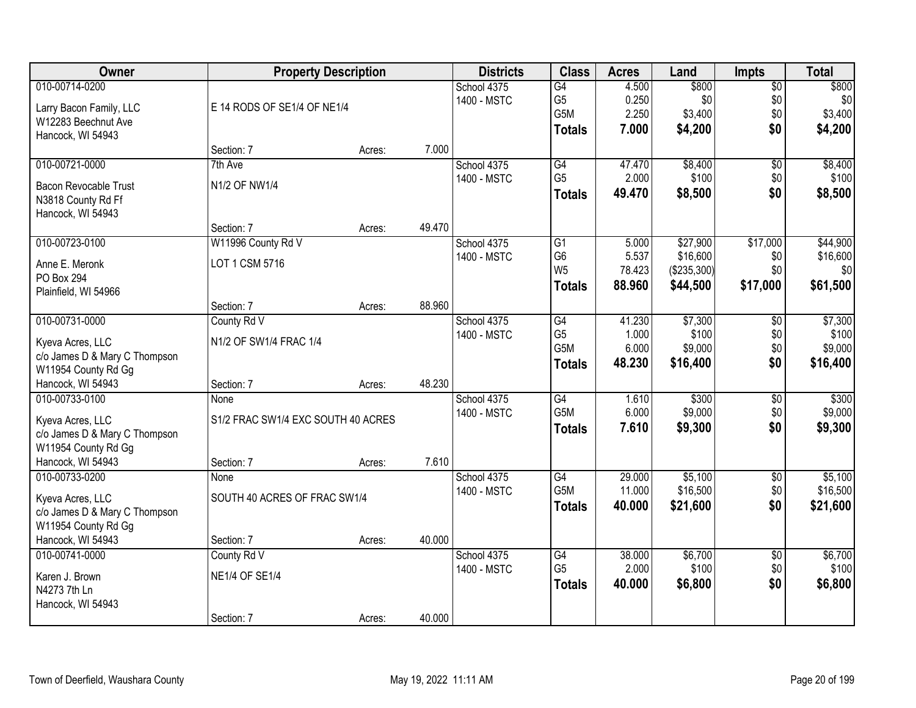| Owner | Property Description | | | Districts | Class | Acres | Land | Impts | Total |
|---|---|---|---|---|---|---|---|---|---|
| 010-00714-0200<br><br>Larry Bacon Family, LLC<br>W12283 Beechnut Ave<br>Hancock, WI 54943 | E 14 RODS OF SE1/4 OF NE1/4<br><br>Section: 7 | Acres: | 7.000 | School 4375<br>1400 - MSTC | G4<br>G5<br>G5M<br>**Totals** | 4.500<br>0.250<br>2.250<br>**7.000** | \$800<br>\$0<br>\$3,400<br>**\$4,200** | \$0<br>\$0<br>\$0<br>**\$0** | \$800<br>\$0<br>\$3,400<br>**\$4,200** |
| 010-00721-0000<br><br>Bacon Revocable Trust<br>N3818 County Rd Ff<br>Hancock, WI 54943 | 7th Ave<br>N1/2 OF NW1/4<br><br>Section: 7 | Acres: | 49.470 | School 4375<br>1400 - MSTC | G4<br>G5<br>**Totals** | 47.470<br>2.000<br>**49.470** | \$8,400<br>\$100<br>**\$8,500** | \$0<br>\$0<br>**\$0** | \$8,400<br>\$100<br>**\$8,500** |
| 010-00723-0100<br><br>Anne E. Meronk<br>PO Box 294<br>Plainfield, WI 54966 | W11996 County Rd V<br>LOT 1 CSM 5716<br><br>Section: 7 | Acres: | 88.960 | School 4375<br>1400 - MSTC | G1<br>G6<br>W5<br>**Totals** | 5.000<br>5.537<br>78.423<br>**88.960** | \$27,900<br>\$16,600<br>(\$235,300)<br>**\$44,500** | \$17,000<br>\$0<br>\$0<br>**\$17,000** | \$44,900<br>\$16,600<br>\$0<br>**\$61,500** |
| 010-00731-0000<br><br>Kyeva Acres, LLC<br>c/o James D & Mary C Thompson<br>W11954 County Rd Gg<br>Hancock, WI 54943 | County Rd V<br>N1/2 OF SW1/4 FRAC 1/4<br><br>Section: 7 | Acres: | 48.230 | School 4375<br>1400 - MSTC | G4<br>G5<br>G5M<br>**Totals** | 41.230<br>1.000<br>6.000<br>**48.230** | \$7,300<br>\$100<br>\$9,000<br>**\$16,400** | \$0<br>\$0<br>\$0<br>**\$0** | \$7,300<br>\$100<br>\$9,000<br>**\$16,400** |
| 010-00733-0100<br><br>Kyeva Acres, LLC<br>c/o James D & Mary C Thompson<br>W11954 County Rd Gg<br>Hancock, WI 54943 | None<br>S1/2 FRAC SW1/4 EXC SOUTH 40 ACRES<br><br>Section: 7 | Acres: | 7.610 | School 4375<br>1400 - MSTC | G4<br>G5M<br>**Totals** | 1.610<br>6.000<br>**7.610** | \$300<br>\$9,000<br>**\$9,300** | \$0<br>\$0<br>**\$0** | \$300<br>\$9,000<br>**\$9,300** |
| 010-00733-0200<br><br>Kyeva Acres, LLC<br>c/o James D & Mary C Thompson<br>W11954 County Rd Gg<br>Hancock, WI 54943 | None<br>SOUTH 40 ACRES OF FRAC SW1/4<br><br>Section: 7 | Acres: | 40.000 | School 4375<br>1400 - MSTC | G4<br>G5M<br>**Totals** | 29.000<br>11.000<br>**40.000** | \$5,100<br>\$16,500<br>**\$21,600** | \$0<br>\$0<br>**\$0** | \$5,100<br>\$16,500<br>**\$21,600** |
| 010-00741-0000<br><br>Karen J. Brown<br>N4273 7th Ln<br>Hancock, WI 54943 | County Rd V<br>NE1/4 OF SE1/4<br><br>Section: 7 | Acres: | 40.000 | School 4375<br>1400 - MSTC | G4<br>G5<br>**Totals** | 38.000<br>2.000<br>**40.000** | \$6,700<br>\$100<br>**\$6,800** | \$0<br>\$0<br>**\$0** | \$6,700<br>\$100<br>**\$6,800** |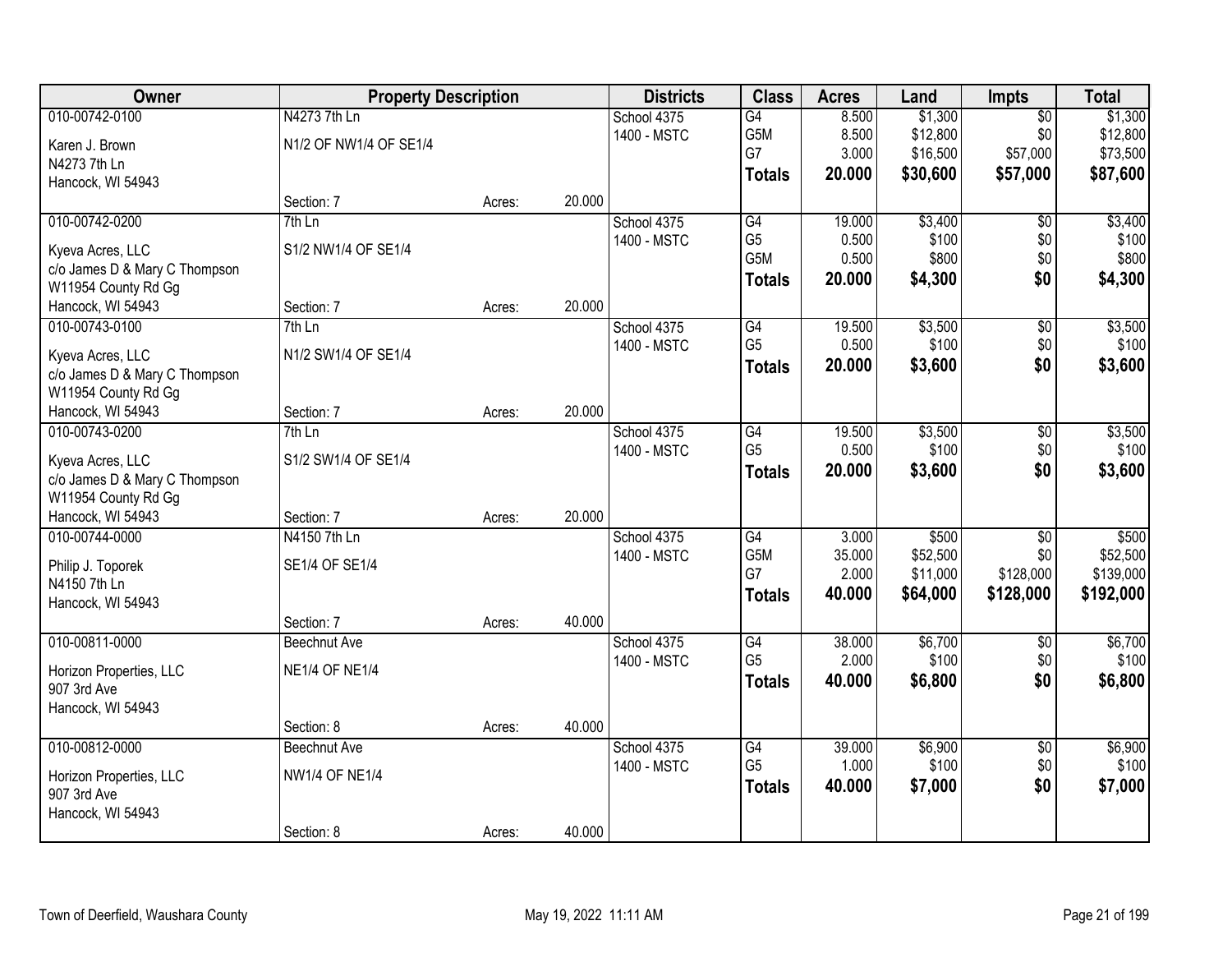| Owner | Property Description | | | Districts | Class | Acres | Land | Impts | Total |
|---|---|---|---|---|---|---|---|---|---|
| 010-00742-0100<br>Karen J. Brown<br>N4273 7th Ln<br>Hancock, WI 54943 | N4273 7th Ln<br>N1/2 OF NW1/4 OF SE1/4<br>Section: 7 | Acres: | 20.000 | School 4375<br>1400 - MSTC | G4<br>G5M<br>G7<br>**Totals** | 8.500<br>8.500<br>3.000<br>**20.000** | $1,300<br>$12,800<br>$16,500<br>**$30,600** | $0<br>$0<br>$57,000<br>**$57,000** | $1,300<br>$12,800<br>$73,500<br>**$87,600** |
| 010-00742-0200<br>Kyeva Acres, LLC<br>c/o James D & Mary C Thompson<br>W11954 County Rd Gg<br>Hancock, WI 54943 | 7th Ln<br>S1/2 NW1/4 OF SE1/4<br>Section: 7 | Acres: | 20.000 | School 4375<br>1400 - MSTC | G4<br>G5<br>G5M<br>**Totals** | 19.000<br>0.500<br>0.500<br>**20.000** | $3,400<br>$100<br>$800<br>**$4,300** | $0<br>$0<br>$0<br>**$0** | $3,400<br>$100<br>$800<br>**$4,300** |
| 010-00743-0100<br>Kyeva Acres, LLC<br>c/o James D & Mary C Thompson<br>W11954 County Rd Gg<br>Hancock, WI 54943 | 7th Ln<br>N1/2 SW1/4 OF SE1/4<br>Section: 7 | Acres: | 20.000 | School 4375<br>1400 - MSTC | G4<br>G5<br>**Totals** | 19.500<br>0.500<br>**20.000** | $3,500<br>$100<br>**$3,600** | $0<br>$0<br>**$0** | $3,500<br>$100<br>**$3,600** |
| 010-00743-0200<br>Kyeva Acres, LLC<br>c/o James D & Mary C Thompson<br>W11954 County Rd Gg<br>Hancock, WI 54943 | 7th Ln<br>S1/2 SW1/4 OF SE1/4<br>Section: 7 | Acres: | 20.000 | School 4375<br>1400 - MSTC | G4<br>G5<br>**Totals** | 19.500<br>0.500<br>**20.000** | $3,500<br>$100<br>**$3,600** | $0<br>$0<br>**$0** | $3,500<br>$100<br>**$3,600** |
| 010-00744-0000<br>Philip J. Toporek<br>N4150 7th Ln<br>Hancock, WI 54943 | N4150 7th Ln<br>SE1/4 OF SE1/4<br>Section: 7 | Acres: | 40.000 | School 4375<br>1400 - MSTC | G4<br>G5M<br>G7<br>**Totals** | 3.000<br>35.000<br>2.000<br>**40.000** | $500<br>$52,500<br>$11,000<br>**$64,000** | $0<br>$0<br>$128,000<br>**$128,000** | $500<br>$52,500<br>$139,000<br>**$192,000** |
| 010-00811-0000<br>Horizon Properties, LLC<br>907 3rd Ave<br>Hancock, WI 54943 | Beechnut Ave<br>NE1/4 OF NE1/4<br>Section: 8 | Acres: | 40.000 | School 4375<br>1400 - MSTC | G4<br>G5<br>**Totals** | 38.000<br>2.000<br>**40.000** | $6,700<br>$100<br>**$6,800** | $0<br>$0<br>**$0** | $6,700<br>$100<br>**$6,800** |
| 010-00812-0000<br>Horizon Properties, LLC<br>907 3rd Ave<br>Hancock, WI 54943 | Beechnut Ave<br>NW1/4 OF NE1/4<br>Section: 8 | Acres: | 40.000 | School 4375<br>1400 - MSTC | G4<br>G5<br>**Totals** | 39.000<br>1.000<br>**40.000** | $6,900<br>$100<br>**$7,000** | $0<br>$0<br>**$0** | $6,900<br>$100<br>**$7,000** |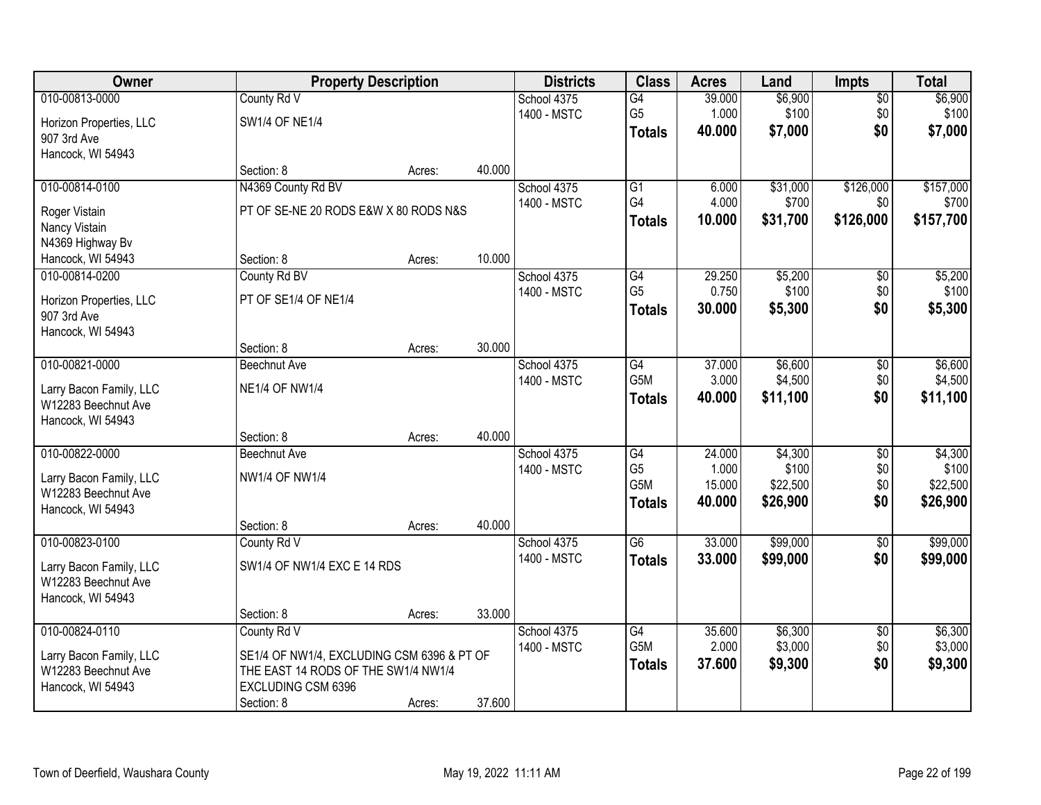| Owner | Property Description | | | Districts | Class | Acres | Land | Impts | Total |
|---|---|---|---|---|---|---|---|---|---|
| 010-00813-0000 | County Rd V | | | School 4375 | G4 | 39.000 | $6,900 | $0 | $6,900 |
| Horizon Properties, LLC | SW1/4 OF NE1/4 | | | 1400 - MSTC | G5 | 1.000 | $100 | $0 | $100 |
| 907 3rd Ave | | | | | **Totals** | **40.000** | **$7,000** | **$0** | **$7,000** |
| Hancock, WI 54943 | | | | | | | | | |
| | Section: 8 | Acres: | 40.000 | | | | | | |
| 010-00814-0100 | N4369 County Rd BV | | | School 4375 | G1 | 6.000 | $31,000 | $126,000 | $157,000 |
| Roger Vistain | PT OF SE-NE 20 RODS E&W X 80 RODS N&S | | | 1400 - MSTC | G4 | 4.000 | $700 | $0 | $700 |
| Nancy Vistain | | | | | **Totals** | **10.000** | **$31,700** | **$126,000** | **$157,700** |
| N4369 Highway Bv | | | | | | | | | |
| Hancock, WI 54943 | Section: 8 | Acres: | 10.000 | | | | | | |
| 010-00814-0200 | County Rd BV | | | School 4375 | G4 | 29.250 | $5,200 | $0 | $5,200 |
| Horizon Properties, LLC | PT OF SE1/4 OF NE1/4 | | | 1400 - MSTC | G5 | 0.750 | $100 | $0 | $100 |
| 907 3rd Ave | | | | | **Totals** | **30.000** | **$5,300** | **$0** | **$5,300** |
| Hancock, WI 54943 | | | | | | | | | |
| | Section: 8 | Acres: | 30.000 | | | | | | |
| 010-00821-0000 | Beechnut Ave | | | School 4375 | G4 | 37.000 | $6,600 | $0 | $6,600 |
| Larry Bacon Family, LLC | NE1/4 OF NW1/4 | | | 1400 - MSTC | G5M | 3.000 | $4,500 | $0 | $4,500 |
| W12283 Beechnut Ave | | | | | **Totals** | **40.000** | **$11,100** | **$0** | **$11,100** |
| Hancock, WI 54943 | | | | | | | | | |
| | Section: 8 | Acres: | 40.000 | | | | | | |
| 010-00822-0000 | Beechnut Ave | | | School 4375 | G4 | 24.000 | $4,300 | $0 | $4,300 |
| Larry Bacon Family, LLC | NW1/4 OF NW1/4 | | | 1400 - MSTC | G5 | 1.000 | $100 | $0 | $100 |
| W12283 Beechnut Ave | | | | | G5M | 15.000 | $22,500 | $0 | $22,500 |
| Hancock, WI 54943 | | | | | **Totals** | **40.000** | **$26,900** | **$0** | **$26,900** |
| | Section: 8 | Acres: | 40.000 | | | | | | |
| 010-00823-0100 | County Rd V | | | School 4375 | G6 | 33.000 | $99,000 | $0 | $99,000 |
| Larry Bacon Family, LLC | SW1/4 OF NW1/4 EXC E 14 RDS | | | 1400 - MSTC | **Totals** | **33.000** | **$99,000** | **$0** | **$99,000** |
| W12283 Beechnut Ave | | | | | | | | | |
| Hancock, WI 54943 | | | | | | | | | |
| | Section: 8 | Acres: | 33.000 | | | | | | |
| 010-00824-0110 | County Rd V | | | School 4375 | G4 | 35.600 | $6,300 | $0 | $6,300 |
| Larry Bacon Family, LLC | SE1/4 OF NW1/4, EXCLUDING CSM 6396 & PT OF | | | 1400 - MSTC | G5M | 2.000 | $3,000 | $0 | $3,000 |
| W12283 Beechnut Ave | THE EAST 14 RODS OF THE SW1/4 NW1/4 | | | | **Totals** | **37.600** | **$9,300** | **$0** | **$9,300** |
| Hancock, WI 54943 | EXCLUDING CSM 6396 | | | | | | | | |
| | Section: 8 | Acres: | 37.600 | | | | | | |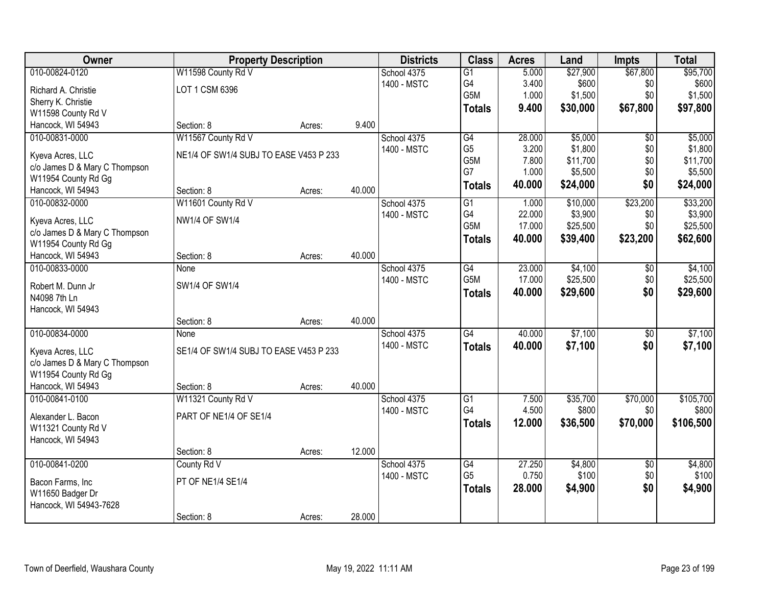| Owner | Property Description | | | Districts | Class | Acres | Land | Impts | Total |
|---|---|---|---|---|---|---|---|---|---|
| 010-00824-0120 | W11598 County Rd V | | | School 4375 | G1 | 5.000 | $27,900 | $67,800 | $95,700 |
| Richard A. Christie | LOT 1 CSM 6396 | | | 1400 - MSTC | G4 | 3.400 | $600 | $0 | $600 |
| Sherry K. Christie | | | | | G5M | 1.000 | $1,500 | $0 | $1,500 |
| W11598 County Rd V | | | | | **Totals** | **9.400** | **$30,000** | **$67,800** | **$97,800** |
| Hancock, WI 54943 | Section: 8 | Acres: | 9.400 | | | | | | |
| 010-00831-0000 | W11567 County Rd V | | | School 4375 | G4 | 28.000 | $5,000 | $0 | $5,000 |
| Kyeva Acres, LLC | NE1/4 OF SW1/4 SUBJ TO EASE V453 P 233 | | | 1400 - MSTC | G5 | 3.200 | $1,800 | $0 | $1,800 |
| c/o James D & Mary C Thompson | | | | | G5M | 7.800 | $11,700 | $0 | $11,700 |
| W11954 County Rd Gg | | | | | G7 | 1.000 | $5,500 | $0 | $5,500 |
| Hancock, WI 54943 | Section: 8 | Acres: | 40.000 | | **Totals** | **40.000** | **$24,000** | **$0** | **$24,000** |
| 010-00832-0000 | W11601 County Rd V | | | School 4375 | G1 | 1.000 | $10,000 | $23,200 | $33,200 |
| Kyeva Acres, LLC | NW1/4 OF SW1/4 | | | 1400 - MSTC | G4 | 22.000 | $3,900 | $0 | $3,900 |
| c/o James D & Mary C Thompson | | | | | G5M | 17.000 | $25,500 | $0 | $25,500 |
| W11954 County Rd Gg | | | | | **Totals** | **40.000** | **$39,400** | **$23,200** | **$62,600** |
| Hancock, WI 54943 | Section: 8 | Acres: | 40.000 | | | | | | |
| 010-00833-0000 | None | | | School 4375 | G4 | 23.000 | $4,100 | $0 | $4,100 |
| Robert M. Dunn Jr | SW1/4 OF SW1/4 | | | 1400 - MSTC | G5M | 17.000 | $25,500 | $0 | $25,500 |
| N4098 7th Ln | | | | | **Totals** | **40.000** | **$29,600** | **$0** | **$29,600** |
| Hancock, WI 54943 | | | | | | | | | |
| | Section: 8 | Acres: | 40.000 | | | | | | |
| 010-00834-0000 | None | | | School 4375 | G4 | 40.000 | $7,100 | $0 | $7,100 |
| Kyeva Acres, LLC | SE1/4 OF SW1/4 SUBJ TO EASE V453 P 233 | | | 1400 - MSTC | **Totals** | **40.000** | **$7,100** | **$0** | **$7,100** |
| c/o James D & Mary C Thompson | | | | | | | | | |
| W11954 County Rd Gg | | | | | | | | | |
| Hancock, WI 54943 | Section: 8 | Acres: | 40.000 | | | | | | |
| 010-00841-0100 | W11321 County Rd V | | | School 4375 | G1 | 7.500 | $35,700 | $70,000 | $105,700 |
| Alexander L. Bacon | PART OF NE1/4 OF SE1/4 | | | 1400 - MSTC | G4 | 4.500 | $800 | $0 | $800 |
| W11321 County Rd V | | | | | **Totals** | **12.000** | **$36,500** | **$70,000** | **$106,500** |
| Hancock, WI 54943 | | | | | | | | | |
| | Section: 8 | Acres: | 12.000 | | | | | | |
| 010-00841-0200 | County Rd V | | | School 4375 | G4 | 27.250 | $4,800 | $0 | $4,800 |
| Bacon Farms, Inc | PT OF NE1/4 SE1/4 | | | 1400 - MSTC | G5 | 0.750 | $100 | $0 | $100 |
| W11650 Badger Dr | | | | | **Totals** | **28.000** | **$4,900** | **$0** | **$4,900** |
| Hancock, WI 54943-7628 | | | | | | | | | |
| | Section: 8 | Acres: | 28.000 | | | | | | |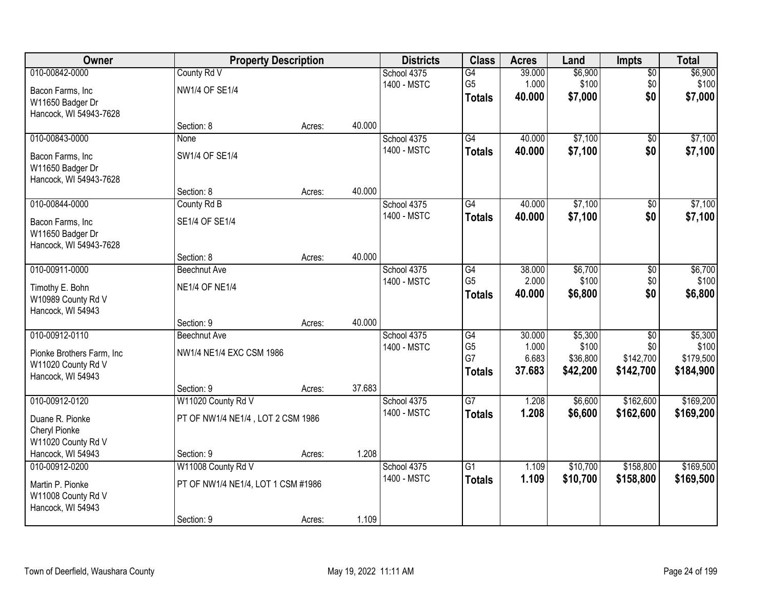| Owner | Property Description | | | Districts | Class | Acres | Land | Impts | Total |
|---|---|---|---|---|---|---|---|---|---|
| 010-00842-0000 | County Rd V | | | School 4375 | G4 | 39.000 | $6,900 | $0 | $6,900 |
| Bacon Farms, Inc | NW1/4 OF SE1/4 | | | 1400 - MSTC | G5 | 1.000 | $100 | $0 | $100 |
| W11650 Badger Dr | | | | | **Totals** | **40.000** | **$7,000** | **$0** | **$7,000** |
| Hancock, WI 54943-7628 | | | | | | | | | |
| | Section: 8 | Acres: | 40.000 | | | | | | |
| 010-00843-0000 | None | | | School 4375 | G4 | 40.000 | $7,100 | $0 | $7,100 |
| Bacon Farms, Inc | SW1/4 OF SE1/4 | | | 1400 - MSTC | **Totals** | **40.000** | **$7,100** | **$0** | **$7,100** |
| W11650 Badger Dr | | | | | | | | | |
| Hancock, WI 54943-7628 | | | | | | | | | |
| | Section: 8 | Acres: | 40.000 | | | | | | |
| 010-00844-0000 | County Rd B | | | School 4375 | G4 | 40.000 | $7,100 | $0 | $7,100 |
| Bacon Farms, Inc | SE1/4 OF SE1/4 | | | 1400 - MSTC | **Totals** | **40.000** | **$7,100** | **$0** | **$7,100** |
| W11650 Badger Dr | | | | | | | | | |
| Hancock, WI 54943-7628 | | | | | | | | | |
| | Section: 8 | Acres: | 40.000 | | | | | | |
| 010-00911-0000 | Beechnut Ave | | | School 4375 | G4 | 38.000 | $6,700 | $0 | $6,700 |
| Timothy E. Bohn | NE1/4 OF NE1/4 | | | 1400 - MSTC | G5 | 2.000 | $100 | $0 | $100 |
| W10989 County Rd V | | | | | **Totals** | **40.000** | **$6,800** | **$0** | **$6,800** |
| Hancock, WI 54943 | | | | | | | | | |
| | Section: 9 | Acres: | 40.000 | | | | | | |
| 010-00912-0110 | Beechnut Ave | | | School 4375 | G4 | 30.000 | $5,300 | $0 | $5,300 |
| Pionke Brothers Farm, Inc | NW1/4 NE1/4 EXC CSM 1986 | | | 1400 - MSTC | G5 | 1.000 | $100 | $0 | $100 |
| W11020 County Rd V | | | | | G7 | 6.683 | $36,800 | $142,700 | $179,500 |
| Hancock, WI 54943 | | | | | **Totals** | **37.683** | **$42,200** | **$142,700** | **$184,900** |
| | Section: 9 | Acres: | 37.683 | | | | | | |
| 010-00912-0120 | W11020 County Rd V | | | School 4375 | G7 | 1.208 | $6,600 | $162,600 | $169,200 |
| Duane R. Pionke | PT OF NW1/4 NE1/4 , LOT 2 CSM 1986 | | | 1400 - MSTC | **Totals** | **1.208** | **$6,600** | **$162,600** | **$169,200** |
| Cheryl Pionke | | | | | | | | | |
| W11020 County Rd V | | | | | | | | | |
| Hancock, WI 54943 | Section: 9 | Acres: | 1.208 | | | | | | |
| 010-00912-0200 | W11008 County Rd V | | | School 4375 | G1 | 1.109 | $10,700 | $158,800 | $169,500 |
| Martin P. Pionke | PT OF NW1/4 NE1/4, LOT 1 CSM #1986 | | | 1400 - MSTC | **Totals** | **1.109** | **$10,700** | **$158,800** | **$169,500** |
| W11008 County Rd V | | | | | | | | | |
| Hancock, WI 54943 | | | | | | | | | |
| | Section: 9 | Acres: | 1.109 | | | | | | |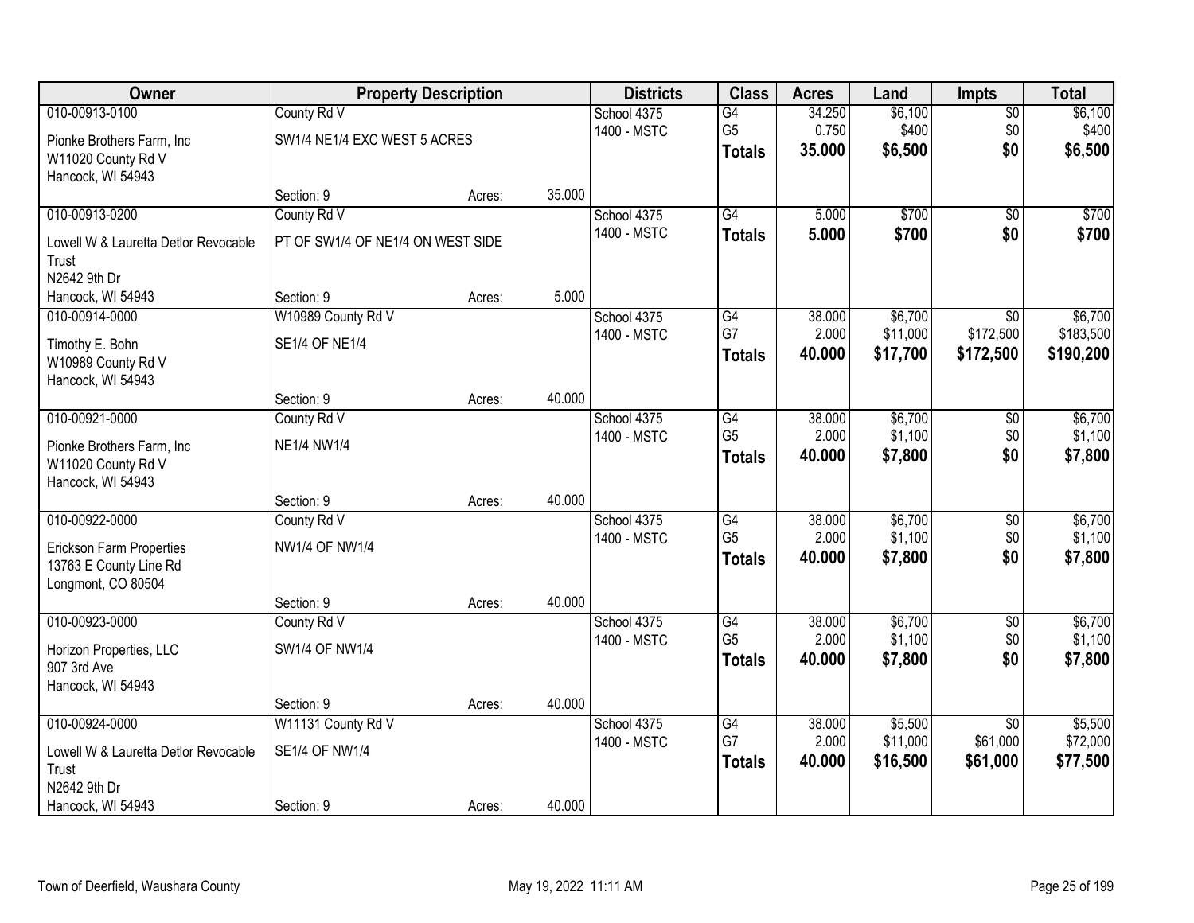| Owner | Property Description | | | Districts | Class | Acres | Land | Impts | Total |
|---|---|---|---|---|---|---|---|---|---|
| 010-00913-0100 | County Rd V | | | School 4375 | G4 | 34.250 | $6,100 | $0 | $6,100 |
| Pionke Brothers Farm, Inc | SW1/4 NE1/4 EXC WEST 5 ACRES | | | 1400 - MSTC | G5 | 0.750 | $400 | $0 | $400 |
| W11020 County Rd V | | | | | **Totals** | **35.000** | **$6,500** | **$0** | **$6,500** |
| Hancock, WI 54943 | | | | | | | | | |
| | Section: 9 | Acres: | 35.000 | | | | | | |
| 010-00913-0200 | County Rd V | | | School 4375 | G4 | 5.000 | $700 | $0 | $700 |
| Lowell W & Lauretta Detlor Revocable Trust | PT OF SW1/4 OF NE1/4 ON WEST SIDE | | | 1400 - MSTC | **Totals** | **5.000** | **$700** | **$0** | **$700** |
| N2642 9th Dr | | | | | | | | | |
| Hancock, WI 54943 | Section: 9 | Acres: | 5.000 | | | | | | |
| 010-00914-0000 | W10989 County Rd V | | | School 4375 | G4 | 38.000 | $6,700 | $0 | $6,700 |
| Timothy E. Bohn | SE1/4 OF NE1/4 | | | 1400 - MSTC | G7 | 2.000 | $11,000 | $172,500 | $183,500 |
| W10989 County Rd V | | | | | **Totals** | **40.000** | **$17,700** | **$172,500** | **$190,200** |
| Hancock, WI 54943 | | | | | | | | | |
| | Section: 9 | Acres: | 40.000 | | | | | | |
| 010-00921-0000 | County Rd V | | | School 4375 | G4 | 38.000 | $6,700 | $0 | $6,700 |
| Pionke Brothers Farm, Inc | NE1/4 NW1/4 | | | 1400 - MSTC | G5 | 2.000 | $1,100 | $0 | $1,100 |
| W11020 County Rd V | | | | | **Totals** | **40.000** | **$7,800** | **$0** | **$7,800** |
| Hancock, WI 54943 | | | | | | | | | |
| | Section: 9 | Acres: | 40.000 | | | | | | |
| 010-00922-0000 | County Rd V | | | School 4375 | G4 | 38.000 | $6,700 | $0 | $6,700 |
| Erickson Farm Properties | NW1/4 OF NW1/4 | | | 1400 - MSTC | G5 | 2.000 | $1,100 | $0 | $1,100 |
| 13763 E County Line Rd | | | | | **Totals** | **40.000** | **$7,800** | **$0** | **$7,800** |
| Longmont, CO 80504 | | | | | | | | | |
| | Section: 9 | Acres: | 40.000 | | | | | | |
| 010-00923-0000 | County Rd V | | | School 4375 | G4 | 38.000 | $6,700 | $0 | $6,700 |
| Horizon Properties, LLC | SW1/4 OF NW1/4 | | | 1400 - MSTC | G5 | 2.000 | $1,100 | $0 | $1,100 |
| 907 3rd Ave | | | | | **Totals** | **40.000** | **$7,800** | **$0** | **$7,800** |
| Hancock, WI 54943 | | | | | | | | | |
| | Section: 9 | Acres: | 40.000 | | | | | | |
| 010-00924-0000 | W11131 County Rd V | | | School 4375 | G4 | 38.000 | $5,500 | $0 | $5,500 |
| Lowell W & Lauretta Detlor Revocable Trust | SE1/4 OF NW1/4 | | | 1400 - MSTC | G7 | 2.000 | $11,000 | $61,000 | $72,000 |
| N2642 9th Dr | | | | | **Totals** | **40.000** | **$16,500** | **$61,000** | **$77,500** |
| Hancock, WI 54943 | Section: 9 | Acres: | 40.000 | | | | | | |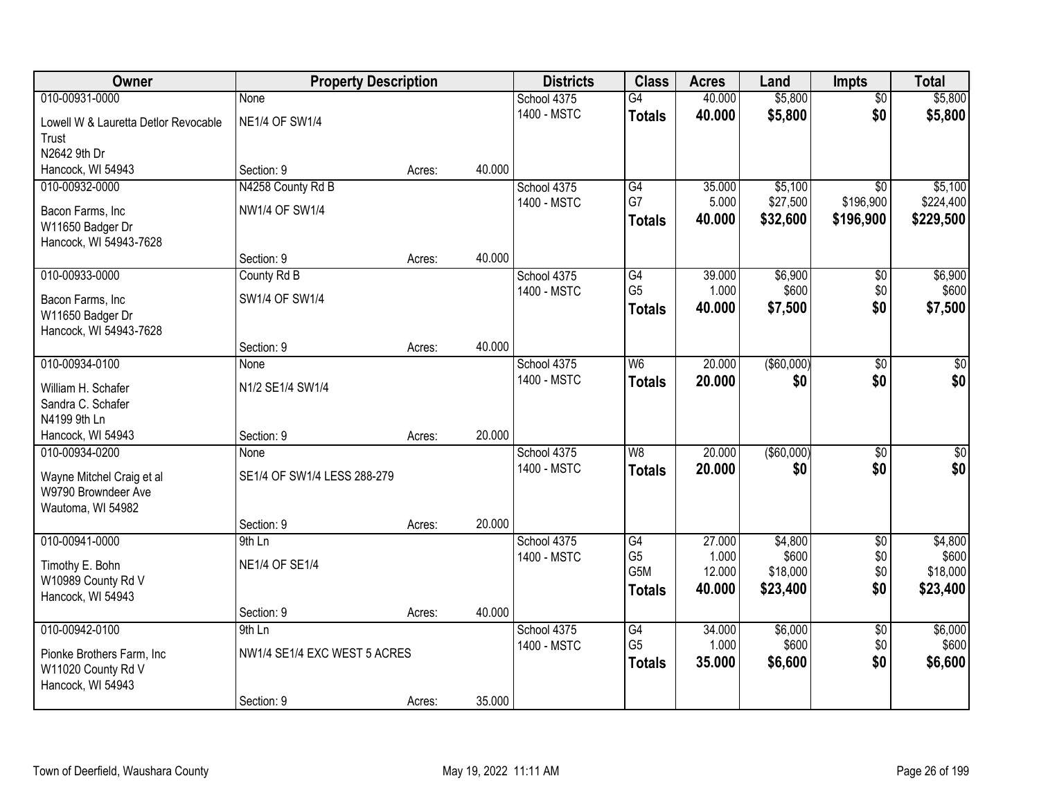| Owner | Property Description | | | Districts | Class | Acres | Land | Impts | Total |
|---|---|---|---|---|---|---|---|---|---|
| 010-00931-0000<br>Lowell W & Lauretta Detlor Revocable Trust<br>N2642 9th Dr<br>Hancock, WI 54943 | None<br>NE1/4 OF SW1/4<br>Section: 9 | Acres: | 40.000 | School 4375<br>1400 - MSTC | G4<br>**Totals** | 40.000<br>**40.000** | $5,800<br>**$5,800** | $0<br>**$0** | $5,800<br>**$5,800** |
| 010-00932-0000<br>Bacon Farms, Inc<br>W11650 Badger Dr<br>Hancock, WI 54943-7628 | N4258 County Rd B<br>NW1/4 OF SW1/4<br>Section: 9 | Acres: | 40.000 | School 4375<br>1400 - MSTC | G4<br>G7<br>**Totals** | 35.000<br>5.000<br>**40.000** | $5,100<br>$27,500<br>**$32,600** | $0<br>$196,900<br>**$196,900** | $5,100<br>$224,400<br>**$229,500** |
| 010-00933-0000<br>Bacon Farms, Inc<br>W11650 Badger Dr<br>Hancock, WI 54943-7628 | County Rd B<br>SW1/4 OF SW1/4<br>Section: 9 | Acres: | 40.000 | School 4375<br>1400 - MSTC | G4<br>G5<br>**Totals** | 39.000<br>1.000<br>**40.000** | $6,900<br>$600<br>**$7,500** | $0<br>$0<br>**$0** | $6,900<br>$600<br>**$7,500** |
| 010-00934-0100<br>William H. Schafer<br>Sandra C. Schafer<br>N4199 9th Ln<br>Hancock, WI 54943 | None<br>N1/2 SE1/4 SW1/4<br>Section: 9 | Acres: | 20.000 | School 4375<br>1400 - MSTC | W6<br>**Totals** | 20.000<br>**20.000** | ($60,000)<br>**$0** | $0<br>**$0** | $0<br>**$0** |
| 010-00934-0200<br>Wayne Mitchel Craig et al<br>W9790 Browndeer Ave<br>Wautoma, WI 54982 | None<br>SE1/4 OF SW1/4 LESS 288-279<br>Section: 9 | Acres: | 20.000 | School 4375<br>1400 - MSTC | W8<br>**Totals** | 20.000<br>**20.000** | ($60,000)<br>**$0** | $0<br>**$0** | $0<br>**$0** |
| 010-00941-0000<br>Timothy E. Bohn<br>W10989 County Rd V<br>Hancock, WI 54943 | 9th Ln<br>NE1/4 OF SE1/4<br>Section: 9 | Acres: | 40.000 | School 4375<br>1400 - MSTC | G4<br>G5<br>G5M<br>**Totals** | 27.000<br>1.000<br>12.000<br>**40.000** | $4,800<br>$600<br>$18,000<br>**$23,400** | $0<br>$0<br>$0<br>**$0** | $4,800<br>$600<br>$18,000<br>**$23,400** |
| 010-00942-0100<br>Pionke Brothers Farm, Inc<br>W11020 County Rd V<br>Hancock, WI 54943 | 9th Ln<br>NW1/4 SE1/4 EXC WEST 5 ACRES<br>Section: 9 | Acres: | 35.000 | School 4375<br>1400 - MSTC | G4<br>G5<br>**Totals** | 34.000<br>1.000<br>**35.000** | $6,000<br>$600<br>**$6,600** | $0<br>$0<br>**$0** | $6,000<br>$600<br>**$6,600** |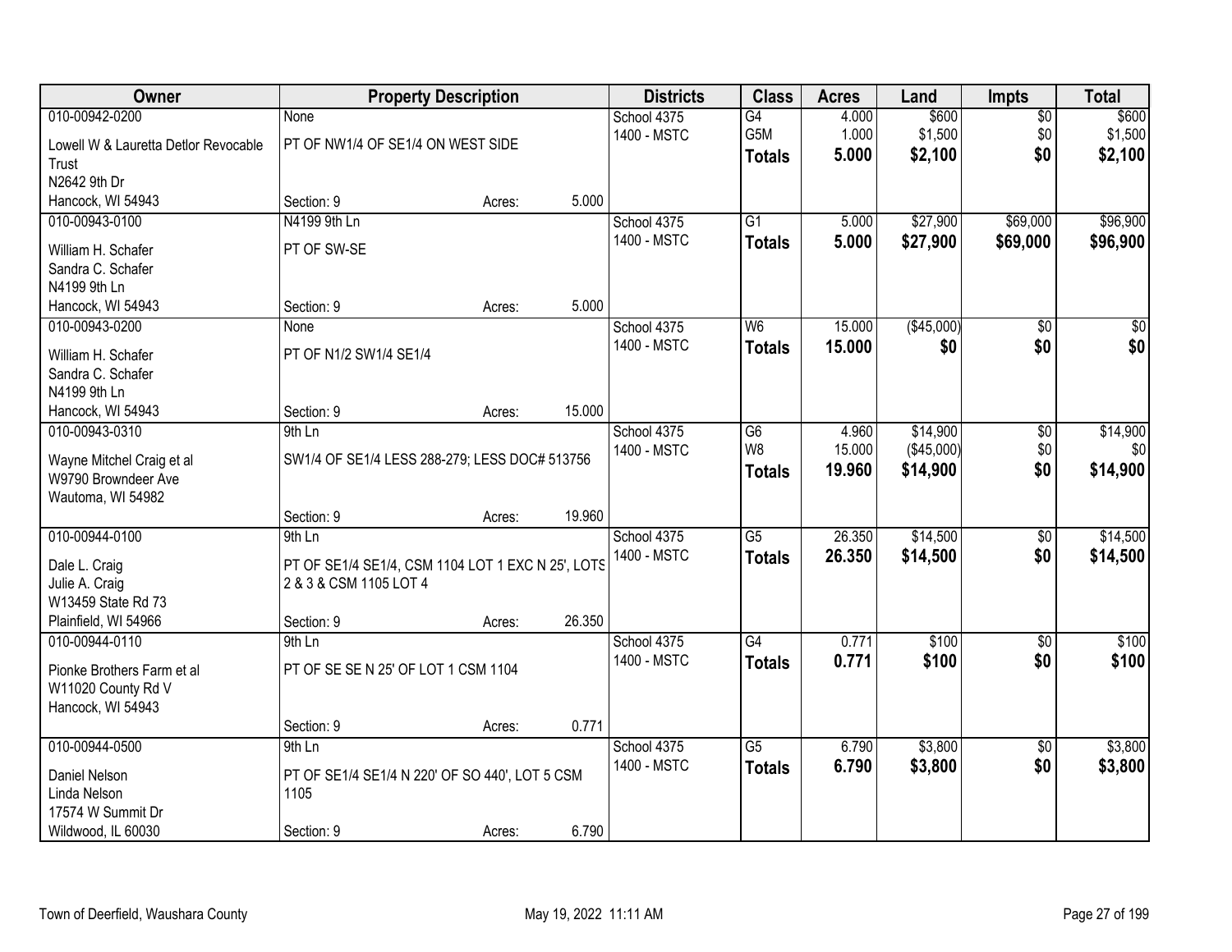| Owner | Property Description | Districts | Class | Acres | Land | Impts | Total |
|---|---|---|---|---|---|---|---|
| 010-00942-0200<br>Lowell W & Lauretta Detlor Revocable Trust<br>N2642 9th Dr<br>Hancock, WI 54943 | None<br>PT OF NW1/4 OF SE1/4 ON WEST SIDE<br>Section: 9 Acres: 5.000 | School 4375<br>1400 - MSTC | G4<br>G5M<br>**Totals** | 4.000<br>1.000<br>**5.000** | $600<br>$1,500<br>**$2,100** | $0<br>$0<br>**$0** | $600<br>$1,500<br>**$2,100** |
| 010-00943-0100<br>William H. Schafer<br>Sandra C. Schafer<br>N4199 9th Ln<br>Hancock, WI 54943 | N4199 9th Ln<br>PT OF SW-SE<br>Section: 9 Acres: 5.000 | School 4375<br>1400 - MSTC | G1<br>**Totals** | 5.000<br>**5.000** | $27,900<br>**$27,900** | $69,000<br>**$69,000** | $96,900<br>**$96,900** |
| 010-00943-0200<br>William H. Schafer<br>Sandra C. Schafer<br>N4199 9th Ln<br>Hancock, WI 54943 | None<br>PT OF N1/2 SW1/4 SE1/4<br>Section: 9 Acres: 15.000 | School 4375<br>1400 - MSTC | W6<br>**Totals** | 15.000<br>**15.000** | ($45,000)<br>**$0** | $0<br>**$0** | $0<br>**$0** |
| 010-00943-0310<br>Wayne Mitchel Craig et al<br>W9790 Browndeer Ave<br>Wautoma, WI 54982 | 9th Ln<br>SW1/4 OF SE1/4 LESS 288-279; LESS DOC# 513756<br>Section: 9 Acres: 19.960 | School 4375<br>1400 - MSTC | G6<br>W8<br>**Totals** | 4.960<br>15.000<br>**19.960** | $14,900<br>($45,000)<br>**$14,900** | $0<br>$0<br>**$0** | $14,900<br>$0<br>**$14,900** |
| 010-00944-0100<br>Dale L. Craig<br>Julie A. Craig<br>W13459 State Rd 73<br>Plainfield, WI 54966 | 9th Ln<br>PT OF SE1/4 SE1/4, CSM 1104 LOT 1 EXC N 25', LOTS 2 & 3 & CSM 1105 LOT 4<br>Section: 9 Acres: 26.350 | School 4375<br>1400 - MSTC | G5<br>**Totals** | 26.350<br>**26.350** | $14,500<br>**$14,500** | $0<br>**$0** | $14,500<br>**$14,500** |
| 010-00944-0110<br>Pionke Brothers Farm et al<br>W11020 County Rd V<br>Hancock, WI 54943 | 9th Ln<br>PT OF SE SE N 25' OF LOT 1 CSM 1104<br>Section: 9 Acres: 0.771 | School 4375<br>1400 - MSTC | G4<br>**Totals** | 0.771<br>**0.771** | $100<br>**$100** | $0<br>**$0** | $100<br>**$100** |
| 010-00944-0500<br>Daniel Nelson<br>Linda Nelson<br>17574 W Summit Dr<br>Wildwood, IL 60030 | 9th Ln<br>PT OF SE1/4 SE1/4 N 220' OF SO 440', LOT 5 CSM 1105<br>Section: 9 Acres: 6.790 | School 4375<br>1400 - MSTC | G5<br>**Totals** | 6.790<br>**6.790** | $3,800<br>**$3,800** | $0<br>**$0** | $3,800<br>**$3,800** |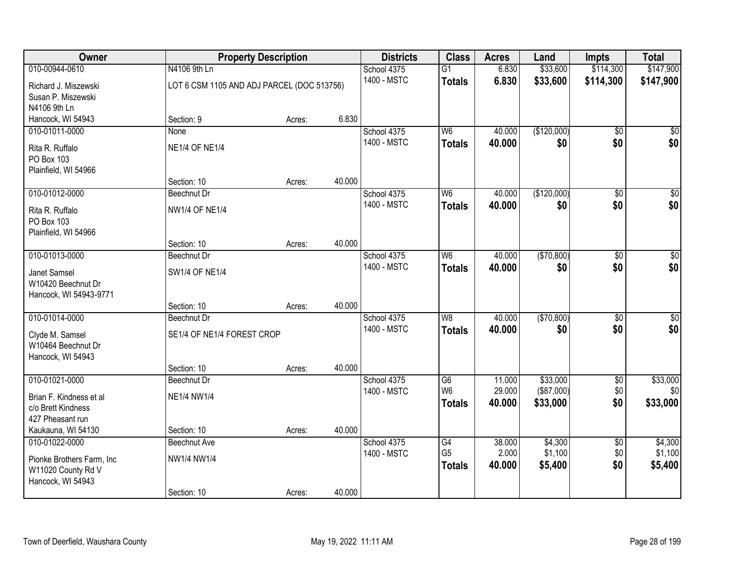| Owner | Property Description | | | Districts | Class | Acres | Land | Impts | Total |
|---|---|---|---|---|---|---|---|---|---|
| 010-00944-0610 | N4106 9th Ln | | | School 4375 | G1 | 6.830 | $33,600 | $114,300 | $147,900 |
| Richard J. Miszewski<br>Susan P. Miszewski<br>N4106 9th Ln<br>Hancock, WI 54943 | LOT 6 CSM 1105 AND ADJ PARCEL (DOC 513756) | | | 1400 - MSTC | **Totals** | **6.830** | **$33,600** | **$114,300** | **$147,900** |
| | Section: 9 | Acres: | 6.830 | | | | | | |
| 010-01011-0000 | None | | | School 4375 | W6 | 40.000 | ($120,000) | $0 | $0 |
| Rita R. Ruffalo<br>PO Box 103<br>Plainfield, WI 54966 | NE1/4 OF NE1/4 | | | 1400 - MSTC | **Totals** | **40.000** | **$0** | **$0** | **$0** |
| | Section: 10 | Acres: | 40.000 | | | | | | |
| 010-01012-0000 | Beechnut Dr | | | School 4375 | W6 | 40.000 | ($120,000) | $0 | $0 |
| Rita R. Ruffalo<br>PO Box 103<br>Plainfield, WI 54966 | NW1/4 OF NE1/4 | | | 1400 - MSTC | **Totals** | **40.000** | **$0** | **$0** | **$0** |
| | Section: 10 | Acres: | 40.000 | | | | | | |
| 010-01013-0000 | Beechnut Dr | | | School 4375 | W6 | 40.000 | ($70,800) | $0 | $0 |
| Janet Samsel<br>W10420 Beechnut Dr<br>Hancock, WI 54943-9771 | SW1/4 OF NE1/4 | | | 1400 - MSTC | **Totals** | **40.000** | **$0** | **$0** | **$0** |
| | Section: 10 | Acres: | 40.000 | | | | | | |
| 010-01014-0000 | Beechnut Dr | | | School 4375 | W8 | 40.000 | ($70,800) | $0 | $0 |
| Clyde M. Samsel<br>W10464 Beechnut Dr<br>Hancock, WI 54943 | SE1/4 OF NE1/4 FOREST CROP | | | 1400 - MSTC | **Totals** | **40.000** | **$0** | **$0** | **$0** |
| | Section: 10 | Acres: | 40.000 | | | | | | |
| 010-01021-0000 | Beechnut Dr | | | School 4375 | G6 | 11.000 | $33,000 | $0 | $33,000 |
| Brian F. Kindness et al<br>c/o Brett Kindness<br>427 Pheasant run<br>Kaukauna, WI 54130 | NE1/4 NW1/4 | | | 1400 - MSTC | W6 | 29.000 | ($87,000) | $0 | $0 |
| | | | | | **Totals** | **40.000** | **$33,000** | **$0** | **$33,000** |
| | Section: 10 | Acres: | 40.000 | | | | | | |
| 010-01022-0000 | Beechnut Ave | | | School 4375 | G4 | 38.000 | $4,300 | $0 | $4,300 |
| Pionke Brothers Farm, Inc<br>W11020 County Rd V<br>Hancock, WI 54943 | NW1/4 NW1/4 | | | 1400 - MSTC | G5 | 2.000 | $1,100 | $0 | $1,100 |
| | | | | | **Totals** | **40.000** | **$5,400** | **$0** | **$5,400** |
| | Section: 10 | Acres: | 40.000 | | | | | | |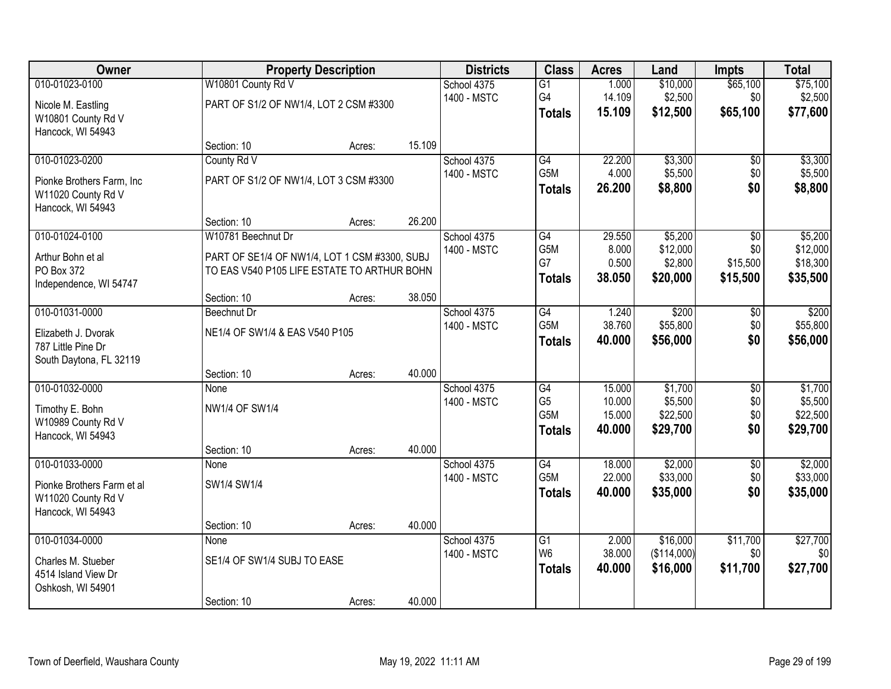| Owner | Property Description | | | Districts | Class | Acres | Land | Impts | Total |
|---|---|---|---|---|---|---|---|---|---|
| 010-01023-0100 | W10801 County Rd V | | | School 4375 | G1 | 1.000 | $10,000 | $65,100 | $75,100 |
| Nicole M. Eastling<br>W10801 County Rd V<br>Hancock, WI 54943 | PART OF S1/2 OF NW1/4, LOT 2 CSM #3300 | | | 1400 - MSTC | G4 | 14.109 | $2,500 | $0 | $2,500 |
| | | | | | **Totals** | **15.109** | **$12,500** | **$65,100** | **$77,600** |
| | Section: 10 | Acres: | 15.109 | | | | | | |
| 010-01023-0200 | County Rd V | | | School 4375 | G4 | 22.200 | $3,300 | $0 | $3,300 |
| Pionke Brothers Farm, Inc<br>W11020 County Rd V<br>Hancock, WI 54943 | PART OF S1/2 OF NW1/4, LOT 3 CSM #3300 | | | 1400 - MSTC | G5M | 4.000 | $5,500 | $0 | $5,500 |
| | | | | | **Totals** | **26.200** | **$8,800** | **$0** | **$8,800** |
| | Section: 10 | Acres: | 26.200 | | | | | | |
| 010-01024-0100 | W10781 Beechnut Dr | | | School 4375 | G4 | 29.550 | $5,200 | $0 | $5,200 |
| Arthur Bohn et al<br>PO Box 372<br>Independence, WI 54747 | PART OF SE1/4 OF NW1/4, LOT 1 CSM #3300, SUBJ TO EAS V540 P105 LIFE ESTATE TO ARTHUR BOHN | | | 1400 - MSTC | G5M | 8.000 | $12,000 | $0 | $12,000 |
| | | | | | G7 | 0.500 | $2,800 | $15,500 | $18,300 |
| | | | | | **Totals** | **38.050** | **$20,000** | **$15,500** | **$35,500** |
| | Section: 10 | Acres: | 38.050 | | | | | | |
| 010-01031-0000 | Beechnut Dr | | | School 4375 | G4 | 1.240 | $200 | $0 | $200 |
| Elizabeth J. Dvorak<br>787 Little Pine Dr<br>South Daytona, FL 32119 | NE1/4 OF SW1/4 & EAS V540 P105 | | | 1400 - MSTC | G5M | 38.760 | $55,800 | $0 | $55,800 |
| | | | | | **Totals** | **40.000** | **$56,000** | **$0** | **$56,000** |
| | Section: 10 | Acres: | 40.000 | | | | | | |
| 010-01032-0000 | None | | | School 4375 | G4 | 15.000 | $1,700 | $0 | $1,700 |
| Timothy E. Bohn<br>W10989 County Rd V<br>Hancock, WI 54943 | NW1/4 OF SW1/4 | | | 1400 - MSTC | G5 | 10.000 | $5,500 | $0 | $5,500 |
| | | | | | G5M | 15.000 | $22,500 | $0 | $22,500 |
| | | | | | **Totals** | **40.000** | **$29,700** | **$0** | **$29,700** |
| | Section: 10 | Acres: | 40.000 | | | | | | |
| 010-01033-0000 | None | | | School 4375 | G4 | 18.000 | $2,000 | $0 | $2,000 |
| Pionke Brothers Farm et al<br>W11020 County Rd V<br>Hancock, WI 54943 | SW1/4 SW1/4 | | | 1400 - MSTC | G5M | 22.000 | $33,000 | $0 | $33,000 |
| | | | | | **Totals** | **40.000** | **$35,000** | **$0** | **$35,000** |
| | Section: 10 | Acres: | 40.000 | | | | | | |
| 010-01034-0000 | None | | | School 4375 | G1 | 2.000 | $16,000 | $11,700 | $27,700 |
| Charles M. Stueber<br>4514 Island View Dr<br>Oshkosh, WI 54901 | SE1/4 OF SW1/4 SUBJ TO EASE | | | 1400 - MSTC | W6 | 38.000 | ($114,000) | $0 | $0 |
| | | | | | **Totals** | **40.000** | **$16,000** | **$11,700** | **$27,700** |
| | Section: 10 | Acres: | 40.000 | | | | | | |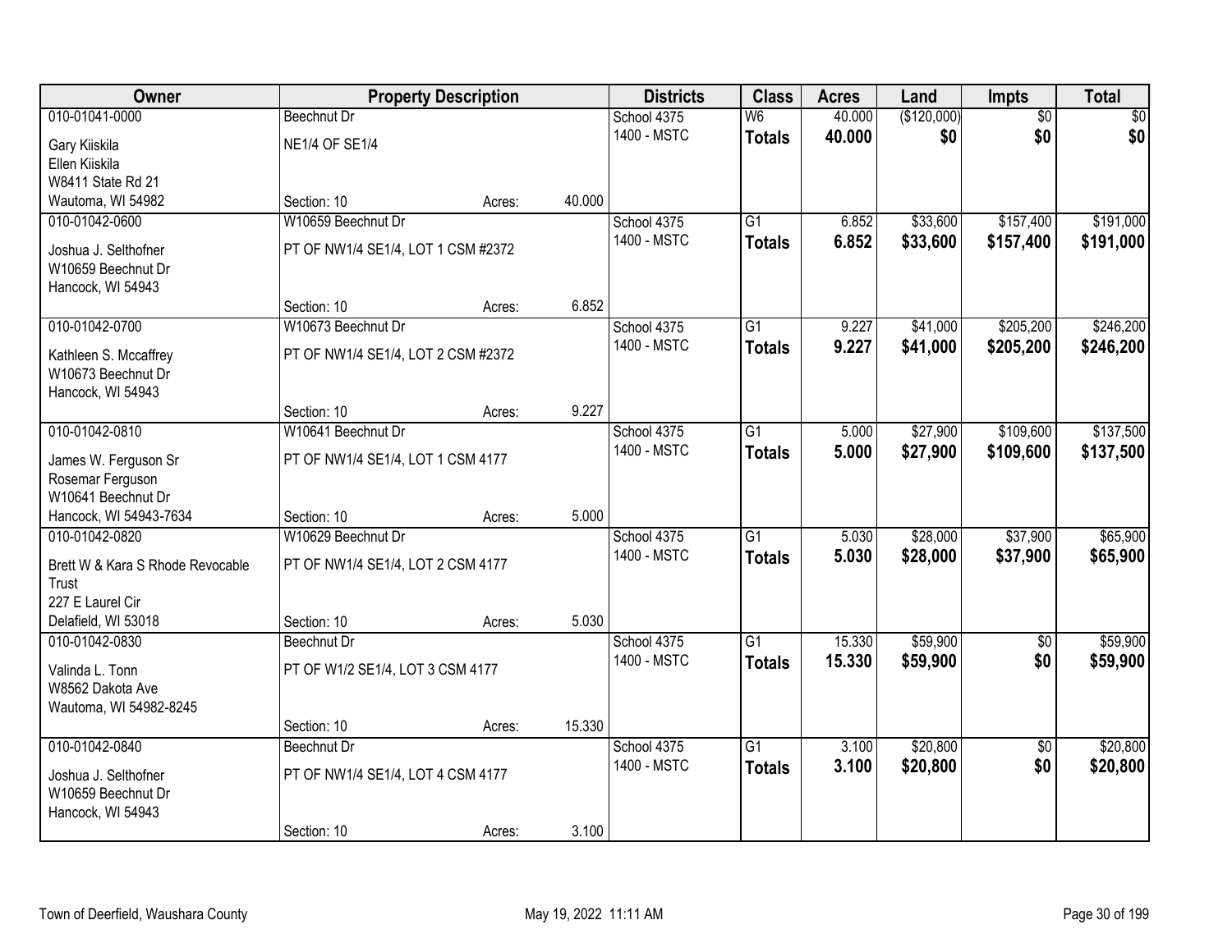| Owner | Property Description | | | Districts | Class | Acres | Land | Impts | Total |
|---|---|---|---|---|---|---|---|---|---|
| 010-01041-0000<br>Gary Kiiskila<br>Ellen Kiiskila<br>W8411 State Rd 21<br>Wautoma, WI 54982 | Beechnut Dr<br>NE1/4 OF SE1/4<br>Section: 10 | Acres: | 40.000 | School 4375<br>1400 - MSTC | W6<br>**Totals** | 40.000<br>**40.000** | ($120,000)<br>**$0** | $0<br>**$0** | $0<br>**$0** |
| 010-01042-0600<br>Joshua J. Selthofner<br>W10659 Beechnut Dr<br>Hancock, WI 54943 | W10659 Beechnut Dr<br>PT OF NW1/4 SE1/4, LOT 1 CSM #2372<br>Section: 10 | Acres: | 6.852 | School 4375<br>1400 - MSTC | G1<br>**Totals** | 6.852<br>**6.852** | $33,600<br>**$33,600** | $157,400<br>**$157,400** | $191,000<br>**$191,000** |
| 010-01042-0700<br>Kathleen S. Mccaffrey<br>W10673 Beechnut Dr<br>Hancock, WI 54943 | W10673 Beechnut Dr<br>PT OF NW1/4 SE1/4, LOT 2 CSM #2372<br>Section: 10 | Acres: | 9.227 | School 4375<br>1400 - MSTC | G1<br>**Totals** | 9.227<br>**9.227** | $41,000<br>**$41,000** | $205,200<br>**$205,200** | $246,200<br>**$246,200** |
| 010-01042-0810<br>James W. Ferguson Sr<br>Rosemar Ferguson<br>W10641 Beechnut Dr<br>Hancock, WI 54943-7634 | W10641 Beechnut Dr<br>PT OF NW1/4 SE1/4, LOT 1 CSM 4177<br>Section: 10 | Acres: | 5.000 | School 4375<br>1400 - MSTC | G1<br>**Totals** | 5.000<br>**5.000** | $27,900<br>**$27,900** | $109,600<br>**$109,600** | $137,500<br>**$137,500** |
| 010-01042-0820<br>Brett W & Kara S Rhode Revocable Trust<br>227 E Laurel Cir<br>Delafield, WI 53018 | W10629 Beechnut Dr<br>PT OF NW1/4 SE1/4, LOT 2 CSM 4177<br>Section: 10 | Acres: | 5.030 | School 4375<br>1400 - MSTC | G1<br>**Totals** | 5.030<br>**5.030** | $28,000<br>**$28,000** | $37,900<br>**$37,900** | $65,900<br>**$65,900** |
| 010-01042-0830<br>Valinda L. Tonn<br>W8562 Dakota Ave<br>Wautoma, WI 54982-8245 | Beechnut Dr<br>PT OF W1/2 SE1/4, LOT 3 CSM 4177<br>Section: 10 | Acres: | 15.330 | School 4375<br>1400 - MSTC | G1<br>**Totals** | 15.330<br>**15.330** | $59,900<br>**$59,900** | $0<br>**$0** | $59,900<br>**$59,900** |
| 010-01042-0840<br>Joshua J. Selthofner<br>W10659 Beechnut Dr<br>Hancock, WI 54943 | Beechnut Dr<br>PT OF NW1/4 SE1/4, LOT 4 CSM 4177<br>Section: 10 | Acres: | 3.100 | School 4375<br>1400 - MSTC | G1<br>**Totals** | 3.100<br>**3.100** | $20,800<br>**$20,800** | $0<br>**$0** | $20,800<br>**$20,800** |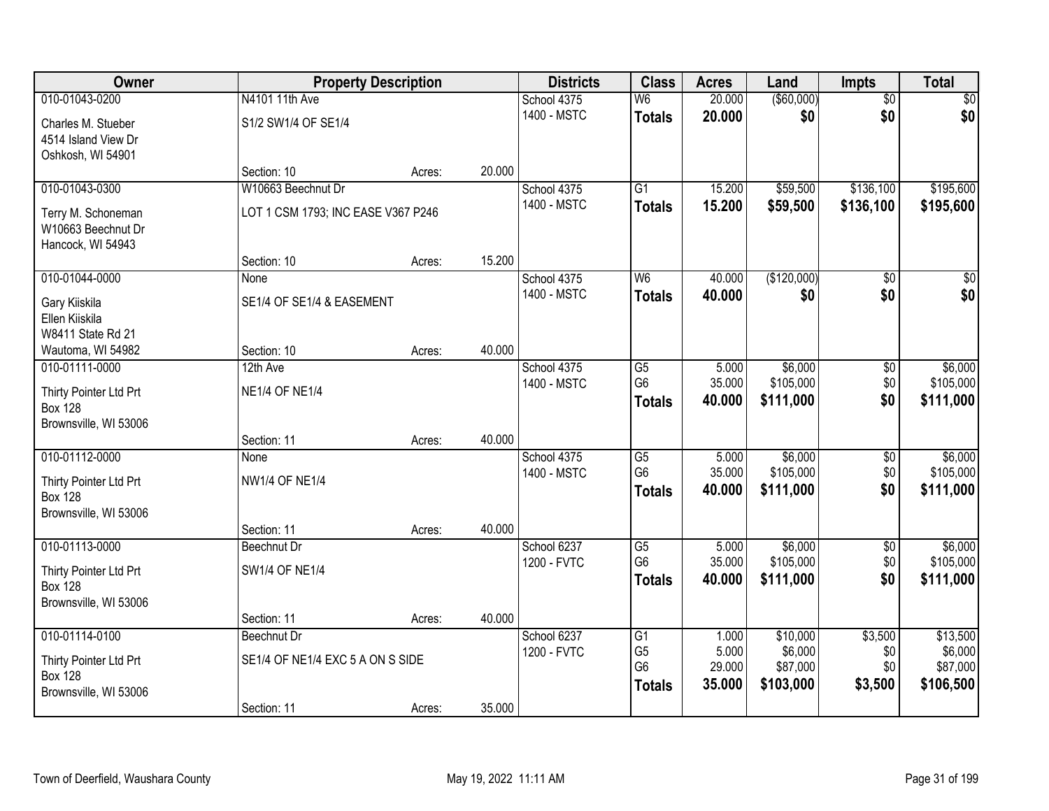| Owner | Property Description | | | Districts | Class | Acres | Land | Impts | Total |
|---|---|---|---|---|---|---|---|---|---|
| 010-01043-0200 | N4101 11th Ave | | | School 4375 | W6 | 20.000 | ($60,000) | $0 | $0 |
| Charles M. Stueber<br>4514 Island View Dr<br>Oshkosh, WI 54901 | S1/2 SW1/4 OF SE1/4 | | | 1400 - MSTC | **Totals** | **20.000** | **$0** | **$0** | **$0** |
| | Section: 10 | Acres: | 20.000 | | | | | | |
| 010-01043-0300 | W10663 Beechnut Dr | | | School 4375 | G1 | 15.200 | $59,500 | $136,100 | $195,600 |
| Terry M. Schoneman<br>W10663 Beechnut Dr<br>Hancock, WI 54943 | LOT 1 CSM 1793; INC EASE V367 P246 | | | 1400 - MSTC | **Totals** | **15.200** | **$59,500** | **$136,100** | **$195,600** |
| | Section: 10 | Acres: | 15.200 | | | | | | |
| 010-01044-0000 | None | | | School 4375 | W6 | 40.000 | ($120,000) | $0 | $0 |
| Gary Kiiskila<br>Ellen Kiiskila<br>W8411 State Rd 21<br>Wautoma, WI 54982 | SE1/4 OF SE1/4 & EASEMENT | | | 1400 - MSTC | **Totals** | **40.000** | **$0** | **$0** | **$0** |
| | Section: 10 | Acres: | 40.000 | | | | | | |
| 010-01111-0000 | 12th Ave | | | School 4375 | G5 | 5.000 | $6,000 | $0 | $6,000 |
| Thirty Pointer Ltd Prt<br>Box 128<br>Brownsville, WI 53006 | NE1/4 OF NE1/4 | | | 1400 - MSTC | G6 | 35.000 | $105,000 | $0 | $105,000 |
| | | | | | **Totals** | **40.000** | **$111,000** | **$0** | **$111,000** |
| | Section: 11 | Acres: | 40.000 | | | | | | |
| 010-01112-0000 | None | | | School 4375 | G5 | 5.000 | $6,000 | $0 | $6,000 |
| Thirty Pointer Ltd Prt<br>Box 128<br>Brownsville, WI 53006 | NW1/4 OF NE1/4 | | | 1400 - MSTC | G6 | 35.000 | $105,000 | $0 | $105,000 |
| | | | | | **Totals** | **40.000** | **$111,000** | **$0** | **$111,000** |
| | Section: 11 | Acres: | 40.000 | | | | | | |
| 010-01113-0000 | Beechnut Dr | | | School 6237 | G5 | 5.000 | $6,000 | $0 | $6,000 |
| Thirty Pointer Ltd Prt<br>Box 128<br>Brownsville, WI 53006 | SW1/4 OF NE1/4 | | | 1200 - FVTC | G6 | 35.000 | $105,000 | $0 | $105,000 |
| | | | | | **Totals** | **40.000** | **$111,000** | **$0** | **$111,000** |
| | Section: 11 | Acres: | 40.000 | | | | | | |
| 010-01114-0100 | Beechnut Dr | | | School 6237 | G1 | 1.000 | $10,000 | $3,500 | $13,500 |
| Thirty Pointer Ltd Prt<br>Box 128<br>Brownsville, WI 53006 | SE1/4 OF NE1/4 EXC 5 A ON S SIDE | | | 1200 - FVTC | G5 | 5.000 | $6,000 | $0 | $6,000 |
| | | | | | G6 | 29.000 | $87,000 | $0 | $87,000 |
| | | | | | **Totals** | **35.000** | **$103,000** | **$3,500** | **$106,500** |
| | Section: 11 | Acres: | 35.000 | | | | | | |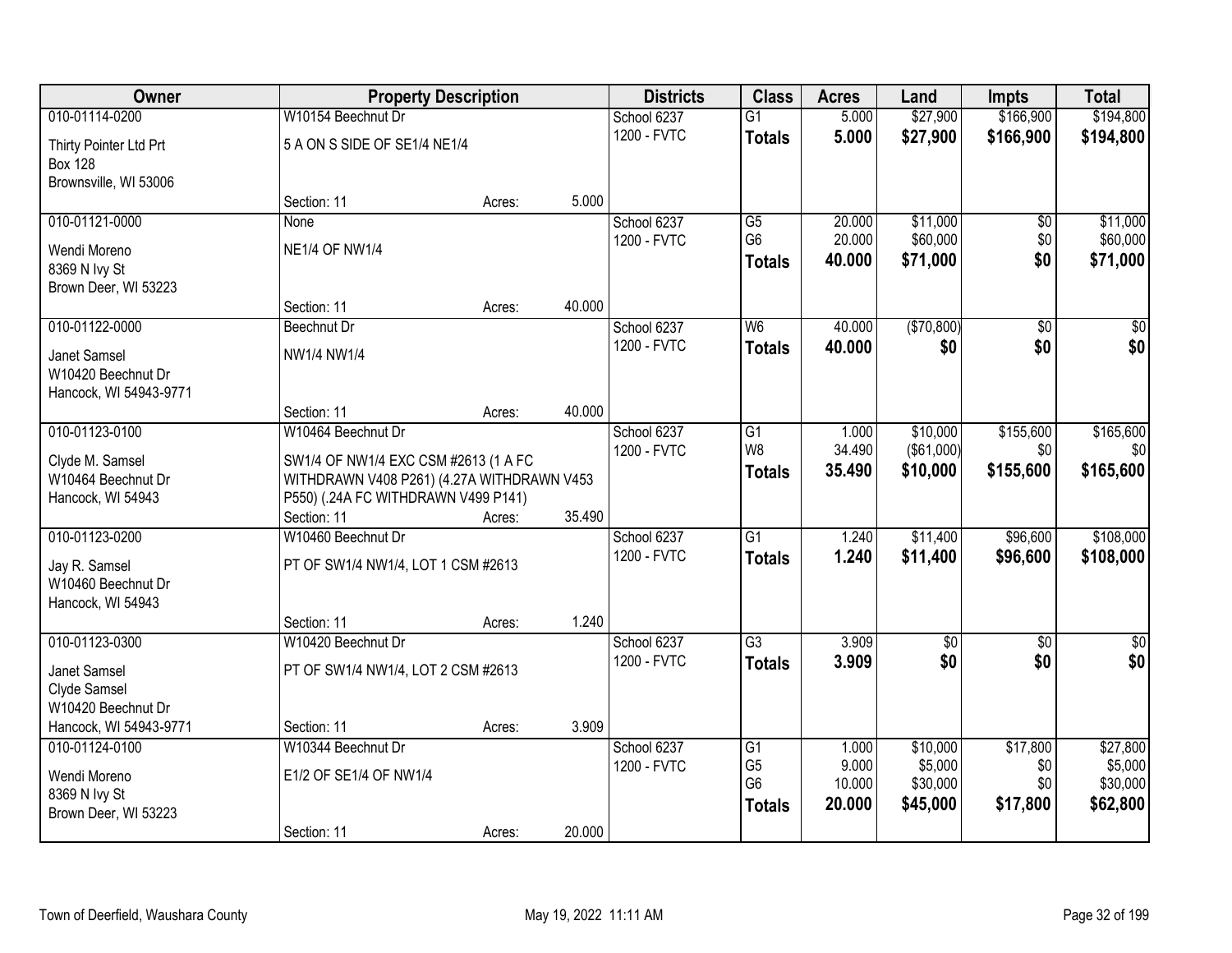| Owner | Property Description | | | Districts | Class | Acres | Land | Impts | Total |
|---|---|---|---|---|---|---|---|---|---|
| 010-01114-0200 | W10154 Beechnut Dr | | | School 6237 | G1 | 5.000 | $27,900 | $166,900 | $194,800 |
| Thirty Pointer Ltd Prt<br>Box 128<br>Brownsville, WI 53006 | 5 A ON S SIDE OF SE1/4 NE1/4 | | | 1200 - FVTC | **Totals** | **5.000** | **$27,900** | **$166,900** | **$194,800** |
| | Section: 11 | Acres: | 5.000 | | | | | | |
| 010-01121-0000 | None | | | School 6237 | G5 | 20.000 | $11,000 | $0 | $11,000 |
| Wendi Moreno<br>8369 N Ivy St<br>Brown Deer, WI 53223 | NE1/4 OF NW1/4 | | | 1200 - FVTC | G6 | 20.000 | $60,000 | $0 | $60,000 |
| | | | | | **Totals** | **40.000** | **$71,000** | **$0** | **$71,000** |
| | Section: 11 | Acres: | 40.000 | | | | | | |
| 010-01122-0000 | Beechnut Dr | | | School 6237 | W6 | 40.000 | ($70,800) | $0 | $0 |
| Janet Samsel<br>W10420 Beechnut Dr<br>Hancock, WI 54943-9771 | NW1/4 NW1/4 | | | 1200 - FVTC | **Totals** | **40.000** | **$0** | **$0** | **$0** |
| | Section: 11 | Acres: | 40.000 | | | | | | |
| 010-01123-0100 | W10464 Beechnut Dr | | | School 6237 | G1 | 1.000 | $10,000 | $155,600 | $165,600 |
| Clyde M. Samsel<br>W10464 Beechnut Dr<br>Hancock, WI 54943 | SW1/4 OF NW1/4 EXC CSM #2613 (1 A FC WITHDRAWN V408 P261) (4.27A WITHDRAWN V453 P550) (.24A FC WITHDRAWN V499 P141) | | | 1200 - FVTC | W8 | 34.490 | ($61,000) | $0 | $0 |
| | | | | | **Totals** | **35.490** | **$10,000** | **$155,600** | **$165,600** |
| | Section: 11 | Acres: | 35.490 | | | | | | |
| 010-01123-0200 | W10460 Beechnut Dr | | | School 6237 | G1 | 1.240 | $11,400 | $96,600 | $108,000 |
| Jay R. Samsel<br>W10460 Beechnut Dr<br>Hancock, WI 54943 | PT OF SW1/4 NW1/4, LOT 1 CSM #2613 | | | 1200 - FVTC | **Totals** | **1.240** | **$11,400** | **$96,600** | **$108,000** |
| | Section: 11 | Acres: | 1.240 | | | | | | |
| 010-01123-0300 | W10420 Beechnut Dr | | | School 6237 | G3 | 3.909 | $0 | $0 | $0 |
| Janet Samsel<br>Clyde Samsel<br>W10420 Beechnut Dr<br>Hancock, WI 54943-9771 | PT OF SW1/4 NW1/4, LOT 2 CSM #2613 | | | 1200 - FVTC | **Totals** | **3.909** | **$0** | **$0** | **$0** |
| | Section: 11 | Acres: | 3.909 | | | | | | |
| 010-01124-0100 | W10344 Beechnut Dr | | | School 6237 | G1 | 1.000 | $10,000 | $17,800 | $27,800 |
| Wendi Moreno<br>8369 N Ivy St<br>Brown Deer, WI 53223 | E1/2 OF SE1/4 OF NW1/4 | | | 1200 - FVTC | G5 | 9.000 | $5,000 | $0 | $5,000 |
| | | | | | G6 | 10.000 | $30,000 | $0 | $30,000 |
| | | | | | **Totals** | **20.000** | **$45,000** | **$17,800** | **$62,800** |
| | Section: 11 | Acres: | 20.000 | | | | | | |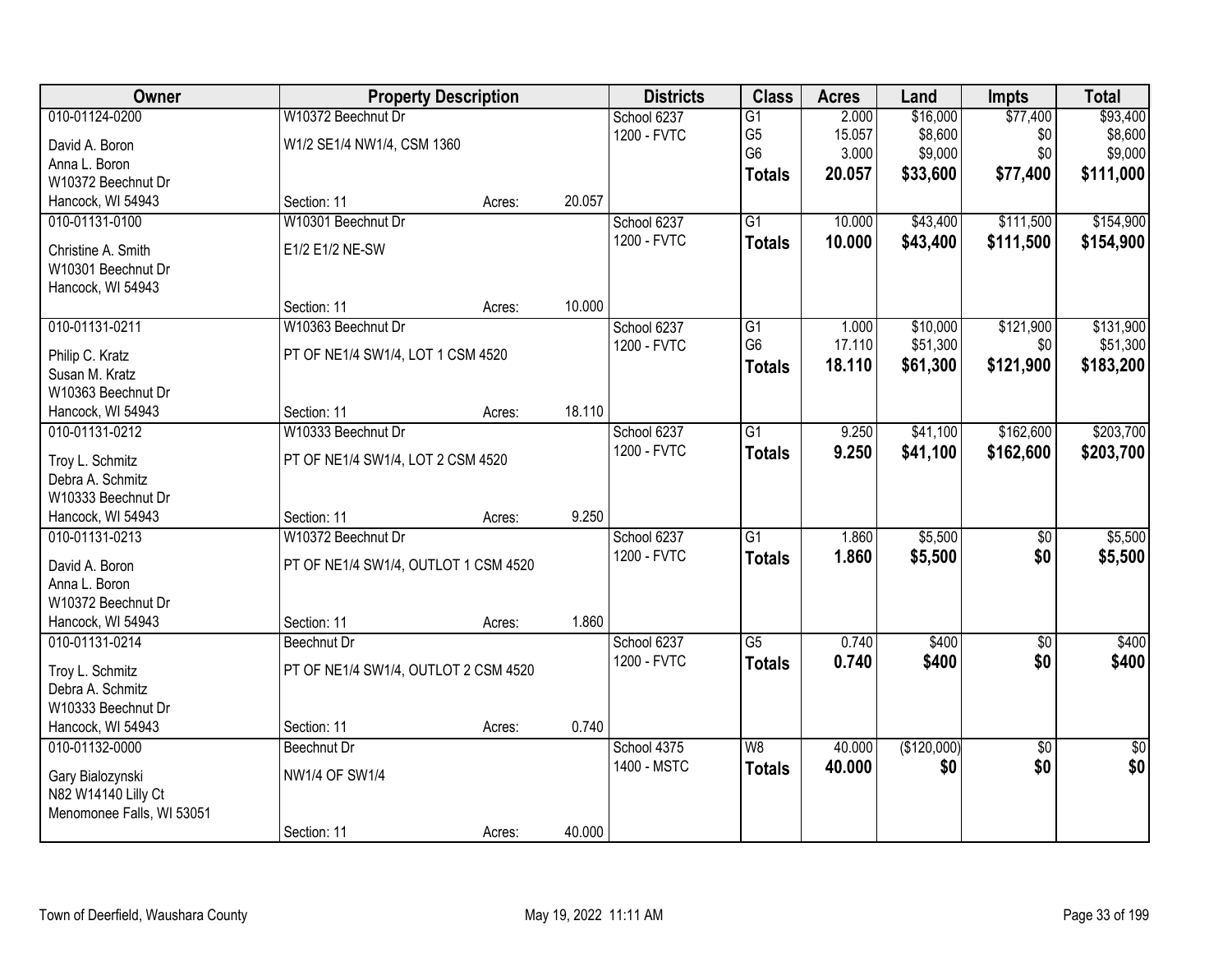| Owner | Property Description | | | Districts | Class | Acres | Land | Impts | Total |
|---|---|---|---|---|---|---|---|---|---|
| 010-01124-0200 | W10372 Beechnut Dr | | | School 6237 | G1 | 2.000 | $16,000 | $77,400 | $93,400 |
| David A. Boron | W1/2 SE1/4 NW1/4, CSM 1360 | | | 1200 - FVTC | G5 | 15.057 | $8,600 | $0 | $8,600 |
| Anna L. Boron | | | | | G6 | 3.000 | $9,000 | $0 | $9,000 |
| W10372 Beechnut Dr | | | | | **Totals** | **20.057** | **$33,600** | **$77,400** | **$111,000** |
| Hancock, WI 54943 | Section: 11 | Acres: | 20.057 | | | | | | |
| 010-01131-0100 | W10301 Beechnut Dr | | | School 6237 | G1 | 10.000 | $43,400 | $111,500 | $154,900 |
| Christine A. Smith | E1/2 E1/2 NE-SW | | | 1200 - FVTC | **Totals** | **10.000** | **$43,400** | **$111,500** | **$154,900** |
| W10301 Beechnut Dr | | | | | | | | | |
| Hancock, WI 54943 | | | | | | | | | |
| | Section: 11 | Acres: | 10.000 | | | | | | |
| 010-01131-0211 | W10363 Beechnut Dr | | | School 6237 | G1 | 1.000 | $10,000 | $121,900 | $131,900 |
| Philip C. Kratz | PT OF NE1/4 SW1/4, LOT 1 CSM 4520 | | | 1200 - FVTC | G6 | 17.110 | $51,300 | $0 | $51,300 |
| Susan M. Kratz | | | | | **Totals** | **18.110** | **$61,300** | **$121,900** | **$183,200** |
| W10363 Beechnut Dr | | | | | | | | | |
| Hancock, WI 54943 | Section: 11 | Acres: | 18.110 | | | | | | |
| 010-01131-0212 | W10333 Beechnut Dr | | | School 6237 | G1 | 9.250 | $41,100 | $162,600 | $203,700 |
| Troy L. Schmitz | PT OF NE1/4 SW1/4, LOT 2 CSM 4520 | | | 1200 - FVTC | **Totals** | **9.250** | **$41,100** | **$162,600** | **$203,700** |
| Debra A. Schmitz | | | | | | | | | |
| W10333 Beechnut Dr | | | | | | | | | |
| Hancock, WI 54943 | Section: 11 | Acres: | 9.250 | | | | | | |
| 010-01131-0213 | W10372 Beechnut Dr | | | School 6237 | G1 | 1.860 | $5,500 | $0 | $5,500 |
| David A. Boron | PT OF NE1/4 SW1/4, OUTLOT 1 CSM 4520 | | | 1200 - FVTC | **Totals** | **1.860** | **$5,500** | **$0** | **$5,500** |
| Anna L. Boron | | | | | | | | | |
| W10372 Beechnut Dr | | | | | | | | | |
| Hancock, WI 54943 | Section: 11 | Acres: | 1.860 | | | | | | |
| 010-01131-0214 | Beechnut Dr | | | School 6237 | G5 | 0.740 | $400 | $0 | $400 |
| Troy L. Schmitz | PT OF NE1/4 SW1/4, OUTLOT 2 CSM 4520 | | | 1200 - FVTC | **Totals** | **0.740** | **$400** | **$0** | **$400** |
| Debra A. Schmitz | | | | | | | | | |
| W10333 Beechnut Dr | | | | | | | | | |
| Hancock, WI 54943 | Section: 11 | Acres: | 0.740 | | | | | | |
| 010-01132-0000 | Beechnut Dr | | | School 4375 | W8 | 40.000 | ($120,000) | $0 | $0 |
| Gary Bialozynski | NW1/4 OF SW1/4 | | | 1400 - MSTC | **Totals** | **40.000** | **$0** | **$0** | **$0** |
| N82 W14140 Lilly Ct | | | | | | | | | |
| Menomonee Falls, WI 53051 | | | | | | | | | |
| | Section: 11 | Acres: | 40.000 | | | | | | |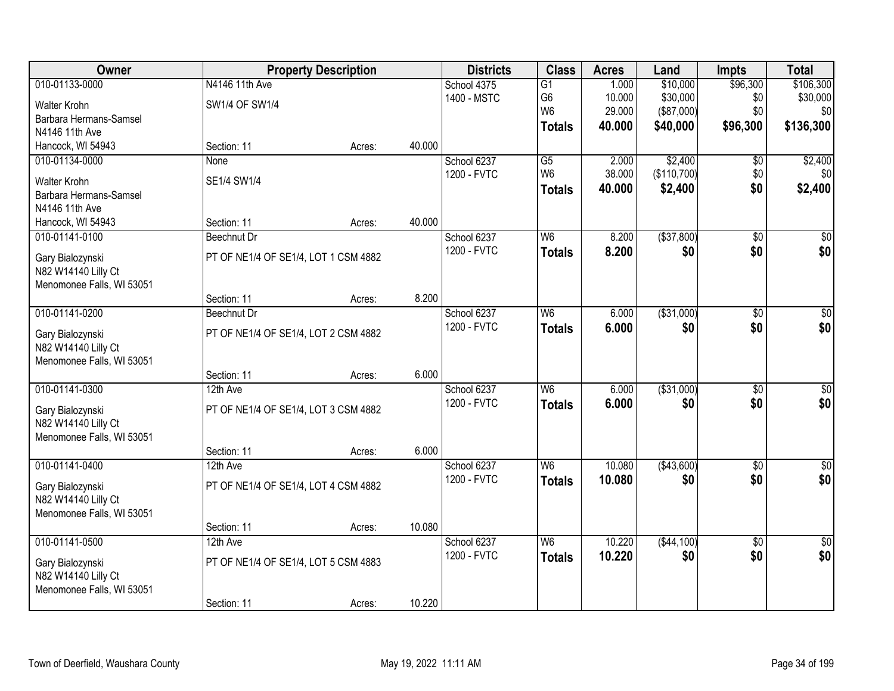| Owner | Property Description | | | Districts | Class | Acres | Land | Impts | Total |
|---|---|---|---|---|---|---|---|---|---|
| 010-01133-0000 | N4146 11th Ave | | | School 4375 | G1 | 1.000 | $10,000 | $96,300 | $106,300 |
| Walter Krohn | SW1/4 OF SW1/4 | | | 1400 - MSTC | G6 | 10.000 | $30,000 | $0 | $30,000 |
| Barbara Hermans-Samsel | | | | | W6 | 29.000 | ($87,000) | $0 | $0 |
| N4146 11th Ave | | | | | **Totals** | **40.000** | **$40,000** | **$96,300** | **$136,300** |
| Hancock, WI 54943 | Section: 11 | Acres: | 40.000 | | | | | | |
| 010-01134-0000 | None | | | School 6237 | G5 | 2.000 | $2,400 | $0 | $2,400 |
| Walter Krohn | SE1/4 SW1/4 | | | 1200 - FVTC | W6 | 38.000 | ($110,700) | $0 | $0 |
| Barbara Hermans-Samsel | | | | | **Totals** | **40.000** | **$2,400** | **$0** | **$2,400** |
| N4146 11th Ave | | | | | | | | | |
| Hancock, WI 54943 | Section: 11 | Acres: | 40.000 | | | | | | |
| 010-01141-0100 | Beechnut Dr | | | School 6237 | W6 | 8.200 | ($37,800) | $0 | $0 |
| Gary Bialozynski | PT OF NE1/4 OF SE1/4, LOT 1 CSM 4882 | | | 1200 - FVTC | **Totals** | **8.200** | **$0** | **$0** | **$0** |
| N82 W14140 Lilly Ct | | | | | | | | | |
| Menomonee Falls, WI 53051 | | | | | | | | | |
| | Section: 11 | Acres: | 8.200 | | | | | | |
| 010-01141-0200 | Beechnut Dr | | | School 6237 | W6 | 6.000 | ($31,000) | $0 | $0 |
| Gary Bialozynski | PT OF NE1/4 OF SE1/4, LOT 2 CSM 4882 | | | 1200 - FVTC | **Totals** | **6.000** | **$0** | **$0** | **$0** |
| N82 W14140 Lilly Ct | | | | | | | | | |
| Menomonee Falls, WI 53051 | | | | | | | | | |
| | Section: 11 | Acres: | 6.000 | | | | | | |
| 010-01141-0300 | 12th Ave | | | School 6237 | W6 | 6.000 | ($31,000) | $0 | $0 |
| Gary Bialozynski | PT OF NE1/4 OF SE1/4, LOT 3 CSM 4882 | | | 1200 - FVTC | **Totals** | **6.000** | **$0** | **$0** | **$0** |
| N82 W14140 Lilly Ct | | | | | | | | | |
| Menomonee Falls, WI 53051 | | | | | | | | | |
| | Section: 11 | Acres: | 6.000 | | | | | | |
| 010-01141-0400 | 12th Ave | | | School 6237 | W6 | 10.080 | ($43,600) | $0 | $0 |
| Gary Bialozynski | PT OF NE1/4 OF SE1/4, LOT 4 CSM 4882 | | | 1200 - FVTC | **Totals** | **10.080** | **$0** | **$0** | **$0** |
| N82 W14140 Lilly Ct | | | | | | | | | |
| Menomonee Falls, WI 53051 | | | | | | | | | |
| | Section: 11 | Acres: | 10.080 | | | | | | |
| 010-01141-0500 | 12th Ave | | | School 6237 | W6 | 10.220 | ($44,100) | $0 | $0 |
| Gary Bialozynski | PT OF NE1/4 OF SE1/4, LOT 5 CSM 4883 | | | 1200 - FVTC | **Totals** | **10.220** | **$0** | **$0** | **$0** |
| N82 W14140 Lilly Ct | | | | | | | | | |
| Menomonee Falls, WI 53051 | | | | | | | | | |
| | Section: 11 | Acres: | 10.220 | | | | | | |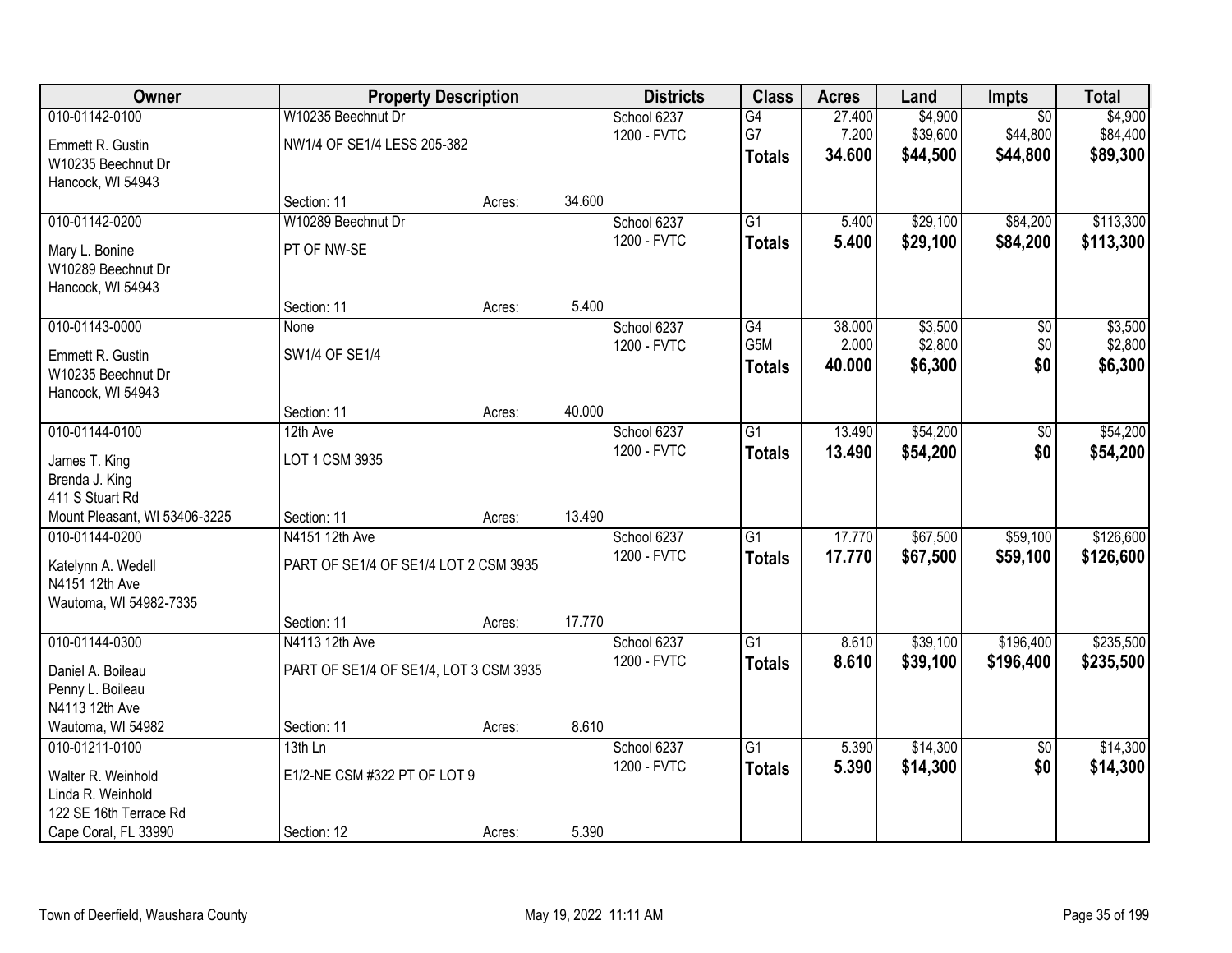| Owner | Property Description | | | Districts | Class | Acres | Land | Impts | Total |
|---|---|---|---|---|---|---|---|---|---|
| 010-01142-0100 | W10235 Beechnut Dr | | | School 6237 | G4 | 27.400 | $4,900 | $0 | $4,900 |
| Emmett R. Gustin<br>W10235 Beechnut Dr<br>Hancock, WI 54943 | NW1/4 OF SE1/4 LESS 205-382 | | | 1200 - FVTC | G7 | 7.200 | $39,600 | $44,800 | $84,400 |
| | | | | | **Totals** | **34.600** | **$44,500** | **$44,800** | **$89,300** |
| | Section: 11 | Acres: | 34.600 | | | | | | |
| 010-01142-0200 | W10289 Beechnut Dr | | | School 6237 | G1 | 5.400 | $29,100 | $84,200 | $113,300 |
| Mary L. Bonine<br>W10289 Beechnut Dr<br>Hancock, WI 54943 | PT OF NW-SE | | | 1200 - FVTC | **Totals** | **5.400** | **$29,100** | **$84,200** | **$113,300** |
| | Section: 11 | Acres: | 5.400 | | | | | | |
| 010-01143-0000 | None | | | School 6237 | G4 | 38.000 | $3,500 | $0 | $3,500 |
| Emmett R. Gustin<br>W10235 Beechnut Dr<br>Hancock, WI 54943 | SW1/4 OF SE1/4 | | | 1200 - FVTC | G5M | 2.000 | $2,800 | $0 | $2,800 |
| | | | | | **Totals** | **40.000** | **$6,300** | **$0** | **$6,300** |
| | Section: 11 | Acres: | 40.000 | | | | | | |
| 010-01144-0100 | 12th Ave | | | School 6237 | G1 | 13.490 | $54,200 | $0 | $54,200 |
| James T. King<br>Brenda J. King<br>411 S Stuart Rd<br>Mount Pleasant, WI 53406-3225 | LOT 1 CSM 3935 | | | 1200 - FVTC | **Totals** | **13.490** | **$54,200** | **$0** | **$54,200** |
| | Section: 11 | Acres: | 13.490 | | | | | | |
| 010-01144-0200 | N4151 12th Ave | | | School 6237 | G1 | 17.770 | $67,500 | $59,100 | $126,600 |
| Katelynn A. Wedell<br>N4151 12th Ave<br>Wautoma, WI 54982-7335 | PART OF SE1/4 OF SE1/4 LOT 2 CSM 3935 | | | 1200 - FVTC | **Totals** | **17.770** | **$67,500** | **$59,100** | **$126,600** |
| | Section: 11 | Acres: | 17.770 | | | | | | |
| 010-01144-0300 | N4113 12th Ave | | | School 6237 | G1 | 8.610 | $39,100 | $196,400 | $235,500 |
| Daniel A. Boileau<br>Penny L. Boileau<br>N4113 12th Ave<br>Wautoma, WI 54982 | PART OF SE1/4 OF SE1/4, LOT 3 CSM 3935 | | | 1200 - FVTC | **Totals** | **8.610** | **$39,100** | **$196,400** | **$235,500** |
| | Section: 11 | Acres: | 8.610 | | | | | | |
| 010-01211-0100 | 13th Ln | | | School 6237 | G1 | 5.390 | $14,300 | $0 | $14,300 |
| Walter R. Weinhold<br>Linda R. Weinhold<br>122 SE 16th Terrace Rd<br>Cape Coral, FL 33990 | E1/2-NE CSM #322 PT OF LOT 9 | | | 1200 - FVTC | **Totals** | **5.390** | **$14,300** | **$0** | **$14,300** |
| | Section: 12 | Acres: | 5.390 | | | | | | |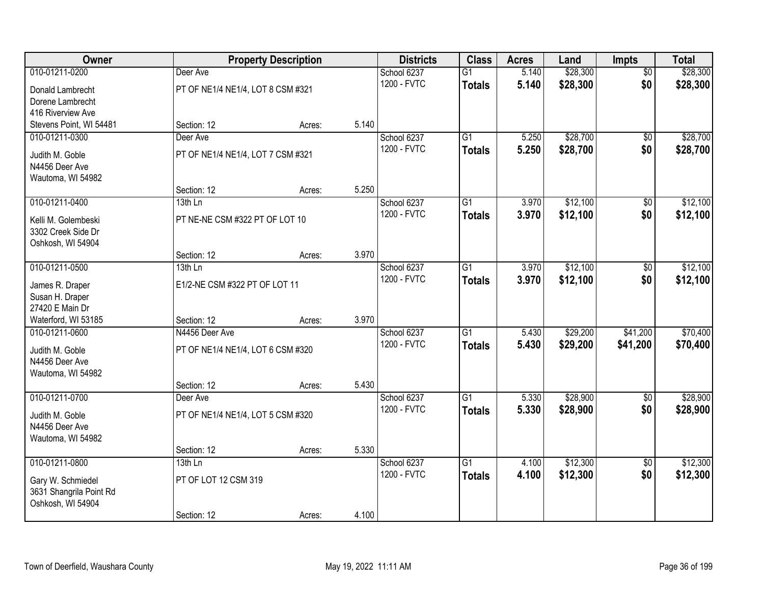| Owner | Property Description | | | Districts | Class | Acres | Land | Impts | Total |
|---|---|---|---|---|---|---|---|---|---|
| 010-01211-0200 | Deer Ave | | | School 6237 | G1 | 5.140 | $28,300 | $0 | $28,300 |
| Donald Lambrecht<br>Dorene Lambrecht<br>416 Riverview Ave<br>Stevens Point, WI 54481 | PT OF NE1/4 NE1/4, LOT 8 CSM #321 | | | 1200 - FVTC | **Totals** | **5.140** | **$28,300** | **$0** | **$28,300** |
| | Section: 12 | Acres: | 5.140 | | | | | | |
| 010-01211-0300 | Deer Ave | | | School 6237 | G1 | 5.250 | $28,700 | $0 | $28,700 |
| Judith M. Goble<br>N4456 Deer Ave<br>Wautoma, WI 54982 | PT OF NE1/4 NE1/4, LOT 7 CSM #321 | | | 1200 - FVTC | **Totals** | **5.250** | **$28,700** | **$0** | **$28,700** |
| | Section: 12 | Acres: | 5.250 | | | | | | |
| 010-01211-0400 | 13th Ln | | | School 6237 | G1 | 3.970 | $12,100 | $0 | $12,100 |
| Kelli M. Golembeski<br>3302 Creek Side Dr<br>Oshkosh, WI 54904 | PT NE-NE CSM #322 PT OF LOT 10 | | | 1200 - FVTC | **Totals** | **3.970** | **$12,100** | **$0** | **$12,100** |
| | Section: 12 | Acres: | 3.970 | | | | | | |
| 010-01211-0500 | 13th Ln | | | School 6237 | G1 | 3.970 | $12,100 | $0 | $12,100 |
| James R. Draper<br>Susan H. Draper<br>27420 E Main Dr<br>Waterford, WI 53185 | E1/2-NE CSM #322 PT OF LOT 11 | | | 1200 - FVTC | **Totals** | **3.970** | **$12,100** | **$0** | **$12,100** |
| | Section: 12 | Acres: | 3.970 | | | | | | |
| 010-01211-0600 | N4456 Deer Ave | | | School 6237 | G1 | 5.430 | $29,200 | $41,200 | $70,400 |
| Judith M. Goble<br>N4456 Deer Ave<br>Wautoma, WI 54982 | PT OF NE1/4 NE1/4, LOT 6 CSM #320 | | | 1200 - FVTC | **Totals** | **5.430** | **$29,200** | **$41,200** | **$70,400** |
| | Section: 12 | Acres: | 5.430 | | | | | | |
| 010-01211-0700 | Deer Ave | | | School 6237 | G1 | 5.330 | $28,900 | $0 | $28,900 |
| Judith M. Goble<br>N4456 Deer Ave<br>Wautoma, WI 54982 | PT OF NE1/4 NE1/4, LOT 5 CSM #320 | | | 1200 - FVTC | **Totals** | **5.330** | **$28,900** | **$0** | **$28,900** |
| | Section: 12 | Acres: | 5.330 | | | | | | |
| 010-01211-0800 | 13th Ln | | | School 6237 | G1 | 4.100 | $12,300 | $0 | $12,300 |
| Gary W. Schmiedel<br>3631 Shangrila Point Rd<br>Oshkosh, WI 54904 | PT OF LOT 12 CSM 319 | | | 1200 - FVTC | **Totals** | **4.100** | **$12,300** | **$0** | **$12,300** |
| | Section: 12 | Acres: | 4.100 | | | | | | |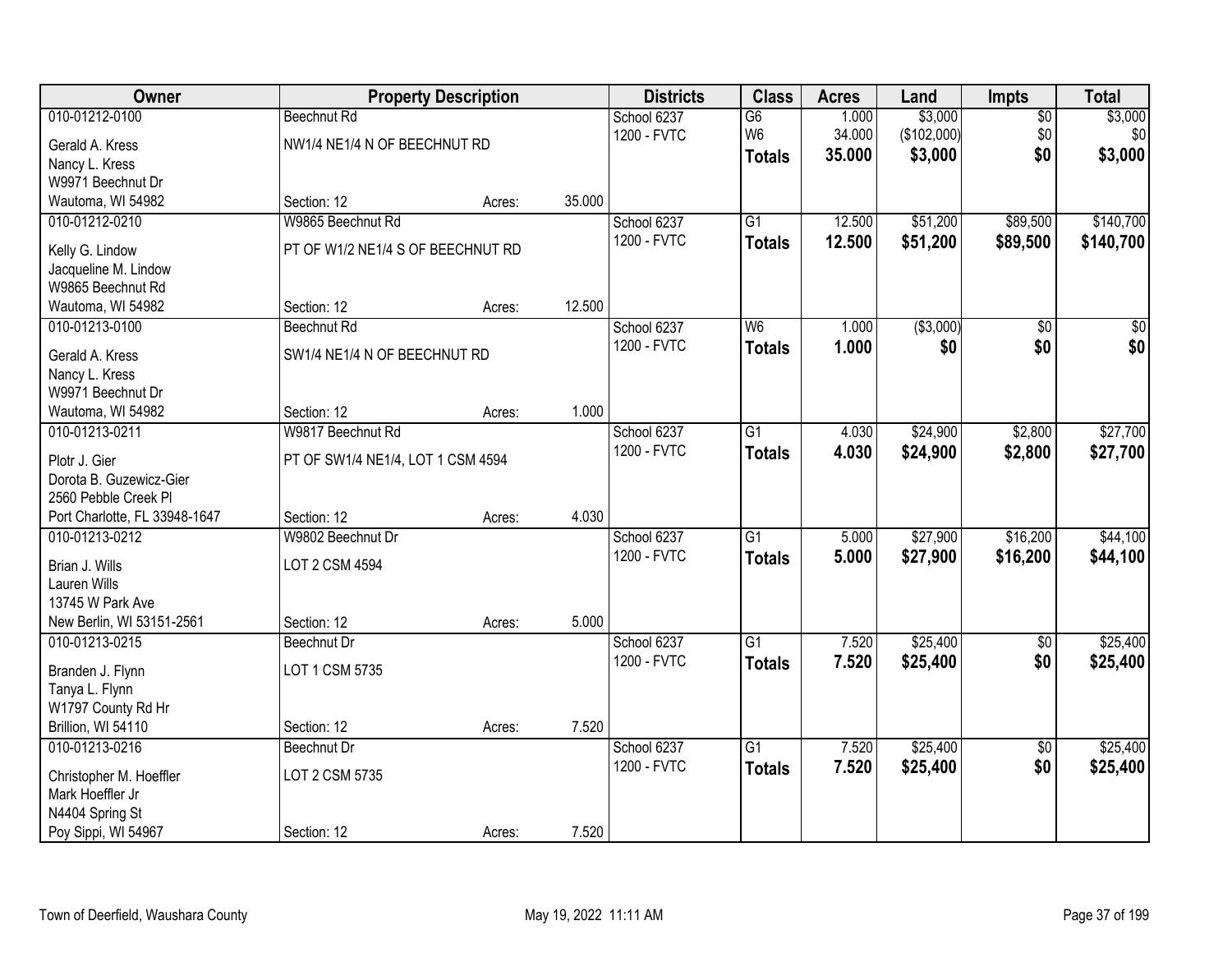| Owner | Property Description | | | Districts | Class | Acres | Land | Impts | Total |
|---|---|---|---|---|---|---|---|---|---|
| 010-01212-0100 | Beechnut Rd | | | School 6237 | G6 | 1.000 | $3,000 | $0 | $3,000 |
| Gerald A. Kress | NW1/4 NE1/4 N OF BEECHNUT RD | | | 1200 - FVTC | W6 | 34.000 | ($102,000) | $0 | $0 |
| Nancy L. Kress | | | | | **Totals** | **35.000** | **$3,000** | **$0** | **$3,000** |
| W9971 Beechnut Dr | | | | | | | | | |
| Wautoma, WI 54982 | Section: 12 | Acres: | 35.000 | | | | | | |
| 010-01212-0210 | W9865 Beechnut Rd | | | School 6237 | G1 | 12.500 | $51,200 | $89,500 | $140,700 |
| Kelly G. Lindow | PT OF W1/2 NE1/4 S OF BEECHNUT RD | | | 1200 - FVTC | **Totals** | **12.500** | **$51,200** | **$89,500** | **$140,700** |
| Jacqueline M. Lindow | | | | | | | | | |
| W9865 Beechnut Rd | | | | | | | | | |
| Wautoma, WI 54982 | Section: 12 | Acres: | 12.500 | | | | | | |
| 010-01213-0100 | Beechnut Rd | | | School 6237 | W6 | 1.000 | ($3,000) | $0 | $0 |
| Gerald A. Kress | SW1/4 NE1/4 N OF BEECHNUT RD | | | 1200 - FVTC | **Totals** | **1.000** | **$0** | **$0** | **$0** |
| Nancy L. Kress | | | | | | | | | |
| W9971 Beechnut Dr | | | | | | | | | |
| Wautoma, WI 54982 | Section: 12 | Acres: | 1.000 | | | | | | |
| 010-01213-0211 | W9817 Beechnut Rd | | | School 6237 | G1 | 4.030 | $24,900 | $2,800 | $27,700 |
| Plotr J. Gier | PT OF SW1/4 NE1/4, LOT 1 CSM 4594 | | | 1200 - FVTC | **Totals** | **4.030** | **$24,900** | **$2,800** | **$27,700** |
| Dorota B. Guzewicz-Gier | | | | | | | | | |
| 2560 Pebble Creek Pl | | | | | | | | | |
| Port Charlotte, FL 33948-1647 | Section: 12 | Acres: | 4.030 | | | | | | |
| 010-01213-0212 | W9802 Beechnut Dr | | | School 6237 | G1 | 5.000 | $27,900 | $16,200 | $44,100 |
| Brian J. Wills | LOT 2 CSM 4594 | | | 1200 - FVTC | **Totals** | **5.000** | **$27,900** | **$16,200** | **$44,100** |
| Lauren Wills | | | | | | | | | |
| 13745 W Park Ave | | | | | | | | | |
| New Berlin, WI 53151-2561 | Section: 12 | Acres: | 5.000 | | | | | | |
| 010-01213-0215 | Beechnut Dr | | | School 6237 | G1 | 7.520 | $25,400 | $0 | $25,400 |
| Branden J. Flynn | LOT 1 CSM 5735 | | | 1200 - FVTC | **Totals** | **7.520** | **$25,400** | **$0** | **$25,400** |
| Tanya L. Flynn | | | | | | | | | |
| W1797 County Rd Hr | | | | | | | | | |
| Brillion, WI 54110 | Section: 12 | Acres: | 7.520 | | | | | | |
| 010-01213-0216 | Beechnut Dr | | | School 6237 | G1 | 7.520 | $25,400 | $0 | $25,400 |
| Christopher M. Hoeffler | LOT 2 CSM 5735 | | | 1200 - FVTC | **Totals** | **7.520** | **$25,400** | **$0** | **$25,400** |
| Mark Hoeffler Jr | | | | | | | | | |
| N4404 Spring St | | | | | | | | | |
| Poy Sippi, WI 54967 | Section: 12 | Acres: | 7.520 | | | | | | |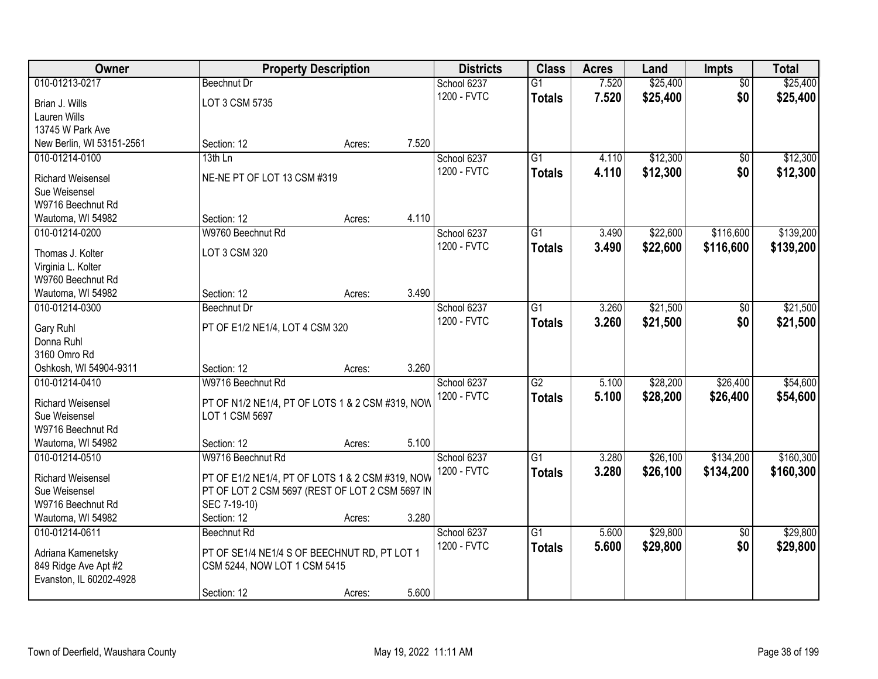| Owner | Property Description | | | Districts | Class | Acres | Land | Impts | Total |
|---|---|---|---|---|---|---|---|---|---|
| 010-01213-0217 | Beechnut Dr | | | School 6237 | G1 | 7.520 | $25,400 | $0 | $25,400 |
| Brian J. Wills<br>Lauren Wills<br>13745 W Park Ave<br>New Berlin, WI 53151-2561 | LOT 3 CSM 5735 | | | 1200 - FVTC | **Totals** | **7.520** | **$25,400** | **$0** | **$25,400** |
| | Section: 12 | Acres: | 7.520 | | | | | | |
| 010-01214-0100 | 13th Ln | | | School 6237 | G1 | 4.110 | $12,300 | $0 | $12,300 |
| Richard Weisensel<br>Sue Weisensel<br>W9716 Beechnut Rd<br>Wautoma, WI 54982 | NE-NE PT OF LOT 13 CSM #319 | | | 1200 - FVTC | **Totals** | **4.110** | **$12,300** | **$0** | **$12,300** |
| | Section: 12 | Acres: | 4.110 | | | | | | |
| 010-01214-0200 | W9760 Beechnut Rd | | | School 6237 | G1 | 3.490 | $22,600 | $116,600 | $139,200 |
| Thomas J. Kolter<br>Virginia L. Kolter<br>W9760 Beechnut Rd<br>Wautoma, WI 54982 | LOT 3 CSM 320 | | | 1200 - FVTC | **Totals** | **3.490** | **$22,600** | **$116,600** | **$139,200** |
| | Section: 12 | Acres: | 3.490 | | | | | | |
| 010-01214-0300 | Beechnut Dr | | | School 6237 | G1 | 3.260 | $21,500 | $0 | $21,500 |
| Gary Ruhl<br>Donna Ruhl<br>3160 Omro Rd<br>Oshkosh, WI 54904-9311 | PT OF E1/2 NE1/4, LOT 4 CSM 320 | | | 1200 - FVTC | **Totals** | **3.260** | **$21,500** | **$0** | **$21,500** |
| | Section: 12 | Acres: | 3.260 | | | | | | |
| 010-01214-0410 | W9716 Beechnut Rd | | | School 6237 | G2 | 5.100 | $28,200 | $26,400 | $54,600 |
| Richard Weisensel<br>Sue Weisensel<br>W9716 Beechnut Rd<br>Wautoma, WI 54982 | PT OF N1/2 NE1/4, PT OF LOTS 1 & 2 CSM #319, NOW LOT 1 CSM 5697 | | | 1200 - FVTC | **Totals** | **5.100** | **$28,200** | **$26,400** | **$54,600** |
| | Section: 12 | Acres: | 5.100 | | | | | | |
| 010-01214-0510 | W9716 Beechnut Rd | | | School 6237 | G1 | 3.280 | $26,100 | $134,200 | $160,300 |
| Richard Weisensel<br>Sue Weisensel<br>W9716 Beechnut Rd<br>Wautoma, WI 54982 | PT OF E1/2 NE1/4, PT OF LOTS 1 & 2 CSM #319, NOW PT OF LOT 2 CSM 5697 (REST OF LOT 2 CSM 5697 IN SEC 7-19-10) | | | 1200 - FVTC | **Totals** | **3.280** | **$26,100** | **$134,200** | **$160,300** |
| | Section: 12 | Acres: | 3.280 | | | | | | |
| 010-01214-0611 | Beechnut Rd | | | School 6237 | G1 | 5.600 | $29,800 | $0 | $29,800 |
| Adriana Kamenetsky<br>849 Ridge Ave Apt #2<br>Evanston, IL 60202-4928 | PT OF SE1/4 NE1/4 S OF BEECHNUT RD, PT LOT 1 CSM 5244, NOW LOT 1 CSM 5415 | | | 1200 - FVTC | **Totals** | **5.600** | **$29,800** | **$0** | **$29,800** |
| | Section: 12 | Acres: | 5.600 | | | | | | |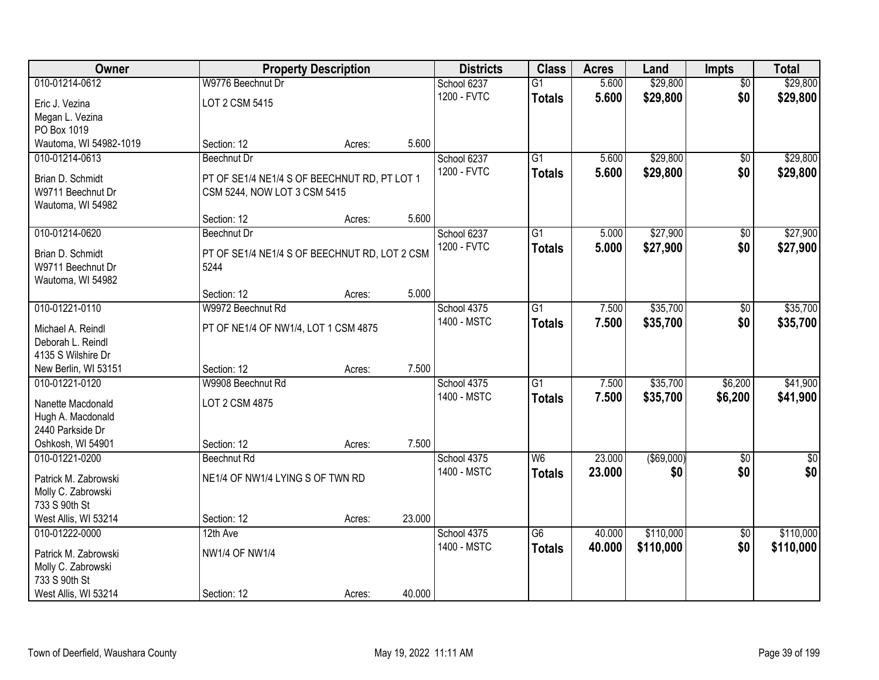| Owner | Property Description | | | Districts | Class | Acres | Land | Impts | Total |
|---|---|---|---|---|---|---|---|---|---|
| 010-01214-0612 | W9776 Beechnut Dr | | | School 6237 | G1 | 5.600 | $29,800 | $0 | $29,800 |
| Eric J. Vezina<br>Megan L. Vezina<br>PO Box 1019<br>Wautoma, WI 54982-1019 | LOT 2 CSM 5415<br><br>Section: 12 | Acres: | 5.600 | 1200 - FVTC | **Totals** | **5.600** | **$29,800** | **$0** | **$29,800** |
| 010-01214-0613 | Beechnut Dr | | | School 6237 | G1 | 5.600 | $29,800 | $0 | $29,800 |
| Brian D. Schmidt<br>W9711 Beechnut Dr<br>Wautoma, WI 54982 | PT OF SE1/4 NE1/4 S OF BEECHNUT RD, PT LOT 1 CSM 5244, NOW LOT 3 CSM 5415<br><br>Section: 12 | Acres: | 5.600 | 1200 - FVTC | **Totals** | **5.600** | **$29,800** | **$0** | **$29,800** |
| 010-01214-0620 | Beechnut Dr | | | School 6237 | G1 | 5.000 | $27,900 | $0 | $27,900 |
| Brian D. Schmidt<br>W9711 Beechnut Dr<br>Wautoma, WI 54982 | PT OF SE1/4 NE1/4 S OF BEECHNUT RD, LOT 2 CSM 5244<br><br>Section: 12 | Acres: | 5.000 | 1200 - FVTC | **Totals** | **5.000** | **$27,900** | **$0** | **$27,900** |
| 010-01221-0110 | W9972 Beechnut Rd | | | School 4375 | G1 | 7.500 | $35,700 | $0 | $35,700 |
| Michael A. Reindl<br>Deborah L. Reindl<br>4135 S Wilshire Dr<br>New Berlin, WI 53151 | PT OF NE1/4 OF NW1/4, LOT 1 CSM 4875<br><br>Section: 12 | Acres: | 7.500 | 1400 - MSTC | **Totals** | **7.500** | **$35,700** | **$0** | **$35,700** |
| 010-01221-0120 | W9908 Beechnut Rd | | | School 4375 | G1 | 7.500 | $35,700 | $6,200 | $41,900 |
| Nanette Macdonald<br>Hugh A. Macdonald<br>2440 Parkside Dr<br>Oshkosh, WI 54901 | LOT 2 CSM 4875<br><br>Section: 12 | Acres: | 7.500 | 1400 - MSTC | **Totals** | **7.500** | **$35,700** | **$6,200** | **$41,900** |
| 010-01221-0200 | Beechnut Rd | | | School 4375 | W6 | 23.000 | ($69,000) | $0 | $0 |
| Patrick M. Zabrowski<br>Molly C. Zabrowski<br>733 S 90th St<br>West Allis, WI 53214 | NE1/4 OF NW1/4 LYING S OF TWN RD<br><br>Section: 12 | Acres: | 23.000 | 1400 - MSTC | **Totals** | **23.000** | **$0** | **$0** | **$0** |
| 010-01222-0000 | 12th Ave | | | School 4375 | G6 | 40.000 | $110,000 | $0 | $110,000 |
| Patrick M. Zabrowski<br>Molly C. Zabrowski<br>733 S 90th St<br>West Allis, WI 53214 | NW1/4 OF NW1/4<br><br>Section: 12 | Acres: | 40.000 | 1400 - MSTC | **Totals** | **40.000** | **$110,000** | **$0** | **$110,000** |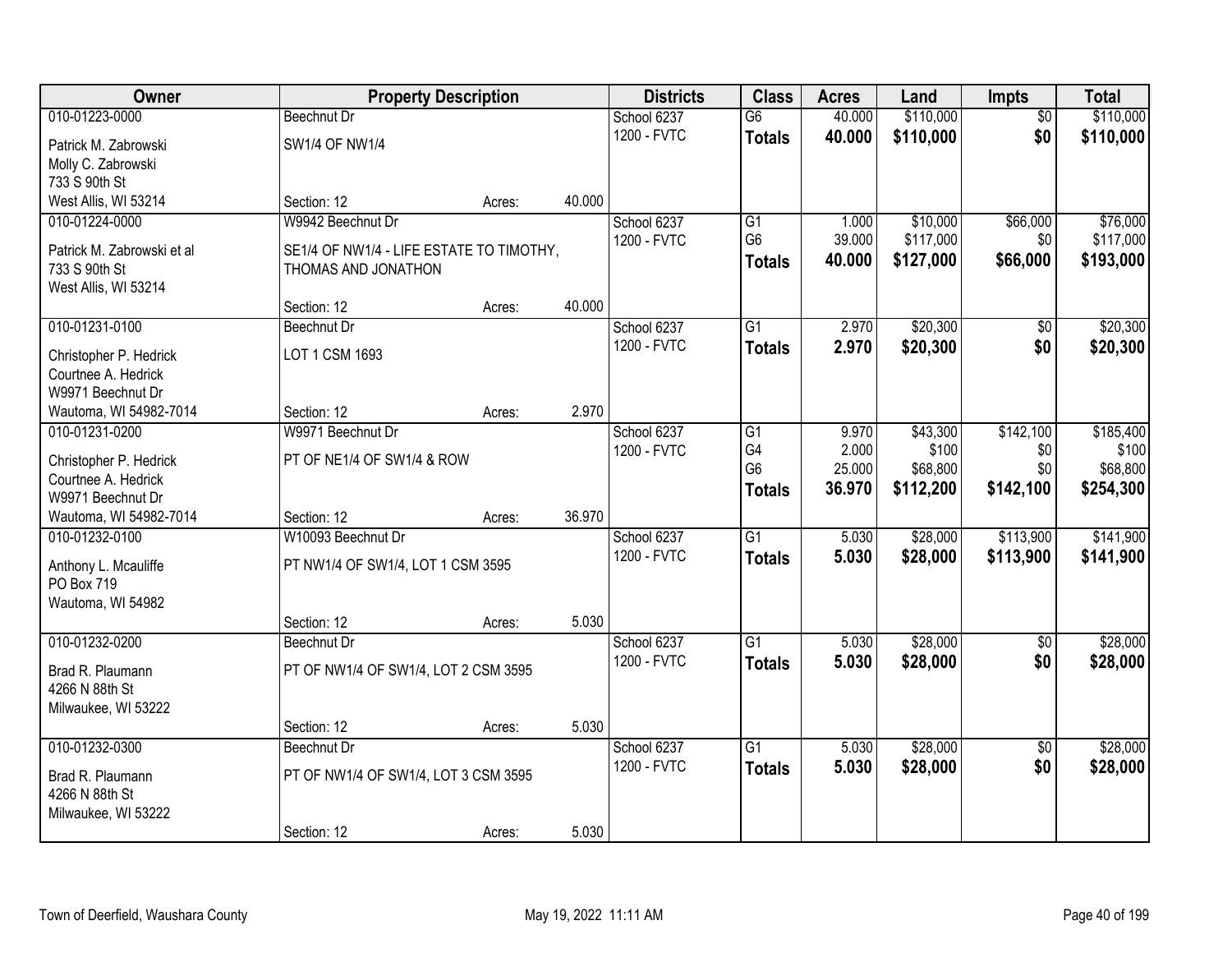| Owner | Property Description | | | Districts | Class | Acres | Land | Impts | Total |
|---|---|---|---|---|---|---|---|---|---|
| 010-01223-0000 | Beechnut Dr | | | School 6237 | G6 | 40.000 | $110,000 | $0 | $110,000 |
| Patrick M. Zabrowski<br>Molly C. Zabrowski<br>733 S 90th St<br>West Allis, WI 53214 | SW1/4 OF NW1/4 | | | 1200 - FVTC | **Totals** | **40.000** | **$110,000** | **$0** | **$110,000** |
| | Section: 12 | Acres: | 40.000 | | | | | | |
| 010-01224-0000 | W9942 Beechnut Dr | | | School 6237 | G1 | 1.000 | $10,000 | $66,000 | $76,000 |
| Patrick M. Zabrowski et al<br>733 S 90th St<br>West Allis, WI 53214 | SE1/4 OF NW1/4 - LIFE ESTATE TO TIMOTHY, THOMAS AND JONATHON | | | 1200 - FVTC | G6 | 39.000 | $117,000 | $0 | $117,000 |
| | | | | | **Totals** | **40.000** | **$127,000** | **$66,000** | **$193,000** |
| | Section: 12 | Acres: | 40.000 | | | | | | |
| 010-01231-0100 | Beechnut Dr | | | School 6237 | G1 | 2.970 | $20,300 | $0 | $20,300 |
| Christopher P. Hedrick<br>Courtnee A. Hedrick<br>W9971 Beechnut Dr<br>Wautoma, WI 54982-7014 | LOT 1 CSM 1693 | | | 1200 - FVTC | **Totals** | **2.970** | **$20,300** | **$0** | **$20,300** |
| | Section: 12 | Acres: | 2.970 | | | | | | |
| 010-01231-0200 | W9971 Beechnut Dr | | | School 6237 | G1 | 9.970 | $43,300 | $142,100 | $185,400 |
| Christopher P. Hedrick<br>Courtnee A. Hedrick<br>W9971 Beechnut Dr<br>Wautoma, WI 54982-7014 | PT OF NE1/4 OF SW1/4 & ROW | | | 1200 - FVTC | G4 | 2.000 | $100 | $0 | $100 |
| | | | | | G6 | 25.000 | $68,800 | $0 | $68,800 |
| | | | | | **Totals** | **36.970** | **$112,200** | **$142,100** | **$254,300** |
| | Section: 12 | Acres: | 36.970 | | | | | | |
| 010-01232-0100 | W10093 Beechnut Dr | | | School 6237 | G1 | 5.030 | $28,000 | $113,900 | $141,900 |
| Anthony L. Mcauliffe<br>PO Box 719<br>Wautoma, WI 54982 | PT NW1/4 OF SW1/4, LOT 1 CSM 3595 | | | 1200 - FVTC | **Totals** | **5.030** | **$28,000** | **$113,900** | **$141,900** |
| | Section: 12 | Acres: | 5.030 | | | | | | |
| 010-01232-0200 | Beechnut Dr | | | School 6237 | G1 | 5.030 | $28,000 | $0 | $28,000 |
| Brad R. Plaumann<br>4266 N 88th St<br>Milwaukee, WI 53222 | PT OF NW1/4 OF SW1/4, LOT 2 CSM 3595 | | | 1200 - FVTC | **Totals** | **5.030** | **$28,000** | **$0** | **$28,000** |
| | Section: 12 | Acres: | 5.030 | | | | | | |
| 010-01232-0300 | Beechnut Dr | | | School 6237 | G1 | 5.030 | $28,000 | $0 | $28,000 |
| Brad R. Plaumann<br>4266 N 88th St<br>Milwaukee, WI 53222 | PT OF NW1/4 OF SW1/4, LOT 3 CSM 3595 | | | 1200 - FVTC | **Totals** | **5.030** | **$28,000** | **$0** | **$28,000** |
| | Section: 12 | Acres: | 5.030 | | | | | | |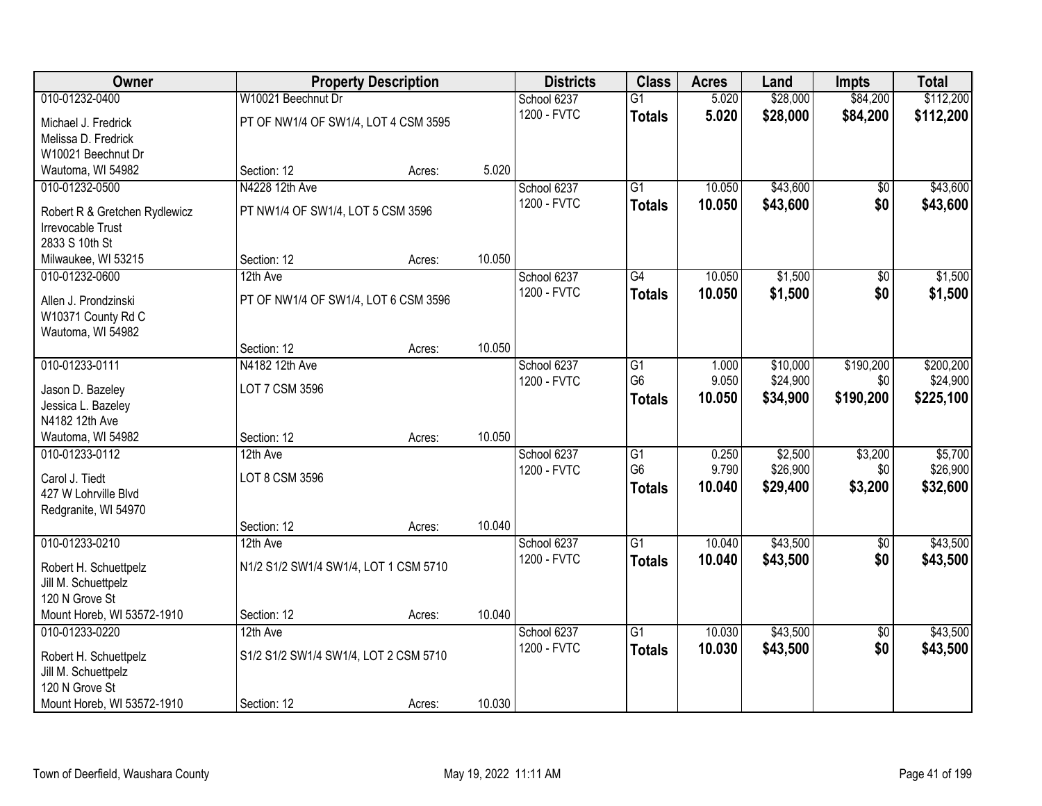| Owner | Property Description | | | Districts | Class | Acres | Land | Impts | Total |
|---|---|---|---|---|---|---|---|---|---|
| 010-01232-0400 | W10021 Beechnut Dr | | | School 6237 | G1 | 5.020 | $28,000 | $84,200 | $112,200 |
| Michael J. Fredrick<br>Melissa D. Fredrick<br>W10021 Beechnut Dr<br>Wautoma, WI 54982 | PT OF NW1/4 OF SW1/4, LOT 4 CSM 3595 | | | 1200 - FVTC | **Totals** | **5.020** | **$28,000** | **$84,200** | **$112,200** |
| | Section: 12 | Acres: | 5.020 | | | | | | |
| 010-01232-0500 | N4228 12th Ave | | | School 6237 | G1 | 10.050 | $43,600 | $0 | $43,600 |
| Robert R & Gretchen Rydlewicz<br>Irrevocable Trust<br>2833 S 10th St<br>Milwaukee, WI 53215 | PT NW1/4 OF SW1/4, LOT 5 CSM 3596 | | | 1200 - FVTC | **Totals** | **10.050** | **$43,600** | **$0** | **$43,600** |
| | Section: 12 | Acres: | 10.050 | | | | | | |
| 010-01232-0600 | 12th Ave | | | School 6237 | G4 | 10.050 | $1,500 | $0 | $1,500 |
| Allen J. Prondzinski<br>W10371 County Rd C<br>Wautoma, WI 54982 | PT OF NW1/4 OF SW1/4, LOT 6 CSM 3596 | | | 1200 - FVTC | **Totals** | **10.050** | **$1,500** | **$0** | **$1,500** |
| | Section: 12 | Acres: | 10.050 | | | | | | |
| 010-01233-0111 | N4182 12th Ave | | | School 6237 | G1 | 1.000 | $10,000 | $190,200 | $200,200 |
| Jason D. Bazeley<br>Jessica L. Bazeley<br>N4182 12th Ave<br>Wautoma, WI 54982 | LOT 7 CSM 3596 | | | 1200 - FVTC | G6 | 9.050 | $24,900 | $0 | $24,900 |
| | | | | | **Totals** | **10.050** | **$34,900** | **$190,200** | **$225,100** |
| | Section: 12 | Acres: | 10.050 | | | | | | |
| 010-01233-0112 | 12th Ave | | | School 6237 | G1 | 0.250 | $2,500 | $3,200 | $5,700 |
| Carol J. Tiedt<br>427 W Lohrville Blvd<br>Redgranite, WI 54970 | LOT 8 CSM 3596 | | | 1200 - FVTC | G6 | 9.790 | $26,900 | $0 | $26,900 |
| | | | | | **Totals** | **10.040** | **$29,400** | **$3,200** | **$32,600** |
| | Section: 12 | Acres: | 10.040 | | | | | | |
| 010-01233-0210 | 12th Ave | | | School 6237 | G1 | 10.040 | $43,500 | $0 | $43,500 |
| Robert H. Schuettpelz<br>Jill M. Schuettpelz<br>120 N Grove St<br>Mount Horeb, WI 53572-1910 | N1/2 S1/2 SW1/4 SW1/4, LOT 1 CSM 5710 | | | 1200 - FVTC | **Totals** | **10.040** | **$43,500** | **$0** | **$43,500** |
| | Section: 12 | Acres: | 10.040 | | | | | | |
| 010-01233-0220 | 12th Ave | | | School 6237 | G1 | 10.030 | $43,500 | $0 | $43,500 |
| Robert H. Schuettpelz<br>Jill M. Schuettpelz<br>120 N Grove St<br>Mount Horeb, WI 53572-1910 | S1/2 S1/2 SW1/4 SW1/4, LOT 2 CSM 5710 | | | 1200 - FVTC | **Totals** | **10.030** | **$43,500** | **$0** | **$43,500** |
| | Section: 12 | Acres: | 10.030 | | | | | | |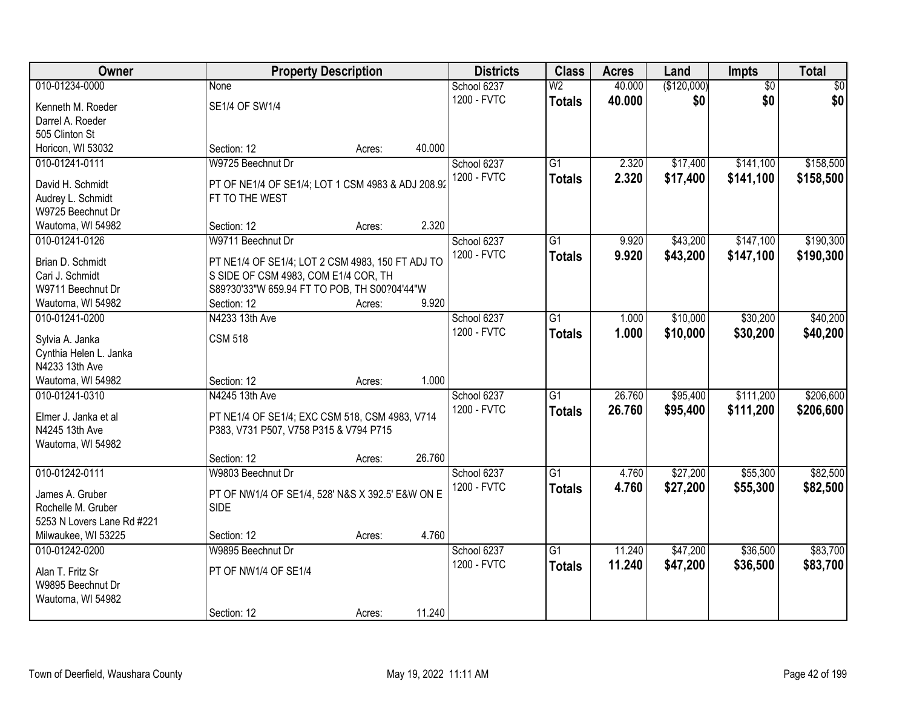| Owner | Property Description | Districts | Class | Acres | Land | Impts | Total |
|---|---|---|---|---|---|---|---|
| 010-01234-0000<br>Kenneth M. Roeder<br>Darrel A. Roeder<br>505 Clinton St<br>Horicon, WI 53032 | None<br>SE1/4 OF SW1/4<br>Section: 12 Acres: 40.000 | School 6237<br>1200 - FVTC | W2<br>**Totals** | 40.000<br>**40.000** | ($120,000)<br>**$0** | $0<br>**$0** | $0<br>**$0** |
| 010-01241-0111<br>David H. Schmidt<br>Audrey L. Schmidt<br>W9725 Beechnut Dr<br>Wautoma, WI 54982 | W9725 Beechnut Dr<br>PT OF NE1/4 OF SE1/4; LOT 1 CSM 4983 & ADJ 208.92 FT TO THE WEST<br>Section: 12 Acres: 2.320 | School 6237<br>1200 - FVTC | G1<br>**Totals** | 2.320<br>**2.320** | $17,400<br>**$17,400** | $141,100<br>**$141,100** | $158,500<br>**$158,500** |
| 010-01241-0126<br>Brian D. Schmidt<br>Cari J. Schmidt<br>W9711 Beechnut Dr<br>Wautoma, WI 54982 | W9711 Beechnut Dr<br>PT NE1/4 OF SE1/4; LOT 2 CSM 4983, 150 FT ADJ TO S SIDE OF CSM 4983, COM E1/4 COR, TH S89?30'33"W 659.94 FT TO POB, TH S00?04'44"W<br>Section: 12 Acres: 9.920 | School 6237<br>1200 - FVTC | G1<br>**Totals** | 9.920<br>**9.920** | $43,200<br>**$43,200** | $147,100<br>**$147,100** | $190,300<br>**$190,300** |
| 010-01241-0200<br>Sylvia A. Janka<br>Cynthia Helen L. Janka<br>N4233 13th Ave<br>Wautoma, WI 54982 | N4233 13th Ave<br>CSM 518<br>Section: 12 Acres: 1.000 | School 6237<br>1200 - FVTC | G1<br>**Totals** | 1.000<br>**1.000** | $10,000<br>**$10,000** | $30,200<br>**$30,200** | $40,200<br>**$40,200** |
| 010-01241-0310<br>Elmer J. Janka et al<br>N4245 13th Ave<br>Wautoma, WI 54982 | N4245 13th Ave<br>PT NE1/4 OF SE1/4; EXC CSM 518, CSM 4983, V714 P383, V731 P507, V758 P315 & V794 P715<br>Section: 12 Acres: 26.760 | School 6237<br>1200 - FVTC | G1<br>**Totals** | 26.760<br>**26.760** | $95,400<br>**$95,400** | $111,200<br>**$111,200** | $206,600<br>**$206,600** |
| 010-01242-0111<br>James A. Gruber<br>Rochelle M. Gruber<br>5253 N Lovers Lane Rd #221<br>Milwaukee, WI 53225 | W9803 Beechnut Dr<br>PT OF NW1/4 OF SE1/4, 528' N&S X 392.5' E&W ON E SIDE<br>Section: 12 Acres: 4.760 | School 6237<br>1200 - FVTC | G1<br>**Totals** | 4.760<br>**4.760** | $27,200<br>**$27,200** | $55,300<br>**$55,300** | $82,500<br>**$82,500** |
| 010-01242-0200<br>Alan T. Fritz Sr<br>W9895 Beechnut Dr<br>Wautoma, WI 54982 | W9895 Beechnut Dr<br>PT OF NW1/4 OF SE1/4<br>Section: 12 Acres: 11.240 | School 6237<br>1200 - FVTC | G1<br>**Totals** | 11.240<br>**11.240** | $47,200<br>**$47,200** | $36,500<br>**$36,500** | $83,700<br>**$83,700** |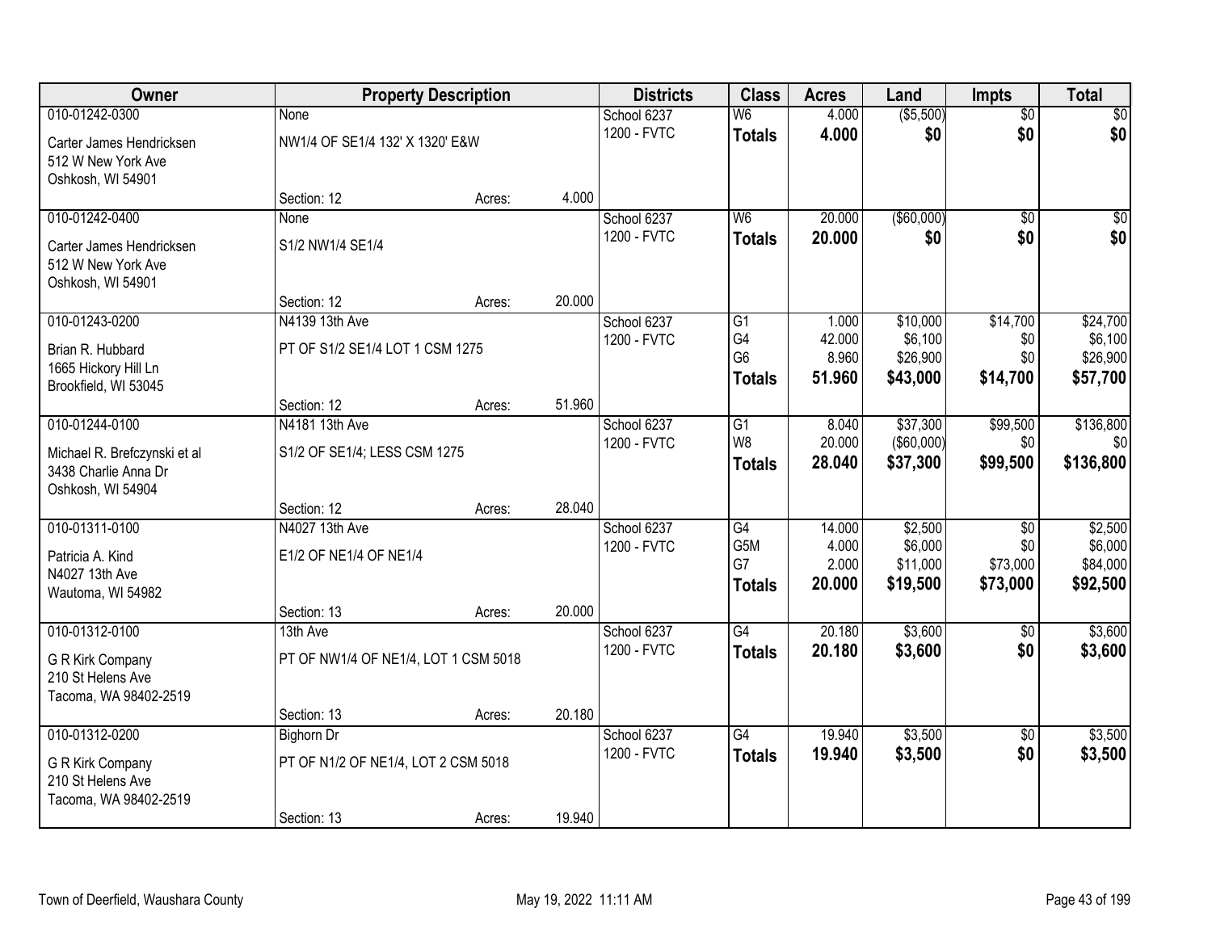| Owner | Property Description | | | Districts | Class | Acres | Land | Impts | Total |
|---|---|---|---|---|---|---|---|---|---|
| 010-01242-0300<br>Carter James Hendricksen<br>512 W New York Ave<br>Oshkosh, WI 54901 | None<br>NW1/4 OF SE1/4 132' X 1320' E&W<br>Section: 12 | Acres: | 4.000 | School 6237<br>1200 - FVTC | W6<br>**Totals** | 4.000<br>**4.000** | ($5,500)<br>**$0** | $0<br>**$0** | $0<br>**$0** |
| 010-01242-0400<br>Carter James Hendricksen<br>512 W New York Ave<br>Oshkosh, WI 54901 | None<br>S1/2 NW1/4 SE1/4<br>Section: 12 | Acres: | 20.000 | School 6237<br>1200 - FVTC | W6<br>**Totals** | 20.000<br>**20.000** | ($60,000)<br>**$0** | $0<br>**$0** | $0<br>**$0** |
| 010-01243-0200<br>Brian R. Hubbard<br>1665 Hickory Hill Ln<br>Brookfield, WI 53045 | N4139 13th Ave<br>PT OF S1/2 SE1/4 LOT 1 CSM 1275<br>Section: 12 | Acres: | 51.960 | School 6237<br>1200 - FVTC | G1<br>G4<br>G6<br>**Totals** | 1.000<br>42.000<br>8.960<br>**51.960** | $10,000<br>$6,100<br>$26,900<br>**$43,000** | $14,700<br>$0<br>$0<br>**$14,700** | $24,700<br>$6,100<br>$26,900<br>**$57,700** |
| 010-01244-0100<br>Michael R. Brefczynski et al<br>3438 Charlie Anna Dr<br>Oshkosh, WI 54904 | N4181 13th Ave<br>S1/2 OF SE1/4; LESS CSM 1275<br>Section: 12 | Acres: | 28.040 | School 6237<br>1200 - FVTC | G1<br>W8<br>**Totals** | 8.040<br>20.000<br>**28.040** | $37,300<br>($60,000)<br>**$37,300** | $99,500<br>$0<br>**$99,500** | $136,800<br>$0<br>**$136,800** |
| 010-01311-0100<br>Patricia A. Kind<br>N4027 13th Ave<br>Wautoma, WI 54982 | N4027 13th Ave<br>E1/2 OF NE1/4 OF NE1/4<br>Section: 13 | Acres: | 20.000 | School 6237<br>1200 - FVTC | G4<br>G5M<br>G7<br>**Totals** | 14.000<br>4.000<br>2.000<br>**20.000** | $2,500<br>$6,000<br>$11,000<br>**$19,500** | $0<br>$0<br>$73,000<br>**$73,000** | $2,500<br>$6,000<br>$84,000<br>**$92,500** |
| 010-01312-0100<br>G R Kirk Company<br>210 St Helens Ave<br>Tacoma, WA 98402-2519 | 13th Ave<br>PT OF NW1/4 OF NE1/4, LOT 1 CSM 5018<br>Section: 13 | Acres: | 20.180 | School 6237<br>1200 - FVTC | G4<br>**Totals** | 20.180<br>**20.180** | $3,600<br>**$3,600** | $0<br>**$0** | $3,600<br>**$3,600** |
| 010-01312-0200<br>G R Kirk Company<br>210 St Helens Ave<br>Tacoma, WA 98402-2519 | Bighorn Dr<br>PT OF N1/2 OF NE1/4, LOT 2 CSM 5018<br>Section: 13 | Acres: | 19.940 | School 6237<br>1200 - FVTC | G4<br>**Totals** | 19.940<br>**19.940** | $3,500<br>**$3,500** | $0<br>**$0** | $3,500<br>**$3,500** |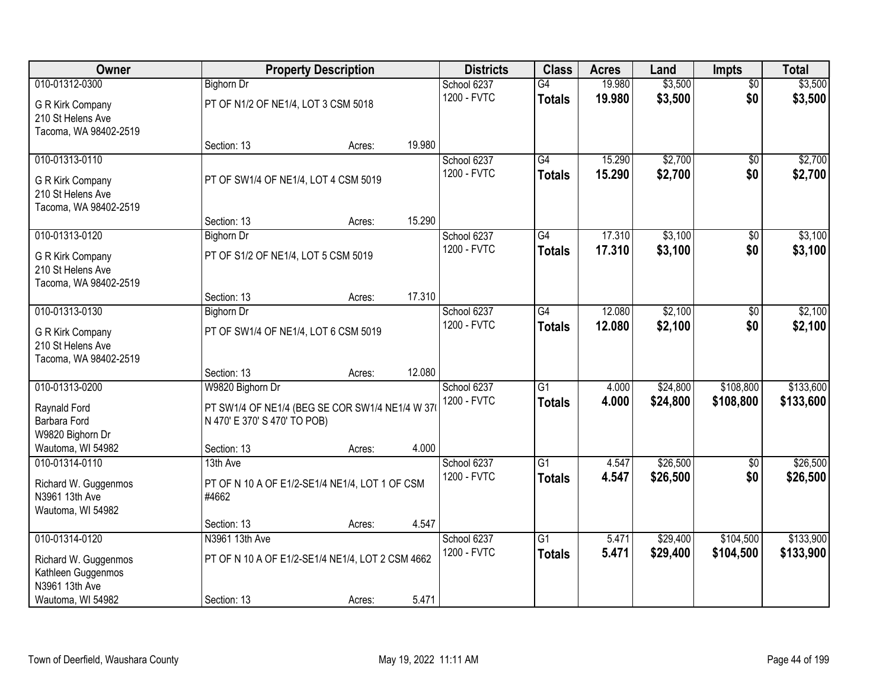| Owner | Property Description | Districts | Class | Acres | Land | Impts | Total |
|---|---|---|---|---|---|---|---|
| 010-01312-0300<br>G R Kirk Company<br>210 St Helens Ave<br>Tacoma, WA 98402-2519 | Bighorn Dr<br>PT OF N1/2 OF NE1/4, LOT 3 CSM 5018<br>Section: 13 Acres: 19.980 | School 6237<br>1200 - FVTC | G4<br>**Totals** | 19.980<br>**19.980** | $3,500<br>**$3,500** | $0<br>**$0** | $3,500<br>**$3,500** |
| 010-01313-0110<br>G R Kirk Company<br>210 St Helens Ave<br>Tacoma, WA 98402-2519 | PT OF SW1/4 OF NE1/4, LOT 4 CSM 5019<br>Section: 13 Acres: 15.290 | School 6237<br>1200 - FVTC | G4<br>**Totals** | 15.290<br>**15.290** | $2,700<br>**$2,700** | $0<br>**$0** | $2,700<br>**$2,700** |
| 010-01313-0120<br>G R Kirk Company<br>210 St Helens Ave<br>Tacoma, WA 98402-2519 | Bighorn Dr<br>PT OF S1/2 OF NE1/4, LOT 5 CSM 5019<br>Section: 13 Acres: 17.310 | School 6237<br>1200 - FVTC | G4<br>**Totals** | 17.310<br>**17.310** | $3,100<br>**$3,100** | $0<br>**$0** | $3,100<br>**$3,100** |
| 010-01313-0130<br>G R Kirk Company<br>210 St Helens Ave<br>Tacoma, WA 98402-2519 | Bighorn Dr<br>PT OF SW1/4 OF NE1/4, LOT 6 CSM 5019<br>Section: 13 Acres: 12.080 | School 6237<br>1200 - FVTC | G4<br>**Totals** | 12.080<br>**12.080** | $2,100<br>**$2,100** | $0<br>**$0** | $2,100<br>**$2,100** |
| 010-01313-0200<br>Raynald Ford<br>Barbara Ford<br>W9820 Bighorn Dr<br>Wautoma, WI 54982 | W9820 Bighorn Dr<br>PT SW1/4 OF NE1/4 (BEG SE COR SW1/4 NE1/4 W 370' N 470' E 370' S 470' TO POB)<br>Section: 13 Acres: 4.000 | School 6237<br>1200 - FVTC | G1<br>**Totals** | 4.000<br>**4.000** | $24,800<br>**$24,800** | $108,800<br>**$108,800** | $133,600<br>**$133,600** |
| 010-01314-0110<br>Richard W. Guggenmos<br>N3961 13th Ave<br>Wautoma, WI 54982 | 13th Ave<br>PT OF N 10 A OF E1/2-SE1/4 NE1/4, LOT 1 OF CSM #4662<br>Section: 13 Acres: 4.547 | School 6237<br>1200 - FVTC | G1<br>**Totals** | 4.547<br>**4.547** | $26,500<br>**$26,500** | $0<br>**$0** | $26,500<br>**$26,500** |
| 010-01314-0120<br>Richard W. Guggenmos<br>Kathleen Guggenmos<br>N3961 13th Ave<br>Wautoma, WI 54982 | N3961 13th Ave<br>PT OF N 10 A OF E1/2-SE1/4 NE1/4, LOT 2 CSM 4662<br>Section: 13 Acres: 5.471 | School 6237<br>1200 - FVTC | G1<br>**Totals** | 5.471<br>**5.471** | $29,400<br>**$29,400** | $104,500<br>**$104,500** | $133,900<br>**$133,900** |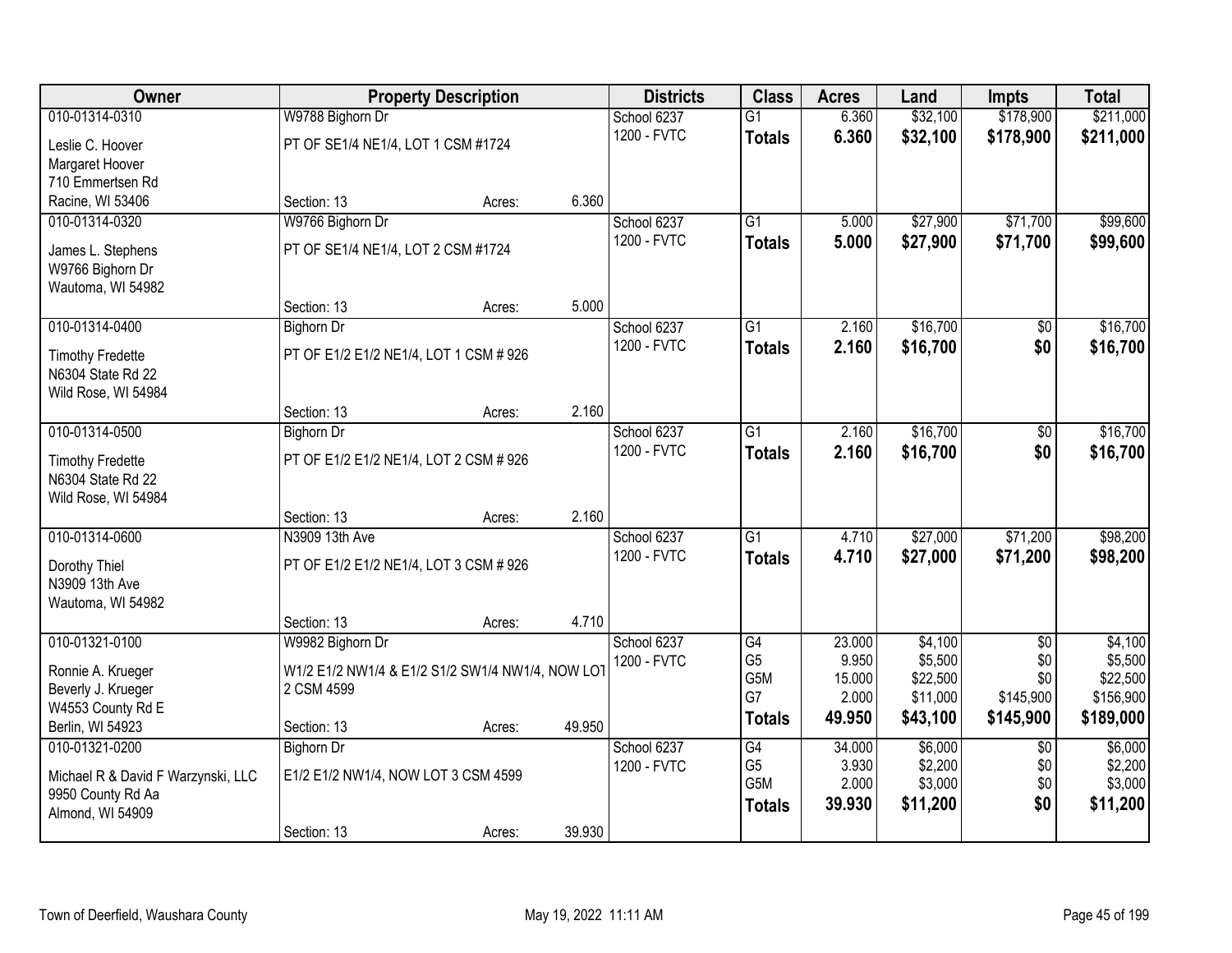| Owner | Property Description | | | Districts | Class | Acres | Land | Impts | Total |
|---|---|---|---|---|---|---|---|---|---|
| 010-01314-0310 | W9788 Bighorn Dr | | | School 6237 | G1 | 6.360 | $32,100 | $178,900 | $211,000 |
| Leslie C. Hoover<br>Margaret Hoover<br>710 Emmertsen Rd<br>Racine, WI 53406 | PT OF SE1/4 NE1/4, LOT 1 CSM #1724 | | | 1200 - FVTC | **Totals** | **6.360** | **$32,100** | **$178,900** | **$211,000** |
| | Section: 13 | Acres: | 6.360 | | | | | | |
| 010-01314-0320 | W9766 Bighorn Dr | | | School 6237 | G1 | 5.000 | $27,900 | $71,700 | $99,600 |
| James L. Stephens<br>W9766 Bighorn Dr<br>Wautoma, WI 54982 | PT OF SE1/4 NE1/4, LOT 2 CSM #1724 | | | 1200 - FVTC | **Totals** | **5.000** | **$27,900** | **$71,700** | **$99,600** |
| | Section: 13 | Acres: | 5.000 | | | | | | |
| 010-01314-0400 | Bighorn Dr | | | School 6237 | G1 | 2.160 | $16,700 | $0 | $16,700 |
| Timothy Fredette<br>N6304 State Rd 22<br>Wild Rose, WI 54984 | PT OF E1/2 E1/2 NE1/4, LOT 1 CSM # 926 | | | 1200 - FVTC | **Totals** | **2.160** | **$16,700** | **$0** | **$16,700** |
| | Section: 13 | Acres: | 2.160 | | | | | | |
| 010-01314-0500 | Bighorn Dr | | | School 6237 | G1 | 2.160 | $16,700 | $0 | $16,700 |
| Timothy Fredette<br>N6304 State Rd 22<br>Wild Rose, WI 54984 | PT OF E1/2 E1/2 NE1/4, LOT 2 CSM # 926 | | | 1200 - FVTC | **Totals** | **2.160** | **$16,700** | **$0** | **$16,700** |
| | Section: 13 | Acres: | 2.160 | | | | | | |
| 010-01314-0600 | N3909 13th Ave | | | School 6237 | G1 | 4.710 | $27,000 | $71,200 | $98,200 |
| Dorothy Thiel<br>N3909 13th Ave<br>Wautoma, WI 54982 | PT OF E1/2 E1/2 NE1/4, LOT 3 CSM # 926 | | | 1200 - FVTC | **Totals** | **4.710** | **$27,000** | **$71,200** | **$98,200** |
| | Section: 13 | Acres: | 4.710 | | | | | | |
| 010-01321-0100 | W9982 Bighorn Dr | | | School 6237 | G4 | 23.000 | $4,100 | $0 | $4,100 |
| Ronnie A. Krueger<br>Beverly J. Krueger<br>W4553 County Rd E<br>Berlin, WI 54923 | W1/2 E1/2 NW1/4 & E1/2 S1/2 SW1/4 NW1/4, NOW LOT 2 CSM 4599 | | | 1200 - FVTC | G5 | 9.950 | $5,500 | $0 | $5,500 |
| | | | | | G5M | 15.000 | $22,500 | $0 | $22,500 |
| | | | | | G7 | 2.000 | $11,000 | $145,900 | $156,900 |
| | | | | | **Totals** | **49.950** | **$43,100** | **$145,900** | **$189,000** |
| | Section: 13 | Acres: | 49.950 | | | | | | |
| 010-01321-0200 | Bighorn Dr | | | School 6237 | G4 | 34.000 | $6,000 | $0 | $6,000 |
| Michael R & David F Warzynski, LLC<br>9950 County Rd Aa<br>Almond, WI 54909 | E1/2 E1/2 NW1/4, NOW LOT 3 CSM 4599 | | | 1200 - FVTC | G5 | 3.930 | $2,200 | $0 | $2,200 |
| | | | | | G5M | 2.000 | $3,000 | $0 | $3,000 |
| | | | | | **Totals** | **39.930** | **$11,200** | **$0** | **$11,200** |
| | Section: 13 | Acres: | 39.930 | | | | | | |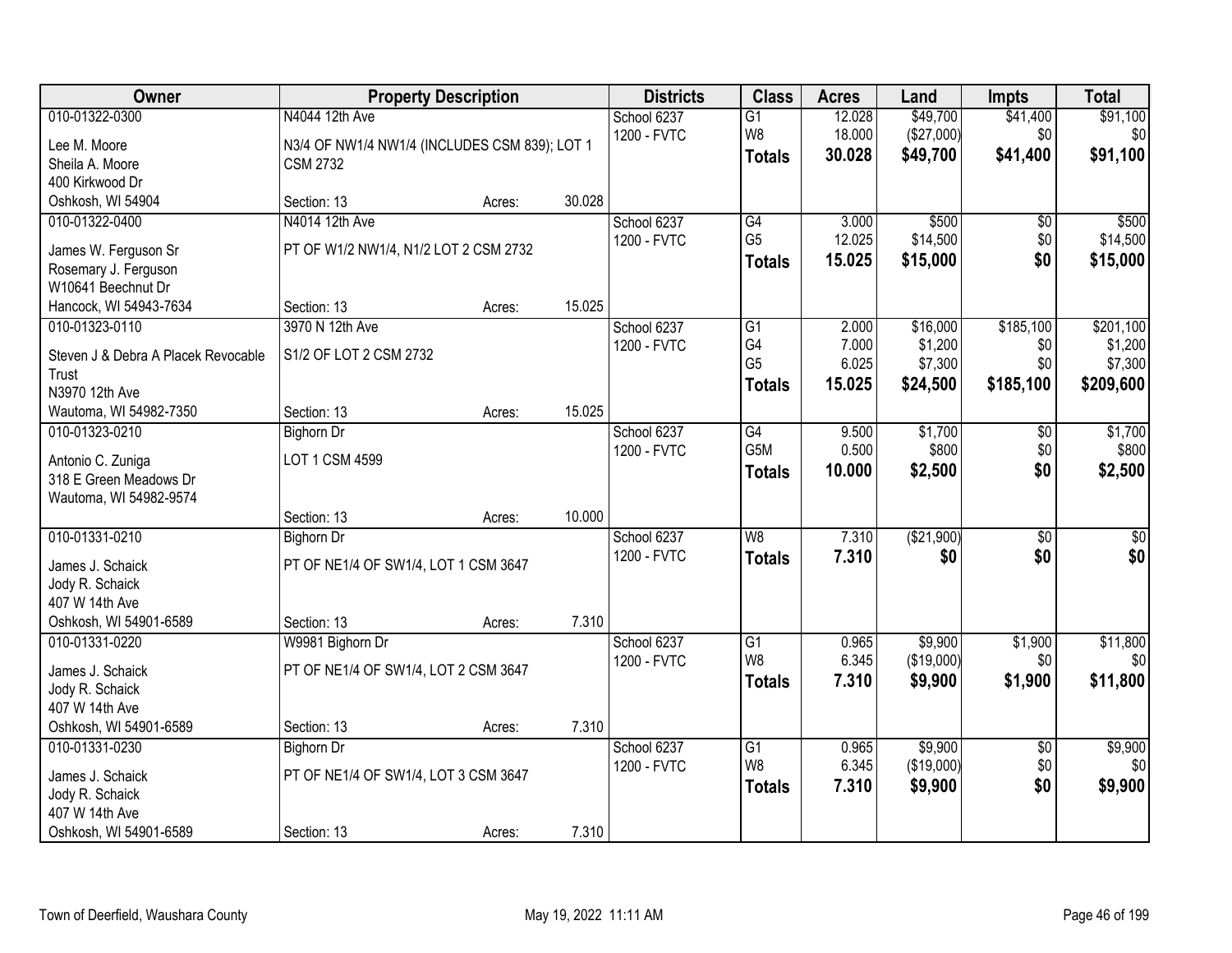| Owner | Property Description | | | Districts | Class | Acres | Land | Impts | Total |
|---|---|---|---|---|---|---|---|---|---|
| 010-01322-0300 | N4044 12th Ave | | | School 6237 | G1 | 12.028 | $49,700 | $41,400 | $91,100 |
| Lee M. Moore<br>Sheila A. Moore<br>400 Kirkwood Dr<br>Oshkosh, WI 54904 | N3/4 OF NW1/4 NW1/4 (INCLUDES CSM 839); LOT 1 CSM 2732 | | | 1200 - FVTC | W8 | 18.000 | ($27,000) | $0 | $0 |
| | | | | | **Totals** | **30.028** | **$49,700** | **$41,400** | **$91,100** |
| | Section: 13 | Acres: | 30.028 | | | | | | |
| 010-01322-0400 | N4014 12th Ave | | | School 6237 | G4 | 3.000 | $500 | $0 | $500 |
| James W. Ferguson Sr<br>Rosemary J. Ferguson<br>W10641 Beechnut Dr<br>Hancock, WI 54943-7634 | PT OF W1/2 NW1/4, N1/2 LOT 2 CSM 2732 | | | 1200 - FVTC | G5 | 12.025 | $14,500 | $0 | $14,500 |
| | | | | | **Totals** | **15.025** | **$15,000** | **$0** | **$15,000** |
| | Section: 13 | Acres: | 15.025 | | | | | | |
| 010-01323-0110 | 3970 N 12th Ave | | | School 6237 | G1 | 2.000 | $16,000 | $185,100 | $201,100 |
| Steven J & Debra A Placek Revocable Trust<br>N3970 12th Ave<br>Wautoma, WI 54982-7350 | S1/2 OF LOT 2 CSM 2732 | | | 1200 - FVTC | G4 | 7.000 | $1,200 | $0 | $1,200 |
| | | | | | G5 | 6.025 | $7,300 | $0 | $7,300 |
| | | | | | **Totals** | **15.025** | **$24,500** | **$185,100** | **$209,600** |
| | Section: 13 | Acres: | 15.025 | | | | | | |
| 010-01323-0210 | Bighorn Dr | | | School 6237 | G4 | 9.500 | $1,700 | $0 | $1,700 |
| Antonio C. Zuniga<br>318 E Green Meadows Dr<br>Wautoma, WI 54982-9574 | LOT 1 CSM 4599 | | | 1200 - FVTC | G5M | 0.500 | $800 | $0 | $800 |
| | | | | | **Totals** | **10.000** | **$2,500** | **$0** | **$2,500** |
| | Section: 13 | Acres: | 10.000 | | | | | | |
| 010-01331-0210 | Bighorn Dr | | | School 6237 | W8 | 7.310 | ($21,900) | $0 | $0 |
| James J. Schaick<br>Jody R. Schaick<br>407 W 14th Ave<br>Oshkosh, WI 54901-6589 | PT OF NE1/4 OF SW1/4, LOT 1 CSM 3647 | | | 1200 - FVTC | **Totals** | **7.310** | **$0** | **$0** | **$0** |
| | Section: 13 | Acres: | 7.310 | | | | | | |
| 010-01331-0220 | W9981 Bighorn Dr | | | School 6237 | G1 | 0.965 | $9,900 | $1,900 | $11,800 |
| James J. Schaick<br>Jody R. Schaick<br>407 W 14th Ave<br>Oshkosh, WI 54901-6589 | PT OF NE1/4 OF SW1/4, LOT 2 CSM 3647 | | | 1200 - FVTC | W8 | 6.345 | ($19,000) | $0 | $0 |
| | | | | | **Totals** | **7.310** | **$9,900** | **$1,900** | **$11,800** |
| | Section: 13 | Acres: | 7.310 | | | | | | |
| 010-01331-0230 | Bighorn Dr | | | School 6237 | G1 | 0.965 | $9,900 | $0 | $9,900 |
| James J. Schaick<br>Jody R. Schaick<br>407 W 14th Ave<br>Oshkosh, WI 54901-6589 | PT OF NE1/4 OF SW1/4, LOT 3 CSM 3647 | | | 1200 - FVTC | W8 | 6.345 | ($19,000) | $0 | $0 |
| | | | | | **Totals** | **7.310** | **$9,900** | **$0** | **$9,900** |
| | Section: 13 | Acres: | 7.310 | | | | | | |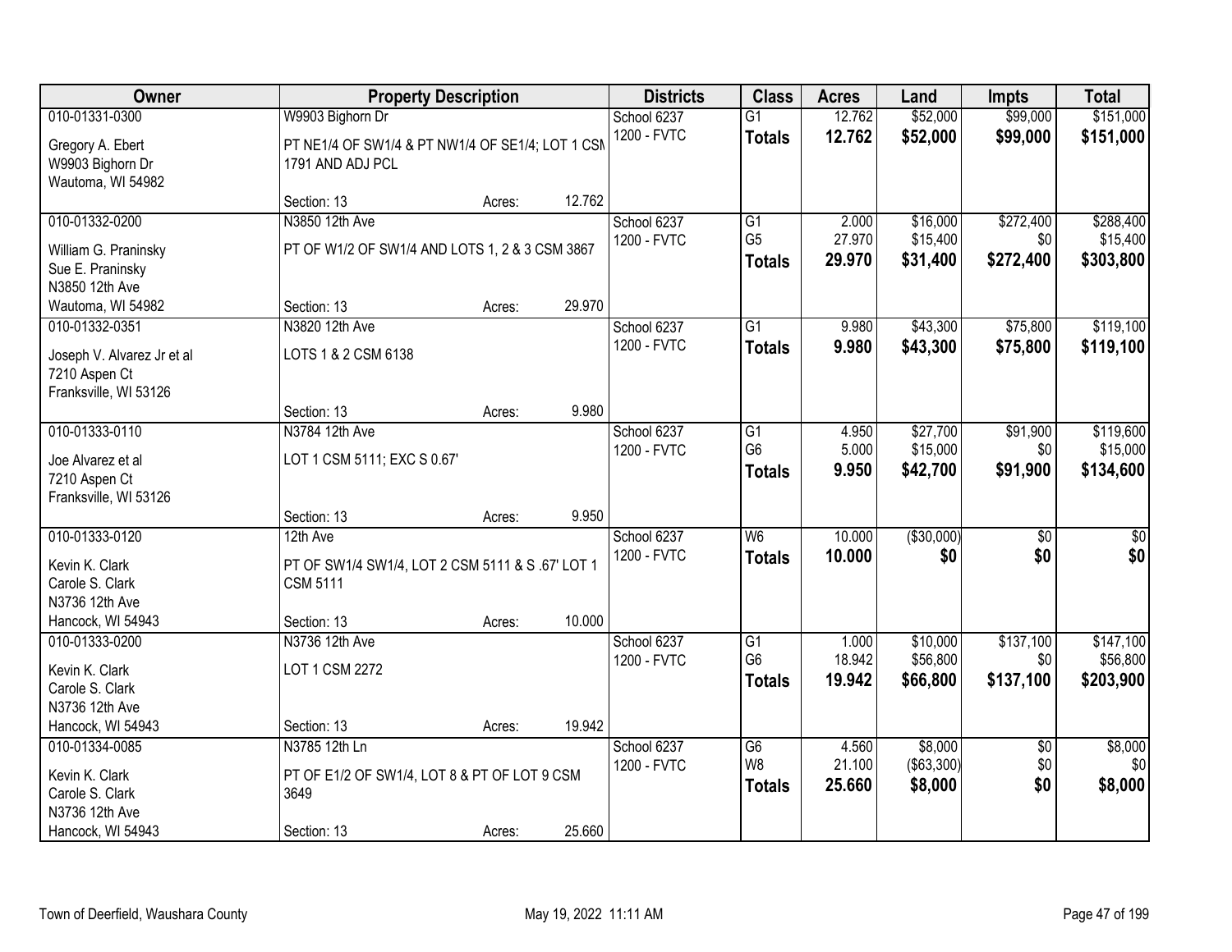| Owner | Property Description | | | Districts | Class | Acres | Land | Impts | Total |
|---|---|---|---|---|---|---|---|---|---|
| 010-01331-0300 | W9903 Bighorn Dr | | | School 6237 | G1 | 12.762 | $52,000 | $99,000 | $151,000 |
| Gregory A. Ebert<br>W9903 Bighorn Dr<br>Wautoma, WI 54982 | PT NE1/4 OF SW1/4 & PT NW1/4 OF SE1/4; LOT 1 CSM 1791 AND ADJ PCL | | | 1200 - FVTC | **Totals** | **12.762** | **$52,000** | **$99,000** | **$151,000** |
| | Section: 13 | Acres: | 12.762 | | | | | | |
| 010-01332-0200 | N3850 12th Ave | | | School 6237 | G1 | 2.000 | $16,000 | $272,400 | $288,400 |
| William G. Praninsky<br>Sue E. Praninsky<br>N3850 12th Ave<br>Wautoma, WI 54982 | PT OF W1/2 OF SW1/4 AND LOTS 1, 2 & 3 CSM 3867 | | | 1200 - FVTC | G5 | 27.970 | $15,400 | $0 | $15,400 |
| | | | | | **Totals** | **29.970** | **$31,400** | **$272,400** | **$303,800** |
| | Section: 13 | Acres: | 29.970 | | | | | | |
| 010-01332-0351 | N3820 12th Ave | | | School 6237 | G1 | 9.980 | $43,300 | $75,800 | $119,100 |
| Joseph V. Alvarez Jr et al<br>7210 Aspen Ct<br>Franksville, WI 53126 | LOTS 1 & 2 CSM 6138 | | | 1200 - FVTC | **Totals** | **9.980** | **$43,300** | **$75,800** | **$119,100** |
| | Section: 13 | Acres: | 9.980 | | | | | | |
| 010-01333-0110 | N3784 12th Ave | | | School 6237 | G1 | 4.950 | $27,700 | $91,900 | $119,600 |
| Joe Alvarez et al<br>7210 Aspen Ct<br>Franksville, WI 53126 | LOT 1 CSM 5111; EXC S 0.67' | | | 1200 - FVTC | G6 | 5.000 | $15,000 | $0 | $15,000 |
| | | | | | **Totals** | **9.950** | **$42,700** | **$91,900** | **$134,600** |
| | Section: 13 | Acres: | 9.950 | | | | | | |
| 010-01333-0120 | 12th Ave | | | School 6237 | W6 | 10.000 | ($30,000) | $0 | $0 |
| Kevin K. Clark<br>Carole S. Clark<br>N3736 12th Ave<br>Hancock, WI 54943 | PT OF SW1/4 SW1/4, LOT 2 CSM 5111 & S .67' LOT 1 CSM 5111 | | | 1200 - FVTC | **Totals** | **10.000** | **$0** | **$0** | **$0** |
| | Section: 13 | Acres: | 10.000 | | | | | | |
| 010-01333-0200 | N3736 12th Ave | | | School 6237 | G1 | 1.000 | $10,000 | $137,100 | $147,100 |
| Kevin K. Clark<br>Carole S. Clark<br>N3736 12th Ave<br>Hancock, WI 54943 | LOT 1 CSM 2272 | | | 1200 - FVTC | G6 | 18.942 | $56,800 | $0 | $56,800 |
| | | | | | **Totals** | **19.942** | **$66,800** | **$137,100** | **$203,900** |
| | Section: 13 | Acres: | 19.942 | | | | | | |
| 010-01334-0085 | N3785 12th Ln | | | School 6237 | G6 | 4.560 | $8,000 | $0 | $8,000 |
| Kevin K. Clark<br>Carole S. Clark<br>N3736 12th Ave<br>Hancock, WI 54943 | PT OF E1/2 OF SW1/4, LOT 8 & PT OF LOT 9 CSM 3649 | | | 1200 - FVTC | W8 | 21.100 | ($63,300) | $0 | $0 |
| | | | | | **Totals** | **25.660** | **$8,000** | **$0** | **$8,000** |
| | Section: 13 | Acres: | 25.660 | | | | | | |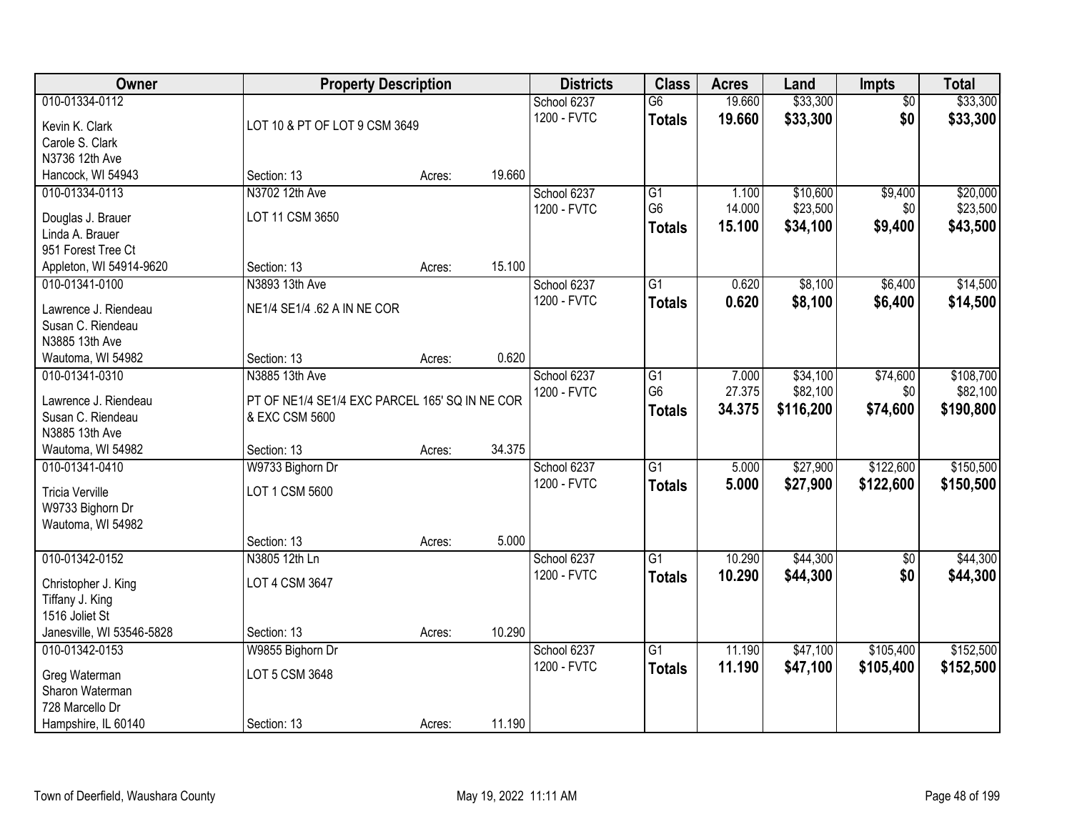| Owner | Property Description | | | Districts | Class | Acres | Land | Impts | Total |
|---|---|---|---|---|---|---|---|---|---|
| 010-01334-0112 | | | | School 6237 | G6 | 19.660 | $33,300 | $0 | $33,300 |
| Kevin K. Clark | LOT 10 & PT OF LOT 9 CSM 3649 | | | 1200 - FVTC | **Totals** | **19.660** | **$33,300** | **$0** | **$33,300** |
| Carole S. Clark | | | | | | | | | |
| N3736 12th Ave | | | | | | | | | |
| Hancock, WI 54943 | Section: 13 | Acres: | 19.660 | | | | | | |
| 010-01334-0113 | N3702 12th Ave | | | School 6237 | G1 | 1.100 | $10,600 | $9,400 | $20,000 |
| Douglas J. Brauer | LOT 11 CSM 3650 | | | 1200 - FVTC | G6 | 14.000 | $23,500 | $0 | $23,500 |
| Linda A. Brauer | | | | | **Totals** | **15.100** | **$34,100** | **$9,400** | **$43,500** |
| 951 Forest Tree Ct | | | | | | | | | |
| Appleton, WI 54914-9620 | Section: 13 | Acres: | 15.100 | | | | | | |
| 010-01341-0100 | N3893 13th Ave | | | School 6237 | G1 | 0.620 | $8,100 | $6,400 | $14,500 |
| Lawrence J. Riendeau | NE1/4 SE1/4 .62 A IN NE COR | | | 1200 - FVTC | **Totals** | **0.620** | **$8,100** | **$6,400** | **$14,500** |
| Susan C. Riendeau | | | | | | | | | |
| N3885 13th Ave | | | | | | | | | |
| Wautoma, WI 54982 | Section: 13 | Acres: | 0.620 | | | | | | |
| 010-01341-0310 | N3885 13th Ave | | | School 6237 | G1 | 7.000 | $34,100 | $74,600 | $108,700 |
| Lawrence J. Riendeau | PT OF NE1/4 SE1/4 EXC PARCEL 165' SQ IN NE COR | | | 1200 - FVTC | G6 | 27.375 | $82,100 | $0 | $82,100 |
| Susan C. Riendeau | & EXC CSM 5600 | | | | **Totals** | **34.375** | **$116,200** | **$74,600** | **$190,800** |
| N3885 13th Ave | | | | | | | | | |
| Wautoma, WI 54982 | Section: 13 | Acres: | 34.375 | | | | | | |
| 010-01341-0410 | W9733 Bighorn Dr | | | School 6237 | G1 | 5.000 | $27,900 | $122,600 | $150,500 |
| Tricia Verville | LOT 1 CSM 5600 | | | 1200 - FVTC | **Totals** | **5.000** | **$27,900** | **$122,600** | **$150,500** |
| W9733 Bighorn Dr | | | | | | | | | |
| Wautoma, WI 54982 | | | | | | | | | |
| | Section: 13 | Acres: | 5.000 | | | | | | |
| 010-01342-0152 | N3805 12th Ln | | | School 6237 | G1 | 10.290 | $44,300 | $0 | $44,300 |
| Christopher J. King | LOT 4 CSM 3647 | | | 1200 - FVTC | **Totals** | **10.290** | **$44,300** | **$0** | **$44,300** |
| Tiffany J. King | | | | | | | | | |
| 1516 Joliet St | | | | | | | | | |
| Janesville, WI 53546-5828 | Section: 13 | Acres: | 10.290 | | | | | | |
| 010-01342-0153 | W9855 Bighorn Dr | | | School 6237 | G1 | 11.190 | $47,100 | $105,400 | $152,500 |
| Greg Waterman | LOT 5 CSM 3648 | | | 1200 - FVTC | **Totals** | **11.190** | **$47,100** | **$105,400** | **$152,500** |
| Sharon Waterman | | | | | | | | | |
| 728 Marcello Dr | | | | | | | | | |
| Hampshire, IL 60140 | Section: 13 | Acres: | 11.190 | | | | | | |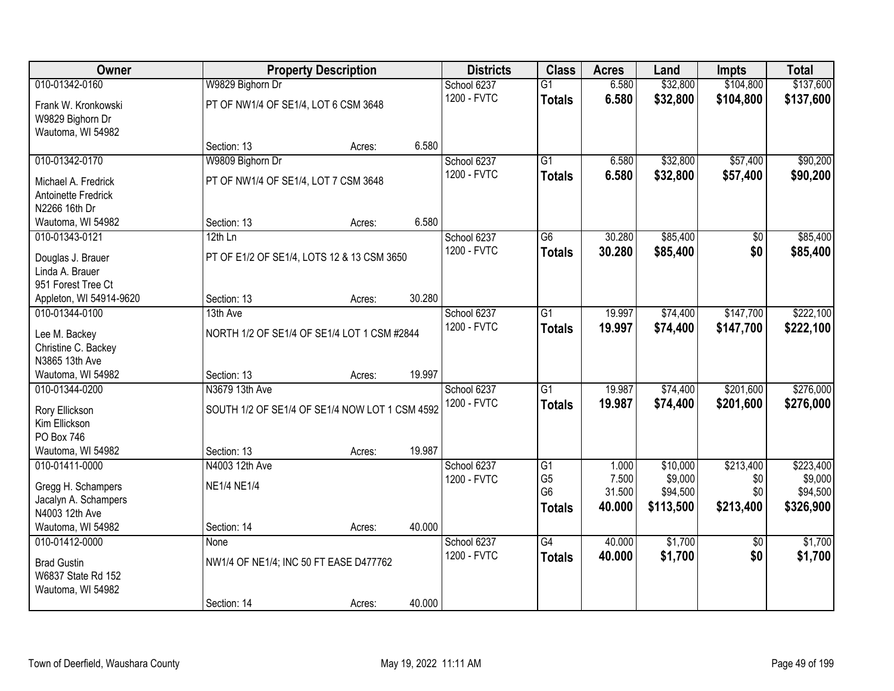| Owner | Property Description | | | Districts | Class | Acres | Land | Impts | Total |
|---|---|---|---|---|---|---|---|---|---|
| 010-01342-0160 | W9829 Bighorn Dr | | | School 6237 | G1 | 6.580 | $32,800 | $104,800 | $137,600 |
| Frank W. Kronkowski<br>W9829 Bighorn Dr<br>Wautoma, WI 54982 | PT OF NW1/4 OF SE1/4, LOT 6 CSM 3648 | | | 1200 - FVTC | **Totals** | **6.580** | **$32,800** | **$104,800** | **$137,600** |
| | Section: 13 | Acres: | 6.580 | | | | | | |
| 010-01342-0170 | W9809 Bighorn Dr | | | School 6237 | G1 | 6.580 | $32,800 | $57,400 | $90,200 |
| Michael A. Fredrick<br>Antoinette Fredrick<br>N2266 16th Dr<br>Wautoma, WI 54982 | PT OF NW1/4 OF SE1/4, LOT 7 CSM 3648 | | | 1200 - FVTC | **Totals** | **6.580** | **$32,800** | **$57,400** | **$90,200** |
| | Section: 13 | Acres: | 6.580 | | | | | | |
| 010-01343-0121 | 12th Ln | | | School 6237 | G6 | 30.280 | $85,400 | $0 | $85,400 |
| Douglas J. Brauer<br>Linda A. Brauer<br>951 Forest Tree Ct<br>Appleton, WI 54914-9620 | PT OF E1/2 OF SE1/4, LOTS 12 & 13 CSM 3650 | | | 1200 - FVTC | **Totals** | **30.280** | **$85,400** | **$0** | **$85,400** |
| | Section: 13 | Acres: | 30.280 | | | | | | |
| 010-01344-0100 | 13th Ave | | | School 6237 | G1 | 19.997 | $74,400 | $147,700 | $222,100 |
| Lee M. Backey<br>Christine C. Backey<br>N3865 13th Ave<br>Wautoma, WI 54982 | NORTH 1/2 OF SE1/4 OF SE1/4 LOT 1 CSM #2844 | | | 1200 - FVTC | **Totals** | **19.997** | **$74,400** | **$147,700** | **$222,100** |
| | Section: 13 | Acres: | 19.997 | | | | | | |
| 010-01344-0200 | N3679 13th Ave | | | School 6237 | G1 | 19.987 | $74,400 | $201,600 | $276,000 |
| Rory Ellickson<br>Kim Ellickson<br>PO Box 746<br>Wautoma, WI 54982 | SOUTH 1/2 OF SE1/4 OF SE1/4 NOW LOT 1 CSM 4592 | | | 1200 - FVTC | **Totals** | **19.987** | **$74,400** | **$201,600** | **$276,000** |
| | Section: 13 | Acres: | 19.987 | | | | | | |
| 010-01411-0000 | N4003 12th Ave | | | School 6237 | G1<br>G5<br>G6 | 1.000<br>7.500<br>31.500 | $10,000<br>$9,000<br>$94,500 | $213,400<br>$0<br>$0 | $223,400<br>$9,000<br>$94,500 |
| Gregg H. Schampers<br>Jacalyn A. Schampers<br>N4003 12th Ave<br>Wautoma, WI 54982 | NE1/4 NE1/4 | | | 1200 - FVTC | **Totals** | **40.000** | **$113,500** | **$213,400** | **$326,900** |
| | Section: 14 | Acres: | 40.000 | | | | | | |
| 010-01412-0000 | None | | | School 6237 | G4 | 40.000 | $1,700 | $0 | $1,700 |
| Brad Gustin<br>W6837 State Rd 152<br>Wautoma, WI 54982 | NW1/4 OF NE1/4; INC 50 FT EASE D477762 | | | 1200 - FVTC | **Totals** | **40.000** | **$1,700** | **$0** | **$1,700** |
| | Section: 14 | Acres: | 40.000 | | | | | | |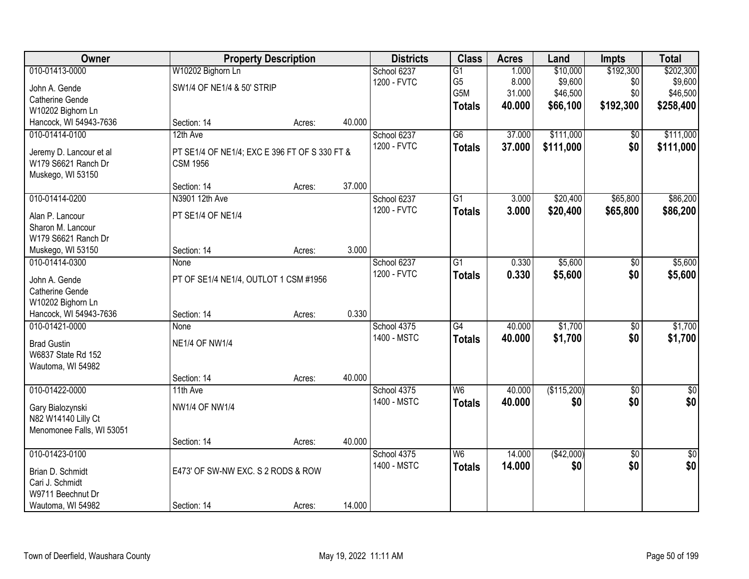| Owner | Property Description | | | Districts | Class | Acres | Land | Impts | Total |
|---|---|---|---|---|---|---|---|---|---|
| 010-01413-0000 | W10202 Bighorn Ln | | | School 6237 | G1 | 1.000 | $10,000 | $192,300 | $202,300 |
| John A. Gende | SW1/4 OF NE1/4 & 50' STRIP | | | 1200 - FVTC | G5 | 8.000 | $9,600 | $0 | $9,600 |
| Catherine Gende | | | | | G5M | 31.000 | $46,500 | $0 | $46,500 |
| W10202 Bighorn Ln | | | | | **Totals** | **40.000** | **$66,100** | **$192,300** | **$258,400** |
| Hancock, WI 54943-7636 | Section: 14 | Acres: | 40.000 | | | | | | |
| 010-01414-0100 | 12th Ave | | | School 6237 | G6 | 37.000 | $111,000 | $0 | $111,000 |
| Jeremy D. Lancour et al | PT SE1/4 OF NE1/4; EXC E 396 FT OF S 330 FT & CSM 1956 | | | 1200 - FVTC | **Totals** | **37.000** | **$111,000** | **$0** | **$111,000** |
| W179 S6621 Ranch Dr | | | | | | | | | |
| Muskego, WI 53150 | | | | | | | | | |
| | Section: 14 | Acres: | 37.000 | | | | | | |
| 010-01414-0200 | N3901 12th Ave | | | School 6237 | G1 | 3.000 | $20,400 | $65,800 | $86,200 |
| Alan P. Lancour | PT SE1/4 OF NE1/4 | | | 1200 - FVTC | **Totals** | **3.000** | **$20,400** | **$65,800** | **$86,200** |
| Sharon M. Lancour | | | | | | | | | |
| W179 S6621 Ranch Dr | | | | | | | | | |
| Muskego, WI 53150 | Section: 14 | Acres: | 3.000 | | | | | | |
| 010-01414-0300 | None | | | School 6237 | G1 | 0.330 | $5,600 | $0 | $5,600 |
| John A. Gende | PT OF SE1/4 NE1/4, OUTLOT 1 CSM #1956 | | | 1200 - FVTC | **Totals** | **0.330** | **$5,600** | **$0** | **$5,600** |
| Catherine Gende | | | | | | | | | |
| W10202 Bighorn Ln | | | | | | | | | |
| Hancock, WI 54943-7636 | Section: 14 | Acres: | 0.330 | | | | | | |
| 010-01421-0000 | None | | | School 4375 | G4 | 40.000 | $1,700 | $0 | $1,700 |
| Brad Gustin | NE1/4 OF NW1/4 | | | 1400 - MSTC | **Totals** | **40.000** | **$1,700** | **$0** | **$1,700** |
| W6837 State Rd 152 | | | | | | | | | |
| Wautoma, WI 54982 | | | | | | | | | |
| | Section: 14 | Acres: | 40.000 | | | | | | |
| 010-01422-0000 | 11th Ave | | | School 4375 | W6 | 40.000 | ($115,200) | $0 | $0 |
| Gary Bialozynski | NW1/4 OF NW1/4 | | | 1400 - MSTC | **Totals** | **40.000** | **$0** | **$0** | **$0** |
| N82 W14140 Lilly Ct | | | | | | | | | |
| Menomonee Falls, WI 53051 | | | | | | | | | |
| | Section: 14 | Acres: | 40.000 | | | | | | |
| 010-01423-0100 | | | | School 4375 | W6 | 14.000 | ($42,000) | $0 | $0 |
| Brian D. Schmidt | E473' OF SW-NW EXC. S 2 RODS & ROW | | | 1400 - MSTC | **Totals** | **14.000** | **$0** | **$0** | **$0** |
| Cari J. Schmidt | | | | | | | | | |
| W9711 Beechnut Dr | | | | | | | | | |
| Wautoma, WI 54982 | Section: 14 | Acres: | 14.000 | | | | | | |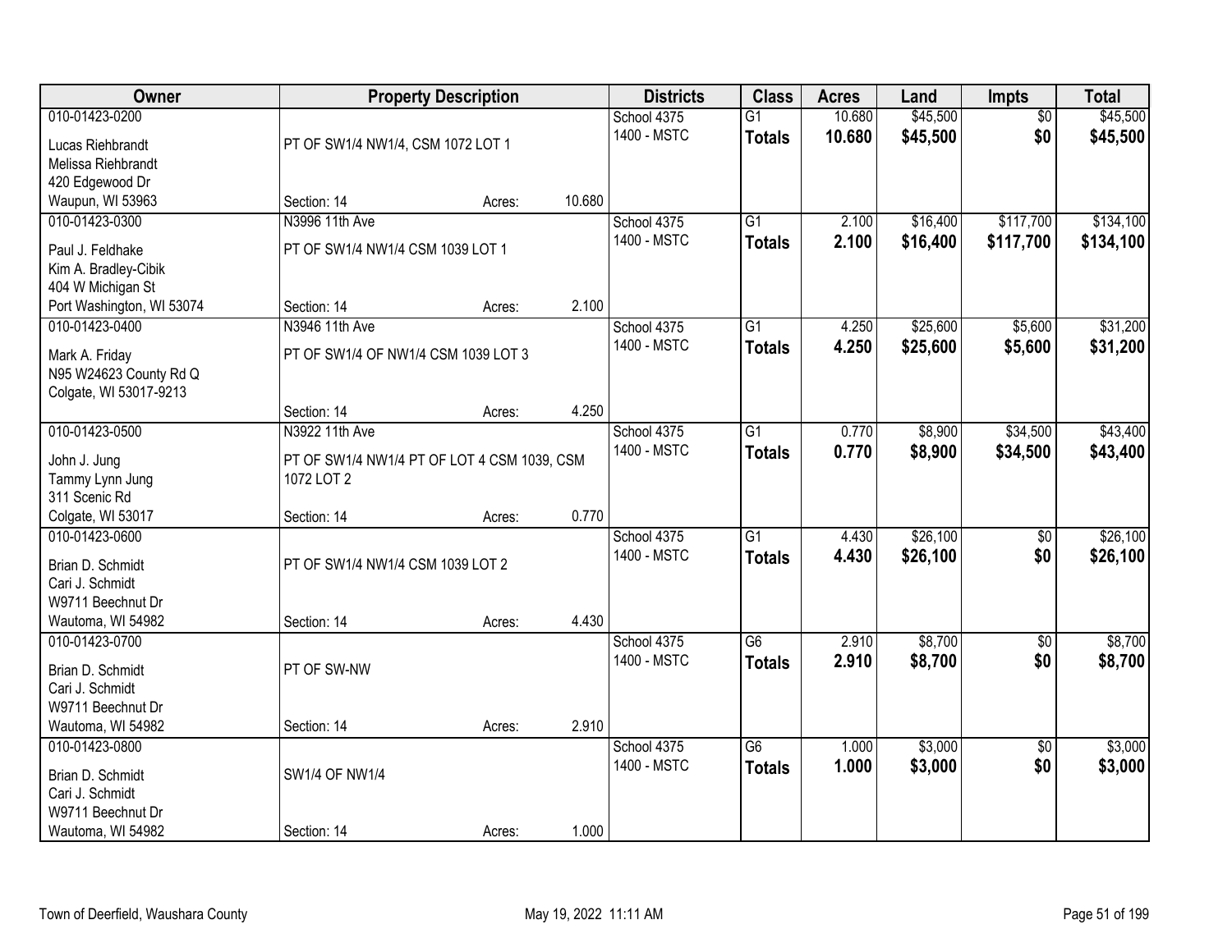| Owner | Property Description | | | Districts | Class | Acres | Land | Impts | Total |
|---|---|---|---|---|---|---|---|---|---|
| 010-01423-0200 | | | | School 4375 | G1 | 10.680 | $45,500 | $0 | $45,500 |
| Lucas Riehbrandt | PT OF SW1/4 NW1/4, CSM 1072 LOT 1 | | | 1400 - MSTC | **Totals** | **10.680** | **$45,500** | **$0** | **$45,500** |
| Melissa Riehbrandt | | | | | | | | | |
| 420 Edgewood Dr | | | | | | | | | |
| Waupun, WI 53963 | Section: 14 | Acres: | 10.680 | | | | | | |
| 010-01423-0300 | N3996 11th Ave | | | School 4375 | G1 | 2.100 | $16,400 | $117,700 | $134,100 |
| Paul J. Feldhake | PT OF SW1/4 NW1/4 CSM 1039 LOT 1 | | | 1400 - MSTC | **Totals** | **2.100** | **$16,400** | **$117,700** | **$134,100** |
| Kim A. Bradley-Cibik | | | | | | | | | |
| 404 W Michigan St | | | | | | | | | |
| Port Washington, WI 53074 | Section: 14 | Acres: | 2.100 | | | | | | |
| 010-01423-0400 | N3946 11th Ave | | | School 4375 | G1 | 4.250 | $25,600 | $5,600 | $31,200 |
| Mark A. Friday | PT OF SW1/4 OF NW1/4 CSM 1039 LOT 3 | | | 1400 - MSTC | **Totals** | **4.250** | **$25,600** | **$5,600** | **$31,200** |
| N95 W24623 County Rd Q | | | | | | | | | |
| Colgate, WI 53017-9213 | | | | | | | | | |
| | Section: 14 | Acres: | 4.250 | | | | | | |
| 010-01423-0500 | N3922 11th Ave | | | School 4375 | G1 | 0.770 | $8,900 | $34,500 | $43,400 |
| John J. Jung | PT OF SW1/4 NW1/4 PT OF LOT 4 CSM 1039, CSM | | | 1400 - MSTC | **Totals** | **0.770** | **$8,900** | **$34,500** | **$43,400** |
| Tammy Lynn Jung | 1072 LOT 2 | | | | | | | | |
| 311 Scenic Rd | | | | | | | | | |
| Colgate, WI 53017 | Section: 14 | Acres: | 0.770 | | | | | | |
| 010-01423-0600 | | | | School 4375 | G1 | 4.430 | $26,100 | $0 | $26,100 |
| Brian D. Schmidt | PT OF SW1/4 NW1/4 CSM 1039 LOT 2 | | | 1400 - MSTC | **Totals** | **4.430** | **$26,100** | **$0** | **$26,100** |
| Cari J. Schmidt | | | | | | | | | |
| W9711 Beechnut Dr | | | | | | | | | |
| Wautoma, WI 54982 | Section: 14 | Acres: | 4.430 | | | | | | |
| 010-01423-0700 | | | | School 4375 | G6 | 2.910 | $8,700 | $0 | $8,700 |
| Brian D. Schmidt | PT OF SW-NW | | | 1400 - MSTC | **Totals** | **2.910** | **$8,700** | **$0** | **$8,700** |
| Cari J. Schmidt | | | | | | | | | |
| W9711 Beechnut Dr | | | | | | | | | |
| Wautoma, WI 54982 | Section: 14 | Acres: | 2.910 | | | | | | |
| 010-01423-0800 | | | | School 4375 | G6 | 1.000 | $3,000 | $0 | $3,000 |
| Brian D. Schmidt | SW1/4 OF NW1/4 | | | 1400 - MSTC | **Totals** | **1.000** | **$3,000** | **$0** | **$3,000** |
| Cari J. Schmidt | | | | | | | | | |
| W9711 Beechnut Dr | | | | | | | | | |
| Wautoma, WI 54982 | Section: 14 | Acres: | 1.000 | | | | | | |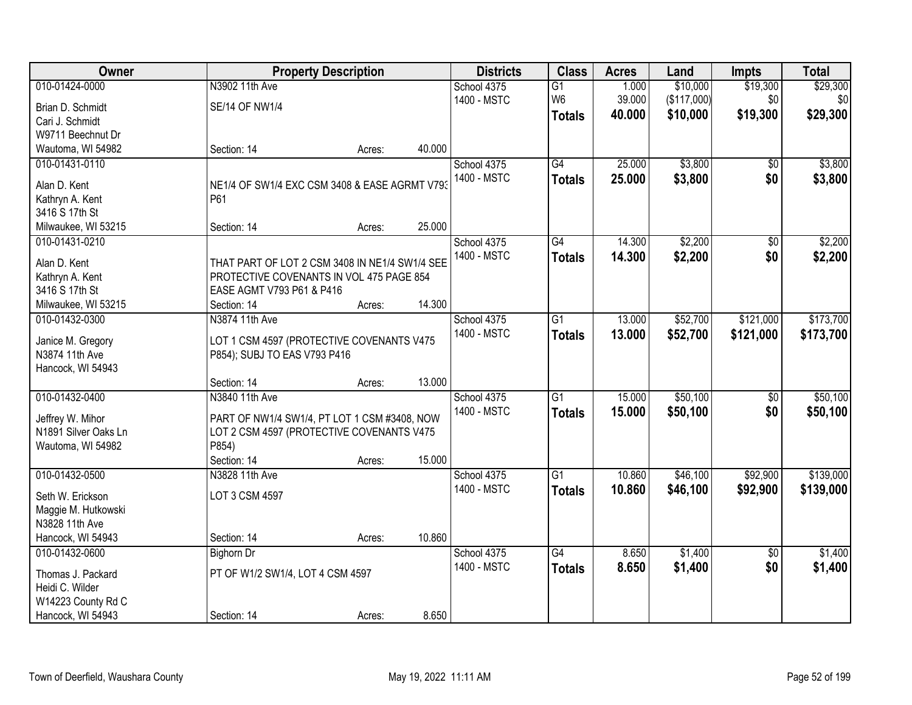| Owner | Property Description | Districts | Class | Acres | Land | Impts | Total |
|---|---|---|---|---|---|---|---|
| 010-01424-0000<br>Brian D. Schmidt<br>Cari J. Schmidt<br>W9711 Beechnut Dr<br>Wautoma, WI 54982 | N3902 11th Ave<br>SE/14 OF NW1/4<br>Section: 14 Acres: 40.000 | School 4375<br>1400 - MSTC | G1<br>W6<br>**Totals** | 1.000<br>39.000<br>**40.000** | $10,000<br>($117,000)<br>**$10,000** | $19,300<br>$0<br>**$19,300** | $29,300<br>$0<br>**$29,300** |
| 010-01431-0110<br>Alan D. Kent<br>Kathryn A. Kent<br>3416 S 17th St<br>Milwaukee, WI 53215 | NE1/4 OF SW1/4 EXC CSM 3408 & EASE AGRMT V793 P61<br>Section: 14 Acres: 25.000 | School 4375<br>1400 - MSTC | G4<br>**Totals** | 25.000<br>**25.000** | $3,800<br>**$3,800** | $0<br>**$0** | $3,800<br>**$3,800** |
| 010-01431-0210<br>Alan D. Kent<br>Kathryn A. Kent<br>3416 S 17th St<br>Milwaukee, WI 53215 | THAT PART OF LOT 2 CSM 3408 IN NE1/4 SW1/4 SEE PROTECTIVE COVENANTS IN VOL 475 PAGE 854 EASE AGMT V793 P61 & P416<br>Section: 14 Acres: 14.300 | School 4375<br>1400 - MSTC | G4<br>**Totals** | 14.300<br>**14.300** | $2,200<br>**$2,200** | $0<br>**$0** | $2,200<br>**$2,200** |
| 010-01432-0300<br>Janice M. Gregory<br>N3874 11th Ave<br>Hancock, WI 54943 | N3874 11th Ave<br>LOT 1 CSM 4597 (PROTECTIVE COVENANTS V475 P854); SUBJ TO EAS V793 P416<br>Section: 14 Acres: 13.000 | School 4375<br>1400 - MSTC | G1<br>**Totals** | 13.000<br>**13.000** | $52,700<br>**$52,700** | $121,000<br>**$121,000** | $173,700<br>**$173,700** |
| 010-01432-0400<br>Jeffrey W. Mihor<br>N1891 Silver Oaks Ln<br>Wautoma, WI 54982 | N3840 11th Ave<br>PART OF NW1/4 SW1/4, PT LOT 1 CSM #3408, NOW LOT 2 CSM 4597 (PROTECTIVE COVENANTS V475 P854)<br>Section: 14 Acres: 15.000 | School 4375<br>1400 - MSTC | G1<br>**Totals** | 15.000<br>**15.000** | $50,100<br>**$50,100** | $0<br>**$0** | $50,100<br>**$50,100** |
| 010-01432-0500<br>Seth W. Erickson<br>Maggie M. Hutkowski<br>N3828 11th Ave<br>Hancock, WI 54943 | N3828 11th Ave<br>LOT 3 CSM 4597<br>Section: 14 Acres: 10.860 | School 4375<br>1400 - MSTC | G1<br>**Totals** | 10.860<br>**10.860** | $46,100<br>**$46,100** | $92,900<br>**$92,900** | $139,000<br>**$139,000** |
| 010-01432-0600<br>Thomas J. Packard<br>Heidi C. Wilder<br>W14223 County Rd C<br>Hancock, WI 54943 | Bighorn Dr<br>PT OF W1/2 SW1/4, LOT 4 CSM 4597<br>Section: 14 Acres: 8.650 | School 4375<br>1400 - MSTC | G4<br>**Totals** | 8.650<br>**8.650** | $1,400<br>**$1,400** | $0<br>**$0** | $1,400<br>**$1,400** |

Town of Deerfield, Waushara County May 19, 2022 11:11 AM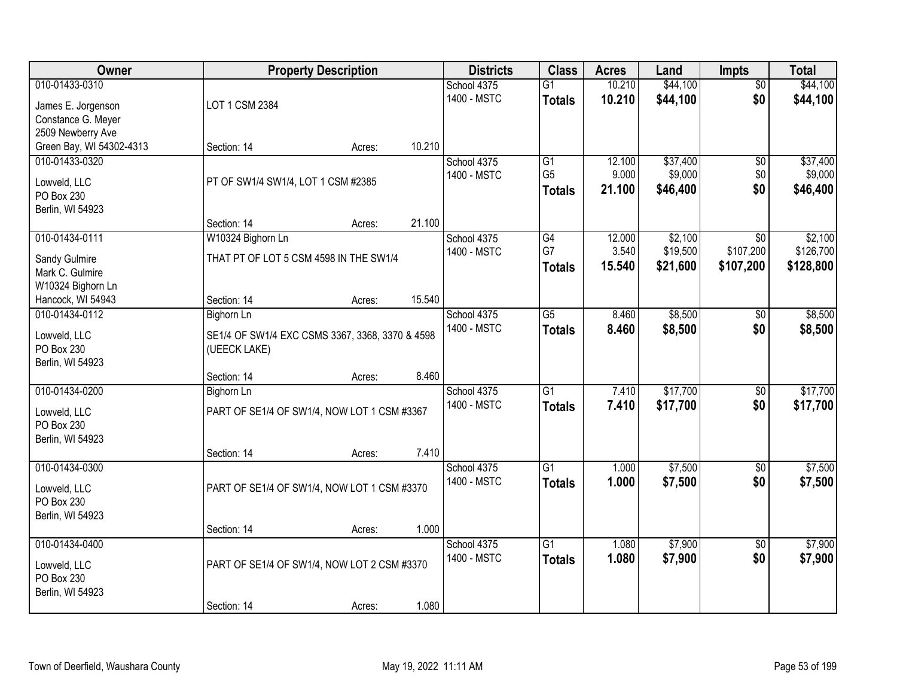| Owner | Property Description | | | Districts | Class | Acres | Land | Impts | Total |
|---|---|---|---|---|---|---|---|---|---|
| 010-01433-0310<br>James E. Jorgenson<br>Constance G. Meyer<br>2509 Newberry Ave<br>Green Bay, WI 54302-4313 | LOT 1 CSM 2384<br>Section: 14 | Acres: | 10.210 | School 4375<br>1400 - MSTC | G1<br>**Totals** | 10.210<br>**10.210** | $44,100<br>**$44,100** | $0<br>**$0** | $44,100<br>**$44,100** |
| 010-01433-0320<br>Lowveld, LLC<br>PO Box 230<br>Berlin, WI 54923 | PT OF SW1/4 SW1/4, LOT 1 CSM #2385<br>Section: 14 | Acres: | 21.100 | School 4375<br>1400 - MSTC | G1<br>G5<br>**Totals** | 12.100<br>9.000<br>**21.100** | $37,400<br>$9,000<br>**$46,400** | $0<br>$0<br>**$0** | $37,400<br>$9,000<br>**$46,400** |
| 010-01434-0111<br>Sandy Gulmire<br>Mark C. Gulmire<br>W10324 Bighorn Ln<br>Hancock, WI 54943 | W10324 Bighorn Ln<br>THAT PT OF LOT 5 CSM 4598 IN THE SW1/4<br>Section: 14 | Acres: | 15.540 | School 4375<br>1400 - MSTC | G4<br>G7<br>**Totals** | 12.000<br>3.540<br>**15.540** | $2,100<br>$19,500<br>**$21,600** | $0<br>$107,200<br>**$107,200** | $2,100<br>$126,700<br>**$128,800** |
| 010-01434-0112<br>Lowveld, LLC<br>PO Box 230<br>Berlin, WI 54923 | Bighorn Ln<br>SE1/4 OF SW1/4 EXC CSMS 3367, 3368, 3370 & 4598 (UEECK LAKE)<br>Section: 14 | Acres: | 8.460 | School 4375<br>1400 - MSTC | G5<br>**Totals** | 8.460<br>**8.460** | $8,500<br>**$8,500** | $0<br>**$0** | $8,500<br>**$8,500** |
| 010-01434-0200<br>Lowveld, LLC<br>PO Box 230<br>Berlin, WI 54923 | Bighorn Ln<br>PART OF SE1/4 OF SW1/4, NOW LOT 1 CSM #3367<br>Section: 14 | Acres: | 7.410 | School 4375<br>1400 - MSTC | G1<br>**Totals** | 7.410<br>**7.410** | $17,700<br>**$17,700** | $0<br>**$0** | $17,700<br>**$17,700** |
| 010-01434-0300<br>Lowveld, LLC<br>PO Box 230<br>Berlin, WI 54923 | PART OF SE1/4 OF SW1/4, NOW LOT 1 CSM #3370<br>Section: 14 | Acres: | 1.000 | School 4375<br>1400 - MSTC | G1<br>**Totals** | 1.000<br>**1.000** | $7,500<br>**$7,500** | $0<br>**$0** | $7,500<br>**$7,500** |
| 010-01434-0400<br>Lowveld, LLC<br>PO Box 230<br>Berlin, WI 54923 | PART OF SE1/4 OF SW1/4, NOW LOT 2 CSM #3370<br>Section: 14 | Acres: | 1.080 | School 4375<br>1400 - MSTC | G1<br>**Totals** | 1.080<br>**1.080** | $7,900<br>**$7,900** | $0<br>**$0** | $7,900<br>**$7,900** |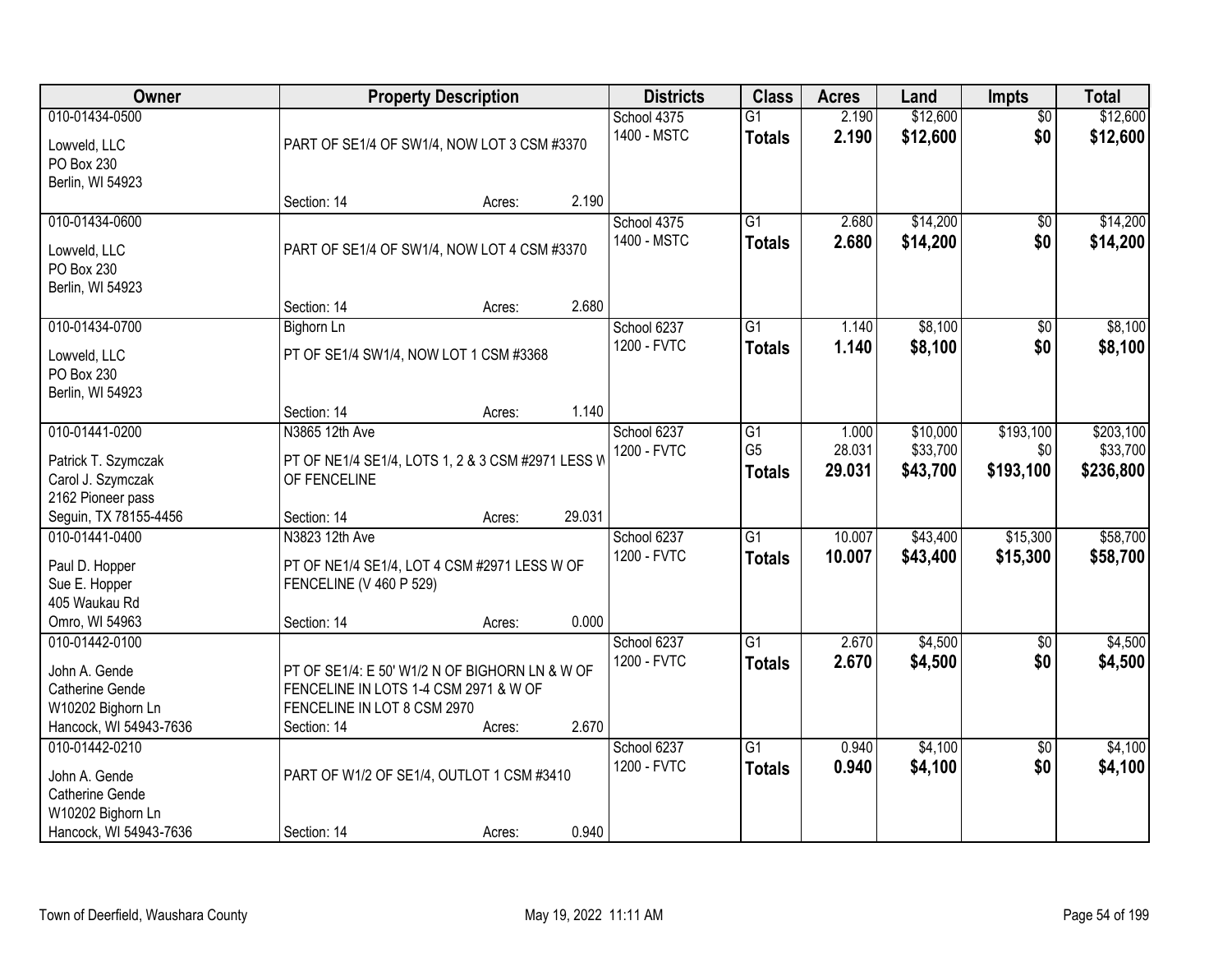| Owner | Property Description | | | Districts | Class | Acres | Land | Impts | Total |
|---|---|---|---|---|---|---|---|---|---|
| 010-01434-0500 | | | | School 4375 | G1 | 2.190 | $12,600 | $0 | $12,600 |
| Lowveld, LLC<br>PO Box 230<br>Berlin, WI 54923 | PART OF SE1/4 OF SW1/4, NOW LOT 3 CSM #3370 | | | 1400 - MSTC | **Totals** | **2.190** | **$12,600** | **$0** | **$12,600** |
| | Section: 14 | Acres: | 2.190 | | | | | | |
| 010-01434-0600 | | | | School 4375 | G1 | 2.680 | $14,200 | $0 | $14,200 |
| Lowveld, LLC<br>PO Box 230<br>Berlin, WI 54923 | PART OF SE1/4 OF SW1/4, NOW LOT 4 CSM #3370 | | | 1400 - MSTC | **Totals** | **2.680** | **$14,200** | **$0** | **$14,200** |
| | Section: 14 | Acres: | 2.680 | | | | | | |
| 010-01434-0700 | Bighorn Ln | | | School 6237 | G1 | 1.140 | $8,100 | $0 | $8,100 |
| Lowveld, LLC<br>PO Box 230<br>Berlin, WI 54923 | PT OF SE1/4 SW1/4, NOW LOT 1 CSM #3368 | | | 1200 - FVTC | **Totals** | **1.140** | **$8,100** | **$0** | **$8,100** |
| | Section: 14 | Acres: | 1.140 | | | | | | |
| 010-01441-0200 | N3865 12th Ave | | | School 6237 | G1 | 1.000 | $10,000 | $193,100 | $203,100 |
| Patrick T. Szymczak<br>Carol J. Szymczak<br>2162 Pioneer pass<br>Seguin, TX 78155-4456 | PT OF NE1/4 SE1/4, LOTS 1, 2 & 3 CSM #2971 LESS W OF FENCELINE | | | 1200 - FVTC | G5 | 28.031 | $33,700 | $0 | $33,700 |
| | | | | | **Totals** | **29.031** | **$43,700** | **$193,100** | **$236,800** |
| | Section: 14 | Acres: | 29.031 | | | | | | |
| 010-01441-0400 | N3823 12th Ave | | | School 6237 | G1 | 10.007 | $43,400 | $15,300 | $58,700 |
| Paul D. Hopper<br>Sue E. Hopper<br>405 Waukau Rd<br>Omro, WI 54963 | PT OF NE1/4 SE1/4, LOT 4 CSM #2971 LESS W OF FENCELINE (V 460 P 529) | | | 1200 - FVTC | **Totals** | **10.007** | **$43,400** | **$15,300** | **$58,700** |
| | Section: 14 | Acres: | 0.000 | | | | | | |
| 010-01442-0100 | | | | School 6237 | G1 | 2.670 | $4,500 | $0 | $4,500 |
| John A. Gende<br>Catherine Gende<br>W10202 Bighorn Ln<br>Hancock, WI 54943-7636 | PT OF SE1/4: E 50' W1/2 N OF BIGHORN LN & W OF FENCELINE IN LOTS 1-4 CSM 2971 & W OF FENCELINE IN LOT 8 CSM 2970 | | | 1200 - FVTC | **Totals** | **2.670** | **$4,500** | **$0** | **$4,500** |
| | Section: 14 | Acres: | 2.670 | | | | | | |
| 010-01442-0210 | | | | School 6237 | G1 | 0.940 | $4,100 | $0 | $4,100 |
| John A. Gende<br>Catherine Gende<br>W10202 Bighorn Ln<br>Hancock, WI 54943-7636 | PART OF W1/2 OF SE1/4, OUTLOT 1 CSM #3410 | | | 1200 - FVTC | **Totals** | **0.940** | **$4,100** | **$0** | **$4,100** |
| | Section: 14 | Acres: | 0.940 | | | | | | |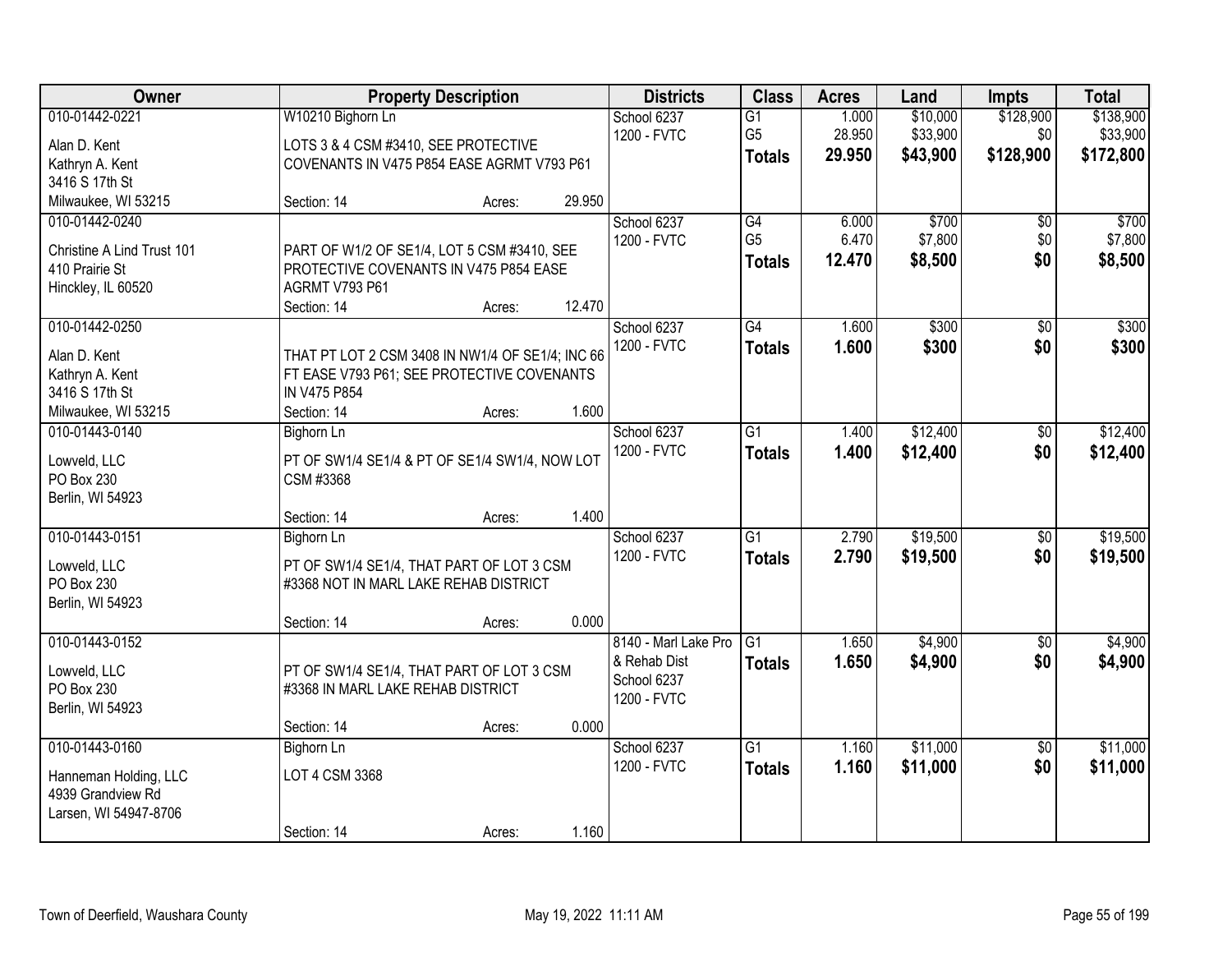| Owner | Property Description | Districts | Class | Acres | Land | Impts | Total |
|---|---|---|---|---|---|---|---|
| 010-01442-0221<br>Alan D. Kent<br>Kathryn A. Kent<br>3416 S 17th St<br>Milwaukee, WI 53215 | W10210 Bighorn Ln<br>LOTS 3 & 4 CSM #3410, SEE PROTECTIVE COVENANTS IN V475 P854 EASE AGRMT V793 P61<br>Section: 14 Acres: 29.950 | School 6237<br>1200 - FVTC | G1<br>G5<br>**Totals** | 1.000<br>28.950<br>**29.950** | $10,000<br>$33,900<br>**$43,900** | $128,900<br>$0<br>**$128,900** | $138,900<br>$33,900<br>**$172,800** |
| 010-01442-0240<br>Christine A Lind Trust 101<br>410 Prairie St<br>Hinckley, IL 60520 | PART OF W1/2 OF SE1/4, LOT 5 CSM #3410, SEE PROTECTIVE COVENANTS IN V475 P854 EASE AGRMT V793 P61<br>Section: 14 Acres: 12.470 | School 6237<br>1200 - FVTC | G4<br>G5<br>**Totals** | 6.000<br>6.470<br>**12.470** | $700<br>$7,800<br>**$8,500** | $0<br>$0<br>**$0** | $700<br>$7,800<br>**$8,500** |
| 010-01442-0250<br>Alan D. Kent<br>Kathryn A. Kent<br>3416 S 17th St<br>Milwaukee, WI 53215 | THAT PT LOT 2 CSM 3408 IN NW1/4 OF SE1/4; INC 66 FT EASE V793 P61; SEE PROTECTIVE COVENANTS IN V475 P854<br>Section: 14 Acres: 1.600 | School 6237<br>1200 - FVTC | G4<br>**Totals** | 1.600<br>**1.600** | $300<br>**$300** | $0<br>**$0** | $300<br>**$300** |
| 010-01443-0140<br>Lowveld, LLC<br>PO Box 230<br>Berlin, WI 54923 | Bighorn Ln<br>PT OF SW1/4 SE1/4 & PT OF SE1/4 SW1/4, NOW LOT CSM #3368<br>Section: 14 Acres: 1.400 | School 6237<br>1200 - FVTC | G1<br>**Totals** | 1.400<br>**1.400** | $12,400<br>**$12,400** | $0<br>**$0** | $12,400<br>**$12,400** |
| 010-01443-0151<br>Lowveld, LLC<br>PO Box 230<br>Berlin, WI 54923 | Bighorn Ln<br>PT OF SW1/4 SE1/4, THAT PART OF LOT 3 CSM #3368 NOT IN MARL LAKE REHAB DISTRICT<br>Section: 14 Acres: 0.000 | School 6237<br>1200 - FVTC | G1<br>**Totals** | 2.790<br>**2.790** | $19,500<br>**$19,500** | $0<br>**$0** | $19,500<br>**$19,500** |
| 010-01443-0152<br>Lowveld, LLC<br>PO Box 230<br>Berlin, WI 54923 | PT OF SW1/4 SE1/4, THAT PART OF LOT 3 CSM #3368 IN MARL LAKE REHAB DISTRICT<br>Section: 14 Acres: 0.000 | 8140 - Marl Lake Pro & Rehab Dist<br>School 6237<br>1200 - FVTC | G1<br>**Totals** | 1.650<br>**1.650** | $4,900<br>**$4,900** | $0<br>**$0** | $4,900<br>**$4,900** |
| 010-01443-0160<br>Hanneman Holding, LLC<br>4939 Grandview Rd<br>Larsen, WI 54947-8706 | Bighorn Ln<br>LOT 4 CSM 3368<br>Section: 14 Acres: 1.160 | School 6237<br>1200 - FVTC | G1<br>**Totals** | 1.160<br>**1.160** | $11,000<br>**$11,000** | $0<br>**$0** | $11,000<br>**$11,000** |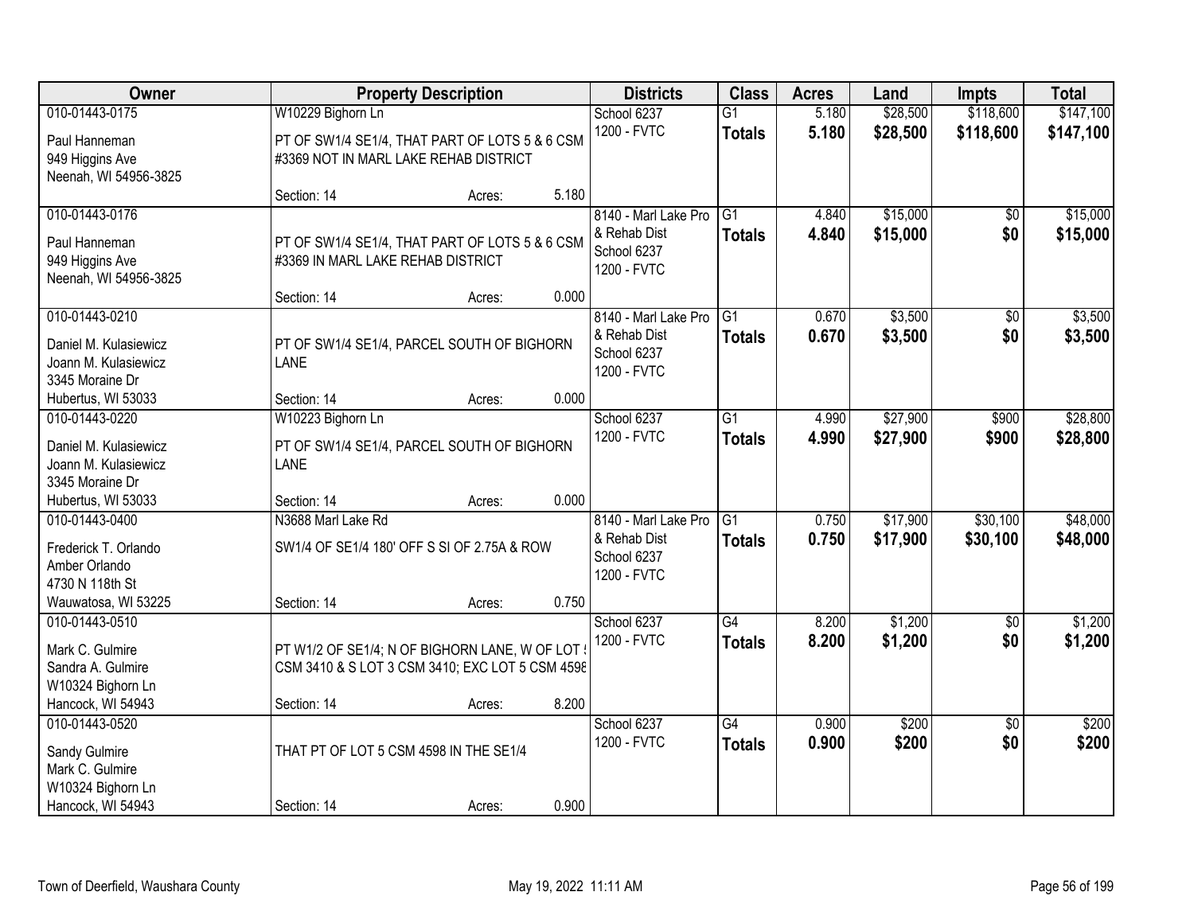| Owner | Property Description | | | Districts | Class | Acres | Land | Impts | Total |
|---|---|---|---|---|---|---|---|---|---|
| 010-01443-0175<br>Paul Hanneman<br>949 Higgins Ave<br>Neenah, WI 54956-3825 | W10229 Bighorn Ln<br>PT OF SW1/4 SE1/4, THAT PART OF LOTS 5 & 6 CSM #3369 NOT IN MARL LAKE REHAB DISTRICT<br>Section: 14 | Acres: | 5.180 | School 6237<br>1200 - FVTC | G1<br>**Totals** | 5.180<br>**5.180** | $28,500<br>**$28,500** | $118,600<br>**$118,600** | $147,100<br>**$147,100** |
| 010-01443-0176<br>Paul Hanneman<br>949 Higgins Ave<br>Neenah, WI 54956-3825 | PT OF SW1/4 SE1/4, THAT PART OF LOTS 5 & 6 CSM #3369 IN MARL LAKE REHAB DISTRICT<br>Section: 14 | Acres: | 0.000 | 8140 - Marl Lake Pro & Rehab Dist<br>School 6237<br>1200 - FVTC | G1<br>**Totals** | 4.840<br>**4.840** | $15,000<br>**$15,000** | $0<br>**$0** | $15,000<br>**$15,000** |
| 010-01443-0210<br>Daniel M. Kulasiewicz<br>Joann M. Kulasiewicz<br>3345 Moraine Dr<br>Hubertus, WI 53033 | PT OF SW1/4 SE1/4, PARCEL SOUTH OF BIGHORN LANE<br>Section: 14 | Acres: | 0.000 | 8140 - Marl Lake Pro & Rehab Dist<br>School 6237<br>1200 - FVTC | G1<br>**Totals** | 0.670<br>**0.670** | $3,500<br>**$3,500** | $0<br>**$0** | $3,500<br>**$3,500** |
| 010-01443-0220<br>Daniel M. Kulasiewicz<br>Joann M. Kulasiewicz<br>3345 Moraine Dr<br>Hubertus, WI 53033 | W10223 Bighorn Ln<br>PT OF SW1/4 SE1/4, PARCEL SOUTH OF BIGHORN LANE<br>Section: 14 | Acres: | 0.000 | School 6237<br>1200 - FVTC | G1<br>**Totals** | 4.990<br>**4.990** | $27,900<br>**$27,900** | $900<br>**$900** | $28,800<br>**$28,800** |
| 010-01443-0400<br>Frederick T. Orlando<br>Amber Orlando<br>4730 N 118th St<br>Wauwatosa, WI 53225 | N3688 Marl Lake Rd<br>SW1/4 OF SE1/4 180' OFF S SI OF 2.75A & ROW<br>Section: 14 | Acres: | 0.750 | 8140 - Marl Lake Pro & Rehab Dist<br>School 6237<br>1200 - FVTC | G1<br>**Totals** | 0.750<br>**0.750** | $17,900<br>**$17,900** | $30,100<br>**$30,100** | $48,000<br>**$48,000** |
| 010-01443-0510<br>Mark C. Gulmire<br>Sandra A. Gulmire<br>W10324 Bighorn Ln<br>Hancock, WI 54943 | PT W1/2 OF SE1/4; N OF BIGHORN LANE, W OF LOT 5 CSM 3410 & S LOT 3 CSM 3410; EXC LOT 5 CSM 4598<br>Section: 14 | Acres: | 8.200 | School 6237<br>1200 - FVTC | G4<br>**Totals** | 8.200<br>**8.200** | $1,200<br>**$1,200** | $0<br>**$0** | $1,200<br>**$1,200** |
| 010-01443-0520<br>Sandy Gulmire<br>Mark C. Gulmire<br>W10324 Bighorn Ln<br>Hancock, WI 54943 | THAT PT OF LOT 5 CSM 4598 IN THE SE1/4<br>Section: 14 | Acres: | 0.900 | School 6237<br>1200 - FVTC | G4<br>**Totals** | 0.900<br>**0.900** | $200<br>**$200** | $0<br>**$0** | $200<br>**$200** |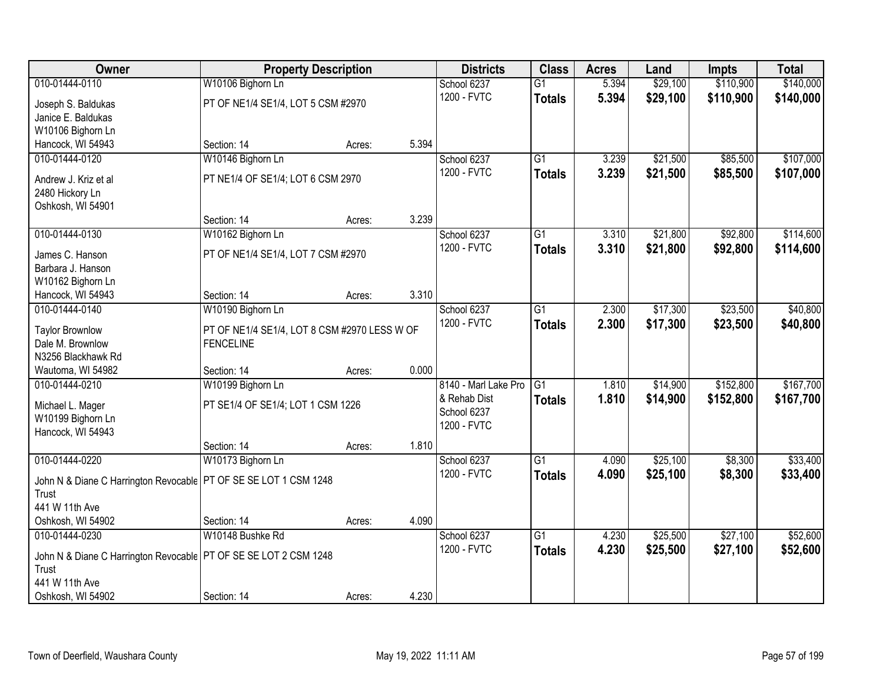| Owner | Property Description | | | Districts | Class | Acres | Land | Impts | Total |
|---|---|---|---|---|---|---|---|---|---|
| 010-01444-0110 | W10106 Bighorn Ln | | | School 6237 | G1 | 5.394 | $29,100 | $110,900 | $140,000 |
| Joseph S. Baldukas<br>Janice E. Baldukas<br>W10106 Bighorn Ln<br>Hancock, WI 54943 | PT OF NE1/4 SE1/4, LOT 5 CSM #2970 | | | 1200 - FVTC | **Totals** | **5.394** | **$29,100** | **$110,900** | **$140,000** |
| | Section: 14 | Acres: | 5.394 | | | | | | |
| 010-01444-0120 | W10146 Bighorn Ln | | | School 6237 | G1 | 3.239 | $21,500 | $85,500 | $107,000 |
| Andrew J. Kriz et al<br>2480 Hickory Ln<br>Oshkosh, WI 54901 | PT NE1/4 OF SE1/4; LOT 6 CSM 2970 | | | 1200 - FVTC | **Totals** | **3.239** | **$21,500** | **$85,500** | **$107,000** |
| | Section: 14 | Acres: | 3.239 | | | | | | |
| 010-01444-0130 | W10162 Bighorn Ln | | | School 6237 | G1 | 3.310 | $21,800 | $92,800 | $114,600 |
| James C. Hanson<br>Barbara J. Hanson<br>W10162 Bighorn Ln<br>Hancock, WI 54943 | PT OF NE1/4 SE1/4, LOT 7 CSM #2970 | | | 1200 - FVTC | **Totals** | **3.310** | **$21,800** | **$92,800** | **$114,600** |
| | Section: 14 | Acres: | 3.310 | | | | | | |
| 010-01444-0140 | W10190 Bighorn Ln | | | School 6237 | G1 | 2.300 | $17,300 | $23,500 | $40,800 |
| Taylor Brownlow<br>Dale M. Brownlow<br>N3256 Blackhawk Rd<br>Wautoma, WI 54982 | PT OF NE1/4 SE1/4, LOT 8 CSM #2970 LESS W OF FENCELINE | | | 1200 - FVTC | **Totals** | **2.300** | **$17,300** | **$23,500** | **$40,800** |
| | Section: 14 | Acres: | 0.000 | | | | | | |
| 010-01444-0210 | W10199 Bighorn Ln | | | 8140 - Marl Lake Pro & Rehab Dist | G1 | 1.810 | $14,900 | $152,800 | $167,700 |
| Michael L. Mager<br>W10199 Bighorn Ln<br>Hancock, WI 54943 | PT SE1/4 OF SE1/4; LOT 1 CSM 1226 | | | School 6237<br>1200 - FVTC | **Totals** | **1.810** | **$14,900** | **$152,800** | **$167,700** |
| | Section: 14 | Acres: | 1.810 | | | | | | |
| 010-01444-0220 | W10173 Bighorn Ln | | | School 6237 | G1 | 4.090 | $25,100 | $8,300 | $33,400 |
| John N & Diane C Harrington Revocable Trust<br>441 W 11th Ave<br>Oshkosh, WI 54902 | PT OF SE SE LOT 1 CSM 1248 | | | 1200 - FVTC | **Totals** | **4.090** | **$25,100** | **$8,300** | **$33,400** |
| | Section: 14 | Acres: | 4.090 | | | | | | |
| 010-01444-0230 | W10148 Bushke Rd | | | School 6237 | G1 | 4.230 | $25,500 | $27,100 | $52,600 |
| John N & Diane C Harrington Revocable Trust<br>441 W 11th Ave<br>Oshkosh, WI 54902 | PT OF SE SE LOT 2 CSM 1248 | | | 1200 - FVTC | **Totals** | **4.230** | **$25,500** | **$27,100** | **$52,600** |
| | Section: 14 | Acres: | 4.230 | | | | | | |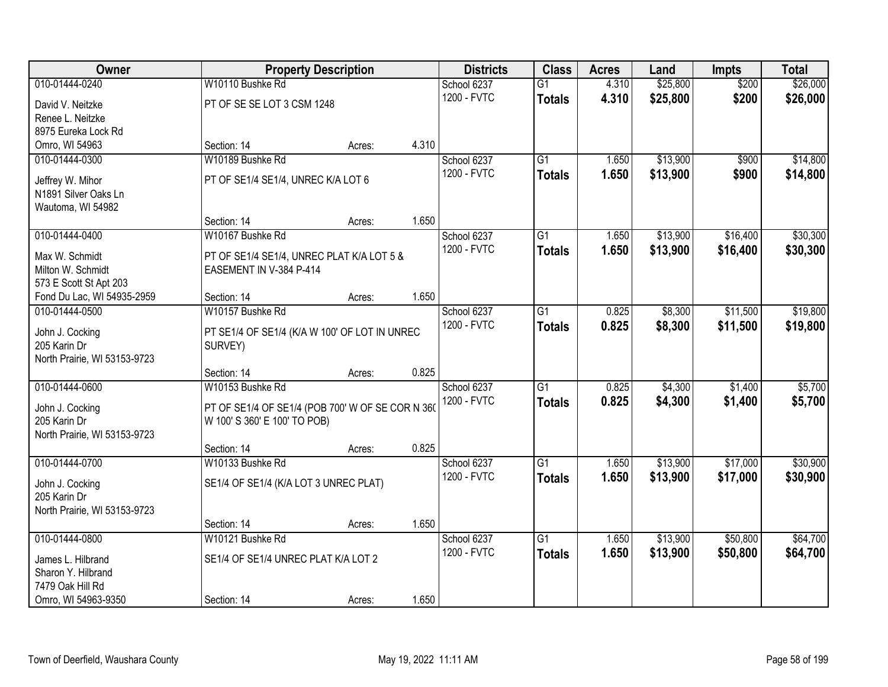| Owner | Property Description | | | Districts | Class | Acres | Land | Impts | Total |
|---|---|---|---|---|---|---|---|---|---|
| 010-01444-0240 | W10110 Bushke Rd | | | School 6237 | G1 | 4.310 | $25,800 | $200 | $26,000 |
| David V. Neitzke<br>Renee L. Neitzke<br>8975 Eureka Lock Rd<br>Omro, WI 54963 | PT OF SE SE LOT 3 CSM 1248 | | | 1200 - FVTC | **Totals** | **4.310** | **$25,800** | **$200** | **$26,000** |
| | Section: 14 | Acres: | 4.310 | | | | | | |
| 010-01444-0300 | W10189 Bushke Rd | | | School 6237 | G1 | 1.650 | $13,900 | $900 | $14,800 |
| Jeffrey W. Mihor<br>N1891 Silver Oaks Ln<br>Wautoma, WI 54982 | PT OF SE1/4 SE1/4, UNREC K/A LOT 6 | | | 1200 - FVTC | **Totals** | **1.650** | **$13,900** | **$900** | **$14,800** |
| | Section: 14 | Acres: | 1.650 | | | | | | |
| 010-01444-0400 | W10167 Bushke Rd | | | School 6237 | G1 | 1.650 | $13,900 | $16,400 | $30,300 |
| Max W. Schmidt<br>Milton W. Schmidt<br>573 E Scott St Apt 203<br>Fond Du Lac, WI 54935-2959 | PT OF SE1/4 SE1/4, UNREC PLAT K/A LOT 5 & EASEMENT IN V-384 P-414 | | | 1200 - FVTC | **Totals** | **1.650** | **$13,900** | **$16,400** | **$30,300** |
| | Section: 14 | Acres: | 1.650 | | | | | | |
| 010-01444-0500 | W10157 Bushke Rd | | | School 6237 | G1 | 0.825 | $8,300 | $11,500 | $19,800 |
| John J. Cocking<br>205 Karin Dr<br>North Prairie, WI 53153-9723 | PT SE1/4 OF SE1/4 (K/A W 100' OF LOT IN UNREC SURVEY) | | | 1200 - FVTC | **Totals** | **0.825** | **$8,300** | **$11,500** | **$19,800** |
| | Section: 14 | Acres: | 0.825 | | | | | | |
| 010-01444-0600 | W10153 Bushke Rd | | | School 6237 | G1 | 0.825 | $4,300 | $1,400 | $5,700 |
| John J. Cocking<br>205 Karin Dr<br>North Prairie, WI 53153-9723 | PT OF SE1/4 OF SE1/4 (POB 700' W OF SE COR N 360' W 100' S 360' E 100' TO POB) | | | 1200 - FVTC | **Totals** | **0.825** | **$4,300** | **$1,400** | **$5,700** |
| | Section: 14 | Acres: | 0.825 | | | | | | |
| 010-01444-0700 | W10133 Bushke Rd | | | School 6237 | G1 | 1.650 | $13,900 | $17,000 | $30,900 |
| John J. Cocking<br>205 Karin Dr<br>North Prairie, WI 53153-9723 | SE1/4 OF SE1/4 (K/A LOT 3 UNREC PLAT) | | | 1200 - FVTC | **Totals** | **1.650** | **$13,900** | **$17,000** | **$30,900** |
| | Section: 14 | Acres: | 1.650 | | | | | | |
| 010-01444-0800 | W10121 Bushke Rd | | | School 6237 | G1 | 1.650 | $13,900 | $50,800 | $64,700 |
| James L. Hilbrand<br>Sharon Y. Hilbrand<br>7479 Oak Hill Rd<br>Omro, WI 54963-9350 | SE1/4 OF SE1/4 UNREC PLAT K/A LOT 2 | | | 1200 - FVTC | **Totals** | **1.650** | **$13,900** | **$50,800** | **$64,700** |
| | Section: 14 | Acres: | 1.650 | | | | | | |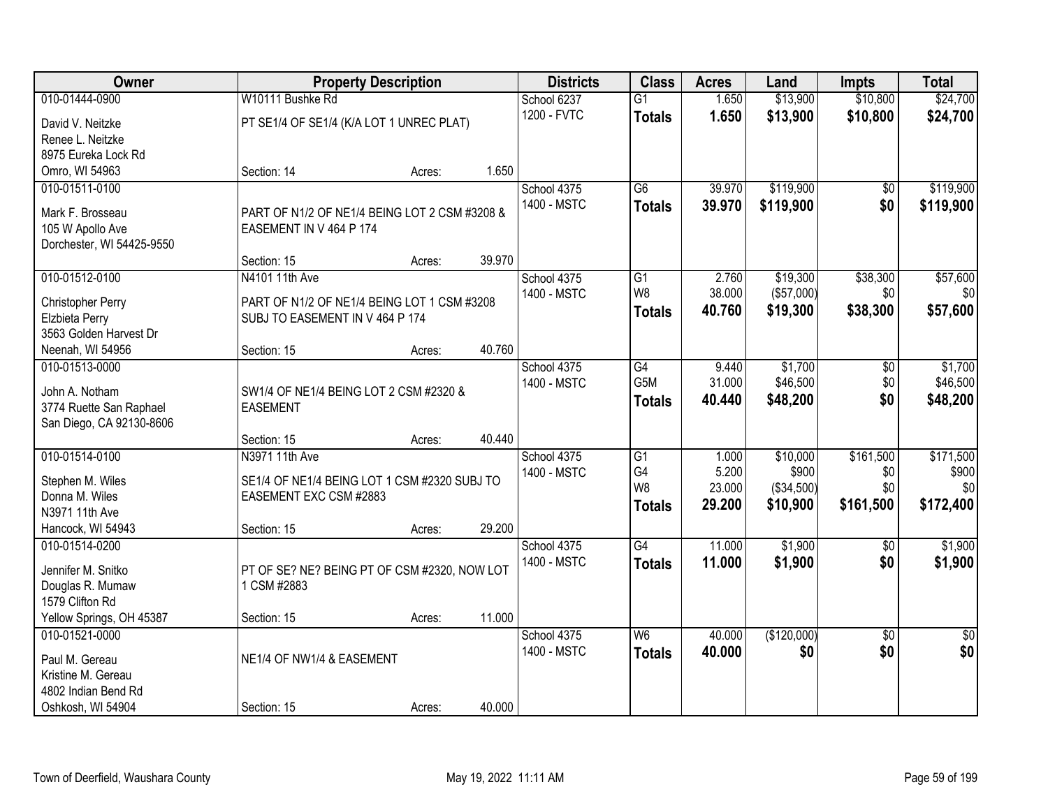| Owner | Property Description | | | Districts | Class | Acres | Land | Impts | Total |
|---|---|---|---|---|---|---|---|---|---|
| 010-01444-0900 | W10111 Bushke Rd | | | School 6237 | G1 | 1.650 | $13,900 | $10,800 | $24,700 |
| David V. Neitzke<br>Renee L. Neitzke<br>8975 Eureka Lock Rd<br>Omro, WI 54963 | PT SE1/4 OF SE1/4 (K/A LOT 1 UNREC PLAT) | | | 1200 - FVTC | **Totals** | **1.650** | **$13,900** | **$10,800** | **$24,700** |
| | Section: 14 | Acres: | 1.650 | | | | | | |
| 010-01511-0100 | | | | School 4375 | G6 | 39.970 | $119,900 | $0 | $119,900 |
| Mark F. Brosseau<br>105 W Apollo Ave<br>Dorchester, WI 54425-9550 | PART OF N1/2 OF NE1/4 BEING LOT 2 CSM #3208 & EASEMENT IN V 464 P 174 | | | 1400 - MSTC | **Totals** | **39.970** | **$119,900** | **$0** | **$119,900** |
| | Section: 15 | Acres: | 39.970 | | | | | | |
| 010-01512-0100 | N4101 11th Ave | | | School 4375 | G1 | 2.760 | $19,300 | $38,300 | $57,600 |
| Christopher Perry<br>Elzbieta Perry<br>3563 Golden Harvest Dr<br>Neenah, WI 54956 | PART OF N1/2 OF NE1/4 BEING LOT 1 CSM #3208 SUBJ TO EASEMENT IN V 464 P 174 | | | 1400 - MSTC | W8 | 38.000 | ($57,000) | $0 | $0 |
| | | | | | **Totals** | **40.760** | **$19,300** | **$38,300** | **$57,600** |
| | Section: 15 | Acres: | 40.760 | | | | | | |
| 010-01513-0000 | | | | School 4375 | G4 | 9.440 | $1,700 | $0 | $1,700 |
| John A. Notham<br>3774 Ruette San Raphael<br>San Diego, CA 92130-8606 | SW1/4 OF NE1/4 BEING LOT 2 CSM #2320 & EASEMENT | | | 1400 - MSTC | G5M | 31.000 | $46,500 | $0 | $46,500 |
| | | | | | **Totals** | **40.440** | **$48,200** | **$0** | **$48,200** |
| | Section: 15 | Acres: | 40.440 | | | | | | |
| 010-01514-0100 | N3971 11th Ave | | | School 4375 | G1 | 1.000 | $10,000 | $161,500 | $171,500 |
| Stephen M. Wiles<br>Donna M. Wiles<br>N3971 11th Ave<br>Hancock, WI 54943 | SE1/4 OF NE1/4 BEING LOT 1 CSM #2320 SUBJ TO EASEMENT EXC CSM #2883 | | | 1400 - MSTC | G4 | 5.200 | $900 | $0 | $900 |
| | | | | | W8 | 23.000 | ($34,500) | $0 | $0 |
| | | | | | **Totals** | **29.200** | **$10,900** | **$161,500** | **$172,400** |
| | Section: 15 | Acres: | 29.200 | | | | | | |
| 010-01514-0200 | | | | School 4375 | G4 | 11.000 | $1,900 | $0 | $1,900 |
| Jennifer M. Snitko<br>Douglas R. Mumaw<br>1579 Clifton Rd<br>Yellow Springs, OH 45387 | PT OF SE? NE? BEING PT OF CSM #2320, NOW LOT 1 CSM #2883 | | | 1400 - MSTC | **Totals** | **11.000** | **$1,900** | **$0** | **$1,900** |
| | Section: 15 | Acres: | 11.000 | | | | | | |
| 010-01521-0000 | | | | School 4375 | W6 | 40.000 | ($120,000) | $0 | $0 |
| Paul M. Gereau<br>Kristine M. Gereau<br>4802 Indian Bend Rd<br>Oshkosh, WI 54904 | NE1/4 OF NW1/4 & EASEMENT | | | 1400 - MSTC | **Totals** | **40.000** | **$0** | **$0** | **$0** |
| | Section: 15 | Acres: | 40.000 | | | | | | |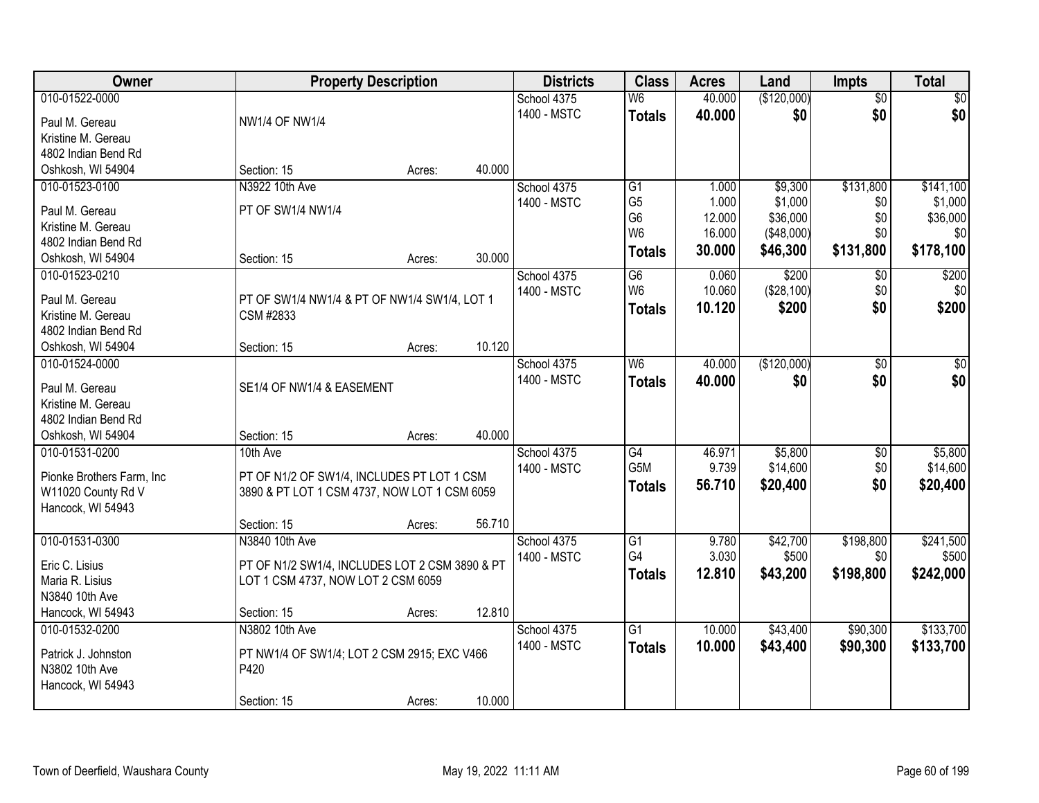| Owner | Property Description | Districts | Class | Acres | Land | Impts | Total |
|---|---|---|---|---|---|---|---|
| 010-01522-0000<br>Paul M. Gereau<br>Kristine M. Gereau<br>4802 Indian Bend Rd<br>Oshkosh, WI 54904 | NW1/4 OF NW1/4<br>Section: 15 Acres: 40.000 | School 4375<br>1400 - MSTC | W6<br>**Totals** | 40.000<br>**40.000** | ($120,000)<br>**$0** | $0<br>**$0** | $0<br>**$0** |
| 010-01523-0100<br>Paul M. Gereau<br>Kristine M. Gereau<br>4802 Indian Bend Rd<br>Oshkosh, WI 54904 | N3922 10th Ave<br>PT OF SW1/4 NW1/4<br>Section: 15 Acres: 30.000 | School 4375<br>1400 - MSTC | G1<br>G5<br>G6<br>W6<br>**Totals** | 1.000<br>1.000<br>12.000<br>16.000<br>**30.000** | $9,300<br>$1,000<br>$36,000<br>($48,000)<br>**$46,300** | $131,800<br>$0<br>$0<br>$0<br>**$131,800** | $141,100<br>$1,000<br>$36,000<br>$0<br>**$178,100** |
| 010-01523-0210<br>Paul M. Gereau<br>Kristine M. Gereau<br>4802 Indian Bend Rd<br>Oshkosh, WI 54904 | PT OF SW1/4 NW1/4 & PT OF NW1/4 SW1/4, LOT 1 CSM #2833<br>Section: 15 Acres: 10.120 | School 4375<br>1400 - MSTC | G6<br>W6<br>**Totals** | 0.060<br>10.060<br>**10.120** | $200<br>($28,100)<br>**$200** | $0<br>$0<br>**$0** | $200<br>$0<br>**$200** |
| 010-01524-0000<br>Paul M. Gereau<br>Kristine M. Gereau<br>4802 Indian Bend Rd<br>Oshkosh, WI 54904 | SE1/4 OF NW1/4 & EASEMENT<br>Section: 15 Acres: 40.000 | School 4375<br>1400 - MSTC | W6<br>**Totals** | 40.000<br>**40.000** | ($120,000)<br>**$0** | $0<br>**$0** | $0<br>**$0** |
| 010-01531-0200<br>Pionke Brothers Farm, Inc<br>W11020 County Rd V<br>Hancock, WI 54943 | 10th Ave<br>PT OF N1/2 OF SW1/4, INCLUDES PT LOT 1 CSM 3890 & PT LOT 1 CSM 4737, NOW LOT 1 CSM 6059<br>Section: 15 Acres: 56.710 | School 4375<br>1400 - MSTC | G4<br>G5M<br>**Totals** | 46.971<br>9.739<br>**56.710** | $5,800<br>$14,600<br>**$20,400** | $0<br>$0<br>**$0** | $5,800<br>$14,600<br>**$20,400** |
| 010-01531-0300<br>Eric C. Lisius<br>Maria R. Lisius<br>N3840 10th Ave<br>Hancock, WI 54943 | N3840 10th Ave<br>PT OF N1/2 SW1/4, INCLUDES LOT 2 CSM 3890 & PT LOT 1 CSM 4737, NOW LOT 2 CSM 6059<br>Section: 15 Acres: 12.810 | School 4375<br>1400 - MSTC | G1<br>G4<br>**Totals** | 9.780<br>3.030<br>**12.810** | $42,700<br>$500<br>**$43,200** | $198,800<br>$0<br>**$198,800** | $241,500<br>$500<br>**$242,000** |
| 010-01532-0200<br>Patrick J. Johnston<br>N3802 10th Ave<br>Hancock, WI 54943 | N3802 10th Ave<br>PT NW1/4 OF SW1/4; LOT 2 CSM 2915; EXC V466 P420<br>Section: 15 Acres: 10.000 | School 4375<br>1400 - MSTC | G1<br>**Totals** | 10.000<br>**10.000** | $43,400<br>**$43,400** | $90,300<br>**$90,300** | $133,700<br>**$133,700** |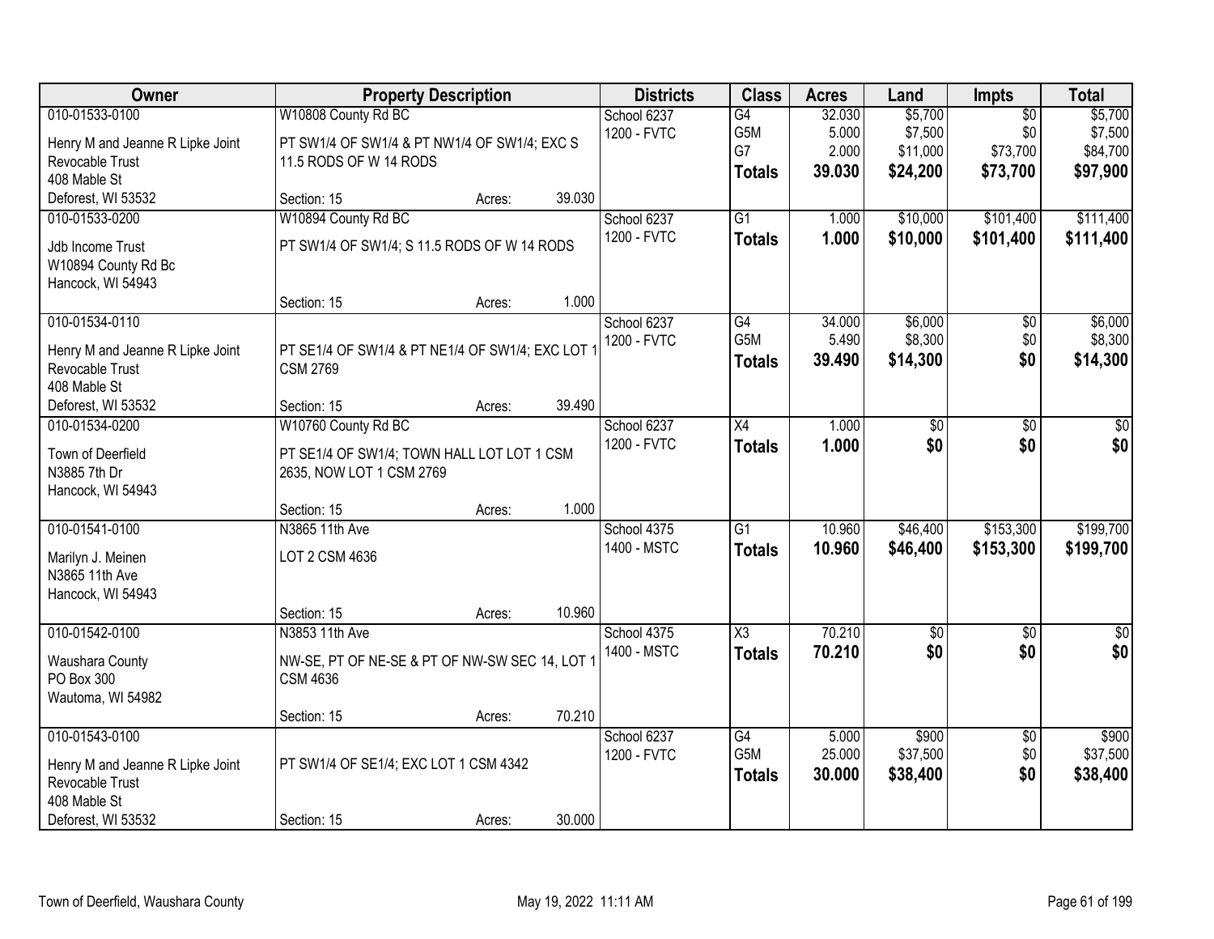| Owner | Property Description | Districts | Class | Acres | Land | Impts | Total |
|---|---|---|---|---|---|---|---|
| 010-01533-0100<br>Henry M and Jeanne R Lipke Joint Revocable Trust<br>408 Mable St<br>Deforest, WI 53532 | W10808 County Rd BC<br>PT SW1/4 OF SW1/4 & PT NW1/4 OF SW1/4; EXC S 11.5 RODS OF W 14 RODS<br>Section: 15 Acres: 39.030 | School 6237<br>1200 - FVTC | G4<br>G5M<br>G7<br>**Totals** | 32.030<br>5.000<br>2.000<br>**39.030** | $5,700<br>$7,500<br>$11,000<br>**$24,200** | $0<br>$0<br>$73,700<br>**$73,700** | $5,700<br>$7,500<br>$84,700<br>**$97,900** |
| 010-01533-0200<br>Jdb Income Trust<br>W10894 County Rd Bc<br>Hancock, WI 54943 | W10894 County Rd BC<br>PT SW1/4 OF SW1/4; S 11.5 RODS OF W 14 RODS<br>Section: 15 Acres: 1.000 | School 6237<br>1200 - FVTC | G1<br>**Totals** | 1.000<br>**1.000** | $10,000<br>**$10,000** | $101,400<br>**$101,400** | $111,400<br>**$111,400** |
| 010-01534-0110<br>Henry M and Jeanne R Lipke Joint Revocable Trust<br>408 Mable St<br>Deforest, WI 53532 | PT SE1/4 OF SW1/4 & PT NE1/4 OF SW1/4; EXC LOT 1 CSM 2769<br>Section: 15 Acres: 39.490 | School 6237<br>1200 - FVTC | G4<br>G5M<br>**Totals** | 34.000<br>5.490<br>**39.490** | $6,000<br>$8,300<br>**$14,300** | $0<br>$0<br>**$0** | $6,000<br>$8,300<br>**$14,300** |
| 010-01534-0200<br>Town of Deerfield<br>N3885 7th Dr<br>Hancock, WI 54943 | W10760 County Rd BC<br>PT SE1/4 OF SW1/4; TOWN HALL LOT LOT 1 CSM 2635, NOW LOT 1 CSM 2769<br>Section: 15 Acres: 1.000 | School 6237<br>1200 - FVTC | X4<br>**Totals** | 1.000<br>**1.000** | $0<br>**$0** | $0<br>**$0** | $0<br>**$0** |
| 010-01541-0100<br>Marilyn J. Meinen<br>N3865 11th Ave<br>Hancock, WI 54943 | N3865 11th Ave<br>LOT 2 CSM 4636<br>Section: 15 Acres: 10.960 | School 4375<br>1400 - MSTC | G1<br>**Totals** | 10.960<br>**10.960** | $46,400<br>**$46,400** | $153,300<br>**$153,300** | $199,700<br>**$199,700** |
| 010-01542-0100<br>Waushara County<br>PO Box 300<br>Wautoma, WI 54982 | N3853 11th Ave<br>NW-SE, PT OF NE-SE & PT OF NW-SW SEC 14, LOT 1 CSM 4636<br>Section: 15 Acres: 70.210 | School 4375<br>1400 - MSTC | X3<br>**Totals** | 70.210<br>**70.210** | $0<br>**$0** | $0<br>**$0** | $0<br>**$0** |
| 010-01543-0100<br>Henry M and Jeanne R Lipke Joint Revocable Trust<br>408 Mable St<br>Deforest, WI 53532 | PT SW1/4 OF SE1/4; EXC LOT 1 CSM 4342<br>Section: 15 Acres: 30.000 | School 6237<br>1200 - FVTC | G4<br>G5M<br>**Totals** | 5.000<br>25.000<br>**30.000** | $900<br>$37,500<br>**$38,400** | $0<br>$0<br>**$0** | $900<br>$37,500<br>**$38,400** |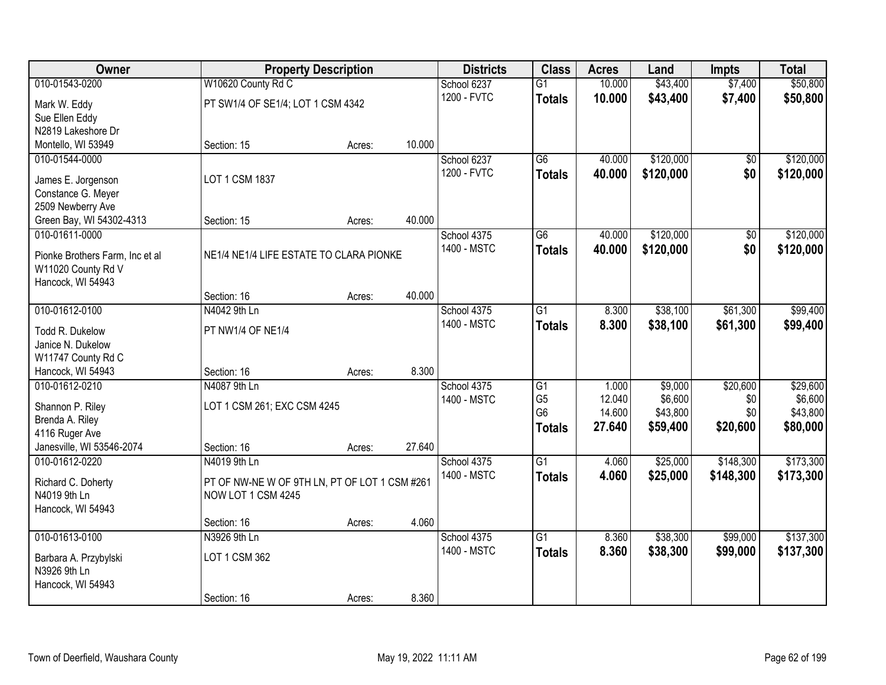| Owner | Property Description | | | Districts | Class | Acres | Land | Impts | Total |
|---|---|---|---|---|---|---|---|---|---|
| 010-01543-0200 | W10620 County Rd C | | | School 6237 | G1 | 10.000 | $43,400 | $7,400 | $50,800 |
| Mark W. Eddy<br>Sue Ellen Eddy<br>N2819 Lakeshore Dr<br>Montello, WI 53949 | PT SW1/4 OF SE1/4; LOT 1 CSM 4342 | | | 1200 - FVTC | **Totals** | **10.000** | **$43,400** | **$7,400** | **$50,800** |
| | Section: 15 | Acres: | 10.000 | | | | | | |
| 010-01544-0000 | | | | School 6237 | G6 | 40.000 | $120,000 | $0 | $120,000 |
| James E. Jorgenson<br>Constance G. Meyer<br>2509 Newberry Ave<br>Green Bay, WI 54302-4313 | LOT 1 CSM 1837 | | | 1200 - FVTC | **Totals** | **40.000** | **$120,000** | **$0** | **$120,000** |
| | Section: 15 | Acres: | 40.000 | | | | | | |
| 010-01611-0000 | | | | School 4375 | G6 | 40.000 | $120,000 | $0 | $120,000 |
| Pionke Brothers Farm, Inc et al<br>W11020 County Rd V<br>Hancock, WI 54943 | NE1/4 NE1/4 LIFE ESTATE TO CLARA PIONKE | | | 1400 - MSTC | **Totals** | **40.000** | **$120,000** | **$0** | **$120,000** |
| | Section: 16 | Acres: | 40.000 | | | | | | |
| 010-01612-0100 | N4042 9th Ln | | | School 4375 | G1 | 8.300 | $38,100 | $61,300 | $99,400 |
| Todd R. Dukelow<br>Janice N. Dukelow<br>W11747 County Rd C<br>Hancock, WI 54943 | PT NW1/4 OF NE1/4 | | | 1400 - MSTC | **Totals** | **8.300** | **$38,100** | **$61,300** | **$99,400** |
| | Section: 16 | Acres: | 8.300 | | | | | | |
| 010-01612-0210 | N4087 9th Ln | | | School 4375 | G1 | 1.000 | $9,000 | $20,600 | $29,600 |
| Shannon P. Riley<br>Brenda A. Riley<br>4116 Ruger Ave<br>Janesville, WI 53546-2074 | LOT 1 CSM 261; EXC CSM 4245 | | | 1400 - MSTC | G5 | 12.040 | $6,600 | $0 | $6,600 |
| | | | | | G6 | 14.600 | $43,800 | $0 | $43,800 |
| | | | | | **Totals** | **27.640** | **$59,400** | **$20,600** | **$80,000** |
| | Section: 16 | Acres: | 27.640 | | | | | | |
| 010-01612-0220 | N4019 9th Ln | | | School 4375 | G1 | 4.060 | $25,000 | $148,300 | $173,300 |
| Richard C. Doherty<br>N4019 9th Ln<br>Hancock, WI 54943 | PT OF NW-NE W OF 9TH LN, PT OF LOT 1 CSM #261 NOW LOT 1 CSM 4245 | | | 1400 - MSTC | **Totals** | **4.060** | **$25,000** | **$148,300** | **$173,300** |
| | Section: 16 | Acres: | 4.060 | | | | | | |
| 010-01613-0100 | N3926 9th Ln | | | School 4375 | G1 | 8.360 | $38,300 | $99,000 | $137,300 |
| Barbara A. Przybylski<br>N3926 9th Ln<br>Hancock, WI 54943 | LOT 1 CSM 362 | | | 1400 - MSTC | **Totals** | **8.360** | **$38,300** | **$99,000** | **$137,300** |
| | Section: 16 | Acres: | 8.360 | | | | | | |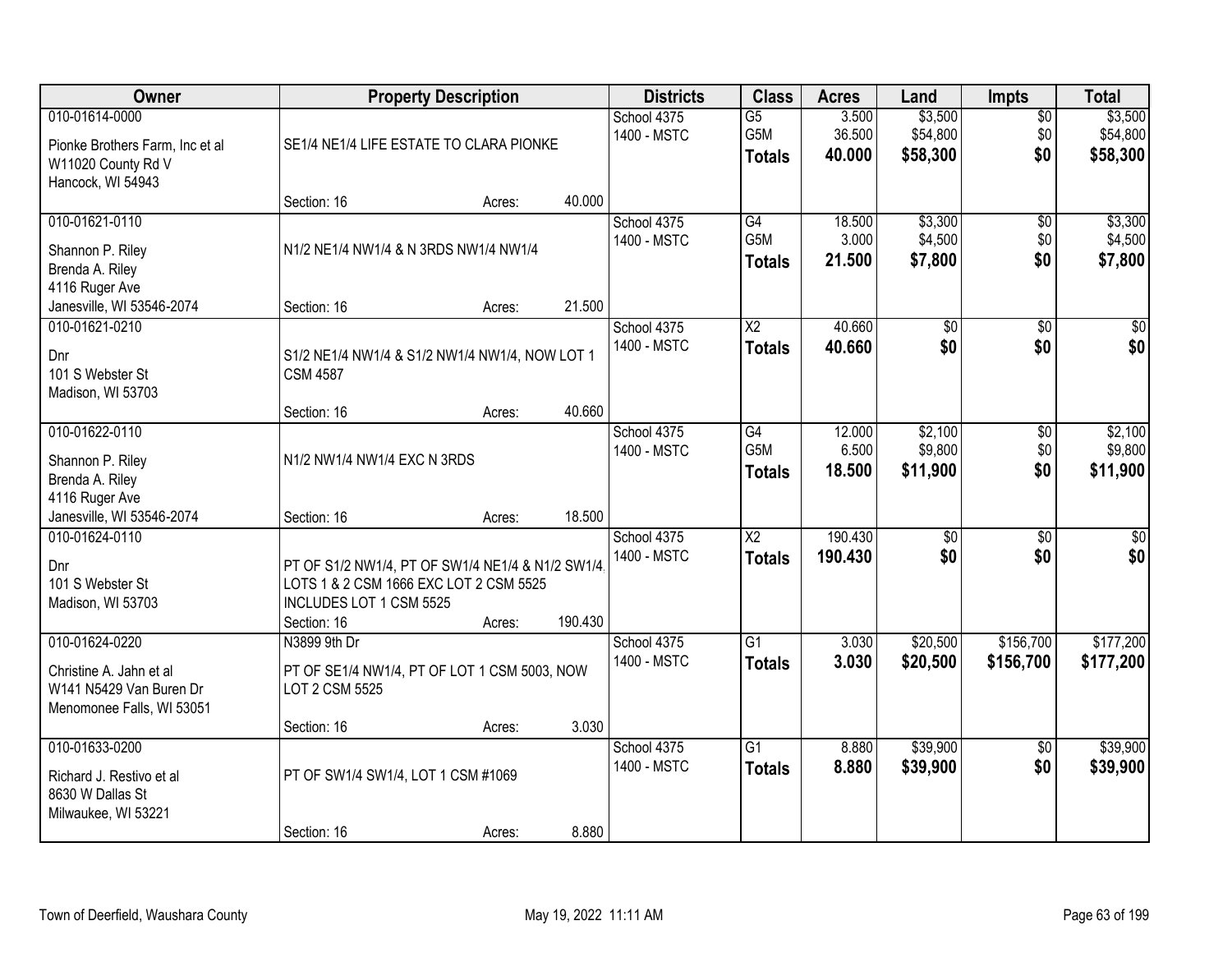| Owner | Property Description | Districts | Class | Acres | Land | Impts | Total |
|---|---|---|---|---|---|---|---|
| 010-01614-0000<br>Pionke Brothers Farm, Inc et al<br>W11020 County Rd V<br>Hancock, WI 54943 | SE1/4 NE1/4 LIFE ESTATE TO CLARA PIONKE<br>Section: 16 Acres: 40.000 | School 4375<br>1400 - MSTC | G5<br>G5M<br>**Totals** | 3.500<br>36.500<br>**40.000** | $3,500<br>$54,800<br>**$58,300** | $0<br>$0<br>**$0** | $3,500<br>$54,800<br>**$58,300** |
| 010-01621-0110<br>Shannon P. Riley<br>Brenda A. Riley<br>4116 Ruger Ave<br>Janesville, WI 53546-2074 | N1/2 NE1/4 NW1/4 & N 3RDS NW1/4 NW1/4<br>Section: 16 Acres: 21.500 | School 4375<br>1400 - MSTC | G4<br>G5M<br>**Totals** | 18.500<br>3.000<br>**21.500** | $3,300<br>$4,500<br>**$7,800** | $0<br>$0<br>**$0** | $3,300<br>$4,500<br>**$7,800** |
| 010-01621-0210<br>Dnr<br>101 S Webster St<br>Madison, WI 53703 | S1/2 NE1/4 NW1/4 & S1/2 NW1/4 NW1/4, NOW LOT 1 CSM 4587<br>Section: 16 Acres: 40.660 | School 4375<br>1400 - MSTC | X2<br>**Totals** | 40.660<br>**40.660** | $0<br>**$0** | $0<br>**$0** | $0<br>**$0** |
| 010-01622-0110<br>Shannon P. Riley<br>Brenda A. Riley<br>4116 Ruger Ave<br>Janesville, WI 53546-2074 | N1/2 NW1/4 NW1/4 EXC N 3RDS<br>Section: 16 Acres: 18.500 | School 4375<br>1400 - MSTC | G4<br>G5M<br>**Totals** | 12.000<br>6.500<br>**18.500** | $2,100<br>$9,800<br>**$11,900** | $0<br>$0<br>**$0** | $2,100<br>$9,800<br>**$11,900** |
| 010-01624-0110<br>Dnr<br>101 S Webster St<br>Madison, WI 53703 | PT OF S1/2 NW1/4, PT OF SW1/4 NE1/4 & N1/2 SW1/4, LOTS 1 & 2 CSM 1666 EXC LOT 2 CSM 5525 INCLUDES LOT 1 CSM 5525<br>Section: 16 Acres: 190.430 | School 4375<br>1400 - MSTC | X2<br>**Totals** | 190.430<br>**190.430** | $0<br>**$0** | $0<br>**$0** | $0<br>**$0** |
| 010-01624-0220<br>Christine A. Jahn et al<br>W141 N5429 Van Buren Dr<br>Menomonee Falls, WI 53051 | N3899 9th Dr<br>PT OF SE1/4 NW1/4, PT OF LOT 1 CSM 5003, NOW LOT 2 CSM 5525<br>Section: 16 Acres: 3.030 | School 4375<br>1400 - MSTC | G1<br>**Totals** | 3.030<br>**3.030** | $20,500<br>**$20,500** | $156,700<br>**$156,700** | $177,200<br>**$177,200** |
| 010-01633-0200<br>Richard J. Restivo et al<br>8630 W Dallas St<br>Milwaukee, WI 53221 | PT OF SW1/4 SW1/4, LOT 1 CSM #1069<br>Section: 16 Acres: 8.880 | School 4375<br>1400 - MSTC | G1<br>**Totals** | 8.880<br>**8.880** | $39,900<br>**$39,900** | $0<br>**$0** | $39,900<br>**$39,900** |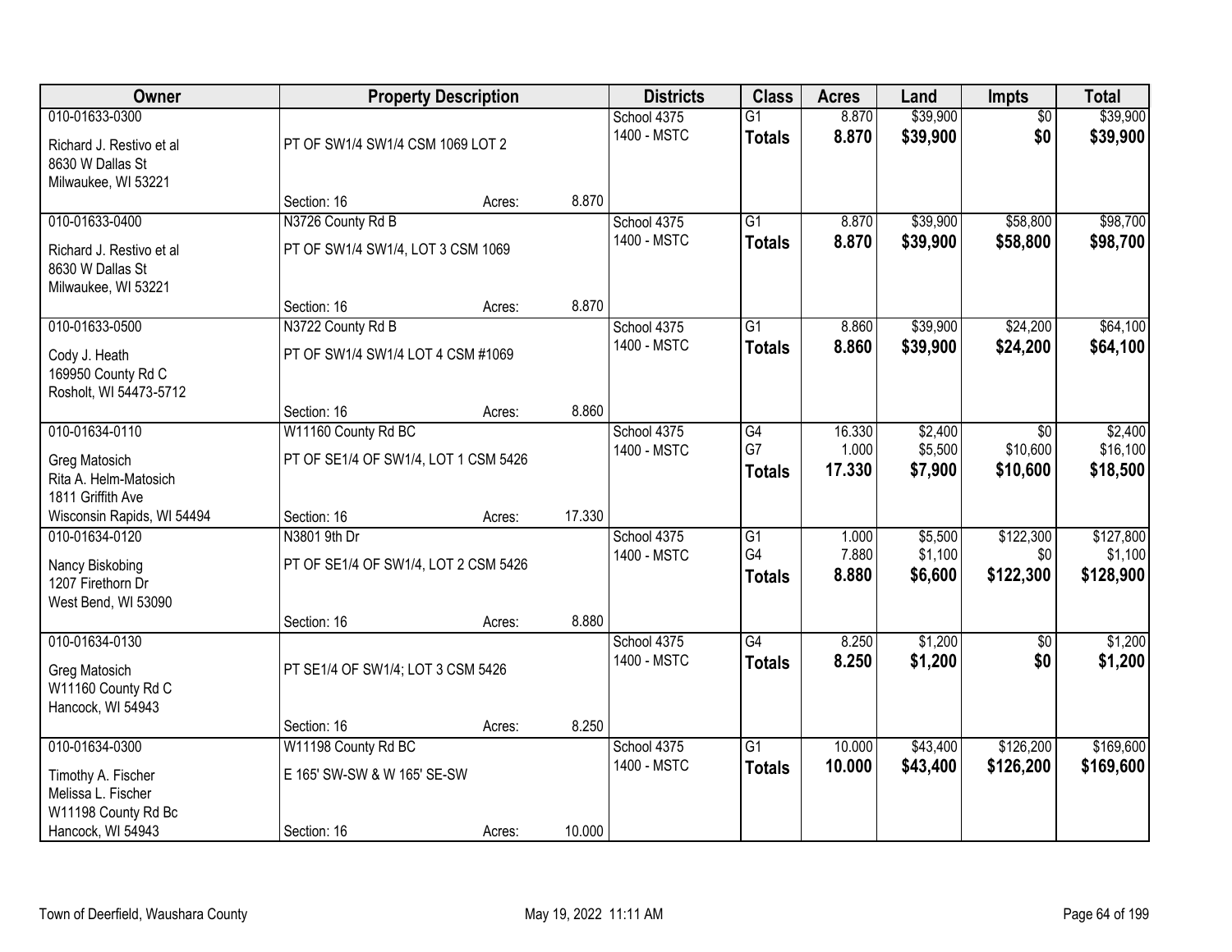| Owner | Property Description | | | Districts | Class | Acres | Land | Impts | Total |
|---|---|---|---|---|---|---|---|---|---|
| 010-01633-0300 | | | | School 4375 | G1 | 8.870 | $39,900 | $0 | $39,900 |
| Richard J. Restivo et al<br>8630 W Dallas St<br>Milwaukee, WI 53221 | PT OF SW1/4 SW1/4 CSM 1069 LOT 2 | | | 1400 - MSTC | **Totals** | **8.870** | **$39,900** | **$0** | **$39,900** |
| | Section: 16 | Acres: | 8.870 | | | | | | |
| 010-01633-0400 | N3726 County Rd B | | | School 4375 | G1 | 8.870 | $39,900 | $58,800 | $98,700 |
| Richard J. Restivo et al<br>8630 W Dallas St<br>Milwaukee, WI 53221 | PT OF SW1/4 SW1/4, LOT 3 CSM 1069 | | | 1400 - MSTC | **Totals** | **8.870** | **$39,900** | **$58,800** | **$98,700** |
| | Section: 16 | Acres: | 8.870 | | | | | | |
| 010-01633-0500 | N3722 County Rd B | | | School 4375 | G1 | 8.860 | $39,900 | $24,200 | $64,100 |
| Cody J. Heath<br>169950 County Rd C<br>Rosholt, WI 54473-5712 | PT OF SW1/4 SW1/4 LOT 4 CSM #1069 | | | 1400 - MSTC | **Totals** | **8.860** | **$39,900** | **$24,200** | **$64,100** |
| | Section: 16 | Acres: | 8.860 | | | | | | |
| 010-01634-0110 | W11160 County Rd BC | | | School 4375 | G4 | 16.330 | $2,400 | $0 | $2,400 |
| Greg Matosich<br>Rita A. Helm-Matosich<br>1811 Griffith Ave<br>Wisconsin Rapids, WI 54494 | PT OF SE1/4 OF SW1/4, LOT 1 CSM 5426 | | | 1400 - MSTC | G7 | 1.000 | $5,500 | $10,600 | $16,100 |
| | | | | | **Totals** | **17.330** | **$7,900** | **$10,600** | **$18,500** |
| | Section: 16 | Acres: | 17.330 | | | | | | |
| 010-01634-0120 | N3801 9th Dr | | | School 4375 | G1 | 1.000 | $5,500 | $122,300 | $127,800 |
| Nancy Biskobing<br>1207 Firethorn Dr<br>West Bend, WI 53090 | PT OF SE1/4 OF SW1/4, LOT 2 CSM 5426 | | | 1400 - MSTC | G4 | 7.880 | $1,100 | $0 | $1,100 |
| | | | | | **Totals** | **8.880** | **$6,600** | **$122,300** | **$128,900** |
| | Section: 16 | Acres: | 8.880 | | | | | | |
| 010-01634-0130 | | | | School 4375 | G4 | 8.250 | $1,200 | $0 | $1,200 |
| Greg Matosich<br>W11160 County Rd C<br>Hancock, WI 54943 | PT SE1/4 OF SW1/4; LOT 3 CSM 5426 | | | 1400 - MSTC | **Totals** | **8.250** | **$1,200** | **$0** | **$1,200** |
| | Section: 16 | Acres: | 8.250 | | | | | | |
| 010-01634-0300 | W11198 County Rd BC | | | School 4375 | G1 | 10.000 | $43,400 | $126,200 | $169,600 |
| Timothy A. Fischer<br>Melissa L. Fischer<br>W11198 County Rd Bc<br>Hancock, WI 54943 | E 165' SW-SW & W 165' SE-SW | | | 1400 - MSTC | **Totals** | **10.000** | **$43,400** | **$126,200** | **$169,600** |
| | Section: 16 | Acres: | 10.000 | | | | | | |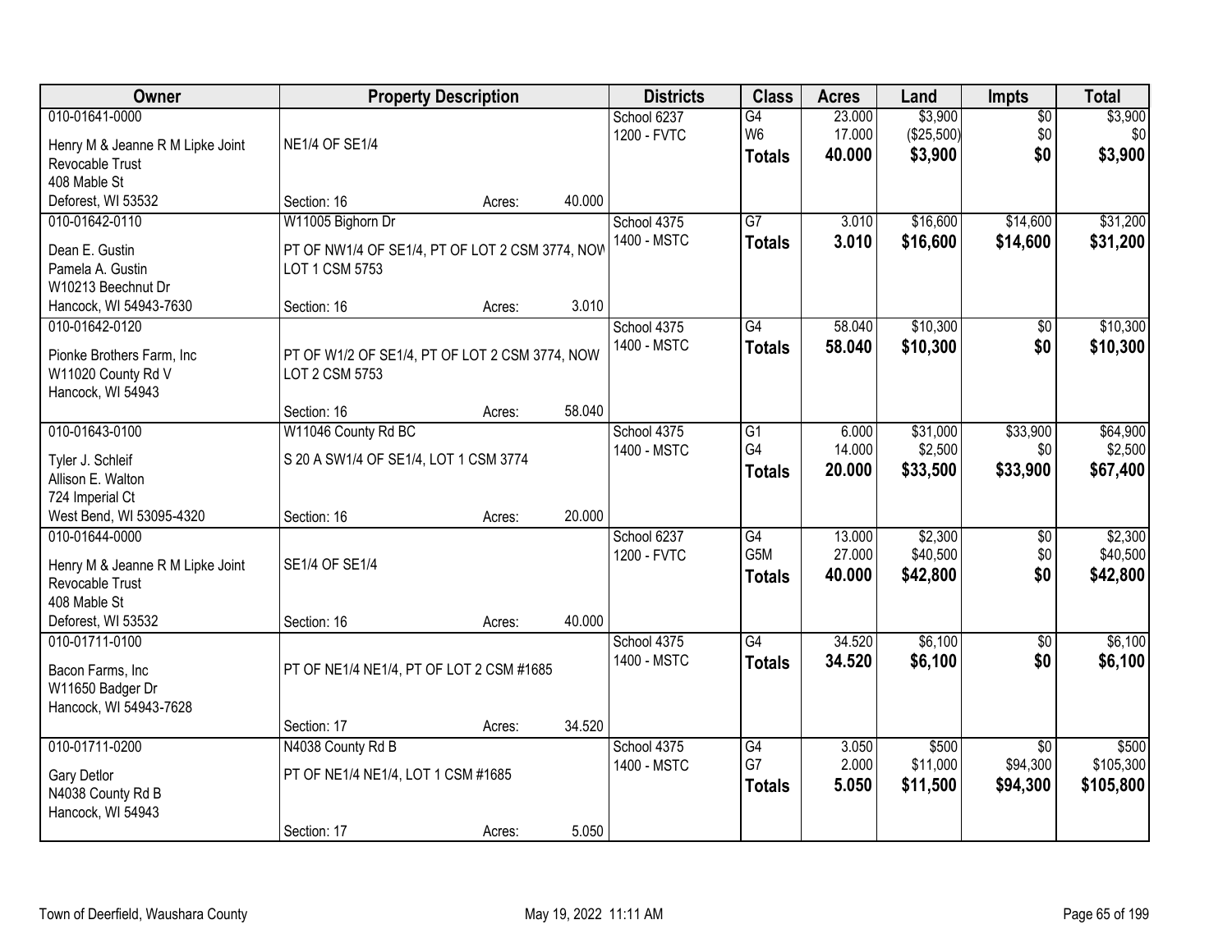| Owner | Property Description | Districts | Class | Acres | Land | Impts | Total |
|---|---|---|---|---|---|---|---|
| 010-01641-0000<br>Henry M & Jeanne R M Lipke Joint Revocable Trust<br>408 Mable St<br>Deforest, WI 53532 | NE1/4 OF SE1/4<br>Section: 16 Acres: 40.000 | School 6237<br>1200 - FVTC | G4<br>W6<br>**Totals** | 23.000<br>17.000<br>**40.000** | $3,900<br>($25,500)<br>**$3,900** | $0<br>$0<br>**$0** | $3,900<br>$0<br>**$3,900** |
| 010-01642-0110<br>Dean E. Gustin<br>Pamela A. Gustin<br>W10213 Beechnut Dr<br>Hancock, WI 54943-7630 | W11005 Bighorn Dr<br>PT OF NW1/4 OF SE1/4, PT OF LOT 2 CSM 3774, NOW LOT 1 CSM 5753<br>Section: 16 Acres: 3.010 | School 4375<br>1400 - MSTC | G7<br>**Totals** | 3.010<br>**3.010** | $16,600<br>**$16,600** | $14,600<br>**$14,600** | $31,200<br>**$31,200** |
| 010-01642-0120<br>Pionke Brothers Farm, Inc<br>W11020 County Rd V<br>Hancock, WI 54943 | PT OF W1/2 OF SE1/4, PT OF LOT 2 CSM 3774, NOW LOT 2 CSM 5753<br>Section: 16 Acres: 58.040 | School 4375<br>1400 - MSTC | G4<br>**Totals** | 58.040<br>**58.040** | $10,300<br>**$10,300** | $0<br>**$0** | $10,300<br>**$10,300** |
| 010-01643-0100<br>Tyler J. Schleif<br>Allison E. Walton<br>724 Imperial Ct<br>West Bend, WI 53095-4320 | W11046 County Rd BC<br>S 20 A SW1/4 OF SE1/4, LOT 1 CSM 3774<br>Section: 16 Acres: 20.000 | School 4375<br>1400 - MSTC | G1<br>G4<br>**Totals** | 6.000<br>14.000<br>**20.000** | $31,000<br>$2,500<br>**$33,500** | $33,900<br>$0<br>**$33,900** | $64,900<br>$2,500<br>**$67,400** |
| 010-01644-0000<br>Henry M & Jeanne R M Lipke Joint Revocable Trust<br>408 Mable St<br>Deforest, WI 53532 | SE1/4 OF SE1/4<br>Section: 16 Acres: 40.000 | School 6237<br>1200 - FVTC | G4<br>G5M<br>**Totals** | 13.000<br>27.000<br>**40.000** | $2,300<br>$40,500<br>**$42,800** | $0<br>$0<br>**$0** | $2,300<br>$40,500<br>**$42,800** |
| 010-01711-0100<br>Bacon Farms, Inc<br>W11650 Badger Dr<br>Hancock, WI 54943-7628 | PT OF NE1/4 NE1/4, PT OF LOT 2 CSM #1685<br>Section: 17 Acres: 34.520 | School 4375<br>1400 - MSTC | G4<br>**Totals** | 34.520<br>**34.520** | $6,100<br>**$6,100** | $0<br>**$0** | $6,100<br>**$6,100** |
| 010-01711-0200<br>Gary Detlor<br>N4038 County Rd B<br>Hancock, WI 54943 | N4038 County Rd B<br>PT OF NE1/4 NE1/4, LOT 1 CSM #1685<br>Section: 17 Acres: 5.050 | School 4375<br>1400 - MSTC | G4<br>G7<br>**Totals** | 3.050<br>2.000<br>**5.050** | $500<br>$11,000<br>**$11,500** | $0<br>$94,300<br>**$94,300** | $500<br>$105,300<br>**$105,800** |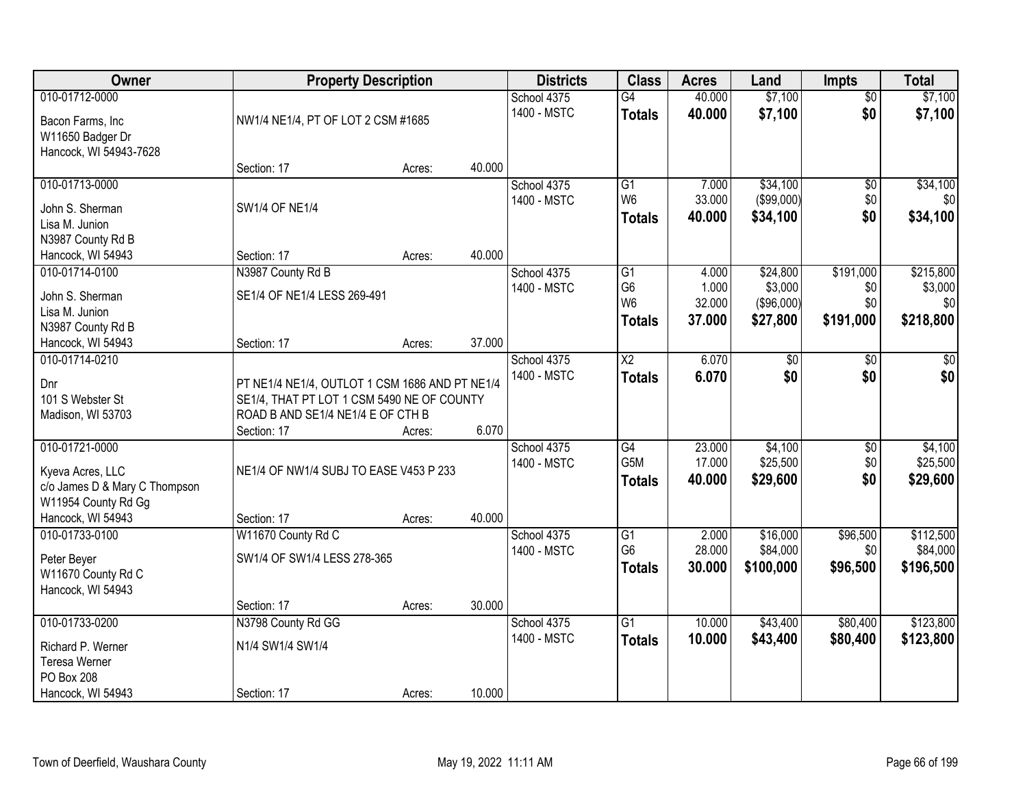| Owner | Property Description | Districts | Class | Acres | Land | Impts | Total |
|---|---|---|---|---|---|---|---|
| 010-01712-0000<br>Bacon Farms, Inc<br>W11650 Badger Dr<br>Hancock, WI 54943-7628 | NW1/4 NE1/4, PT OF LOT 2 CSM #1685<br>Section: 17 Acres: 40.000 | School 4375<br>1400 - MSTC | G4<br>**Totals** | 40.000<br>**40.000** | $7,100<br>**$7,100** | $0<br>**$0** | $7,100<br>**$7,100** |
| 010-01713-0000<br>John S. Sherman<br>Lisa M. Junion<br>N3987 County Rd B<br>Hancock, WI 54943 | SW1/4 OF NE1/4<br>Section: 17 Acres: 40.000 | School 4375<br>1400 - MSTC | G1<br>W6<br>**Totals** | 7.000<br>33.000<br>**40.000** | $34,100<br>($99,000)<br>**$34,100** | $0<br>$0<br>**$0** | $34,100<br>$0<br>**$34,100** |
| 010-01714-0100<br>John S. Sherman<br>Lisa M. Junion<br>N3987 County Rd B<br>Hancock, WI 54943 | N3987 County Rd B<br>SE1/4 OF NE1/4 LESS 269-491<br>Section: 17 Acres: 37.000 | School 4375<br>1400 - MSTC | G1<br>G6<br>W6<br>**Totals** | 4.000<br>1.000<br>32.000<br>**37.000** | $24,800<br>$3,000<br>($96,000)<br>**$27,800** | $191,000<br>$0<br>$0<br>**$191,000** | $215,800<br>$3,000<br>$0<br>**$218,800** |
| 010-01714-0210<br>Dnr<br>101 S Webster St<br>Madison, WI 53703 | PT NE1/4 NE1/4, OUTLOT 1 CSM 1686 AND PT NE1/4 SE1/4, THAT PT LOT 1 CSM 5490 NE OF COUNTY ROAD B AND SE1/4 NE1/4 E OF CTH B<br>Section: 17 Acres: 6.070 | School 4375<br>1400 - MSTC | X2<br>**Totals** | 6.070<br>**6.070** | $0<br>**$0** | $0<br>**$0** | $0<br>**$0** |
| 010-01721-0000<br>Kyeva Acres, LLC<br>c/o James D & Mary C Thompson<br>W11954 County Rd Gg<br>Hancock, WI 54943 | NE1/4 OF NW1/4 SUBJ TO EASE V453 P 233<br>Section: 17 Acres: 40.000 | School 4375<br>1400 - MSTC | G4<br>G5M<br>**Totals** | 23.000<br>17.000<br>**40.000** | $4,100<br>$25,500<br>**$29,600** | $0<br>$0<br>**$0** | $4,100<br>$25,500<br>**$29,600** |
| 010-01733-0100<br>Peter Beyer<br>W11670 County Rd C<br>Hancock, WI 54943 | W11670 County Rd C<br>SW1/4 OF SW1/4 LESS 278-365<br>Section: 17 Acres: 30.000 | School 4375<br>1400 - MSTC | G1<br>G6<br>**Totals** | 2.000<br>28.000<br>**30.000** | $16,000<br>$84,000<br>**$100,000** | $96,500<br>$0<br>**$96,500** | $112,500<br>$84,000<br>**$196,500** |
| 010-01733-0200<br>Richard P. Werner<br>Teresa Werner<br>PO Box 208<br>Hancock, WI 54943 | N3798 County Rd GG<br>N1/4 SW1/4 SW1/4<br>Section: 17 Acres: 10.000 | School 4375<br>1400 - MSTC | G1<br>**Totals** | 10.000<br>**10.000** | $43,400<br>**$43,400** | $80,400<br>**$80,400** | $123,800<br>**$123,800** |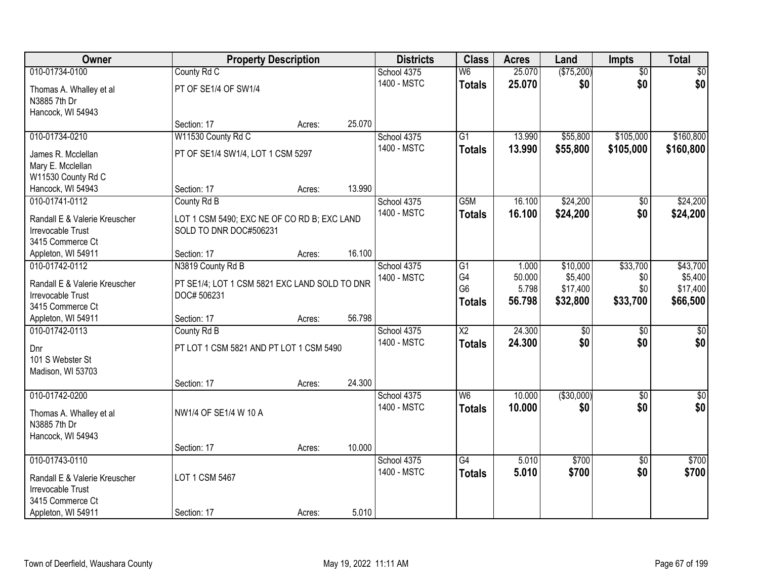| Owner | Property Description | Districts | Class | Acres | Land | Impts | Total |
|---|---|---|---|---|---|---|---|
| 010-01734-0100<br>Thomas A. Whalley et al<br>N3885 7th Dr<br>Hancock, WI 54943 | County Rd C<br>PT OF SE1/4 OF SW1/4<br>Section: 17 Acres: 25.070 | School 4375<br>1400 - MSTC | W6<br>**Totals** | 25.070<br>**25.070** | ($75,200)<br>**$0** | $0<br>**$0** | $0<br>**$0** |
| 010-01734-0210<br>James R. Mcclellan<br>Mary E. Mcclellan<br>W11530 County Rd C<br>Hancock, WI 54943 | W11530 County Rd C<br>PT OF SE1/4 SW1/4, LOT 1 CSM 5297<br>Section: 17 Acres: 13.990 | School 4375<br>1400 - MSTC | G1<br>**Totals** | 13.990<br>**13.990** | $55,800<br>**$55,800** | $105,000<br>**$105,000** | $160,800<br>**$160,800** |
| 010-01741-0112<br>Randall E & Valerie Kreuscher<br>Irrevocable Trust<br>3415 Commerce Ct<br>Appleton, WI 54911 | County Rd B<br>LOT 1 CSM 5490; EXC NE OF CO RD B; EXC LAND SOLD TO DNR DOC#506231<br>Section: 17 Acres: 16.100 | School 4375<br>1400 - MSTC | G5M<br>**Totals** | 16.100<br>**16.100** | $24,200<br>**$24,200** | $0<br>**$0** | $24,200<br>**$24,200** |
| 010-01742-0112<br>Randall E & Valerie Kreuscher<br>Irrevocable Trust<br>3415 Commerce Ct<br>Appleton, WI 54911 | N3819 County Rd B<br>PT SE1/4; LOT 1 CSM 5821 EXC LAND SOLD TO DNR DOC# 506231<br>Section: 17 Acres: 56.798 | School 4375<br>1400 - MSTC | G1<br>G4<br>G6<br>**Totals** | 1.000<br>50.000<br>5.798<br>**56.798** | $10,000<br>$5,400<br>$17,400<br>**$32,800** | $33,700<br>$0<br>$0<br>**$33,700** | $43,700<br>$5,400<br>$17,400<br>**$66,500** |
| 010-01742-0113<br>Dnr<br>101 S Webster St<br>Madison, WI 53703 | County Rd B<br>PT LOT 1 CSM 5821 AND PT LOT 1 CSM 5490<br>Section: 17 Acres: 24.300 | School 4375<br>1400 - MSTC | X2<br>**Totals** | 24.300<br>**24.300** | $0<br>**$0** | $0<br>**$0** | $0<br>**$0** |
| 010-01742-0200<br>Thomas A. Whalley et al<br>N3885 7th Dr<br>Hancock, WI 54943 | NW1/4 OF SE1/4 W 10 A<br>Section: 17 Acres: 10.000 | School 4375<br>1400 - MSTC | W6<br>**Totals** | 10.000<br>**10.000** | ($30,000)<br>**$0** | $0<br>**$0** | $0<br>**$0** |
| 010-01743-0110<br>Randall E & Valerie Kreuscher<br>Irrevocable Trust<br>3415 Commerce Ct<br>Appleton, WI 54911 | LOT 1 CSM 5467<br>Section: 17 Acres: 5.010 | School 4375<br>1400 - MSTC | G4<br>**Totals** | 5.010<br>**5.010** | $700<br>**$700** | $0<br>**$0** | $700<br>**$700** |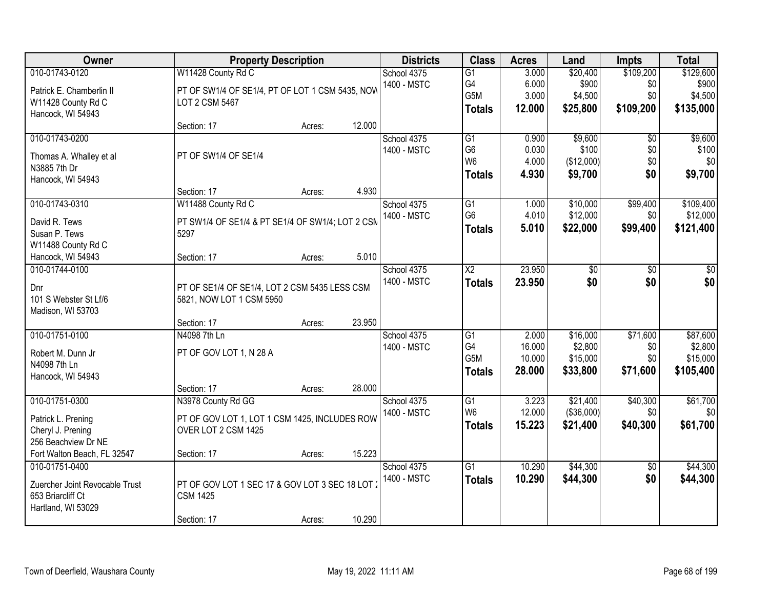| Owner | Property Description | | | Districts | Class | Acres | Land | Impts | Total |
|---|---|---|---|---|---|---|---|---|---|
| 010-01743-0120 | W11428 County Rd C | | | School 4375 | G1 | 3.000 | $20,400 | $109,200 | $129,600 |
| Patrick E. Chamberlin II | PT OF SW1/4 OF SE1/4, PT OF LOT 1 CSM 5435, NOW | | | 1400 - MSTC | G4 | 6.000 | $900 | $0 | $900 |
| W11428 County Rd C | LOT 2 CSM 5467 | | | | G5M | 3.000 | $4,500 | $0 | $4,500 |
| Hancock, WI 54943 | | | | | **Totals** | **12.000** | **$25,800** | **$109,200** | **$135,000** |
| | Section: 17 | Acres: | 12.000 | | | | | | |
| 010-01743-0200 | | | | School 4375 | G1 | 0.900 | $9,600 | $0 | $9,600 |
| Thomas A. Whalley et al | PT OF SW1/4 OF SE1/4 | | | 1400 - MSTC | G6 | 0.030 | $100 | $0 | $100 |
| N3885 7th Dr | | | | | W6 | 4.000 | ($12,000) | $0 | $0 |
| Hancock, WI 54943 | | | | | **Totals** | **4.930** | **$9,700** | **$0** | **$9,700** |
| | Section: 17 | Acres: | 4.930 | | | | | | |
| 010-01743-0310 | W11488 County Rd C | | | School 4375 | G1 | 1.000 | $10,000 | $99,400 | $109,400 |
| David R. Tews | PT SW1/4 OF SE1/4 & PT SE1/4 OF SW1/4; LOT 2 CSM | | | 1400 - MSTC | G6 | 4.010 | $12,000 | $0 | $12,000 |
| Susan P. Tews | 5297 | | | | **Totals** | **5.010** | **$22,000** | **$99,400** | **$121,400** |
| W11488 County Rd C | | | | | | | | | |
| Hancock, WI 54943 | Section: 17 | Acres: | 5.010 | | | | | | |
| 010-01744-0100 | | | | School 4375 | X2 | 23.950 | $0 | $0 | $0 |
| Dnr | PT OF SE1/4 OF SE1/4, LOT 2 CSM 5435 LESS CSM | | | 1400 - MSTC | **Totals** | **23.950** | **$0** | **$0** | **$0** |
| 101 S Webster St Lf/6 | 5821, NOW LOT 1 CSM 5950 | | | | | | | | |
| Madison, WI 53703 | | | | | | | | | |
| | Section: 17 | Acres: | 23.950 | | | | | | |
| 010-01751-0100 | N4098 7th Ln | | | School 4375 | G1 | 2.000 | $16,000 | $71,600 | $87,600 |
| Robert M. Dunn Jr | PT OF GOV LOT 1, N 28 A | | | 1400 - MSTC | G4 | 16.000 | $2,800 | $0 | $2,800 |
| N4098 7th Ln | | | | | G5M | 10.000 | $15,000 | $0 | $15,000 |
| Hancock, WI 54943 | | | | | **Totals** | **28.000** | **$33,800** | **$71,600** | **$105,400** |
| | Section: 17 | Acres: | 28.000 | | | | | | |
| 010-01751-0300 | N3978 County Rd GG | | | School 4375 | G1 | 3.223 | $21,400 | $40,300 | $61,700 |
| Patrick L. Prening | PT OF GOV LOT 1, LOT 1 CSM 1425, INCLUDES ROW | | | 1400 - MSTC | W6 | 12.000 | ($36,000) | $0 | $0 |
| Cheryl J. Prening | OVER LOT 2 CSM 1425 | | | | **Totals** | **15.223** | **$21,400** | **$40,300** | **$61,700** |
| 256 Beachview Dr NE | | | | | | | | | |
| Fort Walton Beach, FL 32547 | Section: 17 | Acres: | 15.223 | | | | | | |
| 010-01751-0400 | | | | School 4375 | G1 | 10.290 | $44,300 | $0 | $44,300 |
| Zuercher Joint Revocable Trust | PT OF GOV LOT 1 SEC 17 & GOV LOT 3 SEC 18 LOT 2 | | | 1400 - MSTC | **Totals** | **10.290** | **$44,300** | **$0** | **$44,300** |
| 653 Briarcliff Ct | CSM 1425 | | | | | | | | |
| Hartland, WI 53029 | | | | | | | | | |
| | Section: 17 | Acres: | 10.290 | | | | | | |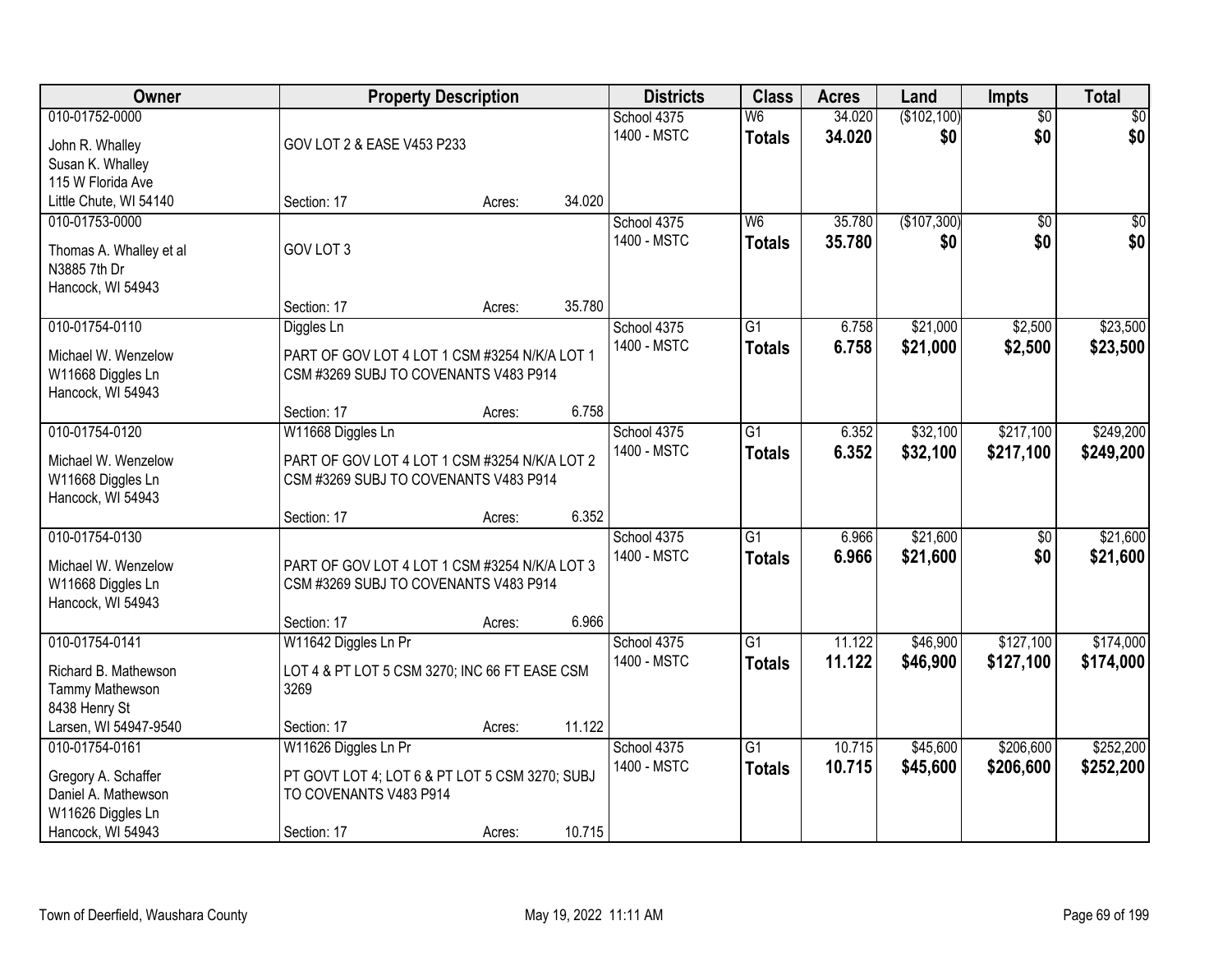| Owner | Property Description | Districts | Class | Acres | Land | Impts | Total |
|---|---|---|---|---|---|---|---|
| 010-01752-0000<br>John R. Whalley<br>Susan K. Whalley<br>115 W Florida Ave<br>Little Chute, WI 54140 | GOV LOT 2 & EASE V453 P233<br>Section: 17 Acres: 34.020 | School 4375<br>1400 - MSTC | W6<br>**Totals** | 34.020<br>**34.020** | ($102,100)<br>**$0** | $0<br>**$0** | $0<br>**$0** |
| 010-01753-0000<br>Thomas A. Whalley et al<br>N3885 7th Dr<br>Hancock, WI 54943 | GOV LOT 3<br>Section: 17 Acres: 35.780 | School 4375<br>1400 - MSTC | W6<br>**Totals** | 35.780<br>**35.780** | ($107,300)<br>**$0** | $0<br>**$0** | $0<br>**$0** |
| 010-01754-0110<br>Michael W. Wenzelow<br>W11668 Diggles Ln<br>Hancock, WI 54943 | Diggles Ln<br>PART OF GOV LOT 4 LOT 1 CSM #3254 N/K/A LOT 1 CSM #3269 SUBJ TO COVENANTS V483 P914<br>Section: 17 Acres: 6.758 | School 4375<br>1400 - MSTC | G1<br>**Totals** | 6.758<br>**6.758** | $21,000<br>**$21,000** | $2,500<br>**$2,500** | $23,500<br>**$23,500** |
| 010-01754-0120<br>Michael W. Wenzelow<br>W11668 Diggles Ln<br>Hancock, WI 54943 | W11668 Diggles Ln<br>PART OF GOV LOT 4 LOT 1 CSM #3254 N/K/A LOT 2 CSM #3269 SUBJ TO COVENANTS V483 P914<br>Section: 17 Acres: 6.352 | School 4375<br>1400 - MSTC | G1<br>**Totals** | 6.352<br>**6.352** | $32,100<br>**$32,100** | $217,100<br>**$217,100** | $249,200<br>**$249,200** |
| 010-01754-0130<br>Michael W. Wenzelow<br>W11668 Diggles Ln<br>Hancock, WI 54943 | PART OF GOV LOT 4 LOT 1 CSM #3254 N/K/A LOT 3 CSM #3269 SUBJ TO COVENANTS V483 P914<br>Section: 17 Acres: 6.966 | School 4375<br>1400 - MSTC | G1<br>**Totals** | 6.966<br>**6.966** | $21,600<br>**$21,600** | $0<br>**$0** | $21,600<br>**$21,600** |
| 010-01754-0141<br>Richard B. Mathewson<br>Tammy Mathewson<br>8438 Henry St<br>Larsen, WI 54947-9540 | W11642 Diggles Ln Pr<br>LOT 4 & PT LOT 5 CSM 3270; INC 66 FT EASE CSM 3269<br>Section: 17 Acres: 11.122 | School 4375<br>1400 - MSTC | G1<br>**Totals** | 11.122<br>**11.122** | $46,900<br>**$46,900** | $127,100<br>**$127,100** | $174,000<br>**$174,000** |
| 010-01754-0161<br>Gregory A. Schaffer<br>Daniel A. Mathewson<br>W11626 Diggles Ln<br>Hancock, WI 54943 | W11626 Diggles Ln Pr<br>PT GOVT LOT 4; LOT 6 & PT LOT 5 CSM 3270; SUBJ TO COVENANTS V483 P914<br>Section: 17 Acres: 10.715 | School 4375<br>1400 - MSTC | G1<br>**Totals** | 10.715<br>**10.715** | $45,600<br>**$45,600** | $206,600<br>**$206,600** | $252,200<br>**$252,200** |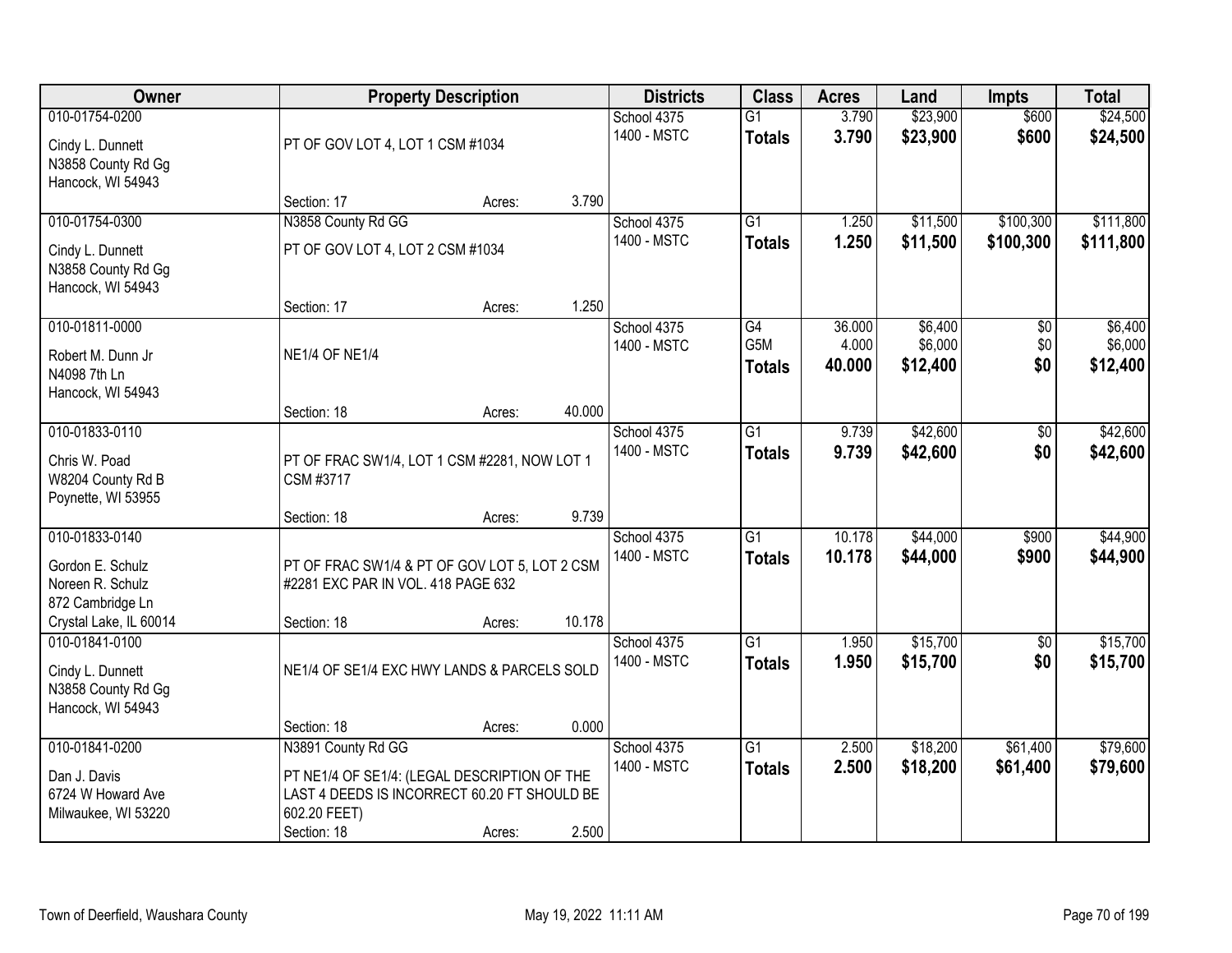| Owner | Property Description | | | Districts | Class | Acres | Land | Impts | Total |
|---|---|---|---|---|---|---|---|---|---|
| 010-01754-0200<br>Cindy L. Dunnett<br>N3858 County Rd Gg<br>Hancock, WI 54943 | PT OF GOV LOT 4, LOT 1 CSM #1034<br>Section: 17 | Acres: | 3.790 | School 4375<br>1400 - MSTC | G1<br>**Totals** | 3.790<br>**3.790** | $23,900<br>**$23,900** | $600<br>**$600** | $24,500<br>**$24,500** |
| 010-01754-0300<br>Cindy L. Dunnett<br>N3858 County Rd Gg<br>Hancock, WI 54943 | N3858 County Rd GG<br>PT OF GOV LOT 4, LOT 2 CSM #1034<br>Section: 17 | Acres: | 1.250 | School 4375<br>1400 - MSTC | G1<br>**Totals** | 1.250<br>**1.250** | $11,500<br>**$11,500** | $100,300<br>**$100,300** | $111,800<br>**$111,800** |
| 010-01811-0000<br>Robert M. Dunn Jr<br>N4098 7th Ln<br>Hancock, WI 54943 | NE1/4 OF NE1/4<br>Section: 18 | Acres: | 40.000 | School 4375<br>1400 - MSTC | G4<br>G5M<br>**Totals** | 36.000<br>4.000<br>**40.000** | $6,400<br>$6,000<br>**$12,400** | $0<br>$0<br>**$0** | $6,400<br>$6,000<br>**$12,400** |
| 010-01833-0110<br>Chris W. Poad<br>W8204 County Rd B<br>Poynette, WI 53955 | PT OF FRAC SW1/4, LOT 1 CSM #2281, NOW LOT 1 CSM #3717<br>Section: 18 | Acres: | 9.739 | School 4375<br>1400 - MSTC | G1<br>**Totals** | 9.739<br>**9.739** | $42,600<br>**$42,600** | $0<br>**$0** | $42,600<br>**$42,600** |
| 010-01833-0140<br>Gordon E. Schulz<br>Noreen R. Schulz<br>872 Cambridge Ln<br>Crystal Lake, IL 60014 | PT OF FRAC SW1/4 & PT OF GOV LOT 5, LOT 2 CSM #2281 EXC PAR IN VOL. 418 PAGE 632<br>Section: 18 | Acres: | 10.178 | School 4375<br>1400 - MSTC | G1<br>**Totals** | 10.178<br>**10.178** | $44,000<br>**$44,000** | $900<br>**$900** | $44,900<br>**$44,900** |
| 010-01841-0100<br>Cindy L. Dunnett<br>N3858 County Rd Gg<br>Hancock, WI 54943 | NE1/4 OF SE1/4 EXC HWY LANDS & PARCELS SOLD<br>Section: 18 | Acres: | 0.000 | School 4375<br>1400 - MSTC | G1<br>**Totals** | 1.950<br>**1.950** | $15,700<br>**$15,700** | $0<br>**$0** | $15,700<br>**$15,700** |
| 010-01841-0200<br>Dan J. Davis<br>6724 W Howard Ave<br>Milwaukee, WI 53220 | N3891 County Rd GG<br>PT NE1/4 OF SE1/4: (LEGAL DESCRIPTION OF THE LAST 4 DEEDS IS INCORRECT 60.20 FT SHOULD BE 602.20 FEET)<br>Section: 18 | Acres: | 2.500 | School 4375<br>1400 - MSTC | G1<br>**Totals** | 2.500<br>**2.500** | $18,200<br>**$18,200** | $61,400<br>**$61,400** | $79,600<br>**$79,600** |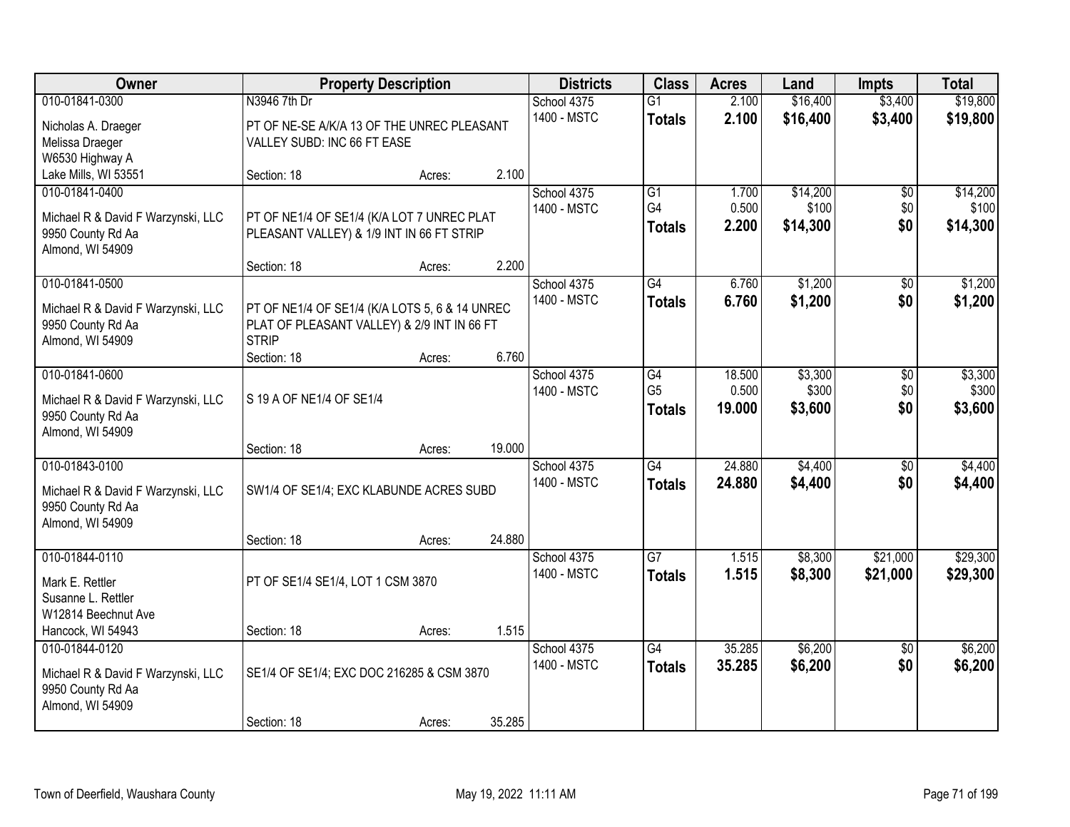| Owner | Property Description | Districts | Class | Acres | Land | Impts | Total |
|---|---|---|---|---|---|---|---|
| 010-01841-0300<br>Nicholas A. Draeger<br>Melissa Draeger<br>W6530 Highway A<br>Lake Mills, WI 53551 | N3946 7th Dr<br>PT OF NE-SE A/K/A 13 OF THE UNREC PLEASANT VALLEY SUBD: INC 66 FT EASE<br>Section: 18 Acres: 2.100 | School 4375<br>1400 - MSTC | G1<br>**Totals** | 2.100<br>**2.100** | $16,400<br>**$16,400** | $3,400<br>**$3,400** | $19,800<br>**$19,800** |
| 010-01841-0400<br>Michael R & David F Warzynski, LLC<br>9950 County Rd Aa<br>Almond, WI 54909 | PT OF NE1/4 OF SE1/4 (K/A LOT 7 UNREC PLAT PLEASANT VALLEY) & 1/9 INT IN 66 FT STRIP<br>Section: 18 Acres: 2.200 | School 4375<br>1400 - MSTC | G1<br>G4<br>**Totals** | 1.700<br>0.500<br>**2.200** | $14,200<br>$100<br>**$14,300** | $0<br>$0<br>**$0** | $14,200<br>$100<br>**$14,300** |
| 010-01841-0500<br>Michael R & David F Warzynski, LLC<br>9950 County Rd Aa<br>Almond, WI 54909 | PT OF NE1/4 OF SE1/4 (K/A LOTS 5, 6 & 14 UNREC PLAT OF PLEASANT VALLEY) & 2/9 INT IN 66 FT STRIP<br>Section: 18 Acres: 6.760 | School 4375<br>1400 - MSTC | G4<br>**Totals** | 6.760<br>**6.760** | $1,200<br>**$1,200** | $0<br>**$0** | $1,200<br>**$1,200** |
| 010-01841-0600<br>Michael R & David F Warzynski, LLC<br>9950 County Rd Aa<br>Almond, WI 54909 | S 19 A OF NE1/4 OF SE1/4<br>Section: 18 Acres: 19.000 | School 4375<br>1400 - MSTC | G4<br>G5<br>**Totals** | 18.500<br>0.500<br>**19.000** | $3,300<br>$300<br>**$3,600** | $0<br>$0<br>**$0** | $3,300<br>$300<br>**$3,600** |
| 010-01843-0100<br>Michael R & David F Warzynski, LLC<br>9950 County Rd Aa<br>Almond, WI 54909 | SW1/4 OF SE1/4; EXC KLABUNDE ACRES SUBD<br>Section: 18 Acres: 24.880 | School 4375<br>1400 - MSTC | G4<br>**Totals** | 24.880<br>**24.880** | $4,400<br>**$4,400** | $0<br>**$0** | $4,400<br>**$4,400** |
| 010-01844-0110<br>Mark E. Rettler<br>Susanne L. Rettler<br>W12814 Beechnut Ave<br>Hancock, WI 54943 | PT OF SE1/4 SE1/4, LOT 1 CSM 3870<br>Section: 18 Acres: 1.515 | School 4375<br>1400 - MSTC | G7<br>**Totals** | 1.515<br>**1.515** | $8,300<br>**$8,300** | $21,000<br>**$21,000** | $29,300<br>**$29,300** |
| 010-01844-0120<br>Michael R & David F Warzynski, LLC<br>9950 County Rd Aa<br>Almond, WI 54909 | SE1/4 OF SE1/4; EXC DOC 216285 & CSM 3870<br>Section: 18 Acres: 35.285 | School 4375<br>1400 - MSTC | G4<br>**Totals** | 35.285<br>**35.285** | $6,200<br>**$6,200** | $0<br>**$0** | $6,200<br>**$6,200** |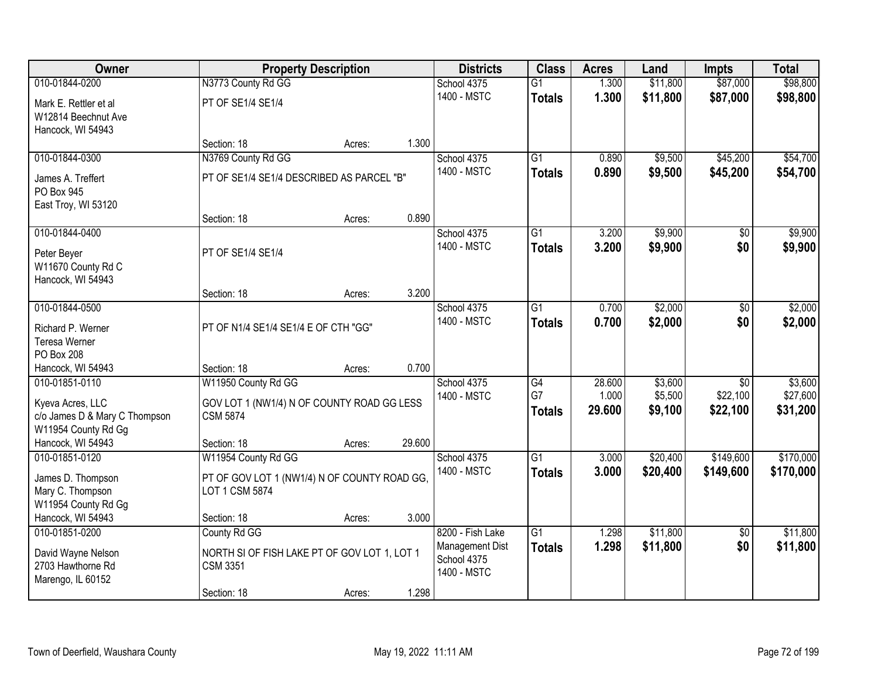| Owner | Property Description | | | Districts | Class | Acres | Land | Impts | Total |
|---|---|---|---|---|---|---|---|---|---|
| 010-01844-0200 | N3773 County Rd GG | | | School 4375 | G1 | 1.300 | $11,800 | $87,000 | $98,800 |
| Mark E. Rettler et al<br>W12814 Beechnut Ave<br>Hancock, WI 54943 | PT OF SE1/4 SE1/4 | | | 1400 - MSTC | **Totals** | **1.300** | **$11,800** | **$87,000** | **$98,800** |
| | Section: 18 | Acres: | 1.300 | | | | | | |
| 010-01844-0300 | N3769 County Rd GG | | | School 4375 | G1 | 0.890 | $9,500 | $45,200 | $54,700 |
| James A. Treffert<br>PO Box 945<br>East Troy, WI 53120 | PT OF SE1/4 SE1/4 DESCRIBED AS PARCEL "B" | | | 1400 - MSTC | **Totals** | **0.890** | **$9,500** | **$45,200** | **$54,700** |
| | Section: 18 | Acres: | 0.890 | | | | | | |
| 010-01844-0400 | | | | School 4375 | G1 | 3.200 | $9,900 | $0 | $9,900 |
| Peter Beyer<br>W11670 County Rd C<br>Hancock, WI 54943 | PT OF SE1/4 SE1/4 | | | 1400 - MSTC | **Totals** | **3.200** | **$9,900** | **$0** | **$9,900** |
| | Section: 18 | Acres: | 3.200 | | | | | | |
| 010-01844-0500 | | | | School 4375 | G1 | 0.700 | $2,000 | $0 | $2,000 |
| Richard P. Werner<br>Teresa Werner<br>PO Box 208<br>Hancock, WI 54943 | PT OF N1/4 SE1/4 SE1/4 E OF CTH "GG" | | | 1400 - MSTC | **Totals** | **0.700** | **$2,000** | **$0** | **$2,000** |
| | Section: 18 | Acres: | 0.700 | | | | | | |
| 010-01851-0110 | W11950 County Rd GG | | | School 4375 | G4 | 28.600 | $3,600 | $0 | $3,600 |
| Kyeva Acres, LLC<br>c/o James D & Mary C Thompson<br>W11954 County Rd Gg<br>Hancock, WI 54943 | GOV LOT 1 (NW1/4) N OF COUNTY ROAD GG LESS CSM 5874 | | | 1400 - MSTC | G7 | 1.000 | $5,500 | $22,100 | $27,600 |
| | | | | | **Totals** | **29.600** | **$9,100** | **$22,100** | **$31,200** |
| | Section: 18 | Acres: | 29.600 | | | | | | |
| 010-01851-0120 | W11954 County Rd GG | | | School 4375 | G1 | 3.000 | $20,400 | $149,600 | $170,000 |
| James D. Thompson<br>Mary C. Thompson<br>W11954 County Rd Gg<br>Hancock, WI 54943 | PT OF GOV LOT 1 (NW1/4) N OF COUNTY ROAD GG, LOT 1 CSM 5874 | | | 1400 - MSTC | **Totals** | **3.000** | **$20,400** | **$149,600** | **$170,000** |
| | Section: 18 | Acres: | 3.000 | | | | | | |
| 010-01851-0200 | County Rd GG | | | 8200 - Fish Lake Management Dist | G1 | 1.298 | $11,800 | $0 | $11,800 |
| David Wayne Nelson<br>2703 Hawthorne Rd<br>Marengo, IL 60152 | NORTH SI OF FISH LAKE PT OF GOV LOT 1, LOT 1 CSM 3351 | | | School 4375<br>1400 - MSTC | **Totals** | **1.298** | **$11,800** | **$0** | **$11,800** |
| | Section: 18 | Acres: | 1.298 | | | | | | |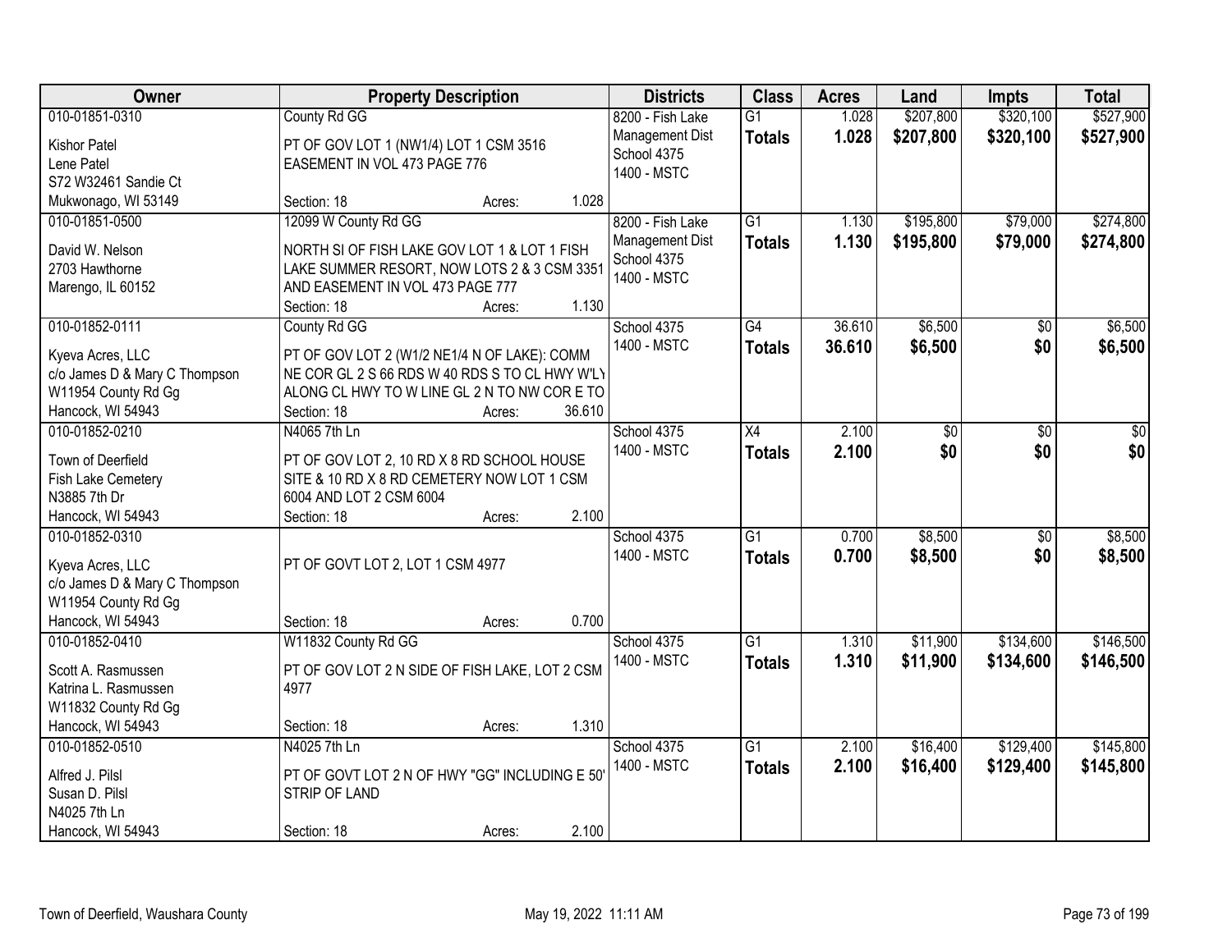| Owner | Property Description | Districts | Class | Acres | Land | Impts | Total |
|---|---|---|---|---|---|---|---|
| 010-01851-0310<br>Kishor Patel<br>Lene Patel<br>S72 W32461 Sandie Ct<br>Mukwonago, WI 53149 | County Rd GG<br>PT OF GOV LOT 1 (NW1/4) LOT 1 CSM 3516 EASEMENT IN VOL 473 PAGE 776<br>Section: 18 Acres: 1.028 | 8200 - Fish Lake Management Dist<br>School 4375<br>1400 - MSTC | G1<br>**Totals** | 1.028<br>**1.028** | $207,800<br>**$207,800** | $320,100<br>**$320,100** | $527,900<br>**$527,900** |
| 010-01851-0500<br>David W. Nelson<br>2703 Hawthorne<br>Marengo, IL 60152 | 12099 W County Rd GG<br>NORTH SI OF FISH LAKE GOV LOT 1 & LOT 1 FISH LAKE SUMMER RESORT, NOW LOTS 2 & 3 CSM 3351 AND EASEMENT IN VOL 473 PAGE 777<br>Section: 18 Acres: 1.130 | 8200 - Fish Lake Management Dist<br>School 4375<br>1400 - MSTC | G1<br>**Totals** | 1.130<br>**1.130** | $195,800<br>**$195,800** | $79,000<br>**$79,000** | $274,800<br>**$274,800** |
| 010-01852-0111<br>Kyeva Acres, LLC<br>c/o James D & Mary C Thompson<br>W11954 County Rd Gg<br>Hancock, WI 54943 | County Rd GG<br>PT OF GOV LOT 2 (W1/2 NE1/4 N OF LAKE): COMM NE COR GL 2 S 66 RDS W 40 RDS S TO CL HWY W'LY ALONG CL HWY TO W LINE GL 2 N TO NW COR E TO<br>Section: 18 Acres: 36.610 | School 4375<br>1400 - MSTC | G4<br>**Totals** | 36.610<br>**36.610** | $6,500<br>**$6,500** | $0<br>**$0** | $6,500<br>**$6,500** |
| 010-01852-0210<br>Town of Deerfield<br>Fish Lake Cemetery<br>N3885 7th Dr<br>Hancock, WI 54943 | N4065 7th Ln<br>PT OF GOV LOT 2, 10 RD X 8 RD SCHOOL HOUSE SITE & 10 RD X 8 RD CEMETERY NOW LOT 1 CSM 6004 AND LOT 2 CSM 6004<br>Section: 18 Acres: 2.100 | School 4375<br>1400 - MSTC | X4<br>**Totals** | 2.100<br>**2.100** | $0<br>**$0** | $0<br>**$0** | $0<br>**$0** |
| 010-01852-0310<br>Kyeva Acres, LLC<br>c/o James D & Mary C Thompson<br>W11954 County Rd Gg<br>Hancock, WI 54943 | PT OF GOVT LOT 2, LOT 1 CSM 4977<br>Section: 18 Acres: 0.700 | School 4375<br>1400 - MSTC | G1<br>**Totals** | 0.700<br>**0.700** | $8,500<br>**$8,500** | $0<br>**$0** | $8,500<br>**$8,500** |
| 010-01852-0410<br>Scott A. Rasmussen<br>Katrina L. Rasmussen<br>W11832 County Rd Gg<br>Hancock, WI 54943 | W11832 County Rd GG<br>PT OF GOV LOT 2 N SIDE OF FISH LAKE, LOT 2 CSM 4977<br>Section: 18 Acres: 1.310 | School 4375<br>1400 - MSTC | G1<br>**Totals** | 1.310<br>**1.310** | $11,900<br>**$11,900** | $134,600<br>**$134,600** | $146,500<br>**$146,500** |
| 010-01852-0510<br>Alfred J. Pilsl<br>Susan D. Pilsl<br>N4025 7th Ln<br>Hancock, WI 54943 | N4025 7th Ln<br>PT OF GOVT LOT 2 N OF HWY "GG" INCLUDING E 50' STRIP OF LAND<br>Section: 18 Acres: 2.100 | School 4375<br>1400 - MSTC | G1<br>**Totals** | 2.100<br>**2.100** | $16,400<br>**$16,400** | $129,400<br>**$129,400** | $145,800<br>**$145,800** |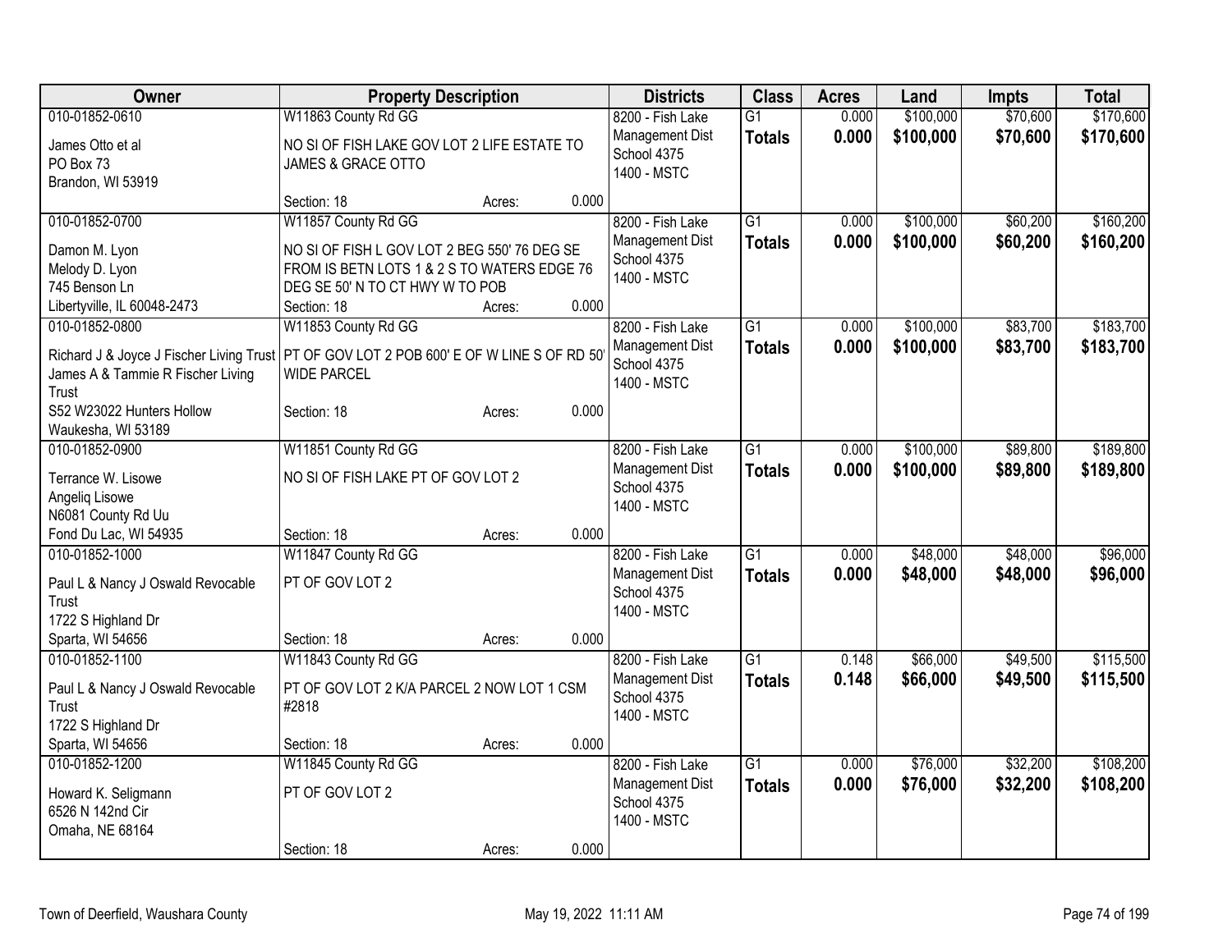| Owner | Property Description | Districts | Class | Acres | Land | Impts | Total |
|---|---|---|---|---|---|---|---|
| 010-01852-0610<br>James Otto et al<br>PO Box 73<br>Brandon, WI 53919 | W11863 County Rd GG<br>NO SI OF FISH LAKE GOV LOT 2 LIFE ESTATE TO JAMES & GRACE OTTO<br>Section: 18 Acres: 0.000 | 8200 - Fish Lake Management Dist<br>School 4375<br>1400 - MSTC | G1<br>**Totals** | 0.000<br>**0.000** | $100,000<br>**$100,000** | $70,600<br>**$70,600** | $170,600<br>**$170,600** |
| 010-01852-0700<br>Damon M. Lyon<br>Melody D. Lyon<br>745 Benson Ln<br>Libertyville, IL 60048-2473 | W11857 County Rd GG<br>NO SI OF FISH L GOV LOT 2 BEG 550' 76 DEG SE FROM IS BETN LOTS 1 & 2 S TO WATERS EDGE 76 DEG SE 50' N TO CT HWY W TO POB<br>Section: 18 Acres: 0.000 | 8200 - Fish Lake Management Dist<br>School 4375<br>1400 - MSTC | G1<br>**Totals** | 0.000<br>**0.000** | $100,000<br>**$100,000** | $60,200<br>**$60,200** | $160,200<br>**$160,200** |
| 010-01852-0800<br>Richard J & Joyce J Fischer Living Trust<br>James A & Tammie R Fischer Living Trust<br>S52 W23022 Hunters Hollow<br>Waukesha, WI 53189 | W11853 County Rd GG<br>PT OF GOV LOT 2 POB 600' E OF W LINE S OF RD 50' WIDE PARCEL<br>Section: 18 Acres: 0.000 | 8200 - Fish Lake Management Dist<br>School 4375<br>1400 - MSTC | G1<br>**Totals** | 0.000<br>**0.000** | $100,000<br>**$100,000** | $83,700<br>**$83,700** | $183,700<br>**$183,700** |
| 010-01852-0900<br>Terrance W. Lisowe<br>Angeliq Lisowe<br>N6081 County Rd Uu<br>Fond Du Lac, WI 54935 | W11851 County Rd GG<br>NO SI OF FISH LAKE PT OF GOV LOT 2<br>Section: 18 Acres: 0.000 | 8200 - Fish Lake Management Dist<br>School 4375<br>1400 - MSTC | G1<br>**Totals** | 0.000<br>**0.000** | $100,000<br>**$100,000** | $89,800<br>**$89,800** | $189,800<br>**$189,800** |
| 010-01852-1000<br>Paul L & Nancy J Oswald Revocable Trust<br>1722 S Highland Dr<br>Sparta, WI 54656 | W11847 County Rd GG<br>PT OF GOV LOT 2<br>Section: 18 Acres: 0.000 | 8200 - Fish Lake Management Dist<br>School 4375<br>1400 - MSTC | G1<br>**Totals** | 0.000<br>**0.000** | $48,000<br>**$48,000** | $48,000<br>**$48,000** | $96,000<br>**$96,000** |
| 010-01852-1100<br>Paul L & Nancy J Oswald Revocable Trust<br>1722 S Highland Dr<br>Sparta, WI 54656 | W11843 County Rd GG<br>PT OF GOV LOT 2 K/A PARCEL 2 NOW LOT 1 CSM #2818<br>Section: 18 Acres: 0.000 | 8200 - Fish Lake Management Dist<br>School 4375<br>1400 - MSTC | G1<br>**Totals** | 0.148<br>**0.148** | $66,000<br>**$66,000** | $49,500<br>**$49,500** | $115,500<br>**$115,500** |
| 010-01852-1200<br>Howard K. Seligmann<br>6526 N 142nd Cir<br>Omaha, NE 68164 | W11845 County Rd GG<br>PT OF GOV LOT 2<br>Section: 18 Acres: 0.000 | 8200 - Fish Lake Management Dist<br>School 4375<br>1400 - MSTC | G1<br>**Totals** | 0.000<br>**0.000** | $76,000<br>**$76,000** | $32,200<br>**$32,200** | $108,200<br>**$108,200** |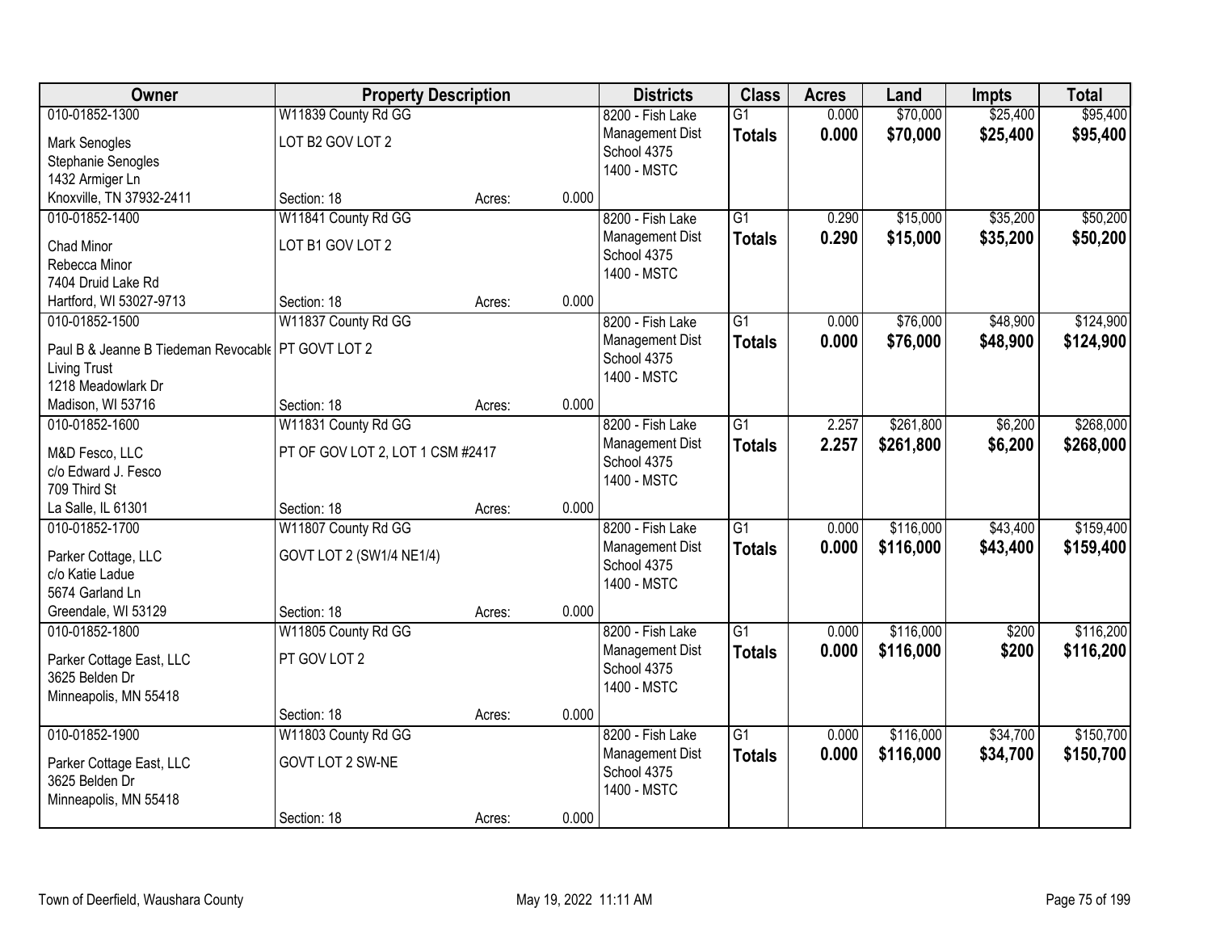| Owner | Property Description | | | Districts | Class | Acres | Land | Impts | Total |
|---|---|---|---|---|---|---|---|---|---|
| 010-01852-1300 | W11839 County Rd GG | | | 8200 - Fish Lake | G1 | 0.000 | $70,000 | $25,400 | $95,400 |
| Mark Senogles<br>Stephanie Senogles<br>1432 Armiger Ln<br>Knoxville, TN 37932-2411 | LOT B2 GOV LOT 2<br><br>Section: 18 | Acres: | 0.000 | Management Dist<br>School 4375<br>1400 - MSTC | **Totals** | **0.000** | **$70,000** | **$25,400** | **$95,400** |
| 010-01852-1400 | W11841 County Rd GG | | | 8200 - Fish Lake | G1 | 0.290 | $15,000 | $35,200 | $50,200 |
| Chad Minor<br>Rebecca Minor<br>7404 Druid Lake Rd<br>Hartford, WI 53027-9713 | LOT B1 GOV LOT 2<br><br>Section: 18 | Acres: | 0.000 | Management Dist<br>School 4375<br>1400 - MSTC | **Totals** | **0.290** | **$15,000** | **$35,200** | **$50,200** |
| 010-01852-1500 | W11837 County Rd GG | | | 8200 - Fish Lake | G1 | 0.000 | $76,000 | $48,900 | $124,900 |
| Paul B & Jeanne B Tiedeman Revocable<br>Living Trust<br>1218 Meadowlark Dr<br>Madison, WI 53716 | PT GOVT LOT 2<br><br>Section: 18 | Acres: | 0.000 | Management Dist<br>School 4375<br>1400 - MSTC | **Totals** | **0.000** | **$76,000** | **$48,900** | **$124,900** |
| 010-01852-1600 | W11831 County Rd GG | | | 8200 - Fish Lake | G1 | 2.257 | $261,800 | $6,200 | $268,000 |
| M&D Fesco, LLC<br>c/o Edward J. Fesco<br>709 Third St<br>La Salle, IL 61301 | PT OF GOV LOT 2, LOT 1 CSM #2417<br><br>Section: 18 | Acres: | 0.000 | Management Dist<br>School 4375<br>1400 - MSTC | **Totals** | **2.257** | **$261,800** | **$6,200** | **$268,000** |
| 010-01852-1700 | W11807 County Rd GG | | | 8200 - Fish Lake | G1 | 0.000 | $116,000 | $43,400 | $159,400 |
| Parker Cottage, LLC<br>c/o Katie Ladue<br>5674 Garland Ln<br>Greendale, WI 53129 | GOVT LOT 2 (SW1/4 NE1/4)<br><br>Section: 18 | Acres: | 0.000 | Management Dist<br>School 4375<br>1400 - MSTC | **Totals** | **0.000** | **$116,000** | **$43,400** | **$159,400** |
| 010-01852-1800 | W11805 County Rd GG | | | 8200 - Fish Lake | G1 | 0.000 | $116,000 | $200 | $116,200 |
| Parker Cottage East, LLC<br>3625 Belden Dr<br>Minneapolis, MN 55418 | PT GOV LOT 2<br><br>Section: 18 | Acres: | 0.000 | Management Dist<br>School 4375<br>1400 - MSTC | **Totals** | **0.000** | **$116,000** | **$200** | **$116,200** |
| 010-01852-1900 | W11803 County Rd GG | | | 8200 - Fish Lake | G1 | 0.000 | $116,000 | $34,700 | $150,700 |
| Parker Cottage East, LLC<br>3625 Belden Dr<br>Minneapolis, MN 55418 | GOVT LOT 2 SW-NE<br><br>Section: 18 | Acres: | 0.000 | Management Dist<br>School 4375<br>1400 - MSTC | **Totals** | **0.000** | **$116,000** | **$34,700** | **$150,700** |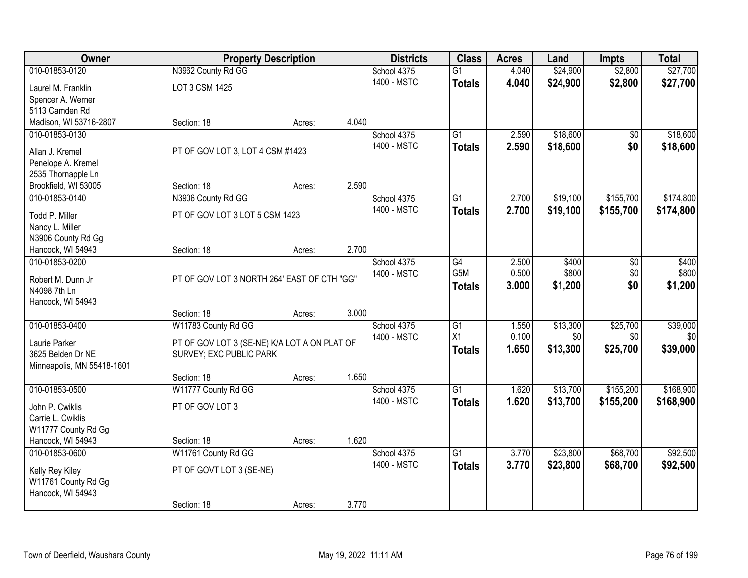| Owner | Property Description | | | Districts | Class | Acres | Land | Impts | Total |
|---|---|---|---|---|---|---|---|---|---|
| 010-01853-0120 | N3962 County Rd GG | | | School 4375 | G1 | 4.040 | $24,900 | $2,800 | $27,700 |
| Laurel M. Franklin<br>Spencer A. Werner<br>5113 Camden Rd<br>Madison, WI 53716-2807 | LOT 3 CSM 1425 | | | 1400 - MSTC | **Totals** | **4.040** | **$24,900** | **$2,800** | **$27,700** |
| | Section: 18 | Acres: | 4.040 | | | | | | |
| 010-01853-0130 | | | | School 4375 | G1 | 2.590 | $18,600 | $0 | $18,600 |
| Allan J. Kremel<br>Penelope A. Kremel<br>2535 Thornapple Ln<br>Brookfield, WI 53005 | PT OF GOV LOT 3, LOT 4 CSM #1423 | | | 1400 - MSTC | **Totals** | **2.590** | **$18,600** | **$0** | **$18,600** |
| | Section: 18 | Acres: | 2.590 | | | | | | |
| 010-01853-0140 | N3906 County Rd GG | | | School 4375 | G1 | 2.700 | $19,100 | $155,700 | $174,800 |
| Todd P. Miller<br>Nancy L. Miller<br>N3906 County Rd Gg<br>Hancock, WI 54943 | PT OF GOV LOT 3 LOT 5 CSM 1423 | | | 1400 - MSTC | **Totals** | **2.700** | **$19,100** | **$155,700** | **$174,800** |
| | Section: 18 | Acres: | 2.700 | | | | | | |
| 010-01853-0200 | | | | School 4375 | G4 | 2.500 | $400 | $0 | $400 |
| Robert M. Dunn Jr<br>N4098 7th Ln<br>Hancock, WI 54943 | PT OF GOV LOT 3 NORTH 264' EAST OF CTH "GG" | | | 1400 - MSTC | G5M | 0.500 | $800 | $0 | $800 |
| | | | | | **Totals** | **3.000** | **$1,200** | **$0** | **$1,200** |
| | Section: 18 | Acres: | 3.000 | | | | | | |
| 010-01853-0400 | W11783 County Rd GG | | | School 4375 | G1 | 1.550 | $13,300 | $25,700 | $39,000 |
| Laurie Parker<br>3625 Belden Dr NE<br>Minneapolis, MN 55418-1601 | PT OF GOV LOT 3 (SE-NE) K/A LOT A ON PLAT OF SURVEY; EXC PUBLIC PARK | | | 1400 - MSTC | X1 | 0.100 | $0 | $0 | $0 |
| | | | | | **Totals** | **1.650** | **$13,300** | **$25,700** | **$39,000** |
| | Section: 18 | Acres: | 1.650 | | | | | | |
| 010-01853-0500 | W11777 County Rd GG | | | School 4375 | G1 | 1.620 | $13,700 | $155,200 | $168,900 |
| John P. Cwiklis<br>Carrie L. Cwiklis<br>W11777 County Rd Gg<br>Hancock, WI 54943 | PT OF GOV LOT 3 | | | 1400 - MSTC | **Totals** | **1.620** | **$13,700** | **$155,200** | **$168,900** |
| | Section: 18 | Acres: | 1.620 | | | | | | |
| 010-01853-0600 | W11761 County Rd GG | | | School 4375 | G1 | 3.770 | $23,800 | $68,700 | $92,500 |
| Kelly Rey Kiley<br>W11761 County Rd Gg<br>Hancock, WI 54943 | PT OF GOVT LOT 3 (SE-NE) | | | 1400 - MSTC | **Totals** | **3.770** | **$23,800** | **$68,700** | **$92,500** |
| | Section: 18 | Acres: | 3.770 | | | | | | |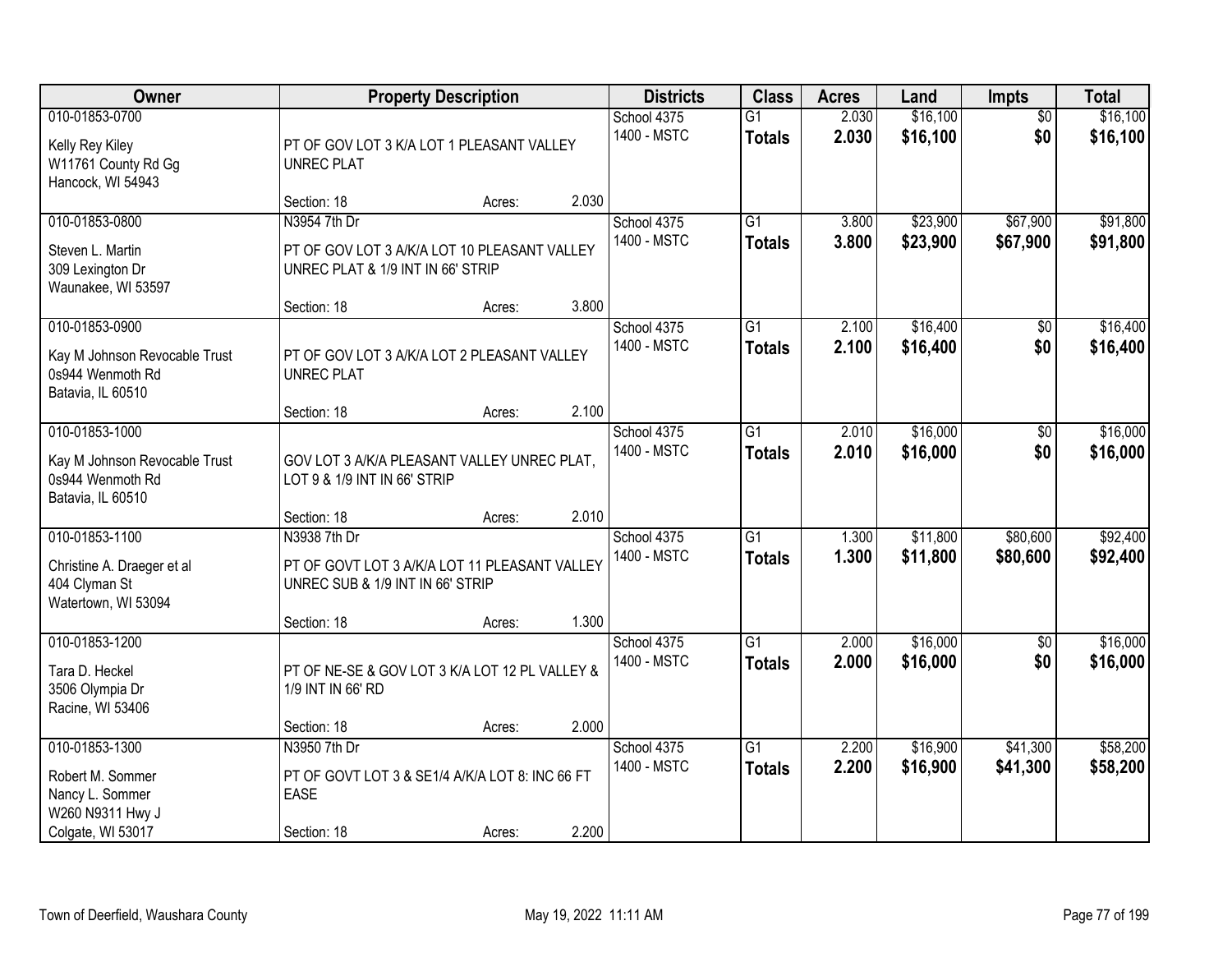| Owner | Property Description | Districts | Class | Acres | Land | Impts | Total |
|---|---|---|---|---|---|---|---|
| 010-01853-0700<br>Kelly Rey Kiley<br>W11761 County Rd Gg<br>Hancock, WI 54943 | PT OF GOV LOT 3 K/A LOT 1 PLEASANT VALLEY UNREC PLAT<br>Section: 18 Acres: 2.030 | School 4375<br>1400 - MSTC | G1<br>**Totals** | 2.030<br>**2.030** | $16,100<br>**$16,100** | $0<br>**$0** | $16,100<br>**$16,100** |
| 010-01853-0800<br>Steven L. Martin<br>309 Lexington Dr<br>Waunakee, WI 53597 | N3954 7th Dr<br>PT OF GOV LOT 3 A/K/A LOT 10 PLEASANT VALLEY UNREC PLAT & 1/9 INT IN 66' STRIP<br>Section: 18 Acres: 3.800 | School 4375<br>1400 - MSTC | G1<br>**Totals** | 3.800<br>**3.800** | $23,900<br>**$23,900** | $67,900<br>**$67,900** | $91,800<br>**$91,800** |
| 010-01853-0900<br>Kay M Johnson Revocable Trust<br>0s944 Wenmoth Rd<br>Batavia, IL 60510 | PT OF GOV LOT 3 A/K/A LOT 2 PLEASANT VALLEY UNREC PLAT<br>Section: 18 Acres: 2.100 | School 4375<br>1400 - MSTC | G1<br>**Totals** | 2.100<br>**2.100** | $16,400<br>**$16,400** | $0<br>**$0** | $16,400<br>**$16,400** |
| 010-01853-1000<br>Kay M Johnson Revocable Trust<br>0s944 Wenmoth Rd<br>Batavia, IL 60510 | GOV LOT 3 A/K/A PLEASANT VALLEY UNREC PLAT, LOT 9 & 1/9 INT IN 66' STRIP<br>Section: 18 Acres: 2.010 | School 4375<br>1400 - MSTC | G1<br>**Totals** | 2.010<br>**2.010** | $16,000<br>**$16,000** | $0<br>**$0** | $16,000<br>**$16,000** |
| 010-01853-1100<br>Christine A. Draeger et al<br>404 Clyman St<br>Watertown, WI 53094 | N3938 7th Dr<br>PT OF GOVT LOT 3 A/K/A LOT 11 PLEASANT VALLEY UNREC SUB & 1/9 INT IN 66' STRIP<br>Section: 18 Acres: 1.300 | School 4375<br>1400 - MSTC | G1<br>**Totals** | 1.300<br>**1.300** | $11,800<br>**$11,800** | $80,600<br>**$80,600** | $92,400<br>**$92,400** |
| 010-01853-1200<br>Tara D. Heckel<br>3506 Olympia Dr<br>Racine, WI 53406 | PT OF NE-SE & GOV LOT 3 K/A LOT 12 PL VALLEY & 1/9 INT IN 66' RD<br>Section: 18 Acres: 2.000 | School 4375<br>1400 - MSTC | G1<br>**Totals** | 2.000<br>**2.000** | $16,000<br>**$16,000** | $0<br>**$0** | $16,000<br>**$16,000** |
| 010-01853-1300<br>Robert M. Sommer<br>Nancy L. Sommer<br>W260 N9311 Hwy J<br>Colgate, WI 53017 | N3950 7th Dr<br>PT OF GOVT LOT 3 & SE1/4 A/K/A LOT 8: INC 66 FT EASE<br>Section: 18 Acres: 2.200 | School 4375<br>1400 - MSTC | G1<br>**Totals** | 2.200<br>**2.200** | $16,900<br>**$16,900** | $41,300<br>**$41,300** | $58,200<br>**$58,200** |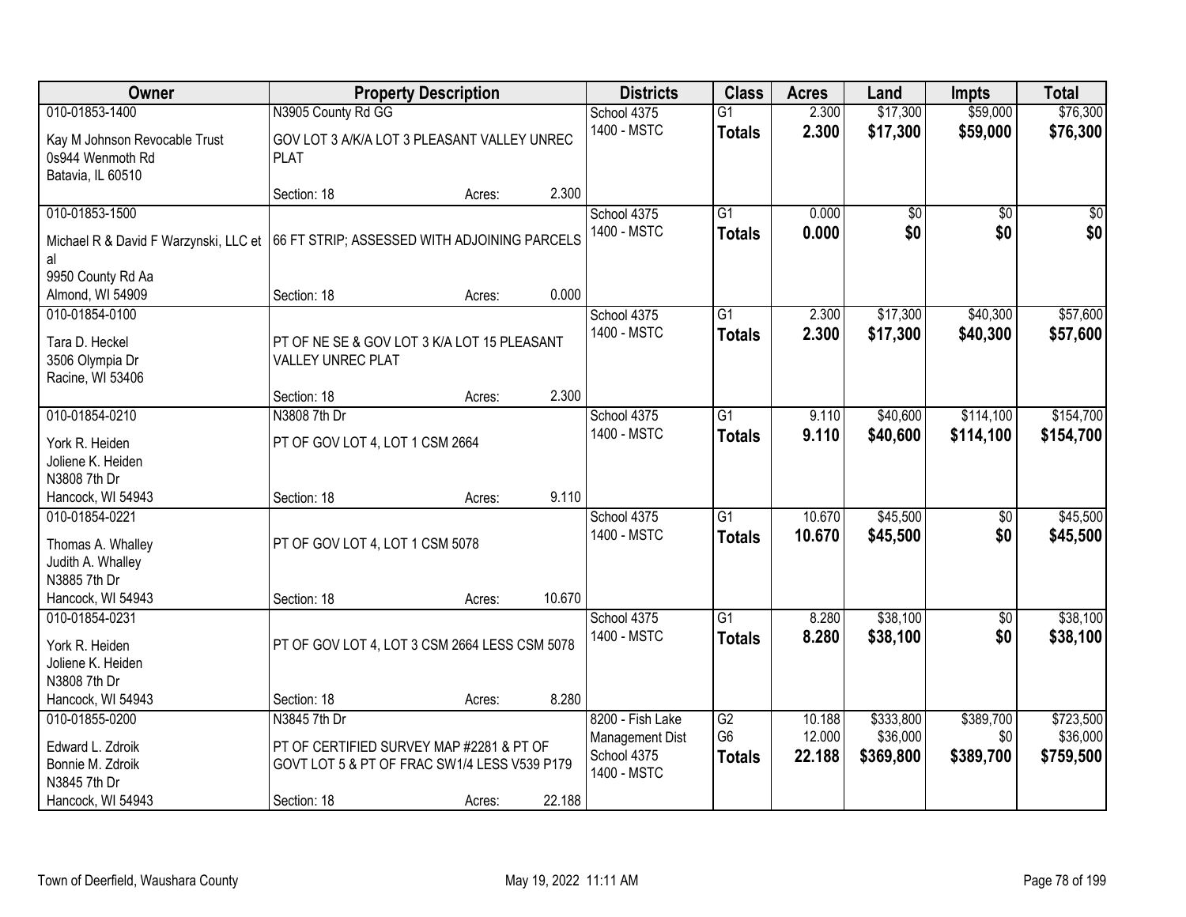| Owner | Property Description | Districts | Class | Acres | Land | Impts | Total |
|---|---|---|---|---|---|---|---|
| 010-01853-1400<br>Kay M Johnson Revocable Trust<br>0s944 Wenmoth Rd<br>Batavia, IL 60510 | N3905 County Rd GG<br>GOV LOT 3 A/K/A LOT 3 PLEASANT VALLEY UNREC PLAT<br>Section: 18 Acres: 2.300 | School 4375<br>1400 - MSTC | G1<br>**Totals** | 2.300<br>**2.300** | $17,300<br>**$17,300** | $59,000<br>**$59,000** | $76,300<br>**$76,300** |
| 010-01853-1500<br>Michael R & David F Warzynski, LLC et al<br>9950 County Rd Aa<br>Almond, WI 54909 | 66 FT STRIP; ASSESSED WITH ADJOINING PARCELS<br>Section: 18 Acres: 0.000 | School 4375<br>1400 - MSTC | G1<br>**Totals** | 0.000<br>**0.000** | $0<br>**$0** | $0<br>**$0** | $0<br>**$0** |
| 010-01854-0100<br>Tara D. Heckel<br>3506 Olympia Dr<br>Racine, WI 53406 | PT OF NE SE & GOV LOT 3 K/A LOT 15 PLEASANT VALLEY UNREC PLAT<br>Section: 18 Acres: 2.300 | School 4375<br>1400 - MSTC | G1<br>**Totals** | 2.300<br>**2.300** | $17,300<br>**$17,300** | $40,300<br>**$40,300** | $57,600<br>**$57,600** |
| 010-01854-0210<br>York R. Heiden<br>Joliene K. Heiden<br>N3808 7th Dr<br>Hancock, WI 54943 | N3808 7th Dr<br>PT OF GOV LOT 4, LOT 1 CSM 2664<br>Section: 18 Acres: 9.110 | School 4375<br>1400 - MSTC | G1<br>**Totals** | 9.110<br>**9.110** | $40,600<br>**$40,600** | $114,100<br>**$114,100** | $154,700<br>**$154,700** |
| 010-01854-0221<br>Thomas A. Whalley<br>Judith A. Whalley<br>N3885 7th Dr<br>Hancock, WI 54943 | PT OF GOV LOT 4, LOT 1 CSM 5078<br>Section: 18 Acres: 10.670 | School 4375<br>1400 - MSTC | G1<br>**Totals** | 10.670<br>**10.670** | $45,500<br>**$45,500** | $0<br>**$0** | $45,500<br>**$45,500** |
| 010-01854-0231<br>York R. Heiden<br>Joliene K. Heiden<br>N3808 7th Dr<br>Hancock, WI 54943 | PT OF GOV LOT 4, LOT 3 CSM 2664 LESS CSM 5078<br>Section: 18 Acres: 8.280 | School 4375<br>1400 - MSTC | G1<br>**Totals** | 8.280<br>**8.280** | $38,100<br>**$38,100** | $0<br>**$0** | $38,100<br>**$38,100** |
| 010-01855-0200<br>Edward L. Zdroik<br>Bonnie M. Zdroik<br>N3845 7th Dr<br>Hancock, WI 54943 | N3845 7th Dr<br>PT OF CERTIFIED SURVEY MAP #2281 & PT OF GOVT LOT 5 & PT OF FRAC SW1/4 LESS V539 P179<br>Section: 18 Acres: 22.188 | 8200 - Fish Lake Management Dist<br>School 4375<br>1400 - MSTC | G2<br>G6<br>**Totals** | 10.188<br>12.000<br>**22.188** | $333,800<br>$36,000<br>**$369,800** | $389,700<br>$0<br>**$389,700** | $723,500<br>$36,000<br>**$759,500** |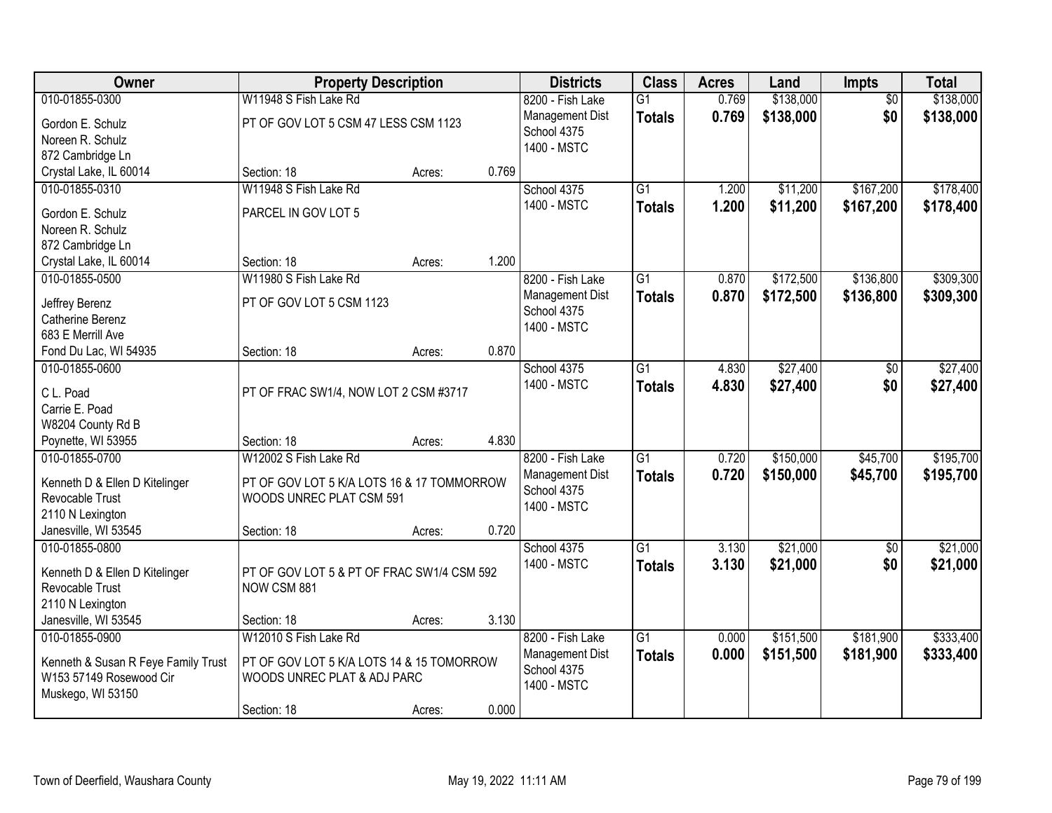| Owner | Property Description | | | Districts | Class | Acres | Land | Impts | Total |
|---|---|---|---|---|---|---|---|---|---|
| 010-01855-0300 | W11948 S Fish Lake Rd | | | 8200 - Fish Lake Management Dist | G1 | 0.769 | $138,000 | $0 | $138,000 |
| Gordon E. Schulz<br>Noreen R. Schulz<br>872 Cambridge Ln<br>Crystal Lake, IL 60014 | PT OF GOV LOT 5 CSM 47 LESS CSM 1123 | | | School 4375<br>1400 - MSTC | **Totals** | **0.769** | **$138,000** | **$0** | **$138,000** |
| | Section: 18 | Acres: | 0.769 | | | | | | |
| 010-01855-0310 | W11948 S Fish Lake Rd | | | School 4375 | G1 | 1.200 | $11,200 | $167,200 | $178,400 |
| Gordon E. Schulz<br>Noreen R. Schulz<br>872 Cambridge Ln<br>Crystal Lake, IL 60014 | PARCEL IN GOV LOT 5 | | | 1400 - MSTC | **Totals** | **1.200** | **$11,200** | **$167,200** | **$178,400** |
| | Section: 18 | Acres: | 1.200 | | | | | | |
| 010-01855-0500 | W11980 S Fish Lake Rd | | | 8200 - Fish Lake Management Dist | G1 | 0.870 | $172,500 | $136,800 | $309,300 |
| Jeffrey Berenz<br>Catherine Berenz<br>683 E Merrill Ave<br>Fond Du Lac, WI 54935 | PT OF GOV LOT 5 CSM 1123 | | | School 4375<br>1400 - MSTC | **Totals** | **0.870** | **$172,500** | **$136,800** | **$309,300** |
| | Section: 18 | Acres: | 0.870 | | | | | | |
| 010-01855-0600 | | | | School 4375 | G1 | 4.830 | $27,400 | $0 | $27,400 |
| C L. Poad<br>Carrie E. Poad<br>W8204 County Rd B<br>Poynette, WI 53955 | PT OF FRAC SW1/4, NOW LOT 2 CSM #3717 | | | 1400 - MSTC | **Totals** | **4.830** | **$27,400** | **$0** | **$27,400** |
| | Section: 18 | Acres: | 4.830 | | | | | | |
| 010-01855-0700 | W12002 S Fish Lake Rd | | | 8200 - Fish Lake Management Dist | G1 | 0.720 | $150,000 | $45,700 | $195,700 |
| Kenneth D & Ellen D Kitelinger Revocable Trust<br>2110 N Lexington<br>Janesville, WI 53545 | PT OF GOV LOT 5 K/A LOTS 16 & 17 TOMMORROW WOODS UNREC PLAT CSM 591 | | | School 4375<br>1400 - MSTC | **Totals** | **0.720** | **$150,000** | **$45,700** | **$195,700** |
| | Section: 18 | Acres: | 0.720 | | | | | | |
| 010-01855-0800 | | | | School 4375 | G1 | 3.130 | $21,000 | $0 | $21,000 |
| Kenneth D & Ellen D Kitelinger Revocable Trust<br>2110 N Lexington<br>Janesville, WI 53545 | PT OF GOV LOT 5 & PT OF FRAC SW1/4 CSM 592 NOW CSM 881 | | | 1400 - MSTC | **Totals** | **3.130** | **$21,000** | **$0** | **$21,000** |
| | Section: 18 | Acres: | 3.130 | | | | | | |
| 010-01855-0900 | W12010 S Fish Lake Rd | | | 8200 - Fish Lake Management Dist | G1 | 0.000 | $151,500 | $181,900 | $333,400 |
| Kenneth & Susan R Feye Family Trust<br>W153 57149 Rosewood Cir<br>Muskego, WI 53150 | PT OF GOV LOT 5 K/A LOTS 14 & 15 TOMORROW WOODS UNREC PLAT & ADJ PARC | | | School 4375<br>1400 - MSTC | **Totals** | **0.000** | **$151,500** | **$181,900** | **$333,400** |
| | Section: 18 | Acres: | 0.000 | | | | | | |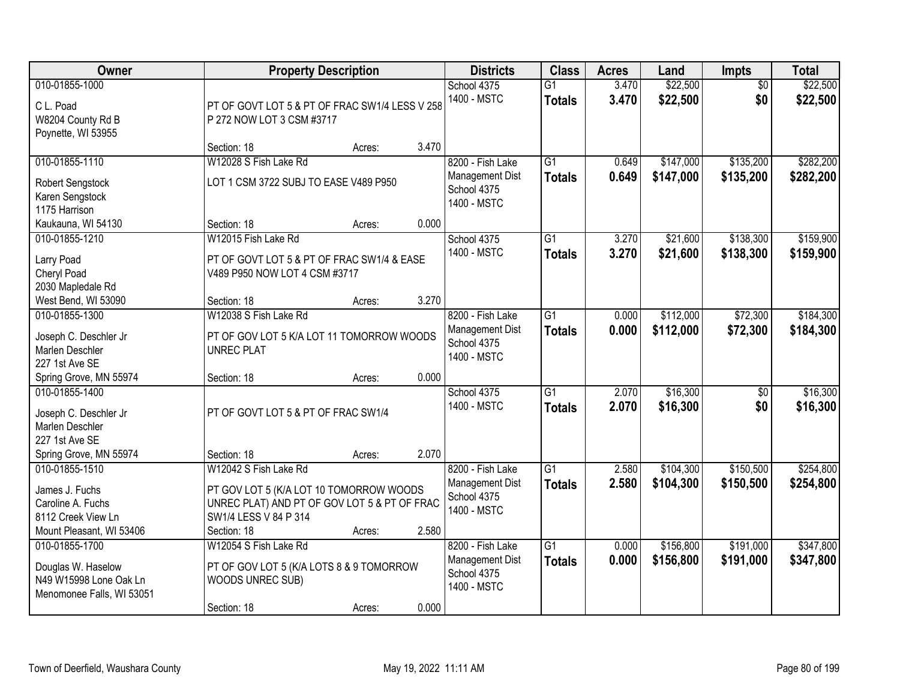| Owner | Property Description | Districts | Class | Acres | Land | Impts | Total |
|---|---|---|---|---|---|---|---|
| 010-01855-1000<br>C L. Poad<br>W8204 County Rd B<br>Poynette, WI 53955 | PT OF GOVT LOT 5 & PT OF FRAC SW1/4 LESS V 258 P 272 NOW LOT 3 CSM #3717<br>Section: 18 Acres: 3.470 | School 4375<br>1400 - MSTC | G1<br>**Totals** | 3.470<br>**3.470** | $22,500<br>**$22,500** | $0<br>**$0** | $22,500<br>**$22,500** |
| 010-01855-1110<br>Robert Sengstock<br>Karen Sengstock<br>1175 Harrison<br>Kaukauna, WI 54130 | W12028 S Fish Lake Rd<br>LOT 1 CSM 3722 SUBJ TO EASE V489 P950<br>Section: 18 Acres: 0.000 | 8200 - Fish Lake Management Dist<br>School 4375<br>1400 - MSTC | G1<br>**Totals** | 0.649<br>**0.649** | $147,000<br>**$147,000** | $135,200<br>**$135,200** | $282,200<br>**$282,200** |
| 010-01855-1210<br>Larry Poad<br>Cheryl Poad<br>2030 Mapledale Rd<br>West Bend, WI 53090 | W12015 Fish Lake Rd<br>PT OF GOVT LOT 5 & PT OF FRAC SW1/4 & EASE V489 P950 NOW LOT 4 CSM #3717<br>Section: 18 Acres: 3.270 | School 4375<br>1400 - MSTC | G1<br>**Totals** | 3.270<br>**3.270** | $21,600<br>**$21,600** | $138,300<br>**$138,300** | $159,900<br>**$159,900** |
| 010-01855-1300<br>Joseph C. Deschler Jr<br>Marlen Deschler<br>227 1st Ave SE<br>Spring Grove, MN 55974 | W12038 S Fish Lake Rd<br>PT OF GOV LOT 5 K/A LOT 11 TOMORROW WOODS UNREC PLAT<br>Section: 18 Acres: 0.000 | 8200 - Fish Lake Management Dist<br>School 4375<br>1400 - MSTC | G1<br>**Totals** | 0.000<br>**0.000** | $112,000<br>**$112,000** | $72,300<br>**$72,300** | $184,300<br>**$184,300** |
| 010-01855-1400<br>Joseph C. Deschler Jr<br>Marlen Deschler<br>227 1st Ave SE<br>Spring Grove, MN 55974 | PT OF GOVT LOT 5 & PT OF FRAC SW1/4<br>Section: 18 Acres: 2.070 | School 4375<br>1400 - MSTC | G1<br>**Totals** | 2.070<br>**2.070** | $16,300<br>**$16,300** | $0<br>**$0** | $16,300<br>**$16,300** |
| 010-01855-1510<br>James J. Fuchs<br>Caroline A. Fuchs<br>8112 Creek View Ln<br>Mount Pleasant, WI 53406 | W12042 S Fish Lake Rd<br>PT GOV LOT 5 (K/A LOT 10 TOMORROW WOODS UNREC PLAT) AND PT OF GOV LOT 5 & PT OF FRAC SW1/4 LESS V 84 P 314<br>Section: 18 Acres: 2.580 | 8200 - Fish Lake Management Dist<br>School 4375<br>1400 - MSTC | G1<br>**Totals** | 2.580<br>**2.580** | $104,300<br>**$104,300** | $150,500<br>**$150,500** | $254,800<br>**$254,800** |
| 010-01855-1700<br>Douglas W. Haselow<br>N49 W15998 Lone Oak Ln<br>Menomonee Falls, WI 53051 | W12054 S Fish Lake Rd<br>PT OF GOV LOT 5 (K/A LOTS 8 & 9 TOMORROW WOODS UNREC SUB)<br>Section: 18 Acres: 0.000 | 8200 - Fish Lake Management Dist<br>School 4375<br>1400 - MSTC | G1<br>**Totals** | 0.000<br>**0.000** | $156,800<br>**$156,800** | $191,000<br>**$191,000** | $347,800<br>**$347,800** |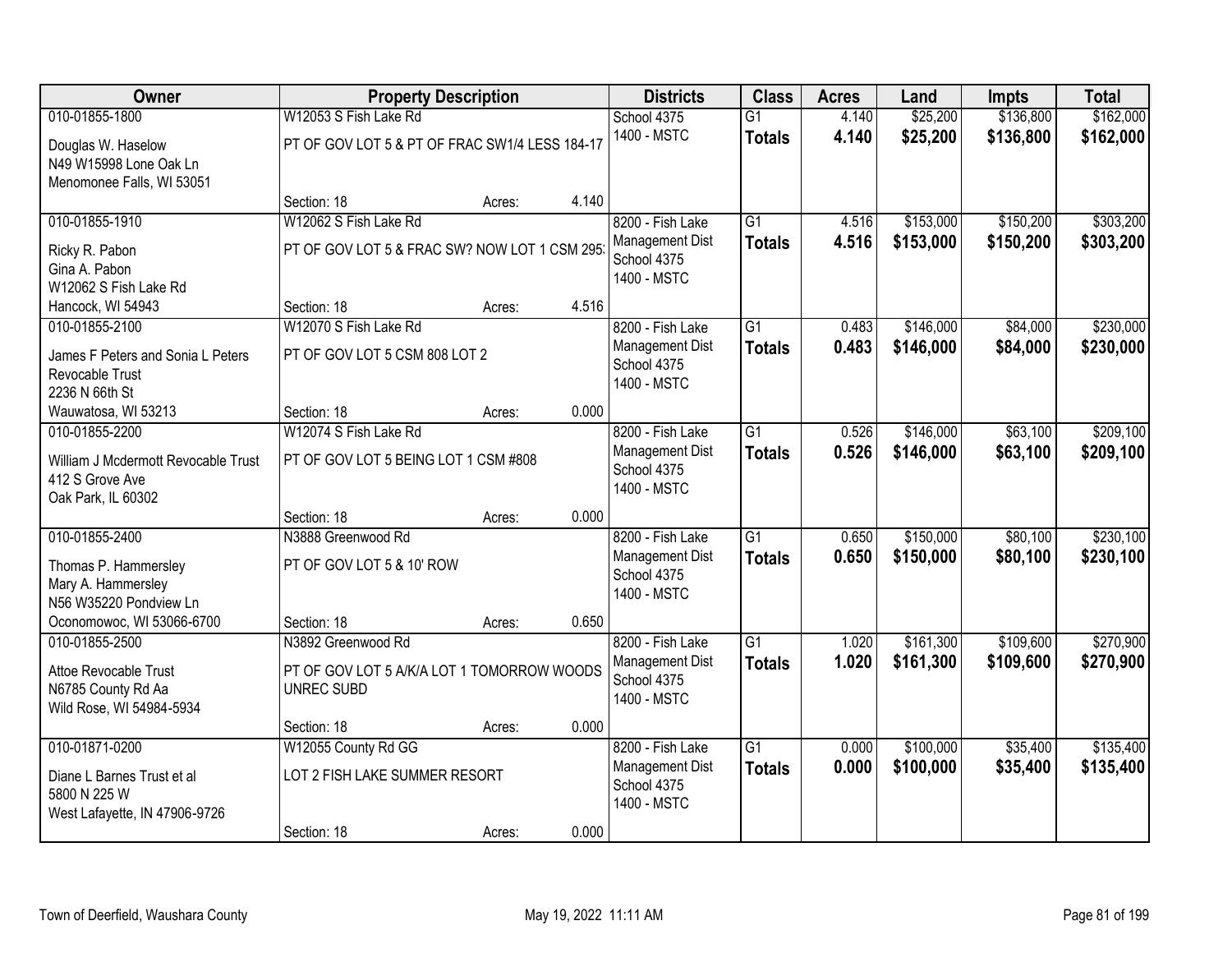| Owner | Property Description | | | Districts | Class | Acres | Land | Impts | Total |
|---|---|---|---|---|---|---|---|---|---|
| 010-01855-1800<br>Douglas W. Haselow<br>N49 W15998 Lone Oak Ln<br>Menomonee Falls, WI 53051 | W12053 S Fish Lake Rd<br>PT OF GOV LOT 5 & PT OF FRAC SW1/4 LESS 184-17<br>Section: 18 | Acres: | 4.140 | School 4375<br>1400 - MSTC | G1<br>**Totals** | 4.140<br>**4.140** | $25,200<br>**$25,200** | $136,800<br>**$136,800** | $162,000<br>**$162,000** |
| 010-01855-1910<br>Ricky R. Pabon<br>Gina A. Pabon<br>W12062 S Fish Lake Rd<br>Hancock, WI 54943 | W12062 S Fish Lake Rd<br>PT OF GOV LOT 5 & FRAC SW? NOW LOT 1 CSM 295<br>Section: 18 | Acres: | 4.516 | 8200 - Fish Lake Management Dist<br>School 4375<br>1400 - MSTC | G1<br>**Totals** | 4.516<br>**4.516** | $153,000<br>**$153,000** | $150,200<br>**$150,200** | $303,200<br>**$303,200** |
| 010-01855-2100<br>James F Peters and Sonia L Peters Revocable Trust<br>2236 N 66th St<br>Wauwatosa, WI 53213 | W12070 S Fish Lake Rd<br>PT OF GOV LOT 5 CSM 808 LOT 2<br>Section: 18 | Acres: | 0.000 | 8200 - Fish Lake Management Dist<br>School 4375<br>1400 - MSTC | G1<br>**Totals** | 0.483<br>**0.483** | $146,000<br>**$146,000** | $84,000<br>**$84,000** | $230,000<br>**$230,000** |
| 010-01855-2200<br>William J Mcdermott Revocable Trust<br>412 S Grove Ave<br>Oak Park, IL 60302 | W12074 S Fish Lake Rd<br>PT OF GOV LOT 5 BEING LOT 1 CSM #808<br>Section: 18 | Acres: | 0.000 | 8200 - Fish Lake Management Dist<br>School 4375<br>1400 - MSTC | G1<br>**Totals** | 0.526<br>**0.526** | $146,000<br>**$146,000** | $63,100<br>**$63,100** | $209,100<br>**$209,100** |
| 010-01855-2400<br>Thomas P. Hammersley<br>Mary A. Hammersley<br>N56 W35220 Pondview Ln<br>Oconomowoc, WI 53066-6700 | N3888 Greenwood Rd<br>PT OF GOV LOT 5 & 10' ROW<br>Section: 18 | Acres: | 0.650 | 8200 - Fish Lake Management Dist<br>School 4375<br>1400 - MSTC | G1<br>**Totals** | 0.650<br>**0.650** | $150,000<br>**$150,000** | $80,100<br>**$80,100** | $230,100<br>**$230,100** |
| 010-01855-2500<br>Attoe Revocable Trust<br>N6785 County Rd Aa<br>Wild Rose, WI 54984-5934 | N3892 Greenwood Rd<br>PT OF GOV LOT 5 A/K/A LOT 1 TOMORROW WOODS UNREC SUBD<br>Section: 18 | Acres: | 0.000 | 8200 - Fish Lake Management Dist<br>School 4375<br>1400 - MSTC | G1<br>**Totals** | 1.020<br>**1.020** | $161,300<br>**$161,300** | $109,600<br>**$109,600** | $270,900<br>**$270,900** |
| 010-01871-0200<br>Diane L Barnes Trust et al<br>5800 N 225 W<br>West Lafayette, IN 47906-9726 | W12055 County Rd GG<br>LOT 2 FISH LAKE SUMMER RESORT<br>Section: 18 | Acres: | 0.000 | 8200 - Fish Lake Management Dist<br>School 4375<br>1400 - MSTC | G1<br>**Totals** | 0.000<br>**0.000** | $100,000<br>**$100,000** | $35,400<br>**$35,400** | $135,400<br>**$135,400** |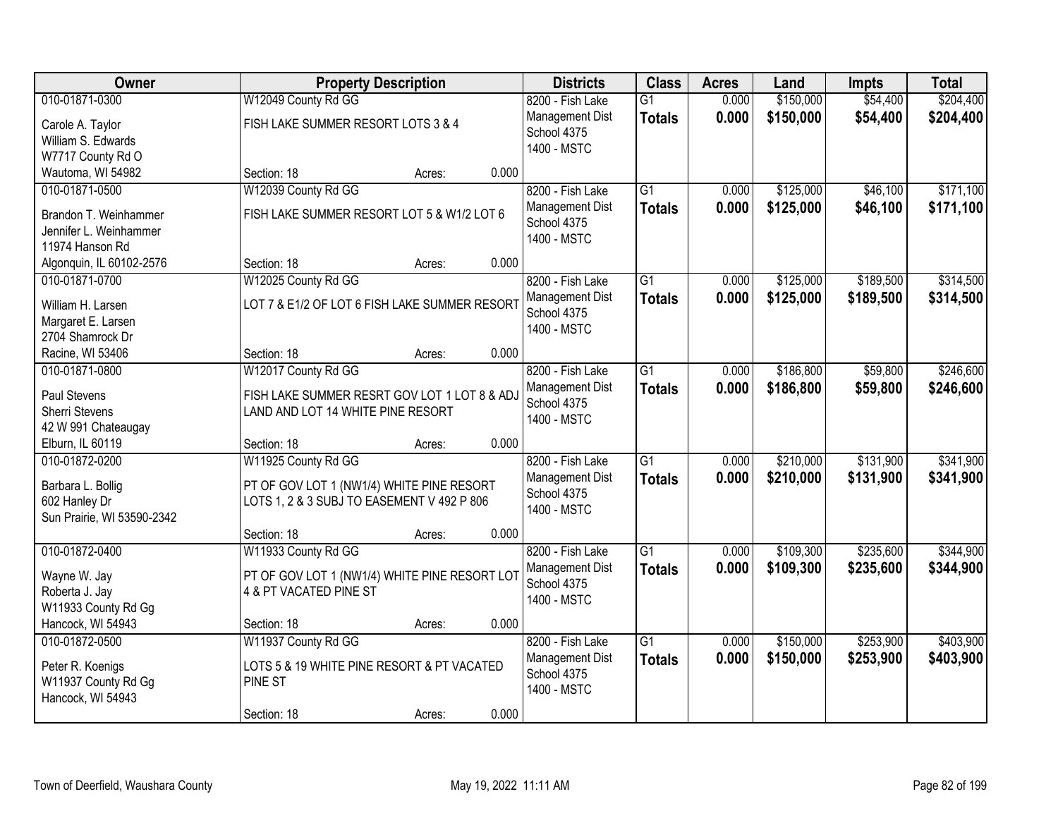| Owner | Property Description | Districts | Class | Acres | Land | Impts | Total |
|---|---|---|---|---|---|---|---|
| 010-01871-0300<br>Carole A. Taylor<br>William S. Edwards<br>W7717 County Rd O<br>Wautoma, WI 54982 | W12049 County Rd GG<br>FISH LAKE SUMMER RESORT LOTS 3 & 4<br>Section: 18 Acres: 0.000 | 8200 - Fish Lake Management Dist<br>School 4375<br>1400 - MSTC | G1<br>**Totals** | 0.000<br>**0.000** | $150,000<br>**$150,000** | $54,400<br>**$54,400** | $204,400<br>**$204,400** |
| 010-01871-0500<br>Brandon T. Weinhammer<br>Jennifer L. Weinhammer<br>11974 Hanson Rd<br>Algonquin, IL 60102-2576 | W12039 County Rd GG<br>FISH LAKE SUMMER RESORT LOT 5 & W1/2 LOT 6<br>Section: 18 Acres: 0.000 | 8200 - Fish Lake Management Dist<br>School 4375<br>1400 - MSTC | G1<br>**Totals** | 0.000<br>**0.000** | $125,000<br>**$125,000** | $46,100<br>**$46,100** | $171,100<br>**$171,100** |
| 010-01871-0700<br>William H. Larsen<br>Margaret E. Larsen<br>2704 Shamrock Dr<br>Racine, WI 53406 | W12025 County Rd GG<br>LOT 7 & E1/2 OF LOT 6 FISH LAKE SUMMER RESORT<br>Section: 18 Acres: 0.000 | 8200 - Fish Lake Management Dist<br>School 4375<br>1400 - MSTC | G1<br>**Totals** | 0.000<br>**0.000** | $125,000<br>**$125,000** | $189,500<br>**$189,500** | $314,500<br>**$314,500** |
| 010-01871-0800<br>Paul Stevens<br>Sherri Stevens<br>42 W 991 Chateaugay<br>Elburn, IL 60119 | W12017 County Rd GG<br>FISH LAKE SUMMER RESRT GOV LOT 1 LOT 8 & ADJ LAND AND LOT 14 WHITE PINE RESORT<br>Section: 18 Acres: 0.000 | 8200 - Fish Lake Management Dist<br>School 4375<br>1400 - MSTC | G1<br>**Totals** | 0.000<br>**0.000** | $186,800<br>**$186,800** | $59,800<br>**$59,800** | $246,600<br>**$246,600** |
| 010-01872-0200<br>Barbara L. Bollig<br>602 Hanley Dr<br>Sun Prairie, WI 53590-2342 | W11925 County Rd GG<br>PT OF GOV LOT 1 (NW1/4) WHITE PINE RESORT LOTS 1, 2 & 3 SUBJ TO EASEMENT V 492 P 806<br>Section: 18 Acres: 0.000 | 8200 - Fish Lake Management Dist<br>School 4375<br>1400 - MSTC | G1<br>**Totals** | 0.000<br>**0.000** | $210,000<br>**$210,000** | $131,900<br>**$131,900** | $341,900<br>**$341,900** |
| 010-01872-0400<br>Wayne W. Jay<br>Roberta J. Jay<br>W11933 County Rd Gg<br>Hancock, WI 54943 | W11933 County Rd GG<br>PT OF GOV LOT 1 (NW1/4) WHITE PINE RESORT LOT 4 & PT VACATED PINE ST<br>Section: 18 Acres: 0.000 | 8200 - Fish Lake Management Dist<br>School 4375<br>1400 - MSTC | G1<br>**Totals** | 0.000<br>**0.000** | $109,300<br>**$109,300** | $235,600<br>**$235,600** | $344,900<br>**$344,900** |
| 010-01872-0500<br>Peter R. Koenigs<br>W11937 County Rd Gg<br>Hancock, WI 54943 | W11937 County Rd GG<br>LOTS 5 & 19 WHITE PINE RESORT & PT VACATED PINE ST<br>Section: 18 Acres: 0.000 | 8200 - Fish Lake Management Dist<br>School 4375<br>1400 - MSTC | G1<br>**Totals** | 0.000<br>**0.000** | $150,000<br>**$150,000** | $253,900<br>**$253,900** | $403,900<br>**$403,900** |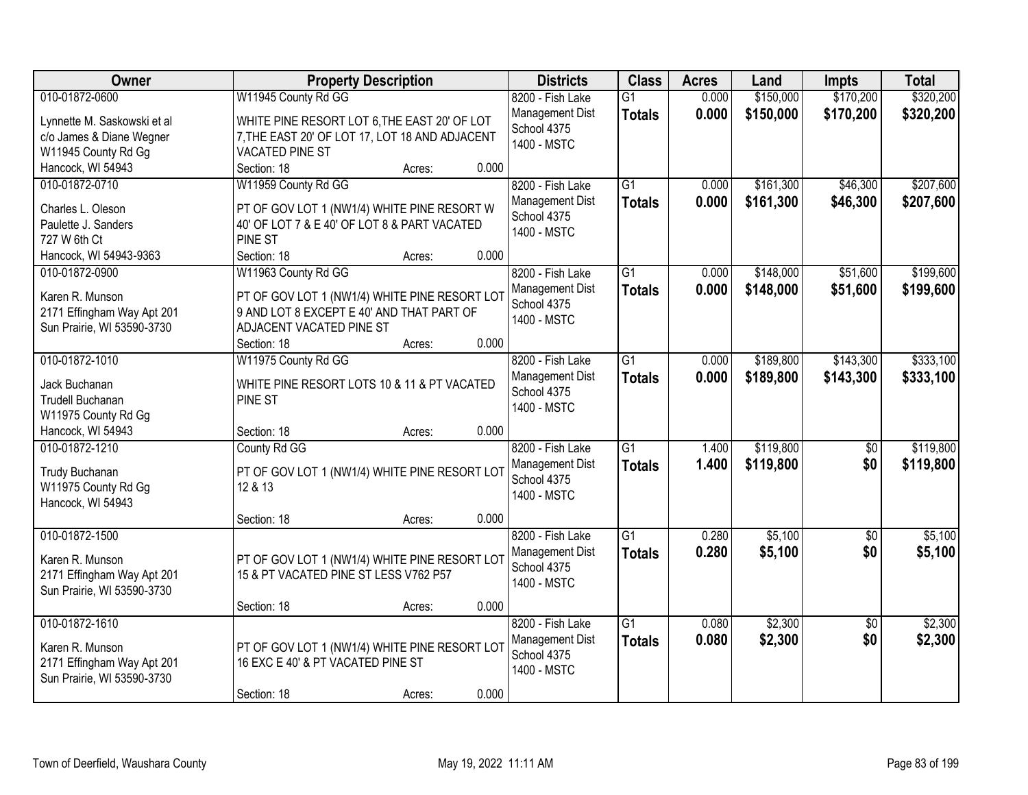| Owner | Property Description | Districts | Class | Acres | Land | Impts | Total |
|---|---|---|---|---|---|---|---|
| 010-01872-0600<br>Lynnette M. Saskowski et al<br>c/o James & Diane Wegner<br>W11945 County Rd Gg<br>Hancock, WI 54943 | W11945 County Rd GG<br>WHITE PINE RESORT LOT 6,THE EAST 20' OF LOT 7,THE EAST 20' OF LOT 17, LOT 18 AND ADJACENT VACATED PINE ST<br>Section: 18 Acres: 0.000 | 8200 - Fish Lake Management Dist<br>School 4375<br>1400 - MSTC | G1<br>**Totals** | 0.000<br>**0.000** | $150,000<br>**$150,000** | $170,200<br>**$170,200** | $320,200<br>**$320,200** |
| 010-01872-0710<br>Charles L. Oleson<br>Paulette J. Sanders<br>727 W 6th Ct<br>Hancock, WI 54943-9363 | W11959 County Rd GG<br>PT OF GOV LOT 1 (NW1/4) WHITE PINE RESORT W 40' OF LOT 7 & E 40' OF LOT 8 & PART VACATED PINE ST<br>Section: 18 Acres: 0.000 | 8200 - Fish Lake Management Dist<br>School 4375<br>1400 - MSTC | G1<br>**Totals** | 0.000<br>**0.000** | $161,300<br>**$161,300** | $46,300<br>**$46,300** | $207,600<br>**$207,600** |
| 010-01872-0900<br>Karen R. Munson<br>2171 Effingham Way Apt 201<br>Sun Prairie, WI 53590-3730 | W11963 County Rd GG<br>PT OF GOV LOT 1 (NW1/4) WHITE PINE RESORT LOT 9 AND LOT 8 EXCEPT E 40' AND THAT PART OF ADJACENT VACATED PINE ST<br>Section: 18 Acres: 0.000 | 8200 - Fish Lake Management Dist<br>School 4375<br>1400 - MSTC | G1<br>**Totals** | 0.000<br>**0.000** | $148,000<br>**$148,000** | $51,600<br>**$51,600** | $199,600<br>**$199,600** |
| 010-01872-1010<br>Jack Buchanan<br>Trudell Buchanan<br>W11975 County Rd Gg<br>Hancock, WI 54943 | W11975 County Rd GG<br>WHITE PINE RESORT LOTS 10 & 11 & PT VACATED PINE ST<br>Section: 18 Acres: 0.000 | 8200 - Fish Lake Management Dist<br>School 4375<br>1400 - MSTC | G1<br>**Totals** | 0.000<br>**0.000** | $189,800<br>**$189,800** | $143,300<br>**$143,300** | $333,100<br>**$333,100** |
| 010-01872-1210<br>Trudy Buchanan<br>W11975 County Rd Gg<br>Hancock, WI 54943 | County Rd GG<br>PT OF GOV LOT 1 (NW1/4) WHITE PINE RESORT LOT 12 & 13<br>Section: 18 Acres: 0.000 | 8200 - Fish Lake Management Dist<br>School 4375<br>1400 - MSTC | G1<br>**Totals** | 1.400<br>**1.400** | $119,800<br>**$119,800** | $0<br>**$0** | $119,800<br>**$119,800** |
| 010-01872-1500<br>Karen R. Munson<br>2171 Effingham Way Apt 201<br>Sun Prairie, WI 53590-3730 | PT OF GOV LOT 1 (NW1/4) WHITE PINE RESORT LOT 15 & PT VACATED PINE ST LESS V762 P57<br>Section: 18 Acres: 0.000 | 8200 - Fish Lake Management Dist<br>School 4375<br>1400 - MSTC | G1<br>**Totals** | 0.280<br>**0.280** | $5,100<br>**$5,100** | $0<br>**$0** | $5,100<br>**$5,100** |
| 010-01872-1610<br>Karen R. Munson<br>2171 Effingham Way Apt 201<br>Sun Prairie, WI 53590-3730 | PT OF GOV LOT 1 (NW1/4) WHITE PINE RESORT LOT 16 EXC E 40' & PT VACATED PINE ST<br>Section: 18 Acres: 0.000 | 8200 - Fish Lake Management Dist<br>School 4375<br>1400 - MSTC | G1<br>**Totals** | 0.080<br>**0.080** | $2,300<br>**$2,300** | $0<br>**$0** | $2,300<br>**$2,300** |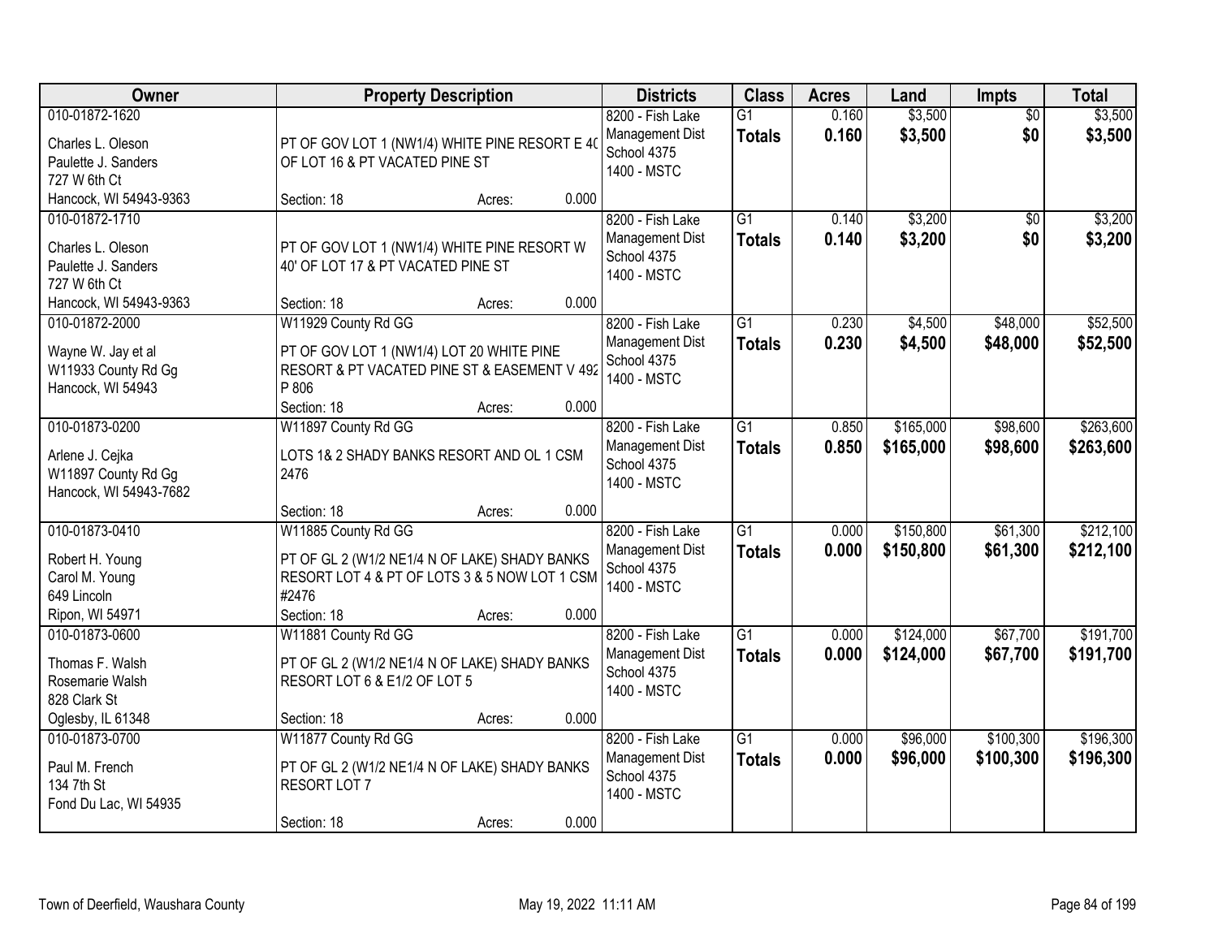| Owner | Property Description | Districts | Class | Acres | Land | Impts | Total |
|---|---|---|---|---|---|---|---|
| 010-01872-1620<br>Charles L. Oleson<br>Paulette J. Sanders<br>727 W 6th Ct<br>Hancock, WI 54943-9363 | PT OF GOV LOT 1 (NW1/4) WHITE PINE RESORT E 4( OF LOT 16 & PT VACATED PINE ST<br>Section: 18 Acres: 0.000 | 8200 - Fish Lake Management Dist<br>School 4375<br>1400 - MSTC | G1<br>**Totals** | 0.160<br>**0.160** | $3,500<br>**$3,500** | $0<br>**$0** | $3,500<br>**$3,500** |
| 010-01872-1710<br>Charles L. Oleson<br>Paulette J. Sanders<br>727 W 6th Ct<br>Hancock, WI 54943-9363 | PT OF GOV LOT 1 (NW1/4) WHITE PINE RESORT W 40' OF LOT 17 & PT VACATED PINE ST<br>Section: 18 Acres: 0.000 | 8200 - Fish Lake Management Dist<br>School 4375<br>1400 - MSTC | G1<br>**Totals** | 0.140<br>**0.140** | $3,200<br>**$3,200** | $0<br>**$0** | $3,200<br>**$3,200** |
| 010-01872-2000<br>Wayne W. Jay et al<br>W11933 County Rd Gg<br>Hancock, WI 54943 | W11929 County Rd GG<br>PT OF GOV LOT 1 (NW1/4) LOT 20 WHITE PINE RESORT & PT VACATED PINE ST & EASEMENT V 492 P 806<br>Section: 18 Acres: 0.000 | 8200 - Fish Lake Management Dist<br>School 4375<br>1400 - MSTC | G1<br>**Totals** | 0.230<br>**0.230** | $4,500<br>**$4,500** | $48,000<br>**$48,000** | $52,500<br>**$52,500** |
| 010-01873-0200<br>Arlene J. Cejka<br>W11897 County Rd Gg<br>Hancock, WI 54943-7682 | W11897 County Rd GG<br>LOTS 1& 2 SHADY BANKS RESORT AND OL 1 CSM 2476<br>Section: 18 Acres: 0.000 | 8200 - Fish Lake Management Dist<br>School 4375<br>1400 - MSTC | G1<br>**Totals** | 0.850<br>**0.850** | $165,000<br>**$165,000** | $98,600<br>**$98,600** | $263,600<br>**$263,600** |
| 010-01873-0410<br>Robert H. Young<br>Carol M. Young<br>649 Lincoln<br>Ripon, WI 54971 | W11885 County Rd GG<br>PT OF GL 2 (W1/2 NE1/4 N OF LAKE) SHADY BANKS RESORT LOT 4 & PT OF LOTS 3 & 5 NOW LOT 1 CSM #2476<br>Section: 18 Acres: 0.000 | 8200 - Fish Lake Management Dist<br>School 4375<br>1400 - MSTC | G1<br>**Totals** | 0.000<br>**0.000** | $150,800<br>**$150,800** | $61,300<br>**$61,300** | $212,100<br>**$212,100** |
| 010-01873-0600<br>Thomas F. Walsh<br>Rosemarie Walsh<br>828 Clark St<br>Oglesby, IL 61348 | W11881 County Rd GG<br>PT OF GL 2 (W1/2 NE1/4 N OF LAKE) SHADY BANKS RESORT LOT 6 & E1/2 OF LOT 5<br>Section: 18 Acres: 0.000 | 8200 - Fish Lake Management Dist<br>School 4375<br>1400 - MSTC | G1<br>**Totals** | 0.000<br>**0.000** | $124,000<br>**$124,000** | $67,700<br>**$67,700** | $191,700<br>**$191,700** |
| 010-01873-0700<br>Paul M. French<br>134 7th St<br>Fond Du Lac, WI 54935 | W11877 County Rd GG<br>PT OF GL 2 (W1/2 NE1/4 N OF LAKE) SHADY BANKS RESORT LOT 7<br>Section: 18 Acres: 0.000 | 8200 - Fish Lake Management Dist<br>School 4375<br>1400 - MSTC | G1<br>**Totals** | 0.000<br>**0.000** | $96,000<br>**$96,000** | $100,300<br>**$100,300** | $196,300<br>**$196,300** |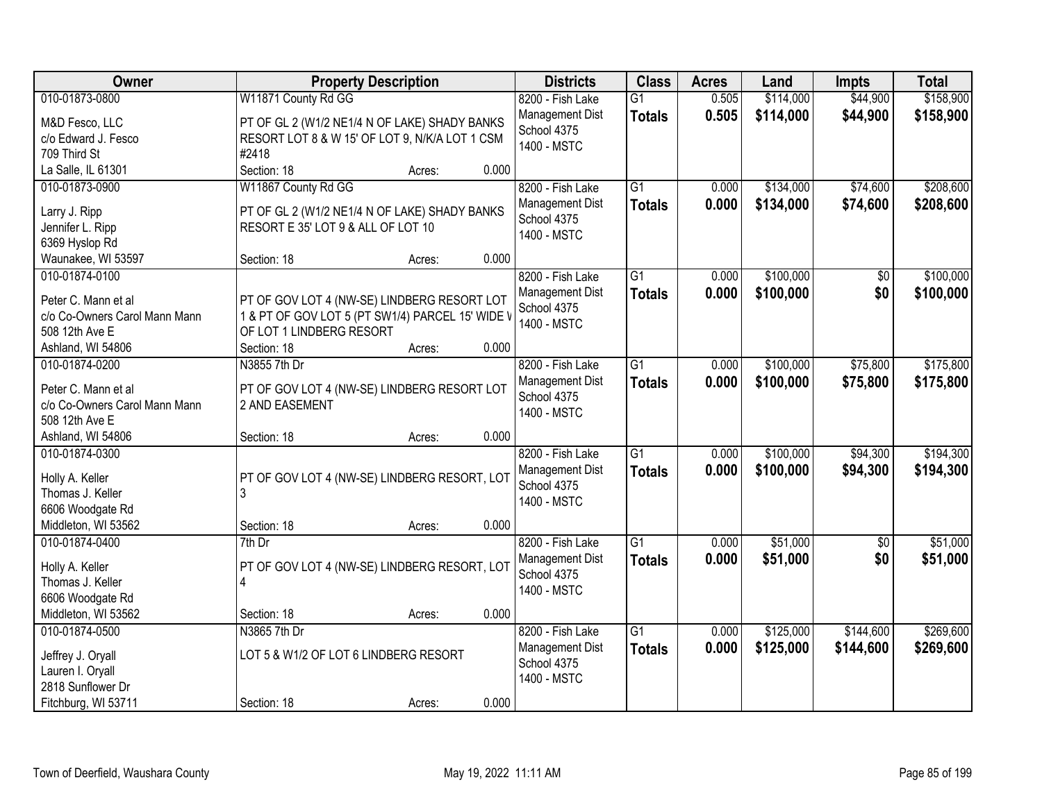| Owner | Property Description | Districts | Class | Acres | Land | Impts | Total |
|---|---|---|---|---|---|---|---|
| 010-01873-0800<br>M&D Fesco, LLC<br>c/o Edward J. Fesco<br>709 Third St<br>La Salle, IL 61301 | W11871 County Rd GG<br>PT OF GL 2 (W1/2 NE1/4 N OF LAKE) SHADY BANKS RESORT LOT 8 & W 15' OF LOT 9, N/K/A LOT 1 CSM #2418<br>Section: 18 Acres: 0.000 | 8200 - Fish Lake Management Dist<br>School 4375<br>1400 - MSTC | G1<br>**Totals** | 0.505<br>**0.505** | $114,000<br>**$114,000** | $44,900<br>**$44,900** | $158,900<br>**$158,900** |
| 010-01873-0900<br>Larry J. Ripp<br>Jennifer L. Ripp<br>6369 Hyslop Rd<br>Waunakee, WI 53597 | W11867 County Rd GG<br>PT OF GL 2 (W1/2 NE1/4 N OF LAKE) SHADY BANKS RESORT E 35' LOT 9 & ALL OF LOT 10<br>Section: 18 Acres: 0.000 | 8200 - Fish Lake Management Dist<br>School 4375<br>1400 - MSTC | G1<br>**Totals** | 0.000<br>**0.000** | $134,000<br>**$134,000** | $74,600<br>**$74,600** | $208,600<br>**$208,600** |
| 010-01874-0100<br>Peter C. Mann et al<br>c/o Co-Owners Carol Mann Mann<br>508 12th Ave E<br>Ashland, WI 54806 | PT OF GOV LOT 4 (NW-SE) LINDBERG RESORT LOT 1 & PT OF GOV LOT 5 (PT SW1/4) PARCEL 15' WIDE W OF LOT 1 LINDBERG RESORT<br>Section: 18 Acres: 0.000 | 8200 - Fish Lake Management Dist<br>School 4375<br>1400 - MSTC | G1<br>**Totals** | 0.000<br>**0.000** | $100,000<br>**$100,000** | $0<br>**$0** | $100,000<br>**$100,000** |
| 010-01874-0200<br>Peter C. Mann et al<br>c/o Co-Owners Carol Mann Mann<br>508 12th Ave E<br>Ashland, WI 54806 | N3855 7th Dr<br>PT OF GOV LOT 4 (NW-SE) LINDBERG RESORT LOT 2 AND EASEMENT<br>Section: 18 Acres: 0.000 | 8200 - Fish Lake Management Dist<br>School 4375<br>1400 - MSTC | G1<br>**Totals** | 0.000<br>**0.000** | $100,000<br>**$100,000** | $75,800<br>**$75,800** | $175,800<br>**$175,800** |
| 010-01874-0300<br>Holly A. Keller<br>Thomas J. Keller<br>6606 Woodgate Rd<br>Middleton, WI 53562 | PT OF GOV LOT 4 (NW-SE) LINDBERG RESORT, LOT 3<br>Section: 18 Acres: 0.000 | 8200 - Fish Lake Management Dist<br>School 4375<br>1400 - MSTC | G1<br>**Totals** | 0.000<br>**0.000** | $100,000<br>**$100,000** | $94,300<br>**$94,300** | $194,300<br>**$194,300** |
| 010-01874-0400<br>Holly A. Keller<br>Thomas J. Keller<br>6606 Woodgate Rd<br>Middleton, WI 53562 | 7th Dr<br>PT OF GOV LOT 4 (NW-SE) LINDBERG RESORT, LOT 4<br>Section: 18 Acres: 0.000 | 8200 - Fish Lake Management Dist<br>School 4375<br>1400 - MSTC | G1<br>**Totals** | 0.000<br>**0.000** | $51,000<br>**$51,000** | $0<br>**$0** | $51,000<br>**$51,000** |
| 010-01874-0500<br>Jeffrey J. Oryall<br>Lauren I. Oryall<br>2818 Sunflower Dr<br>Fitchburg, WI 53711 | N3865 7th Dr<br>LOT 5 & W1/2 OF LOT 6 LINDBERG RESORT<br>Section: 18 Acres: 0.000 | 8200 - Fish Lake Management Dist<br>School 4375<br>1400 - MSTC | G1<br>**Totals** | 0.000<br>**0.000** | $125,000<br>**$125,000** | $144,600<br>**$144,600** | $269,600<br>**$269,600** |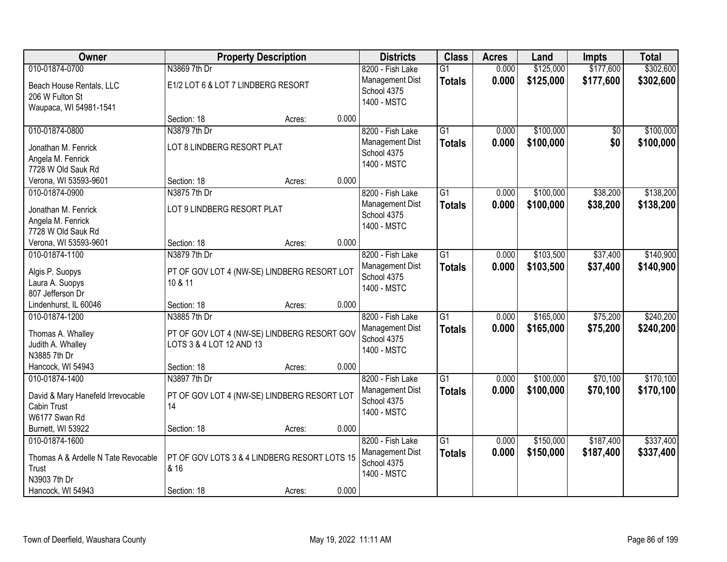| Owner | Property Description | Districts | Class | Acres | Land | Impts | Total |
|---|---|---|---|---|---|---|---|
| 010-01874-0700<br>Beach House Rentals, LLC<br>206 W Fulton St<br>Waupaca, WI 54981-1541 | N3869 7th Dr<br>E1/2 LOT 6 & LOT 7 LINDBERG RESORT<br>Section: 18 Acres: 0.000 | 8200 - Fish Lake Management Dist<br>School 4375<br>1400 - MSTC | G1<br>**Totals** | 0.000<br>**0.000** | $125,000<br>**$125,000** | $177,600<br>**$177,600** | $302,600<br>**$302,600** |
| 010-01874-0800<br>Jonathan M. Fenrick<br>Angela M. Fenrick<br>7728 W Old Sauk Rd<br>Verona, WI 53593-9601 | N3879 7th Dr<br>LOT 8 LINDBERG RESORT PLAT<br>Section: 18 Acres: 0.000 | 8200 - Fish Lake Management Dist<br>School 4375<br>1400 - MSTC | G1<br>**Totals** | 0.000<br>**0.000** | $100,000<br>**$100,000** | $0<br>**$0** | $100,000<br>**$100,000** |
| 010-01874-0900<br>Jonathan M. Fenrick<br>Angela M. Fenrick<br>7728 W Old Sauk Rd<br>Verona, WI 53593-9601 | N3875 7th Dr<br>LOT 9 LINDBERG RESORT PLAT<br>Section: 18 Acres: 0.000 | 8200 - Fish Lake Management Dist<br>School 4375<br>1400 - MSTC | G1<br>**Totals** | 0.000<br>**0.000** | $100,000<br>**$100,000** | $38,200<br>**$38,200** | $138,200<br>**$138,200** |
| 010-01874-1100<br>Algis P. Suopys<br>Laura A. Suopys<br>807 Jefferson Dr<br>Lindenhurst, IL 60046 | N3879 7th Dr<br>PT OF GOV LOT 4 (NW-SE) LINDBERG RESORT LOT 10 & 11<br>Section: 18 Acres: 0.000 | 8200 - Fish Lake Management Dist<br>School 4375<br>1400 - MSTC | G1<br>**Totals** | 0.000<br>**0.000** | $103,500<br>**$103,500** | $37,400<br>**$37,400** | $140,900<br>**$140,900** |
| 010-01874-1200<br>Thomas A. Whalley<br>Judith A. Whalley<br>N3885 7th Dr<br>Hancock, WI 54943 | N3885 7th Dr<br>PT OF GOV LOT 4 (NW-SE) LINDBERG RESORT GOV LOTS 3 & 4 LOT 12 AND 13<br>Section: 18 Acres: 0.000 | 8200 - Fish Lake Management Dist<br>School 4375<br>1400 - MSTC | G1<br>**Totals** | 0.000<br>**0.000** | $165,000<br>**$165,000** | $75,200<br>**$75,200** | $240,200<br>**$240,200** |
| 010-01874-1400<br>David & Mary Hanefeld Irrevocable Cabin Trust<br>W6177 Swan Rd<br>Burnett, WI 53922 | N3897 7th Dr<br>PT OF GOV LOT 4 (NW-SE) LINDBERG RESORT LOT 14<br>Section: 18 Acres: 0.000 | 8200 - Fish Lake Management Dist<br>School 4375<br>1400 - MSTC | G1<br>**Totals** | 0.000<br>**0.000** | $100,000<br>**$100,000** | $70,100<br>**$70,100** | $170,100<br>**$170,100** |
| 010-01874-1600<br>Thomas A & Ardelle N Tate Revocable Trust<br>N3903 7th Dr<br>Hancock, WI 54943 | PT OF GOV LOTS 3 & 4 LINDBERG RESORT LOTS 15 & 16<br>Section: 18 Acres: 0.000 | 8200 - Fish Lake Management Dist<br>School 4375<br>1400 - MSTC | G1<br>**Totals** | 0.000<br>**0.000** | $150,000<br>**$150,000** | $187,400<br>**$187,400** | $337,400<br>**$337,400** |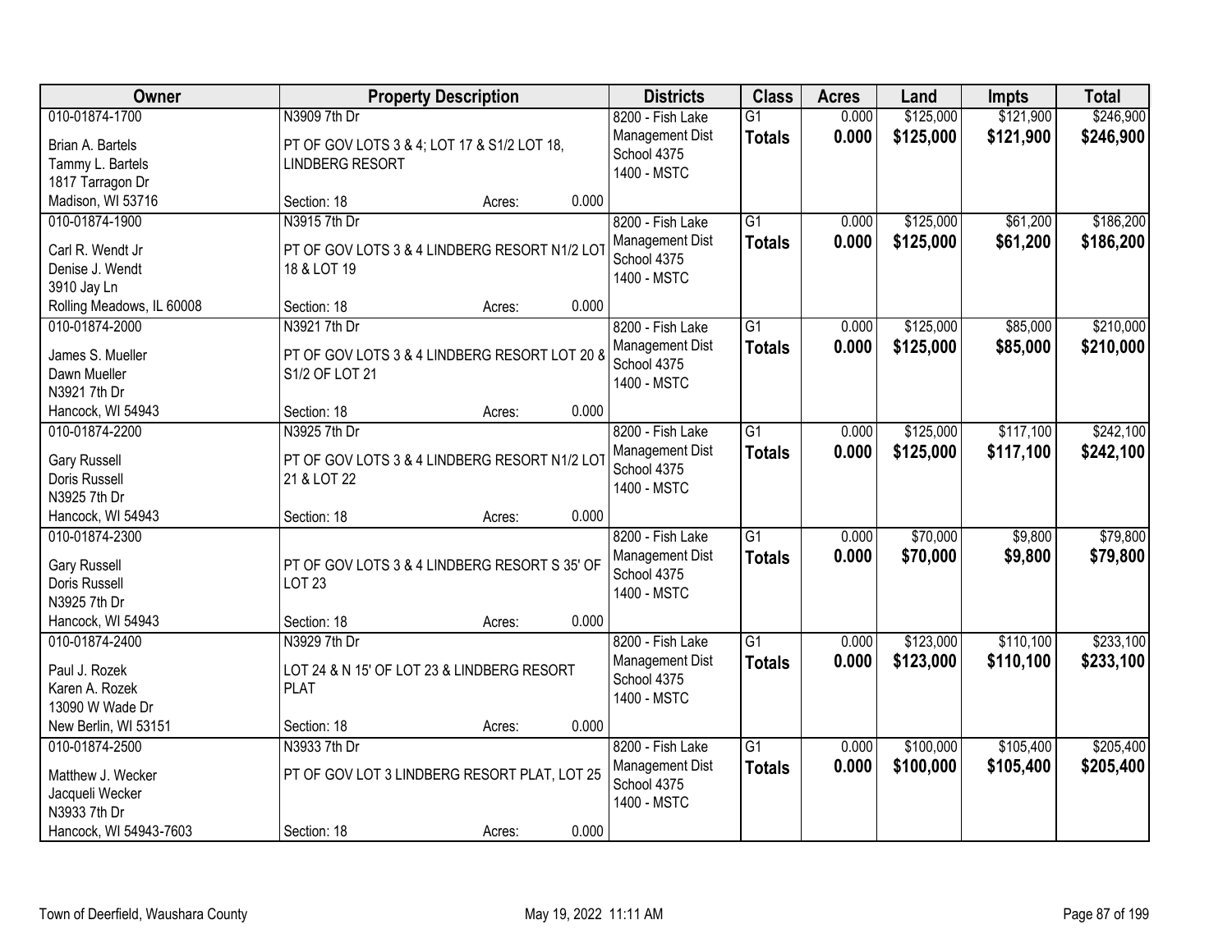| Owner | Property Description | Districts | Class | Acres | Land | Impts | Total |
|---|---|---|---|---|---|---|---|
| 010-01874-1700<br>Brian A. Bartels<br>Tammy L. Bartels<br>1817 Tarragon Dr<br>Madison, WI 53716 | N3909 7th Dr<br>PT OF GOV LOTS 3 & 4; LOT 17 & S1/2 LOT 18, LINDBERG RESORT<br>Section: 18 Acres: 0.000 | 8200 - Fish Lake Management Dist<br>School 4375<br>1400 - MSTC | G1<br>**Totals** | 0.000<br>**0.000** | $125,000<br>**$125,000** | $121,900<br>**$121,900** | $246,900<br>**$246,900** |
| 010-01874-1900<br>Carl R. Wendt Jr<br>Denise J. Wendt<br>3910 Jay Ln<br>Rolling Meadows, IL 60008 | N3915 7th Dr<br>PT OF GOV LOTS 3 & 4 LINDBERG RESORT N1/2 LOT 18 & LOT 19<br>Section: 18 Acres: 0.000 | 8200 - Fish Lake Management Dist<br>School 4375<br>1400 - MSTC | G1<br>**Totals** | 0.000<br>**0.000** | $125,000<br>**$125,000** | $61,200<br>**$61,200** | $186,200<br>**$186,200** |
| 010-01874-2000<br>James S. Mueller<br>Dawn Mueller<br>N3921 7th Dr<br>Hancock, WI 54943 | N3921 7th Dr<br>PT OF GOV LOTS 3 & 4 LINDBERG RESORT LOT 20 & S1/2 OF LOT 21<br>Section: 18 Acres: 0.000 | 8200 - Fish Lake Management Dist<br>School 4375<br>1400 - MSTC | G1<br>**Totals** | 0.000<br>**0.000** | $125,000<br>**$125,000** | $85,000<br>**$85,000** | $210,000<br>**$210,000** |
| 010-01874-2200<br>Gary Russell<br>Doris Russell<br>N3925 7th Dr<br>Hancock, WI 54943 | N3925 7th Dr<br>PT OF GOV LOTS 3 & 4 LINDBERG RESORT N1/2 LOT 21 & LOT 22<br>Section: 18 Acres: 0.000 | 8200 - Fish Lake Management Dist<br>School 4375<br>1400 - MSTC | G1<br>**Totals** | 0.000<br>**0.000** | $125,000<br>**$125,000** | $117,100<br>**$117,100** | $242,100<br>**$242,100** |
| 010-01874-2300<br>Gary Russell<br>Doris Russell<br>N3925 7th Dr<br>Hancock, WI 54943 | PT OF GOV LOTS 3 & 4 LINDBERG RESORT S 35' OF LOT 23<br>Section: 18 Acres: 0.000 | 8200 - Fish Lake Management Dist<br>School 4375<br>1400 - MSTC | G1<br>**Totals** | 0.000<br>**0.000** | $70,000<br>**$70,000** | $9,800<br>**$9,800** | $79,800<br>**$79,800** |
| 010-01874-2400<br>Paul J. Rozek<br>Karen A. Rozek<br>13090 W Wade Dr<br>New Berlin, WI 53151 | N3929 7th Dr<br>LOT 24 & N 15' OF LOT 23 & LINDBERG RESORT PLAT<br>Section: 18 Acres: 0.000 | 8200 - Fish Lake Management Dist<br>School 4375<br>1400 - MSTC | G1<br>**Totals** | 0.000<br>**0.000** | $123,000<br>**$123,000** | $110,100<br>**$110,100** | $233,100<br>**$233,100** |
| 010-01874-2500<br>Matthew J. Wecker<br>Jacqueli Wecker<br>N3933 7th Dr<br>Hancock, WI 54943-7603 | N3933 7th Dr<br>PT OF GOV LOT 3 LINDBERG RESORT PLAT, LOT 25<br>Section: 18 Acres: 0.000 | 8200 - Fish Lake Management Dist<br>School 4375<br>1400 - MSTC | G1<br>**Totals** | 0.000<br>**0.000** | $100,000<br>**$100,000** | $105,400<br>**$105,400** | $205,400<br>**$205,400** |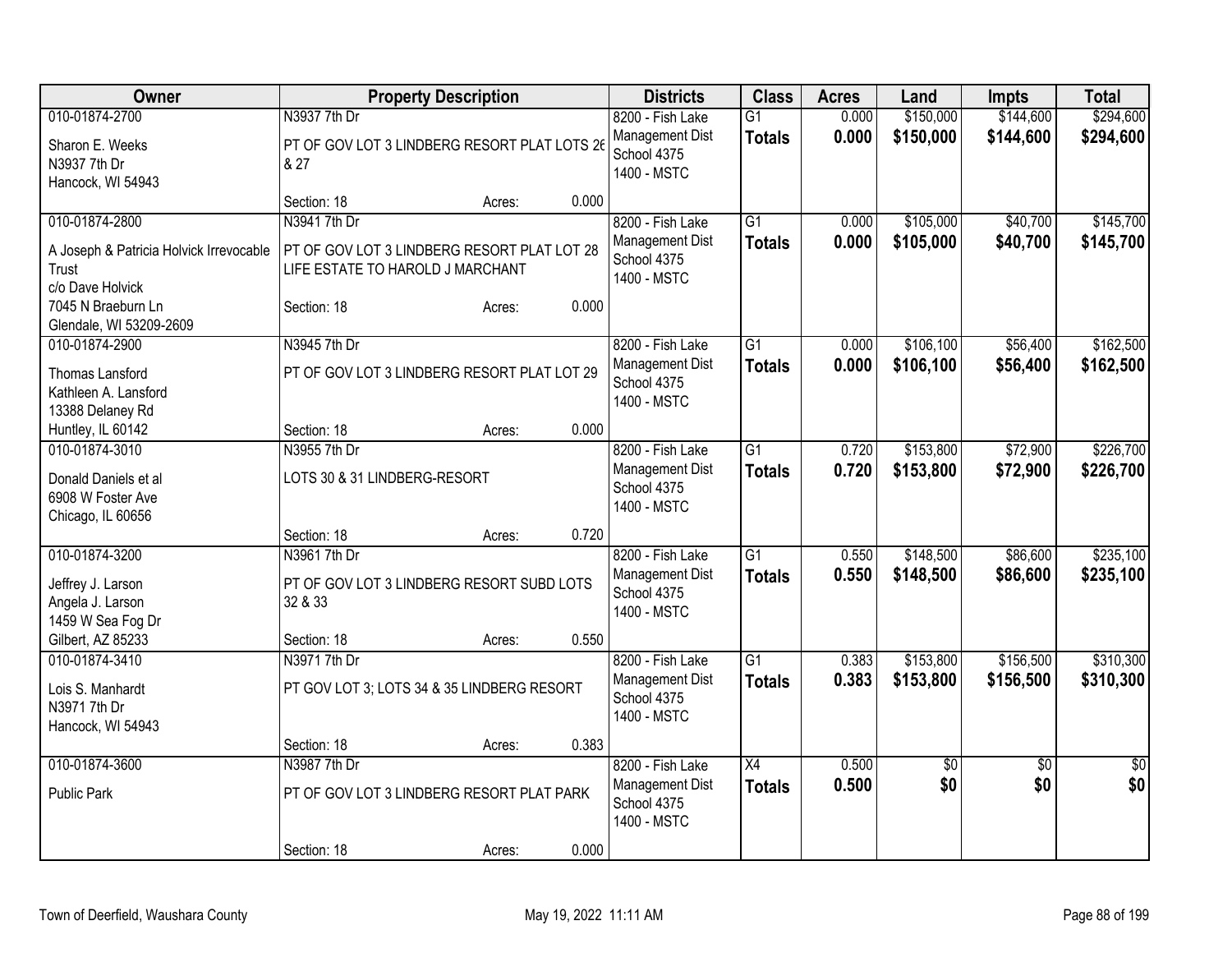| Owner | Property Description | Districts | Class | Acres | Land | Impts | Total |
|---|---|---|---|---|---|---|---|
| 010-01874-2700<br>Sharon E. Weeks<br>N3937 7th Dr<br>Hancock, WI 54943 | N3937 7th Dr<br>PT OF GOV LOT 3 LINDBERG RESORT PLAT LOTS 26 & 27<br>Section: 18 Acres: 0.000 | 8200 - Fish Lake Management Dist<br>School 4375<br>1400 - MSTC | G1<br>**Totals** | 0.000<br>**0.000** | $150,000<br>**$150,000** | $144,600<br>**$144,600** | $294,600<br>**$294,600** |
| 010-01874-2800<br>A Joseph & Patricia Holvick Irrevocable Trust<br>c/o Dave Holvick<br>7045 N Braeburn Ln<br>Glendale, WI 53209-2609 | N3941 7th Dr<br>PT OF GOV LOT 3 LINDBERG RESORT PLAT LOT 28 LIFE ESTATE TO HAROLD J MARCHANT<br>Section: 18 Acres: 0.000 | 8200 - Fish Lake Management Dist<br>School 4375<br>1400 - MSTC | G1<br>**Totals** | 0.000<br>**0.000** | $105,000<br>**$105,000** | $40,700<br>**$40,700** | $145,700<br>**$145,700** |
| 010-01874-2900<br>Thomas Lansford<br>Kathleen A. Lansford<br>13388 Delaney Rd<br>Huntley, IL 60142 | N3945 7th Dr<br>PT OF GOV LOT 3 LINDBERG RESORT PLAT LOT 29<br>Section: 18 Acres: 0.000 | 8200 - Fish Lake Management Dist<br>School 4375<br>1400 - MSTC | G1<br>**Totals** | 0.000<br>**0.000** | $106,100<br>**$106,100** | $56,400<br>**$56,400** | $162,500<br>**$162,500** |
| 010-01874-3010<br>Donald Daniels et al<br>6908 W Foster Ave<br>Chicago, IL 60656 | N3955 7th Dr<br>LOTS 30 & 31 LINDBERG-RESORT<br>Section: 18 Acres: 0.720 | 8200 - Fish Lake Management Dist<br>School 4375<br>1400 - MSTC | G1<br>**Totals** | 0.720<br>**0.720** | $153,800<br>**$153,800** | $72,900<br>**$72,900** | $226,700<br>**$226,700** |
| 010-01874-3200<br>Jeffrey J. Larson<br>Angela J. Larson<br>1459 W Sea Fog Dr<br>Gilbert, AZ 85233 | N3961 7th Dr<br>PT OF GOV LOT 3 LINDBERG RESORT SUBD LOTS 32 & 33<br>Section: 18 Acres: 0.550 | 8200 - Fish Lake Management Dist<br>School 4375<br>1400 - MSTC | G1<br>**Totals** | 0.550<br>**0.550** | $148,500<br>**$148,500** | $86,600<br>**$86,600** | $235,100<br>**$235,100** |
| 010-01874-3410<br>Lois S. Manhardt<br>N3971 7th Dr<br>Hancock, WI 54943 | N3971 7th Dr<br>PT GOV LOT 3; LOTS 34 & 35 LINDBERG RESORT<br>Section: 18 Acres: 0.383 | 8200 - Fish Lake Management Dist<br>School 4375<br>1400 - MSTC | G1<br>**Totals** | 0.383<br>**0.383** | $153,800<br>**$153,800** | $156,500<br>**$156,500** | $310,300<br>**$310,300** |
| 010-01874-3600<br>Public Park | N3987 7th Dr<br>PT OF GOV LOT 3 LINDBERG RESORT PLAT PARK<br>Section: 18 Acres: 0.000 | 8200 - Fish Lake Management Dist<br>School 4375<br>1400 - MSTC | X4<br>**Totals** | 0.500<br>**0.500** | $0<br>**$0** | $0<br>**$0** | $0<br>**$0** |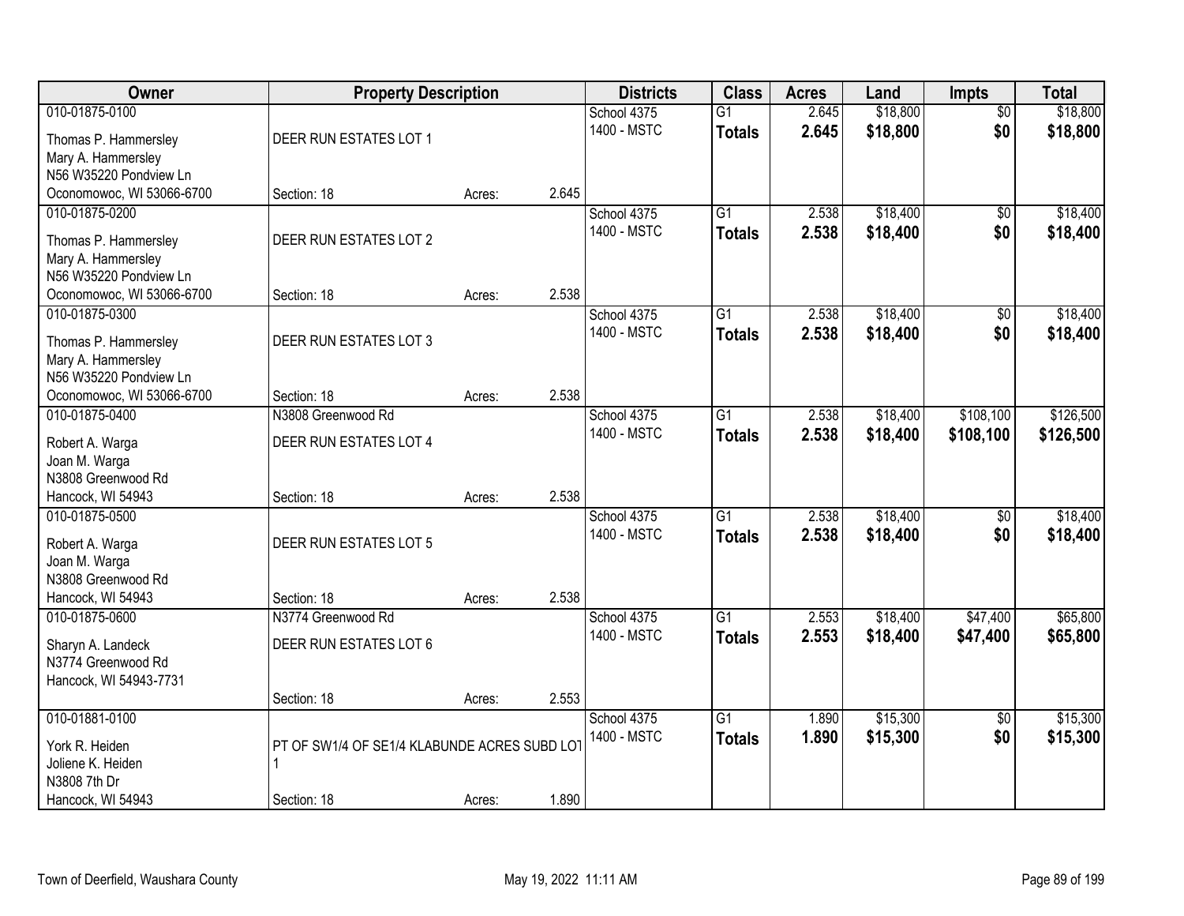| Owner | Property Description | | | Districts | Class | Acres | Land | Impts | Total |
|---|---|---|---|---|---|---|---|---|---|
| 010-01875-0100<br>Thomas P. Hammersley<br>Mary A. Hammersley<br>N56 W35220 Pondview Ln<br>Oconomowoc, WI 53066-6700 | DEER RUN ESTATES LOT 1<br>Section: 18 | Acres: | 2.645 | School 4375<br>1400 - MSTC | G1<br>**Totals** | 2.645<br>**2.645** | $18,800<br>**$18,800** | $0<br>**$0** | $18,800<br>**$18,800** |
| 010-01875-0200<br>Thomas P. Hammersley<br>Mary A. Hammersley<br>N56 W35220 Pondview Ln<br>Oconomowoc, WI 53066-6700 | DEER RUN ESTATES LOT 2<br>Section: 18 | Acres: | 2.538 | School 4375<br>1400 - MSTC | G1<br>**Totals** | 2.538<br>**2.538** | $18,400<br>**$18,400** | $0<br>**$0** | $18,400<br>**$18,400** |
| 010-01875-0300<br>Thomas P. Hammersley<br>Mary A. Hammersley<br>N56 W35220 Pondview Ln<br>Oconomowoc, WI 53066-6700 | DEER RUN ESTATES LOT 3<br>Section: 18 | Acres: | 2.538 | School 4375<br>1400 - MSTC | G1<br>**Totals** | 2.538<br>**2.538** | $18,400<br>**$18,400** | $0<br>**$0** | $18,400<br>**$18,400** |
| 010-01875-0400<br>Robert A. Warga<br>Joan M. Warga<br>N3808 Greenwood Rd<br>Hancock, WI 54943 | N3808 Greenwood Rd<br>DEER RUN ESTATES LOT 4<br>Section: 18 | Acres: | 2.538 | School 4375<br>1400 - MSTC | G1<br>**Totals** | 2.538<br>**2.538** | $18,400<br>**$18,400** | $108,100<br>**$108,100** | $126,500<br>**$126,500** |
| 010-01875-0500<br>Robert A. Warga<br>Joan M. Warga<br>N3808 Greenwood Rd<br>Hancock, WI 54943 | DEER RUN ESTATES LOT 5<br>Section: 18 | Acres: | 2.538 | School 4375<br>1400 - MSTC | G1<br>**Totals** | 2.538<br>**2.538** | $18,400<br>**$18,400** | $0<br>**$0** | $18,400<br>**$18,400** |
| 010-01875-0600<br>Sharyn A. Landeck<br>N3774 Greenwood Rd<br>Hancock, WI 54943-7731 | N3774 Greenwood Rd<br>DEER RUN ESTATES LOT 6<br>Section: 18 | Acres: | 2.553 | School 4375<br>1400 - MSTC | G1<br>**Totals** | 2.553<br>**2.553** | $18,400<br>**$18,400** | $47,400<br>**$47,400** | $65,800<br>**$65,800** |
| 010-01881-0100<br>York R. Heiden<br>Joliene K. Heiden<br>N3808 7th Dr<br>Hancock, WI 54943 | PT OF SW1/4 OF SE1/4 KLABUNDE ACRES SUBD LOT 1<br>Section: 18 | Acres: | 1.890 | School 4375<br>1400 - MSTC | G1<br>**Totals** | 1.890<br>**1.890** | $15,300<br>**$15,300** | $0<br>**$0** | $15,300<br>**$15,300** |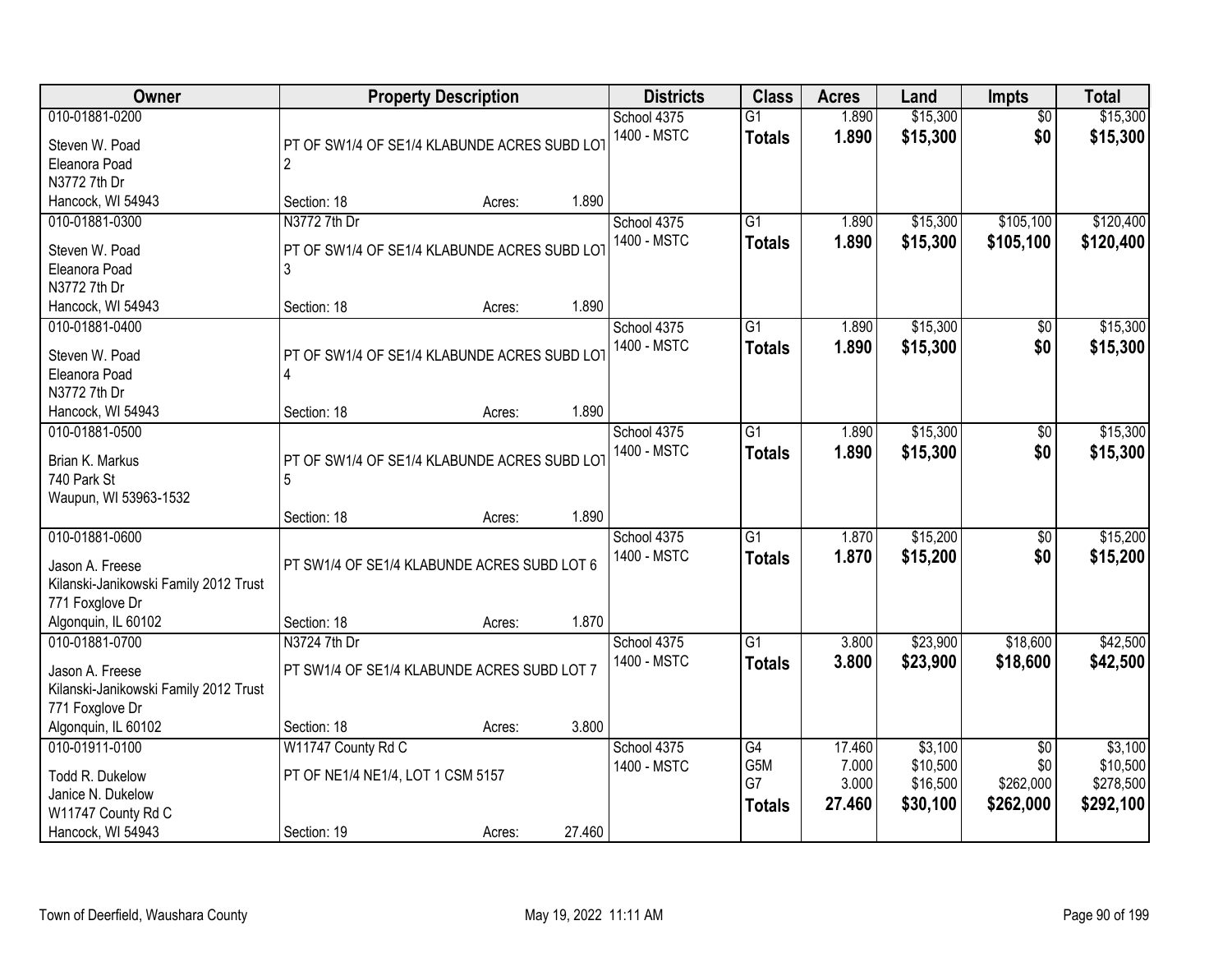| Owner | Property Description | Districts | Class | Acres | Land | Impts | Total |
|---|---|---|---|---|---|---|---|
| 010-01881-0200<br>Steven W. Poad<br>Eleanora Poad<br>N3772 7th Dr<br>Hancock, WI 54943 | PT OF SW1/4 OF SE1/4 KLABUNDE ACRES SUBD LOT 2<br>Section: 18 Acres: 1.890 | School 4375<br>1400 - MSTC | G1<br>**Totals** | 1.890<br>**1.890** | $15,300<br>**$15,300** | $0<br>**$0** | $15,300<br>**$15,300** |
| 010-01881-0300<br>Steven W. Poad<br>Eleanora Poad<br>N3772 7th Dr<br>Hancock, WI 54943 | N3772 7th Dr<br>PT OF SW1/4 OF SE1/4 KLABUNDE ACRES SUBD LOT 3<br>Section: 18 Acres: 1.890 | School 4375<br>1400 - MSTC | G1<br>**Totals** | 1.890<br>**1.890** | $15,300<br>**$15,300** | $105,100<br>**$105,100** | $120,400<br>**$120,400** |
| 010-01881-0400<br>Steven W. Poad<br>Eleanora Poad<br>N3772 7th Dr<br>Hancock, WI 54943 | PT OF SW1/4 OF SE1/4 KLABUNDE ACRES SUBD LOT 4<br>Section: 18 Acres: 1.890 | School 4375<br>1400 - MSTC | G1<br>**Totals** | 1.890<br>**1.890** | $15,300<br>**$15,300** | $0<br>**$0** | $15,300<br>**$15,300** |
| 010-01881-0500<br>Brian K. Markus<br>740 Park St<br>Waupun, WI 53963-1532 | PT OF SW1/4 OF SE1/4 KLABUNDE ACRES SUBD LOT 5<br>Section: 18 Acres: 1.890 | School 4375<br>1400 - MSTC | G1<br>**Totals** | 1.890<br>**1.890** | $15,300<br>**$15,300** | $0<br>**$0** | $15,300<br>**$15,300** |
| 010-01881-0600<br>Jason A. Freese<br>Kilanski-Janikowski Family 2012 Trust<br>771 Foxglove Dr<br>Algonquin, IL 60102 | PT SW1/4 OF SE1/4 KLABUNDE ACRES SUBD LOT 6<br>Section: 18 Acres: 1.870 | School 4375<br>1400 - MSTC | G1<br>**Totals** | 1.870<br>**1.870** | $15,200<br>**$15,200** | $0<br>**$0** | $15,200<br>**$15,200** |
| 010-01881-0700<br>Jason A. Freese<br>Kilanski-Janikowski Family 2012 Trust<br>771 Foxglove Dr<br>Algonquin, IL 60102 | N3724 7th Dr<br>PT SW1/4 OF SE1/4 KLABUNDE ACRES SUBD LOT 7<br>Section: 18 Acres: 3.800 | School 4375<br>1400 - MSTC | G1<br>**Totals** | 3.800<br>**3.800** | $23,900<br>**$23,900** | $18,600<br>**$18,600** | $42,500<br>**$42,500** |
| 010-01911-0100<br>Todd R. Dukelow<br>Janice N. Dukelow<br>W11747 County Rd C<br>Hancock, WI 54943 | W11747 County Rd C<br>PT OF NE1/4 NE1/4, LOT 1 CSM 5157<br>Section: 19 Acres: 27.460 | School 4375<br>1400 - MSTC | G4<br>G5M<br>G7<br>**Totals** | 17.460<br>7.000<br>3.000<br>**27.460** | $3,100<br>$10,500<br>$16,500<br>**$30,100** | $0<br>$0<br>$262,000<br>**$262,000** | $3,100<br>$10,500<br>$278,500<br>**$292,100** |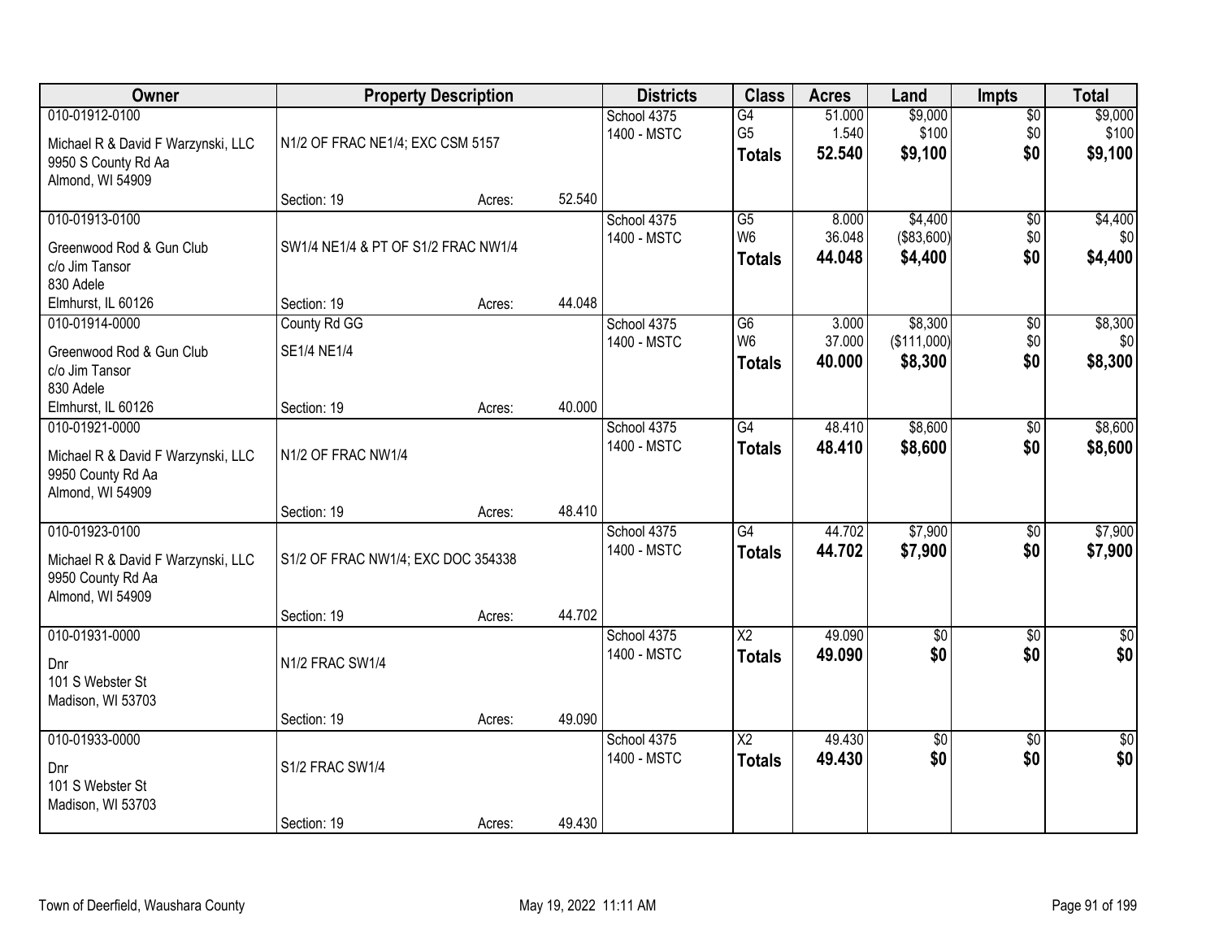| Owner | Property Description | | | Districts | Class | Acres | Land | Impts | Total |
|---|---|---|---|---|---|---|---|---|---|
| 010-01912-0100<br>Michael R & David F Warzynski, LLC<br>9950 S County Rd Aa<br>Almond, WI 54909 | N1/2 OF FRAC NE1/4; EXC CSM 5157<br>Section: 19 | Acres: | 52.540 | School 4375<br>1400 - MSTC | G4<br>G5<br>**Totals** | 51.000<br>1.540<br>**52.540** | $9,000<br>$100<br>**$9,100** | $0<br>$0<br>**$0** | $9,000<br>$100<br>**$9,100** |
| 010-01913-0100<br>Greenwood Rod & Gun Club<br>c/o Jim Tansor<br>830 Adele<br>Elmhurst, IL 60126 | SW1/4 NE1/4 & PT OF S1/2 FRAC NW1/4<br>Section: 19 | Acres: | 44.048 | School 4375<br>1400 - MSTC | G5<br>W6<br>**Totals** | 8.000<br>36.048<br>**44.048** | $4,400<br>($83,600)<br>**$4,400** | $0<br>$0<br>**$0** | $4,400<br>$0<br>**$4,400** |
| 010-01914-0000<br>Greenwood Rod & Gun Club<br>c/o Jim Tansor<br>830 Adele<br>Elmhurst, IL 60126 | County Rd GG<br>SE1/4 NE1/4<br>Section: 19 | Acres: | 40.000 | School 4375<br>1400 - MSTC | G6<br>W6<br>**Totals** | 3.000<br>37.000<br>**40.000** | $8,300<br>($111,000)<br>**$8,300** | $0<br>$0<br>**$0** | $8,300<br>$0<br>**$8,300** |
| 010-01921-0000<br>Michael R & David F Warzynski, LLC<br>9950 County Rd Aa<br>Almond, WI 54909 | N1/2 OF FRAC NW1/4<br>Section: 19 | Acres: | 48.410 | School 4375<br>1400 - MSTC | G4<br>**Totals** | 48.410<br>**48.410** | $8,600<br>**$8,600** | $0<br>**$0** | $8,600<br>**$8,600** |
| 010-01923-0100<br>Michael R & David F Warzynski, LLC<br>9950 County Rd Aa<br>Almond, WI 54909 | S1/2 OF FRAC NW1/4; EXC DOC 354338<br>Section: 19 | Acres: | 44.702 | School 4375<br>1400 - MSTC | G4<br>**Totals** | 44.702<br>**44.702** | $7,900<br>**$7,900** | $0<br>**$0** | $7,900<br>**$7,900** |
| 010-01931-0000<br>Dnr<br>101 S Webster St<br>Madison, WI 53703 | N1/2 FRAC SW1/4<br>Section: 19 | Acres: | 49.090 | School 4375<br>1400 - MSTC | X2<br>**Totals** | 49.090<br>**49.090** | $0<br>**$0** | $0<br>**$0** | $0<br>**$0** |
| 010-01933-0000<br>Dnr<br>101 S Webster St<br>Madison, WI 53703 | S1/2 FRAC SW1/4<br>Section: 19 | Acres: | 49.430 | School 4375<br>1400 - MSTC | X2<br>**Totals** | 49.430<br>**49.430** | $0<br>**$0** | $0<br>**$0** | $0<br>**$0** |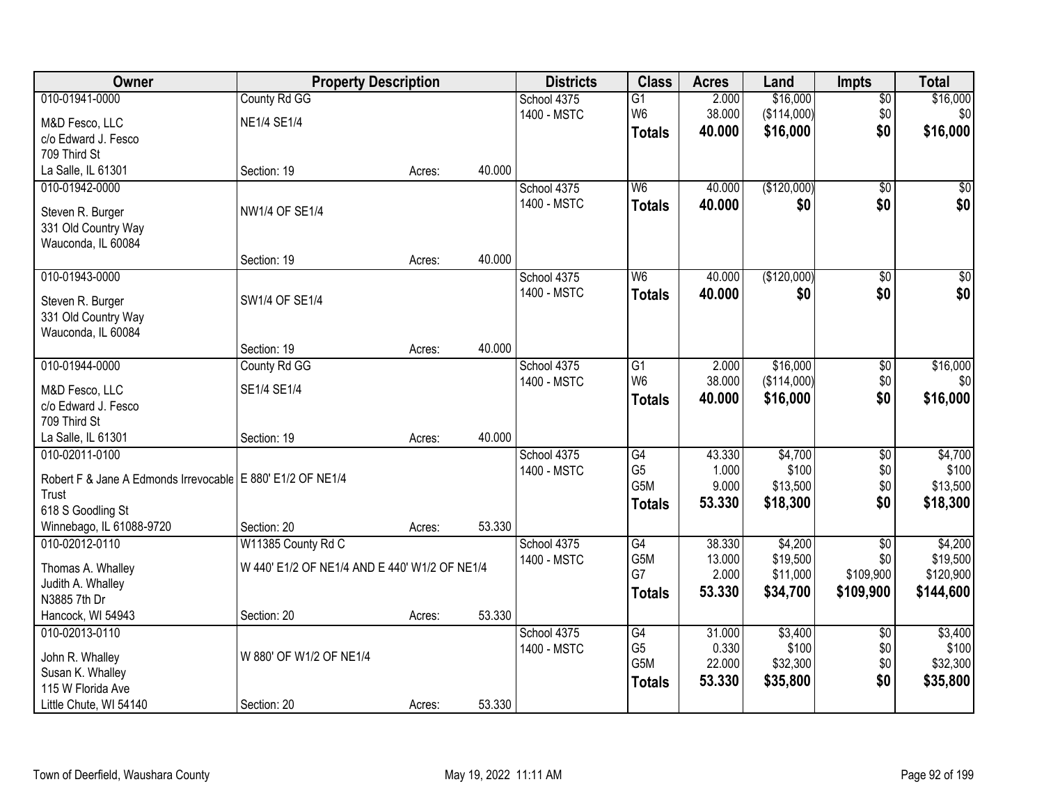| Owner | Property Description | | | Districts | Class | Acres | Land | Impts | Total |
|---|---|---|---|---|---|---|---|---|---|
| 010-01941-0000 | County Rd GG | | | School 4375 | G1 | 2.000 | $16,000 | $0 | $16,000 |
| M&D Fesco, LLC | NE1/4 SE1/4 | | | 1400 - MSTC | W6 | 38.000 | ($114,000) | $0 | $0 |
| c/o Edward J. Fesco | | | | | **Totals** | **40.000** | **$16,000** | **$0** | **$16,000** |
| 709 Third St | | | | | | | | | |
| La Salle, IL 61301 | Section: 19 | Acres: | 40.000 | | | | | | |
| 010-01942-0000 | | | | School 4375 | W6 | 40.000 | ($120,000) | $0 | $0 |
| Steven R. Burger | NW1/4 OF SE1/4 | | | 1400 - MSTC | **Totals** | **40.000** | **$0** | **$0** | **$0** |
| 331 Old Country Way | | | | | | | | | |
| Wauconda, IL 60084 | | | | | | | | | |
| | Section: 19 | Acres: | 40.000 | | | | | | |
| 010-01943-0000 | | | | School 4375 | W6 | 40.000 | ($120,000) | $0 | $0 |
| Steven R. Burger | SW1/4 OF SE1/4 | | | 1400 - MSTC | **Totals** | **40.000** | **$0** | **$0** | **$0** |
| 331 Old Country Way | | | | | | | | | |
| Wauconda, IL 60084 | | | | | | | | | |
| | Section: 19 | Acres: | 40.000 | | | | | | |
| 010-01944-0000 | County Rd GG | | | School 4375 | G1 | 2.000 | $16,000 | $0 | $16,000 |
| M&D Fesco, LLC | SE1/4 SE1/4 | | | 1400 - MSTC | W6 | 38.000 | ($114,000) | $0 | $0 |
| c/o Edward J. Fesco | | | | | **Totals** | **40.000** | **$16,000** | **$0** | **$16,000** |
| 709 Third St | | | | | | | | | |
| La Salle, IL 61301 | Section: 19 | Acres: | 40.000 | | | | | | |
| 010-02011-0100 | | | | School 4375 | G4 | 43.330 | $4,700 | $0 | $4,700 |
| Robert F & Jane A Edmonds Irrevocable Trust | E 880' E1/2 OF NE1/4 | | | 1400 - MSTC | G5 | 1.000 | $100 | $0 | $100 |
| | | | | | G5M | 9.000 | $13,500 | $0 | $13,500 |
| 618 S Goodling St | | | | | **Totals** | **53.330** | **$18,300** | **$0** | **$18,300** |
| Winnebago, IL 61088-9720 | Section: 20 | Acres: | 53.330 | | | | | | |
| 010-02012-0110 | W11385 County Rd C | | | School 4375 | G4 | 38.330 | $4,200 | $0 | $4,200 |
| Thomas A. Whalley | W 440' E1/2 OF NE1/4 AND E 440' W1/2 OF NE1/4 | | | 1400 - MSTC | G5M | 13.000 | $19,500 | $0 | $19,500 |
| Judith A. Whalley | | | | | G7 | 2.000 | $11,000 | $109,900 | $120,900 |
| N3885 7th Dr | | | | | **Totals** | **53.330** | **$34,700** | **$109,900** | **$144,600** |
| Hancock, WI 54943 | Section: 20 | Acres: | 53.330 | | | | | | |
| 010-02013-0110 | | | | School 4375 | G4 | 31.000 | $3,400 | $0 | $3,400 |
| John R. Whalley | W 880' OF W1/2 OF NE1/4 | | | 1400 - MSTC | G5 | 0.330 | $100 | $0 | $100 |
| Susan K. Whalley | | | | | G5M | 22.000 | $32,300 | $0 | $32,300 |
| 115 W Florida Ave | | | | | **Totals** | **53.330** | **$35,800** | **$0** | **$35,800** |
| Little Chute, WI 54140 | Section: 20 | Acres: | 53.330 | | | | | | |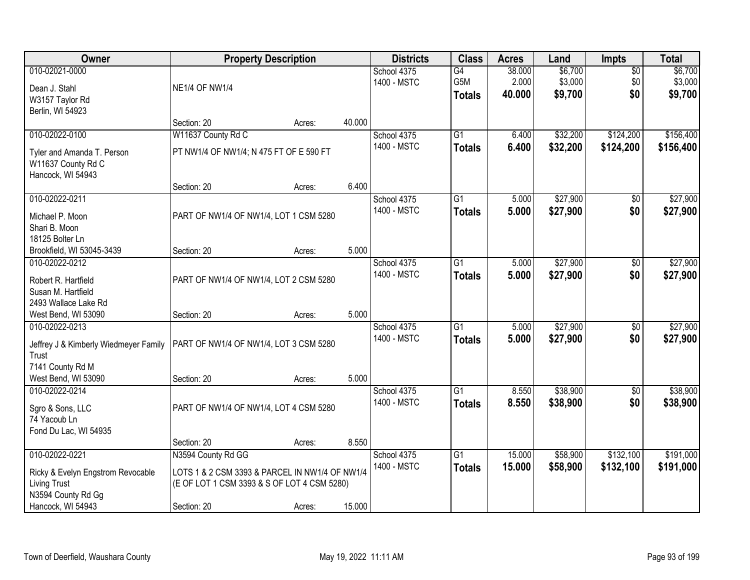| Owner | Property Description | | | Districts | Class | Acres | Land | Impts | Total |
|---|---|---|---|---|---|---|---|---|---|
| 010-02021-0000<br>Dean J. Stahl<br>W3157 Taylor Rd<br>Berlin, WI 54923 | NE1/4 OF NW1/4<br>Section: 20 | Acres: | 40.000 | School 4375<br>1400 - MSTC | G4<br>G5M<br>**Totals** | 38.000<br>2.000<br>**40.000** | $6,700<br>$3,000<br>**$9,700** | $0<br>$0<br>**$0** | $6,700<br>$3,000<br>**$9,700** |
| 010-02022-0100<br>Tyler and Amanda T. Person<br>W11637 County Rd C<br>Hancock, WI 54943 | W11637 County Rd C<br>PT NW1/4 OF NW1/4; N 475 FT OF E 590 FT<br>Section: 20 | Acres: | 6.400 | School 4375<br>1400 - MSTC | G1<br>**Totals** | 6.400<br>**6.400** | $32,200<br>**$32,200** | $124,200<br>**$124,200** | $156,400<br>**$156,400** |
| 010-02022-0211<br>Michael P. Moon<br>Shari B. Moon<br>18125 Bolter Ln<br>Brookfield, WI 53045-3439 | PART OF NW1/4 OF NW1/4, LOT 1 CSM 5280<br>Section: 20 | Acres: | 5.000 | School 4375<br>1400 - MSTC | G1<br>**Totals** | 5.000<br>**5.000** | $27,900<br>**$27,900** | $0<br>**$0** | $27,900<br>**$27,900** |
| 010-02022-0212<br>Robert R. Hartfield<br>Susan M. Hartfield<br>2493 Wallace Lake Rd<br>West Bend, WI 53090 | PART OF NW1/4 OF NW1/4, LOT 2 CSM 5280<br>Section: 20 | Acres: | 5.000 | School 4375<br>1400 - MSTC | G1<br>**Totals** | 5.000<br>**5.000** | $27,900<br>**$27,900** | $0<br>**$0** | $27,900<br>**$27,900** |
| 010-02022-0213<br>Jeffrey J & Kimberly Wiedmeyer Family Trust<br>7141 County Rd M<br>West Bend, WI 53090 | PART OF NW1/4 OF NW1/4, LOT 3 CSM 5280<br>Section: 20 | Acres: | 5.000 | School 4375<br>1400 - MSTC | G1<br>**Totals** | 5.000<br>**5.000** | $27,900<br>**$27,900** | $0<br>**$0** | $27,900<br>**$27,900** |
| 010-02022-0214<br>Sgro & Sons, LLC<br>74 Yacoub Ln<br>Fond Du Lac, WI 54935 | PART OF NW1/4 OF NW1/4, LOT 4 CSM 5280<br>Section: 20 | Acres: | 8.550 | School 4375<br>1400 - MSTC | G1<br>**Totals** | 8.550<br>**8.550** | $38,900<br>**$38,900** | $0<br>**$0** | $38,900<br>**$38,900** |
| 010-02022-0221<br>Ricky & Evelyn Engstrom Revocable Living Trust<br>N3594 County Rd Gg<br>Hancock, WI 54943 | N3594 County Rd GG<br>LOTS 1 & 2 CSM 3393 & PARCEL IN NW1/4 OF NW1/4 (E OF LOT 1 CSM 3393 & S OF LOT 4 CSM 5280)<br>Section: 20 | Acres: | 15.000 | School 4375<br>1400 - MSTC | G1<br>**Totals** | 15.000<br>**15.000** | $58,900<br>**$58,900** | $132,100<br>**$132,100** | $191,000<br>**$191,000** |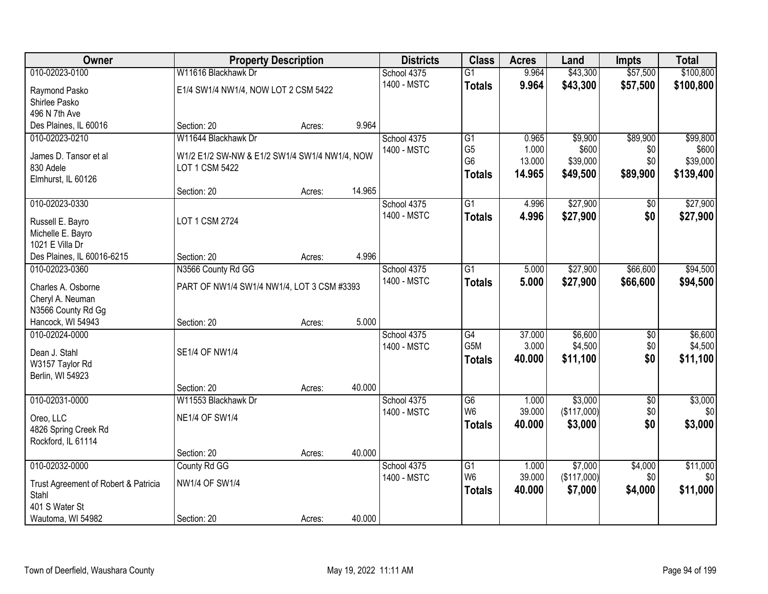| Owner | Property Description | | | Districts | Class | Acres | Land | Impts | Total |
|---|---|---|---|---|---|---|---|---|---|
| 010-02023-0100 | W11616 Blackhawk Dr | | | School 4375 | G1 | 9.964 | $43,300 | $57,500 | $100,800 |
| Raymond Pasko<br>Shirlee Pasko<br>496 N 7th Ave<br>Des Plaines, IL 60016 | E1/4 SW1/4 NW1/4, NOW LOT 2 CSM 5422 | | | 1400 - MSTC | **Totals** | **9.964** | **$43,300** | **$57,500** | **$100,800** |
| | Section: 20 | Acres: | 9.964 | | | | | | |
| 010-02023-0210 | W11644 Blackhawk Dr | | | School 4375 | G1 | 0.965 | $9,900 | $89,900 | $99,800 |
| James D. Tansor et al<br>830 Adele<br>Elmhurst, IL 60126 | W1/2 E1/2 SW-NW & E1/2 SW1/4 SW1/4 NW1/4, NOW LOT 1 CSM 5422 | | | 1400 - MSTC | G5 | 1.000 | $600 | $0 | $600 |
| | | | | | G6 | 13.000 | $39,000 | $0 | $39,000 |
| | | | | | **Totals** | **14.965** | **$49,500** | **$89,900** | **$139,400** |
| | Section: 20 | Acres: | 14.965 | | | | | | |
| 010-02023-0330 | | | | School 4375 | G1 | 4.996 | $27,900 | $0 | $27,900 |
| Russell E. Bayro<br>Michelle E. Bayro<br>1021 E Villa Dr<br>Des Plaines, IL 60016-6215 | LOT 1 CSM 2724 | | | 1400 - MSTC | **Totals** | **4.996** | **$27,900** | **$0** | **$27,900** |
| | Section: 20 | Acres: | 4.996 | | | | | | |
| 010-02023-0360 | N3566 County Rd GG | | | School 4375 | G1 | 5.000 | $27,900 | $66,600 | $94,500 |
| Charles A. Osborne<br>Cheryl A. Neuman<br>N3566 County Rd Gg<br>Hancock, WI 54943 | PART OF NW1/4 SW1/4 NW1/4, LOT 3 CSM #3393 | | | 1400 - MSTC | **Totals** | **5.000** | **$27,900** | **$66,600** | **$94,500** |
| | Section: 20 | Acres: | 5.000 | | | | | | |
| 010-02024-0000 | | | | School 4375 | G4 | 37.000 | $6,600 | $0 | $6,600 |
| Dean J. Stahl<br>W3157 Taylor Rd<br>Berlin, WI 54923 | SE1/4 OF NW1/4 | | | 1400 - MSTC | G5M | 3.000 | $4,500 | $0 | $4,500 |
| | | | | | **Totals** | **40.000** | **$11,100** | **$0** | **$11,100** |
| | Section: 20 | Acres: | 40.000 | | | | | | |
| 010-02031-0000 | W11553 Blackhawk Dr | | | School 4375 | G6 | 1.000 | $3,000 | $0 | $3,000 |
| Oreo, LLC<br>4826 Spring Creek Rd<br>Rockford, IL 61114 | NE1/4 OF SW1/4 | | | 1400 - MSTC | W6 | 39.000 | ($117,000) | $0 | $0 |
| | | | | | **Totals** | **40.000** | **$3,000** | **$0** | **$3,000** |
| | Section: 20 | Acres: | 40.000 | | | | | | |
| 010-02032-0000 | County Rd GG | | | School 4375 | G1 | 1.000 | $7,000 | $4,000 | $11,000 |
| Trust Agreement of Robert & Patricia Stahl<br>401 S Water St<br>Wautoma, WI 54982 | NW1/4 OF SW1/4 | | | 1400 - MSTC | W6 | 39.000 | ($117,000) | $0 | $0 |
| | | | | | **Totals** | **40.000** | **$7,000** | **$4,000** | **$11,000** |
| | Section: 20 | Acres: | 40.000 | | | | | | |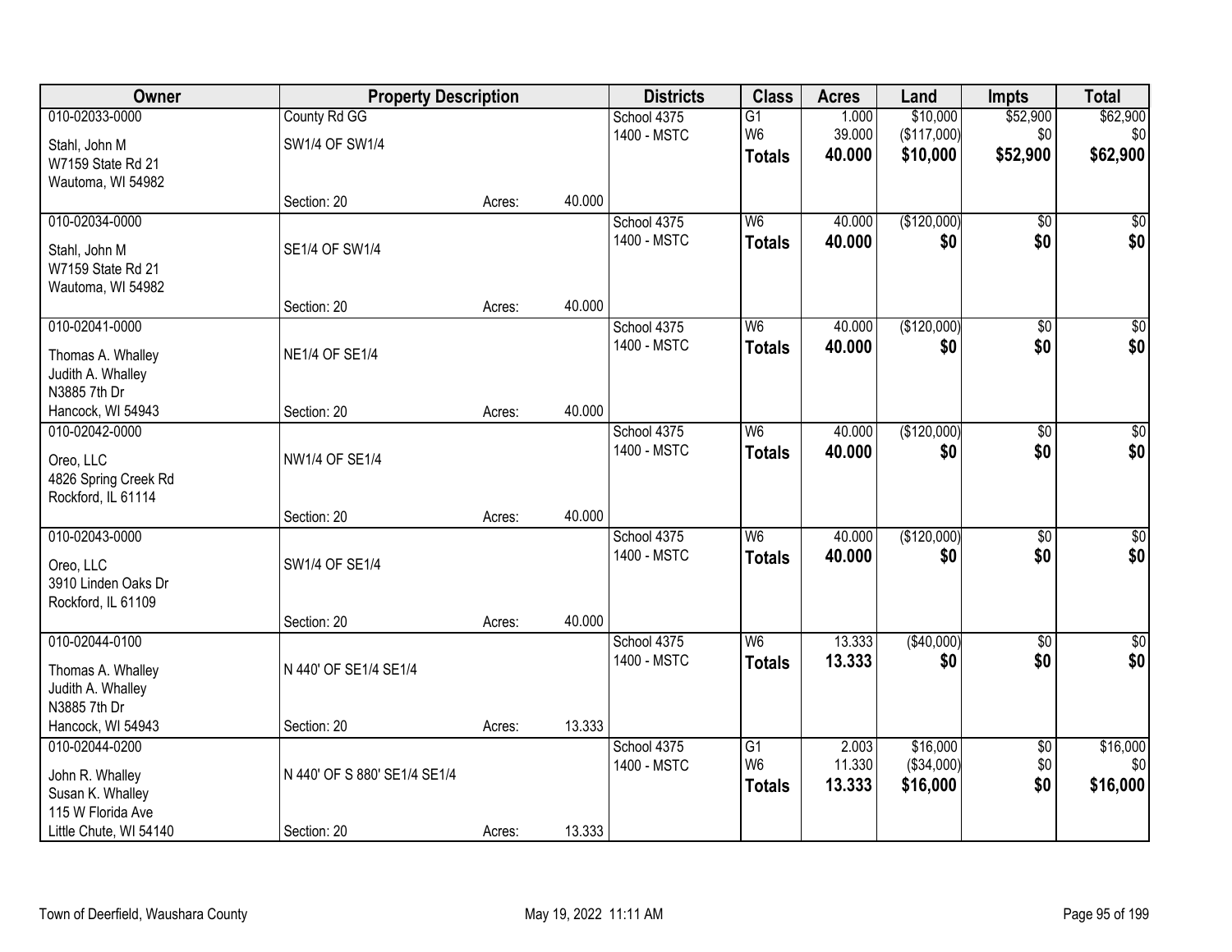| Owner | Property Description | | | Districts | Class | Acres | Land | Impts | Total |
|---|---|---|---|---|---|---|---|---|---|
| 010-02033-0000<br>Stahl, John M<br>W7159 State Rd 21<br>Wautoma, WI 54982 | County Rd GG<br>SW1/4 OF SW1/4<br>Section: 20 | Acres: | 40.000 | School 4375<br>1400 - MSTC | G1<br>W6<br>**Totals** | 1.000<br>39.000<br>**40.000** | $10,000<br>($117,000)<br>**$10,000** | $52,900<br>$0<br>**$52,900** | $62,900<br>$0<br>**$62,900** |
| 010-02034-0000<br>Stahl, John M<br>W7159 State Rd 21<br>Wautoma, WI 54982 | SE1/4 OF SW1/4<br>Section: 20 | Acres: | 40.000 | School 4375<br>1400 - MSTC | W6<br>**Totals** | 40.000<br>**40.000** | ($120,000)<br>**$0** | $0<br>**$0** | $0<br>**$0** |
| 010-02041-0000<br>Thomas A. Whalley<br>Judith A. Whalley<br>N3885 7th Dr<br>Hancock, WI 54943 | NE1/4 OF SE1/4<br>Section: 20 | Acres: | 40.000 | School 4375<br>1400 - MSTC | W6<br>**Totals** | 40.000<br>**40.000** | ($120,000)<br>**$0** | $0<br>**$0** | $0<br>**$0** |
| 010-02042-0000<br>Oreo, LLC<br>4826 Spring Creek Rd<br>Rockford, IL 61114 | NW1/4 OF SE1/4<br>Section: 20 | Acres: | 40.000 | School 4375<br>1400 - MSTC | W6<br>**Totals** | 40.000<br>**40.000** | ($120,000)<br>**$0** | $0<br>**$0** | $0<br>**$0** |
| 010-02043-0000<br>Oreo, LLC<br>3910 Linden Oaks Dr<br>Rockford, IL 61109 | SW1/4 OF SE1/4<br>Section: 20 | Acres: | 40.000 | School 4375<br>1400 - MSTC | W6<br>**Totals** | 40.000<br>**40.000** | ($120,000)<br>**$0** | $0<br>**$0** | $0<br>**$0** |
| 010-02044-0100<br>Thomas A. Whalley<br>Judith A. Whalley<br>N3885 7th Dr<br>Hancock, WI 54943 | N 440' OF SE1/4 SE1/4<br>Section: 20 | Acres: | 13.333 | School 4375<br>1400 - MSTC | W6<br>**Totals** | 13.333<br>**13.333** | ($40,000)<br>**$0** | $0<br>**$0** | $0<br>**$0** |
| 010-02044-0200<br>John R. Whalley<br>Susan K. Whalley<br>115 W Florida Ave<br>Little Chute, WI 54140 | N 440' OF S 880' SE1/4 SE1/4<br>Section: 20 | Acres: | 13.333 | School 4375<br>1400 - MSTC | G1<br>W6<br>**Totals** | 2.003<br>11.330<br>**13.333** | $16,000<br>($34,000)<br>**$16,000** | $0<br>$0<br>**$0** | $16,000<br>$0<br>**$16,000** |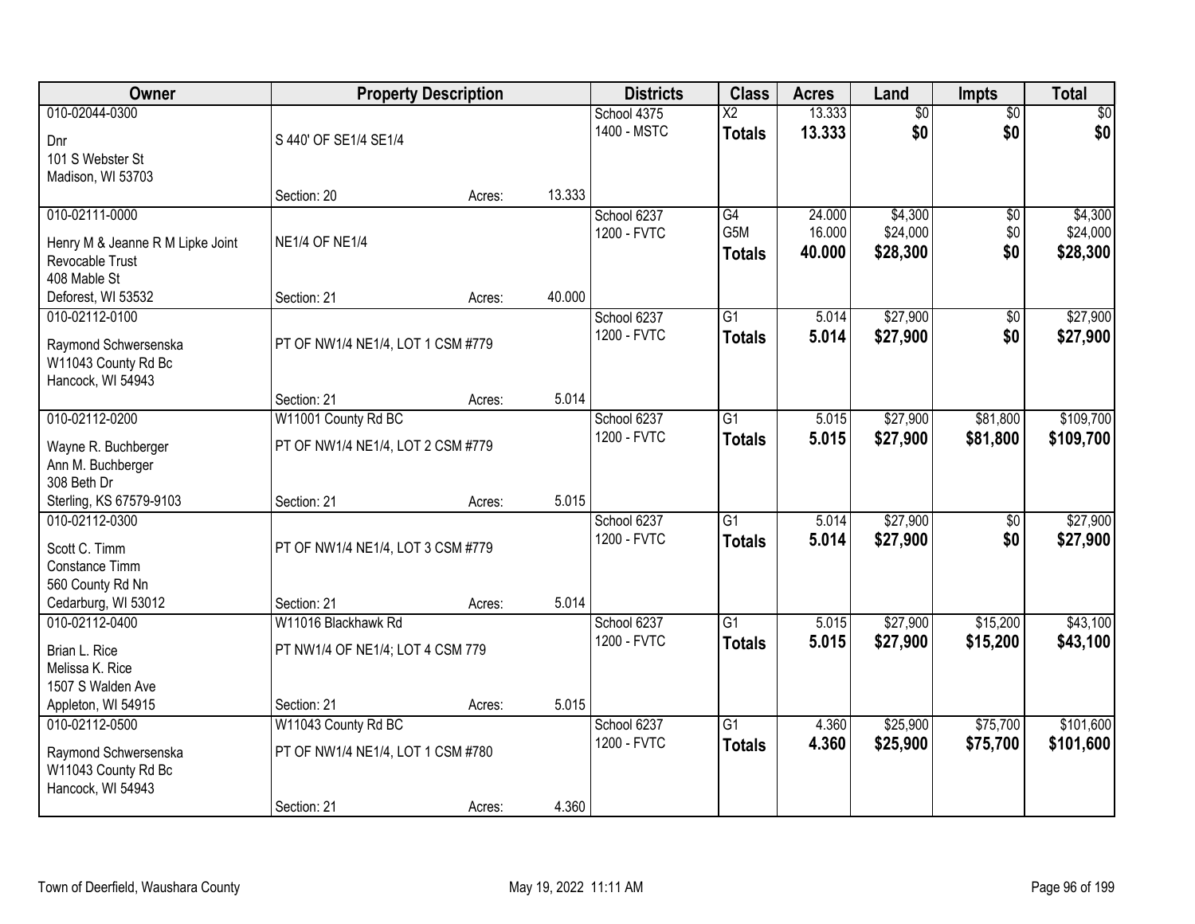| Owner | Property Description | | | Districts | Class | Acres | Land | Impts | Total |
|---|---|---|---|---|---|---|---|---|---|
| 010-02044-0300<br>Dnr<br>101 S Webster St<br>Madison, WI 53703 | S 440' OF SE1/4 SE1/4<br>Section: 20 | Acres: | 13.333 | School 4375<br>1400 - MSTC | X2<br>**Totals** | 13.333<br>**13.333** | $0<br>**$0** | $0<br>**$0** | $0<br>**$0** |
| 010-02111-0000<br>Henry M & Jeanne R M Lipke Joint Revocable Trust<br>408 Mable St<br>Deforest, WI 53532 | NE1/4 OF NE1/4<br>Section: 21 | Acres: | 40.000 | School 6237<br>1200 - FVTC | G4<br>G5M<br>**Totals** | 24.000<br>16.000<br>**40.000** | $4,300<br>$24,000<br>**$28,300** | $0<br>$0<br>**$0** | $4,300<br>$24,000<br>**$28,300** |
| 010-02112-0100<br>Raymond Schwersenska<br>W11043 County Rd Bc<br>Hancock, WI 54943 | PT OF NW1/4 NE1/4, LOT 1 CSM #779<br>Section: 21 | Acres: | 5.014 | School 6237<br>1200 - FVTC | G1<br>**Totals** | 5.014<br>**5.014** | $27,900<br>**$27,900** | $0<br>**$0** | $27,900<br>**$27,900** |
| 010-02112-0200<br>Wayne R. Buchberger<br>Ann M. Buchberger<br>308 Beth Dr<br>Sterling, KS 67579-9103 | W11001 County Rd BC<br>PT OF NW1/4 NE1/4, LOT 2 CSM #779<br>Section: 21 | Acres: | 5.015 | School 6237<br>1200 - FVTC | G1<br>**Totals** | 5.015<br>**5.015** | $27,900<br>**$27,900** | $81,800<br>**$81,800** | $109,700<br>**$109,700** |
| 010-02112-0300<br>Scott C. Timm<br>Constance Timm<br>560 County Rd Nn<br>Cedarburg, WI 53012 | PT OF NW1/4 NE1/4, LOT 3 CSM #779<br>Section: 21 | Acres: | 5.014 | School 6237<br>1200 - FVTC | G1<br>**Totals** | 5.014<br>**5.014** | $27,900<br>**$27,900** | $0<br>**$0** | $27,900<br>**$27,900** |
| 010-02112-0400<br>Brian L. Rice<br>Melissa K. Rice<br>1507 S Walden Ave<br>Appleton, WI 54915 | W11016 Blackhawk Rd<br>PT NW1/4 OF NE1/4; LOT 4 CSM 779<br>Section: 21 | Acres: | 5.015 | School 6237<br>1200 - FVTC | G1<br>**Totals** | 5.015<br>**5.015** | $27,900<br>**$27,900** | $15,200<br>**$15,200** | $43,100<br>**$43,100** |
| 010-02112-0500<br>Raymond Schwersenska<br>W11043 County Rd Bc<br>Hancock, WI 54943 | W11043 County Rd BC<br>PT OF NW1/4 NE1/4, LOT 1 CSM #780<br>Section: 21 | Acres: | 4.360 | School 6237<br>1200 - FVTC | G1<br>**Totals** | 4.360<br>**4.360** | $25,900<br>**$25,900** | $75,700<br>**$75,700** | $101,600<br>**$101,600** |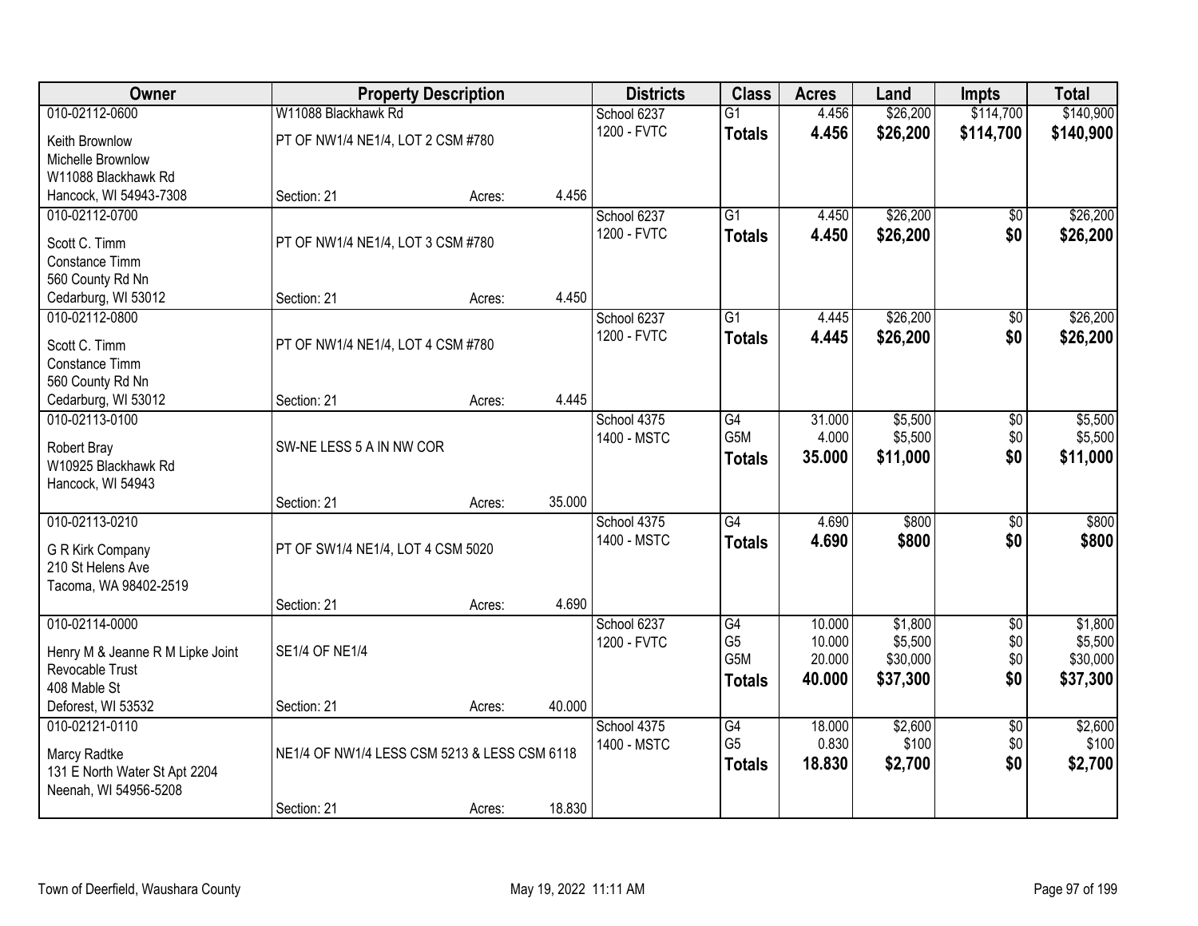| Owner | Property Description | | | Districts | Class | Acres | Land | Impts | Total |
|---|---|---|---|---|---|---|---|---|---|
| 010-02112-0600 | W11088 Blackhawk Rd | | | School 6237 | G1 | 4.456 | $26,200 | $114,700 | $140,900 |
| Keith Brownlow | PT OF NW1/4 NE1/4, LOT 2 CSM #780 | | | 1200 - FVTC | **Totals** | **4.456** | **$26,200** | **$114,700** | **$140,900** |
| Michelle Brownlow | | | | | | | | | |
| W11088 Blackhawk Rd | | | | | | | | | |
| Hancock, WI 54943-7308 | Section: 21 | Acres: | 4.456 | | | | | | |
| 010-02112-0700 | | | | School 6237 | G1 | 4.450 | $26,200 | $0 | $26,200 |
| Scott C. Timm | PT OF NW1/4 NE1/4, LOT 3 CSM #780 | | | 1200 - FVTC | **Totals** | **4.450** | **$26,200** | **$0** | **$26,200** |
| Constance Timm | | | | | | | | | |
| 560 County Rd Nn | | | | | | | | | |
| Cedarburg, WI 53012 | Section: 21 | Acres: | 4.450 | | | | | | |
| 010-02112-0800 | | | | School 6237 | G1 | 4.445 | $26,200 | $0 | $26,200 |
| Scott C. Timm | PT OF NW1/4 NE1/4, LOT 4 CSM #780 | | | 1200 - FVTC | **Totals** | **4.445** | **$26,200** | **$0** | **$26,200** |
| Constance Timm | | | | | | | | | |
| 560 County Rd Nn | | | | | | | | | |
| Cedarburg, WI 53012 | Section: 21 | Acres: | 4.445 | | | | | | |
| 010-02113-0100 | | | | School 4375 | G4 | 31.000 | $5,500 | $0 | $5,500 |
| Robert Bray | SW-NE LESS 5 A IN NW COR | | | 1400 - MSTC | G5M | 4.000 | $5,500 | $0 | $5,500 |
| W10925 Blackhawk Rd | | | | | **Totals** | **35.000** | **$11,000** | **$0** | **$11,000** |
| Hancock, WI 54943 | | | | | | | | | |
| | Section: 21 | Acres: | 35.000 | | | | | | |
| 010-02113-0210 | | | | School 4375 | G4 | 4.690 | $800 | $0 | $800 |
| G R Kirk Company | PT OF SW1/4 NE1/4, LOT 4 CSM 5020 | | | 1400 - MSTC | **Totals** | **4.690** | **$800** | **$0** | **$800** |
| 210 St Helens Ave | | | | | | | | | |
| Tacoma, WA 98402-2519 | | | | | | | | | |
| | Section: 21 | Acres: | 4.690 | | | | | | |
| 010-02114-0000 | | | | School 6237 | G4 | 10.000 | $1,800 | $0 | $1,800 |
| Henry M & Jeanne R M Lipke Joint | SE1/4 OF NE1/4 | | | 1200 - FVTC | G5 | 10.000 | $5,500 | $0 | $5,500 |
| Revocable Trust | | | | | G5M | 20.000 | $30,000 | $0 | $30,000 |
| 408 Mable St | | | | | **Totals** | **40.000** | **$37,300** | **$0** | **$37,300** |
| Deforest, WI 53532 | Section: 21 | Acres: | 40.000 | | | | | | |
| 010-02121-0110 | | | | School 4375 | G4 | 18.000 | $2,600 | $0 | $2,600 |
| Marcy Radtke | NE1/4 OF NW1/4 LESS CSM 5213 & LESS CSM 6118 | | | 1400 - MSTC | G5 | 0.830 | $100 | $0 | $100 |
| 131 E North Water St Apt 2204 | | | | | **Totals** | **18.830** | **$2,700** | **$0** | **$2,700** |
| Neenah, WI 54956-5208 | | | | | | | | | |
| | Section: 21 | Acres: | 18.830 | | | | | | |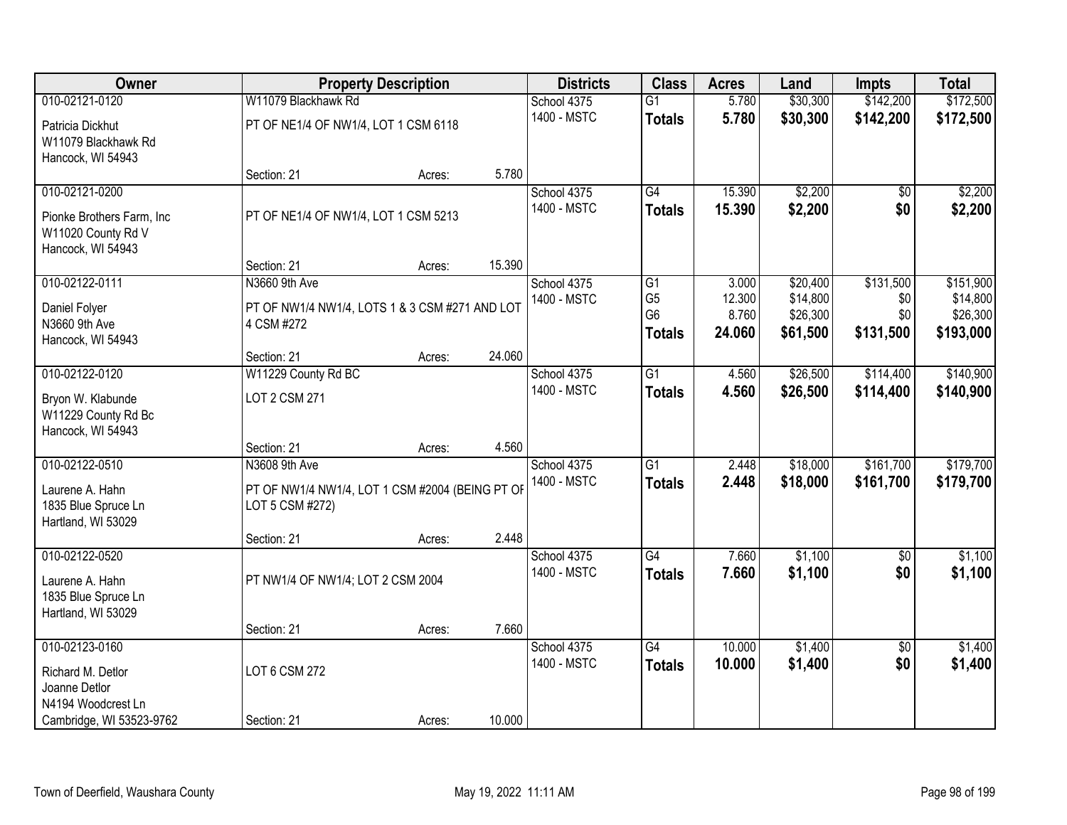| Owner | Property Description | | | Districts | Class | Acres | Land | Impts | Total |
|---|---|---|---|---|---|---|---|---|---|
| 010-02121-0120 | W11079 Blackhawk Rd | | | School 4375 | G1 | 5.780 | $30,300 | $142,200 | $172,500 |
| Patricia Dickhut<br>W11079 Blackhawk Rd<br>Hancock, WI 54943 | PT OF NE1/4 OF NW1/4, LOT 1 CSM 6118 | | | 1400 - MSTC | **Totals** | **5.780** | **$30,300** | **$142,200** | **$172,500** |
| | Section: 21 | Acres: | 5.780 | | | | | | |
| 010-02121-0200 | | | | School 4375 | G4 | 15.390 | $2,200 | $0 | $2,200 |
| Pionke Brothers Farm, Inc<br>W11020 County Rd V<br>Hancock, WI 54943 | PT OF NE1/4 OF NW1/4, LOT 1 CSM 5213 | | | 1400 - MSTC | **Totals** | **15.390** | **$2,200** | **$0** | **$2,200** |
| | Section: 21 | Acres: | 15.390 | | | | | | |
| 010-02122-0111 | N3660 9th Ave | | | School 4375 | G1 | 3.000 | $20,400 | $131,500 | $151,900 |
| Daniel Folyer<br>N3660 9th Ave<br>Hancock, WI 54943 | PT OF NW1/4 NW1/4, LOTS 1 & 3 CSM #271 AND LOT 4 CSM #272 | | | 1400 - MSTC | G5 | 12.300 | $14,800 | $0 | $14,800 |
| | | | | | G6 | 8.760 | $26,300 | $0 | $26,300 |
| | | | | | **Totals** | **24.060** | **$61,500** | **$131,500** | **$193,000** |
| | Section: 21 | Acres: | 24.060 | | | | | | |
| 010-02122-0120 | W11229 County Rd BC | | | School 4375 | G1 | 4.560 | $26,500 | $114,400 | $140,900 |
| Bryon W. Klabunde<br>W11229 County Rd Bc<br>Hancock, WI 54943 | LOT 2 CSM 271 | | | 1400 - MSTC | **Totals** | **4.560** | **$26,500** | **$114,400** | **$140,900** |
| | Section: 21 | Acres: | 4.560 | | | | | | |
| 010-02122-0510 | N3608 9th Ave | | | School 4375 | G1 | 2.448 | $18,000 | $161,700 | $179,700 |
| Laurene A. Hahn<br>1835 Blue Spruce Ln<br>Hartland, WI 53029 | PT OF NW1/4 NW1/4, LOT 1 CSM #2004 (BEING PT OF LOT 5 CSM #272) | | | 1400 - MSTC | **Totals** | **2.448** | **$18,000** | **$161,700** | **$179,700** |
| | Section: 21 | Acres: | 2.448 | | | | | | |
| 010-02122-0520 | | | | School 4375 | G4 | 7.660 | $1,100 | $0 | $1,100 |
| Laurene A. Hahn<br>1835 Blue Spruce Ln<br>Hartland, WI 53029 | PT NW1/4 OF NW1/4; LOT 2 CSM 2004 | | | 1400 - MSTC | **Totals** | **7.660** | **$1,100** | **$0** | **$1,100** |
| | Section: 21 | Acres: | 7.660 | | | | | | |
| 010-02123-0160 | | | | School 4375 | G4 | 10.000 | $1,400 | $0 | $1,400 |
| Richard M. Detlor<br>Joanne Detlor<br>N4194 Woodcrest Ln<br>Cambridge, WI 53523-9762 | LOT 6 CSM 272 | | | 1400 - MSTC | **Totals** | **10.000** | **$1,400** | **$0** | **$1,400** |
| | Section: 21 | Acres: | 10.000 | | | | | | |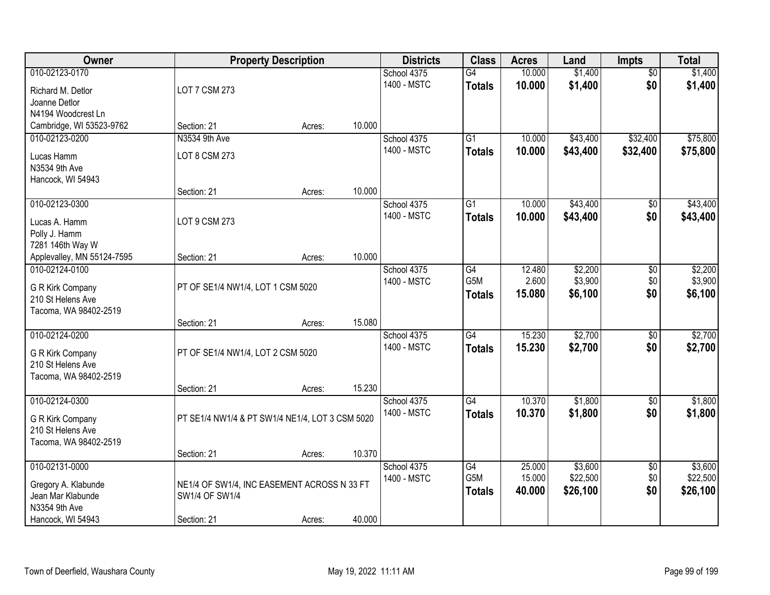| Owner | Property Description | | | Districts | Class | Acres | Land | Impts | Total |
|---|---|---|---|---|---|---|---|---|---|
| 010-02123-0170 | | | | School 4375 | G4 | 10.000 | $1,400 | $0 | $1,400 |
| Richard M. Detlor | LOT 7 CSM 273 | | | 1400 - MSTC | **Totals** | **10.000** | **$1,400** | **$0** | **$1,400** |
| Joanne Detlor | | | | | | | | | |
| N4194 Woodcrest Ln | | | | | | | | | |
| Cambridge, WI 53523-9762 | Section: 21 | Acres: | 10.000 | | | | | | |
| 010-02123-0200 | N3534 9th Ave | | | School 4375 | G1 | 10.000 | $43,400 | $32,400 | $75,800 |
| Lucas Hamm | LOT 8 CSM 273 | | | 1400 - MSTC | **Totals** | **10.000** | **$43,400** | **$32,400** | **$75,800** |
| N3534 9th Ave | | | | | | | | | |
| Hancock, WI 54943 | | | | | | | | | |
| | Section: 21 | Acres: | 10.000 | | | | | | |
| 010-02123-0300 | | | | School 4375 | G1 | 10.000 | $43,400 | $0 | $43,400 |
| Lucas A. Hamm | LOT 9 CSM 273 | | | 1400 - MSTC | **Totals** | **10.000** | **$43,400** | **$0** | **$43,400** |
| Polly J. Hamm | | | | | | | | | |
| 7281 146th Way W | | | | | | | | | |
| Applevalley, MN 55124-7595 | Section: 21 | Acres: | 10.000 | | | | | | |
| 010-02124-0100 | | | | School 4375 | G4 | 12.480 | $2,200 | $0 | $2,200 |
| G R Kirk Company | PT OF SE1/4 NW1/4, LOT 1 CSM 5020 | | | 1400 - MSTC | G5M | 2.600 | $3,900 | $0 | $3,900 |
| 210 St Helens Ave | | | | | **Totals** | **15.080** | **$6,100** | **$0** | **$6,100** |
| Tacoma, WA 98402-2519 | | | | | | | | | |
| | Section: 21 | Acres: | 15.080 | | | | | | |
| 010-02124-0200 | | | | School 4375 | G4 | 15.230 | $2,700 | $0 | $2,700 |
| G R Kirk Company | PT OF SE1/4 NW1/4, LOT 2 CSM 5020 | | | 1400 - MSTC | **Totals** | **15.230** | **$2,700** | **$0** | **$2,700** |
| 210 St Helens Ave | | | | | | | | | |
| Tacoma, WA 98402-2519 | | | | | | | | | |
| | Section: 21 | Acres: | 15.230 | | | | | | |
| 010-02124-0300 | | | | School 4375 | G4 | 10.370 | $1,800 | $0 | $1,800 |
| G R Kirk Company | PT SE1/4 NW1/4 & PT SW1/4 NE1/4, LOT 3 CSM 5020 | | | 1400 - MSTC | **Totals** | **10.370** | **$1,800** | **$0** | **$1,800** |
| 210 St Helens Ave | | | | | | | | | |
| Tacoma, WA 98402-2519 | | | | | | | | | |
| | Section: 21 | Acres: | 10.370 | | | | | | |
| 010-02131-0000 | | | | School 4375 | G4 | 25.000 | $3,600 | $0 | $3,600 |
| Gregory A. Klabunde | NE1/4 OF SW1/4, INC EASEMENT ACROSS N 33 FT | | | 1400 - MSTC | G5M | 15.000 | $22,500 | $0 | $22,500 |
| Jean Mar Klabunde | SW1/4 OF SW1/4 | | | | **Totals** | **40.000** | **$26,100** | **$0** | **$26,100** |
| N3354 9th Ave | | | | | | | | | |
| Hancock, WI 54943 | Section: 21 | Acres: | 40.000 | | | | | | |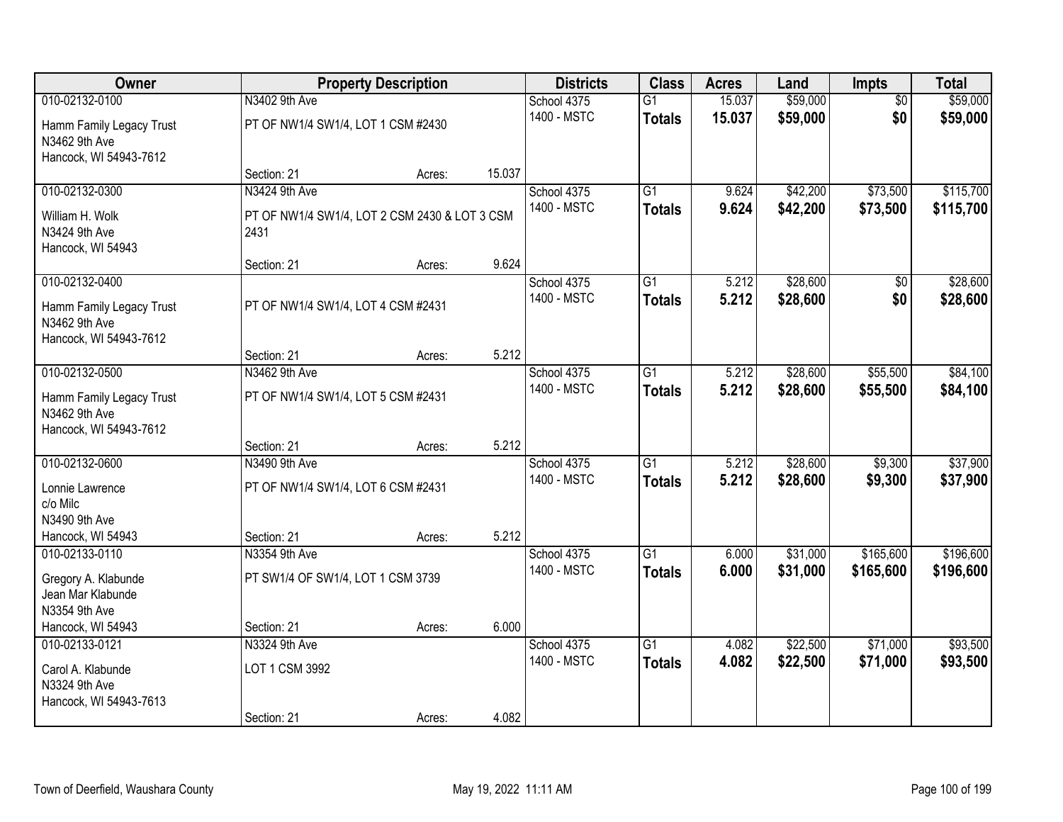| Owner | Property Description | | | Districts | Class | Acres | Land | Impts | Total |
|---|---|---|---|---|---|---|---|---|---|
| 010-02132-0100 | N3402 9th Ave | | | School 4375 | G1 | 15.037 | $59,000 | $0 | $59,000 |
| Hamm Family Legacy Trust<br>N3462 9th Ave<br>Hancock, WI 54943-7612 | PT OF NW1/4 SW1/4, LOT 1 CSM #2430 | | | 1400 - MSTC | **Totals** | **15.037** | **$59,000** | **$0** | **$59,000** |
| | Section: 21 | Acres: | 15.037 | | | | | | |
| 010-02132-0300 | N3424 9th Ave | | | School 4375 | G1 | 9.624 | $42,200 | $73,500 | $115,700 |
| William H. Wolk<br>N3424 9th Ave<br>Hancock, WI 54943 | PT OF NW1/4 SW1/4, LOT 2 CSM 2430 & LOT 3 CSM 2431 | | | 1400 - MSTC | **Totals** | **9.624** | **$42,200** | **$73,500** | **$115,700** |
| | Section: 21 | Acres: | 9.624 | | | | | | |
| 010-02132-0400 | | | | School 4375 | G1 | 5.212 | $28,600 | $0 | $28,600 |
| Hamm Family Legacy Trust<br>N3462 9th Ave<br>Hancock, WI 54943-7612 | PT OF NW1/4 SW1/4, LOT 4 CSM #2431 | | | 1400 - MSTC | **Totals** | **5.212** | **$28,600** | **$0** | **$28,600** |
| | Section: 21 | Acres: | 5.212 | | | | | | |
| 010-02132-0500 | N3462 9th Ave | | | School 4375 | G1 | 5.212 | $28,600 | $55,500 | $84,100 |
| Hamm Family Legacy Trust<br>N3462 9th Ave<br>Hancock, WI 54943-7612 | PT OF NW1/4 SW1/4, LOT 5 CSM #2431 | | | 1400 - MSTC | **Totals** | **5.212** | **$28,600** | **$55,500** | **$84,100** |
| | Section: 21 | Acres: | 5.212 | | | | | | |
| 010-02132-0600 | N3490 9th Ave | | | School 4375 | G1 | 5.212 | $28,600 | $9,300 | $37,900 |
| Lonnie Lawrence<br>c/o Milc<br>N3490 9th Ave<br>Hancock, WI 54943 | PT OF NW1/4 SW1/4, LOT 6 CSM #2431 | | | 1400 - MSTC | **Totals** | **5.212** | **$28,600** | **$9,300** | **$37,900** |
| | Section: 21 | Acres: | 5.212 | | | | | | |
| 010-02133-0110 | N3354 9th Ave | | | School 4375 | G1 | 6.000 | $31,000 | $165,600 | $196,600 |
| Gregory A. Klabunde<br>Jean Mar Klabunde<br>N3354 9th Ave<br>Hancock, WI 54943 | PT SW1/4 OF SW1/4, LOT 1 CSM 3739 | | | 1400 - MSTC | **Totals** | **6.000** | **$31,000** | **$165,600** | **$196,600** |
| | Section: 21 | Acres: | 6.000 | | | | | | |
| 010-02133-0121 | N3324 9th Ave | | | School 4375 | G1 | 4.082 | $22,500 | $71,000 | $93,500 |
| Carol A. Klabunde<br>N3324 9th Ave<br>Hancock, WI 54943-7613 | LOT 1 CSM 3992 | | | 1400 - MSTC | **Totals** | **4.082** | **$22,500** | **$71,000** | **$93,500** |
| | Section: 21 | Acres: | 4.082 | | | | | | |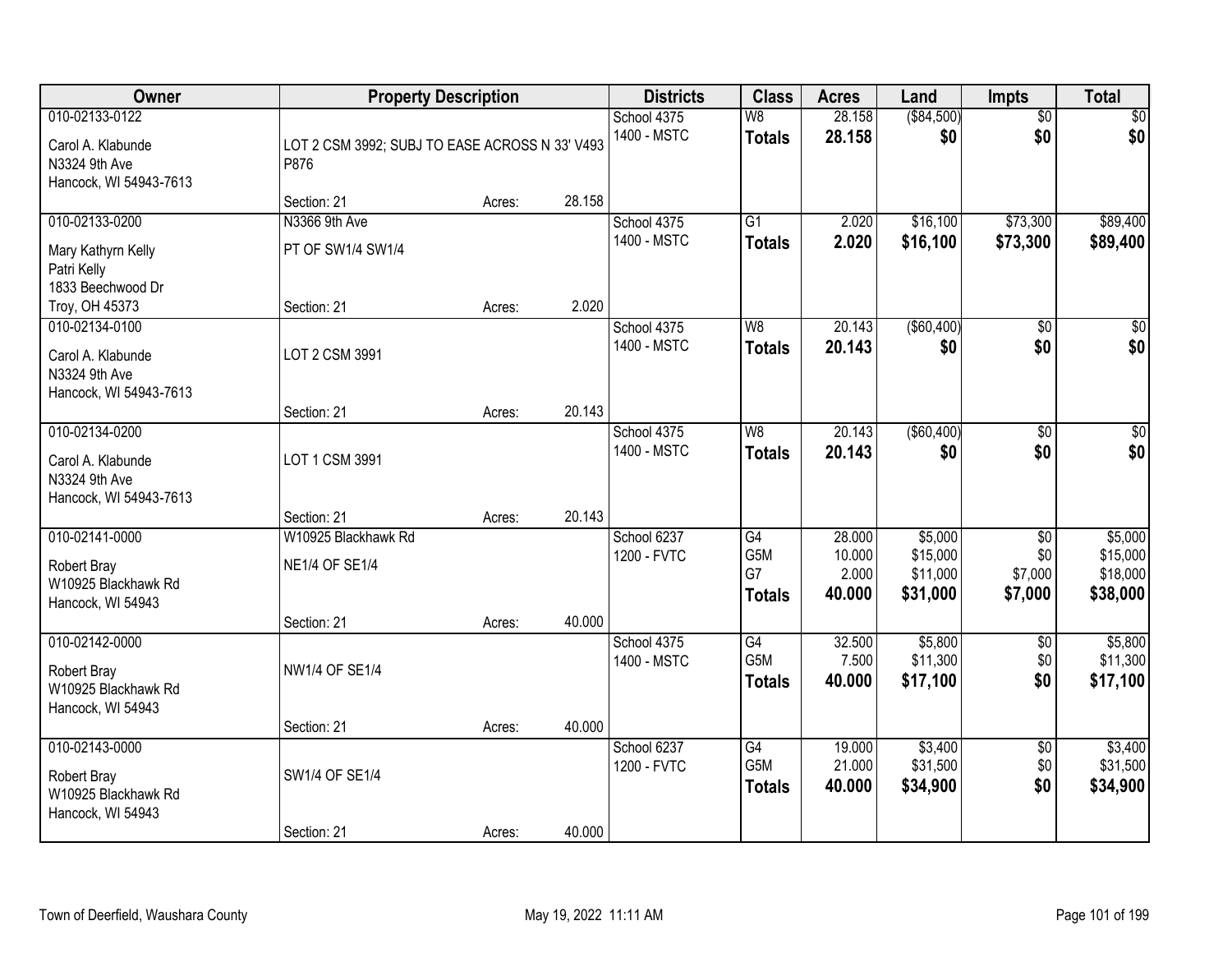| Owner | Property Description | | | Districts | Class | Acres | Land | Impts | Total |
|---|---|---|---|---|---|---|---|---|---|
| 010-02133-0122 | | | | School 4375 | W8 | 28.158 | ($84,500) | $0 | $0 |
| Carol A. Klabunde<br>N3324 9th Ave<br>Hancock, WI 54943-7613 | LOT 2 CSM 3992; SUBJ TO EASE ACROSS N 33' V493 P876 | | | 1400 - MSTC | **Totals** | **28.158** | **$0** | **$0** | **$0** |
| | Section: 21 | Acres: | 28.158 | | | | | | |
| 010-02133-0200 | N3366 9th Ave | | | School 4375 | G1 | 2.020 | $16,100 | $73,300 | $89,400 |
| Mary Kathyrn Kelly<br>Patri Kelly<br>1833 Beechwood Dr<br>Troy, OH 45373 | PT OF SW1/4 SW1/4 | | | 1400 - MSTC | **Totals** | **2.020** | **$16,100** | **$73,300** | **$89,400** |
| | Section: 21 | Acres: | 2.020 | | | | | | |
| 010-02134-0100 | | | | School 4375 | W8 | 20.143 | ($60,400) | $0 | $0 |
| Carol A. Klabunde<br>N3324 9th Ave<br>Hancock, WI 54943-7613 | LOT 2 CSM 3991 | | | 1400 - MSTC | **Totals** | **20.143** | **$0** | **$0** | **$0** |
| | Section: 21 | Acres: | 20.143 | | | | | | |
| 010-02134-0200 | | | | School 4375 | W8 | 20.143 | ($60,400) | $0 | $0 |
| Carol A. Klabunde<br>N3324 9th Ave<br>Hancock, WI 54943-7613 | LOT 1 CSM 3991 | | | 1400 - MSTC | **Totals** | **20.143** | **$0** | **$0** | **$0** |
| | Section: 21 | Acres: | 20.143 | | | | | | |
| 010-02141-0000 | W10925 Blackhawk Rd | | | School 6237 | G4 | 28.000 | $5,000 | $0 | $5,000 |
| Robert Bray<br>W10925 Blackhawk Rd<br>Hancock, WI 54943 | NE1/4 OF SE1/4 | | | 1200 - FVTC | G5M | 10.000 | $15,000 | $0 | $15,000 |
| | | | | | G7 | 2.000 | $11,000 | $7,000 | $18,000 |
| | | | | | **Totals** | **40.000** | **$31,000** | **$7,000** | **$38,000** |
| | Section: 21 | Acres: | 40.000 | | | | | | |
| 010-02142-0000 | | | | School 4375 | G4 | 32.500 | $5,800 | $0 | $5,800 |
| Robert Bray<br>W10925 Blackhawk Rd<br>Hancock, WI 54943 | NW1/4 OF SE1/4 | | | 1400 - MSTC | G5M | 7.500 | $11,300 | $0 | $11,300 |
| | | | | | **Totals** | **40.000** | **$17,100** | **$0** | **$17,100** |
| | Section: 21 | Acres: | 40.000 | | | | | | |
| 010-02143-0000 | | | | School 6237 | G4 | 19.000 | $3,400 | $0 | $3,400 |
| Robert Bray<br>W10925 Blackhawk Rd<br>Hancock, WI 54943 | SW1/4 OF SE1/4 | | | 1200 - FVTC | G5M | 21.000 | $31,500 | $0 | $31,500 |
| | | | | | **Totals** | **40.000** | **$34,900** | **$0** | **$34,900** |
| | Section: 21 | Acres: | 40.000 | | | | | | |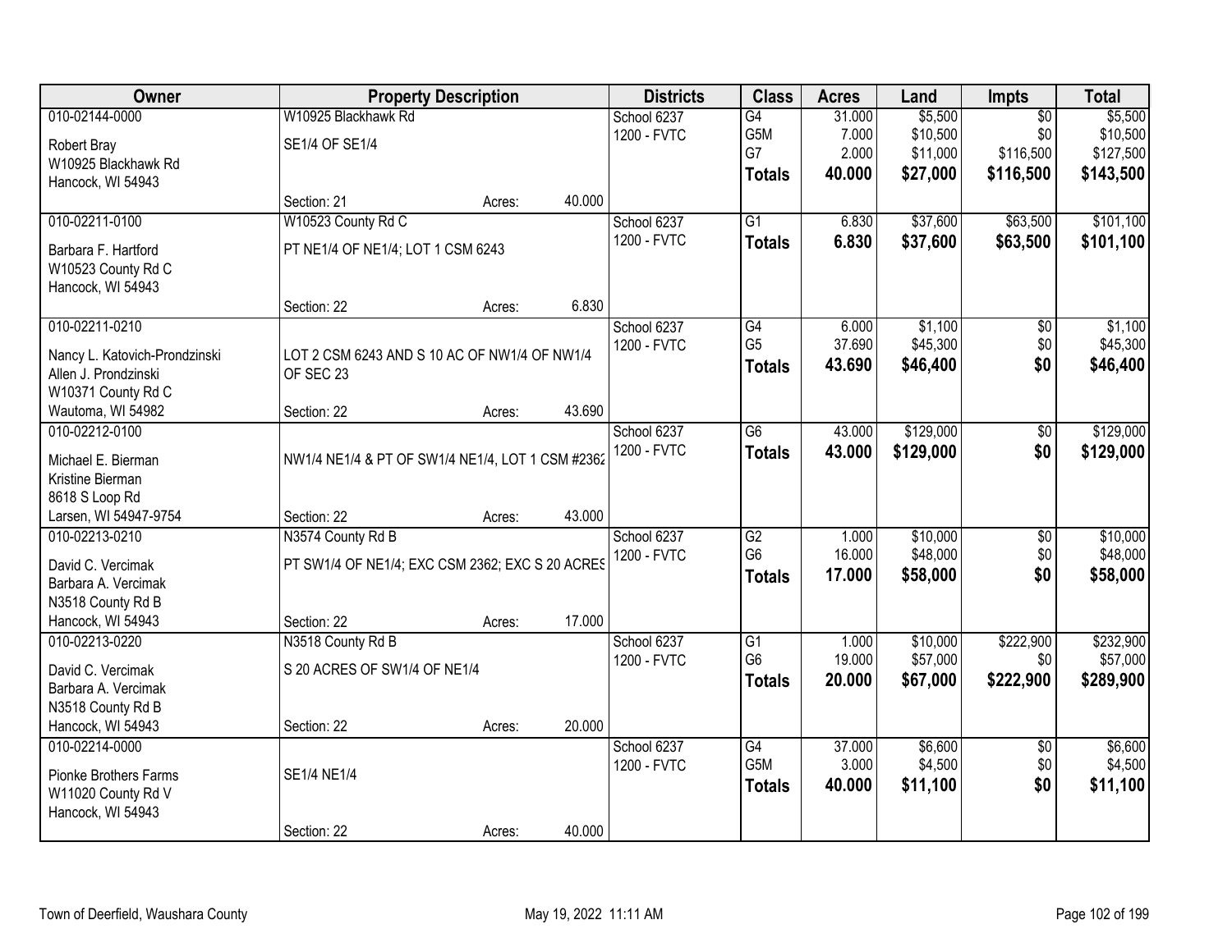| Owner | Property Description | Districts | Class | Acres | Land | Impts | Total |
|---|---|---|---|---|---|---|---|
| 010-02144-0000<br>Robert Bray<br>W10925 Blackhawk Rd<br>Hancock, WI 54943 | W10925 Blackhawk Rd<br>SE1/4 OF SE1/4<br>Section: 21 Acres: 40.000 | School 6237<br>1200 - FVTC | G4<br>G5M<br>G7<br>**Totals** | 31.000<br>7.000<br>2.000<br>**40.000** | $5,500<br>$10,500<br>$11,000<br>**$27,000** | $0<br>$0<br>$116,500<br>**$116,500** | $5,500<br>$10,500<br>$127,500<br>**$143,500** |
| 010-02211-0100<br>Barbara F. Hartford<br>W10523 County Rd C<br>Hancock, WI 54943 | W10523 County Rd C<br>PT NE1/4 OF NE1/4; LOT 1 CSM 6243<br>Section: 22 Acres: 6.830 | School 6237<br>1200 - FVTC | G1<br>**Totals** | 6.830<br>**6.830** | $37,600<br>**$37,600** | $63,500<br>**$63,500** | $101,100<br>**$101,100** |
| 010-02211-0210<br>Nancy L. Katovich-Prondzinski<br>Allen J. Prondzinski<br>W10371 County Rd C<br>Wautoma, WI 54982 | LOT 2 CSM 6243 AND S 10 AC OF NW1/4 OF NW1/4 OF SEC 23<br>Section: 22 Acres: 43.690 | School 6237<br>1200 - FVTC | G4<br>G5<br>**Totals** | 6.000<br>37.690<br>**43.690** | $1,100<br>$45,300<br>**$46,400** | $0<br>$0<br>**$0** | $1,100<br>$45,300<br>**$46,400** |
| 010-02212-0100<br>Michael E. Bierman<br>Kristine Bierman<br>8618 S Loop Rd<br>Larsen, WI 54947-9754 | NW1/4 NE1/4 & PT OF SW1/4 NE1/4, LOT 1 CSM #2362<br>Section: 22 Acres: 43.000 | School 6237<br>1200 - FVTC | G6<br>**Totals** | 43.000<br>**43.000** | $129,000<br>**$129,000** | $0<br>**$0** | $129,000<br>**$129,000** |
| 010-02213-0210<br>David C. Vercimak<br>Barbara A. Vercimak<br>N3518 County Rd B<br>Hancock, WI 54943 | N3574 County Rd B<br>PT SW1/4 OF NE1/4; EXC CSM 2362; EXC S 20 ACRES<br>Section: 22 Acres: 17.000 | School 6237<br>1200 - FVTC | G2<br>G6<br>**Totals** | 1.000<br>16.000<br>**17.000** | $10,000<br>$48,000<br>**$58,000** | $0<br>$0<br>**$0** | $10,000<br>$48,000<br>**$58,000** |
| 010-02213-0220<br>David C. Vercimak<br>Barbara A. Vercimak<br>N3518 County Rd B<br>Hancock, WI 54943 | N3518 County Rd B<br>S 20 ACRES OF SW1/4 OF NE1/4<br>Section: 22 Acres: 20.000 | School 6237<br>1200 - FVTC | G1<br>G6<br>**Totals** | 1.000<br>19.000<br>**20.000** | $10,000<br>$57,000<br>**$67,000** | $222,900<br>$0<br>**$222,900** | $232,900<br>$57,000<br>**$289,900** |
| 010-02214-0000<br>Pionke Brothers Farms<br>W11020 County Rd V<br>Hancock, WI 54943 | SE1/4 NE1/4<br>Section: 22 Acres: 40.000 | School 6237<br>1200 - FVTC | G4<br>G5M<br>**Totals** | 37.000<br>3.000<br>**40.000** | $6,600<br>$4,500<br>**$11,100** | $0<br>$0<br>**$0** | $6,600<br>$4,500<br>**$11,100** |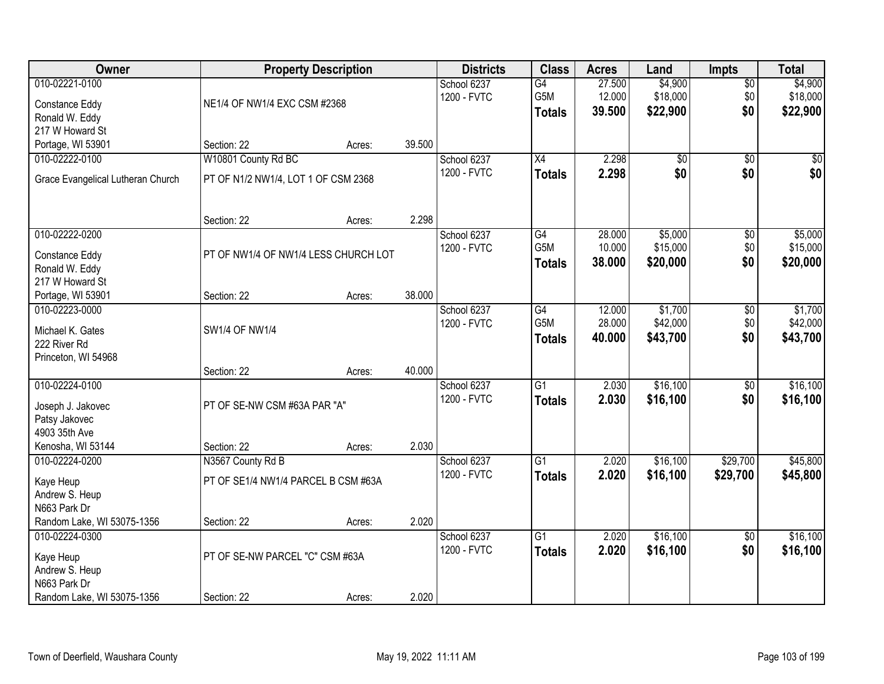| Owner | Property Description | | | Districts | Class | Acres | Land | Impts | Total |
|---|---|---|---|---|---|---|---|---|---|
| 010-02221-0100<br>Constance Eddy<br>Ronald W. Eddy<br>217 W Howard St<br>Portage, WI 53901 | NE1/4 OF NW1/4 EXC CSM #2368<br>Section: 22 | Acres: | 39.500 | School 6237<br>1200 - FVTC | G4<br>G5M<br>**Totals** | 27.500<br>12.000<br>**39.500** | $4,900<br>$18,000<br>**$22,900** | $0<br>$0<br>**$0** | $4,900<br>$18,000<br>**$22,900** |
| 010-02222-0100<br>Grace Evangelical Lutheran Church | W10801 County Rd BC<br>PT OF N1/2 NW1/4, LOT 1 OF CSM 2368<br>Section: 22 | Acres: | 2.298 | School 6237<br>1200 - FVTC | X4<br>**Totals** | 2.298<br>**2.298** | $0<br>**$0** | $0<br>**$0** | $0<br>**$0** |
| 010-02222-0200<br>Constance Eddy<br>Ronald W. Eddy<br>217 W Howard St<br>Portage, WI 53901 | PT OF NW1/4 OF NW1/4 LESS CHURCH LOT<br>Section: 22 | Acres: | 38.000 | School 6237<br>1200 - FVTC | G4<br>G5M<br>**Totals** | 28.000<br>10.000<br>**38.000** | $5,000<br>$15,000<br>**$20,000** | $0<br>$0<br>**$0** | $5,000<br>$15,000<br>**$20,000** |
| 010-02223-0000<br>Michael K. Gates<br>222 River Rd<br>Princeton, WI 54968 | SW1/4 OF NW1/4<br>Section: 22 | Acres: | 40.000 | School 6237<br>1200 - FVTC | G4<br>G5M<br>**Totals** | 12.000<br>28.000<br>**40.000** | $1,700<br>$42,000<br>**$43,700** | $0<br>$0<br>**$0** | $1,700<br>$42,000<br>**$43,700** |
| 010-02224-0100<br>Joseph J. Jakovec<br>Patsy Jakovec<br>4903 35th Ave<br>Kenosha, WI 53144 | PT OF SE-NW CSM #63A PAR "A"<br>Section: 22 | Acres: | 2.030 | School 6237<br>1200 - FVTC | G1<br>**Totals** | 2.030<br>**2.030** | $16,100<br>**$16,100** | $0<br>**$0** | $16,100<br>**$16,100** |
| 010-02224-0200<br>Kaye Heup<br>Andrew S. Heup<br>N663 Park Dr<br>Random Lake, WI 53075-1356 | N3567 County Rd B<br>PT OF SE1/4 NW1/4 PARCEL B CSM #63A<br>Section: 22 | Acres: | 2.020 | School 6237<br>1200 - FVTC | G1<br>**Totals** | 2.020<br>**2.020** | $16,100<br>**$16,100** | $29,700<br>**$29,700** | $45,800<br>**$45,800** |
| 010-02224-0300<br>Kaye Heup<br>Andrew S. Heup<br>N663 Park Dr<br>Random Lake, WI 53075-1356 | PT OF SE-NW PARCEL "C" CSM #63A<br>Section: 22 | Acres: | 2.020 | School 6237<br>1200 - FVTC | G1<br>**Totals** | 2.020<br>**2.020** | $16,100<br>**$16,100** | $0<br>**$0** | $16,100<br>**$16,100** |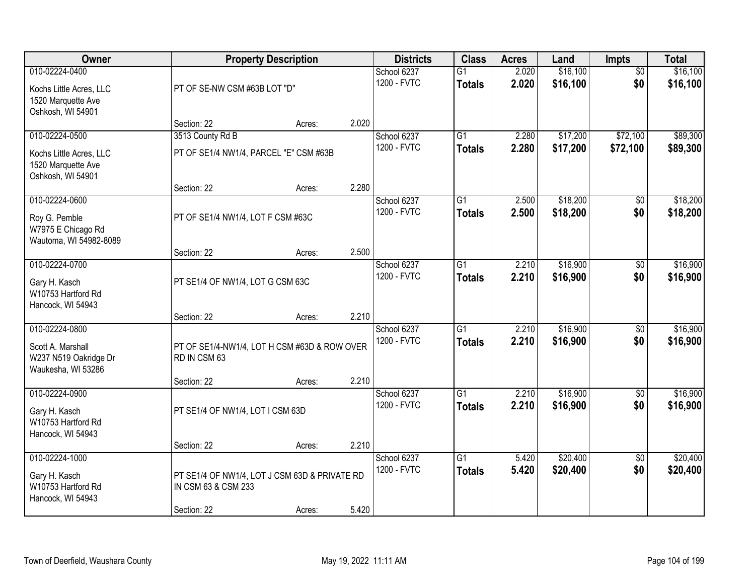| Owner | Property Description | | | Districts | Class | Acres | Land | Impts | Total |
|---|---|---|---|---|---|---|---|---|---|
| 010-02224-0400<br>Kochs Little Acres, LLC<br>1520 Marquette Ave<br>Oshkosh, WI 54901 | PT OF SE-NW CSM #63B LOT "D"<br>Section: 22 | Acres: | 2.020 | School 6237<br>1200 - FVTC | G1<br>**Totals** | 2.020<br>**2.020** | $16,100<br>**$16,100** | $0<br>**$0** | $16,100<br>**$16,100** |
| 010-02224-0500<br>Kochs Little Acres, LLC<br>1520 Marquette Ave<br>Oshkosh, WI 54901 | 3513 County Rd B<br>PT OF SE1/4 NW1/4, PARCEL "E" CSM #63B<br>Section: 22 | Acres: | 2.280 | School 6237<br>1200 - FVTC | G1<br>**Totals** | 2.280<br>**2.280** | $17,200<br>**$17,200** | $72,100<br>**$72,100** | $89,300<br>**$89,300** |
| 010-02224-0600<br>Roy G. Pemble<br>W7975 E Chicago Rd<br>Wautoma, WI 54982-8089 | PT OF SE1/4 NW1/4, LOT F CSM #63C<br>Section: 22 | Acres: | 2.500 | School 6237<br>1200 - FVTC | G1<br>**Totals** | 2.500<br>**2.500** | $18,200<br>**$18,200** | $0<br>**$0** | $18,200<br>**$18,200** |
| 010-02224-0700<br>Gary H. Kasch<br>W10753 Hartford Rd<br>Hancock, WI 54943 | PT SE1/4 OF NW1/4, LOT G CSM 63C<br>Section: 22 | Acres: | 2.210 | School 6237<br>1200 - FVTC | G1<br>**Totals** | 2.210<br>**2.210** | $16,900<br>**$16,900** | $0<br>**$0** | $16,900<br>**$16,900** |
| 010-02224-0800<br>Scott A. Marshall<br>W237 N519 Oakridge Dr<br>Waukesha, WI 53286 | PT OF SE1/4-NW1/4, LOT H CSM #63D & ROW OVER RD IN CSM 63<br>Section: 22 | Acres: | 2.210 | School 6237<br>1200 - FVTC | G1<br>**Totals** | 2.210<br>**2.210** | $16,900<br>**$16,900** | $0<br>**$0** | $16,900<br>**$16,900** |
| 010-02224-0900<br>Gary H. Kasch<br>W10753 Hartford Rd<br>Hancock, WI 54943 | PT SE1/4 OF NW1/4, LOT I CSM 63D<br>Section: 22 | Acres: | 2.210 | School 6237<br>1200 - FVTC | G1<br>**Totals** | 2.210<br>**2.210** | $16,900<br>**$16,900** | $0<br>**$0** | $16,900<br>**$16,900** |
| 010-02224-1000<br>Gary H. Kasch<br>W10753 Hartford Rd<br>Hancock, WI 54943 | PT SE1/4 OF NW1/4, LOT J CSM 63D & PRIVATE RD IN CSM 63 & CSM 233<br>Section: 22 | Acres: | 5.420 | School 6237<br>1200 - FVTC | G1<br>**Totals** | 5.420<br>**5.420** | $20,400<br>**$20,400** | $0<br>**$0** | $20,400<br>**$20,400** |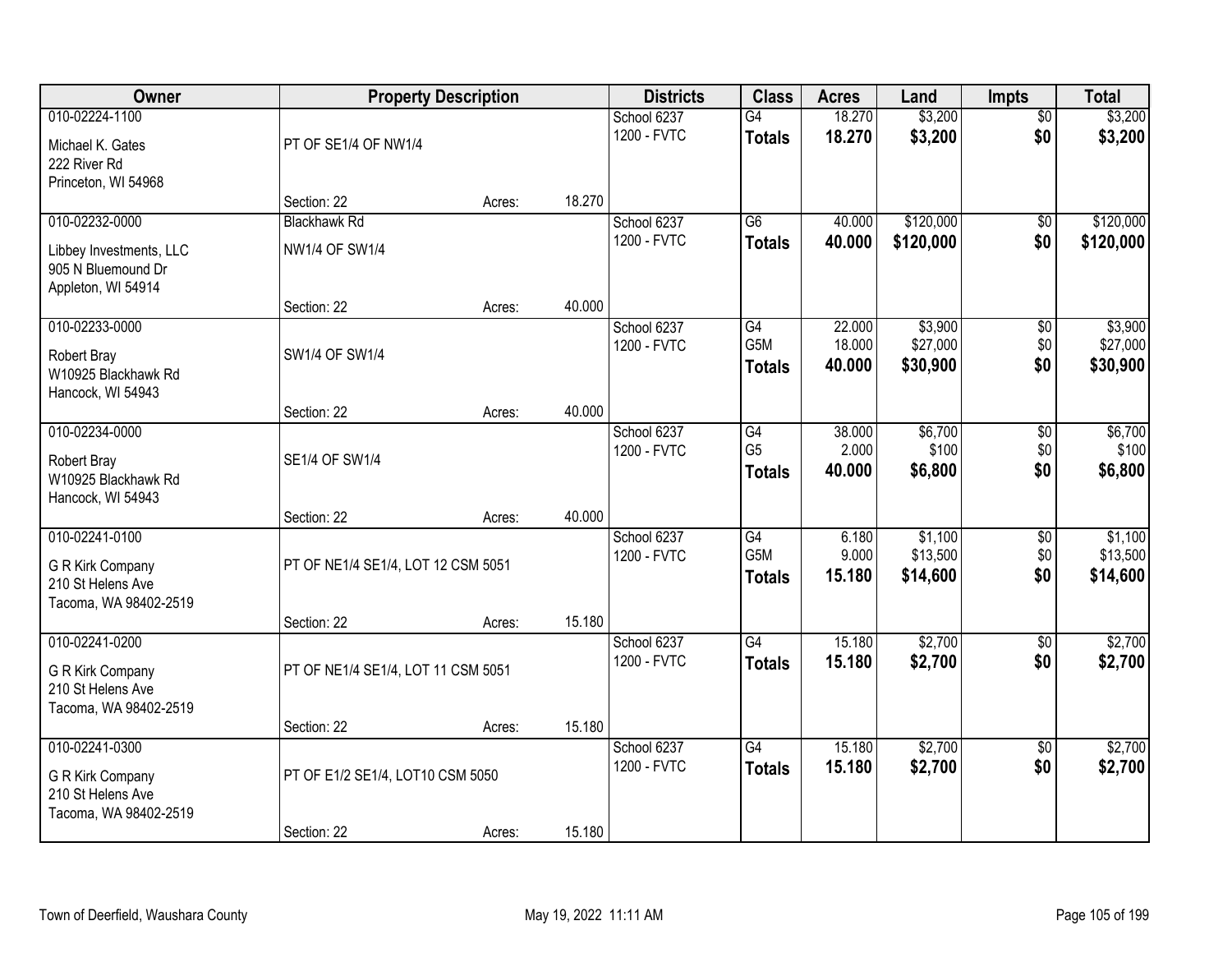| Owner | Property Description | | | Districts | Class | Acres | Land | Impts | Total |
|---|---|---|---|---|---|---|---|---|---|
| 010-02224-1100<br><br>Michael K. Gates<br>222 River Rd<br>Princeton, WI 54968 | PT OF SE1/4 OF NW1/4<br><br>Section: 22 | Acres: | 18.270 | School 6237<br>1200 - FVTC | G4<br>**Totals** | 18.270<br>**18.270** | $3,200<br>**$3,200** | $0<br>**$0** | $3,200<br>**$3,200** |
| 010-02232-0000<br><br>Libbey Investments, LLC<br>905 N Bluemound Dr<br>Appleton, WI 54914 | Blackhawk Rd<br>NW1/4 OF SW1/4<br><br>Section: 22 | Acres: | 40.000 | School 6237<br>1200 - FVTC | G6<br>**Totals** | 40.000<br>**40.000** | $120,000<br>**$120,000** | $0<br>**$0** | $120,000<br>**$120,000** |
| 010-02233-0000<br><br>Robert Bray<br>W10925 Blackhawk Rd<br>Hancock, WI 54943 | SW1/4 OF SW1/4<br><br>Section: 22 | Acres: | 40.000 | School 6237<br>1200 - FVTC | G4<br>G5M<br>**Totals** | 22.000<br>18.000<br>**40.000** | $3,900<br>$27,000<br>**$30,900** | $0<br>$0<br>**$0** | $3,900<br>$27,000<br>**$30,900** |
| 010-02234-0000<br><br>Robert Bray<br>W10925 Blackhawk Rd<br>Hancock, WI 54943 | SE1/4 OF SW1/4<br><br>Section: 22 | Acres: | 40.000 | School 6237<br>1200 - FVTC | G4<br>G5<br>**Totals** | 38.000<br>2.000<br>**40.000** | $6,700<br>$100<br>**$6,800** | $0<br>$0<br>**$0** | $6,700<br>$100<br>**$6,800** |
| 010-02241-0100<br><br>G R Kirk Company<br>210 St Helens Ave<br>Tacoma, WA 98402-2519 | PT OF NE1/4 SE1/4, LOT 12 CSM 5051<br><br>Section: 22 | Acres: | 15.180 | School 6237<br>1200 - FVTC | G4<br>G5M<br>**Totals** | 6.180<br>9.000<br>**15.180** | $1,100<br>$13,500<br>**$14,600** | $0<br>$0<br>**$0** | $1,100<br>$13,500<br>**$14,600** |
| 010-02241-0200<br><br>G R Kirk Company<br>210 St Helens Ave<br>Tacoma, WA 98402-2519 | PT OF NE1/4 SE1/4, LOT 11 CSM 5051<br><br>Section: 22 | Acres: | 15.180 | School 6237<br>1200 - FVTC | G4<br>**Totals** | 15.180<br>**15.180** | $2,700<br>**$2,700** | $0<br>**$0** | $2,700<br>**$2,700** |
| 010-02241-0300<br><br>G R Kirk Company<br>210 St Helens Ave<br>Tacoma, WA 98402-2519 | PT OF E1/2 SE1/4, LOT10 CSM 5050<br><br>Section: 22 | Acres: | 15.180 | School 6237<br>1200 - FVTC | G4<br>**Totals** | 15.180<br>**15.180** | $2,700<br>**$2,700** | $0<br>**$0** | $2,700<br>**$2,700** |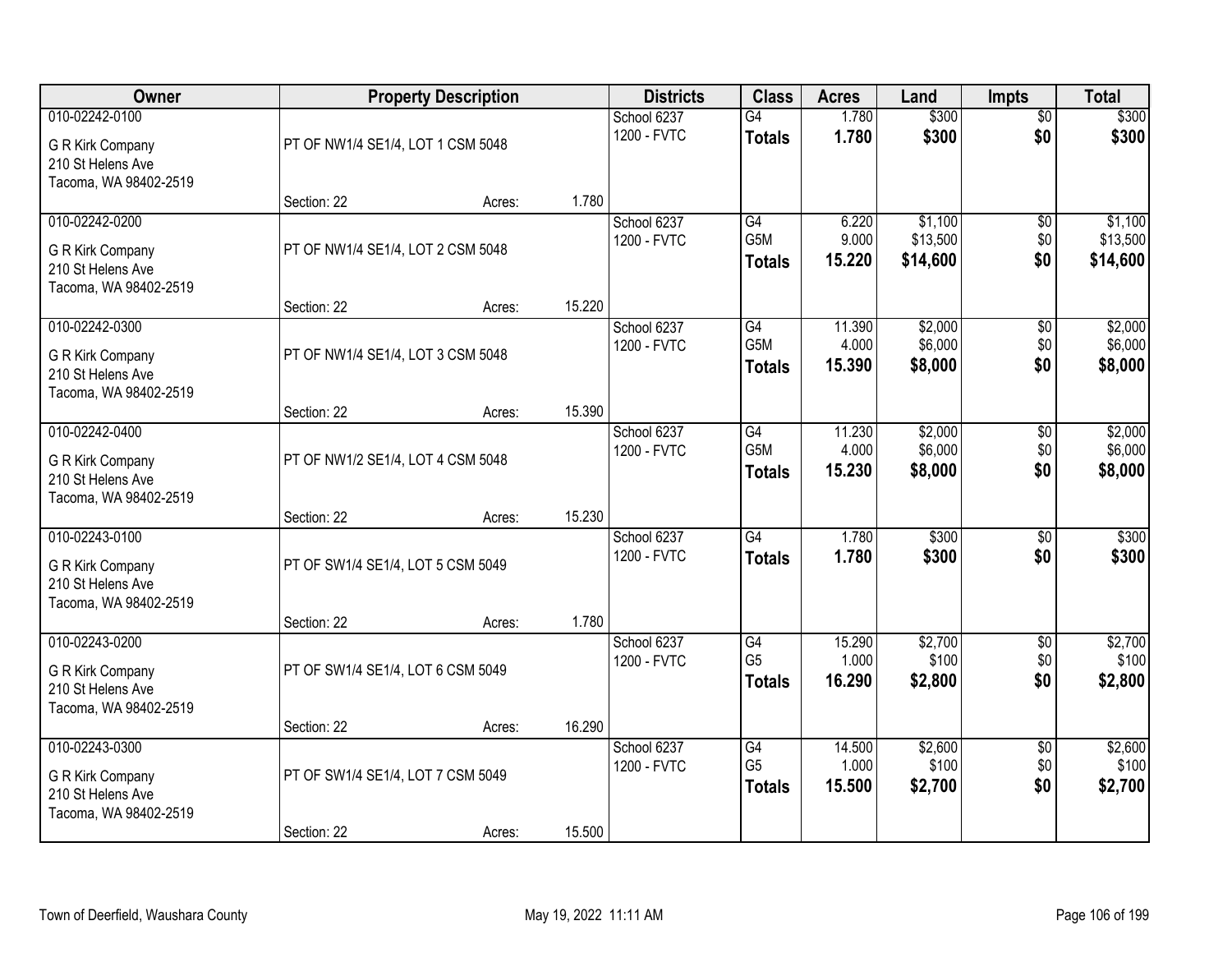| Owner | Property Description | Districts | Class | Acres | Land | Impts | Total |
|---|---|---|---|---|---|---|---|
| 010-02242-0100<br>G R Kirk Company<br>210 St Helens Ave<br>Tacoma, WA 98402-2519 | PT OF NW1/4 SE1/4, LOT 1 CSM 5048<br>Section: 22 Acres: 1.780 | School 6237<br>1200 - FVTC | G4<br>**Totals** | 1.780<br>**1.780** | $300<br>**$300** | $0<br>**$0** | $300<br>**$300** |
| 010-02242-0200<br>G R Kirk Company<br>210 St Helens Ave<br>Tacoma, WA 98402-2519 | PT OF NW1/4 SE1/4, LOT 2 CSM 5048<br>Section: 22 Acres: 15.220 | School 6237<br>1200 - FVTC | G4<br>G5M<br>**Totals** | 6.220<br>9.000<br>**15.220** | $1,100<br>$13,500<br>**$14,600** | $0<br>$0<br>**$0** | $1,100<br>$13,500<br>**$14,600** |
| 010-02242-0300<br>G R Kirk Company<br>210 St Helens Ave<br>Tacoma, WA 98402-2519 | PT OF NW1/4 SE1/4, LOT 3 CSM 5048<br>Section: 22 Acres: 15.390 | School 6237<br>1200 - FVTC | G4<br>G5M<br>**Totals** | 11.390<br>4.000<br>**15.390** | $2,000<br>$6,000<br>**$8,000** | $0<br>$0<br>**$0** | $2,000<br>$6,000<br>**$8,000** |
| 010-02242-0400<br>G R Kirk Company<br>210 St Helens Ave<br>Tacoma, WA 98402-2519 | PT OF NW1/2 SE1/4, LOT 4 CSM 5048<br>Section: 22 Acres: 15.230 | School 6237<br>1200 - FVTC | G4<br>G5M<br>**Totals** | 11.230<br>4.000<br>**15.230** | $2,000<br>$6,000<br>**$8,000** | $0<br>$0<br>**$0** | $2,000<br>$6,000<br>**$8,000** |
| 010-02243-0100<br>G R Kirk Company<br>210 St Helens Ave<br>Tacoma, WA 98402-2519 | PT OF SW1/4 SE1/4, LOT 5 CSM 5049<br>Section: 22 Acres: 1.780 | School 6237<br>1200 - FVTC | G4<br>**Totals** | 1.780<br>**1.780** | $300<br>**$300** | $0<br>**$0** | $300<br>**$300** |
| 010-02243-0200<br>G R Kirk Company<br>210 St Helens Ave<br>Tacoma, WA 98402-2519 | PT OF SW1/4 SE1/4, LOT 6 CSM 5049<br>Section: 22 Acres: 16.290 | School 6237<br>1200 - FVTC | G4<br>G5<br>**Totals** | 15.290<br>1.000<br>**16.290** | $2,700<br>$100<br>**$2,800** | $0<br>$0<br>**$0** | $2,700<br>$100<br>**$2,800** |
| 010-02243-0300<br>G R Kirk Company<br>210 St Helens Ave<br>Tacoma, WA 98402-2519 | PT OF SW1/4 SE1/4, LOT 7 CSM 5049<br>Section: 22 Acres: 15.500 | School 6237<br>1200 - FVTC | G4<br>G5<br>**Totals** | 14.500<br>1.000<br>**15.500** | $2,600<br>$100<br>**$2,700** | $0<br>$0<br>**$0** | $2,600<br>$100<br>**$2,700** |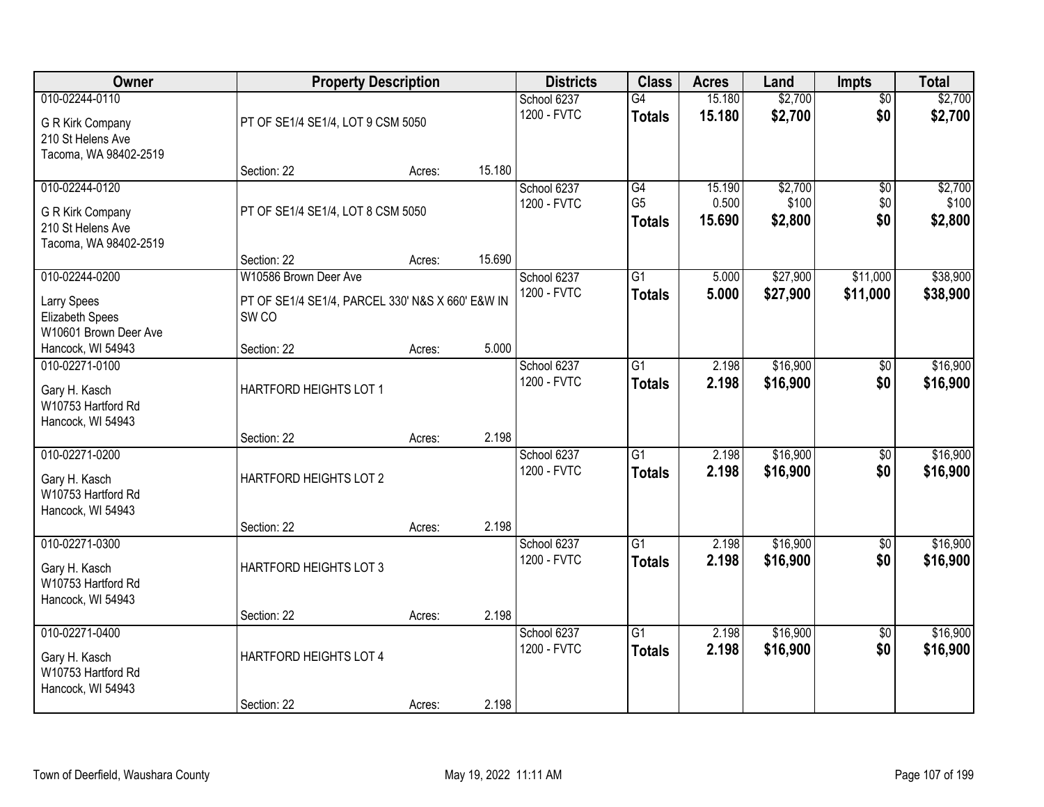| Owner | Property Description | | | Districts | Class | Acres | Land | Impts | Total |
|---|---|---|---|---|---|---|---|---|---|
| 010-02244-0110 | | | | School 6237 | G4 | 15.180 | $2,700 | $0 | $2,700 |
| G R Kirk Company<br>210 St Helens Ave<br>Tacoma, WA 98402-2519 | PT OF SE1/4 SE1/4, LOT 9 CSM 5050 | | | 1200 - FVTC | **Totals** | **15.180** | **$2,700** | **$0** | **$2,700** |
| | Section: 22 | Acres: | 15.180 | | | | | | |
| 010-02244-0120 | | | | School 6237 | G4 | 15.190 | $2,700 | $0 | $2,700 |
| G R Kirk Company<br>210 St Helens Ave<br>Tacoma, WA 98402-2519 | PT OF SE1/4 SE1/4, LOT 8 CSM 5050 | | | 1200 - FVTC | G5 | 0.500 | $100 | $0 | $100 |
| | | | | | **Totals** | **15.690** | **$2,800** | **$0** | **$2,800** |
| | Section: 22 | Acres: | 15.690 | | | | | | |
| 010-02244-0200 | W10586 Brown Deer Ave | | | School 6237 | G1 | 5.000 | $27,900 | $11,000 | $38,900 |
| Larry Spees<br>Elizabeth Spees<br>W10601 Brown Deer Ave<br>Hancock, WI 54943 | PT OF SE1/4 SE1/4, PARCEL 330' N&S X 660' E&W IN SW CO | | | 1200 - FVTC | **Totals** | **5.000** | **$27,900** | **$11,000** | **$38,900** |
| | Section: 22 | Acres: | 5.000 | | | | | | |
| 010-02271-0100 | | | | School 6237 | G1 | 2.198 | $16,900 | $0 | $16,900 |
| Gary H. Kasch<br>W10753 Hartford Rd<br>Hancock, WI 54943 | HARTFORD HEIGHTS LOT 1 | | | 1200 - FVTC | **Totals** | **2.198** | **$16,900** | **$0** | **$16,900** |
| | Section: 22 | Acres: | 2.198 | | | | | | |
| 010-02271-0200 | | | | School 6237 | G1 | 2.198 | $16,900 | $0 | $16,900 |
| Gary H. Kasch<br>W10753 Hartford Rd<br>Hancock, WI 54943 | HARTFORD HEIGHTS LOT 2 | | | 1200 - FVTC | **Totals** | **2.198** | **$16,900** | **$0** | **$16,900** |
| | Section: 22 | Acres: | 2.198 | | | | | | |
| 010-02271-0300 | | | | School 6237 | G1 | 2.198 | $16,900 | $0 | $16,900 |
| Gary H. Kasch<br>W10753 Hartford Rd<br>Hancock, WI 54943 | HARTFORD HEIGHTS LOT 3 | | | 1200 - FVTC | **Totals** | **2.198** | **$16,900** | **$0** | **$16,900** |
| | Section: 22 | Acres: | 2.198 | | | | | | |
| 010-02271-0400 | | | | School 6237 | G1 | 2.198 | $16,900 | $0 | $16,900 |
| Gary H. Kasch<br>W10753 Hartford Rd<br>Hancock, WI 54943 | HARTFORD HEIGHTS LOT 4 | | | 1200 - FVTC | **Totals** | **2.198** | **$16,900** | **$0** | **$16,900** |
| | Section: 22 | Acres: | 2.198 | | | | | | |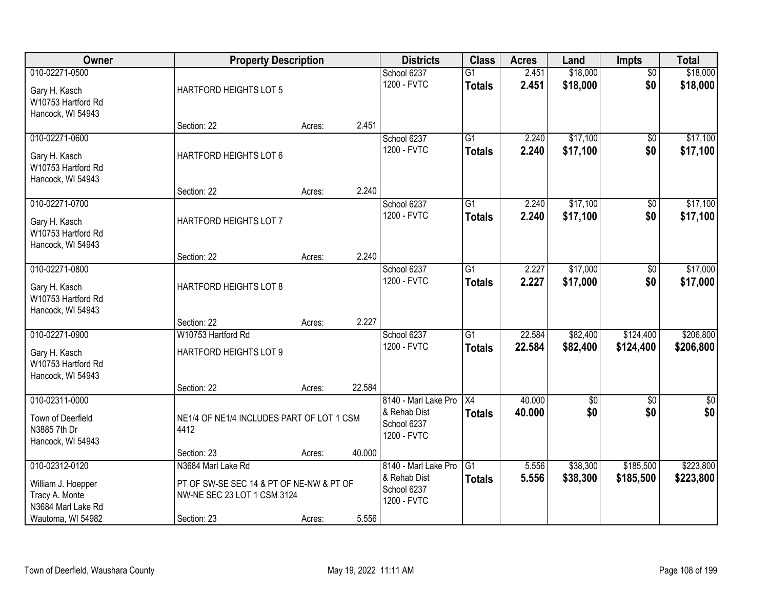| Owner | Property Description | | | Districts | Class | Acres | Land | Impts | Total |
|---|---|---|---|---|---|---|---|---|---|
| 010-02271-0500<br>Gary H. Kasch<br>W10753 Hartford Rd<br>Hancock, WI 54943 | HARTFORD HEIGHTS LOT 5<br>Section: 22 | Acres: | 2.451 | School 6237<br>1200 - FVTC | G1<br>**Totals** | 2.451<br>**2.451** | $18,000<br>**$18,000** | $0<br>**$0** | $18,000<br>**$18,000** |
| 010-02271-0600<br>Gary H. Kasch<br>W10753 Hartford Rd<br>Hancock, WI 54943 | HARTFORD HEIGHTS LOT 6<br>Section: 22 | Acres: | 2.240 | School 6237<br>1200 - FVTC | G1<br>**Totals** | 2.240<br>**2.240** | $17,100<br>**$17,100** | $0<br>**$0** | $17,100<br>**$17,100** |
| 010-02271-0700<br>Gary H. Kasch<br>W10753 Hartford Rd<br>Hancock, WI 54943 | HARTFORD HEIGHTS LOT 7<br>Section: 22 | Acres: | 2.240 | School 6237<br>1200 - FVTC | G1<br>**Totals** | 2.240<br>**2.240** | $17,100<br>**$17,100** | $0<br>**$0** | $17,100<br>**$17,100** |
| 010-02271-0800<br>Gary H. Kasch<br>W10753 Hartford Rd<br>Hancock, WI 54943 | HARTFORD HEIGHTS LOT 8<br>Section: 22 | Acres: | 2.227 | School 6237<br>1200 - FVTC | G1<br>**Totals** | 2.227<br>**2.227** | $17,000<br>**$17,000** | $0<br>**$0** | $17,000<br>**$17,000** |
| 010-02271-0900<br>Gary H. Kasch<br>W10753 Hartford Rd<br>Hancock, WI 54943 | W10753 Hartford Rd<br>HARTFORD HEIGHTS LOT 9<br>Section: 22 | Acres: | 22.584 | School 6237<br>1200 - FVTC | G1<br>**Totals** | 22.584<br>**22.584** | $82,400<br>**$82,400** | $124,400<br>**$124,400** | $206,800<br>**$206,800** |
| 010-02311-0000<br>Town of Deerfield<br>N3885 7th Dr<br>Hancock, WI 54943 | NE1/4 OF NE1/4 INCLUDES PART OF LOT 1 CSM 4412<br>Section: 23 | Acres: | 40.000 | 8140 - Marl Lake Pro & Rehab Dist<br>School 6237<br>1200 - FVTC | X4<br>**Totals** | 40.000<br>**40.000** | $0<br>**$0** | $0<br>**$0** | $0<br>**$0** |
| 010-02312-0120<br>William J. Hoepper<br>Tracy A. Monte<br>N3684 Marl Lake Rd<br>Wautoma, WI 54982 | N3684 Marl Lake Rd<br>PT OF SW-SE SEC 14 & PT OF NE-NW & PT OF NW-NE SEC 23 LOT 1 CSM 3124<br>Section: 23 | Acres: | 5.556 | 8140 - Marl Lake Pro & Rehab Dist<br>School 6237<br>1200 - FVTC | G1<br>**Totals** | 5.556<br>**5.556** | $38,300<br>**$38,300** | $185,500<br>**$185,500** | $223,800<br>**$223,800** |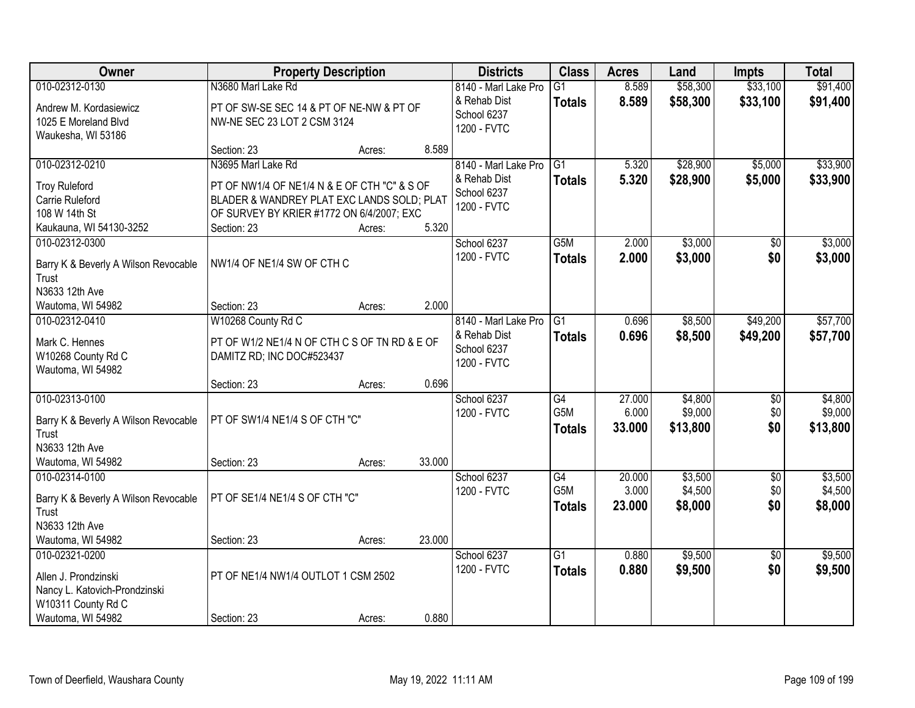| Owner | Property Description | Districts | Class | Acres | Land | Impts | Total |
|---|---|---|---|---|---|---|---|
| 010-02312-0130<br>Andrew M. Kordasiewicz<br>1025 E Moreland Blvd<br>Waukesha, WI 53186 | N3680 Marl Lake Rd<br>PT OF SW-SE SEC 14 & PT OF NE-NW & PT OF NW-NE SEC 23 LOT 2 CSM 3124<br>Section: 23 Acres: 8.589 | 8140 - Marl Lake Pro & Rehab Dist<br>School 6237<br>1200 - FVTC | G1<br>**Totals** | 8.589<br>**8.589** | $58,300<br>**$58,300** | $33,100<br>**$33,100** | $91,400<br>**$91,400** |
| 010-02312-0210<br>Troy Ruleford<br>Carrie Ruleford<br>108 W 14th St<br>Kaukauna, WI 54130-3252 | N3695 Marl Lake Rd<br>PT OF NW1/4 OF NE1/4 N & E OF CTH "C" & S OF BLADER & WANDREY PLAT EXC LANDS SOLD; PLAT OF SURVEY BY KRIER #1772 ON 6/4/2007; EXC<br>Section: 23 Acres: 5.320 | 8140 - Marl Lake Pro & Rehab Dist<br>School 6237<br>1200 - FVTC | G1<br>**Totals** | 5.320<br>**5.320** | $28,900<br>**$28,900** | $5,000<br>**$5,000** | $33,900<br>**$33,900** |
| 010-02312-0300<br>Barry K & Beverly A Wilson Revocable Trust<br>N3633 12th Ave<br>Wautoma, WI 54982 | NW1/4 OF NE1/4 SW OF CTH C<br>Section: 23 Acres: 2.000 | School 6237<br>1200 - FVTC | G5M<br>**Totals** | 2.000<br>**2.000** | $3,000<br>**$3,000** | $0<br>**$0** | $3,000<br>**$3,000** |
| 010-02312-0410<br>Mark C. Hennes<br>W10268 County Rd C<br>Wautoma, WI 54982 | W10268 County Rd C<br>PT OF W1/2 NE1/4 N OF CTH C S OF TN RD & E OF DAMITZ RD; INC DOC#523437<br>Section: 23 Acres: 0.696 | 8140 - Marl Lake Pro & Rehab Dist<br>School 6237<br>1200 - FVTC | G1<br>**Totals** | 0.696<br>**0.696** | $8,500<br>**$8,500** | $49,200<br>**$49,200** | $57,700<br>**$57,700** |
| 010-02313-0100<br>Barry K & Beverly A Wilson Revocable Trust<br>N3633 12th Ave<br>Wautoma, WI 54982 | PT OF SW1/4 NE1/4 S OF CTH "C"<br>Section: 23 Acres: 33.000 | School 6237<br>1200 - FVTC | G4<br>G5M<br>**Totals** | 27.000<br>6.000<br>**33.000** | $4,800<br>$9,000<br>**$13,800** | $0<br>$0<br>**$0** | $4,800<br>$9,000<br>**$13,800** |
| 010-02314-0100<br>Barry K & Beverly A Wilson Revocable Trust<br>N3633 12th Ave<br>Wautoma, WI 54982 | PT OF SE1/4 NE1/4 S OF CTH "C"<br>Section: 23 Acres: 23.000 | School 6237<br>1200 - FVTC | G4<br>G5M<br>**Totals** | 20.000<br>3.000<br>**23.000** | $3,500<br>$4,500<br>**$8,000** | $0<br>$0<br>**$0** | $3,500<br>$4,500<br>**$8,000** |
| 010-02321-0200<br>Allen J. Prondzinski<br>Nancy L. Katovich-Prondzinski<br>W10311 County Rd C<br>Wautoma, WI 54982 | PT OF NE1/4 NW1/4 OUTLOT 1 CSM 2502<br>Section: 23 Acres: 0.880 | School 6237<br>1200 - FVTC | G1<br>**Totals** | 0.880<br>**0.880** | $9,500<br>**$9,500** | $0<br>**$0** | $9,500<br>**$9,500** |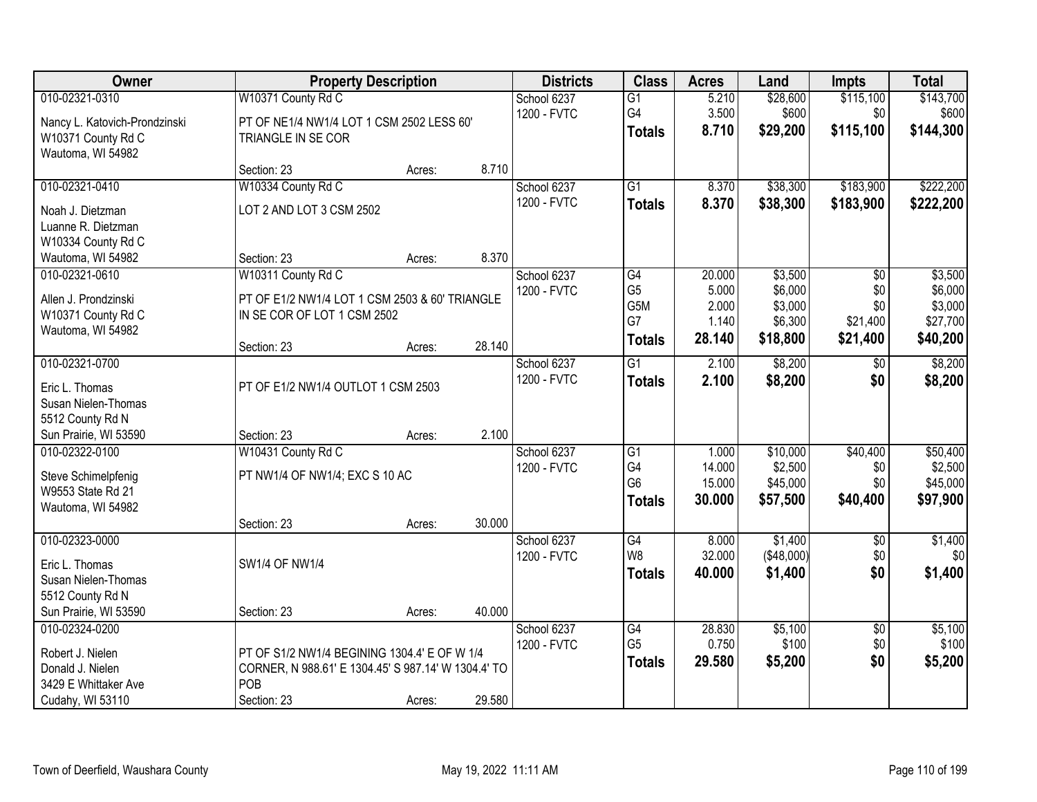| Owner | Property Description | | | Districts | Class | Acres | Land | Impts | Total |
|---|---|---|---|---|---|---|---|---|---|
| 010-02321-0310 | W10371 County Rd C | | | School 6237 | G1 | 5.210 | $28,600 | $115,100 | $143,700 |
| Nancy L. Katovich-Prondzinski | PT OF NE1/4 NW1/4 LOT 1 CSM 2502 LESS 60' TRIANGLE IN SE COR | | | 1200 - FVTC | G4 | 3.500 | $600 | $0 | $600 |
| W10371 County Rd C | | | | | **Totals** | **8.710** | **$29,200** | **$115,100** | **$144,300** |
| Wautoma, WI 54982 | Section: 23 | Acres: | 8.710 | | | | | | |
| 010-02321-0410 | W10334 County Rd C | | | School 6237 | G1 | 8.370 | $38,300 | $183,900 | $222,200 |
| Noah J. Dietzman | LOT 2 AND LOT 3 CSM 2502 | | | 1200 - FVTC | **Totals** | **8.370** | **$38,300** | **$183,900** | **$222,200** |
| Luanne R. Dietzman | | | | | | | | | |
| W10334 County Rd C | | | | | | | | | |
| Wautoma, WI 54982 | Section: 23 | Acres: | 8.370 | | | | | | |
| 010-02321-0610 | W10311 County Rd C | | | School 6237 | G4 | 20.000 | $3,500 | $0 | $3,500 |
| Allen J. Prondzinski | PT OF E1/2 NW1/4 LOT 1 CSM 2503 & 60' TRIANGLE IN SE COR OF LOT 1 CSM 2502 | | | 1200 - FVTC | G5 | 5.000 | $6,000 | $0 | $6,000 |
| W10371 County Rd C | | | | | G5M | 2.000 | $3,000 | $0 | $3,000 |
| Wautoma, WI 54982 | | | | | G7 | 1.140 | $6,300 | $21,400 | $27,700 |
| | Section: 23 | Acres: | 28.140 | | **Totals** | **28.140** | **$18,800** | **$21,400** | **$40,200** |
| 010-02321-0700 | | | | School 6237 | G1 | 2.100 | $8,200 | $0 | $8,200 |
| Eric L. Thomas | PT OF E1/2 NW1/4 OUTLOT 1 CSM 2503 | | | 1200 - FVTC | **Totals** | **2.100** | **$8,200** | **$0** | **$8,200** |
| Susan Nielen-Thomas | | | | | | | | | |
| 5512 County Rd N | | | | | | | | | |
| Sun Prairie, WI 53590 | Section: 23 | Acres: | 2.100 | | | | | | |
| 010-02322-0100 | W10431 County Rd C | | | School 6237 | G1 | 1.000 | $10,000 | $40,400 | $50,400 |
| Steve Schimelpfenig | PT NW1/4 OF NW1/4; EXC S 10 AC | | | 1200 - FVTC | G4 | 14.000 | $2,500 | $0 | $2,500 |
| W9553 State Rd 21 | | | | | G6 | 15.000 | $45,000 | $0 | $45,000 |
| Wautoma, WI 54982 | | | | | **Totals** | **30.000** | **$57,500** | **$40,400** | **$97,900** |
| | Section: 23 | Acres: | 30.000 | | | | | | |
| 010-02323-0000 | | | | School 6237 | G4 | 8.000 | $1,400 | $0 | $1,400 |
| Eric L. Thomas | SW1/4 OF NW1/4 | | | 1200 - FVTC | W8 | 32.000 | ($48,000) | $0 | $0 |
| Susan Nielen-Thomas | | | | | **Totals** | **40.000** | **$1,400** | **$0** | **$1,400** |
| 5512 County Rd N | | | | | | | | | |
| Sun Prairie, WI 53590 | Section: 23 | Acres: | 40.000 | | | | | | |
| 010-02324-0200 | | | | School 6237 | G4 | 28.830 | $5,100 | $0 | $5,100 |
| Robert J. Nielen | PT OF S1/2 NW1/4 BEGINING 1304.4' E OF W 1/4 CORNER, N 988.61' E 1304.45' S 987.14' W 1304.4' TO POB | | | 1200 - FVTC | G5 | 0.750 | $100 | $0 | $100 |
| Donald J. Nielen | | | | | **Totals** | **29.580** | **$5,200** | **$0** | **$5,200** |
| 3429 E Whittaker Ave | | | | | | | | | |
| Cudahy, WI 53110 | Section: 23 | Acres: | 29.580 | | | | | | |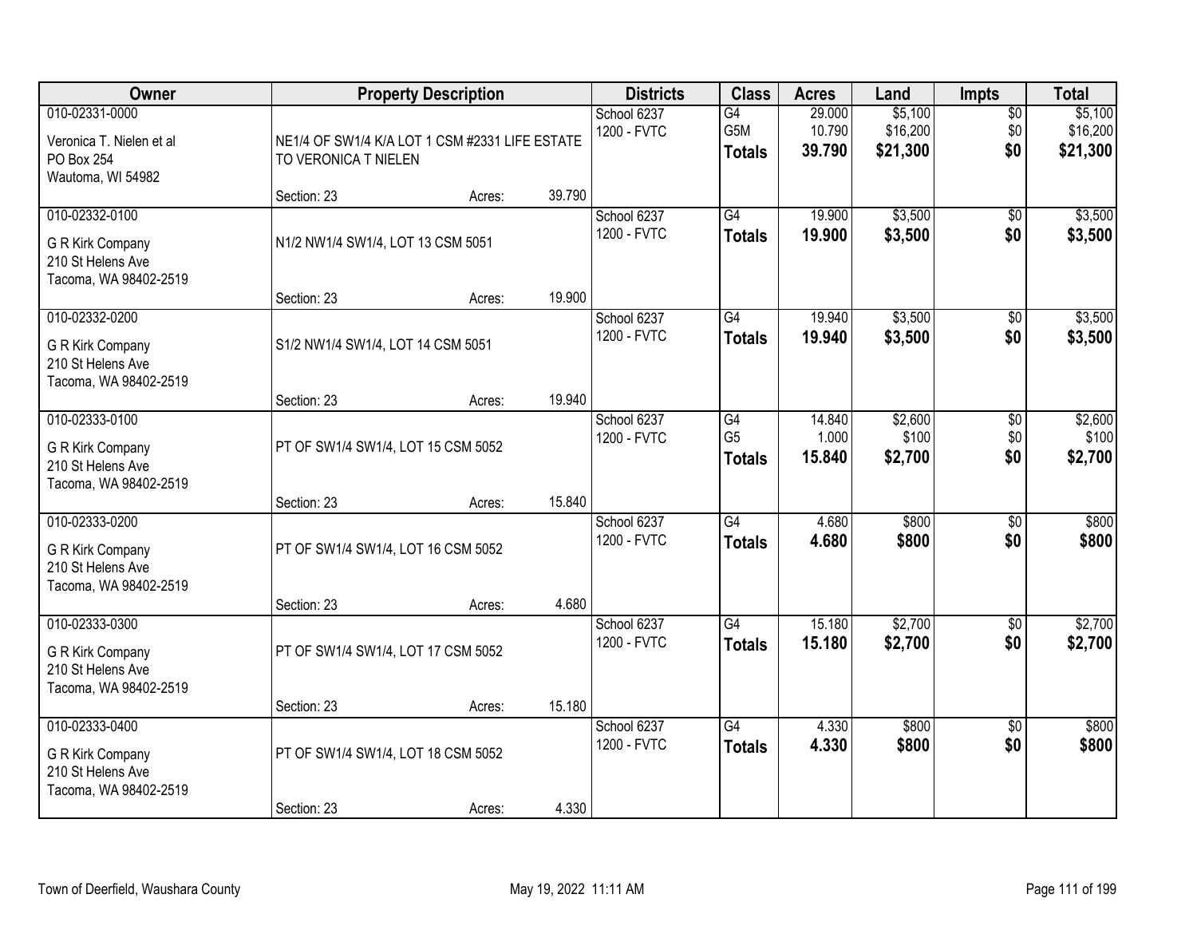| Owner | Property Description | Districts | Class | Acres | Land | Impts | Total |
|---|---|---|---|---|---|---|---|
| 010-02331-0000<br>Veronica T. Nielen et al<br>PO Box 254<br>Wautoma, WI 54982 | NE1/4 OF SW1/4 K/A LOT 1 CSM #2331 LIFE ESTATE TO VERONICA T NIELEN<br>Section: 23 Acres: 39.790 | School 6237<br>1200 - FVTC | G4<br>G5M<br>**Totals** | 29.000<br>10.790<br>**39.790** | $5,100<br>$16,200<br>**$21,300** | $0<br>$0<br>**$0** | $5,100<br>$16,200<br>**$21,300** |
| 010-02332-0100<br>G R Kirk Company<br>210 St Helens Ave<br>Tacoma, WA 98402-2519 | N1/2 NW1/4 SW1/4, LOT 13 CSM 5051<br>Section: 23 Acres: 19.900 | School 6237<br>1200 - FVTC | G4<br>**Totals** | 19.900<br>**19.900** | $3,500<br>**$3,500** | $0<br>**$0** | $3,500<br>**$3,500** |
| 010-02332-0200<br>G R Kirk Company<br>210 St Helens Ave<br>Tacoma, WA 98402-2519 | S1/2 NW1/4 SW1/4, LOT 14 CSM 5051<br>Section: 23 Acres: 19.940 | School 6237<br>1200 - FVTC | G4<br>**Totals** | 19.940<br>**19.940** | $3,500<br>**$3,500** | $0<br>**$0** | $3,500<br>**$3,500** |
| 010-02333-0100<br>G R Kirk Company<br>210 St Helens Ave<br>Tacoma, WA 98402-2519 | PT OF SW1/4 SW1/4, LOT 15 CSM 5052<br>Section: 23 Acres: 15.840 | School 6237<br>1200 - FVTC | G4<br>G5<br>**Totals** | 14.840<br>1.000<br>**15.840** | $2,600<br>$100<br>**$2,700** | $0<br>$0<br>**$0** | $2,600<br>$100<br>**$2,700** |
| 010-02333-0200<br>G R Kirk Company<br>210 St Helens Ave<br>Tacoma, WA 98402-2519 | PT OF SW1/4 SW1/4, LOT 16 CSM 5052<br>Section: 23 Acres: 4.680 | School 6237<br>1200 - FVTC | G4<br>**Totals** | 4.680<br>**4.680** | $800<br>**$800** | $0<br>**$0** | $800<br>**$800** |
| 010-02333-0300<br>G R Kirk Company<br>210 St Helens Ave<br>Tacoma, WA 98402-2519 | PT OF SW1/4 SW1/4, LOT 17 CSM 5052<br>Section: 23 Acres: 15.180 | School 6237<br>1200 - FVTC | G4<br>**Totals** | 15.180<br>**15.180** | $2,700<br>**$2,700** | $0<br>**$0** | $2,700<br>**$2,700** |
| 010-02333-0400<br>G R Kirk Company<br>210 St Helens Ave<br>Tacoma, WA 98402-2519 | PT OF SW1/4 SW1/4, LOT 18 CSM 5052<br>Section: 23 Acres: 4.330 | School 6237<br>1200 - FVTC | G4<br>**Totals** | 4.330<br>**4.330** | $800<br>**$800** | $0<br>**$0** | $800<br>**$800** |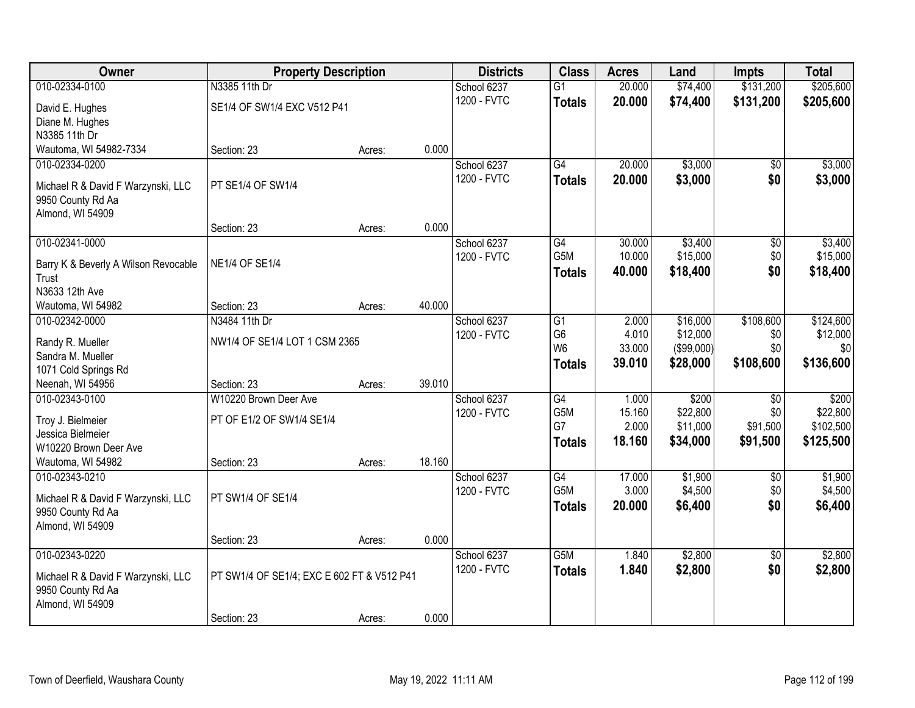| Owner | Property Description | | | Districts | Class | Acres | Land | Impts | Total |
|---|---|---|---|---|---|---|---|---|---|
| 010-02334-0100 | N3385 11th Dr | | | School 6237 | G1 | 20.000 | $74,400 | $131,200 | $205,600 |
| David E. Hughes<br>Diane M. Hughes<br>N3385 11th Dr | SE1/4 OF SW1/4 EXC V512 P41 | | | 1200 - FVTC | **Totals** | **20.000** | **$74,400** | **$131,200** | **$205,600** |
| Wautoma, WI 54982-7334 | Section: 23 | Acres: | 0.000 | | | | | | |
| 010-02334-0200 | | | | School 6237 | G4 | 20.000 | $3,000 | $0 | $3,000 |
| Michael R & David F Warzynski, LLC<br>9950 County Rd Aa<br>Almond, WI 54909 | PT SE1/4 OF SW1/4 | | | 1200 - FVTC | **Totals** | **20.000** | **$3,000** | **$0** | **$3,000** |
| | Section: 23 | Acres: | 0.000 | | | | | | |
| 010-02341-0000 | | | | School 6237 | G4 | 30.000 | $3,400 | $0 | $3,400 |
| Barry K & Beverly A Wilson Revocable Trust<br>N3633 12th Ave | NE1/4 OF SE1/4 | | | 1200 - FVTC | G5M | 10.000 | $15,000 | $0 | $15,000 |
| | | | | | **Totals** | **40.000** | **$18,400** | **$0** | **$18,400** |
| Wautoma, WI 54982 | Section: 23 | Acres: | 40.000 | | | | | | |
| 010-02342-0000 | N3484 11th Dr | | | School 6237 | G1 | 2.000 | $16,000 | $108,600 | $124,600 |
| Randy R. Mueller<br>Sandra M. Mueller<br>1071 Cold Springs Rd | NW1/4 OF SE1/4 LOT 1 CSM 2365 | | | 1200 - FVTC | G6 | 4.010 | $12,000 | $0 | $12,000 |
| | | | | | W6 | 33.000 | ($99,000) | $0 | $0 |
| | | | | | **Totals** | **39.010** | **$28,000** | **$108,600** | **$136,600** |
| Neenah, WI 54956 | Section: 23 | Acres: | 39.010 | | | | | | |
| 010-02343-0100 | W10220 Brown Deer Ave | | | School 6237 | G4 | 1.000 | $200 | $0 | $200 |
| Troy J. Bielmeier<br>Jessica Bielmeier<br>W10220 Brown Deer Ave | PT OF E1/2 OF SW1/4 SE1/4 | | | 1200 - FVTC | G5M | 15.160 | $22,800 | $0 | $22,800 |
| | | | | | G7 | 2.000 | $11,000 | $91,500 | $102,500 |
| | | | | | **Totals** | **18.160** | **$34,000** | **$91,500** | **$125,500** |
| Wautoma, WI 54982 | Section: 23 | Acres: | 18.160 | | | | | | |
| 010-02343-0210 | | | | School 6237 | G4 | 17.000 | $1,900 | $0 | $1,900 |
| Michael R & David F Warzynski, LLC<br>9950 County Rd Aa<br>Almond, WI 54909 | PT SW1/4 OF SE1/4 | | | 1200 - FVTC | G5M | 3.000 | $4,500 | $0 | $4,500 |
| | | | | | **Totals** | **20.000** | **$6,400** | **$0** | **$6,400** |
| | Section: 23 | Acres: | 0.000 | | | | | | |
| 010-02343-0220 | | | | School 6237 | G5M | 1.840 | $2,800 | $0 | $2,800 |
| Michael R & David F Warzynski, LLC<br>9950 County Rd Aa<br>Almond, WI 54909 | PT SW1/4 OF SE1/4; EXC E 602 FT & V512 P41 | | | 1200 - FVTC | **Totals** | **1.840** | **$2,800** | **$0** | **$2,800** |
| | Section: 23 | Acres: | 0.000 | | | | | | |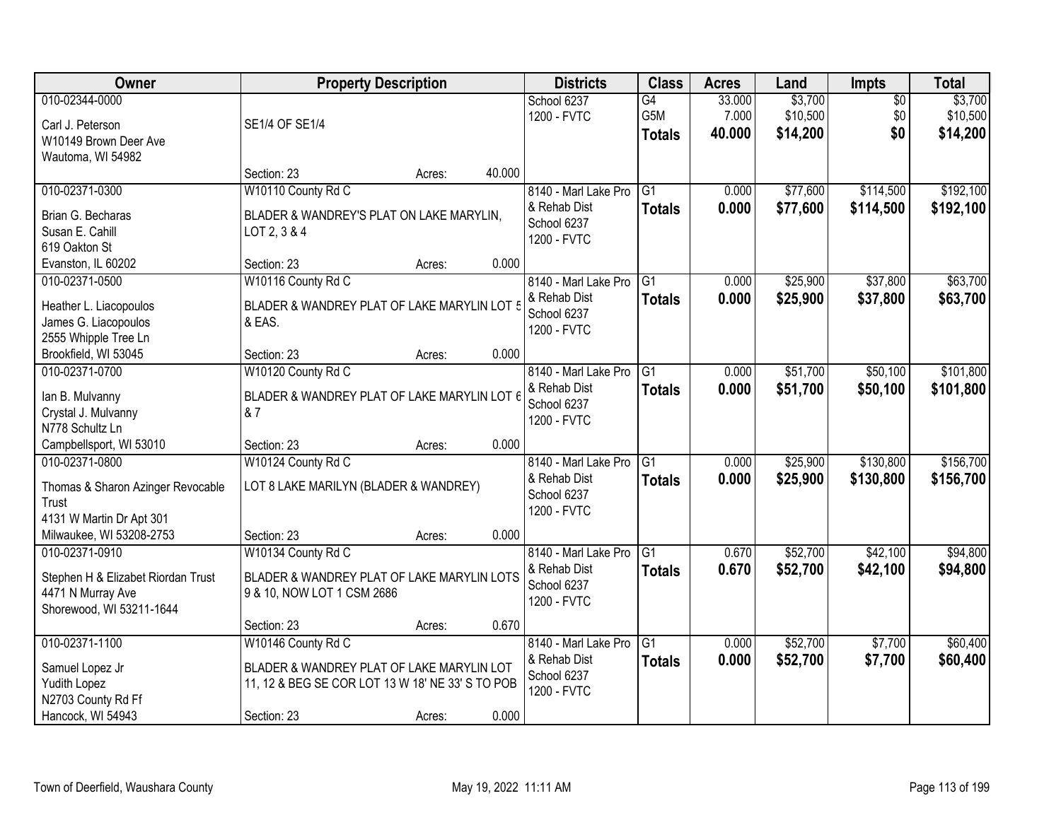| Owner | Property Description | Districts | Class | Acres | Land | Impts | Total |
|---|---|---|---|---|---|---|---|
| 010-02344-0000<br>Carl J. Peterson<br>W10149 Brown Deer Ave<br>Wautoma, WI 54982 | SE1/4 OF SE1/4<br>Section: 23 Acres: 40.000 | School 6237<br>1200 - FVTC | G4<br>G5M<br>**Totals** | 33.000<br>7.000<br>**40.000** | $3,700<br>$10,500<br>**$14,200** | $0<br>$0<br>**$0** | $3,700<br>$10,500<br>**$14,200** |
| 010-02371-0300<br>Brian G. Becharas<br>Susan E. Cahill<br>619 Oakton St<br>Evanston, IL 60202 | W10110 County Rd C<br>BLADER & WANDREY'S PLAT ON LAKE MARYLIN, LOT 2, 3 & 4<br>Section: 23 Acres: 0.000 | 8140 - Marl Lake Pro & Rehab Dist<br>School 6237<br>1200 - FVTC | G1<br>**Totals** | 0.000<br>**0.000** | $77,600<br>**$77,600** | $114,500<br>**$114,500** | $192,100<br>**$192,100** |
| 010-02371-0500<br>Heather L. Liacopoulos<br>James G. Liacopoulos<br>2555 Whipple Tree Ln<br>Brookfield, WI 53045 | W10116 County Rd C<br>BLADER & WANDREY PLAT OF LAKE MARYLIN LOT 5 & EAS.<br>Section: 23 Acres: 0.000 | 8140 - Marl Lake Pro & Rehab Dist<br>School 6237<br>1200 - FVTC | G1<br>**Totals** | 0.000<br>**0.000** | $25,900<br>**$25,900** | $37,800<br>**$37,800** | $63,700<br>**$63,700** |
| 010-02371-0700<br>Ian B. Mulvanny<br>Crystal J. Mulvanny<br>N778 Schultz Ln<br>Campbellsport, WI 53010 | W10120 County Rd C<br>BLADER & WANDREY PLAT OF LAKE MARYLIN LOT 6 & 7<br>Section: 23 Acres: 0.000 | 8140 - Marl Lake Pro & Rehab Dist<br>School 6237<br>1200 - FVTC | G1<br>**Totals** | 0.000<br>**0.000** | $51,700<br>**$51,700** | $50,100<br>**$50,100** | $101,800<br>**$101,800** |
| 010-02371-0800<br>Thomas & Sharon Azinger Revocable Trust<br>4131 W Martin Dr Apt 301<br>Milwaukee, WI 53208-2753 | W10124 County Rd C<br>LOT 8 LAKE MARILYN (BLADER & WANDREY)<br>Section: 23 Acres: 0.000 | 8140 - Marl Lake Pro & Rehab Dist<br>School 6237<br>1200 - FVTC | G1<br>**Totals** | 0.000<br>**0.000** | $25,900<br>**$25,900** | $130,800<br>**$130,800** | $156,700<br>**$156,700** |
| 010-02371-0910<br>Stephen H & Elizabet Riordan Trust<br>4471 N Murray Ave<br>Shorewood, WI 53211-1644 | W10134 County Rd C<br>BLADER & WANDREY PLAT OF LAKE MARYLIN LOTS 9 & 10, NOW LOT 1 CSM 2686<br>Section: 23 Acres: 0.670 | 8140 - Marl Lake Pro & Rehab Dist<br>School 6237<br>1200 - FVTC | G1<br>**Totals** | 0.670<br>**0.670** | $52,700<br>**$52,700** | $42,100<br>**$42,100** | $94,800<br>**$94,800** |
| 010-02371-1100<br>Samuel Lopez Jr<br>Yudith Lopez<br>N2703 County Rd Ff<br>Hancock, WI 54943 | W10146 County Rd C<br>BLADER & WANDREY PLAT OF LAKE MARYLIN LOT 11, 12 & BEG SE COR LOT 13 W 18' NE 33' S TO POB<br>Section: 23 Acres: 0.000 | 8140 - Marl Lake Pro & Rehab Dist<br>School 6237<br>1200 - FVTC | G1<br>**Totals** | 0.000<br>**0.000** | $52,700<br>**$52,700** | $7,700<br>**$7,700** | $60,400<br>**$60,400** |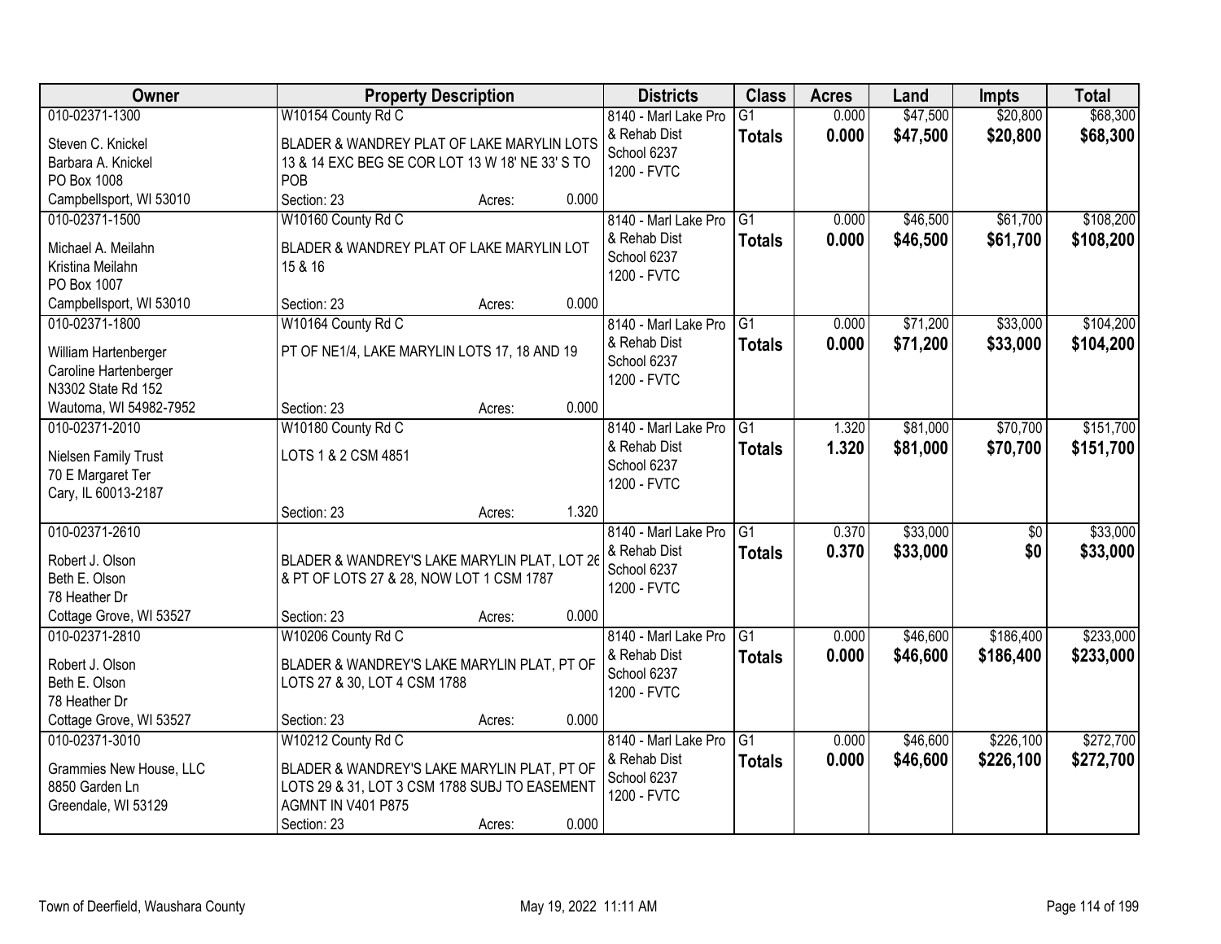| Owner | Property Description | Districts | Class | Acres | Land | Impts | Total |
|---|---|---|---|---|---|---|---|
| 010-02371-1300<br>Steven C. Knickel<br>Barbara A. Knickel<br>PO Box 1008<br>Campbellsport, WI 53010 | W10154 County Rd C<br>BLADER & WANDREY PLAT OF LAKE MARYLIN LOTS 13 & 14 EXC BEG SE COR LOT 13 W 18' NE 33' S TO POB<br>Section: 23 Acres: 0.000 | 8140 - Marl Lake Pro & Rehab Dist<br>School 6237<br>1200 - FVTC | G1<br>**Totals** | 0.000<br>**0.000** | $47,500<br>**$47,500** | $20,800<br>**$20,800** | $68,300<br>**$68,300** |
| 010-02371-1500<br>Michael A. Meilahn<br>Kristina Meilahn<br>PO Box 1007<br>Campbellsport, WI 53010 | W10160 County Rd C<br>BLADER & WANDREY PLAT OF LAKE MARYLIN LOT 15 & 16<br>Section: 23 Acres: 0.000 | 8140 - Marl Lake Pro & Rehab Dist<br>School 6237<br>1200 - FVTC | G1<br>**Totals** | 0.000<br>**0.000** | $46,500<br>**$46,500** | $61,700<br>**$61,700** | $108,200<br>**$108,200** |
| 010-02371-1800<br>William Hartenberger<br>Caroline Hartenberger<br>N3302 State Rd 152<br>Wautoma, WI 54982-7952 | W10164 County Rd C<br>PT OF NE1/4, LAKE MARYLIN LOTS 17, 18 AND 19<br>Section: 23 Acres: 0.000 | 8140 - Marl Lake Pro & Rehab Dist<br>School 6237<br>1200 - FVTC | G1<br>**Totals** | 0.000<br>**0.000** | $71,200<br>**$71,200** | $33,000<br>**$33,000** | $104,200<br>**$104,200** |
| 010-02371-2010<br>Nielsen Family Trust<br>70 E Margaret Ter<br>Cary, IL 60013-2187 | W10180 County Rd C<br>LOTS 1 & 2 CSM 4851<br>Section: 23 Acres: 1.320 | 8140 - Marl Lake Pro & Rehab Dist<br>School 6237<br>1200 - FVTC | G1<br>**Totals** | 1.320<br>**1.320** | $81,000<br>**$81,000** | $70,700<br>**$70,700** | $151,700<br>**$151,700** |
| 010-02371-2610<br>Robert J. Olson<br>Beth E. Olson<br>78 Heather Dr<br>Cottage Grove, WI 53527 | BLADER & WANDREY'S LAKE MARYLIN PLAT, LOT 26 & PT OF LOTS 27 & 28, NOW LOT 1 CSM 1787<br>Section: 23 Acres: 0.000 | 8140 - Marl Lake Pro & Rehab Dist<br>School 6237<br>1200 - FVTC | G1<br>**Totals** | 0.370<br>**0.370** | $33,000<br>**$33,000** | $0<br>**$0** | $33,000<br>**$33,000** |
| 010-02371-2810<br>Robert J. Olson<br>Beth E. Olson<br>78 Heather Dr<br>Cottage Grove, WI 53527 | W10206 County Rd C<br>BLADER & WANDREY'S LAKE MARYLIN PLAT, PT OF LOTS 27 & 30, LOT 4 CSM 1788<br>Section: 23 Acres: 0.000 | 8140 - Marl Lake Pro & Rehab Dist<br>School 6237<br>1200 - FVTC | G1<br>**Totals** | 0.000<br>**0.000** | $46,600<br>**$46,600** | $186,400<br>**$186,400** | $233,000<br>**$233,000** |
| 010-02371-3010<br>Grammies New House, LLC<br>8850 Garden Ln<br>Greendale, WI 53129 | W10212 County Rd C<br>BLADER & WANDREY'S LAKE MARYLIN PLAT, PT OF LOTS 29 & 31, LOT 3 CSM 1788 SUBJ TO EASEMENT AGMNT IN V401 P875<br>Section: 23 Acres: 0.000 | 8140 - Marl Lake Pro & Rehab Dist<br>School 6237<br>1200 - FVTC | G1<br>**Totals** | 0.000<br>**0.000** | $46,600<br>**$46,600** | $226,100<br>**$226,100** | $272,700<br>**$272,700** |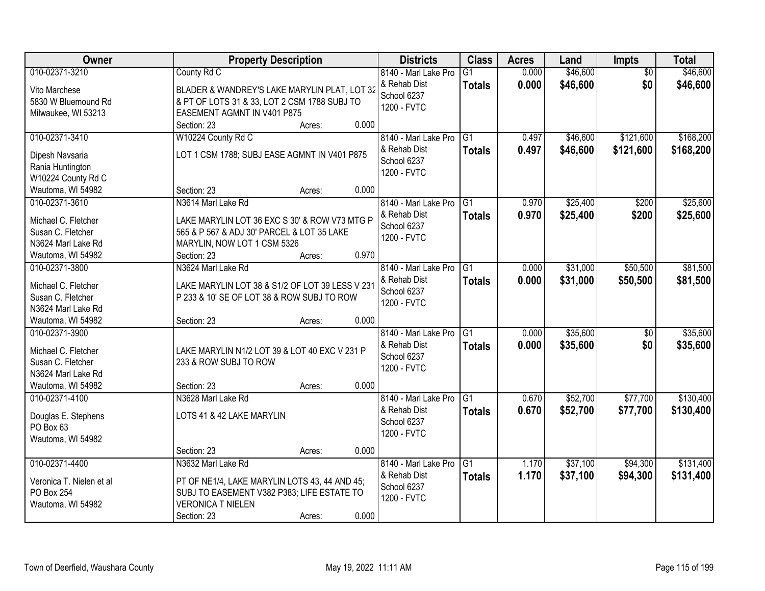| Owner | Property Description | Districts | Class | Acres | Land | Impts | Total |
|---|---|---|---|---|---|---|---|
| 010-02371-3210<br>Vito Marchese<br>5830 W Bluemound Rd<br>Milwaukee, WI 53213 | County Rd C<br>BLADER & WANDREY'S LAKE MARYLIN PLAT, LOT 32 & PT OF LOTS 31 & 33, LOT 2 CSM 1788 SUBJ TO EASEMENT AGMNT IN V401 P875<br>Section: 23 Acres: 0.000 | 8140 - Marl Lake Pro & Rehab Dist<br>School 6237<br>1200 - FVTC | G1<br>**Totals** | 0.000<br>**0.000** | $46,600<br>**$46,600** | $0<br>**$0** | $46,600<br>**$46,600** |
| 010-02371-3410<br>Dipesh Navsaria<br>Rania Huntington<br>W10224 County Rd C<br>Wautoma, WI 54982 | W10224 County Rd C<br>LOT 1 CSM 1788; SUBJ EASE AGMNT IN V401 P875<br>Section: 23 Acres: 0.000 | 8140 - Marl Lake Pro & Rehab Dist<br>School 6237<br>1200 - FVTC | G1<br>**Totals** | 0.497<br>**0.497** | $46,600<br>**$46,600** | $121,600<br>**$121,600** | $168,200<br>**$168,200** |
| 010-02371-3610<br>Michael C. Fletcher<br>Susan C. Fletcher<br>N3624 Marl Lake Rd<br>Wautoma, WI 54982 | N3614 Marl Lake Rd<br>LAKE MARYLIN LOT 36 EXC S 30' & ROW V73 MTG P 565 & P 567 & ADJ 30' PARCEL & LOT 35 LAKE MARYLIN, NOW LOT 1 CSM 5326<br>Section: 23 Acres: 0.970 | 8140 - Marl Lake Pro & Rehab Dist<br>School 6237<br>1200 - FVTC | G1<br>**Totals** | 0.970<br>**0.970** | $25,400<br>**$25,400** | $200<br>**$200** | $25,600<br>**$25,600** |
| 010-02371-3800<br>Michael C. Fletcher<br>Susan C. Fletcher<br>N3624 Marl Lake Rd<br>Wautoma, WI 54982 | N3624 Marl Lake Rd<br>LAKE MARYLIN LOT 38 & S1/2 OF LOT 39 LESS V 231 P 233 & 10' SE OF LOT 38 & ROW SUBJ TO ROW<br>Section: 23 Acres: 0.000 | 8140 - Marl Lake Pro & Rehab Dist<br>School 6237<br>1200 - FVTC | G1<br>**Totals** | 0.000<br>**0.000** | $31,000<br>**$31,000** | $50,500<br>**$50,500** | $81,500<br>**$81,500** |
| 010-02371-3900<br>Michael C. Fletcher<br>Susan C. Fletcher<br>N3624 Marl Lake Rd<br>Wautoma, WI 54982 | LAKE MARYLIN N1/2 LOT 39 & LOT 40 EXC V 231 P 233 & ROW SUBJ TO ROW<br>Section: 23 Acres: 0.000 | 8140 - Marl Lake Pro & Rehab Dist<br>School 6237<br>1200 - FVTC | G1<br>**Totals** | 0.000<br>**0.000** | $35,600<br>**$35,600** | $0<br>**$0** | $35,600<br>**$35,600** |
| 010-02371-4100<br>Douglas E. Stephens<br>PO Box 63<br>Wautoma, WI 54982 | N3628 Marl Lake Rd<br>LOTS 41 & 42 LAKE MARYLIN<br>Section: 23 Acres: 0.000 | 8140 - Marl Lake Pro & Rehab Dist<br>School 6237<br>1200 - FVTC | G1<br>**Totals** | 0.670<br>**0.670** | $52,700<br>**$52,700** | $77,700<br>**$77,700** | $130,400<br>**$130,400** |
| 010-02371-4400<br>Veronica T. Nielen et al<br>PO Box 254<br>Wautoma, WI 54982 | N3632 Marl Lake Rd<br>PT OF NE1/4, LAKE MARYLIN LOTS 43, 44 AND 45; SUBJ TO EASEMENT V382 P383; LIFE ESTATE TO VERONICA T NIELEN<br>Section: 23 Acres: 0.000 | 8140 - Marl Lake Pro & Rehab Dist<br>School 6237<br>1200 - FVTC | G1<br>**Totals** | 1.170<br>**1.170** | $37,100<br>**$37,100** | $94,300<br>**$94,300** | $131,400<br>**$131,400** |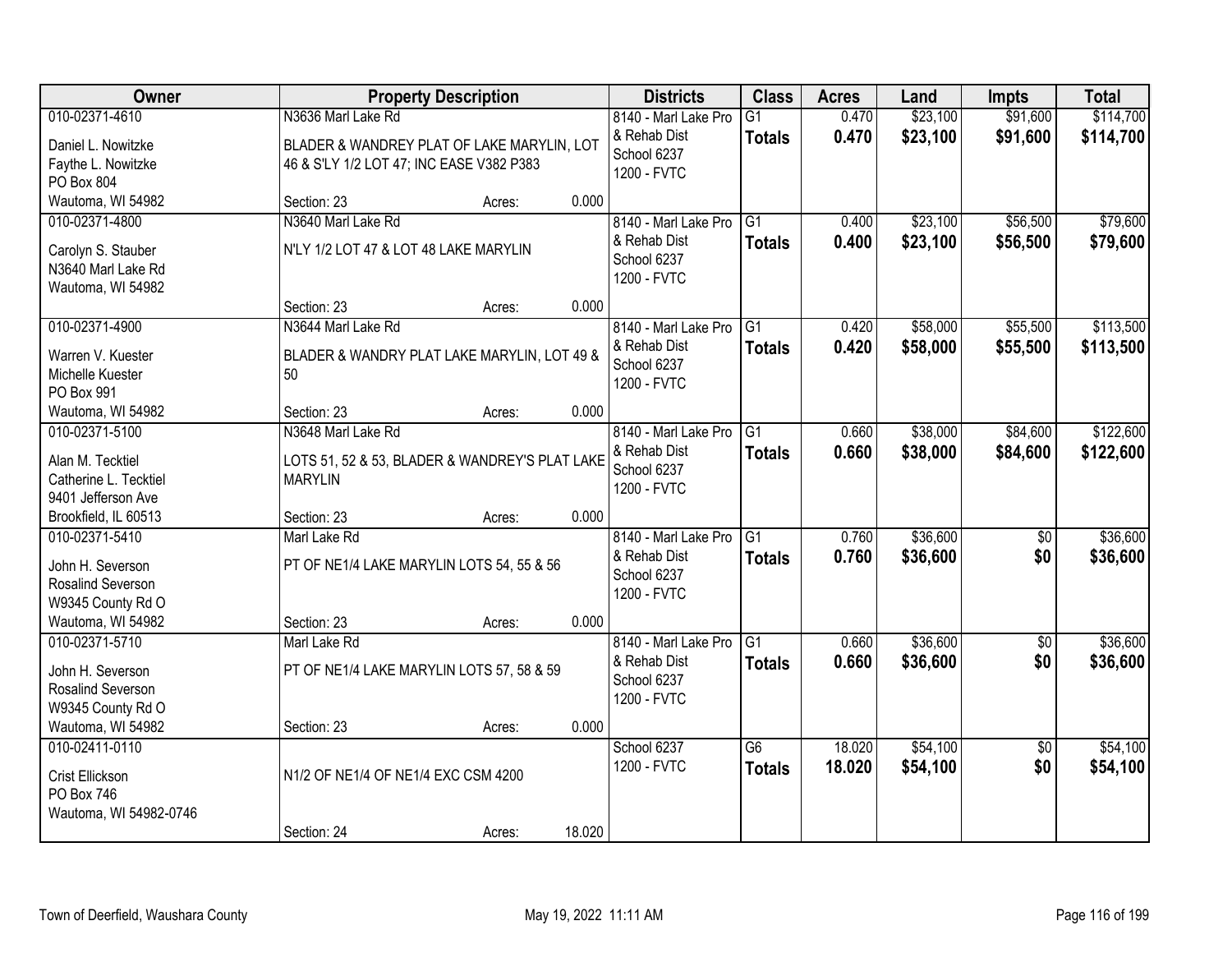| Owner | Property Description | Districts | Class | Acres | Land | Impts | Total |
|---|---|---|---|---|---|---|---|
| 010-02371-4610<br>Daniel L. Nowitzke<br>Faythe L. Nowitzke<br>PO Box 804<br>Wautoma, WI 54982 | N3636 Marl Lake Rd<br>BLADER & WANDREY PLAT OF LAKE MARYLIN, LOT 46 & S'LY 1/2 LOT 47; INC EASE V382 P383<br>Section: 23 Acres: 0.000 | 8140 - Marl Lake Pro & Rehab Dist<br>School 6237<br>1200 - FVTC | G1<br>**Totals** | 0.470<br>**0.470** | $23,100<br>**$23,100** | $91,600<br>**$91,600** | $114,700<br>**$114,700** |
| 010-02371-4800<br>Carolyn S. Stauber<br>N3640 Marl Lake Rd<br>Wautoma, WI 54982 | N3640 Marl Lake Rd<br>N'LY 1/2 LOT 47 & LOT 48 LAKE MARYLIN<br>Section: 23 Acres: 0.000 | 8140 - Marl Lake Pro & Rehab Dist<br>School 6237<br>1200 - FVTC | G1<br>**Totals** | 0.400<br>**0.400** | $23,100<br>**$23,100** | $56,500<br>**$56,500** | $79,600<br>**$79,600** |
| 010-02371-4900<br>Warren V. Kuester<br>Michelle Kuester<br>PO Box 991<br>Wautoma, WI 54982 | N3644 Marl Lake Rd<br>BLADER & WANDRY PLAT LAKE MARYLIN, LOT 49 & 50<br>Section: 23 Acres: 0.000 | 8140 - Marl Lake Pro & Rehab Dist<br>School 6237<br>1200 - FVTC | G1<br>**Totals** | 0.420<br>**0.420** | $58,000<br>**$58,000** | $55,500<br>**$55,500** | $113,500<br>**$113,500** |
| 010-02371-5100<br>Alan M. Tecktiel<br>Catherine L. Tecktiel<br>9401 Jefferson Ave<br>Brookfield, IL 60513 | N3648 Marl Lake Rd<br>LOTS 51, 52 & 53, BLADER & WANDREY'S PLAT LAKE MARYLIN<br>Section: 23 Acres: 0.000 | 8140 - Marl Lake Pro & Rehab Dist<br>School 6237<br>1200 - FVTC | G1<br>**Totals** | 0.660<br>**0.660** | $38,000<br>**$38,000** | $84,600<br>**$84,600** | $122,600<br>**$122,600** |
| 010-02371-5410<br>John H. Severson<br>Rosalind Severson<br>W9345 County Rd O<br>Wautoma, WI 54982 | Marl Lake Rd<br>PT OF NE1/4 LAKE MARYLIN LOTS 54, 55 & 56<br>Section: 23 Acres: 0.000 | 8140 - Marl Lake Pro & Rehab Dist<br>School 6237<br>1200 - FVTC | G1<br>**Totals** | 0.760<br>**0.760** | $36,600<br>**$36,600** | $0<br>**$0** | $36,600<br>**$36,600** |
| 010-02371-5710<br>John H. Severson<br>Rosalind Severson<br>W9345 County Rd O<br>Wautoma, WI 54982 | Marl Lake Rd<br>PT OF NE1/4 LAKE MARYLIN LOTS 57, 58 & 59<br>Section: 23 Acres: 0.000 | 8140 - Marl Lake Pro & Rehab Dist<br>School 6237<br>1200 - FVTC | G1<br>**Totals** | 0.660<br>**0.660** | $36,600<br>**$36,600** | $0<br>**$0** | $36,600<br>**$36,600** |
| 010-02411-0110<br>Crist Ellickson<br>PO Box 746<br>Wautoma, WI 54982-0746 | N1/2 OF NE1/4 OF NE1/4 EXC CSM 4200<br>Section: 24 Acres: 18.020 | School 6237<br>1200 - FVTC | G6<br>**Totals** | 18.020<br>**18.020** | $54,100<br>**$54,100** | $0<br>**$0** | $54,100<br>**$54,100** |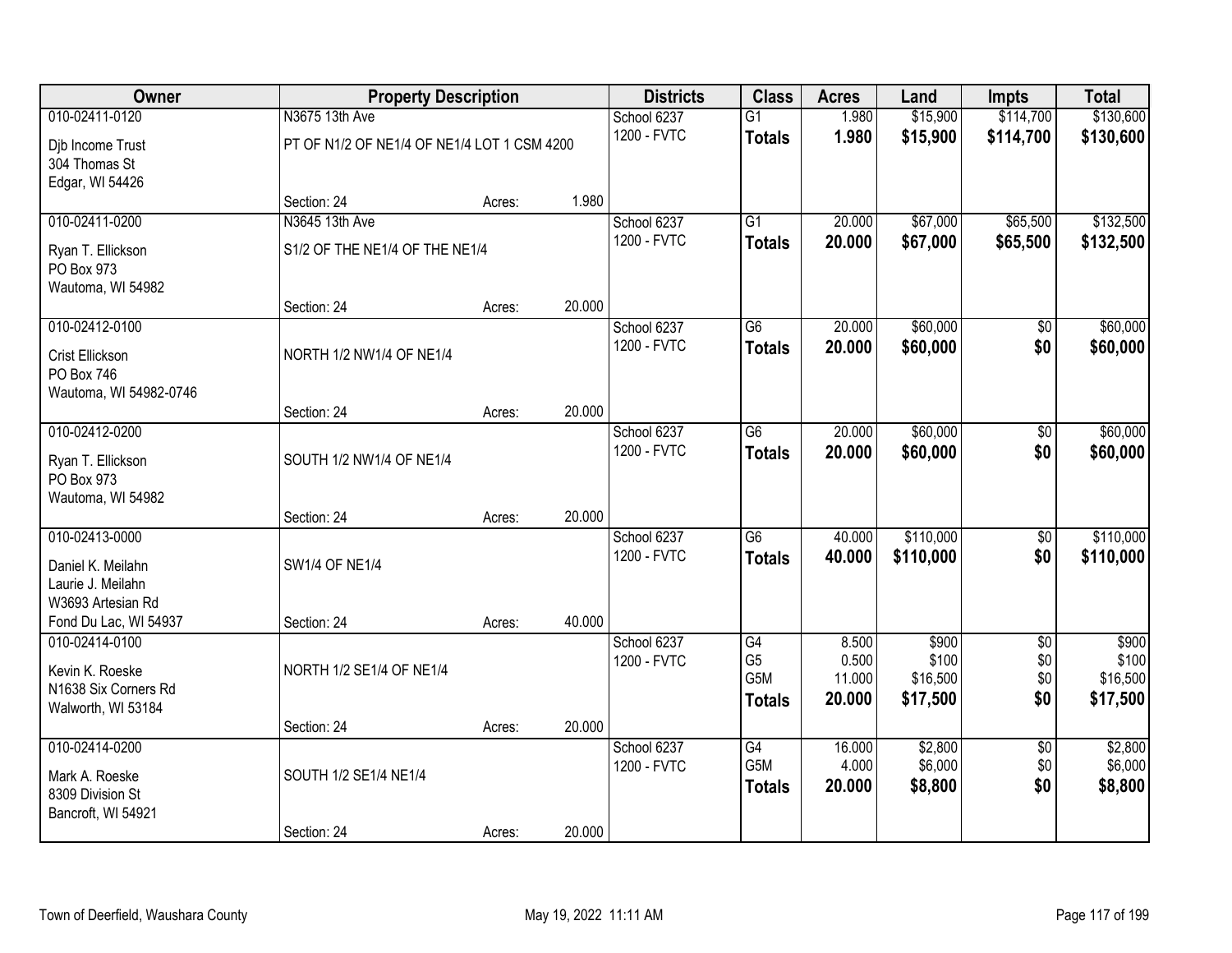| Owner | Property Description | | | Districts | Class | Acres | Land | Impts | Total |
|---|---|---|---|---|---|---|---|---|---|
| 010-02411-0120 | N3675 13th Ave | | | School 6237 | G1 | 1.980 | $15,900 | $114,700 | $130,600 |
| Djb Income Trust<br>304 Thomas St<br>Edgar, WI 54426 | PT OF N1/2 OF NE1/4 OF NE1/4 LOT 1 CSM 4200 | | | 1200 - FVTC | **Totals** | **1.980** | **$15,900** | **$114,700** | **$130,600** |
| | Section: 24 | Acres: | 1.980 | | | | | | |
| 010-02411-0200 | N3645 13th Ave | | | School 6237 | G1 | 20.000 | $67,000 | $65,500 | $132,500 |
| Ryan T. Ellickson<br>PO Box 973<br>Wautoma, WI 54982 | S1/2 OF THE NE1/4 OF THE NE1/4 | | | 1200 - FVTC | **Totals** | **20.000** | **$67,000** | **$65,500** | **$132,500** |
| | Section: 24 | Acres: | 20.000 | | | | | | |
| 010-02412-0100 | | | | School 6237 | G6 | 20.000 | $60,000 | $0 | $60,000 |
| Crist Ellickson<br>PO Box 746<br>Wautoma, WI 54982-0746 | NORTH 1/2 NW1/4 OF NE1/4 | | | 1200 - FVTC | **Totals** | **20.000** | **$60,000** | **$0** | **$60,000** |
| | Section: 24 | Acres: | 20.000 | | | | | | |
| 010-02412-0200 | | | | School 6237 | G6 | 20.000 | $60,000 | $0 | $60,000 |
| Ryan T. Ellickson<br>PO Box 973<br>Wautoma, WI 54982 | SOUTH 1/2 NW1/4 OF NE1/4 | | | 1200 - FVTC | **Totals** | **20.000** | **$60,000** | **$0** | **$60,000** |
| | Section: 24 | Acres: | 20.000 | | | | | | |
| 010-02413-0000 | | | | School 6237 | G6 | 40.000 | $110,000 | $0 | $110,000 |
| Daniel K. Meilahn<br>Laurie J. Meilahn<br>W3693 Artesian Rd<br>Fond Du Lac, WI 54937 | SW1/4 OF NE1/4 | | | 1200 - FVTC | **Totals** | **40.000** | **$110,000** | **$0** | **$110,000** |
| | Section: 24 | Acres: | 40.000 | | | | | | |
| 010-02414-0100 | | | | School 6237 | G4 | 8.500 | $900 | $0 | $900 |
| Kevin K. Roeske<br>N1638 Six Corners Rd<br>Walworth, WI 53184 | NORTH 1/2 SE1/4 OF NE1/4 | | | 1200 - FVTC | G5 | 0.500 | $100 | $0 | $100 |
| | | | | | G5M | 11.000 | $16,500 | $0 | $16,500 |
| | | | | | **Totals** | **20.000** | **$17,500** | **$0** | **$17,500** |
| | Section: 24 | Acres: | 20.000 | | | | | | |
| 010-02414-0200 | | | | School 6237 | G4 | 16.000 | $2,800 | $0 | $2,800 |
| Mark A. Roeske<br>8309 Division St<br>Bancroft, WI 54921 | SOUTH 1/2 SE1/4 NE1/4 | | | 1200 - FVTC | G5M | 4.000 | $6,000 | $0 | $6,000 |
| | | | | | **Totals** | **20.000** | **$8,800** | **$0** | **$8,800** |
| | Section: 24 | Acres: | 20.000 | | | | | | |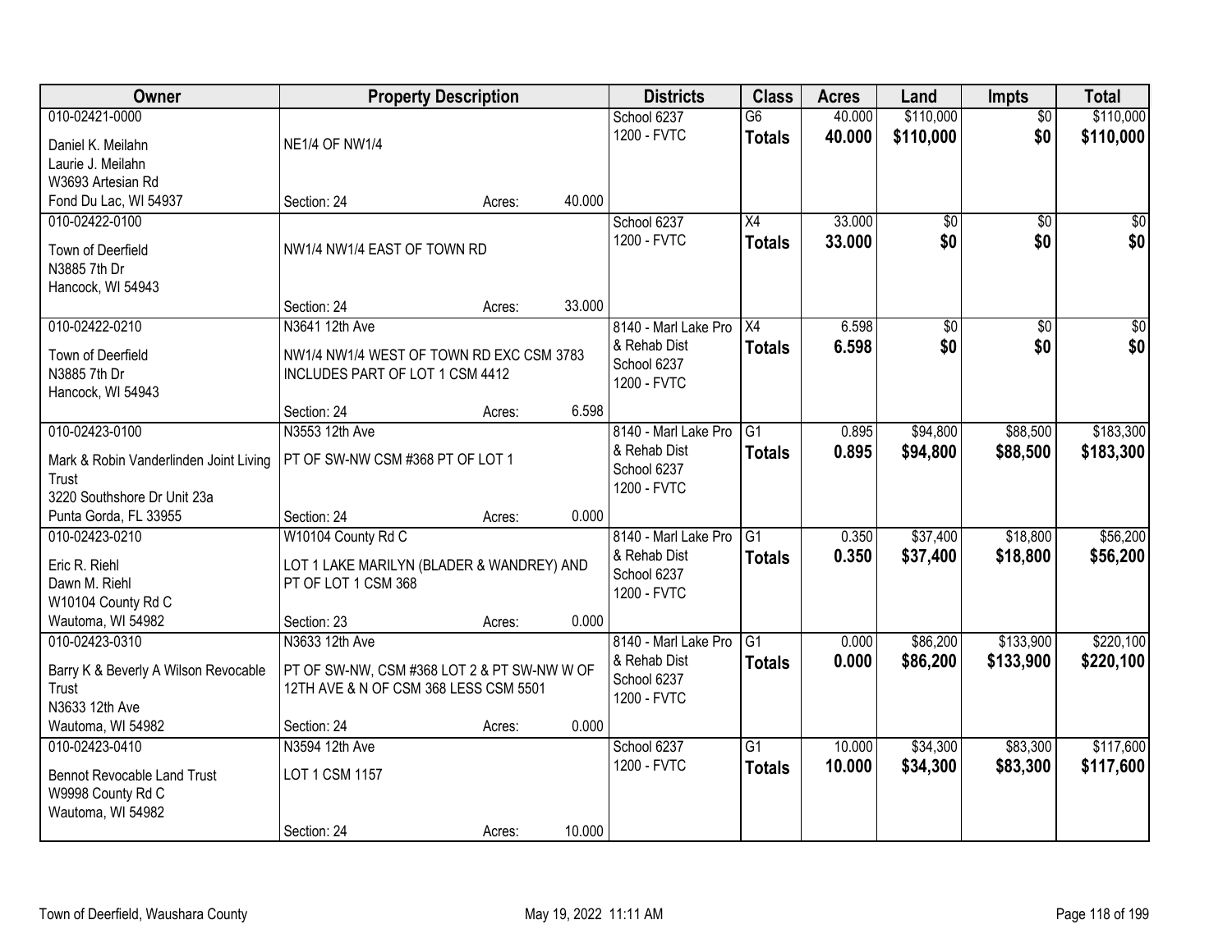| Owner | Property Description | Districts | Class | Acres | Land | Impts | Total |
|---|---|---|---|---|---|---|---|
| 010-02421-0000<br>Daniel K. Meilahn<br>Laurie J. Meilahn<br>W3693 Artesian Rd<br>Fond Du Lac, WI 54937 | NE1/4 OF NW1/4<br>Section: 24 Acres: 40.000 | School 6237<br>1200 - FVTC | G6<br>**Totals** | 40.000<br>**40.000** | $110,000<br>**$110,000** | $0<br>**$0** | $110,000<br>**$110,000** |
| 010-02422-0100<br>Town of Deerfield<br>N3885 7th Dr<br>Hancock, WI 54943 | NW1/4 NW1/4 EAST OF TOWN RD<br>Section: 24 Acres: 33.000 | School 6237<br>1200 - FVTC | X4<br>**Totals** | 33.000<br>**33.000** | $0<br>**$0** | $0<br>**$0** | $0<br>**$0** |
| 010-02422-0210<br>Town of Deerfield<br>N3885 7th Dr<br>Hancock, WI 54943 | N3641 12th Ave<br>NW1/4 NW1/4 WEST OF TOWN RD EXC CSM 3783 INCLUDES PART OF LOT 1 CSM 4412<br>Section: 24 Acres: 6.598 | 8140 - Marl Lake Pro & Rehab Dist<br>School 6237<br>1200 - FVTC | X4<br>**Totals** | 6.598<br>**6.598** | $0<br>**$0** | $0<br>**$0** | $0<br>**$0** |
| 010-02423-0100<br>Mark & Robin Vanderlinden Joint Living Trust<br>3220 Southshore Dr Unit 23a<br>Punta Gorda, FL 33955 | N3553 12th Ave<br>PT OF SW-NW CSM #368 PT OF LOT 1<br>Section: 24 Acres: 0.000 | 8140 - Marl Lake Pro & Rehab Dist<br>School 6237<br>1200 - FVTC | G1<br>**Totals** | 0.895<br>**0.895** | $94,800<br>**$94,800** | $88,500<br>**$88,500** | $183,300<br>**$183,300** |
| 010-02423-0210<br>Eric R. Riehl<br>Dawn M. Riehl<br>W10104 County Rd C<br>Wautoma, WI 54982 | W10104 County Rd C<br>LOT 1 LAKE MARILYN (BLADER & WANDREY) AND PT OF LOT 1 CSM 368<br>Section: 23 Acres: 0.000 | 8140 - Marl Lake Pro & Rehab Dist<br>School 6237<br>1200 - FVTC | G1<br>**Totals** | 0.350<br>**0.350** | $37,400<br>**$37,400** | $18,800<br>**$18,800** | $56,200<br>**$56,200** |
| 010-02423-0310<br>Barry K & Beverly A Wilson Revocable Trust<br>N3633 12th Ave<br>Wautoma, WI 54982 | N3633 12th Ave<br>PT OF SW-NW, CSM #368 LOT 2 & PT SW-NW W OF 12TH AVE & N OF CSM 368 LESS CSM 5501<br>Section: 24 Acres: 0.000 | 8140 - Marl Lake Pro & Rehab Dist<br>School 6237<br>1200 - FVTC | G1<br>**Totals** | 0.000<br>**0.000** | $86,200<br>**$86,200** | $133,900<br>**$133,900** | $220,100<br>**$220,100** |
| 010-02423-0410<br>Bennot Revocable Land Trust<br>W9998 County Rd C<br>Wautoma, WI 54982 | N3594 12th Ave<br>LOT 1 CSM 1157<br>Section: 24 Acres: 10.000 | School 6237<br>1200 - FVTC | G1<br>**Totals** | 10.000<br>**10.000** | $34,300<br>**$34,300** | $83,300<br>**$83,300** | $117,600<br>**$117,600** |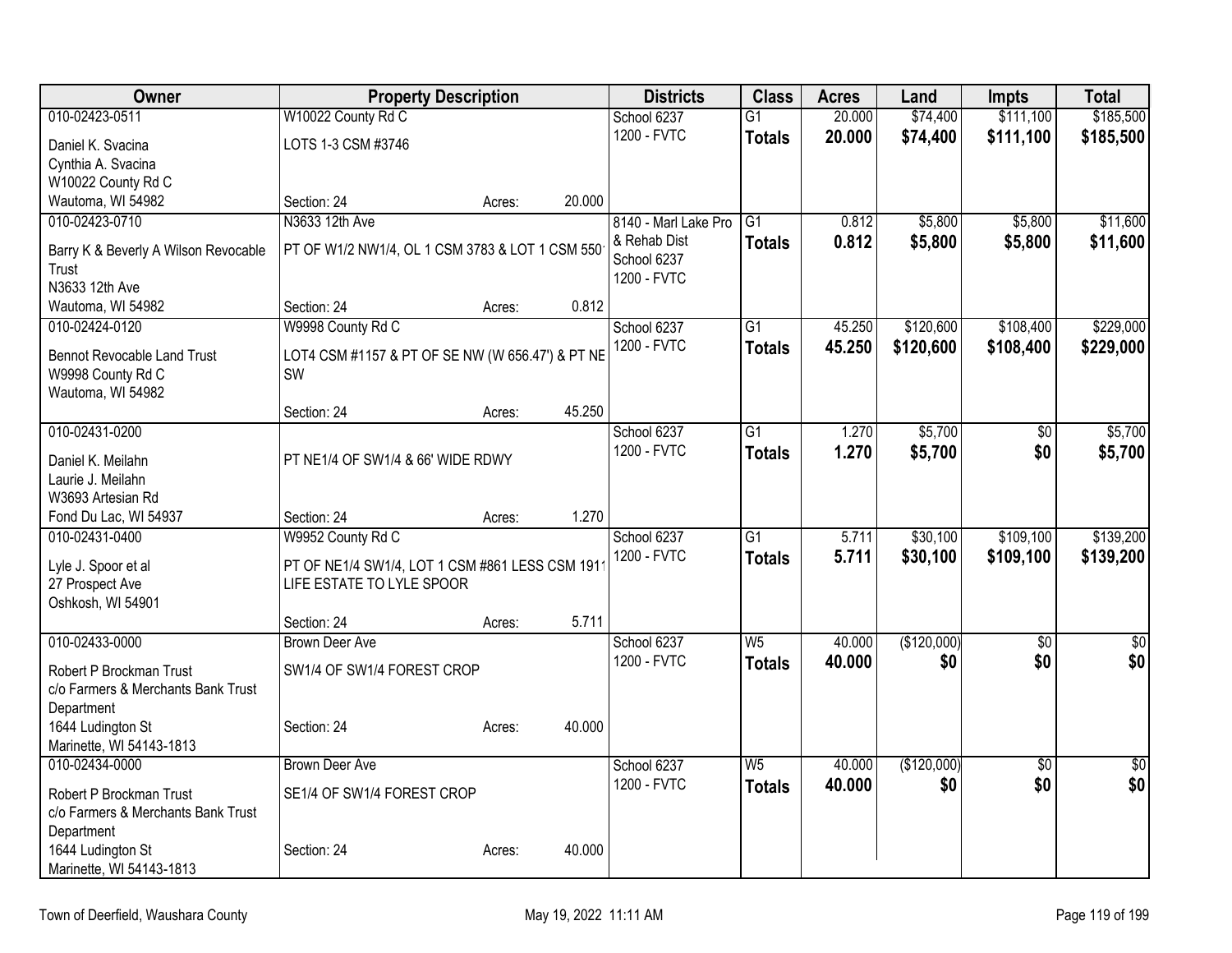| Owner | Property Description | Districts | Class | Acres | Land | Impts | Total |
|---|---|---|---|---|---|---|---|
| 010-02423-0511<br>Daniel K. Svacina<br>Cynthia A. Svacina<br>W10022 County Rd C<br>Wautoma, WI 54982 | W10022 County Rd C<br>LOTS 1-3 CSM #3746<br>Section: 24 Acres: 20.000 | School 6237<br>1200 - FVTC | G1<br>**Totals** | 20.000<br>**20.000** | $74,400<br>**$74,400** | $111,100<br>**$111,100** | $185,500<br>**$185,500** |
| 010-02423-0710<br>Barry K & Beverly A Wilson Revocable Trust<br>N3633 12th Ave<br>Wautoma, WI 54982 | N3633 12th Ave<br>PT OF W1/2 NW1/4, OL 1 CSM 3783 & LOT 1 CSM 550<br>Section: 24 Acres: 0.812 | 8140 - Marl Lake Pro & Rehab Dist<br>School 6237<br>1200 - FVTC | G1<br>**Totals** | 0.812<br>**0.812** | $5,800<br>**$5,800** | $5,800<br>**$5,800** | $11,600<br>**$11,600** |
| 010-02424-0120<br>Bennot Revocable Land Trust<br>W9998 County Rd C<br>Wautoma, WI 54982 | W9998 County Rd C<br>LOT4 CSM #1157 & PT OF SE NW (W 656.47') & PT NE SW<br>Section: 24 Acres: 45.250 | School 6237<br>1200 - FVTC | G1<br>**Totals** | 45.250<br>**45.250** | $120,600<br>**$120,600** | $108,400<br>**$108,400** | $229,000<br>**$229,000** |
| 010-02431-0200<br>Daniel K. Meilahn<br>Laurie J. Meilahn<br>W3693 Artesian Rd<br>Fond Du Lac, WI 54937 | PT NE1/4 OF SW1/4 & 66' WIDE RDWY<br>Section: 24 Acres: 1.270 | School 6237<br>1200 - FVTC | G1<br>**Totals** | 1.270<br>**1.270** | $5,700<br>**$5,700** | $0<br>**$0** | $5,700<br>**$5,700** |
| 010-02431-0400<br>Lyle J. Spoor et al<br>27 Prospect Ave<br>Oshkosh, WI 54901 | W9952 County Rd C<br>PT OF NE1/4 SW1/4, LOT 1 CSM #861 LESS CSM 1911 LIFE ESTATE TO LYLE SPOOR<br>Section: 24 Acres: 5.711 | School 6237<br>1200 - FVTC | G1<br>**Totals** | 5.711<br>**5.711** | $30,100<br>**$30,100** | $109,100<br>**$109,100** | $139,200<br>**$139,200** |
| 010-02433-0000<br>Robert P Brockman Trust<br>c/o Farmers & Merchants Bank Trust Department<br>1644 Ludington St<br>Marinette, WI 54143-1813 | Brown Deer Ave<br>SW1/4 OF SW1/4 FOREST CROP<br>Section: 24 Acres: 40.000 | School 6237<br>1200 - FVTC | W5<br>**Totals** | 40.000<br>**40.000** | ($120,000)<br>**$0** | $0<br>**$0** | $0<br>**$0** |
| 010-02434-0000<br>Robert P Brockman Trust<br>c/o Farmers & Merchants Bank Trust Department<br>1644 Ludington St<br>Marinette, WI 54143-1813 | Brown Deer Ave<br>SE1/4 OF SW1/4 FOREST CROP<br>Section: 24 Acres: 40.000 | School 6237<br>1200 - FVTC | W5<br>**Totals** | 40.000<br>**40.000** | ($120,000)<br>**$0** | $0<br>**$0** | $0<br>**$0** |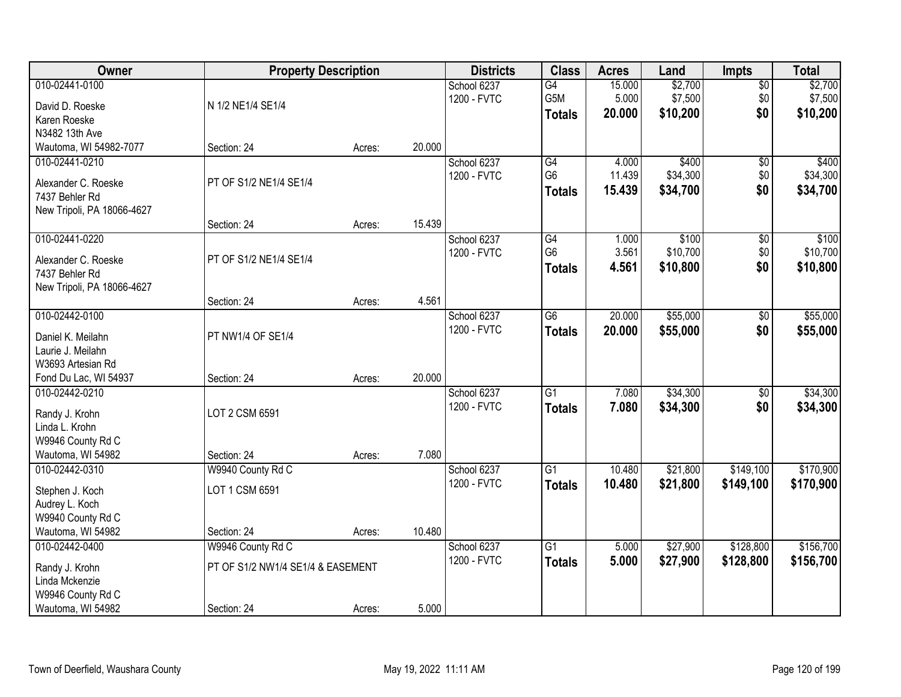| Owner | Property Description | | | Districts | Class | Acres | Land | Impts | Total |
|---|---|---|---|---|---|---|---|---|---|
| 010-02441-0100<br>David D. Roeske<br>Karen Roeske<br>N3482 13th Ave<br>Wautoma, WI 54982-7077 | N 1/2 NE1/4 SE1/4<br>Section: 24 | Acres: | 20.000 | School 6237<br>1200 - FVTC | G4<br>G5M<br>**Totals** | 15.000<br>5.000<br>**20.000** | $2,700<br>$7,500<br>**$10,200** | $0<br>$0<br>**$0** | $2,700<br>$7,500<br>**$10,200** |
| 010-02441-0210<br>Alexander C. Roeske<br>7437 Behler Rd<br>New Tripoli, PA 18066-4627 | PT OF S1/2 NE1/4 SE1/4<br>Section: 24 | Acres: | 15.439 | School 6237<br>1200 - FVTC | G4<br>G6<br>**Totals** | 4.000<br>11.439<br>**15.439** | $400<br>$34,300<br>**$34,700** | $0<br>$0<br>**$0** | $400<br>$34,300<br>**$34,700** |
| 010-02441-0220<br>Alexander C. Roeske<br>7437 Behler Rd<br>New Tripoli, PA 18066-4627 | PT OF S1/2 NE1/4 SE1/4<br>Section: 24 | Acres: | 4.561 | School 6237<br>1200 - FVTC | G4<br>G6<br>**Totals** | 1.000<br>3.561<br>**4.561** | $100<br>$10,700<br>**$10,800** | $0<br>$0<br>**$0** | $100<br>$10,700<br>**$10,800** |
| 010-02442-0100<br>Daniel K. Meilahn<br>Laurie J. Meilahn<br>W3693 Artesian Rd<br>Fond Du Lac, WI 54937 | PT NW1/4 OF SE1/4<br>Section: 24 | Acres: | 20.000 | School 6237<br>1200 - FVTC | G6<br>**Totals** | 20.000<br>**20.000** | $55,000<br>**$55,000** | $0<br>**$0** | $55,000<br>**$55,000** |
| 010-02442-0210<br>Randy J. Krohn<br>Linda L. Krohn<br>W9946 County Rd C<br>Wautoma, WI 54982 | LOT 2 CSM 6591<br>Section: 24 | Acres: | 7.080 | School 6237<br>1200 - FVTC | G1<br>**Totals** | 7.080<br>**7.080** | $34,300<br>**$34,300** | $0<br>**$0** | $34,300<br>**$34,300** |
| 010-02442-0310<br>Stephen J. Koch<br>Audrey L. Koch<br>W9940 County Rd C<br>Wautoma, WI 54982 | W9940 County Rd C<br>LOT 1 CSM 6591<br>Section: 24 | Acres: | 10.480 | School 6237<br>1200 - FVTC | G1<br>**Totals** | 10.480<br>**10.480** | $21,800<br>**$21,800** | $149,100<br>**$149,100** | $170,900<br>**$170,900** |
| 010-02442-0400<br>Randy J. Krohn<br>Linda Mckenzie<br>W9946 County Rd C<br>Wautoma, WI 54982 | W9946 County Rd C<br>PT OF S1/2 NW1/4 SE1/4 & EASEMENT<br>Section: 24 | Acres: | 5.000 | School 6237<br>1200 - FVTC | G1<br>**Totals** | 5.000<br>**5.000** | $27,900<br>**$27,900** | $128,800<br>**$128,800** | $156,700<br>**$156,700** |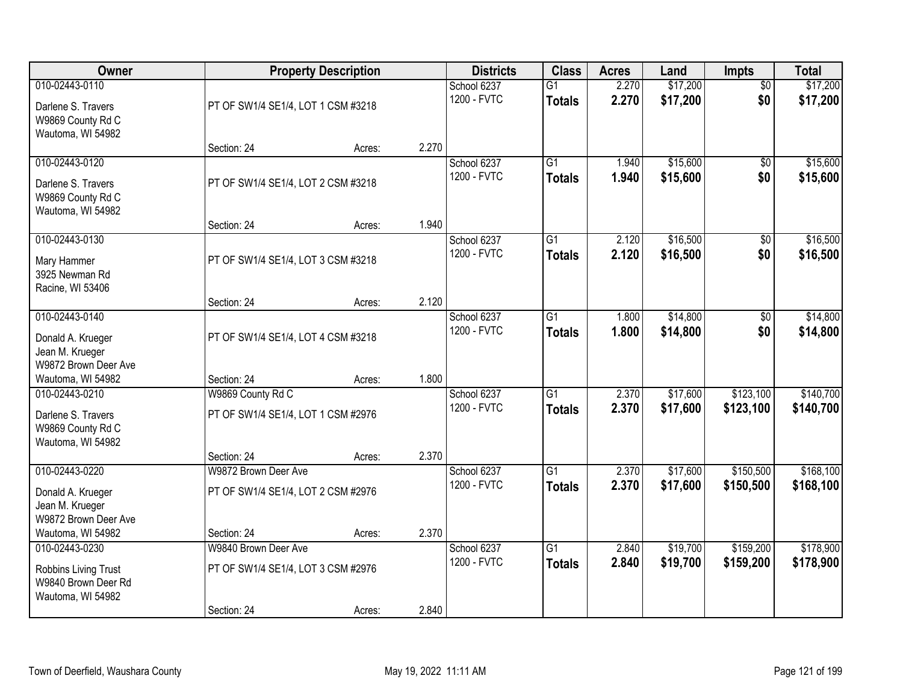| Owner | Property Description | | | Districts | Class | Acres | Land | Impts | Total |
|---|---|---|---|---|---|---|---|---|---|
| 010-02443-0110 | | | | School 6237 | G1 | 2.270 | $17,200 | $0 | $17,200 |
| Darlene S. Travers<br>W9869 County Rd C<br>Wautoma, WI 54982 | PT OF SW1/4 SE1/4, LOT 1 CSM #3218 | | | 1200 - FVTC | **Totals** | **2.270** | **$17,200** | **$0** | **$17,200** |
| | Section: 24 | Acres: | 2.270 | | | | | | |
| 010-02443-0120 | | | | School 6237 | G1 | 1.940 | $15,600 | $0 | $15,600 |
| Darlene S. Travers<br>W9869 County Rd C<br>Wautoma, WI 54982 | PT OF SW1/4 SE1/4, LOT 2 CSM #3218 | | | 1200 - FVTC | **Totals** | **1.940** | **$15,600** | **$0** | **$15,600** |
| | Section: 24 | Acres: | 1.940 | | | | | | |
| 010-02443-0130 | | | | School 6237 | G1 | 2.120 | $16,500 | $0 | $16,500 |
| Mary Hammer<br>3925 Newman Rd<br>Racine, WI 53406 | PT OF SW1/4 SE1/4, LOT 3 CSM #3218 | | | 1200 - FVTC | **Totals** | **2.120** | **$16,500** | **$0** | **$16,500** |
| | Section: 24 | Acres: | 2.120 | | | | | | |
| 010-02443-0140 | | | | School 6237 | G1 | 1.800 | $14,800 | $0 | $14,800 |
| Donald A. Krueger<br>Jean M. Krueger<br>W9872 Brown Deer Ave<br>Wautoma, WI 54982 | PT OF SW1/4 SE1/4, LOT 4 CSM #3218 | | | 1200 - FVTC | **Totals** | **1.800** | **$14,800** | **$0** | **$14,800** |
| | Section: 24 | Acres: | 1.800 | | | | | | |
| 010-02443-0210 | W9869 County Rd C | | | School 6237 | G1 | 2.370 | $17,600 | $123,100 | $140,700 |
| Darlene S. Travers<br>W9869 County Rd C<br>Wautoma, WI 54982 | PT OF SW1/4 SE1/4, LOT 1 CSM #2976 | | | 1200 - FVTC | **Totals** | **2.370** | **$17,600** | **$123,100** | **$140,700** |
| | Section: 24 | Acres: | 2.370 | | | | | | |
| 010-02443-0220 | W9872 Brown Deer Ave | | | School 6237 | G1 | 2.370 | $17,600 | $150,500 | $168,100 |
| Donald A. Krueger<br>Jean M. Krueger<br>W9872 Brown Deer Ave<br>Wautoma, WI 54982 | PT OF SW1/4 SE1/4, LOT 2 CSM #2976 | | | 1200 - FVTC | **Totals** | **2.370** | **$17,600** | **$150,500** | **$168,100** |
| | Section: 24 | Acres: | 2.370 | | | | | | |
| 010-02443-0230 | W9840 Brown Deer Ave | | | School 6237 | G1 | 2.840 | $19,700 | $159,200 | $178,900 |
| Robbins Living Trust<br>W9840 Brown Deer Rd<br>Wautoma, WI 54982 | PT OF SW1/4 SE1/4, LOT 3 CSM #2976 | | | 1200 - FVTC | **Totals** | **2.840** | **$19,700** | **$159,200** | **$178,900** |
| | Section: 24 | Acres: | 2.840 | | | | | | |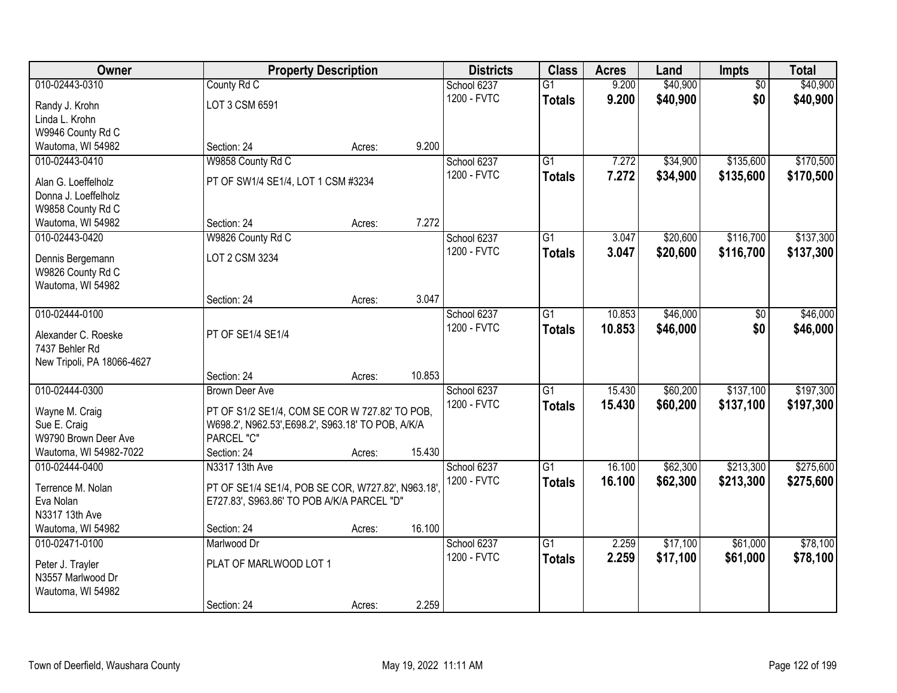| Owner | Property Description | | | Districts | Class | Acres | Land | Impts | Total |
|---|---|---|---|---|---|---|---|---|---|
| 010-02443-0310 | County Rd C | | | School 6237 | G1 | 9.200 | $40,900 | $0 | $40,900 |
| Randy J. Krohn<br>Linda L. Krohn<br>W9946 County Rd C<br>Wautoma, WI 54982 | LOT 3 CSM 6591 | | | 1200 - FVTC | **Totals** | **9.200** | **$40,900** | **$0** | **$40,900** |
| | Section: 24 | Acres: | 9.200 | | | | | | |
| 010-02443-0410 | W9858 County Rd C | | | School 6237 | G1 | 7.272 | $34,900 | $135,600 | $170,500 |
| Alan G. Loeffelholz<br>Donna J. Loeffelholz<br>W9858 County Rd C<br>Wautoma, WI 54982 | PT OF SW1/4 SE1/4, LOT 1 CSM #3234 | | | 1200 - FVTC | **Totals** | **7.272** | **$34,900** | **$135,600** | **$170,500** |
| | Section: 24 | Acres: | 7.272 | | | | | | |
| 010-02443-0420 | W9826 County Rd C | | | School 6237 | G1 | 3.047 | $20,600 | $116,700 | $137,300 |
| Dennis Bergemann<br>W9826 County Rd C<br>Wautoma, WI 54982 | LOT 2 CSM 3234 | | | 1200 - FVTC | **Totals** | **3.047** | **$20,600** | **$116,700** | **$137,300** |
| | Section: 24 | Acres: | 3.047 | | | | | | |
| 010-02444-0100 | | | | School 6237 | G1 | 10.853 | $46,000 | $0 | $46,000 |
| Alexander C. Roeske<br>7437 Behler Rd<br>New Tripoli, PA 18066-4627 | PT OF SE1/4 SE1/4 | | | 1200 - FVTC | **Totals** | **10.853** | **$46,000** | **$0** | **$46,000** |
| | Section: 24 | Acres: | 10.853 | | | | | | |
| 010-02444-0300 | Brown Deer Ave | | | School 6237 | G1 | 15.430 | $60,200 | $137,100 | $197,300 |
| Wayne M. Craig<br>Sue E. Craig<br>W9790 Brown Deer Ave<br>Wautoma, WI 54982-7022 | PT OF S1/2 SE1/4, COM SE COR W 727.82' TO POB, W698.2', N962.53',E698.2', S963.18' TO POB, A/K/A PARCEL "C" | | | 1200 - FVTC | **Totals** | **15.430** | **$60,200** | **$137,100** | **$197,300** |
| | Section: 24 | Acres: | 15.430 | | | | | | |
| 010-02444-0400 | N3317 13th Ave | | | School 6237 | G1 | 16.100 | $62,300 | $213,300 | $275,600 |
| Terrence M. Nolan<br>Eva Nolan<br>N3317 13th Ave<br>Wautoma, WI 54982 | PT OF SE1/4 SE1/4, POB SE COR, W727.82', N963.18', E727.83', S963.86' TO POB A/K/A PARCEL "D" | | | 1200 - FVTC | **Totals** | **16.100** | **$62,300** | **$213,300** | **$275,600** |
| | Section: 24 | Acres: | 16.100 | | | | | | |
| 010-02471-0100 | Marlwood Dr | | | School 6237 | G1 | 2.259 | $17,100 | $61,000 | $78,100 |
| Peter J. Trayler<br>N3557 Marlwood Dr<br>Wautoma, WI 54982 | PLAT OF MARLWOOD LOT 1 | | | 1200 - FVTC | **Totals** | **2.259** | **$17,100** | **$61,000** | **$78,100** |
| | Section: 24 | Acres: | 2.259 | | | | | | |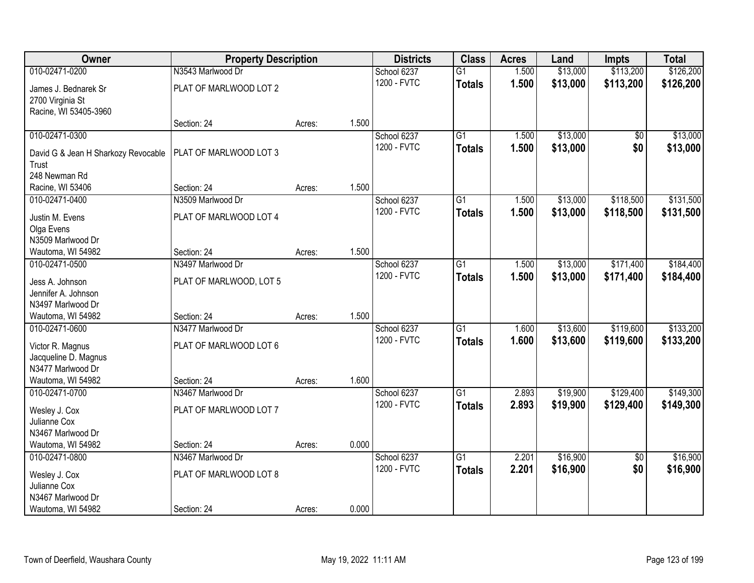| Owner | Property Description | | | Districts | Class | Acres | Land | Impts | Total |
|---|---|---|---|---|---|---|---|---|---|
| 010-02471-0200 | N3543 Marlwood Dr | | | School 6237 | G1 | 1.500 | $13,000 | $113,200 | $126,200 |
| James J. Bednarek Sr<br>2700 Virginia St<br>Racine, WI 53405-3960 | PLAT OF MARLWOOD LOT 2 | | | 1200 - FVTC | **Totals** | **1.500** | **$13,000** | **$113,200** | **$126,200** |
| | Section: 24 | Acres: | 1.500 | | | | | | |
| 010-02471-0300 | | | | School 6237 | G1 | 1.500 | $13,000 | $0 | $13,000 |
| David G & Jean H Sharkozy Revocable Trust<br>248 Newman Rd<br>Racine, WI 53406 | PLAT OF MARLWOOD LOT 3 | | | 1200 - FVTC | **Totals** | **1.500** | **$13,000** | **$0** | **$13,000** |
| | Section: 24 | Acres: | 1.500 | | | | | | |
| 010-02471-0400 | N3509 Marlwood Dr | | | School 6237 | G1 | 1.500 | $13,000 | $118,500 | $131,500 |
| Justin M. Evens<br>Olga Evens<br>N3509 Marlwood Dr<br>Wautoma, WI 54982 | PLAT OF MARLWOOD LOT 4 | | | 1200 - FVTC | **Totals** | **1.500** | **$13,000** | **$118,500** | **$131,500** |
| | Section: 24 | Acres: | 1.500 | | | | | | |
| 010-02471-0500 | N3497 Marlwood Dr | | | School 6237 | G1 | 1.500 | $13,000 | $171,400 | $184,400 |
| Jess A. Johnson<br>Jennifer A. Johnson<br>N3497 Marlwood Dr<br>Wautoma, WI 54982 | PLAT OF MARLWOOD, LOT 5 | | | 1200 - FVTC | **Totals** | **1.500** | **$13,000** | **$171,400** | **$184,400** |
| | Section: 24 | Acres: | 1.500 | | | | | | |
| 010-02471-0600 | N3477 Marlwood Dr | | | School 6237 | G1 | 1.600 | $13,600 | $119,600 | $133,200 |
| Victor R. Magnus<br>Jacqueline D. Magnus<br>N3477 Marlwood Dr<br>Wautoma, WI 54982 | PLAT OF MARLWOOD LOT 6 | | | 1200 - FVTC | **Totals** | **1.600** | **$13,600** | **$119,600** | **$133,200** |
| | Section: 24 | Acres: | 1.600 | | | | | | |
| 010-02471-0700 | N3467 Marlwood Dr | | | School 6237 | G1 | 2.893 | $19,900 | $129,400 | $149,300 |
| Wesley J. Cox<br>Julianne Cox<br>N3467 Marlwood Dr<br>Wautoma, WI 54982 | PLAT OF MARLWOOD LOT 7 | | | 1200 - FVTC | **Totals** | **2.893** | **$19,900** | **$129,400** | **$149,300** |
| | Section: 24 | Acres: | 0.000 | | | | | | |
| 010-02471-0800 | N3467 Marlwood Dr | | | School 6237 | G1 | 2.201 | $16,900 | $0 | $16,900 |
| Wesley J. Cox<br>Julianne Cox<br>N3467 Marlwood Dr<br>Wautoma, WI 54982 | PLAT OF MARLWOOD LOT 8 | | | 1200 - FVTC | **Totals** | **2.201** | **$16,900** | **$0** | **$16,900** |
| | Section: 24 | Acres: | 0.000 | | | | | | |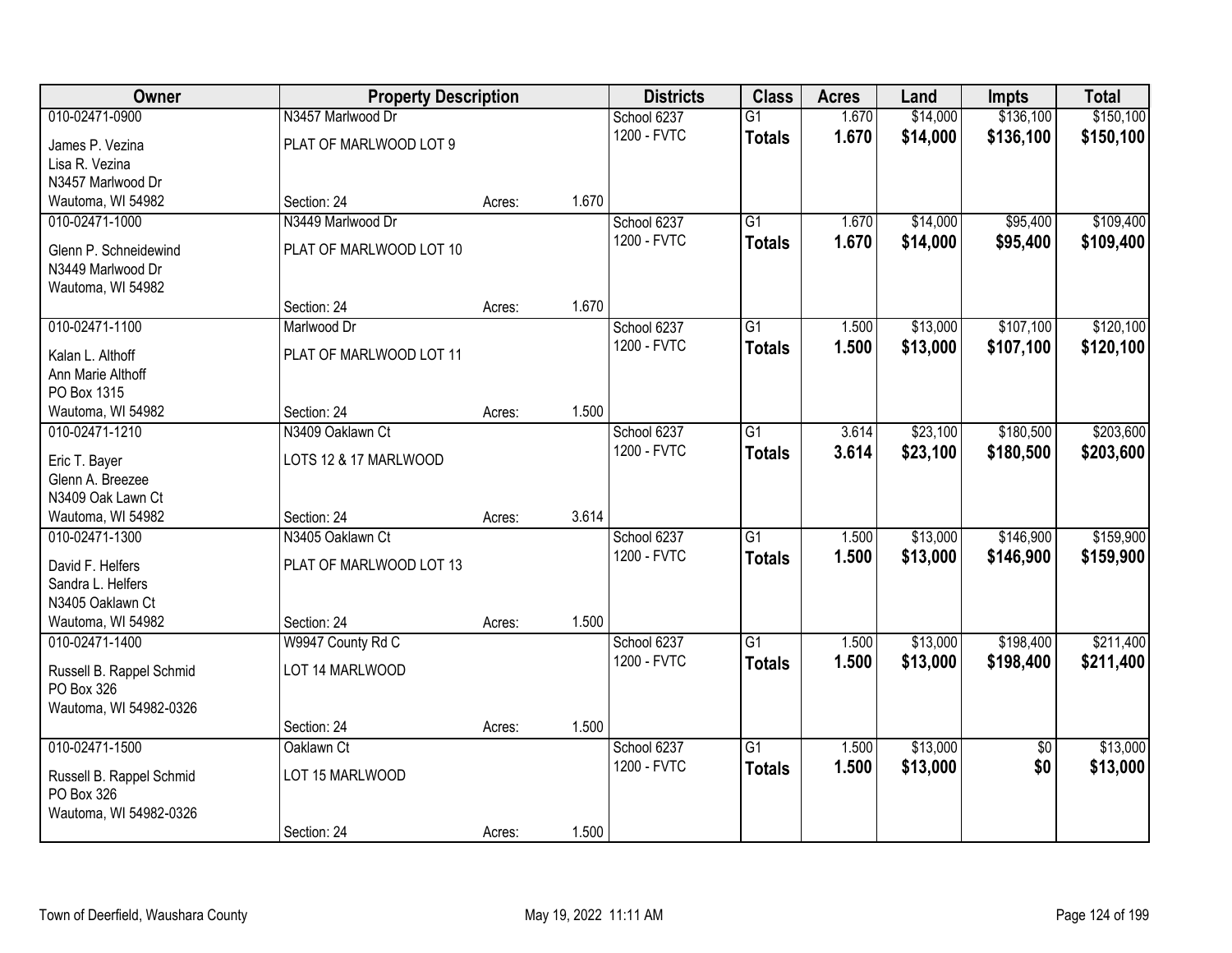| Owner | Property Description | | | Districts | Class | Acres | Land | Impts | Total |
|---|---|---|---|---|---|---|---|---|---|
| 010-02471-0900 | N3457 Marlwood Dr | | | School 6237 | G1 | 1.670 | $14,000 | $136,100 | $150,100 |
| James P. Vezina<br>Lisa R. Vezina<br>N3457 Marlwood Dr<br>Wautoma, WI 54982 | PLAT OF MARLWOOD LOT 9 | | | 1200 - FVTC | **Totals** | **1.670** | **$14,000** | **$136,100** | **$150,100** |
| | Section: 24 | Acres: | 1.670 | | | | | | |
| 010-02471-1000 | N3449 Marlwood Dr | | | School 6237 | G1 | 1.670 | $14,000 | $95,400 | $109,400 |
| Glenn P. Schneidewind<br>N3449 Marlwood Dr<br>Wautoma, WI 54982 | PLAT OF MARLWOOD LOT 10 | | | 1200 - FVTC | **Totals** | **1.670** | **$14,000** | **$95,400** | **$109,400** |
| | Section: 24 | Acres: | 1.670 | | | | | | |
| 010-02471-1100 | Marlwood Dr | | | School 6237 | G1 | 1.500 | $13,000 | $107,100 | $120,100 |
| Kalan L. Althoff<br>Ann Marie Althoff<br>PO Box 1315<br>Wautoma, WI 54982 | PLAT OF MARLWOOD LOT 11 | | | 1200 - FVTC | **Totals** | **1.500** | **$13,000** | **$107,100** | **$120,100** |
| | Section: 24 | Acres: | 1.500 | | | | | | |
| 010-02471-1210 | N3409 Oaklawn Ct | | | School 6237 | G1 | 3.614 | $23,100 | $180,500 | $203,600 |
| Eric T. Bayer<br>Glenn A. Breezee<br>N3409 Oak Lawn Ct<br>Wautoma, WI 54982 | LOTS 12 & 17 MARLWOOD | | | 1200 - FVTC | **Totals** | **3.614** | **$23,100** | **$180,500** | **$203,600** |
| | Section: 24 | Acres: | 3.614 | | | | | | |
| 010-02471-1300 | N3405 Oaklawn Ct | | | School 6237 | G1 | 1.500 | $13,000 | $146,900 | $159,900 |
| David F. Helfers<br>Sandra L. Helfers<br>N3405 Oaklawn Ct<br>Wautoma, WI 54982 | PLAT OF MARLWOOD LOT 13 | | | 1200 - FVTC | **Totals** | **1.500** | **$13,000** | **$146,900** | **$159,900** |
| | Section: 24 | Acres: | 1.500 | | | | | | |
| 010-02471-1400 | W9947 County Rd C | | | School 6237 | G1 | 1.500 | $13,000 | $198,400 | $211,400 |
| Russell B. Rappel Schmid<br>PO Box 326<br>Wautoma, WI 54982-0326 | LOT 14 MARLWOOD | | | 1200 - FVTC | **Totals** | **1.500** | **$13,000** | **$198,400** | **$211,400** |
| | Section: 24 | Acres: | 1.500 | | | | | | |
| 010-02471-1500 | Oaklawn Ct | | | School 6237 | G1 | 1.500 | $13,000 | $0 | $13,000 |
| Russell B. Rappel Schmid<br>PO Box 326<br>Wautoma, WI 54982-0326 | LOT 15 MARLWOOD | | | 1200 - FVTC | **Totals** | **1.500** | **$13,000** | **$0** | **$13,000** |
| | Section: 24 | Acres: | 1.500 | | | | | | |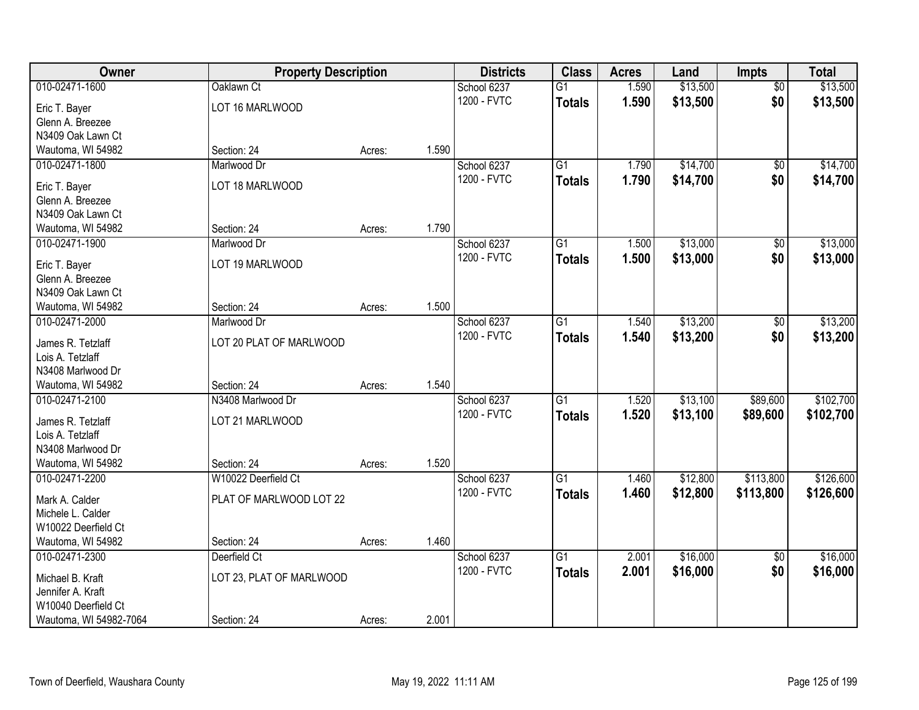| Owner | Property Description | | | Districts | Class | Acres | Land | Impts | Total |
|---|---|---|---|---|---|---|---|---|---|
| 010-02471-1600 | Oaklawn Ct | | | School 6237 | G1 | 1.590 | $13,500 | $0 | $13,500 |
| Eric T. Bayer<br>Glenn A. Breezee<br>N3409 Oak Lawn Ct<br>Wautoma, WI 54982 | LOT 16 MARLWOOD<br><br><br>Section: 24 | Acres: | 1.590 | 1200 - FVTC | **Totals** | **1.590** | **$13,500** | **$0** | **$13,500** |
| 010-02471-1800 | Marlwood Dr | | | School 6237 | G1 | 1.790 | $14,700 | $0 | $14,700 |
| Eric T. Bayer<br>Glenn A. Breezee<br>N3409 Oak Lawn Ct<br>Wautoma, WI 54982 | LOT 18 MARLWOOD<br><br><br>Section: 24 | Acres: | 1.790 | 1200 - FVTC | **Totals** | **1.790** | **$14,700** | **$0** | **$14,700** |
| 010-02471-1900 | Marlwood Dr | | | School 6237 | G1 | 1.500 | $13,000 | $0 | $13,000 |
| Eric T. Bayer<br>Glenn A. Breezee<br>N3409 Oak Lawn Ct<br>Wautoma, WI 54982 | LOT 19 MARLWOOD<br><br><br>Section: 24 | Acres: | 1.500 | 1200 - FVTC | **Totals** | **1.500** | **$13,000** | **$0** | **$13,000** |
| 010-02471-2000 | Marlwood Dr | | | School 6237 | G1 | 1.540 | $13,200 | $0 | $13,200 |
| James R. Tetzlaff<br>Lois A. Tetzlaff<br>N3408 Marlwood Dr<br>Wautoma, WI 54982 | LOT 20 PLAT OF MARLWOOD<br><br><br>Section: 24 | Acres: | 1.540 | 1200 - FVTC | **Totals** | **1.540** | **$13,200** | **$0** | **$13,200** |
| 010-02471-2100 | N3408 Marlwood Dr | | | School 6237 | G1 | 1.520 | $13,100 | $89,600 | $102,700 |
| James R. Tetzlaff<br>Lois A. Tetzlaff<br>N3408 Marlwood Dr<br>Wautoma, WI 54982 | LOT 21 MARLWOOD<br><br><br>Section: 24 | Acres: | 1.520 | 1200 - FVTC | **Totals** | **1.520** | **$13,100** | **$89,600** | **$102,700** |
| 010-02471-2200 | W10022 Deerfield Ct | | | School 6237 | G1 | 1.460 | $12,800 | $113,800 | $126,600 |
| Mark A. Calder<br>Michele L. Calder<br>W10022 Deerfield Ct<br>Wautoma, WI 54982 | PLAT OF MARLWOOD LOT 22<br><br><br>Section: 24 | Acres: | 1.460 | 1200 - FVTC | **Totals** | **1.460** | **$12,800** | **$113,800** | **$126,600** |
| 010-02471-2300 | Deerfield Ct | | | School 6237 | G1 | 2.001 | $16,000 | $0 | $16,000 |
| Michael B. Kraft<br>Jennifer A. Kraft<br>W10040 Deerfield Ct<br>Wautoma, WI 54982-7064 | LOT 23, PLAT OF MARLWOOD<br><br><br>Section: 24 | Acres: | 2.001 | 1200 - FVTC | **Totals** | **2.001** | **$16,000** | **$0** | **$16,000** |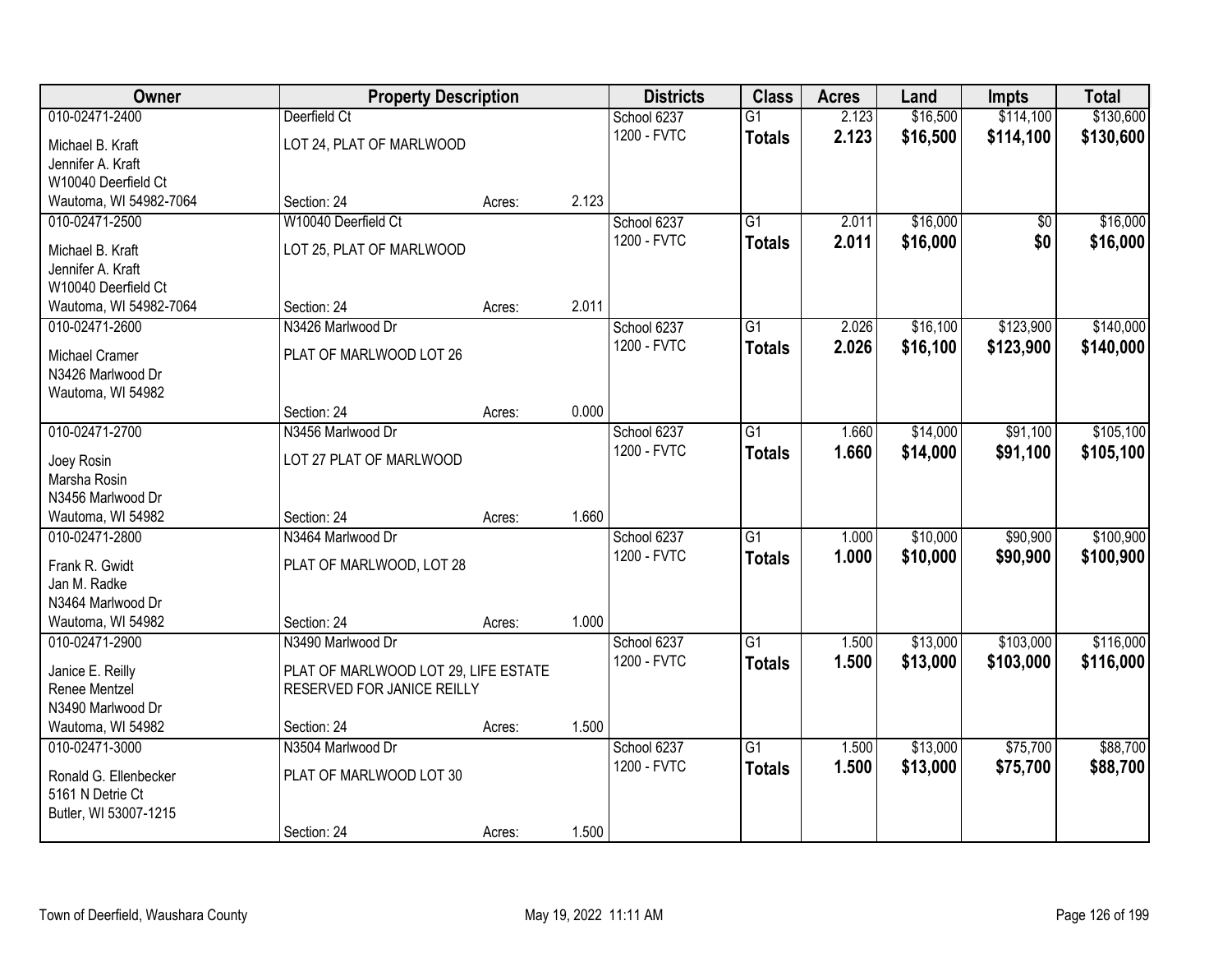| Owner | Property Description | | | Districts | Class | Acres | Land | Impts | Total |
|---|---|---|---|---|---|---|---|---|---|
| 010-02471-2400 | Deerfield Ct | | | School 6237 | G1 | 2.123 | $16,500 | $114,100 | $130,600 |
| Michael B. Kraft<br>Jennifer A. Kraft<br>W10040 Deerfield Ct<br>Wautoma, WI 54982-7064 | LOT 24, PLAT OF MARLWOOD | | | 1200 - FVTC | **Totals** | **2.123** | **$16,500** | **$114,100** | **$130,600** |
| | Section: 24 | Acres: | 2.123 | | | | | | |
| 010-02471-2500 | W10040 Deerfield Ct | | | School 6237 | G1 | 2.011 | $16,000 | $0 | $16,000 |
| Michael B. Kraft<br>Jennifer A. Kraft<br>W10040 Deerfield Ct<br>Wautoma, WI 54982-7064 | LOT 25, PLAT OF MARLWOOD | | | 1200 - FVTC | **Totals** | **2.011** | **$16,000** | **$0** | **$16,000** |
| | Section: 24 | Acres: | 2.011 | | | | | | |
| 010-02471-2600 | N3426 Marlwood Dr | | | School 6237 | G1 | 2.026 | $16,100 | $123,900 | $140,000 |
| Michael Cramer<br>N3426 Marlwood Dr<br>Wautoma, WI 54982 | PLAT OF MARLWOOD LOT 26 | | | 1200 - FVTC | **Totals** | **2.026** | **$16,100** | **$123,900** | **$140,000** |
| | Section: 24 | Acres: | 0.000 | | | | | | |
| 010-02471-2700 | N3456 Marlwood Dr | | | School 6237 | G1 | 1.660 | $14,000 | $91,100 | $105,100 |
| Joey Rosin<br>Marsha Rosin<br>N3456 Marlwood Dr<br>Wautoma, WI 54982 | LOT 27 PLAT OF MARLWOOD | | | 1200 - FVTC | **Totals** | **1.660** | **$14,000** | **$91,100** | **$105,100** |
| | Section: 24 | Acres: | 1.660 | | | | | | |
| 010-02471-2800 | N3464 Marlwood Dr | | | School 6237 | G1 | 1.000 | $10,000 | $90,900 | $100,900 |
| Frank R. Gwidt<br>Jan M. Radke<br>N3464 Marlwood Dr<br>Wautoma, WI 54982 | PLAT OF MARLWOOD, LOT 28 | | | 1200 - FVTC | **Totals** | **1.000** | **$10,000** | **$90,900** | **$100,900** |
| | Section: 24 | Acres: | 1.000 | | | | | | |
| 010-02471-2900 | N3490 Marlwood Dr | | | School 6237 | G1 | 1.500 | $13,000 | $103,000 | $116,000 |
| Janice E. Reilly<br>Renee Mentzel<br>N3490 Marlwood Dr<br>Wautoma, WI 54982 | PLAT OF MARLWOOD LOT 29, LIFE ESTATE RESERVED FOR JANICE REILLY | | | 1200 - FVTC | **Totals** | **1.500** | **$13,000** | **$103,000** | **$116,000** |
| | Section: 24 | Acres: | 1.500 | | | | | | |
| 010-02471-3000 | N3504 Marlwood Dr | | | School 6237 | G1 | 1.500 | $13,000 | $75,700 | $88,700 |
| Ronald G. Ellenbecker<br>5161 N Detrie Ct<br>Butler, WI 53007-1215 | PLAT OF MARLWOOD LOT 30 | | | 1200 - FVTC | **Totals** | **1.500** | **$13,000** | **$75,700** | **$88,700** |
| | Section: 24 | Acres: | 1.500 | | | | | | |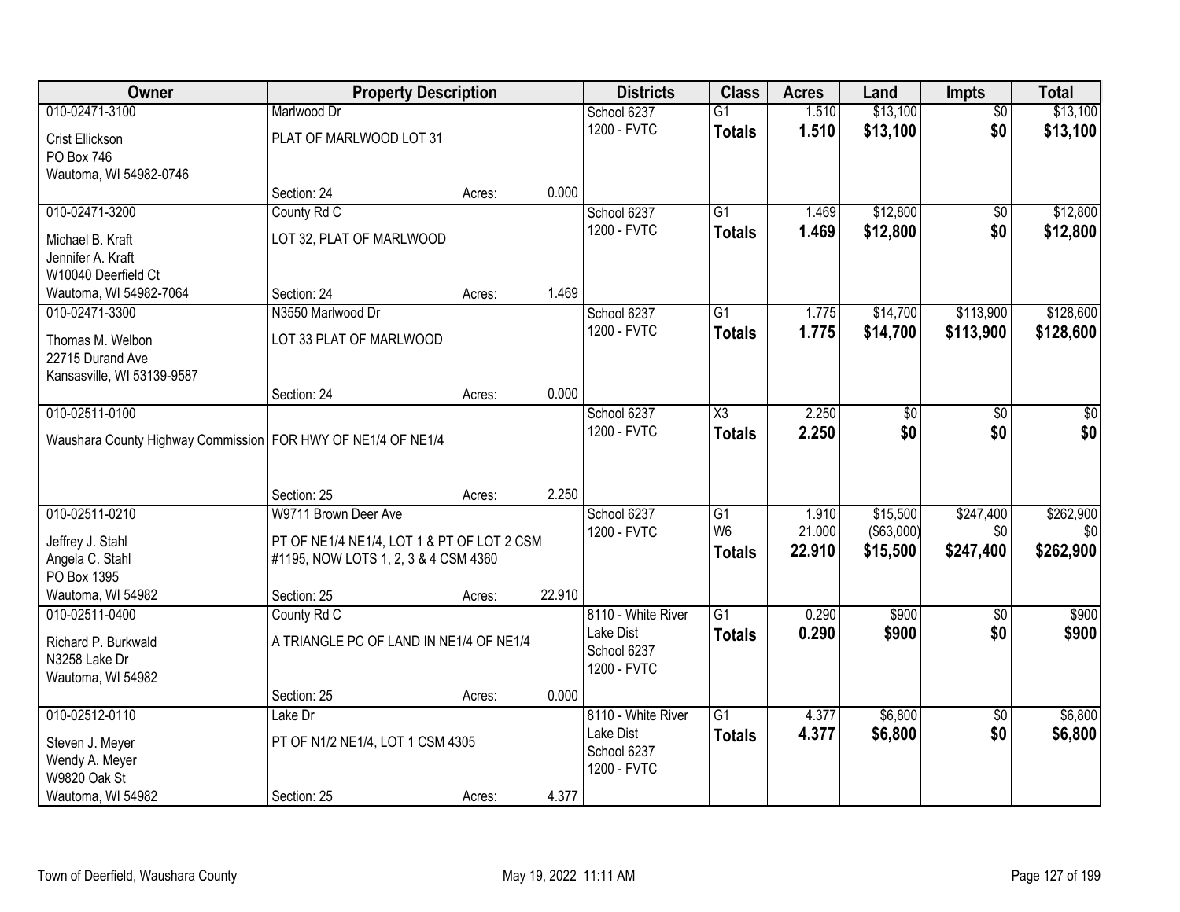| Owner | Property Description | | | Districts | Class | Acres | Land | Impts | Total |
|---|---|---|---|---|---|---|---|---|---|
| 010-02471-3100 | Marlwood Dr | | | School 6237 | G1 | 1.510 | $13,100 | $0 | $13,100 |
| Crist Ellickson<br>PO Box 746<br>Wautoma, WI 54982-0746 | PLAT OF MARLWOOD LOT 31 | | | 1200 - FVTC | **Totals** | **1.510** | **$13,100** | **$0** | **$13,100** |
| | Section: 24 | Acres: | 0.000 | | | | | | |
| 010-02471-3200 | County Rd C | | | School 6237 | G1 | 1.469 | $12,800 | $0 | $12,800 |
| Michael B. Kraft<br>Jennifer A. Kraft<br>W10040 Deerfield Ct<br>Wautoma, WI 54982-7064 | LOT 32, PLAT OF MARLWOOD | | | 1200 - FVTC | **Totals** | **1.469** | **$12,800** | **$0** | **$12,800** |
| | Section: 24 | Acres: | 1.469 | | | | | | |
| 010-02471-3300 | N3550 Marlwood Dr | | | School 6237 | G1 | 1.775 | $14,700 | $113,900 | $128,600 |
| Thomas M. Welbon<br>22715 Durand Ave<br>Kansasville, WI 53139-9587 | LOT 33 PLAT OF MARLWOOD | | | 1200 - FVTC | **Totals** | **1.775** | **$14,700** | **$113,900** | **$128,600** |
| | Section: 24 | Acres: | 0.000 | | | | | | |
| 010-02511-0100 | | | | School 6237 | X3 | 2.250 | $0 | $0 | $0 |
| Waushara County Highway Commission | FOR HWY OF NE1/4 OF NE1/4 | | | 1200 - FVTC | **Totals** | **2.250** | **$0** | **$0** | **$0** |
| | Section: 25 | Acres: | 2.250 | | | | | | |
| 010-02511-0210 | W9711 Brown Deer Ave | | | School 6237 | G1 | 1.910 | $15,500 | $247,400 | $262,900 |
| Jeffrey J. Stahl<br>Angela C. Stahl<br>PO Box 1395<br>Wautoma, WI 54982 | PT OF NE1/4 NE1/4, LOT 1 & PT OF LOT 2 CSM #1195, NOW LOTS 1, 2, 3 & 4 CSM 4360 | | | 1200 - FVTC | W6 | 21.000 | ($63,000) | $0 | $0 |
| | | | | | **Totals** | **22.910** | **$15,500** | **$247,400** | **$262,900** |
| | Section: 25 | Acres: | 22.910 | | | | | | |
| 010-02511-0400 | County Rd C | | | 8110 - White River Lake Dist | G1 | 0.290 | $900 | $0 | $900 |
| Richard P. Burkwald<br>N3258 Lake Dr<br>Wautoma, WI 54982 | A TRIANGLE PC OF LAND IN NE1/4 OF NE1/4 | | | School 6237<br>1200 - FVTC | **Totals** | **0.290** | **$900** | **$0** | **$900** |
| | Section: 25 | Acres: | 0.000 | | | | | | |
| 010-02512-0110 | Lake Dr | | | 8110 - White River Lake Dist | G1 | 4.377 | $6,800 | $0 | $6,800 |
| Steven J. Meyer<br>Wendy A. Meyer<br>W9820 Oak St<br>Wautoma, WI 54982 | PT OF N1/2 NE1/4, LOT 1 CSM 4305 | | | School 6237<br>1200 - FVTC | **Totals** | **4.377** | **$6,800** | **$0** | **$6,800** |
| | Section: 25 | Acres: | 4.377 | | | | | | |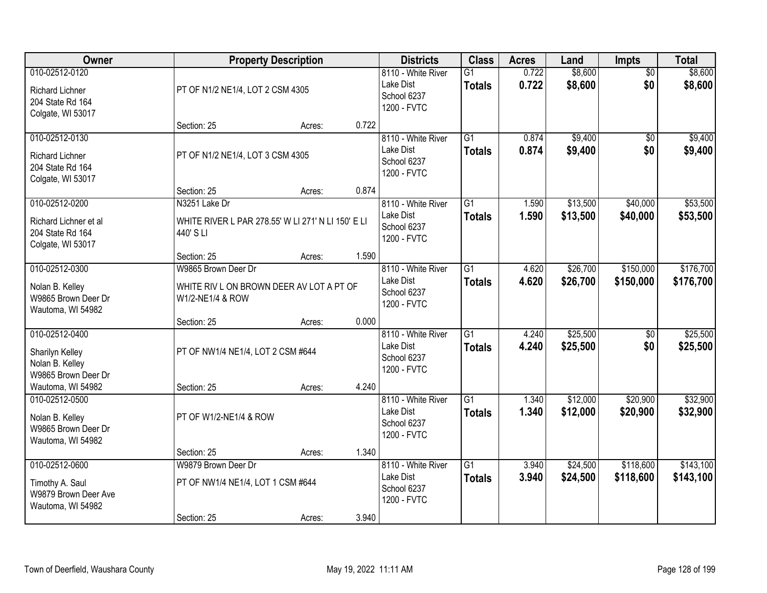| Owner | Property Description | | | Districts | Class | Acres | Land | Impts | Total |
|---|---|---|---|---|---|---|---|---|---|
| 010-02512-0120<br>Richard Lichner<br>204 State Rd 164<br>Colgate, WI 53017 | PT OF N1/2 NE1/4, LOT 2 CSM 4305 | | | 8110 - White River Lake Dist<br>School 6237<br>1200 - FVTC | G1<br>**Totals** | 0.722<br>**0.722** | $8,600<br>**$8,600** | $0<br>**$0** | $8,600<br>**$8,600** |
| | Section: 25 | Acres: | 0.722 | | | | | | |
| 010-02512-0130<br>Richard Lichner<br>204 State Rd 164<br>Colgate, WI 53017 | PT OF N1/2 NE1/4, LOT 3 CSM 4305 | | | 8110 - White River Lake Dist<br>School 6237<br>1200 - FVTC | G1<br>**Totals** | 0.874<br>**0.874** | $9,400<br>**$9,400** | $0<br>**$0** | $9,400<br>**$9,400** |
| | Section: 25 | Acres: | 0.874 | | | | | | |
| 010-02512-0200<br>Richard Lichner et al<br>204 State Rd 164<br>Colgate, WI 53017 | N3251 Lake Dr<br>WHITE RIVER L PAR 278.55' W LI 271' N LI 150' E LI 440' S LI | | | 8110 - White River Lake Dist<br>School 6237<br>1200 - FVTC | G1<br>**Totals** | 1.590<br>**1.590** | $13,500<br>**$13,500** | $40,000<br>**$40,000** | $53,500<br>**$53,500** |
| | Section: 25 | Acres: | 1.590 | | | | | | |
| 010-02512-0300<br>Nolan B. Kelley<br>W9865 Brown Deer Dr<br>Wautoma, WI 54982 | W9865 Brown Deer Dr<br>WHITE RIV L ON BROWN DEER AV LOT A PT OF W1/2-NE1/4 & ROW | | | 8110 - White River Lake Dist<br>School 6237<br>1200 - FVTC | G1<br>**Totals** | 4.620<br>**4.620** | $26,700<br>**$26,700** | $150,000<br>**$150,000** | $176,700<br>**$176,700** |
| | Section: 25 | Acres: | 0.000 | | | | | | |
| 010-02512-0400<br>Sharilyn Kelley<br>Nolan B. Kelley<br>W9865 Brown Deer Dr<br>Wautoma, WI 54982 | PT OF NW1/4 NE1/4, LOT 2 CSM #644 | | | 8110 - White River Lake Dist<br>School 6237<br>1200 - FVTC | G1<br>**Totals** | 4.240<br>**4.240** | $25,500<br>**$25,500** | $0<br>**$0** | $25,500<br>**$25,500** |
| | Section: 25 | Acres: | 4.240 | | | | | | |
| 010-02512-0500<br>Nolan B. Kelley<br>W9865 Brown Deer Dr<br>Wautoma, WI 54982 | PT OF W1/2-NE1/4 & ROW | | | 8110 - White River Lake Dist<br>School 6237<br>1200 - FVTC | G1<br>**Totals** | 1.340<br>**1.340** | $12,000<br>**$12,000** | $20,900<br>**$20,900** | $32,900<br>**$32,900** |
| | Section: 25 | Acres: | 1.340 | | | | | | |
| 010-02512-0600<br>Timothy A. Saul<br>W9879 Brown Deer Ave<br>Wautoma, WI 54982 | W9879 Brown Deer Dr<br>PT OF NW1/4 NE1/4, LOT 1 CSM #644 | | | 8110 - White River Lake Dist<br>School 6237<br>1200 - FVTC | G1<br>**Totals** | 3.940<br>**3.940** | $24,500<br>**$24,500** | $118,600<br>**$118,600** | $143,100<br>**$143,100** |
| | Section: 25 | Acres: | 3.940 | | | | | | |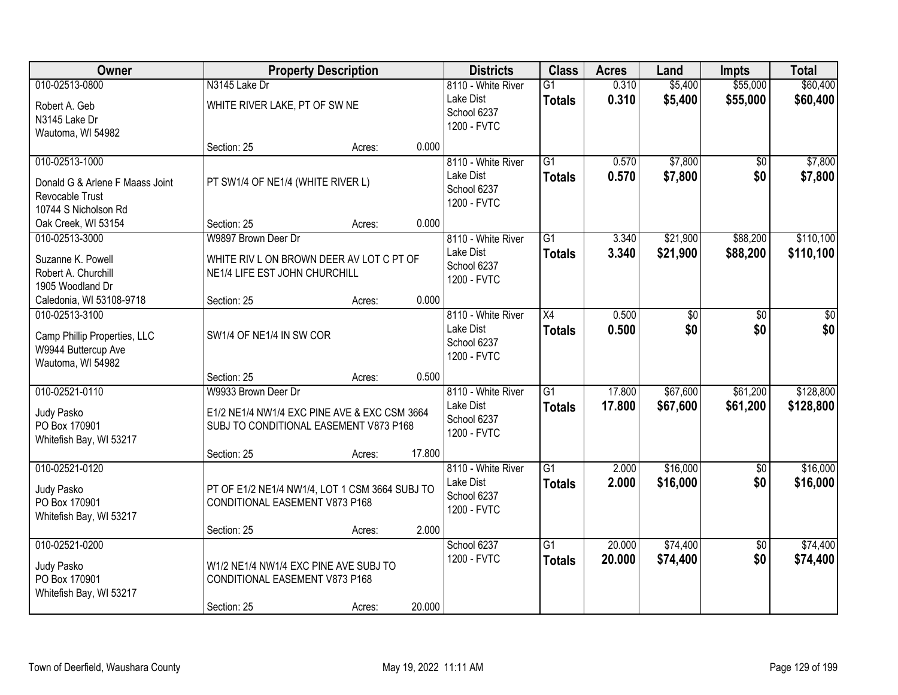| Owner | Property Description | | | Districts | Class | Acres | Land | Impts | Total |
|---|---|---|---|---|---|---|---|---|---|
| 010-02513-0800<br>Robert A. Geb<br>N3145 Lake Dr<br>Wautoma, WI 54982 | N3145 Lake Dr<br>WHITE RIVER LAKE, PT OF SW NE<br>Section: 25 | Acres: | 0.000 | 8110 - White River Lake Dist<br>School 6237<br>1200 - FVTC | G1<br>**Totals** | 0.310<br>**0.310** | $5,400<br>**$5,400** | $55,000<br>**$55,000** | $60,400<br>**$60,400** |
| 010-02513-1000<br>Donald G & Arlene F Maass Joint Revocable Trust<br>10744 S Nicholson Rd<br>Oak Creek, WI 53154 | PT SW1/4 OF NE1/4 (WHITE RIVER L)<br>Section: 25 | Acres: | 0.000 | 8110 - White River Lake Dist<br>School 6237<br>1200 - FVTC | G1<br>**Totals** | 0.570<br>**0.570** | $7,800<br>**$7,800** | $0<br>**$0** | $7,800<br>**$7,800** |
| 010-02513-3000<br>Suzanne K. Powell<br>Robert A. Churchill<br>1905 Woodland Dr<br>Caledonia, WI 53108-9718 | W9897 Brown Deer Dr<br>WHITE RIV L ON BROWN DEER AV LOT C PT OF NE1/4 LIFE EST JOHN CHURCHILL<br>Section: 25 | Acres: | 0.000 | 8110 - White River Lake Dist<br>School 6237<br>1200 - FVTC | G1<br>**Totals** | 3.340<br>**3.340** | $21,900<br>**$21,900** | $88,200<br>**$88,200** | $110,100<br>**$110,100** |
| 010-02513-3100<br>Camp Phillip Properties, LLC<br>W9944 Buttercup Ave<br>Wautoma, WI 54982 | SW1/4 OF NE1/4 IN SW COR<br>Section: 25 | Acres: | 0.500 | 8110 - White River Lake Dist<br>School 6237<br>1200 - FVTC | X4<br>**Totals** | 0.500<br>**0.500** | $0<br>**$0** | $0<br>**$0** | $0<br>**$0** |
| 010-02521-0110<br>Judy Pasko<br>PO Box 170901<br>Whitefish Bay, WI 53217 | W9933 Brown Deer Dr<br>E1/2 NE1/4 NW1/4 EXC PINE AVE & EXC CSM 3664 SUBJ TO CONDITIONAL EASEMENT V873 P168<br>Section: 25 | Acres: | 17.800 | 8110 - White River Lake Dist<br>School 6237<br>1200 - FVTC | G1<br>**Totals** | 17.800<br>**17.800** | $67,600<br>**$67,600** | $61,200<br>**$61,200** | $128,800<br>**$128,800** |
| 010-02521-0120<br>Judy Pasko<br>PO Box 170901<br>Whitefish Bay, WI 53217 | PT OF E1/2 NE1/4 NW1/4, LOT 1 CSM 3664 SUBJ TO CONDITIONAL EASEMENT V873 P168<br>Section: 25 | Acres: | 2.000 | 8110 - White River Lake Dist<br>School 6237<br>1200 - FVTC | G1<br>**Totals** | 2.000<br>**2.000** | $16,000<br>**$16,000** | $0<br>**$0** | $16,000<br>**$16,000** |
| 010-02521-0200<br>Judy Pasko<br>PO Box 170901<br>Whitefish Bay, WI 53217 | W1/2 NE1/4 NW1/4 EXC PINE AVE SUBJ TO CONDITIONAL EASEMENT V873 P168<br>Section: 25 | Acres: | 20.000 | School 6237<br>1200 - FVTC | G1<br>**Totals** | 20.000<br>**20.000** | $74,400<br>**$74,400** | $0<br>**$0** | $74,400<br>**$74,400** |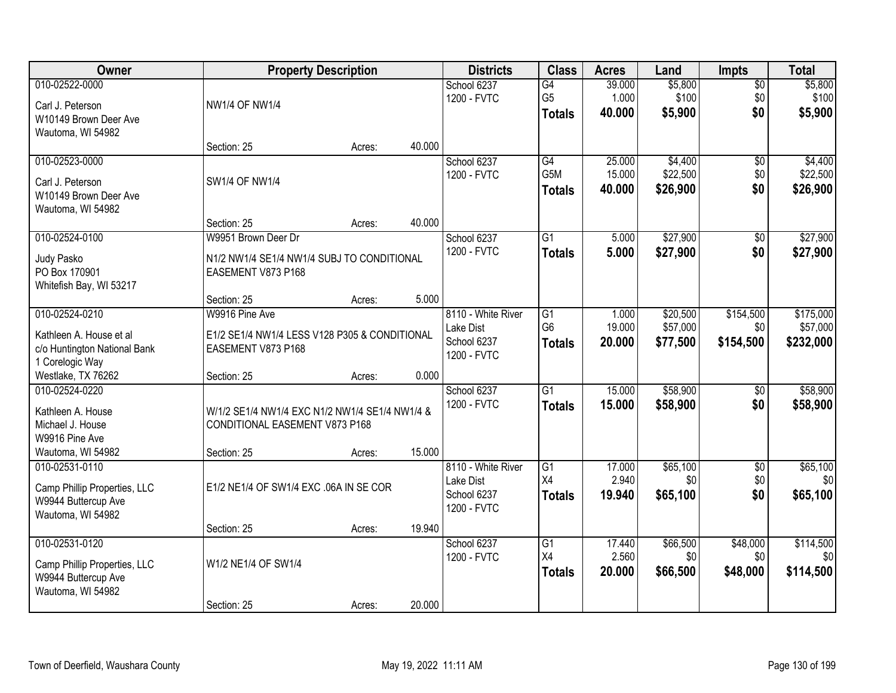| Owner | Property Description | Districts | Class | Acres | Land | Impts | Total |
|---|---|---|---|---|---|---|---|
| 010-02522-0000<br><br>Carl J. Peterson<br>W10149 Brown Deer Ave<br>Wautoma, WI 54982 | NW1/4 OF NW1/4<br><br>Section: 25 Acres: 40.000 | School 6237<br>1200 - FVTC | G4<br>G5<br>**Totals** | 39.000<br>1.000<br>**40.000** | $5,800<br>$100<br>**$5,900** | $0<br>$0<br>**$0** | $5,800<br>$100<br>**$5,900** |
| 010-02523-0000<br><br>Carl J. Peterson<br>W10149 Brown Deer Ave<br>Wautoma, WI 54982 | SW1/4 OF NW1/4<br><br>Section: 25 Acres: 40.000 | School 6237<br>1200 - FVTC | G4<br>G5M<br>**Totals** | 25.000<br>15.000<br>**40.000** | $4,400<br>$22,500<br>**$26,900** | $0<br>$0<br>**$0** | $4,400<br>$22,500<br>**$26,900** |
| 010-02524-0100<br><br>Judy Pasko<br>PO Box 170901<br>Whitefish Bay, WI 53217 | W9951 Brown Deer Dr<br><br>N1/2 NW1/4 SE1/4 NW1/4 SUBJ TO CONDITIONAL EASEMENT V873 P168<br><br>Section: 25 Acres: 5.000 | School 6237<br>1200 - FVTC | G1<br>**Totals** | 5.000<br>**5.000** | $27,900<br>**$27,900** | $0<br>**$0** | $27,900<br>**$27,900** |
| 010-02524-0210<br><br>Kathleen A. House et al<br>c/o Huntington National Bank<br>1 Corelogic Way<br>Westlake, TX 76262 | W9916 Pine Ave<br><br>E1/2 SE1/4 NW1/4 LESS V128 P305 & CONDITIONAL EASEMENT V873 P168<br><br>Section: 25 Acres: 0.000 | 8110 - White River Lake Dist<br>School 6237<br>1200 - FVTC | G1<br>G6<br>**Totals** | 1.000<br>19.000<br>**20.000** | $20,500<br>$57,000<br>**$77,500** | $154,500<br>$0<br>**$154,500** | $175,000<br>$57,000<br>**$232,000** |
| 010-02524-0220<br><br>Kathleen A. House<br>Michael J. House<br>W9916 Pine Ave<br>Wautoma, WI 54982 | W/1/2 SE1/4 NW1/4 EXC N1/2 NW1/4 SE1/4 NW1/4 & CONDITIONAL EASEMENT V873 P168<br><br>Section: 25 Acres: 15.000 | School 6237<br>1200 - FVTC | G1<br>**Totals** | 15.000<br>**15.000** | $58,900<br>**$58,900** | $0<br>**$0** | $58,900<br>**$58,900** |
| 010-02531-0110<br><br>Camp Phillip Properties, LLC<br>W9944 Buttercup Ave<br>Wautoma, WI 54982 | E1/2 NE1/4 OF SW1/4 EXC .06A IN SE COR<br><br>Section: 25 Acres: 19.940 | 8110 - White River Lake Dist<br>School 6237<br>1200 - FVTC | G1<br>X4<br>**Totals** | 17.000<br>2.940<br>**19.940** | $65,100<br>$0<br>**$65,100** | $0<br>$0<br>**$0** | $65,100<br>$0<br>**$65,100** |
| 010-02531-0120<br><br>Camp Phillip Properties, LLC<br>W9944 Buttercup Ave<br>Wautoma, WI 54982 | W1/2 NE1/4 OF SW1/4<br><br>Section: 25 Acres: 20.000 | School 6237<br>1200 - FVTC | G1<br>X4<br>**Totals** | 17.440<br>2.560<br>**20.000** | $66,500<br>$0<br>**$66,500** | $48,000<br>$0<br>**$48,000** | $114,500<br>$0<br>**$114,500** |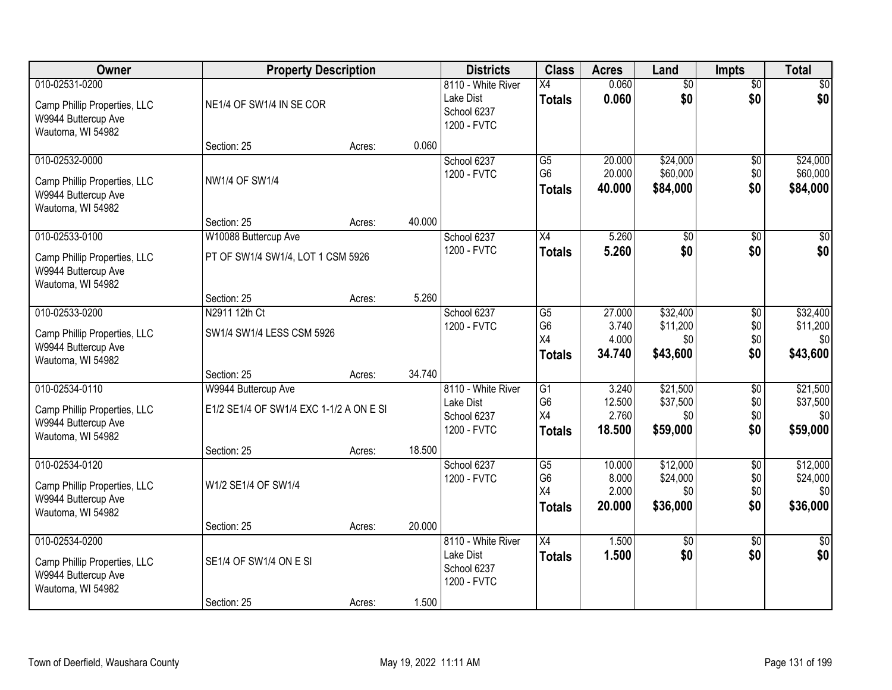| Owner | Property Description | | | Districts | Class | Acres | Land | Impts | Total |
|---|---|---|---|---|---|---|---|---|---|
| 010-02531-0200<br>Camp Phillip Properties, LLC<br>W9944 Buttercup Ave<br>Wautoma, WI 54982 | NE1/4 OF SW1/4 IN SE COR<br>Section: 25 | Acres: | 0.060 | 8110 - White River Lake Dist<br>School 6237<br>1200 - FVTC | X4<br>**Totals** | 0.060<br>**0.060** | $0<br>**$0** | $0<br>**$0** | $0<br>**$0** |
| 010-02532-0000<br>Camp Phillip Properties, LLC<br>W9944 Buttercup Ave<br>Wautoma, WI 54982 | NW1/4 OF SW1/4<br>Section: 25 | Acres: | 40.000 | School 6237<br>1200 - FVTC | G5<br>G6<br>**Totals** | 20.000<br>20.000<br>**40.000** | $24,000<br>$60,000<br>**$84,000** | $0<br>$0<br>**$0** | $24,000<br>$60,000<br>**$84,000** |
| 010-02533-0100<br>Camp Phillip Properties, LLC<br>W9944 Buttercup Ave<br>Wautoma, WI 54982 | W10088 Buttercup Ave<br>PT OF SW1/4 SW1/4, LOT 1 CSM 5926<br>Section: 25 | Acres: | 5.260 | School 6237<br>1200 - FVTC | X4<br>**Totals** | 5.260<br>**5.260** | $0<br>**$0** | $0<br>**$0** | $0<br>**$0** |
| 010-02533-0200<br>Camp Phillip Properties, LLC<br>W9944 Buttercup Ave<br>Wautoma, WI 54982 | N2911 12th Ct<br>SW1/4 SW1/4 LESS CSM 5926<br>Section: 25 | Acres: | 34.740 | School 6237<br>1200 - FVTC | G5<br>G6<br>X4<br>**Totals** | 27.000<br>3.740<br>4.000<br>**34.740** | $32,400<br>$11,200<br>$0<br>**$43,600** | $0<br>$0<br>$0<br>**$0** | $32,400<br>$11,200<br>$0<br>**$43,600** |
| 010-02534-0110<br>Camp Phillip Properties, LLC<br>W9944 Buttercup Ave<br>Wautoma, WI 54982 | W9944 Buttercup Ave<br>E1/2 SE1/4 OF SW1/4 EXC 1-1/2 A ON E SI<br>Section: 25 | Acres: | 18.500 | 8110 - White River Lake Dist<br>School 6237<br>1200 - FVTC | G1<br>G6<br>X4<br>**Totals** | 3.240<br>12.500<br>2.760<br>**18.500** | $21,500<br>$37,500<br>$0<br>**$59,000** | $0<br>$0<br>$0<br>**$0** | $21,500<br>$37,500<br>$0<br>**$59,000** |
| 010-02534-0120<br>Camp Phillip Properties, LLC<br>W9944 Buttercup Ave<br>Wautoma, WI 54982 | W1/2 SE1/4 OF SW1/4<br>Section: 25 | Acres: | 20.000 | School 6237<br>1200 - FVTC | G5<br>G6<br>X4<br>**Totals** | 10.000<br>8.000<br>2.000<br>**20.000** | $12,000<br>$24,000<br>$0<br>**$36,000** | $0<br>$0<br>$0<br>**$0** | $12,000<br>$24,000<br>$0<br>**$36,000** |
| 010-02534-0200<br>Camp Phillip Properties, LLC<br>W9944 Buttercup Ave<br>Wautoma, WI 54982 | SE1/4 OF SW1/4 ON E SI<br>Section: 25 | Acres: | 1.500 | 8110 - White River Lake Dist<br>School 6237<br>1200 - FVTC | X4<br>**Totals** | 1.500<br>**1.500** | $0<br>**$0** | $0<br>**$0** | $0<br>**$0** |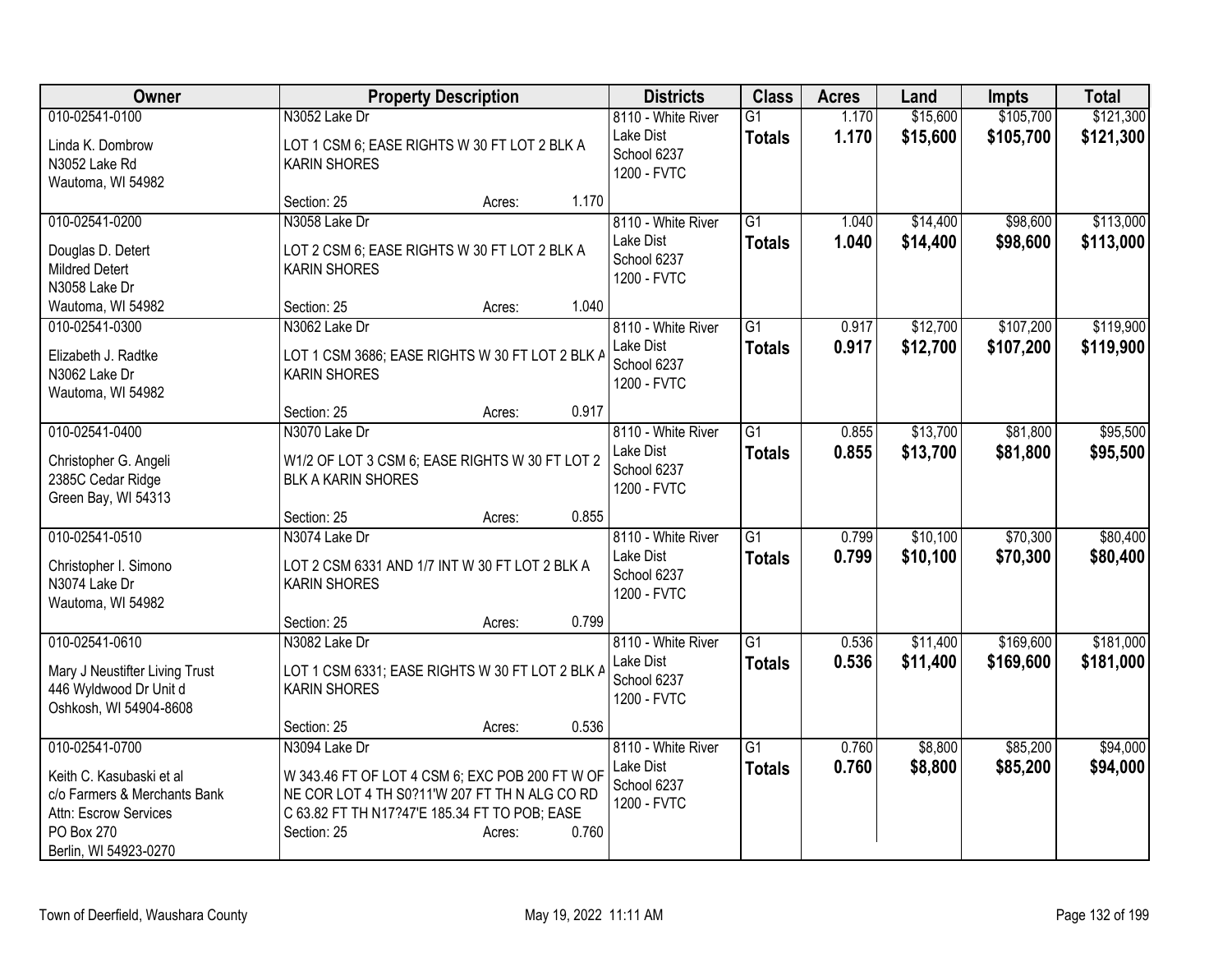| Owner | Property Description | Districts | Class | Acres | Land | Impts | Total |
|---|---|---|---|---|---|---|---|
| 010-02541-0100<br>Linda K. Dombrow<br>N3052 Lake Rd<br>Wautoma, WI 54982 | N3052 Lake Dr<br>LOT 1 CSM 6; EASE RIGHTS W 30 FT LOT 2 BLK A KARIN SHORES<br>Section: 25 Acres: 1.170 | 8110 - White River Lake Dist<br>School 6237<br>1200 - FVTC | G1<br>**Totals** | 1.170<br>**1.170** | $15,600<br>**$15,600** | $105,700<br>**$105,700** | $121,300<br>**$121,300** |
| 010-02541-0200<br>Douglas D. Detert<br>Mildred Detert<br>N3058 Lake Dr<br>Wautoma, WI 54982 | N3058 Lake Dr<br>LOT 2 CSM 6; EASE RIGHTS W 30 FT LOT 2 BLK A KARIN SHORES<br>Section: 25 Acres: 1.040 | 8110 - White River Lake Dist<br>School 6237<br>1200 - FVTC | G1<br>**Totals** | 1.040<br>**1.040** | $14,400<br>**$14,400** | $98,600<br>**$98,600** | $113,000<br>**$113,000** |
| 010-02541-0300<br>Elizabeth J. Radtke<br>N3062 Lake Dr<br>Wautoma, WI 54982 | N3062 Lake Dr<br>LOT 1 CSM 3686; EASE RIGHTS W 30 FT LOT 2 BLK A KARIN SHORES<br>Section: 25 Acres: 0.917 | 8110 - White River Lake Dist<br>School 6237<br>1200 - FVTC | G1<br>**Totals** | 0.917<br>**0.917** | $12,700<br>**$12,700** | $107,200<br>**$107,200** | $119,900<br>**$119,900** |
| 010-02541-0400<br>Christopher G. Angeli<br>2385C Cedar Ridge<br>Green Bay, WI 54313 | N3070 Lake Dr<br>W1/2 OF LOT 3 CSM 6; EASE RIGHTS W 30 FT LOT 2 BLK A KARIN SHORES<br>Section: 25 Acres: 0.855 | 8110 - White River Lake Dist<br>School 6237<br>1200 - FVTC | G1<br>**Totals** | 0.855<br>**0.855** | $13,700<br>**$13,700** | $81,800<br>**$81,800** | $95,500<br>**$95,500** |
| 010-02541-0510<br>Christopher I. Simono<br>N3074 Lake Dr<br>Wautoma, WI 54982 | N3074 Lake Dr<br>LOT 2 CSM 6331 AND 1/7 INT W 30 FT LOT 2 BLK A KARIN SHORES<br>Section: 25 Acres: 0.799 | 8110 - White River Lake Dist<br>School 6237<br>1200 - FVTC | G1<br>**Totals** | 0.799<br>**0.799** | $10,100<br>**$10,100** | $70,300<br>**$70,300** | $80,400<br>**$80,400** |
| 010-02541-0610<br>Mary J Neustifter Living Trust<br>446 Wyldwood Dr Unit d<br>Oshkosh, WI 54904-8608 | N3082 Lake Dr<br>LOT 1 CSM 6331; EASE RIGHTS W 30 FT LOT 2 BLK A KARIN SHORES<br>Section: 25 Acres: 0.536 | 8110 - White River Lake Dist<br>School 6237<br>1200 - FVTC | G1<br>**Totals** | 0.536<br>**0.536** | $11,400<br>**$11,400** | $169,600<br>**$169,600** | $181,000<br>**$181,000** |
| 010-02541-0700<br>Keith C. Kasubaski et al<br>c/o Farmers & Merchants Bank<br>Attn: Escrow Services<br>PO Box 270<br>Berlin, WI 54923-0270 | N3094 Lake Dr<br>W 343.46 FT OF LOT 4 CSM 6; EXC POB 200 FT W OF NE COR LOT 4 TH S0?11'W 207 FT TH N ALG CO RD C 63.82 FT TH N17?47'E 185.34 FT TO POB; EASE<br>Section: 25 Acres: 0.760 | 8110 - White River Lake Dist<br>School 6237<br>1200 - FVTC | G1<br>**Totals** | 0.760<br>**0.760** | $8,800<br>**$8,800** | $85,200<br>**$85,200** | $94,000<br>**$94,000** |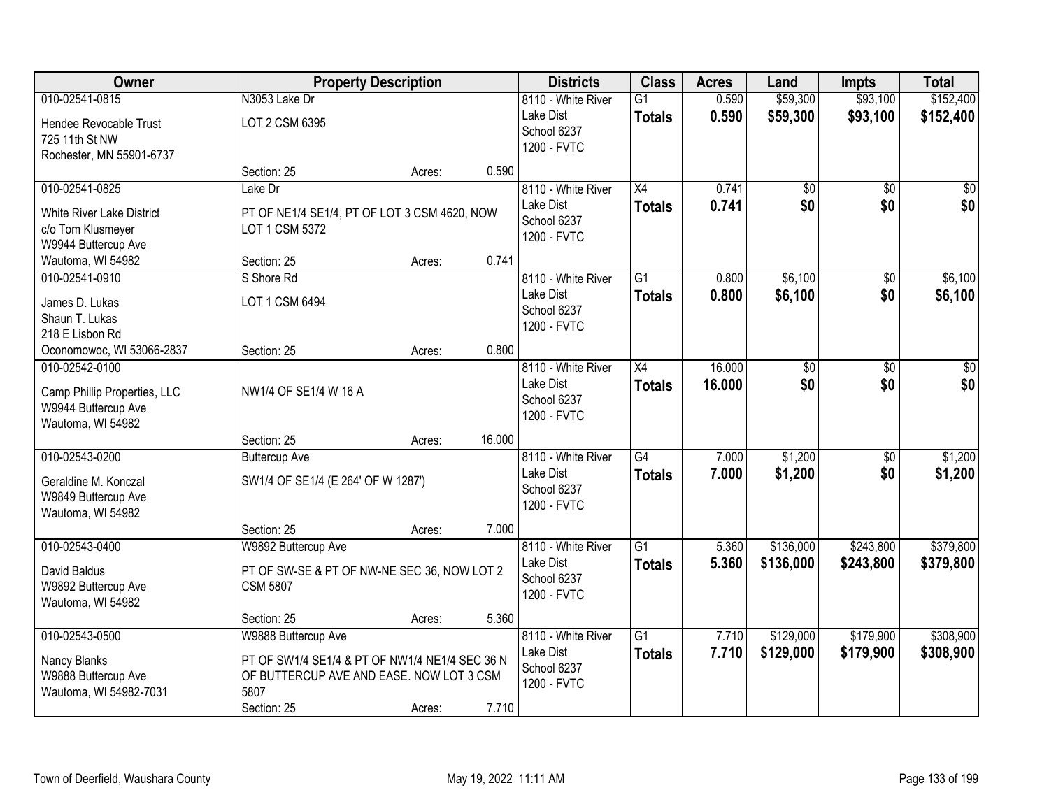| Owner | Property Description | | | Districts | Class | Acres | Land | Impts | Total |
|---|---|---|---|---|---|---|---|---|---|
| 010-02541-0815<br>Hendee Revocable Trust<br>725 11th St NW<br>Rochester, MN 55901-6737 | N3053 Lake Dr<br>LOT 2 CSM 6395<br>Section: 25 | Acres: | 0.590 | 8110 - White River Lake Dist<br>School 6237<br>1200 - FVTC | G1<br>**Totals** | 0.590<br>**0.590** | $59,300<br>**$59,300** | $93,100<br>**$93,100** | $152,400<br>**$152,400** |
| 010-02541-0825<br>White River Lake District<br>c/o Tom Klusmeyer<br>W9944 Buttercup Ave<br>Wautoma, WI 54982 | Lake Dr<br>PT OF NE1/4 SE1/4, PT OF LOT 3 CSM 4620, NOW LOT 1 CSM 5372<br>Section: 25 | Acres: | 0.741 | 8110 - White River Lake Dist<br>School 6237<br>1200 - FVTC | X4<br>**Totals** | 0.741<br>**0.741** | $0<br>**$0** | $0<br>**$0** | $0<br>**$0** |
| 010-02541-0910<br>James D. Lukas<br>Shaun T. Lukas<br>218 E Lisbon Rd<br>Oconomowoc, WI 53066-2837 | S Shore Rd<br>LOT 1 CSM 6494<br>Section: 25 | Acres: | 0.800 | 8110 - White River Lake Dist<br>School 6237<br>1200 - FVTC | G1<br>**Totals** | 0.800<br>**0.800** | $6,100<br>**$6,100** | $0<br>**$0** | $6,100<br>**$6,100** |
| 010-02542-0100<br>Camp Phillip Properties, LLC<br>W9944 Buttercup Ave<br>Wautoma, WI 54982 | NW1/4 OF SE1/4 W 16 A<br>Section: 25 | Acres: | 16.000 | 8110 - White River Lake Dist<br>School 6237<br>1200 - FVTC | X4<br>**Totals** | 16.000<br>**16.000** | $0<br>**$0** | $0<br>**$0** | $0<br>**$0** |
| 010-02543-0200<br>Geraldine M. Konczal<br>W9849 Buttercup Ave<br>Wautoma, WI 54982 | Buttercup Ave<br>SW1/4 OF SE1/4 (E 264' OF W 1287')<br>Section: 25 | Acres: | 7.000 | 8110 - White River Lake Dist<br>School 6237<br>1200 - FVTC | G4<br>**Totals** | 7.000<br>**7.000** | $1,200<br>**$1,200** | $0<br>**$0** | $1,200<br>**$1,200** |
| 010-02543-0400<br>David Baldus<br>W9892 Buttercup Ave<br>Wautoma, WI 54982 | W9892 Buttercup Ave<br>PT OF SW-SE & PT OF NW-NE SEC 36, NOW LOT 2 CSM 5807<br>Section: 25 | Acres: | 5.360 | 8110 - White River Lake Dist<br>School 6237<br>1200 - FVTC | G1<br>**Totals** | 5.360<br>**5.360** | $136,000<br>**$136,000** | $243,800<br>**$243,800** | $379,800<br>**$379,800** |
| 010-02543-0500<br>Nancy Blanks<br>W9888 Buttercup Ave<br>Wautoma, WI 54982-7031 | W9888 Buttercup Ave<br>PT OF SW1/4 SE1/4 & PT OF NW1/4 NE1/4 SEC 36 N OF BUTTERCUP AVE AND EASE. NOW LOT 3 CSM 5807<br>Section: 25 | Acres: | 7.710 | 8110 - White River Lake Dist<br>School 6237<br>1200 - FVTC | G1<br>**Totals** | 7.710<br>**7.710** | $129,000<br>**$129,000** | $179,900<br>**$179,900** | $308,900<br>**$308,900** |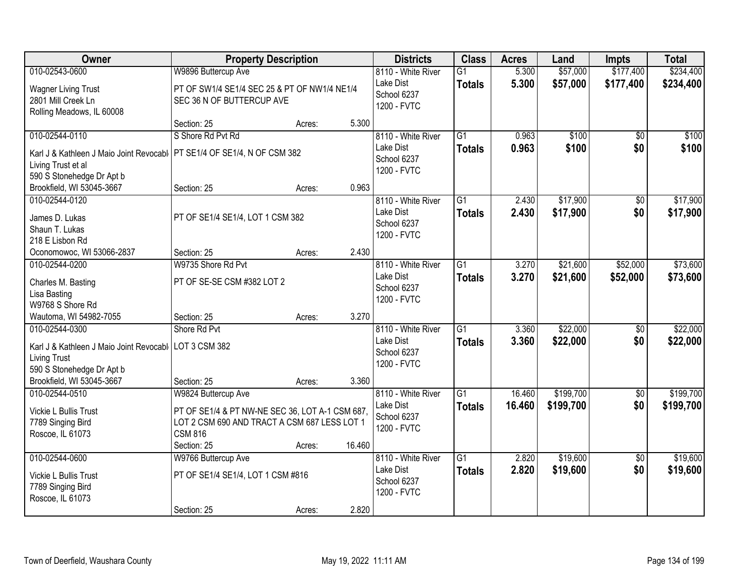| Owner | Property Description | | | Districts | Class | Acres | Land | Impts | Total |
|---|---|---|---|---|---|---|---|---|---|
| 010-02543-0600 | W9896 Buttercup Ave | | | 8110 - White River | G1 | 5.300 | $57,000 | $177,400 | $234,400 |
| Wagner Living Trust<br>2801 Mill Creek Ln<br>Rolling Meadows, IL 60008 | PT OF SW1/4 SE1/4 SEC 25 & PT OF NW1/4 NE1/4 SEC 36 N OF BUTTERCUP AVE | | | Lake Dist<br>School 6237<br>1200 - FVTC | **Totals** | **5.300** | **$57,000** | **$177,400** | **$234,400** |
| | Section: 25 | Acres: | 5.300 | | | | | | |
| 010-02544-0110 | S Shore Rd Pvt Rd | | | 8110 - White River | G1 | 0.963 | $100 | $0 | $100 |
| Karl J & Kathleen J Maio Joint Revocabl<br>Living Trust et al<br>590 S Stonehedge Dr Apt b<br>Brookfield, WI 53045-3667 | PT SE1/4 OF SE1/4, N OF CSM 382 | | | Lake Dist<br>School 6237<br>1200 - FVTC | **Totals** | **0.963** | **$100** | **$0** | **$100** |
| | Section: 25 | Acres: | 0.963 | | | | | | |
| 010-02544-0120 | | | | 8110 - White River | G1 | 2.430 | $17,900 | $0 | $17,900 |
| James D. Lukas<br>Shaun T. Lukas<br>218 E Lisbon Rd<br>Oconomowoc, WI 53066-2837 | PT OF SE1/4 SE1/4, LOT 1 CSM 382 | | | Lake Dist<br>School 6237<br>1200 - FVTC | **Totals** | **2.430** | **$17,900** | **$0** | **$17,900** |
| | Section: 25 | Acres: | 2.430 | | | | | | |
| 010-02544-0200 | W9735 Shore Rd Pvt | | | 8110 - White River | G1 | 3.270 | $21,600 | $52,000 | $73,600 |
| Charles M. Basting<br>Lisa Basting<br>W9768 S Shore Rd<br>Wautoma, WI 54982-7055 | PT OF SE-SE CSM #382 LOT 2 | | | Lake Dist<br>School 6237<br>1200 - FVTC | **Totals** | **3.270** | **$21,600** | **$52,000** | **$73,600** |
| | Section: 25 | Acres: | 3.270 | | | | | | |
| 010-02544-0300 | Shore Rd Pvt | | | 8110 - White River | G1 | 3.360 | $22,000 | $0 | $22,000 |
| Karl J & Kathleen J Maio Joint Revocabl<br>Living Trust<br>590 S Stonehedge Dr Apt b<br>Brookfield, WI 53045-3667 | LOT 3 CSM 382 | | | Lake Dist<br>School 6237<br>1200 - FVTC | **Totals** | **3.360** | **$22,000** | **$0** | **$22,000** |
| | Section: 25 | Acres: | 3.360 | | | | | | |
| 010-02544-0510 | W9824 Buttercup Ave | | | 8110 - White River | G1 | 16.460 | $199,700 | $0 | $199,700 |
| Vickie L Bullis Trust<br>7789 Singing Bird<br>Roscoe, IL 61073 | PT OF SE1/4 & PT NW-NE SEC 36, LOT A-1 CSM 687, LOT 2 CSM 690 AND TRACT A CSM 687 LESS LOT 1 CSM 816 | | | Lake Dist<br>School 6237<br>1200 - FVTC | **Totals** | **16.460** | **$199,700** | **$0** | **$199,700** |
| | Section: 25 | Acres: | 16.460 | | | | | | |
| 010-02544-0600 | W9766 Buttercup Ave | | | 8110 - White River | G1 | 2.820 | $19,600 | $0 | $19,600 |
| Vickie L Bullis Trust<br>7789 Singing Bird<br>Roscoe, IL 61073 | PT OF SE1/4 SE1/4, LOT 1 CSM #816 | | | Lake Dist<br>School 6237<br>1200 - FVTC | **Totals** | **2.820** | **$19,600** | **$0** | **$19,600** |
| | Section: 25 | Acres: | 2.820 | | | | | | |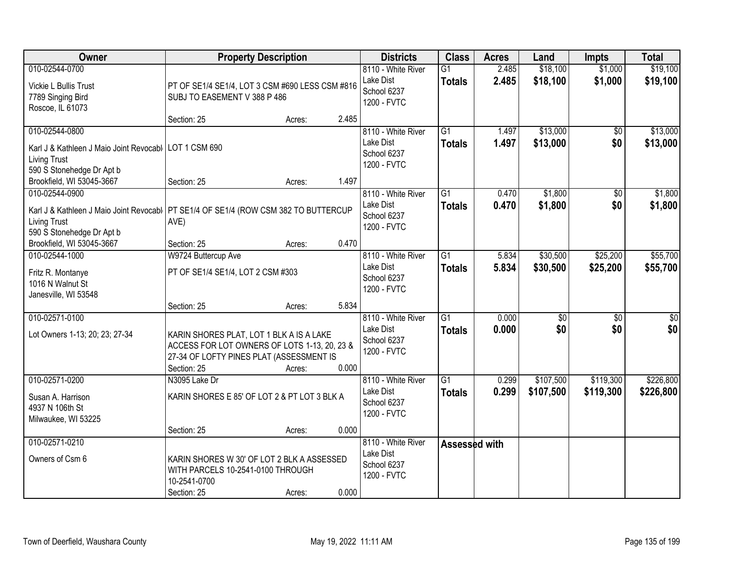| Owner | Property Description | Districts | Class | Acres | Land | Impts | Total |
|---|---|---|---|---|---|---|---|
| 010-02544-0700<br>Vickie L Bullis Trust<br>7789 Singing Bird<br>Roscoe, IL 61073 | PT OF SE1/4 SE1/4, LOT 3 CSM #690 LESS CSM #816 SUBJ TO EASEMENT V 388 P 486<br>Section: 25 Acres: 2.485 | 8110 - White River Lake Dist<br>School 6237<br>1200 - FVTC | G1<br>**Totals** | 2.485<br>**2.485** | $18,100<br>**$18,100** | $1,000<br>**$1,000** | $19,100<br>**$19,100** |
| 010-02544-0800<br>Karl J & Kathleen J Maio Joint Revocable Living Trust<br>590 S Stonehedge Dr Apt b<br>Brookfield, WI 53045-3667 | LOT 1 CSM 690<br>Section: 25 Acres: 1.497 | 8110 - White River Lake Dist<br>School 6237<br>1200 - FVTC | G1<br>**Totals** | 1.497<br>**1.497** | $13,000<br>**$13,000** | $0<br>**$0** | $13,000<br>**$13,000** |
| 010-02544-0900<br>Karl J & Kathleen J Maio Joint Revocable Living Trust<br>590 S Stonehedge Dr Apt b<br>Brookfield, WI 53045-3667 | PT SE1/4 OF SE1/4 (ROW CSM 382 TO BUTTERCUP AVE)<br>Section: 25 Acres: 0.470 | 8110 - White River Lake Dist<br>School 6237<br>1200 - FVTC | G1<br>**Totals** | 0.470<br>**0.470** | $1,800<br>**$1,800** | $0<br>**$0** | $1,800<br>**$1,800** |
| 010-02544-1000<br>Fritz R. Montanye<br>1016 N Walnut St<br>Janesville, WI 53548 | W9724 Buttercup Ave<br>PT OF SE1/4 SE1/4, LOT 2 CSM #303<br>Section: 25 Acres: 5.834 | 8110 - White River Lake Dist<br>School 6237<br>1200 - FVTC | G1<br>**Totals** | 5.834<br>**5.834** | $30,500<br>**$30,500** | $25,200<br>**$25,200** | $55,700<br>**$55,700** |
| 010-02571-0100<br>Lot Owners 1-13; 20; 23; 27-34 | KARIN SHORES PLAT, LOT 1 BLK A IS A LAKE ACCESS FOR LOT OWNERS OF LOTS 1-13, 20, 23 & 27-34 OF LOFTY PINES PLAT (ASSESSMENT IS<br>Section: 25 Acres: 0.000 | 8110 - White River Lake Dist<br>School 6237<br>1200 - FVTC | G1<br>**Totals** | 0.000<br>**0.000** | $0<br>**$0** | $0<br>**$0** | $0<br>**$0** |
| 010-02571-0200<br>Susan A. Harrison<br>4937 N 106th St<br>Milwaukee, WI 53225 | N3095 Lake Dr<br>KARIN SHORES E 85' OF LOT 2 & PT LOT 3 BLK A<br>Section: 25 Acres: 0.000 | 8110 - White River Lake Dist<br>School 6237<br>1200 - FVTC | G1<br>**Totals** | 0.299<br>**0.299** | $107,500<br>**$107,500** | $119,300<br>**$119,300** | $226,800<br>**$226,800** |
| 010-02571-0210<br>Owners of Csm 6 | KARIN SHORES W 30' OF LOT 2 BLK A ASSESSED WITH PARCELS 10-2541-0100 THROUGH 10-2541-0700<br>Section: 25 Acres: 0.000 | 8110 - White River Lake Dist<br>School 6237<br>1200 - FVTC | **Assessed with** | | | | |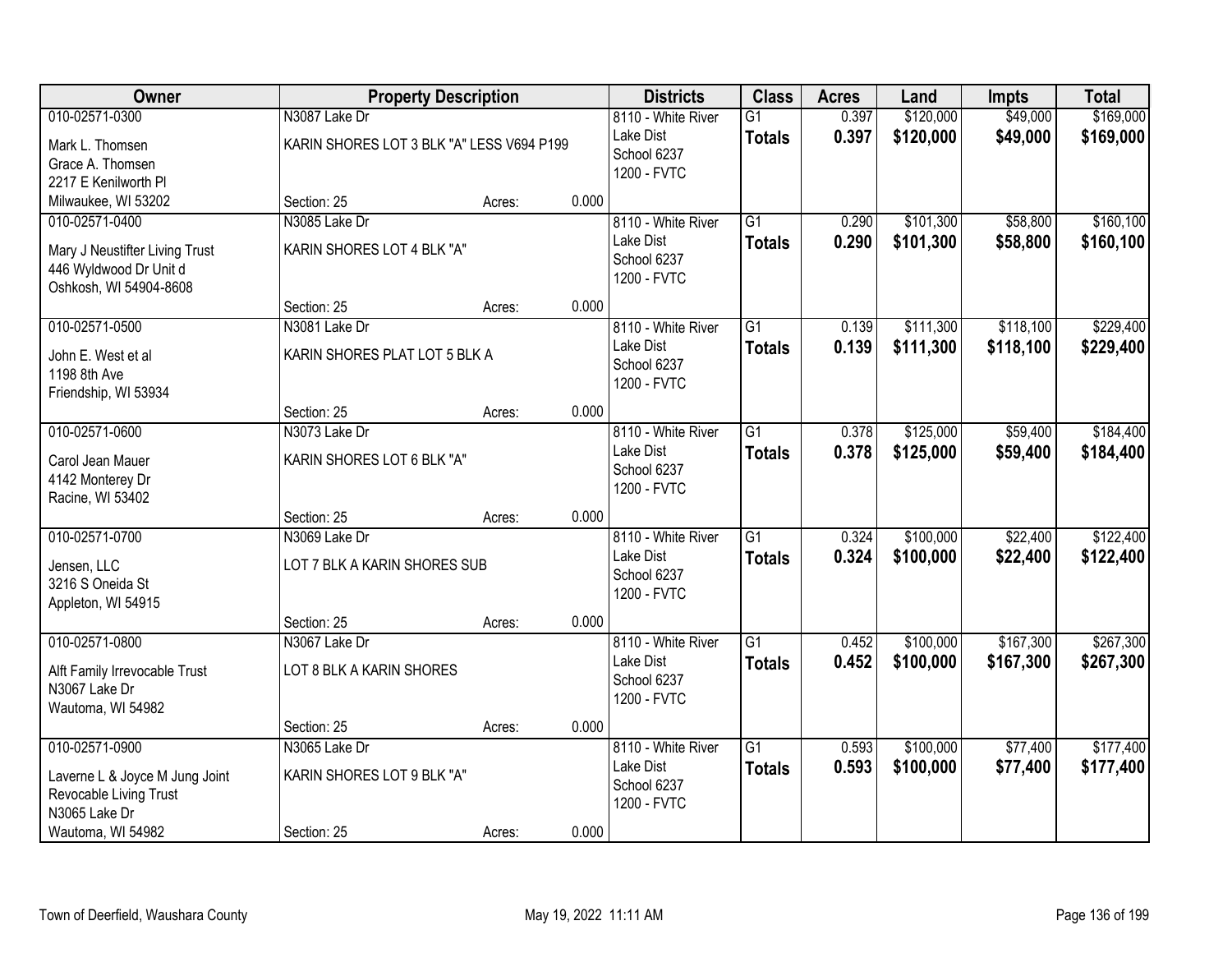| Owner | Property Description | | | Districts | Class | Acres | Land | Impts | Total |
|---|---|---|---|---|---|---|---|---|---|
| 010-02571-0300 | N3087 Lake Dr | | | 8110 - White River Lake Dist School 6237 1200 - FVTC | G1 | 0.397 | $120,000 | $49,000 | $169,000 |
| Mark L. Thomsen Grace A. Thomsen 2217 E Kenilworth Pl Milwaukee, WI 53202 | KARIN SHORES LOT 3 BLK "A" LESS V694 P199 | | | | **Totals** | **0.397** | **$120,000** | **$49,000** | **$169,000** |
| | Section: 25 | Acres: | 0.000 | | | | | | |
| 010-02571-0400 | N3085 Lake Dr | | | 8110 - White River Lake Dist School 6237 1200 - FVTC | G1 | 0.290 | $101,300 | $58,800 | $160,100 |
| Mary J Neustifter Living Trust 446 Wyldwood Dr Unit d Oshkosh, WI 54904-8608 | KARIN SHORES LOT 4 BLK "A" | | | | **Totals** | **0.290** | **$101,300** | **$58,800** | **$160,100** |
| | Section: 25 | Acres: | 0.000 | | | | | | |
| 010-02571-0500 | N3081 Lake Dr | | | 8110 - White River Lake Dist School 6237 1200 - FVTC | G1 | 0.139 | $111,300 | $118,100 | $229,400 |
| John E. West et al 1198 8th Ave Friendship, WI 53934 | KARIN SHORES PLAT LOT 5 BLK A | | | | **Totals** | **0.139** | **$111,300** | **$118,100** | **$229,400** |
| | Section: 25 | Acres: | 0.000 | | | | | | |
| 010-02571-0600 | N3073 Lake Dr | | | 8110 - White River Lake Dist School 6237 1200 - FVTC | G1 | 0.378 | $125,000 | $59,400 | $184,400 |
| Carol Jean Mauer 4142 Monterey Dr Racine, WI 53402 | KARIN SHORES LOT 6 BLK "A" | | | | **Totals** | **0.378** | **$125,000** | **$59,400** | **$184,400** |
| | Section: 25 | Acres: | 0.000 | | | | | | |
| 010-02571-0700 | N3069 Lake Dr | | | 8110 - White River Lake Dist School 6237 1200 - FVTC | G1 | 0.324 | $100,000 | $22,400 | $122,400 |
| Jensen, LLC 3216 S Oneida St Appleton, WI 54915 | LOT 7 BLK A KARIN SHORES SUB | | | | **Totals** | **0.324** | **$100,000** | **$22,400** | **$122,400** |
| | Section: 25 | Acres: | 0.000 | | | | | | |
| 010-02571-0800 | N3067 Lake Dr | | | 8110 - White River Lake Dist School 6237 1200 - FVTC | G1 | 0.452 | $100,000 | $167,300 | $267,300 |
| Alft Family Irrevocable Trust N3067 Lake Dr Wautoma, WI 54982 | LOT 8 BLK A KARIN SHORES | | | | **Totals** | **0.452** | **$100,000** | **$167,300** | **$267,300** |
| | Section: 25 | Acres: | 0.000 | | | | | | |
| 010-02571-0900 | N3065 Lake Dr | | | 8110 - White River Lake Dist School 6237 1200 - FVTC | G1 | 0.593 | $100,000 | $77,400 | $177,400 |
| Laverne L & Joyce M Jung Joint Revocable Living Trust N3065 Lake Dr Wautoma, WI 54982 | KARIN SHORES LOT 9 BLK "A" | | | | **Totals** | **0.593** | **$100,000** | **$77,400** | **$177,400** |
| | Section: 25 | Acres: | 0.000 | | | | | | |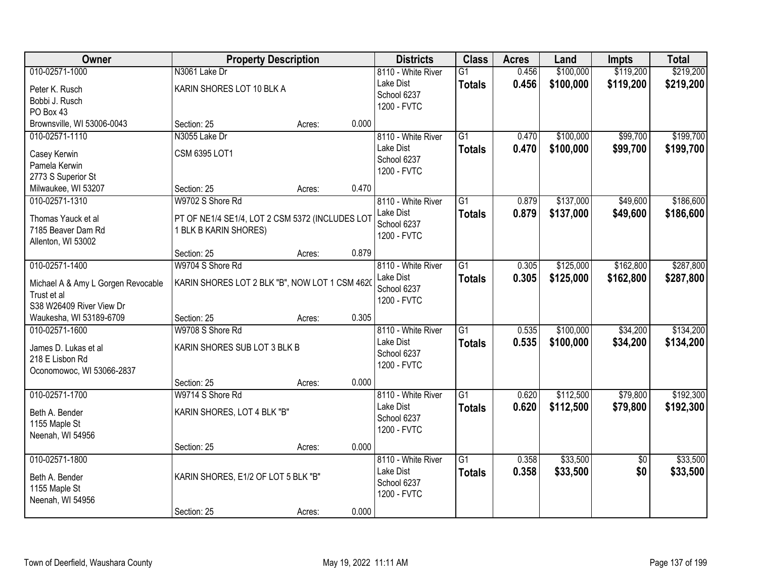| Owner | Property Description | | | Districts | Class | Acres | Land | Impts | Total |
|---|---|---|---|---|---|---|---|---|---|
| 010-02571-1000<br>Peter K. Rusch<br>Bobbi J. Rusch<br>PO Box 43<br>Brownsville, WI 53006-0043 | N3061 Lake Dr<br>KARIN SHORES LOT 10 BLK A<br>Section: 25 | Acres: | 0.000 | 8110 - White River Lake Dist<br>School 6237<br>1200 - FVTC | G1<br>**Totals** | 0.456<br>**0.456** | $100,000<br>**$100,000** | $119,200<br>**$119,200** | $219,200<br>**$219,200** |
| 010-02571-1110<br>Casey Kerwin<br>Pamela Kerwin<br>2773 S Superior St<br>Milwaukee, WI 53207 | N3055 Lake Dr<br>CSM 6395 LOT1<br>Section: 25 | Acres: | 0.470 | 8110 - White River Lake Dist<br>School 6237<br>1200 - FVTC | G1<br>**Totals** | 0.470<br>**0.470** | $100,000<br>**$100,000** | $99,700<br>**$99,700** | $199,700<br>**$199,700** |
| 010-02571-1310<br>Thomas Yauck et al<br>7185 Beaver Dam Rd<br>Allenton, WI 53002 | W9702 S Shore Rd<br>PT OF NE1/4 SE1/4, LOT 2 CSM 5372 (INCLUDES LOT 1 BLK B KARIN SHORES)<br>Section: 25 | Acres: | 0.879 | 8110 - White River Lake Dist<br>School 6237<br>1200 - FVTC | G1<br>**Totals** | 0.879<br>**0.879** | $137,000<br>**$137,000** | $49,600<br>**$49,600** | $186,600<br>**$186,600** |
| 010-02571-1400<br>Michael A & Amy L Gorgen Revocable Trust et al<br>S38 W26409 River View Dr<br>Waukesha, WI 53189-6709 | W9704 S Shore Rd<br>KARIN SHORES LOT 2 BLK "B", NOW LOT 1 CSM 4620<br>Section: 25 | Acres: | 0.305 | 8110 - White River Lake Dist<br>School 6237<br>1200 - FVTC | G1<br>**Totals** | 0.305<br>**0.305** | $125,000<br>**$125,000** | $162,800<br>**$162,800** | $287,800<br>**$287,800** |
| 010-02571-1600<br>James D. Lukas et al<br>218 E Lisbon Rd<br>Oconomowoc, WI 53066-2837 | W9708 S Shore Rd<br>KARIN SHORES SUB LOT 3 BLK B<br>Section: 25 | Acres: | 0.000 | 8110 - White River Lake Dist<br>School 6237<br>1200 - FVTC | G1<br>**Totals** | 0.535<br>**0.535** | $100,000<br>**$100,000** | $34,200<br>**$34,200** | $134,200<br>**$134,200** |
| 010-02571-1700<br>Beth A. Bender<br>1155 Maple St<br>Neenah, WI 54956 | W9714 S Shore Rd<br>KARIN SHORES, LOT 4 BLK "B"<br>Section: 25 | Acres: | 0.000 | 8110 - White River Lake Dist<br>School 6237<br>1200 - FVTC | G1<br>**Totals** | 0.620<br>**0.620** | $112,500<br>**$112,500** | $79,800<br>**$79,800** | $192,300<br>**$192,300** |
| 010-02571-1800<br>Beth A. Bender<br>1155 Maple St<br>Neenah, WI 54956 | KARIN SHORES, E1/2 OF LOT 5 BLK "B"<br>Section: 25 | Acres: | 0.000 | 8110 - White River Lake Dist<br>School 6237<br>1200 - FVTC | G1<br>**Totals** | 0.358<br>**0.358** | $33,500<br>**$33,500** | $0<br>**$0** | $33,500<br>**$33,500** |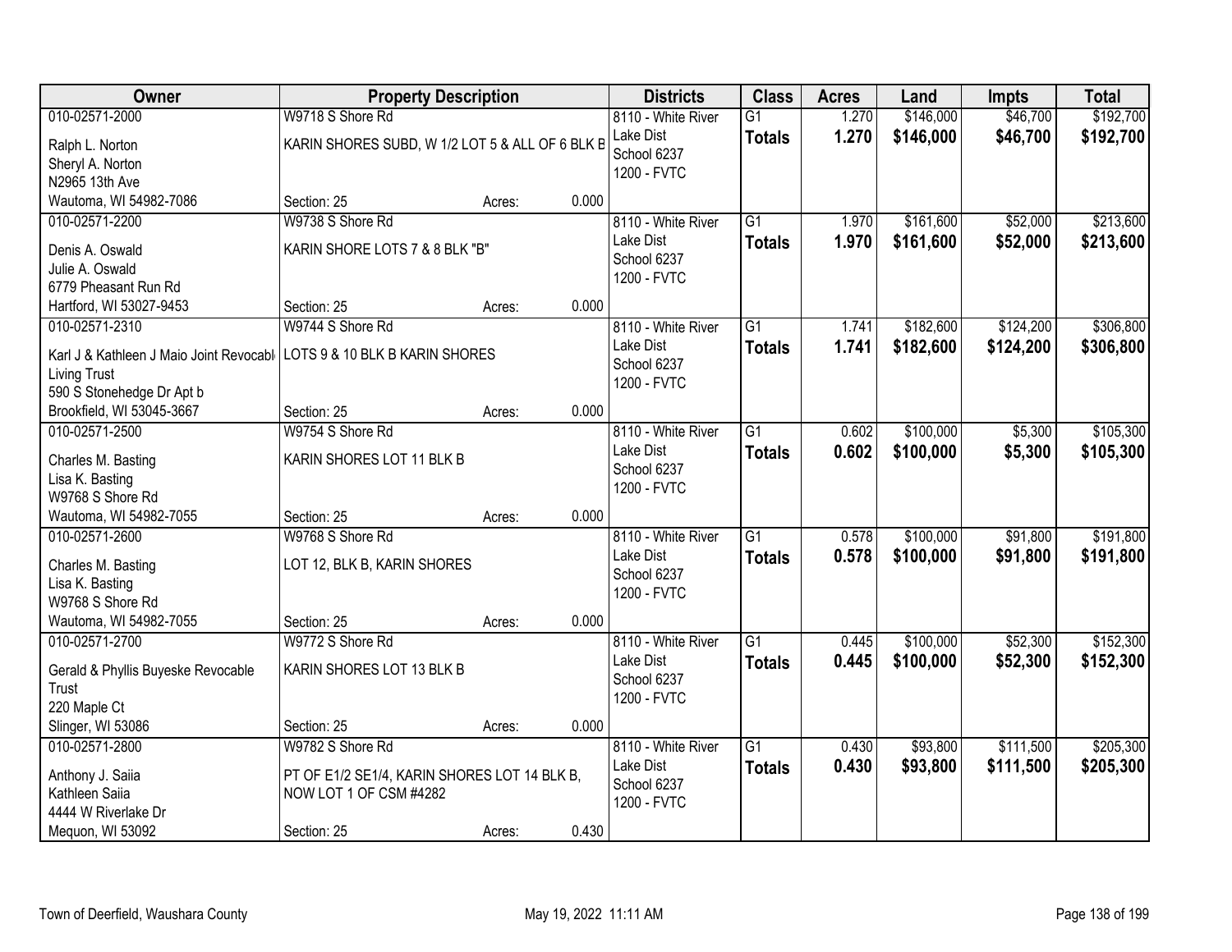| Owner | Property Description | | | Districts | Class | Acres | Land | Impts | Total |
|---|---|---|---|---|---|---|---|---|---|
| 010-02571-2000 | W9718 S Shore Rd | | | 8110 - White River | G1 | 1.270 | $146,000 | $46,700 | $192,700 |
| Ralph L. Norton<br>Sheryl A. Norton<br>N2965 13th Ave<br>Wautoma, WI 54982-7086 | KARIN SHORES SUBD, W 1/2 LOT 5 & ALL OF 6 BLK B | | | Lake Dist<br>School 6237<br>1200 - FVTC | **Totals** | **1.270** | **$146,000** | **$46,700** | **$192,700** |
| | Section: 25 | Acres: | 0.000 | | | | | | |
| 010-02571-2200 | W9738 S Shore Rd | | | 8110 - White River | G1 | 1.970 | $161,600 | $52,000 | $213,600 |
| Denis A. Oswald<br>Julie A. Oswald<br>6779 Pheasant Run Rd<br>Hartford, WI 53027-9453 | KARIN SHORE LOTS 7 & 8 BLK "B" | | | Lake Dist<br>School 6237<br>1200 - FVTC | **Totals** | **1.970** | **$161,600** | **$52,000** | **$213,600** |
| | Section: 25 | Acres: | 0.000 | | | | | | |
| 010-02571-2310 | W9744 S Shore Rd | | | 8110 - White River | G1 | 1.741 | $182,600 | $124,200 | $306,800 |
| Karl J & Kathleen J Maio Joint Revocabl<br>Living Trust<br>590 S Stonehedge Dr Apt b<br>Brookfield, WI 53045-3667 | LOTS 9 & 10 BLK B KARIN SHORES | | | Lake Dist<br>School 6237<br>1200 - FVTC | **Totals** | **1.741** | **$182,600** | **$124,200** | **$306,800** |
| | Section: 25 | Acres: | 0.000 | | | | | | |
| 010-02571-2500 | W9754 S Shore Rd | | | 8110 - White River | G1 | 0.602 | $100,000 | $5,300 | $105,300 |
| Charles M. Basting<br>Lisa K. Basting<br>W9768 S Shore Rd<br>Wautoma, WI 54982-7055 | KARIN SHORES LOT 11 BLK B | | | Lake Dist<br>School 6237<br>1200 - FVTC | **Totals** | **0.602** | **$100,000** | **$5,300** | **$105,300** |
| | Section: 25 | Acres: | 0.000 | | | | | | |
| 010-02571-2600 | W9768 S Shore Rd | | | 8110 - White River | G1 | 0.578 | $100,000 | $91,800 | $191,800 |
| Charles M. Basting<br>Lisa K. Basting<br>W9768 S Shore Rd<br>Wautoma, WI 54982-7055 | LOT 12, BLK B, KARIN SHORES | | | Lake Dist<br>School 6237<br>1200 - FVTC | **Totals** | **0.578** | **$100,000** | **$91,800** | **$191,800** |
| | Section: 25 | Acres: | 0.000 | | | | | | |
| 010-02571-2700 | W9772 S Shore Rd | | | 8110 - White River | G1 | 0.445 | $100,000 | $52,300 | $152,300 |
| Gerald & Phyllis Buyeske Revocable Trust<br>220 Maple Ct<br>Slinger, WI 53086 | KARIN SHORES LOT 13 BLK B | | | Lake Dist<br>School 6237<br>1200 - FVTC | **Totals** | **0.445** | **$100,000** | **$52,300** | **$152,300** |
| | Section: 25 | Acres: | 0.000 | | | | | | |
| 010-02571-2800 | W9782 S Shore Rd | | | 8110 - White River | G1 | 0.430 | $93,800 | $111,500 | $205,300 |
| Anthony J. Saiia<br>Kathleen Saiia<br>4444 W Riverlake Dr<br>Mequon, WI 53092 | PT OF E1/2 SE1/4, KARIN SHORES LOT 14 BLK B, NOW LOT 1 OF CSM #4282 | | | Lake Dist<br>School 6237<br>1200 - FVTC | **Totals** | **0.430** | **$93,800** | **$111,500** | **$205,300** |
| | Section: 25 | Acres: | 0.430 | | | | | | |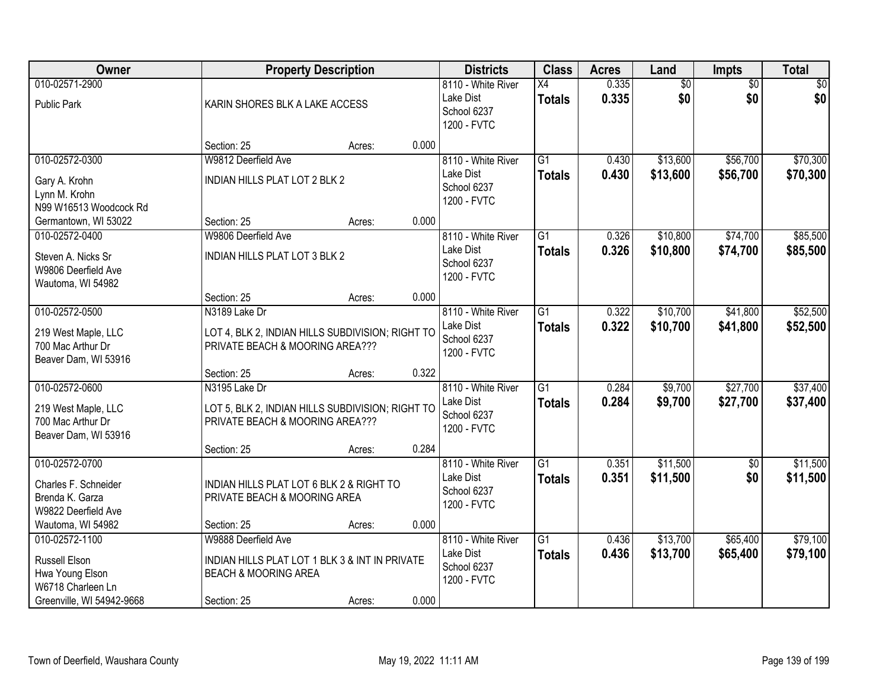| Owner | Property Description | | | Districts | Class | Acres | Land | Impts | Total |
|---|---|---|---|---|---|---|---|---|---|
| 010-02571-2900<br>Public Park | KARIN SHORES BLK A LAKE ACCESS<br>Section: 25 | Acres: | 0.000 | 8110 - White River Lake Dist<br>School 6237<br>1200 - FVTC | X4<br>**Totals** | 0.335<br>**0.335** | $0<br>**$0** | $0<br>**$0** | $0<br>**$0** |
| 010-02572-0300<br>Gary A. Krohn<br>Lynn M. Krohn<br>N99 W16513 Woodcock Rd<br>Germantown, WI 53022 | W9812 Deerfield Ave<br>INDIAN HILLS PLAT LOT 2 BLK 2<br>Section: 25 | Acres: | 0.000 | 8110 - White River Lake Dist<br>School 6237<br>1200 - FVTC | G1<br>**Totals** | 0.430<br>**0.430** | $13,600<br>**$13,600** | $56,700<br>**$56,700** | $70,300<br>**$70,300** |
| 010-02572-0400<br>Steven A. Nicks Sr<br>W9806 Deerfield Ave<br>Wautoma, WI 54982 | W9806 Deerfield Ave<br>INDIAN HILLS PLAT LOT 3 BLK 2<br>Section: 25 | Acres: | 0.000 | 8110 - White River Lake Dist<br>School 6237<br>1200 - FVTC | G1<br>**Totals** | 0.326<br>**0.326** | $10,800<br>**$10,800** | $74,700<br>**$74,700** | $85,500<br>**$85,500** |
| 010-02572-0500<br>219 West Maple, LLC<br>700 Mac Arthur Dr<br>Beaver Dam, WI 53916 | N3189 Lake Dr<br>LOT 4, BLK 2, INDIAN HILLS SUBDIVISION; RIGHT TO PRIVATE BEACH & MOORING AREA???<br>Section: 25 | Acres: | 0.322 | 8110 - White River Lake Dist<br>School 6237<br>1200 - FVTC | G1<br>**Totals** | 0.322<br>**0.322** | $10,700<br>**$10,700** | $41,800<br>**$41,800** | $52,500<br>**$52,500** |
| 010-02572-0600<br>219 West Maple, LLC<br>700 Mac Arthur Dr<br>Beaver Dam, WI 53916 | N3195 Lake Dr<br>LOT 5, BLK 2, INDIAN HILLS SUBDIVISION; RIGHT TO PRIVATE BEACH & MOORING AREA???<br>Section: 25 | Acres: | 0.284 | 8110 - White River Lake Dist<br>School 6237<br>1200 - FVTC | G1<br>**Totals** | 0.284<br>**0.284** | $9,700<br>**$9,700** | $27,700<br>**$27,700** | $37,400<br>**$37,400** |
| 010-02572-0700<br>Charles F. Schneider<br>Brenda K. Garza<br>W9822 Deerfield Ave<br>Wautoma, WI 54982 | INDIAN HILLS PLAT LOT 6 BLK 2 & RIGHT TO PRIVATE BEACH & MOORING AREA<br>Section: 25 | Acres: | 0.000 | 8110 - White River Lake Dist<br>School 6237<br>1200 - FVTC | G1<br>**Totals** | 0.351<br>**0.351** | $11,500<br>**$11,500** | $0<br>**$0** | $11,500<br>**$11,500** |
| 010-02572-1100<br>Russell Elson<br>Hwa Young Elson<br>W6718 Charleen Ln<br>Greenville, WI 54942-9668 | W9888 Deerfield Ave<br>INDIAN HILLS PLAT LOT 1 BLK 3 & INT IN PRIVATE BEACH & MOORING AREA<br>Section: 25 | Acres: | 0.000 | 8110 - White River Lake Dist<br>School 6237<br>1200 - FVTC | G1<br>**Totals** | 0.436<br>**0.436** | $13,700<br>**$13,700** | $65,400<br>**$65,400** | $79,100<br>**$79,100** |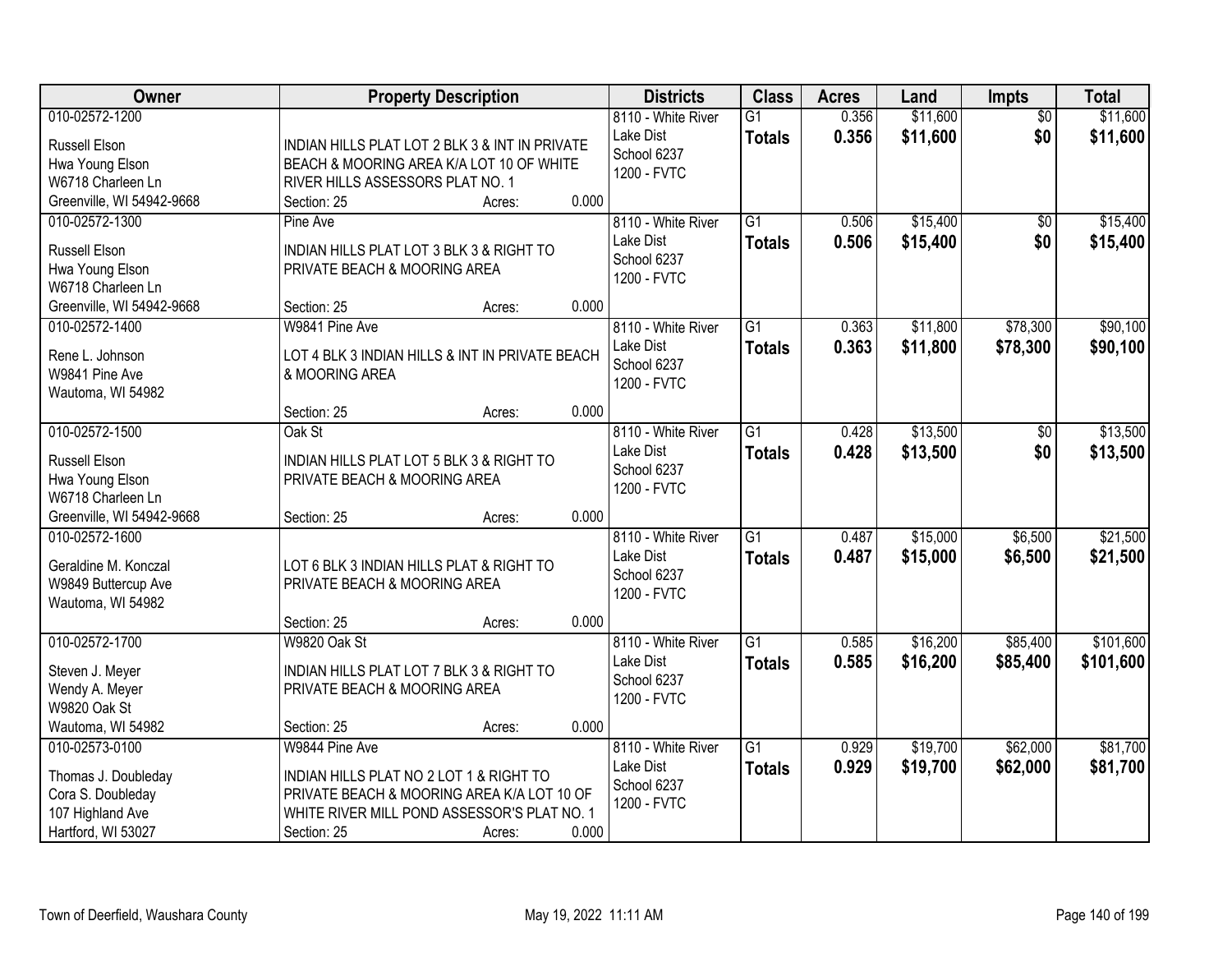| Owner | Property Description | Districts | Class | Acres | Land | Impts | Total |
|---|---|---|---|---|---|---|---|
| 010-02572-1200<br>Russell Elson<br>Hwa Young Elson<br>W6718 Charleen Ln<br>Greenville, WI 54942-9668 | INDIAN HILLS PLAT LOT 2 BLK 3 & INT IN PRIVATE BEACH & MOORING AREA K/A LOT 10 OF WHITE RIVER HILLS ASSESSORS PLAT NO. 1<br>Section: 25 Acres: 0.000 | 8110 - White River Lake Dist<br>School 6237<br>1200 - FVTC | G1<br>**Totals** | 0.356<br>**0.356** | $11,600<br>**$11,600** | $0<br>**$0** | $11,600<br>**$11,600** |
| 010-02572-1300<br>Russell Elson<br>Hwa Young Elson<br>W6718 Charleen Ln<br>Greenville, WI 54942-9668 | Pine Ave<br>INDIAN HILLS PLAT LOT 3 BLK 3 & RIGHT TO PRIVATE BEACH & MOORING AREA<br>Section: 25 Acres: 0.000 | 8110 - White River Lake Dist<br>School 6237<br>1200 - FVTC | G1<br>**Totals** | 0.506<br>**0.506** | $15,400<br>**$15,400** | $0<br>**$0** | $15,400<br>**$15,400** |
| 010-02572-1400<br>Rene L. Johnson<br>W9841 Pine Ave<br>Wautoma, WI 54982 | W9841 Pine Ave<br>LOT 4 BLK 3 INDIAN HILLS & INT IN PRIVATE BEACH & MOORING AREA<br>Section: 25 Acres: 0.000 | 8110 - White River Lake Dist<br>School 6237<br>1200 - FVTC | G1<br>**Totals** | 0.363<br>**0.363** | $11,800<br>**$11,800** | $78,300<br>**$78,300** | $90,100<br>**$90,100** |
| 010-02572-1500<br>Russell Elson<br>Hwa Young Elson<br>W6718 Charleen Ln<br>Greenville, WI 54942-9668 | Oak St<br>INDIAN HILLS PLAT LOT 5 BLK 3 & RIGHT TO PRIVATE BEACH & MOORING AREA<br>Section: 25 Acres: 0.000 | 8110 - White River Lake Dist<br>School 6237<br>1200 - FVTC | G1<br>**Totals** | 0.428<br>**0.428** | $13,500<br>**$13,500** | $0<br>**$0** | $13,500<br>**$13,500** |
| 010-02572-1600<br>Geraldine M. Konczal<br>W9849 Buttercup Ave<br>Wautoma, WI 54982 | LOT 6 BLK 3 INDIAN HILLS PLAT & RIGHT TO PRIVATE BEACH & MOORING AREA<br>Section: 25 Acres: 0.000 | 8110 - White River Lake Dist<br>School 6237<br>1200 - FVTC | G1<br>**Totals** | 0.487<br>**0.487** | $15,000<br>**$15,000** | $6,500<br>**$6,500** | $21,500<br>**$21,500** |
| 010-02572-1700<br>Steven J. Meyer<br>Wendy A. Meyer<br>W9820 Oak St<br>Wautoma, WI 54982 | W9820 Oak St<br>INDIAN HILLS PLAT LOT 7 BLK 3 & RIGHT TO PRIVATE BEACH & MOORING AREA<br>Section: 25 Acres: 0.000 | 8110 - White River Lake Dist<br>School 6237<br>1200 - FVTC | G1<br>**Totals** | 0.585<br>**0.585** | $16,200<br>**$16,200** | $85,400<br>**$85,400** | $101,600<br>**$101,600** |
| 010-02573-0100<br>Thomas J. Doubleday<br>Cora S. Doubleday<br>107 Highland Ave<br>Hartford, WI 53027 | W9844 Pine Ave<br>INDIAN HILLS PLAT NO 2 LOT 1 & RIGHT TO PRIVATE BEACH & MOORING AREA K/A LOT 10 OF WHITE RIVER MILL POND ASSESSOR'S PLAT NO. 1<br>Section: 25 Acres: 0.000 | 8110 - White River Lake Dist<br>School 6237<br>1200 - FVTC | G1<br>**Totals** | 0.929<br>**0.929** | $19,700<br>**$19,700** | $62,000<br>**$62,000** | $81,700<br>**$81,700** |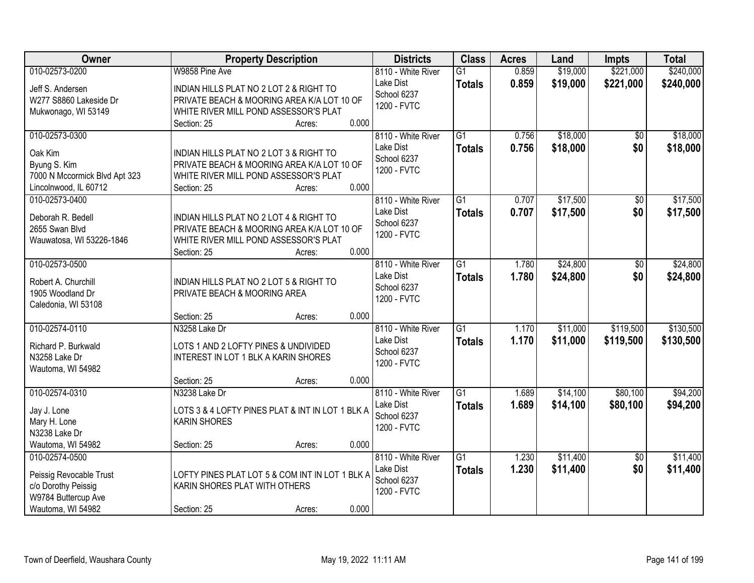| Owner | Property Description | Districts | Class | Acres | Land | Impts | Total |
|---|---|---|---|---|---|---|---|
| 010-02573-0200<br><br>Jeff S. Andersen<br>W277 S8860 Lakeside Dr<br>Mukwonago, WI 53149 | W9858 Pine Ave<br><br>INDIAN HILLS PLAT NO 2 LOT 2 & RIGHT TO PRIVATE BEACH & MOORING AREA K/A LOT 10 OF WHITE RIVER MILL POND ASSESSOR'S PLAT<br>Section: 25 Acres: 0.000 | 8110 - White River Lake Dist<br>School 6237<br>1200 - FVTC | G1<br>**Totals** | 0.859<br>**0.859** | $19,000<br>**$19,000** | $221,000<br>**$221,000** | $240,000<br>**$240,000** |
| 010-02573-0300<br><br>Oak Kim<br>Byung S. Kim<br>7000 N Mccormick Blvd Apt 323<br>Lincolnwood, IL 60712 | INDIAN HILLS PLAT NO 2 LOT 3 & RIGHT TO PRIVATE BEACH & MOORING AREA K/A LOT 10 OF WHITE RIVER MILL POND ASSESSOR'S PLAT<br>Section: 25 Acres: 0.000 | 8110 - White River Lake Dist<br>School 6237<br>1200 - FVTC | G1<br>**Totals** | 0.756<br>**0.756** | $18,000<br>**$18,000** | $0<br>**$0** | $18,000<br>**$18,000** |
| 010-02573-0400<br><br>Deborah R. Bedell<br>2655 Swan Blvd<br>Wauwatosa, WI 53226-1846 | INDIAN HILLS PLAT NO 2 LOT 4 & RIGHT TO PRIVATE BEACH & MOORING AREA K/A LOT 10 OF WHITE RIVER MILL POND ASSESSOR'S PLAT<br>Section: 25 Acres: 0.000 | 8110 - White River Lake Dist<br>School 6237<br>1200 - FVTC | G1<br>**Totals** | 0.707<br>**0.707** | $17,500<br>**$17,500** | $0<br>**$0** | $17,500<br>**$17,500** |
| 010-02573-0500<br><br>Robert A. Churchill<br>1905 Woodland Dr<br>Caledonia, WI 53108 | INDIAN HILLS PLAT NO 2 LOT 5 & RIGHT TO PRIVATE BEACH & MOORING AREA<br>Section: 25 Acres: 0.000 | 8110 - White River Lake Dist<br>School 6237<br>1200 - FVTC | G1<br>**Totals** | 1.780<br>**1.780** | $24,800<br>**$24,800** | $0<br>**$0** | $24,800<br>**$24,800** |
| 010-02574-0110<br><br>Richard P. Burkwald<br>N3258 Lake Dr<br>Wautoma, WI 54982 | N3258 Lake Dr<br><br>LOTS 1 AND 2 LOFTY PINES & UNDIVIDED INTEREST IN LOT 1 BLK A KARIN SHORES<br>Section: 25 Acres: 0.000 | 8110 - White River Lake Dist<br>School 6237<br>1200 - FVTC | G1<br>**Totals** | 1.170<br>**1.170** | $11,000<br>**$11,000** | $119,500<br>**$119,500** | $130,500<br>**$130,500** |
| 010-02574-0310<br><br>Jay J. Lone<br>Mary H. Lone<br>N3238 Lake Dr<br>Wautoma, WI 54982 | N3238 Lake Dr<br><br>LOTS 3 & 4 LOFTY PINES PLAT & INT IN LOT 1 BLK A KARIN SHORES<br>Section: 25 Acres: 0.000 | 8110 - White River Lake Dist<br>School 6237<br>1200 - FVTC | G1<br>**Totals** | 1.689<br>**1.689** | $14,100<br>**$14,100** | $80,100<br>**$80,100** | $94,200<br>**$94,200** |
| 010-02574-0500<br><br>Peissig Revocable Trust<br>c/o Dorothy Peissig<br>W9784 Buttercup Ave<br>Wautoma, WI 54982 | LOFTY PINES PLAT LOT 5 & COM INT IN LOT 1 BLK A KARIN SHORES PLAT WITH OTHERS<br>Section: 25 Acres: 0.000 | 8110 - White River Lake Dist<br>School 6237<br>1200 - FVTC | G1<br>**Totals** | 1.230<br>**1.230** | $11,400<br>**$11,400** | $0<br>**$0** | $11,400<br>**$11,400** |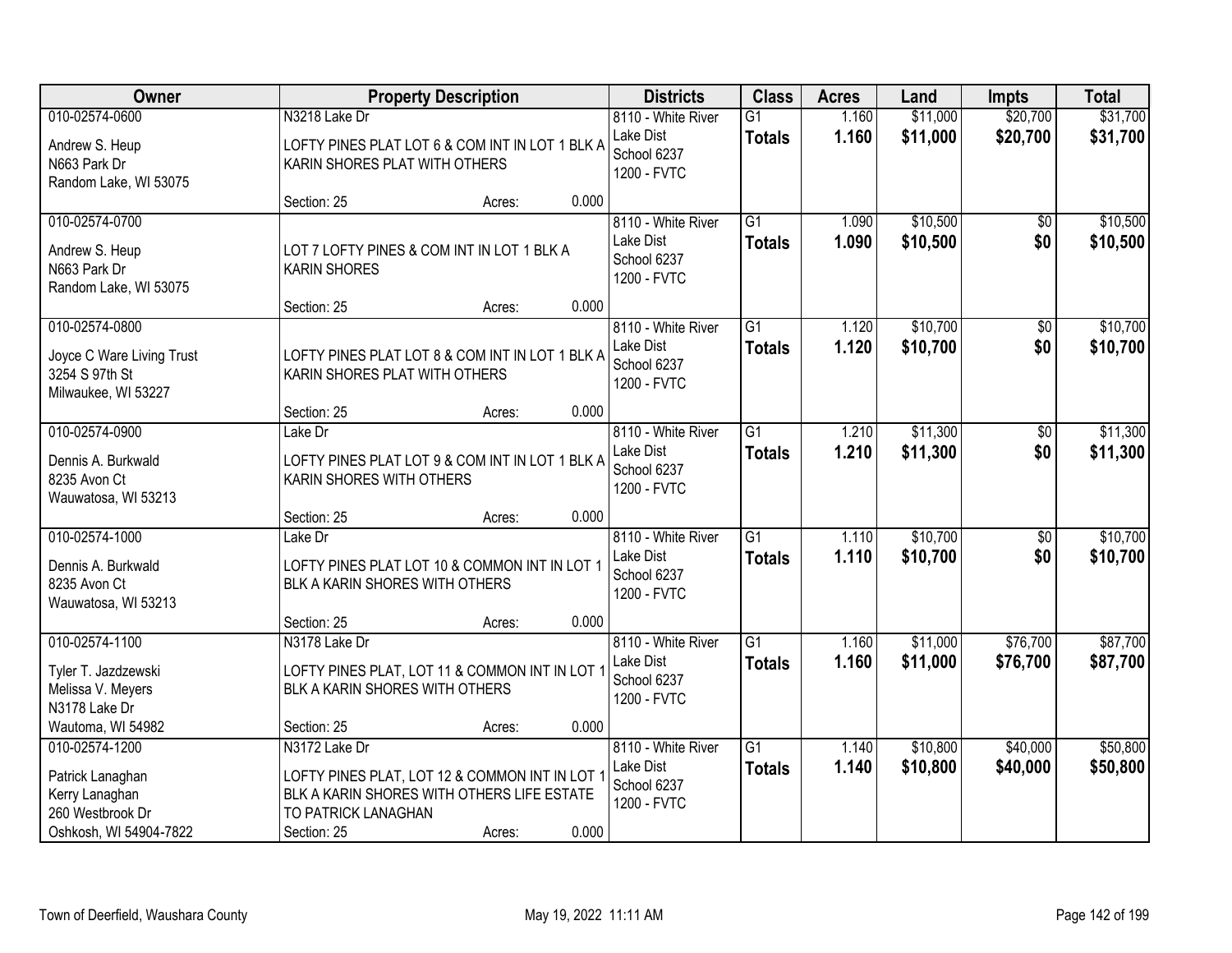| Owner | Property Description | Districts | Class | Acres | Land | Impts | Total |
|---|---|---|---|---|---|---|---|
| 010-02574-0600<br>Andrew S. Heup<br>N663 Park Dr<br>Random Lake, WI 53075 | N3218 Lake Dr<br>LOFTY PINES PLAT LOT 6 & COM INT IN LOT 1 BLK A KARIN SHORES PLAT WITH OTHERS<br>Section: 25 Acres: 0.000 | 8110 - White River Lake Dist<br>School 6237<br>1200 - FVTC | G1<br>**Totals** | 1.160<br>**1.160** | $11,000<br>**$11,000** | $20,700<br>**$20,700** | $31,700<br>**$31,700** |
| 010-02574-0700<br>Andrew S. Heup<br>N663 Park Dr<br>Random Lake, WI 53075 | LOT 7 LOFTY PINES & COM INT IN LOT 1 BLK A KARIN SHORES<br>Section: 25 Acres: 0.000 | 8110 - White River Lake Dist<br>School 6237<br>1200 - FVTC | G1<br>**Totals** | 1.090<br>**1.090** | $10,500<br>**$10,500** | $0<br>**$0** | $10,500<br>**$10,500** |
| 010-02574-0800<br>Joyce C Ware Living Trust<br>3254 S 97th St<br>Milwaukee, WI 53227 | LOFTY PINES PLAT LOT 8 & COM INT IN LOT 1 BLK A KARIN SHORES PLAT WITH OTHERS<br>Section: 25 Acres: 0.000 | 8110 - White River Lake Dist<br>School 6237<br>1200 - FVTC | G1<br>**Totals** | 1.120<br>**1.120** | $10,700<br>**$10,700** | $0<br>**$0** | $10,700<br>**$10,700** |
| 010-02574-0900<br>Dennis A. Burkwald<br>8235 Avon Ct<br>Wauwatosa, WI 53213 | Lake Dr<br>LOFTY PINES PLAT LOT 9 & COM INT IN LOT 1 BLK A KARIN SHORES WITH OTHERS<br>Section: 25 Acres: 0.000 | 8110 - White River Lake Dist<br>School 6237<br>1200 - FVTC | G1<br>**Totals** | 1.210<br>**1.210** | $11,300<br>**$11,300** | $0<br>**$0** | $11,300<br>**$11,300** |
| 010-02574-1000<br>Dennis A. Burkwald<br>8235 Avon Ct<br>Wauwatosa, WI 53213 | Lake Dr<br>LOFTY PINES PLAT LOT 10 & COMMON INT IN LOT 1 BLK A KARIN SHORES WITH OTHERS<br>Section: 25 Acres: 0.000 | 8110 - White River Lake Dist<br>School 6237<br>1200 - FVTC | G1<br>**Totals** | 1.110<br>**1.110** | $10,700<br>**$10,700** | $0<br>**$0** | $10,700<br>**$10,700** |
| 010-02574-1100<br>Tyler T. Jazdzewski<br>Melissa V. Meyers<br>N3178 Lake Dr<br>Wautoma, WI 54982 | N3178 Lake Dr<br>LOFTY PINES PLAT, LOT 11 & COMMON INT IN LOT 1 BLK A KARIN SHORES WITH OTHERS<br>Section: 25 Acres: 0.000 | 8110 - White River Lake Dist<br>School 6237<br>1200 - FVTC | G1<br>**Totals** | 1.160<br>**1.160** | $11,000<br>**$11,000** | $76,700<br>**$76,700** | $87,700<br>**$87,700** |
| 010-02574-1200<br>Patrick Lanaghan<br>Kerry Lanaghan<br>260 Westbrook Dr<br>Oshkosh, WI 54904-7822 | N3172 Lake Dr<br>LOFTY PINES PLAT, LOT 12 & COMMON INT IN LOT 1 BLK A KARIN SHORES WITH OTHERS LIFE ESTATE TO PATRICK LANAGHAN<br>Section: 25 Acres: 0.000 | 8110 - White River Lake Dist<br>School 6237<br>1200 - FVTC | G1<br>**Totals** | 1.140<br>**1.140** | $10,800<br>**$10,800** | $40,000<br>**$40,000** | $50,800<br>**$50,800** |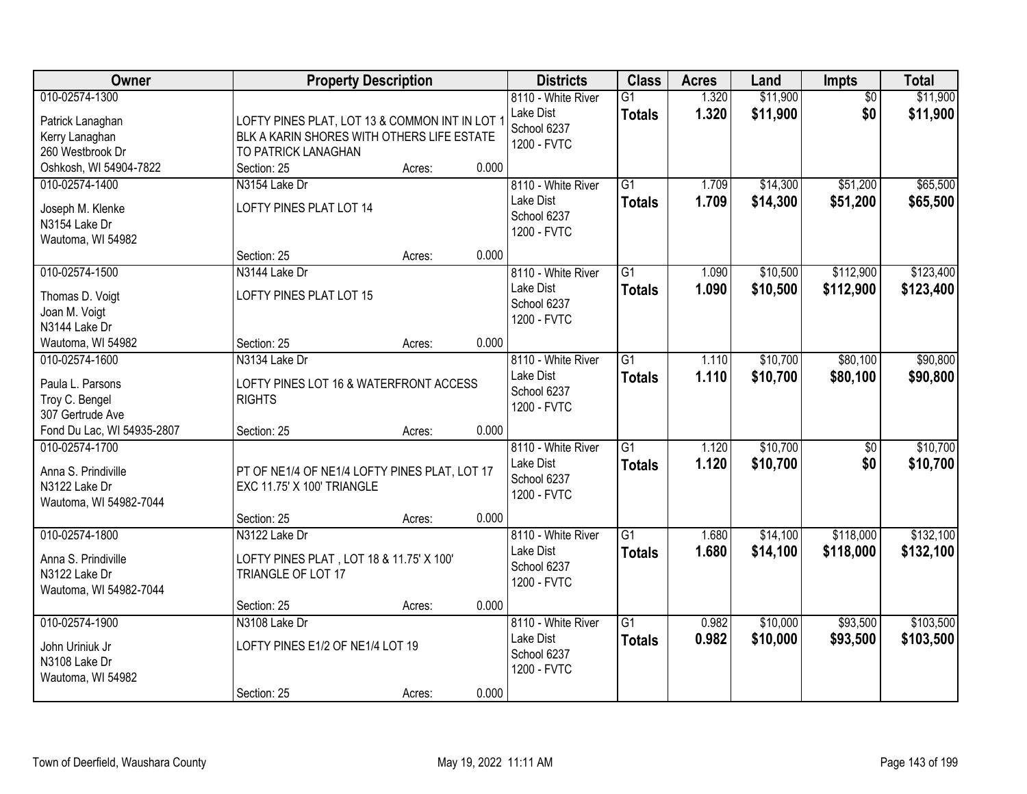| Owner | Property Description | Districts | Class | Acres | Land | Impts | Total |
|---|---|---|---|---|---|---|---|
| 010-02574-1300<br>Patrick Lanaghan<br>Kerry Lanaghan<br>260 Westbrook Dr<br>Oshkosh, WI 54904-7822 | LOFTY PINES PLAT, LOT 13 & COMMON INT IN LOT 1 BLK A KARIN SHORES WITH OTHERS LIFE ESTATE TO PATRICK LANAGHAN<br>Section: 25 Acres: 0.000 | 8110 - White River Lake Dist<br>School 6237<br>1200 - FVTC | G1<br>**Totals** | 1.320<br>**1.320** | $11,900<br>**$11,900** | $0<br>**$0** | $11,900<br>**$11,900** |
| 010-02574-1400<br>Joseph M. Klenke<br>N3154 Lake Dr<br>Wautoma, WI 54982 | N3154 Lake Dr<br>LOFTY PINES PLAT LOT 14<br>Section: 25 Acres: 0.000 | 8110 - White River Lake Dist<br>School 6237<br>1200 - FVTC | G1<br>**Totals** | 1.709<br>**1.709** | $14,300<br>**$14,300** | $51,200<br>**$51,200** | $65,500<br>**$65,500** |
| 010-02574-1500<br>Thomas D. Voigt<br>Joan M. Voigt<br>N3144 Lake Dr<br>Wautoma, WI 54982 | N3144 Lake Dr<br>LOFTY PINES PLAT LOT 15<br>Section: 25 Acres: 0.000 | 8110 - White River Lake Dist<br>School 6237<br>1200 - FVTC | G1<br>**Totals** | 1.090<br>**1.090** | $10,500<br>**$10,500** | $112,900<br>**$112,900** | $123,400<br>**$123,400** |
| 010-02574-1600<br>Paula L. Parsons<br>Troy C. Bengel<br>307 Gertrude Ave<br>Fond Du Lac, WI 54935-2807 | N3134 Lake Dr<br>LOFTY PINES LOT 16 & WATERFRONT ACCESS RIGHTS<br>Section: 25 Acres: 0.000 | 8110 - White River Lake Dist<br>School 6237<br>1200 - FVTC | G1<br>**Totals** | 1.110<br>**1.110** | $10,700<br>**$10,700** | $80,100<br>**$80,100** | $90,800<br>**$90,800** |
| 010-02574-1700<br>Anna S. Prindiville<br>N3122 Lake Dr<br>Wautoma, WI 54982-7044 | PT OF NE1/4 OF NE1/4 LOFTY PINES PLAT, LOT 17 EXC 11.75' X 100' TRIANGLE<br>Section: 25 Acres: 0.000 | 8110 - White River Lake Dist<br>School 6237<br>1200 - FVTC | G1<br>**Totals** | 1.120<br>**1.120** | $10,700<br>**$10,700** | $0<br>**$0** | $10,700<br>**$10,700** |
| 010-02574-1800<br>Anna S. Prindiville<br>N3122 Lake Dr<br>Wautoma, WI 54982-7044 | N3122 Lake Dr<br>LOFTY PINES PLAT , LOT 18 & 11.75' X 100' TRIANGLE OF LOT 17<br>Section: 25 Acres: 0.000 | 8110 - White River Lake Dist<br>School 6237<br>1200 - FVTC | G1<br>**Totals** | 1.680<br>**1.680** | $14,100<br>**$14,100** | $118,000<br>**$118,000** | $132,100<br>**$132,100** |
| 010-02574-1900<br>John Uriniuk Jr<br>N3108 Lake Dr<br>Wautoma, WI 54982 | N3108 Lake Dr<br>LOFTY PINES E1/2 OF NE1/4 LOT 19<br>Section: 25 Acres: 0.000 | 8110 - White River Lake Dist<br>School 6237<br>1200 - FVTC | G1<br>**Totals** | 0.982<br>**0.982** | $10,000<br>**$10,000** | $93,500<br>**$93,500** | $103,500<br>**$103,500** |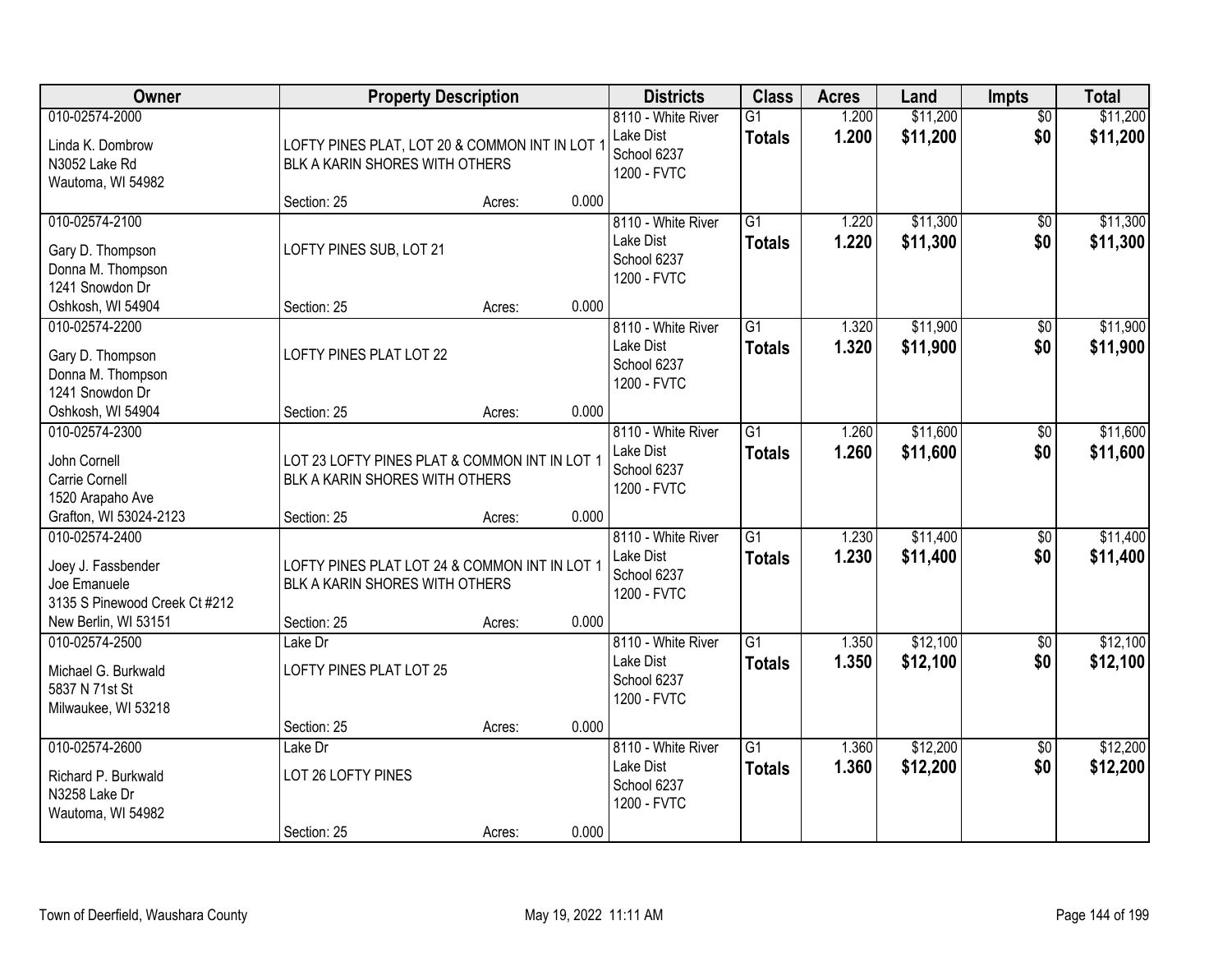| Owner | Property Description | Districts | Class | Acres | Land | Impts | Total |
|---|---|---|---|---|---|---|---|
| 010-02574-2000<br>Linda K. Dombrow<br>N3052 Lake Rd<br>Wautoma, WI 54982 | LOFTY PINES PLAT, LOT 20 & COMMON INT IN LOT 1 BLK A KARIN SHORES WITH OTHERS<br>Section: 25 Acres: 0.000 | 8110 - White River Lake Dist<br>School 6237<br>1200 - FVTC | G1<br>**Totals** | 1.200<br>**1.200** | $11,200<br>**$11,200** | $0<br>**$0** | $11,200<br>**$11,200** |
| 010-02574-2100<br>Gary D. Thompson<br>Donna M. Thompson<br>1241 Snowdon Dr<br>Oshkosh, WI 54904 | LOFTY PINES SUB, LOT 21<br>Section: 25 Acres: 0.000 | 8110 - White River Lake Dist<br>School 6237<br>1200 - FVTC | G1<br>**Totals** | 1.220<br>**1.220** | $11,300<br>**$11,300** | $0<br>**$0** | $11,300<br>**$11,300** |
| 010-02574-2200<br>Gary D. Thompson<br>Donna M. Thompson<br>1241 Snowdon Dr<br>Oshkosh, WI 54904 | LOFTY PINES PLAT LOT 22<br>Section: 25 Acres: 0.000 | 8110 - White River Lake Dist<br>School 6237<br>1200 - FVTC | G1<br>**Totals** | 1.320<br>**1.320** | $11,900<br>**$11,900** | $0<br>**$0** | $11,900<br>**$11,900** |
| 010-02574-2300<br>John Cornell<br>Carrie Cornell<br>1520 Arapaho Ave<br>Grafton, WI 53024-2123 | LOT 23 LOFTY PINES PLAT & COMMON INT IN LOT 1 BLK A KARIN SHORES WITH OTHERS<br>Section: 25 Acres: 0.000 | 8110 - White River Lake Dist<br>School 6237<br>1200 - FVTC | G1<br>**Totals** | 1.260<br>**1.260** | $11,600<br>**$11,600** | $0<br>**$0** | $11,600<br>**$11,600** |
| 010-02574-2400<br>Joey J. Fassbender<br>Joe Emanuele<br>3135 S Pinewood Creek Ct #212<br>New Berlin, WI 53151 | LOFTY PINES PLAT LOT 24 & COMMON INT IN LOT 1 BLK A KARIN SHORES WITH OTHERS<br>Section: 25 Acres: 0.000 | 8110 - White River Lake Dist<br>School 6237<br>1200 - FVTC | G1<br>**Totals** | 1.230<br>**1.230** | $11,400<br>**$11,400** | $0<br>**$0** | $11,400<br>**$11,400** |
| 010-02574-2500<br>Michael G. Burkwald<br>5837 N 71st St<br>Milwaukee, WI 53218 | Lake Dr<br>LOFTY PINES PLAT LOT 25<br>Section: 25 Acres: 0.000 | 8110 - White River Lake Dist<br>School 6237<br>1200 - FVTC | G1<br>**Totals** | 1.350<br>**1.350** | $12,100<br>**$12,100** | $0<br>**$0** | $12,100<br>**$12,100** |
| 010-02574-2600<br>Richard P. Burkwald<br>N3258 Lake Dr<br>Wautoma, WI 54982 | Lake Dr<br>LOT 26 LOFTY PINES<br>Section: 25 Acres: 0.000 | 8110 - White River Lake Dist<br>School 6237<br>1200 - FVTC | G1<br>**Totals** | 1.360<br>**1.360** | $12,200<br>**$12,200** | $0<br>**$0** | $12,200<br>**$12,200** |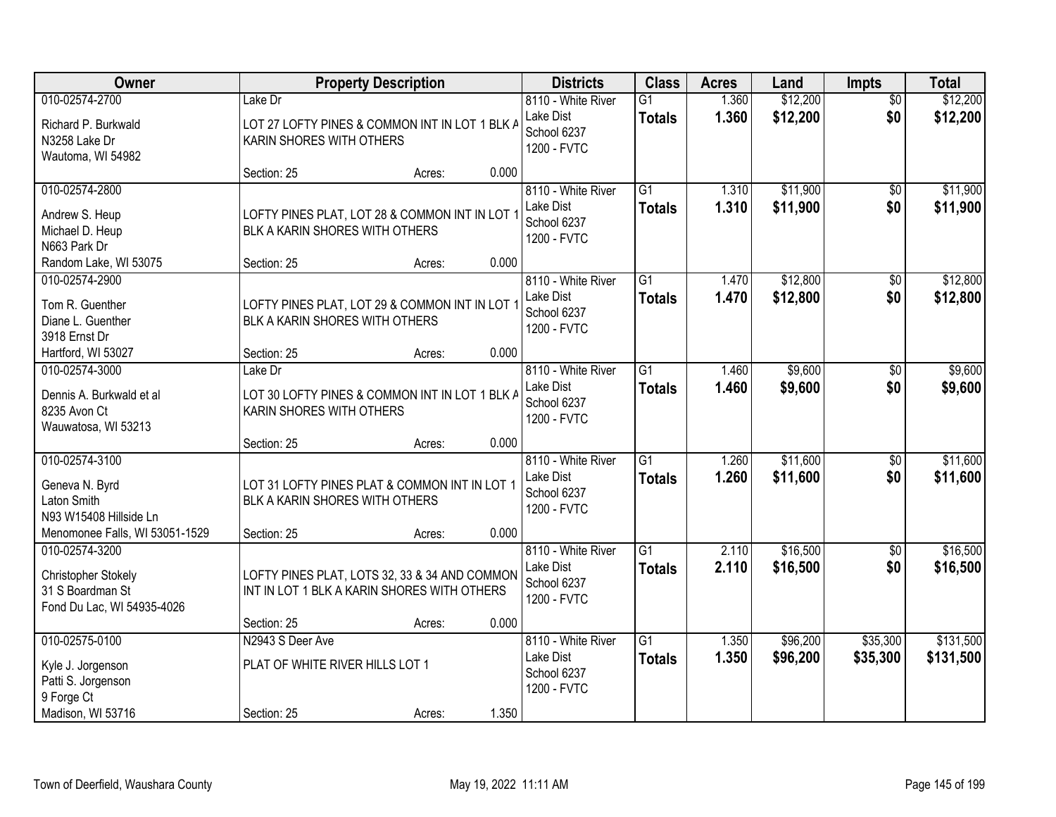| Owner | Property Description | Districts | Class | Acres | Land | Impts | Total |
|---|---|---|---|---|---|---|---|
| 010-02574-2700<br>Richard P. Burkwald<br>N3258 Lake Dr<br>Wautoma, WI 54982 | Lake Dr<br>LOT 27 LOFTY PINES & COMMON INT IN LOT 1 BLK A KARIN SHORES WITH OTHERS<br>Section: 25 Acres: 0.000 | 8110 - White River Lake Dist<br>School 6237<br>1200 - FVTC | G1<br>**Totals** | 1.360<br>**1.360** | $12,200<br>**$12,200** | $0<br>**$0** | $12,200<br>**$12,200** |
| 010-02574-2800<br>Andrew S. Heup<br>Michael D. Heup<br>N663 Park Dr<br>Random Lake, WI 53075 | LOFTY PINES PLAT, LOT 28 & COMMON INT IN LOT 1 BLK A KARIN SHORES WITH OTHERS<br>Section: 25 Acres: 0.000 | 8110 - White River Lake Dist<br>School 6237<br>1200 - FVTC | G1<br>**Totals** | 1.310<br>**1.310** | $11,900<br>**$11,900** | $0<br>**$0** | $11,900<br>**$11,900** |
| 010-02574-2900<br>Tom R. Guenther<br>Diane L. Guenther<br>3918 Ernst Dr<br>Hartford, WI 53027 | LOFTY PINES PLAT, LOT 29 & COMMON INT IN LOT 1 BLK A KARIN SHORES WITH OTHERS<br>Section: 25 Acres: 0.000 | 8110 - White River Lake Dist<br>School 6237<br>1200 - FVTC | G1<br>**Totals** | 1.470<br>**1.470** | $12,800<br>**$12,800** | $0<br>**$0** | $12,800<br>**$12,800** |
| 010-02574-3000<br>Dennis A. Burkwald et al<br>8235 Avon Ct<br>Wauwatosa, WI 53213 | Lake Dr<br>LOT 30 LOFTY PINES & COMMON INT IN LOT 1 BLK A KARIN SHORES WITH OTHERS<br>Section: 25 Acres: 0.000 | 8110 - White River Lake Dist<br>School 6237<br>1200 - FVTC | G1<br>**Totals** | 1.460<br>**1.460** | $9,600<br>**$9,600** | $0<br>**$0** | $9,600<br>**$9,600** |
| 010-02574-3100<br>Geneva N. Byrd<br>Laton Smith<br>N93 W15408 Hillside Ln<br>Menomonee Falls, WI 53051-1529 | LOT 31 LOFTY PINES PLAT & COMMON INT IN LOT 1 BLK A KARIN SHORES WITH OTHERS<br>Section: 25 Acres: 0.000 | 8110 - White River Lake Dist<br>School 6237<br>1200 - FVTC | G1<br>**Totals** | 1.260<br>**1.260** | $11,600<br>**$11,600** | $0<br>**$0** | $11,600<br>**$11,600** |
| 010-02574-3200<br>Christopher Stokely<br>31 S Boardman St<br>Fond Du Lac, WI 54935-4026 | LOFTY PINES PLAT, LOTS 32, 33 & 34 AND COMMON INT IN LOT 1 BLK A KARIN SHORES WITH OTHERS<br>Section: 25 Acres: 0.000 | 8110 - White River Lake Dist<br>School 6237<br>1200 - FVTC | G1<br>**Totals** | 2.110<br>**2.110** | $16,500<br>**$16,500** | $0<br>**$0** | $16,500<br>**$16,500** |
| 010-02575-0100<br>Kyle J. Jorgenson<br>Patti S. Jorgenson<br>9 Forge Ct<br>Madison, WI 53716 | N2943 S Deer Ave<br>PLAT OF WHITE RIVER HILLS LOT 1<br>Section: 25 Acres: 1.350 | 8110 - White River Lake Dist<br>School 6237<br>1200 - FVTC | G1<br>**Totals** | 1.350<br>**1.350** | $96,200<br>**$96,200** | $35,300<br>**$35,300** | $131,500<br>**$131,500** |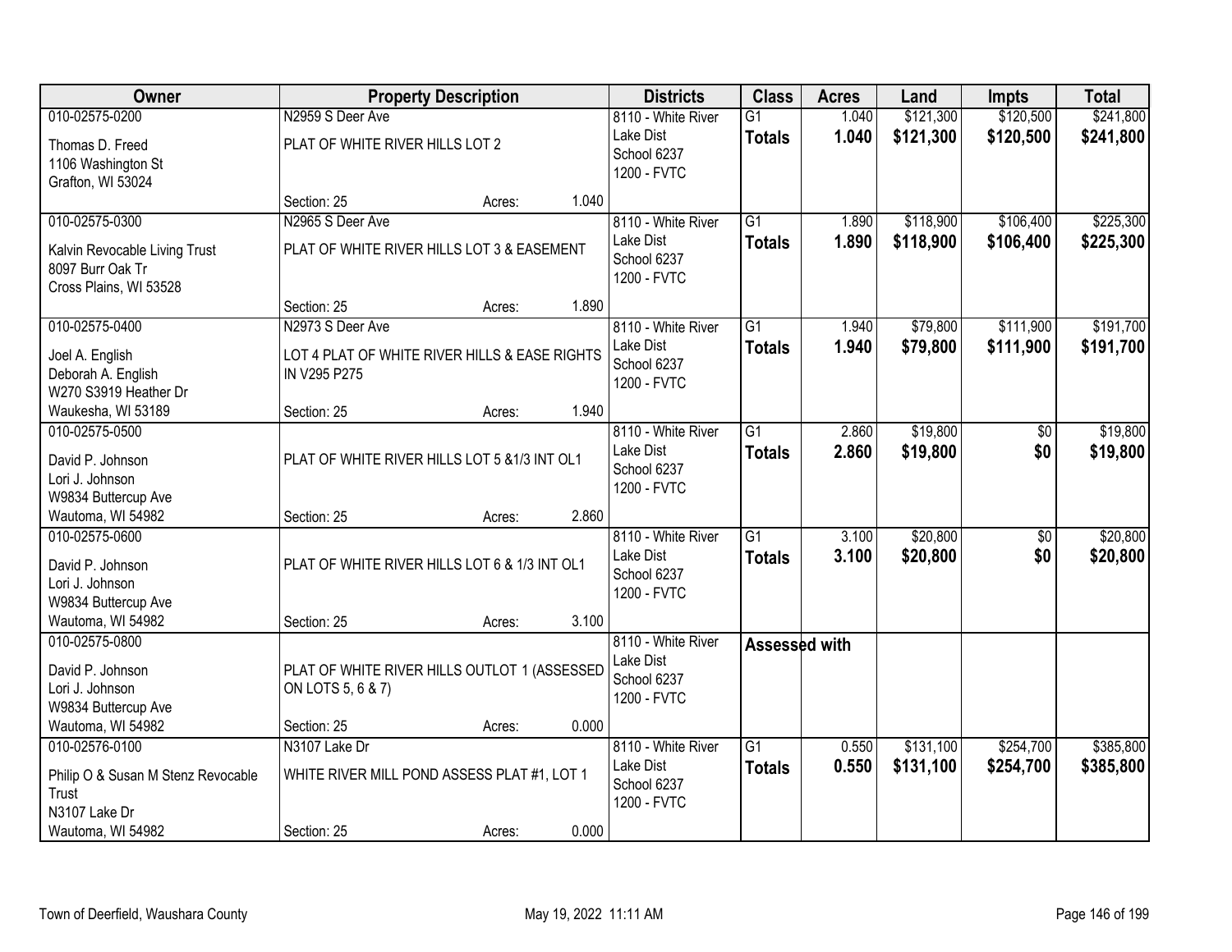| Owner | Property Description | Districts | Class | Acres | Land | Impts | Total |
|---|---|---|---|---|---|---|---|
| 010-02575-0200<br>Thomas D. Freed<br>1106 Washington St<br>Grafton, WI 53024 | N2959 S Deer Ave<br>PLAT OF WHITE RIVER HILLS LOT 2<br>Section: 25 Acres: 1.040 | 8110 - White River Lake Dist<br>School 6237<br>1200 - FVTC | G1<br>**Totals** | 1.040<br>**1.040** | $121,300<br>**$121,300** | $120,500<br>**$120,500** | $241,800<br>**$241,800** |
| 010-02575-0300<br>Kalvin Revocable Living Trust<br>8097 Burr Oak Tr<br>Cross Plains, WI 53528 | N2965 S Deer Ave<br>PLAT OF WHITE RIVER HILLS LOT 3 & EASEMENT<br>Section: 25 Acres: 1.890 | 8110 - White River Lake Dist<br>School 6237<br>1200 - FVTC | G1<br>**Totals** | 1.890<br>**1.890** | $118,900<br>**$118,900** | $106,400<br>**$106,400** | $225,300<br>**$225,300** |
| 010-02575-0400<br>Joel A. English<br>Deborah A. English<br>W270 S3919 Heather Dr<br>Waukesha, WI 53189 | N2973 S Deer Ave<br>LOT 4 PLAT OF WHITE RIVER HILLS & EASE RIGHTS IN V295 P275<br>Section: 25 Acres: 1.940 | 8110 - White River Lake Dist<br>School 6237<br>1200 - FVTC | G1<br>**Totals** | 1.940<br>**1.940** | $79,800<br>**$79,800** | $111,900<br>**$111,900** | $191,700<br>**$191,700** |
| 010-02575-0500<br>David P. Johnson<br>Lori J. Johnson<br>W9834 Buttercup Ave<br>Wautoma, WI 54982 | PLAT OF WHITE RIVER HILLS LOT 5 &1/3 INT OL1<br>Section: 25 Acres: 2.860 | 8110 - White River Lake Dist<br>School 6237<br>1200 - FVTC | G1<br>**Totals** | 2.860<br>**2.860** | $19,800<br>**$19,800** | $0<br>**$0** | $19,800<br>**$19,800** |
| 010-02575-0600<br>David P. Johnson<br>Lori J. Johnson<br>W9834 Buttercup Ave<br>Wautoma, WI 54982 | PLAT OF WHITE RIVER HILLS LOT 6 & 1/3 INT OL1<br>Section: 25 Acres: 3.100 | 8110 - White River Lake Dist<br>School 6237<br>1200 - FVTC | G1<br>**Totals** | 3.100<br>**3.100** | $20,800<br>**$20,800** | $0<br>**$0** | $20,800<br>**$20,800** |
| 010-02575-0800<br>David P. Johnson<br>Lori J. Johnson<br>W9834 Buttercup Ave<br>Wautoma, WI 54982 | PLAT OF WHITE RIVER HILLS OUTLOT 1 (ASSESSED ON LOTS 5, 6 & 7)<br>Section: 25 Acres: 0.000 | 8110 - White River Lake Dist<br>School 6237<br>1200 - FVTC | **Assessed with** | | | | |
| 010-02576-0100<br>Philip O & Susan M Stenz Revocable Trust<br>N3107 Lake Dr<br>Wautoma, WI 54982 | N3107 Lake Dr<br>WHITE RIVER MILL POND ASSESS PLAT #1, LOT 1<br>Section: 25 Acres: 0.000 | 8110 - White River Lake Dist<br>School 6237<br>1200 - FVTC | G1<br>**Totals** | 0.550<br>**0.550** | $131,100<br>**$131,100** | $254,700<br>**$254,700** | $385,800<br>**$385,800** |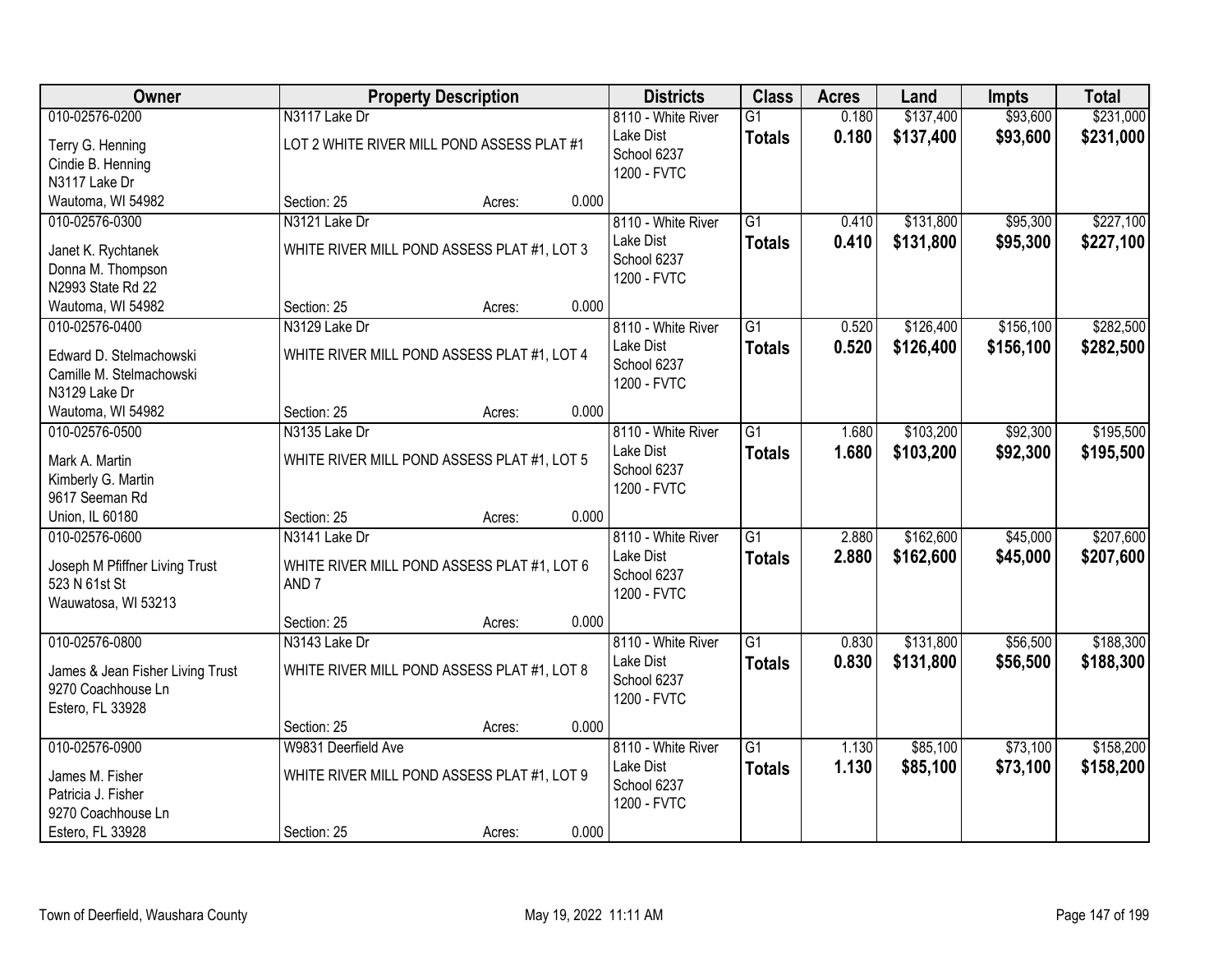| Owner | Property Description | Districts | Class | Acres | Land | Impts | Total |
|---|---|---|---|---|---|---|---|
| 010-02576-0200<br>Terry G. Henning<br>Cindie B. Henning<br>N3117 Lake Dr<br>Wautoma, WI 54982 | N3117 Lake Dr<br>LOT 2 WHITE RIVER MILL POND ASSESS PLAT #1<br>Section: 25 Acres: 0.000 | 8110 - White River Lake Dist<br>School 6237<br>1200 - FVTC | G1<br>**Totals** | 0.180<br>**0.180** | $137,400<br>**$137,400** | $93,600<br>**$93,600** | $231,000<br>**$231,000** |
| 010-02576-0300<br>Janet K. Rychtanek<br>Donna M. Thompson<br>N2993 State Rd 22<br>Wautoma, WI 54982 | N3121 Lake Dr<br>WHITE RIVER MILL POND ASSESS PLAT #1, LOT 3<br>Section: 25 Acres: 0.000 | 8110 - White River Lake Dist<br>School 6237<br>1200 - FVTC | G1<br>**Totals** | 0.410<br>**0.410** | $131,800<br>**$131,800** | $95,300<br>**$95,300** | $227,100<br>**$227,100** |
| 010-02576-0400<br>Edward D. Stelmachowski<br>Camille M. Stelmachowski<br>N3129 Lake Dr<br>Wautoma, WI 54982 | N3129 Lake Dr<br>WHITE RIVER MILL POND ASSESS PLAT #1, LOT 4<br>Section: 25 Acres: 0.000 | 8110 - White River Lake Dist<br>School 6237<br>1200 - FVTC | G1<br>**Totals** | 0.520<br>**0.520** | $126,400<br>**$126,400** | $156,100<br>**$156,100** | $282,500<br>**$282,500** |
| 010-02576-0500<br>Mark A. Martin<br>Kimberly G. Martin<br>9617 Seeman Rd<br>Union, IL 60180 | N3135 Lake Dr<br>WHITE RIVER MILL POND ASSESS PLAT #1, LOT 5<br>Section: 25 Acres: 0.000 | 8110 - White River Lake Dist<br>School 6237<br>1200 - FVTC | G1<br>**Totals** | 1.680<br>**1.680** | $103,200<br>**$103,200** | $92,300<br>**$92,300** | $195,500<br>**$195,500** |
| 010-02576-0600<br>Joseph M Pfiffner Living Trust<br>523 N 61st St<br>Wauwatosa, WI 53213 | N3141 Lake Dr<br>WHITE RIVER MILL POND ASSESS PLAT #1, LOT 6 AND 7<br>Section: 25 Acres: 0.000 | 8110 - White River Lake Dist<br>School 6237<br>1200 - FVTC | G1<br>**Totals** | 2.880<br>**2.880** | $162,600<br>**$162,600** | $45,000<br>**$45,000** | $207,600<br>**$207,600** |
| 010-02576-0800<br>James & Jean Fisher Living Trust<br>9270 Coachhouse Ln<br>Estero, FL 33928 | N3143 Lake Dr<br>WHITE RIVER MILL POND ASSESS PLAT #1, LOT 8<br>Section: 25 Acres: 0.000 | 8110 - White River Lake Dist<br>School 6237<br>1200 - FVTC | G1<br>**Totals** | 0.830<br>**0.830** | $131,800<br>**$131,800** | $56,500<br>**$56,500** | $188,300<br>**$188,300** |
| 010-02576-0900<br>James M. Fisher<br>Patricia J. Fisher<br>9270 Coachhouse Ln<br>Estero, FL 33928 | W9831 Deerfield Ave<br>WHITE RIVER MILL POND ASSESS PLAT #1, LOT 9<br>Section: 25 Acres: 0.000 | 8110 - White River Lake Dist<br>School 6237<br>1200 - FVTC | G1<br>**Totals** | 1.130<br>**1.130** | $85,100<br>**$85,100** | $73,100<br>**$73,100** | $158,200<br>**$158,200** |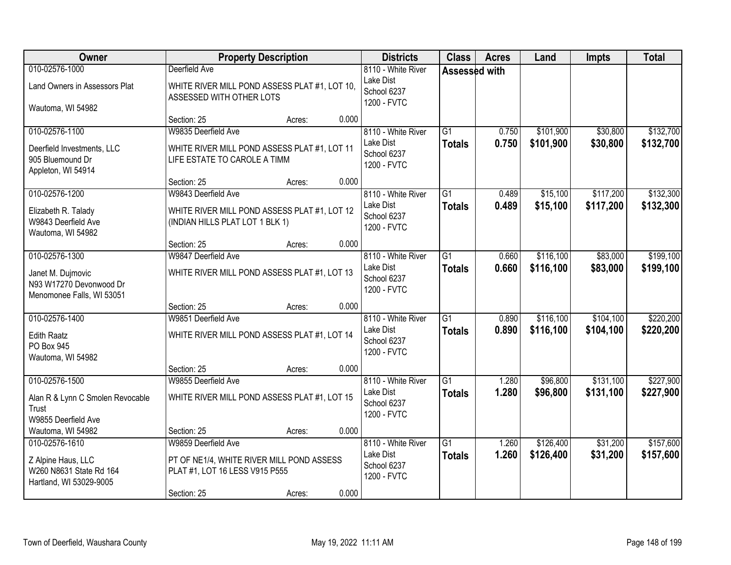| Owner | Property Description | Districts | Class | Acres | Land | Impts | Total |
|---|---|---|---|---|---|---|---|
| 010-02576-1000<br>Land Owners in Assessors Plat<br>Wautoma, WI 54982 | Deerfield Ave<br>WHITE RIVER MILL POND ASSESS PLAT #1, LOT 10, ASSESSED WITH OTHER LOTS<br>Section: 25 Acres: 0.000 | 8110 - White River Lake Dist<br>School 6237<br>1200 - FVTC | Assessed with | | | | |
| 010-02576-1100<br>Deerfield Investments, LLC<br>905 Bluemound Dr<br>Appleton, WI 54914 | W9835 Deerfield Ave<br>WHITE RIVER MILL POND ASSESS PLAT #1, LOT 11 LIFE ESTATE TO CAROLE A TIMM<br>Section: 25 Acres: 0.000 | 8110 - White River Lake Dist<br>School 6237<br>1200 - FVTC | G1<br>**Totals** | 0.750<br>**0.750** | $101,900<br>**$101,900** | $30,800<br>**$30,800** | $132,700<br>**$132,700** |
| 010-02576-1200<br>Elizabeth R. Talady<br>W9843 Deerfield Ave<br>Wautoma, WI 54982 | W9843 Deerfield Ave<br>WHITE RIVER MILL POND ASSESS PLAT #1, LOT 12 (INDIAN HILLS PLAT LOT 1 BLK 1)<br>Section: 25 Acres: 0.000 | 8110 - White River Lake Dist<br>School 6237<br>1200 - FVTC | G1<br>**Totals** | 0.489<br>**0.489** | $15,100<br>**$15,100** | $117,200<br>**$117,200** | $132,300<br>**$132,300** |
| 010-02576-1300<br>Janet M. Dujmovic<br>N93 W17270 Devonwood Dr<br>Menomonee Falls, WI 53051 | W9847 Deerfield Ave<br>WHITE RIVER MILL POND ASSESS PLAT #1, LOT 13<br>Section: 25 Acres: 0.000 | 8110 - White River Lake Dist<br>School 6237<br>1200 - FVTC | G1<br>**Totals** | 0.660<br>**0.660** | $116,100<br>**$116,100** | $83,000<br>**$83,000** | $199,100<br>**$199,100** |
| 010-02576-1400<br>Edith Raatz<br>PO Box 945<br>Wautoma, WI 54982 | W9851 Deerfield Ave<br>WHITE RIVER MILL POND ASSESS PLAT #1, LOT 14<br>Section: 25 Acres: 0.000 | 8110 - White River Lake Dist<br>School 6237<br>1200 - FVTC | G1<br>**Totals** | 0.890<br>**0.890** | $116,100<br>**$116,100** | $104,100<br>**$104,100** | $220,200<br>**$220,200** |
| 010-02576-1500<br>Alan R & Lynn C Smolen Revocable Trust<br>W9855 Deerfield Ave<br>Wautoma, WI 54982 | W9855 Deerfield Ave<br>WHITE RIVER MILL POND ASSESS PLAT #1, LOT 15<br>Section: 25 Acres: 0.000 | 8110 - White River Lake Dist<br>School 6237<br>1200 - FVTC | G1<br>**Totals** | 1.280<br>**1.280** | $96,800<br>**$96,800** | $131,100<br>**$131,100** | $227,900<br>**$227,900** |
| 010-02576-1610<br>Z Alpine Haus, LLC<br>W260 N8631 State Rd 164<br>Hartland, WI 53029-9005 | W9859 Deerfield Ave<br>PT OF NE1/4, WHITE RIVER MILL POND ASSESS PLAT #1, LOT 16 LESS V915 P555<br>Section: 25 Acres: 0.000 | 8110 - White River Lake Dist<br>School 6237<br>1200 - FVTC | G1<br>**Totals** | 1.260<br>**1.260** | $126,400<br>**$126,400** | $31,200<br>**$31,200** | $157,600<br>**$157,600** |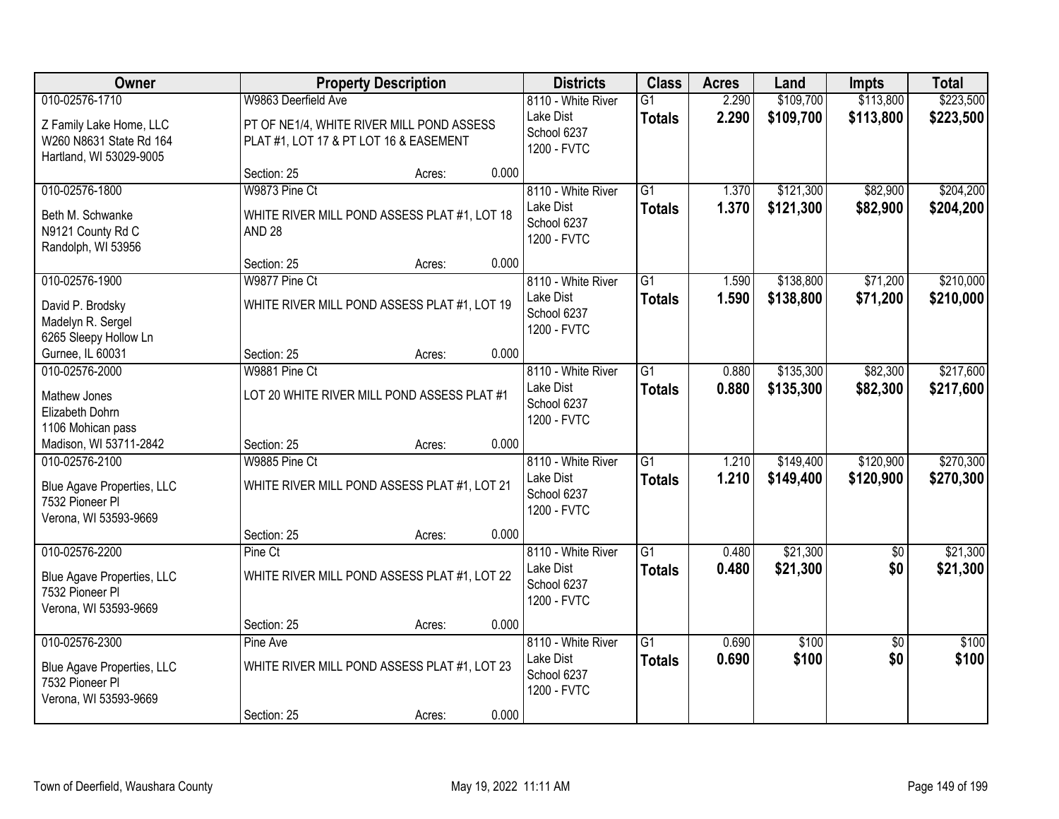| Owner | Property Description | Districts | Class | Acres | Land | Impts | Total |
|---|---|---|---|---|---|---|---|
| 010-02576-1710<br>Z Family Lake Home, LLC<br>W260 N8631 State Rd 164<br>Hartland, WI 53029-9005 | W9863 Deerfield Ave<br>PT OF NE1/4, WHITE RIVER MILL POND ASSESS PLAT #1, LOT 17 & PT LOT 16 & EASEMENT<br>Section: 25 Acres: 0.000 | 8110 - White River Lake Dist<br>School 6237<br>1200 - FVTC | G1<br>**Totals** | 2.290<br>**2.290** | $109,700<br>**$109,700** | $113,800<br>**$113,800** | $223,500<br>**$223,500** |
| 010-02576-1800<br>Beth M. Schwanke<br>N9121 County Rd C<br>Randolph, WI 53956 | W9873 Pine Ct<br>WHITE RIVER MILL POND ASSESS PLAT #1, LOT 18 AND 28<br>Section: 25 Acres: 0.000 | 8110 - White River Lake Dist<br>School 6237<br>1200 - FVTC | G1<br>**Totals** | 1.370<br>**1.370** | $121,300<br>**$121,300** | $82,900<br>**$82,900** | $204,200<br>**$204,200** |
| 010-02576-1900<br>David P. Brodsky<br>Madelyn R. Sergel<br>6265 Sleepy Hollow Ln<br>Gurnee, IL 60031 | W9877 Pine Ct<br>WHITE RIVER MILL POND ASSESS PLAT #1, LOT 19<br>Section: 25 Acres: 0.000 | 8110 - White River Lake Dist<br>School 6237<br>1200 - FVTC | G1<br>**Totals** | 1.590<br>**1.590** | $138,800<br>**$138,800** | $71,200<br>**$71,200** | $210,000<br>**$210,000** |
| 010-02576-2000<br>Mathew Jones<br>Elizabeth Dohrn<br>1106 Mohican pass<br>Madison, WI 53711-2842 | W9881 Pine Ct<br>LOT 20 WHITE RIVER MILL POND ASSESS PLAT #1<br>Section: 25 Acres: 0.000 | 8110 - White River Lake Dist<br>School 6237<br>1200 - FVTC | G1<br>**Totals** | 0.880<br>**0.880** | $135,300<br>**$135,300** | $82,300<br>**$82,300** | $217,600<br>**$217,600** |
| 010-02576-2100<br>Blue Agave Properties, LLC<br>7532 Pioneer Pl<br>Verona, WI 53593-9669 | W9885 Pine Ct<br>WHITE RIVER MILL POND ASSESS PLAT #1, LOT 21<br>Section: 25 Acres: 0.000 | 8110 - White River Lake Dist<br>School 6237<br>1200 - FVTC | G1<br>**Totals** | 1.210<br>**1.210** | $149,400<br>**$149,400** | $120,900<br>**$120,900** | $270,300<br>**$270,300** |
| 010-02576-2200<br>Blue Agave Properties, LLC<br>7532 Pioneer Pl<br>Verona, WI 53593-9669 | Pine Ct<br>WHITE RIVER MILL POND ASSESS PLAT #1, LOT 22<br>Section: 25 Acres: 0.000 | 8110 - White River Lake Dist<br>School 6237<br>1200 - FVTC | G1<br>**Totals** | 0.480<br>**0.480** | $21,300<br>**$21,300** | $0<br>**$0** | $21,300<br>**$21,300** |
| 010-02576-2300<br>Blue Agave Properties, LLC<br>7532 Pioneer Pl<br>Verona, WI 53593-9669 | Pine Ave<br>WHITE RIVER MILL POND ASSESS PLAT #1, LOT 23<br>Section: 25 Acres: 0.000 | 8110 - White River Lake Dist<br>School 6237<br>1200 - FVTC | G1<br>**Totals** | 0.690<br>**0.690** | $100<br>**$100** | $0<br>**$0** | $100<br>**$100** |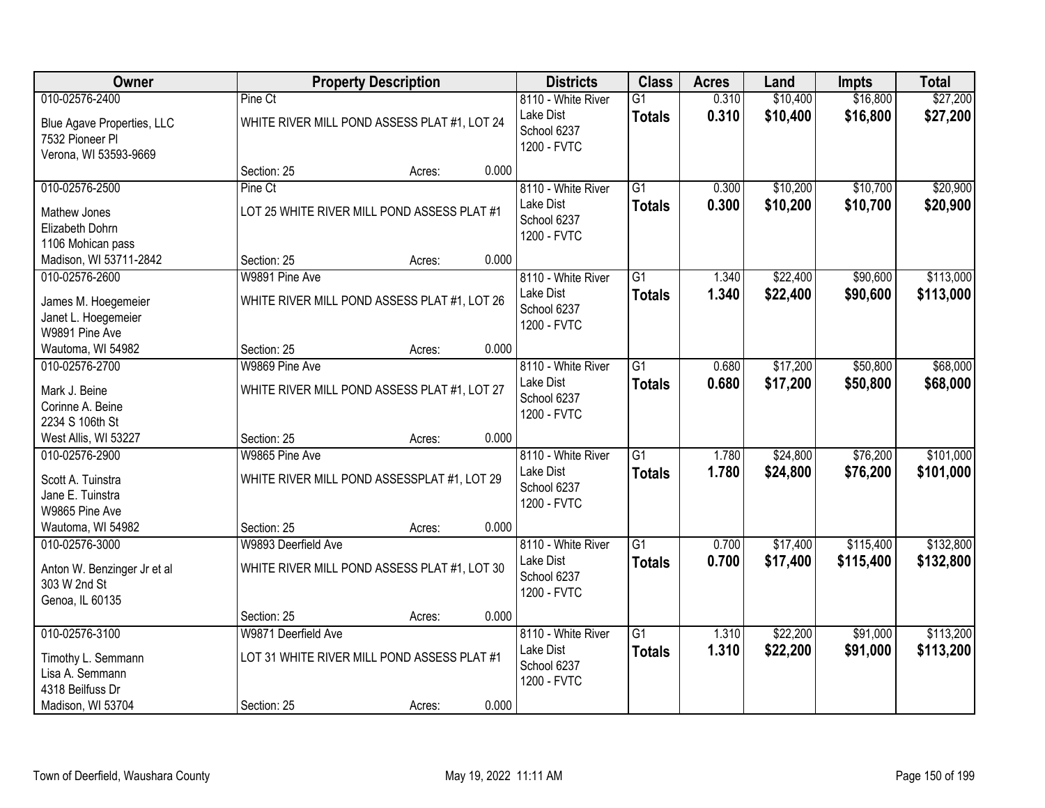| Owner | Property Description | | | Districts | Class | Acres | Land | Impts | Total |
|---|---|---|---|---|---|---|---|---|---|
| 010-02576-2400 | Pine Ct | | | 8110 - White River | G1 | 0.310 | $10,400 | $16,800 | $27,200 |
| Blue Agave Properties, LLC<br>7532 Pioneer Pl<br>Verona, WI 53593-9669 | WHITE RIVER MILL POND ASSESS PLAT #1, LOT 24 | | | Lake Dist<br>School 6237<br>1200 - FVTC | **Totals** | **0.310** | **$10,400** | **$16,800** | **$27,200** |
| | Section: 25 | Acres: | 0.000 | | | | | | |
| 010-02576-2500 | Pine Ct | | | 8110 - White River | G1 | 0.300 | $10,200 | $10,700 | $20,900 |
| Mathew Jones<br>Elizabeth Dohrn<br>1106 Mohican pass<br>Madison, WI 53711-2842 | LOT 25 WHITE RIVER MILL POND ASSESS PLAT #1 | | | Lake Dist<br>School 6237<br>1200 - FVTC | **Totals** | **0.300** | **$10,200** | **$10,700** | **$20,900** |
| | Section: 25 | Acres: | 0.000 | | | | | | |
| 010-02576-2600 | W9891 Pine Ave | | | 8110 - White River | G1 | 1.340 | $22,400 | $90,600 | $113,000 |
| James M. Hoegemeier<br>Janet L. Hoegemeier<br>W9891 Pine Ave<br>Wautoma, WI 54982 | WHITE RIVER MILL POND ASSESS PLAT #1, LOT 26 | | | Lake Dist<br>School 6237<br>1200 - FVTC | **Totals** | **1.340** | **$22,400** | **$90,600** | **$113,000** |
| | Section: 25 | Acres: | 0.000 | | | | | | |
| 010-02576-2700 | W9869 Pine Ave | | | 8110 - White River | G1 | 0.680 | $17,200 | $50,800 | $68,000 |
| Mark J. Beine<br>Corinne A. Beine<br>2234 S 106th St<br>West Allis, WI 53227 | WHITE RIVER MILL POND ASSESS PLAT #1, LOT 27 | | | Lake Dist<br>School 6237<br>1200 - FVTC | **Totals** | **0.680** | **$17,200** | **$50,800** | **$68,000** |
| | Section: 25 | Acres: | 0.000 | | | | | | |
| 010-02576-2900 | W9865 Pine Ave | | | 8110 - White River | G1 | 1.780 | $24,800 | $76,200 | $101,000 |
| Scott A. Tuinstra<br>Jane E. Tuinstra<br>W9865 Pine Ave<br>Wautoma, WI 54982 | WHITE RIVER MILL POND ASSESSPLAT #1, LOT 29 | | | Lake Dist<br>School 6237<br>1200 - FVTC | **Totals** | **1.780** | **$24,800** | **$76,200** | **$101,000** |
| | Section: 25 | Acres: | 0.000 | | | | | | |
| 010-02576-3000 | W9893 Deerfield Ave | | | 8110 - White River | G1 | 0.700 | $17,400 | $115,400 | $132,800 |
| Anton W. Benzinger Jr et al<br>303 W 2nd St<br>Genoa, IL 60135 | WHITE RIVER MILL POND ASSESS PLAT #1, LOT 30 | | | Lake Dist<br>School 6237<br>1200 - FVTC | **Totals** | **0.700** | **$17,400** | **$115,400** | **$132,800** |
| | Section: 25 | Acres: | 0.000 | | | | | | |
| 010-02576-3100 | W9871 Deerfield Ave | | | 8110 - White River | G1 | 1.310 | $22,200 | $91,000 | $113,200 |
| Timothy L. Semmann<br>Lisa A. Semmann<br>4318 Beilfuss Dr<br>Madison, WI 53704 | LOT 31 WHITE RIVER MILL POND ASSESS PLAT #1 | | | Lake Dist<br>School 6237<br>1200 - FVTC | **Totals** | **1.310** | **$22,200** | **$91,000** | **$113,200** |
| | Section: 25 | Acres: | 0.000 | | | | | | |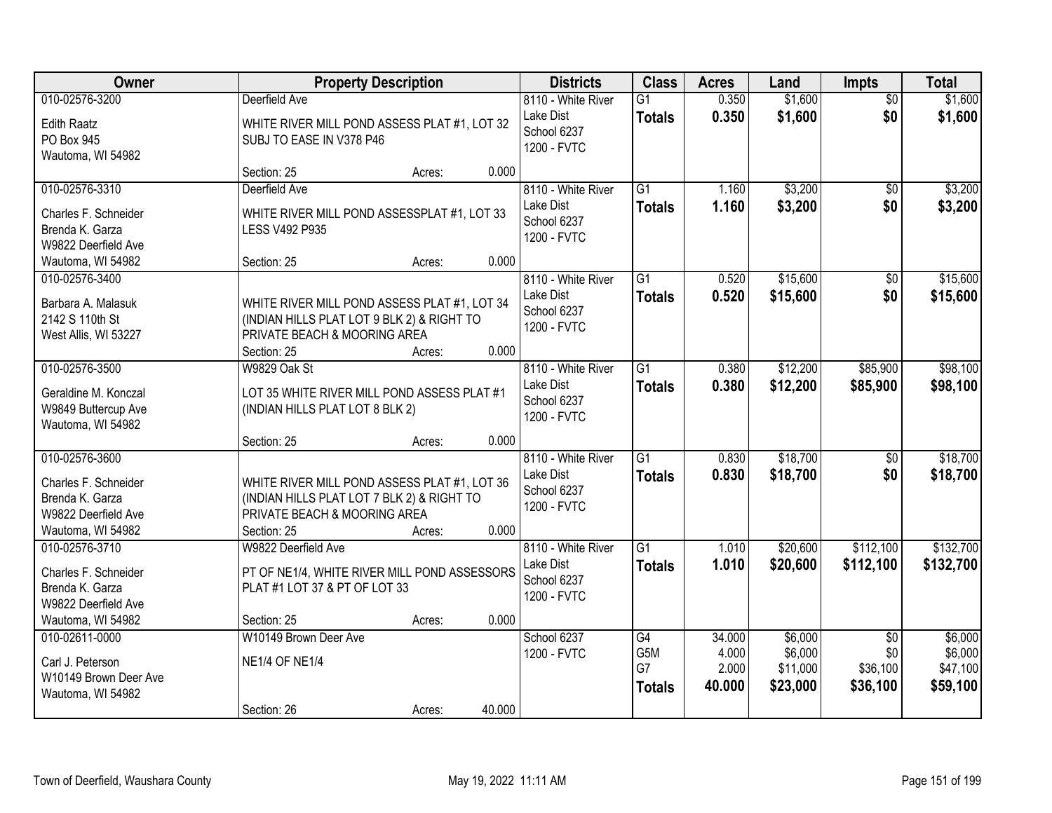| Owner | Property Description | Districts | Class | Acres | Land | Impts | Total |
|---|---|---|---|---|---|---|---|
| 010-02576-3200<br>Edith Raatz<br>PO Box 945<br>Wautoma, WI 54982 | Deerfield Ave<br>WHITE RIVER MILL POND ASSESS PLAT #1, LOT 32 SUBJ TO EASE IN V378 P46<br>Section: 25 Acres: 0.000 | 8110 - White River Lake Dist<br>School 6237<br>1200 - FVTC | G1<br>**Totals** | 0.350<br>**0.350** | $1,600<br>**$1,600** | $0<br>**$0** | $1,600<br>**$1,600** |
| 010-02576-3310<br>Charles F. Schneider<br>Brenda K. Garza<br>W9822 Deerfield Ave<br>Wautoma, WI 54982 | Deerfield Ave<br>WHITE RIVER MILL POND ASSESSPLAT #1, LOT 33 LESS V492 P935<br>Section: 25 Acres: 0.000 | 8110 - White River Lake Dist<br>School 6237<br>1200 - FVTC | G1<br>**Totals** | 1.160<br>**1.160** | $3,200<br>**$3,200** | $0<br>**$0** | $3,200<br>**$3,200** |
| 010-02576-3400<br>Barbara A. Malasuk<br>2142 S 110th St<br>West Allis, WI 53227 | WHITE RIVER MILL POND ASSESS PLAT #1, LOT 34 (INDIAN HILLS PLAT LOT 9 BLK 2) & RIGHT TO PRIVATE BEACH & MOORING AREA<br>Section: 25 Acres: 0.000 | 8110 - White River Lake Dist<br>School 6237<br>1200 - FVTC | G1<br>**Totals** | 0.520<br>**0.520** | $15,600<br>**$15,600** | $0<br>**$0** | $15,600<br>**$15,600** |
| 010-02576-3500<br>Geraldine M. Konczal<br>W9849 Buttercup Ave<br>Wautoma, WI 54982 | W9829 Oak St<br>LOT 35 WHITE RIVER MILL POND ASSESS PLAT #1 (INDIAN HILLS PLAT LOT 8 BLK 2)<br>Section: 25 Acres: 0.000 | 8110 - White River Lake Dist<br>School 6237<br>1200 - FVTC | G1<br>**Totals** | 0.380<br>**0.380** | $12,200<br>**$12,200** | $85,900<br>**$85,900** | $98,100<br>**$98,100** |
| 010-02576-3600<br>Charles F. Schneider<br>Brenda K. Garza<br>W9822 Deerfield Ave<br>Wautoma, WI 54982 | WHITE RIVER MILL POND ASSESS PLAT #1, LOT 36 (INDIAN HILLS PLAT LOT 7 BLK 2) & RIGHT TO PRIVATE BEACH & MOORING AREA<br>Section: 25 Acres: 0.000 | 8110 - White River Lake Dist<br>School 6237<br>1200 - FVTC | G1<br>**Totals** | 0.830<br>**0.830** | $18,700<br>**$18,700** | $0<br>**$0** | $18,700<br>**$18,700** |
| 010-02576-3710<br>Charles F. Schneider<br>Brenda K. Garza<br>W9822 Deerfield Ave<br>Wautoma, WI 54982 | W9822 Deerfield Ave<br>PT OF NE1/4, WHITE RIVER MILL POND ASSESSORS PLAT #1 LOT 37 & PT OF LOT 33<br>Section: 25 Acres: 0.000 | 8110 - White River Lake Dist<br>School 6237<br>1200 - FVTC | G1<br>**Totals** | 1.010<br>**1.010** | $20,600<br>**$20,600** | $112,100<br>**$112,100** | $132,700<br>**$132,700** |
| 010-02611-0000<br>Carl J. Peterson<br>W10149 Brown Deer Ave<br>Wautoma, WI 54982 | W10149 Brown Deer Ave<br>NE1/4 OF NE1/4<br>Section: 26 Acres: 40.000 | School 6237<br>1200 - FVTC | G4<br>G5M<br>G7<br>**Totals** | 34.000<br>4.000<br>2.000<br>**40.000** | $6,000<br>$6,000<br>$11,000<br>**$23,000** | $0<br>$0<br>$36,100<br>**$36,100** | $6,000<br>$6,000<br>$47,100<br>**$59,100** |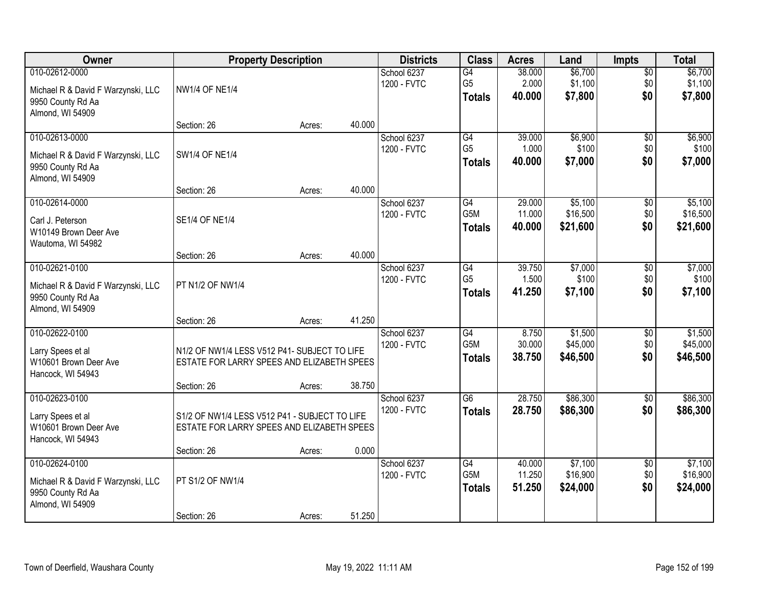| Owner | Property Description | | | Districts | Class | Acres | Land | Impts | Total |
|---|---|---|---|---|---|---|---|---|---|
| 010-02612-0000 | | | | School 6237 | G4 | 38.000 | $6,700 | $0 | $6,700 |
| Michael R & David F Warzynski, LLC | NW1/4 OF NE1/4 | | | 1200 - FVTC | G5 | 2.000 | $1,100 | $0 | $1,100 |
| 9950 County Rd Aa<br>Almond, WI 54909 | | | | | **Totals** | **40.000** | **$7,800** | **$0** | **$7,800** |
| | Section: 26 | Acres: | 40.000 | | | | | | |
| 010-02613-0000 | | | | School 6237 | G4 | 39.000 | $6,900 | $0 | $6,900 |
| Michael R & David F Warzynski, LLC | SW1/4 OF NE1/4 | | | 1200 - FVTC | G5 | 1.000 | $100 | $0 | $100 |
| 9950 County Rd Aa<br>Almond, WI 54909 | | | | | **Totals** | **40.000** | **$7,000** | **$0** | **$7,000** |
| | Section: 26 | Acres: | 40.000 | | | | | | |
| 010-02614-0000 | | | | School 6237 | G4 | 29.000 | $5,100 | $0 | $5,100 |
| Carl J. Peterson | SE1/4 OF NE1/4 | | | 1200 - FVTC | G5M | 11.000 | $16,500 | $0 | $16,500 |
| W10149 Brown Deer Ave<br>Wautoma, WI 54982 | | | | | **Totals** | **40.000** | **$21,600** | **$0** | **$21,600** |
| | Section: 26 | Acres: | 40.000 | | | | | | |
| 010-02621-0100 | | | | School 6237 | G4 | 39.750 | $7,000 | $0 | $7,000 |
| Michael R & David F Warzynski, LLC | PT N1/2 OF NW1/4 | | | 1200 - FVTC | G5 | 1.500 | $100 | $0 | $100 |
| 9950 County Rd Aa<br>Almond, WI 54909 | | | | | **Totals** | **41.250** | **$7,100** | **$0** | **$7,100** |
| | Section: 26 | Acres: | 41.250 | | | | | | |
| 010-02622-0100 | | | | School 6237 | G4 | 8.750 | $1,500 | $0 | $1,500 |
| Larry Spees et al | N1/2 OF NW1/4 LESS V512 P41- SUBJECT TO LIFE ESTATE FOR LARRY SPEES AND ELIZABETH SPEES | | | 1200 - FVTC | G5M | 30.000 | $45,000 | $0 | $45,000 |
| W10601 Brown Deer Ave<br>Hancock, WI 54943 | | | | | **Totals** | **38.750** | **$46,500** | **$0** | **$46,500** |
| | Section: 26 | Acres: | 38.750 | | | | | | |
| 010-02623-0100 | | | | School 6237 | G6 | 28.750 | $86,300 | $0 | $86,300 |
| Larry Spees et al | S1/2 OF NW1/4 LESS V512 P41 - SUBJECT TO LIFE ESTATE FOR LARRY SPEES AND ELIZABETH SPEES | | | 1200 - FVTC | **Totals** | **28.750** | **$86,300** | **$0** | **$86,300** |
| W10601 Brown Deer Ave<br>Hancock, WI 54943 | | | | | | | | | |
| | Section: 26 | Acres: | 0.000 | | | | | | |
| 010-02624-0100 | | | | School 6237 | G4 | 40.000 | $7,100 | $0 | $7,100 |
| Michael R & David F Warzynski, LLC | PT S1/2 OF NW1/4 | | | 1200 - FVTC | G5M | 11.250 | $16,900 | $0 | $16,900 |
| 9950 County Rd Aa<br>Almond, WI 54909 | | | | | **Totals** | **51.250** | **$24,000** | **$0** | **$24,000** |
| | Section: 26 | Acres: | 51.250 | | | | | | |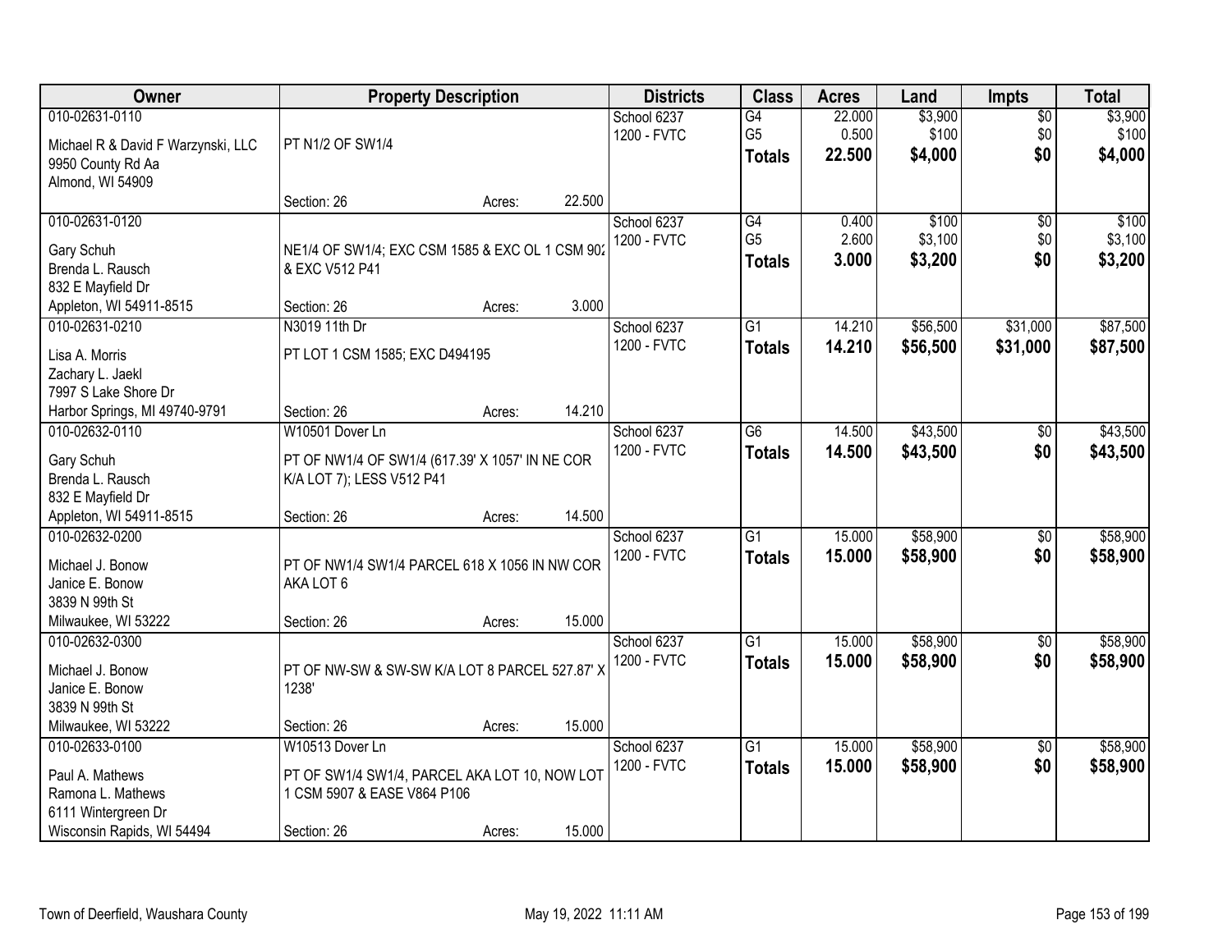| Owner | Property Description | Districts | Class | Acres | Land | Impts | Total |
|---|---|---|---|---|---|---|---|
| 010-02631-0110<br>Michael R & David F Warzynski, LLC<br>9950 County Rd Aa<br>Almond, WI 54909 | PT N1/2 OF SW1/4<br>Section: 26 Acres: 22.500 | School 6237<br>1200 - FVTC | G4<br>G5<br>**Totals** | 22.000<br>0.500<br>**22.500** | $3,900<br>$100<br>**$4,000** | $0<br>$0<br>**$0** | $3,900<br>$100<br>**$4,000** |
| 010-02631-0120<br>Gary Schuh<br>Brenda L. Rausch<br>832 E Mayfield Dr<br>Appleton, WI 54911-8515 | NE1/4 OF SW1/4; EXC CSM 1585 & EXC OL 1 CSM 902 & EXC V512 P41<br>Section: 26 Acres: 3.000 | School 6237<br>1200 - FVTC | G4<br>G5<br>**Totals** | 0.400<br>2.600<br>**3.000** | $100<br>$3,100<br>**$3,200** | $0<br>$0<br>**$0** | $100<br>$3,100<br>**$3,200** |
| 010-02631-0210<br>Lisa A. Morris<br>Zachary L. Jaekl<br>7997 S Lake Shore Dr<br>Harbor Springs, MI 49740-9791 | N3019 11th Dr<br>PT LOT 1 CSM 1585; EXC D494195<br>Section: 26 Acres: 14.210 | School 6237<br>1200 - FVTC | G1<br>**Totals** | 14.210<br>**14.210** | $56,500<br>**$56,500** | $31,000<br>**$31,000** | $87,500<br>**$87,500** |
| 010-02632-0110<br>Gary Schuh<br>Brenda L. Rausch<br>832 E Mayfield Dr<br>Appleton, WI 54911-8515 | W10501 Dover Ln<br>PT OF NW1/4 OF SW1/4 (617.39' X 1057' IN NE COR K/A LOT 7); LESS V512 P41<br>Section: 26 Acres: 14.500 | School 6237<br>1200 - FVTC | G6<br>**Totals** | 14.500<br>**14.500** | $43,500<br>**$43,500** | $0<br>**$0** | $43,500<br>**$43,500** |
| 010-02632-0200<br>Michael J. Bonow<br>Janice E. Bonow<br>3839 N 99th St<br>Milwaukee, WI 53222 | PT OF NW1/4 SW1/4 PARCEL 618 X 1056 IN NW COR AKA LOT 6<br>Section: 26 Acres: 15.000 | School 6237<br>1200 - FVTC | G1<br>**Totals** | 15.000<br>**15.000** | $58,900<br>**$58,900** | $0<br>**$0** | $58,900<br>**$58,900** |
| 010-02632-0300<br>Michael J. Bonow<br>Janice E. Bonow<br>3839 N 99th St<br>Milwaukee, WI 53222 | PT OF NW-SW & SW-SW K/A LOT 8 PARCEL 527.87' X 1238'<br>Section: 26 Acres: 15.000 | School 6237<br>1200 - FVTC | G1<br>**Totals** | 15.000<br>**15.000** | $58,900<br>**$58,900** | $0<br>**$0** | $58,900<br>**$58,900** |
| 010-02633-0100<br>Paul A. Mathews<br>Ramona L. Mathews<br>6111 Wintergreen Dr<br>Wisconsin Rapids, WI 54494 | W10513 Dover Ln<br>PT OF SW1/4 SW1/4, PARCEL AKA LOT 10, NOW LOT 1 CSM 5907 & EASE V864 P106<br>Section: 26 Acres: 15.000 | School 6237<br>1200 - FVTC | G1<br>**Totals** | 15.000<br>**15.000** | $58,900<br>**$58,900** | $0<br>**$0** | $58,900<br>**$58,900** |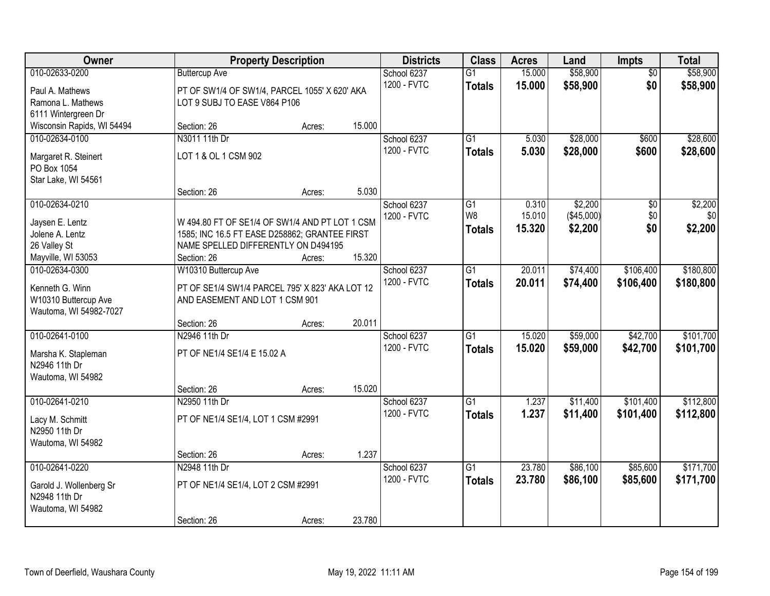| Owner | Property Description | Districts | Class | Acres | Land | Impts | Total |
|---|---|---|---|---|---|---|---|
| 010-02633-0200<br>Paul A. Mathews<br>Ramona L. Mathews<br>6111 Wintergreen Dr<br>Wisconsin Rapids, WI 54494 | Buttercup Ave<br>PT OF SW1/4 OF SW1/4, PARCEL 1055' X 620' AKA LOT 9 SUBJ TO EASE V864 P106<br>Section: 26 Acres: 15.000 | School 6237<br>1200 - FVTC | G1<br>**Totals** | 15.000<br>**15.000** | $58,900<br>**$58,900** | $0<br>**$0** | $58,900<br>**$58,900** |
| 010-02634-0100<br>Margaret R. Steinert<br>PO Box 1054<br>Star Lake, WI 54561 | N3011 11th Dr<br>LOT 1 & OL 1 CSM 902<br>Section: 26 Acres: 5.030 | School 6237<br>1200 - FVTC | G1<br>**Totals** | 5.030<br>**5.030** | $28,000<br>**$28,000** | $600<br>**$600** | $28,600<br>**$28,600** |
| 010-02634-0210<br>Jaysen E. Lentz<br>Jolene A. Lentz<br>26 Valley St<br>Mayville, WI 53053 | W 494.80 FT OF SE1/4 OF SW1/4 AND PT LOT 1 CSM 1585; INC 16.5 FT EASE D258862; GRANTEE FIRST NAME SPELLED DIFFERENTLY ON D494195<br>Section: 26 Acres: 15.320 | School 6237<br>1200 - FVTC | G1<br>W8<br>**Totals** | 0.310<br>15.010<br>**15.320** | $2,200<br>($45,000)<br>**$2,200** | $0<br>$0<br>**$0** | $2,200<br>$0<br>**$2,200** |
| 010-02634-0300<br>Kenneth G. Winn<br>W10310 Buttercup Ave<br>Wautoma, WI 54982-7027 | W10310 Buttercup Ave<br>PT OF SE1/4 SW1/4 PARCEL 795' X 823' AKA LOT 12 AND EASEMENT AND LOT 1 CSM 901<br>Section: 26 Acres: 20.011 | School 6237<br>1200 - FVTC | G1<br>**Totals** | 20.011<br>**20.011** | $74,400<br>**$74,400** | $106,400<br>**$106,400** | $180,800<br>**$180,800** |
| 010-02641-0100<br>Marsha K. Stapleman<br>N2946 11th Dr<br>Wautoma, WI 54982 | N2946 11th Dr<br>PT OF NE1/4 SE1/4 E 15.02 A<br>Section: 26 Acres: 15.020 | School 6237<br>1200 - FVTC | G1<br>**Totals** | 15.020<br>**15.020** | $59,000<br>**$59,000** | $42,700<br>**$42,700** | $101,700<br>**$101,700** |
| 010-02641-0210<br>Lacy M. Schmitt<br>N2950 11th Dr<br>Wautoma, WI 54982 | N2950 11th Dr<br>PT OF NE1/4 SE1/4, LOT 1 CSM #2991<br>Section: 26 Acres: 1.237 | School 6237<br>1200 - FVTC | G1<br>**Totals** | 1.237<br>**1.237** | $11,400<br>**$11,400** | $101,400<br>**$101,400** | $112,800<br>**$112,800** |
| 010-02641-0220<br>Garold J. Wollenberg Sr<br>N2948 11th Dr<br>Wautoma, WI 54982 | N2948 11th Dr<br>PT OF NE1/4 SE1/4, LOT 2 CSM #2991<br>Section: 26 Acres: 23.780 | School 6237<br>1200 - FVTC | G1<br>**Totals** | 23.780<br>**23.780** | $86,100<br>**$86,100** | $85,600<br>**$85,600** | $171,700<br>**$171,700** |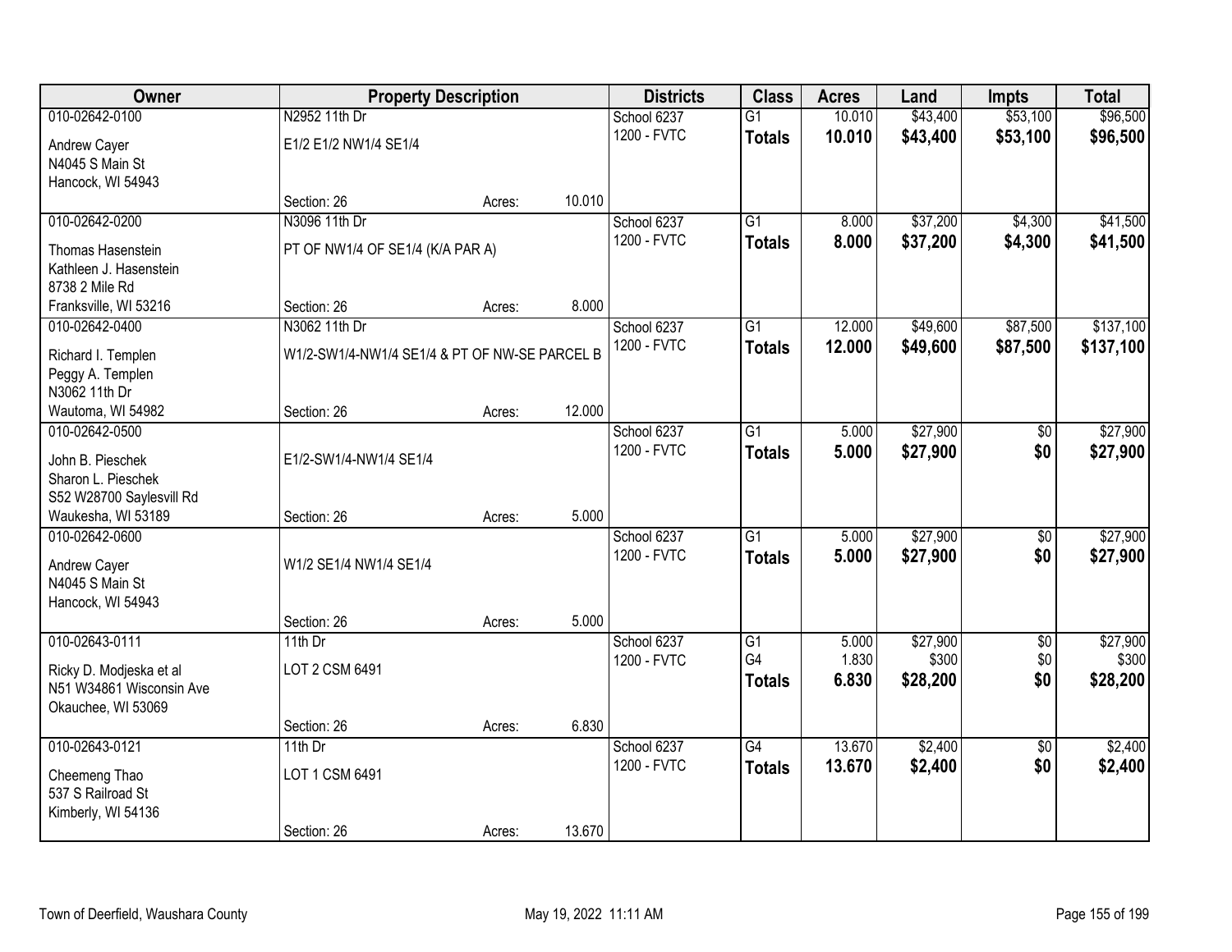| Owner | Property Description | | | Districts | Class | Acres | Land | Impts | Total |
|---|---|---|---|---|---|---|---|---|---|
| 010-02642-0100 | N2952 11th Dr | | | School 6237 | G1 | 10.010 | $43,400 | $53,100 | $96,500 |
| Andrew Cayer<br>N4045 S Main St<br>Hancock, WI 54943 | E1/2 E1/2 NW1/4 SE1/4 | | | 1200 - FVTC | **Totals** | **10.010** | **$43,400** | **$53,100** | **$96,500** |
| | Section: 26 | Acres: | 10.010 | | | | | | |
| 010-02642-0200 | N3096 11th Dr | | | School 6237 | G1 | 8.000 | $37,200 | $4,300 | $41,500 |
| Thomas Hasenstein<br>Kathleen J. Hasenstein<br>8738 2 Mile Rd<br>Franksville, WI 53216 | PT OF NW1/4 OF SE1/4 (K/A PAR A) | | | 1200 - FVTC | **Totals** | **8.000** | **$37,200** | **$4,300** | **$41,500** |
| | Section: 26 | Acres: | 8.000 | | | | | | |
| 010-02642-0400 | N3062 11th Dr | | | School 6237 | G1 | 12.000 | $49,600 | $87,500 | $137,100 |
| Richard I. Templen<br>Peggy A. Templen<br>N3062 11th Dr<br>Wautoma, WI 54982 | W1/2-SW1/4-NW1/4 SE1/4 & PT OF NW-SE PARCEL B | | | 1200 - FVTC | **Totals** | **12.000** | **$49,600** | **$87,500** | **$137,100** |
| | Section: 26 | Acres: | 12.000 | | | | | | |
| 010-02642-0500 | | | | School 6237 | G1 | 5.000 | $27,900 | $0 | $27,900 |
| John B. Pieschek<br>Sharon L. Pieschek<br>S52 W28700 Saylesvill Rd<br>Waukesha, WI 53189 | E1/2-SW1/4-NW1/4 SE1/4 | | | 1200 - FVTC | **Totals** | **5.000** | **$27,900** | **$0** | **$27,900** |
| | Section: 26 | Acres: | 5.000 | | | | | | |
| 010-02642-0600 | | | | School 6237 | G1 | 5.000 | $27,900 | $0 | $27,900 |
| Andrew Cayer<br>N4045 S Main St<br>Hancock, WI 54943 | W1/2 SE1/4 NW1/4 SE1/4 | | | 1200 - FVTC | **Totals** | **5.000** | **$27,900** | **$0** | **$27,900** |
| | Section: 26 | Acres: | 5.000 | | | | | | |
| 010-02643-0111 | 11th Dr | | | School 6237 | G1 | 5.000 | $27,900 | $0 | $27,900 |
| Ricky D. Modjeska et al<br>N51 W34861 Wisconsin Ave<br>Okauchee, WI 53069 | LOT 2 CSM 6491 | | | 1200 - FVTC | G4 | 1.830 | $300 | $0 | $300 |
| | | | | | **Totals** | **6.830** | **$28,200** | **$0** | **$28,200** |
| | Section: 26 | Acres: | 6.830 | | | | | | |
| 010-02643-0121 | 11th Dr | | | School 6237 | G4 | 13.670 | $2,400 | $0 | $2,400 |
| Cheemeng Thao<br>537 S Railroad St<br>Kimberly, WI 54136 | LOT 1 CSM 6491 | | | 1200 - FVTC | **Totals** | **13.670** | **$2,400** | **$0** | **$2,400** |
| | Section: 26 | Acres: | 13.670 | | | | | | |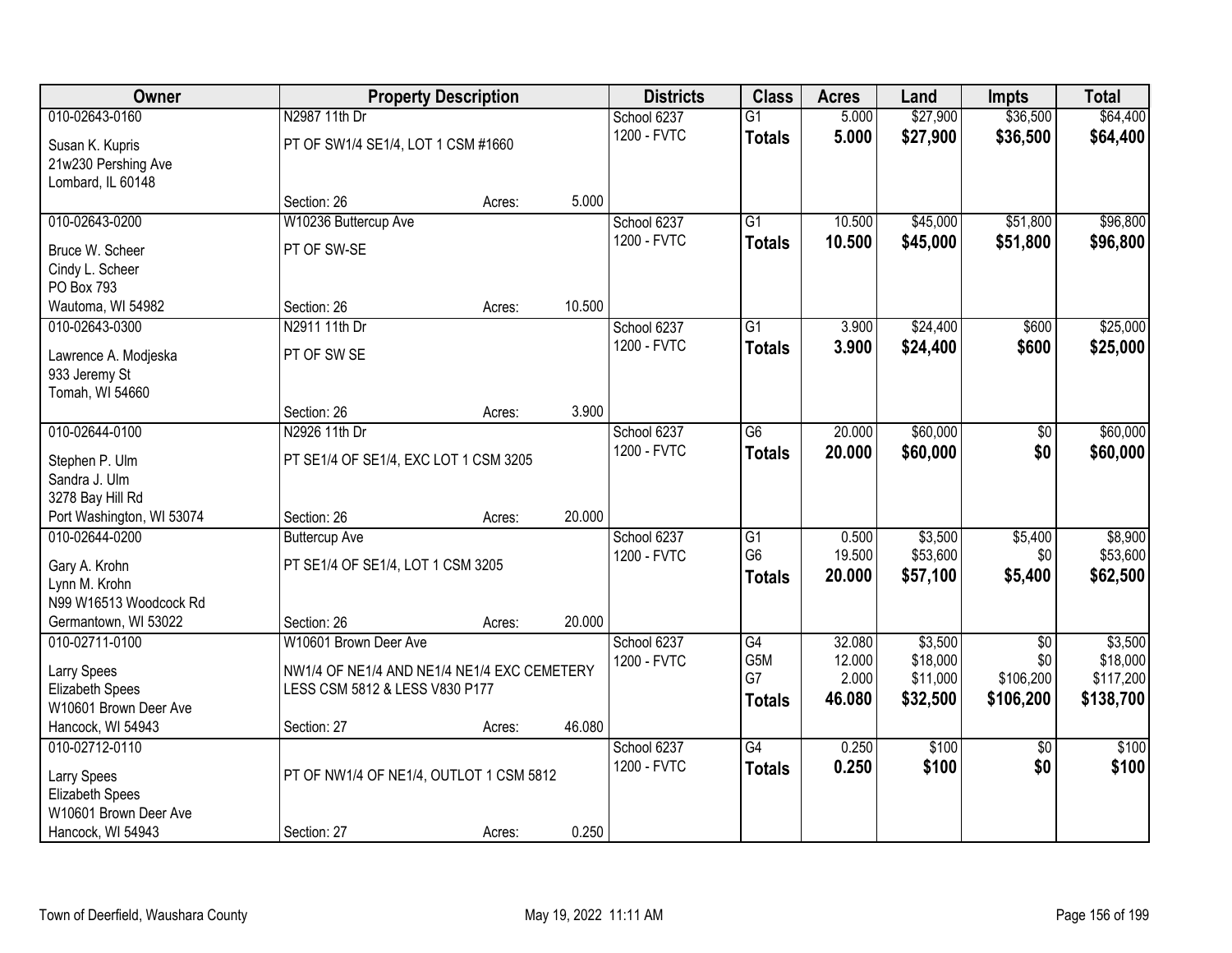| Owner | Property Description | | | Districts | Class | Acres | Land | Impts | Total |
|---|---|---|---|---|---|---|---|---|---|
| 010-02643-0160 | N2987 11th Dr | | | School 6237 | G1 | 5.000 | $27,900 | $36,500 | $64,400 |
| Susan K. Kupris<br>21w230 Pershing Ave<br>Lombard, IL 60148 | PT OF SW1/4 SE1/4, LOT 1 CSM #1660 | | | 1200 - FVTC | **Totals** | **5.000** | **$27,900** | **$36,500** | **$64,400** |
| | Section: 26 | Acres: | 5.000 | | | | | | |
| 010-02643-0200 | W10236 Buttercup Ave | | | School 6237 | G1 | 10.500 | $45,000 | $51,800 | $96,800 |
| Bruce W. Scheer<br>Cindy L. Scheer<br>PO Box 793<br>Wautoma, WI 54982 | PT OF SW-SE | | | 1200 - FVTC | **Totals** | **10.500** | **$45,000** | **$51,800** | **$96,800** |
| | Section: 26 | Acres: | 10.500 | | | | | | |
| 010-02643-0300 | N2911 11th Dr | | | School 6237 | G1 | 3.900 | $24,400 | $600 | $25,000 |
| Lawrence A. Modjeska<br>933 Jeremy St<br>Tomah, WI 54660 | PT OF SW SE | | | 1200 - FVTC | **Totals** | **3.900** | **$24,400** | **$600** | **$25,000** |
| | Section: 26 | Acres: | 3.900 | | | | | | |
| 010-02644-0100 | N2926 11th Dr | | | School 6237 | G6 | 20.000 | $60,000 | $0 | $60,000 |
| Stephen P. Ulm<br>Sandra J. Ulm<br>3278 Bay Hill Rd<br>Port Washington, WI 53074 | PT SE1/4 OF SE1/4, EXC LOT 1 CSM 3205 | | | 1200 - FVTC | **Totals** | **20.000** | **$60,000** | **$0** | **$60,000** |
| | Section: 26 | Acres: | 20.000 | | | | | | |
| 010-02644-0200 | Buttercup Ave | | | School 6237 | G1 | 0.500 | $3,500 | $5,400 | $8,900 |
| Gary A. Krohn<br>Lynn M. Krohn<br>N99 W16513 Woodcock Rd<br>Germantown, WI 53022 | PT SE1/4 OF SE1/4, LOT 1 CSM 3205 | | | 1200 - FVTC | G6 | 19.500 | $53,600 | $0 | $53,600 |
| | | | | | **Totals** | **20.000** | **$57,100** | **$5,400** | **$62,500** |
| | Section: 26 | Acres: | 20.000 | | | | | | |
| 010-02711-0100 | W10601 Brown Deer Ave | | | School 6237 | G4 | 32.080 | $3,500 | $0 | $3,500 |
| Larry Spees<br>Elizabeth Spees<br>W10601 Brown Deer Ave<br>Hancock, WI 54943 | NW1/4 OF NE1/4 AND NE1/4 NE1/4 EXC CEMETERY LESS CSM 5812 & LESS V830 P177 | | | 1200 - FVTC | G5M | 12.000 | $18,000 | $0 | $18,000 |
| | | | | | G7 | 2.000 | $11,000 | $106,200 | $117,200 |
| | | | | | **Totals** | **46.080** | **$32,500** | **$106,200** | **$138,700** |
| | Section: 27 | Acres: | 46.080 | | | | | | |
| 010-02712-0110 | | | | School 6237 | G4 | 0.250 | $100 | $0 | $100 |
| Larry Spees<br>Elizabeth Spees<br>W10601 Brown Deer Ave<br>Hancock, WI 54943 | PT OF NW1/4 OF NE1/4, OUTLOT 1 CSM 5812 | | | 1200 - FVTC | **Totals** | **0.250** | **$100** | **$0** | **$100** |
| | Section: 27 | Acres: | 0.250 | | | | | | |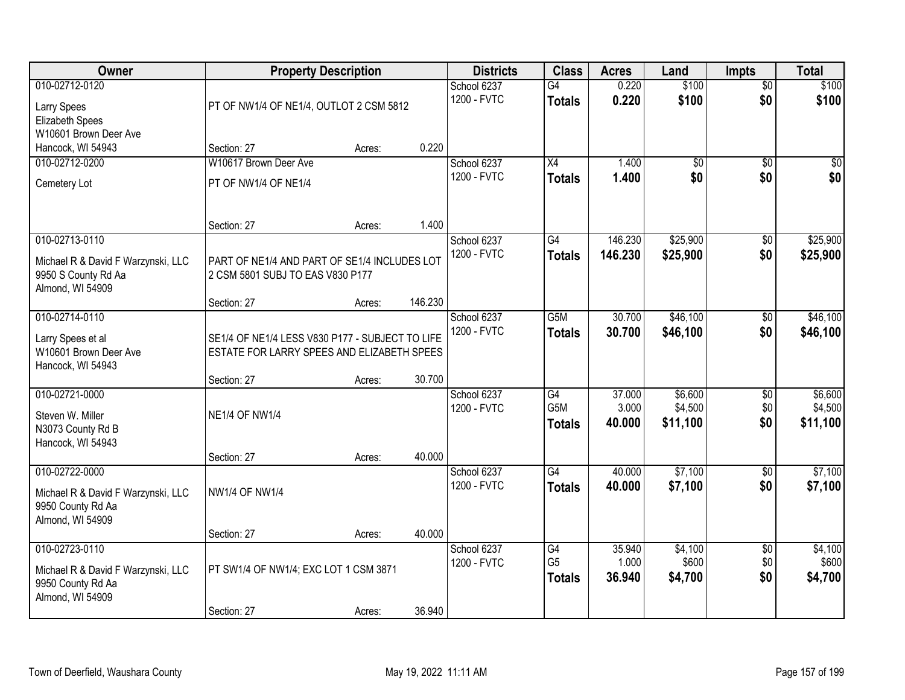| Owner | Property Description | | | Districts | Class | Acres | Land | Impts | Total |
|---|---|---|---|---|---|---|---|---|---|
| 010-02712-0120<br>Larry Spees<br>Elizabeth Spees<br>W10601 Brown Deer Ave<br>Hancock, WI 54943 | PT OF NW1/4 OF NE1/4, OUTLOT 2 CSM 5812<br>Section: 27 | Acres: | 0.220 | School 6237<br>1200 - FVTC | G4<br>**Totals** | 0.220<br>**0.220** | $100<br>**$100** | $0<br>**$0** | $100<br>**$100** |
| 010-02712-0200<br>Cemetery Lot | W10617 Brown Deer Ave<br>PT OF NW1/4 OF NE1/4<br>Section: 27 | Acres: | 1.400 | School 6237<br>1200 - FVTC | X4<br>**Totals** | 1.400<br>**1.400** | $0<br>**$0** | $0<br>**$0** | $0<br>**$0** |
| 010-02713-0110<br>Michael R & David F Warzynski, LLC<br>9950 S County Rd Aa<br>Almond, WI 54909 | PART OF NE1/4 AND PART OF SE1/4 INCLUDES LOT 2 CSM 5801 SUBJ TO EAS V830 P177<br>Section: 27 | Acres: | 146.230 | School 6237<br>1200 - FVTC | G4<br>**Totals** | 146.230<br>**146.230** | $25,900<br>**$25,900** | $0<br>**$0** | $25,900<br>**$25,900** |
| 010-02714-0110<br>Larry Spees et al<br>W10601 Brown Deer Ave<br>Hancock, WI 54943 | SE1/4 OF NE1/4 LESS V830 P177 - SUBJECT TO LIFE ESTATE FOR LARRY SPEES AND ELIZABETH SPEES<br>Section: 27 | Acres: | 30.700 | School 6237<br>1200 - FVTC | G5M<br>**Totals** | 30.700<br>**30.700** | $46,100<br>**$46,100** | $0<br>**$0** | $46,100<br>**$46,100** |
| 010-02721-0000<br>Steven W. Miller<br>N3073 County Rd B<br>Hancock, WI 54943 | NE1/4 OF NW1/4<br>Section: 27 | Acres: | 40.000 | School 6237<br>1200 - FVTC | G4<br>G5M<br>**Totals** | 37.000<br>3.000<br>**40.000** | $6,600<br>$4,500<br>**$11,100** | $0<br>$0<br>**$0** | $6,600<br>$4,500<br>**$11,100** |
| 010-02722-0000<br>Michael R & David F Warzynski, LLC<br>9950 County Rd Aa<br>Almond, WI 54909 | NW1/4 OF NW1/4<br>Section: 27 | Acres: | 40.000 | School 6237<br>1200 - FVTC | G4<br>**Totals** | 40.000<br>**40.000** | $7,100<br>**$7,100** | $0<br>**$0** | $7,100<br>**$7,100** |
| 010-02723-0110<br>Michael R & David F Warzynski, LLC<br>9950 County Rd Aa<br>Almond, WI 54909 | PT SW1/4 OF NW1/4; EXC LOT 1 CSM 3871<br>Section: 27 | Acres: | 36.940 | School 6237<br>1200 - FVTC | G4<br>G5<br>**Totals** | 35.940<br>1.000<br>**36.940** | $4,100<br>$600<br>**$4,700** | $0<br>$0<br>**$0** | $4,100<br>$600<br>**$4,700** |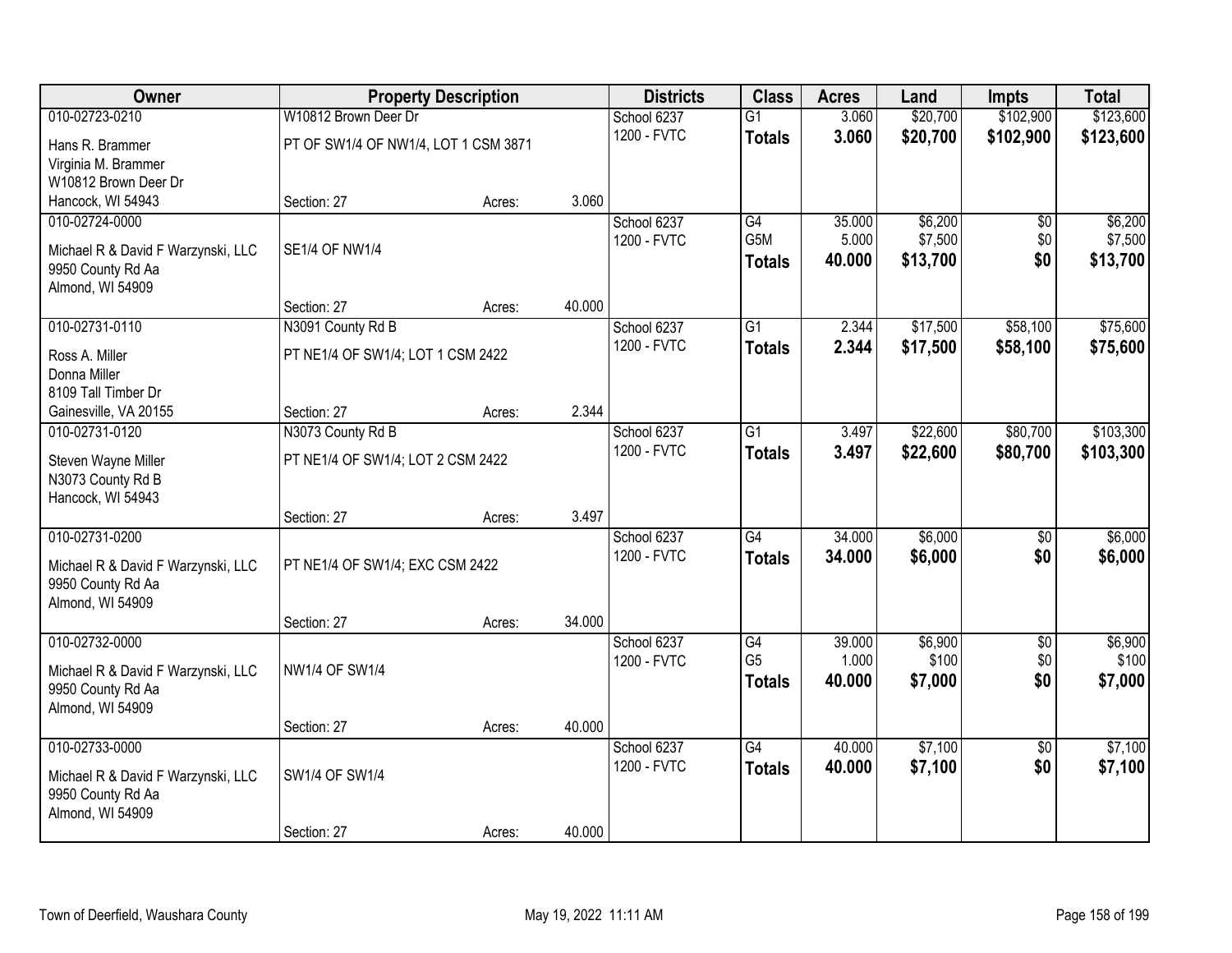| Owner | Property Description | | | Districts | Class | Acres | Land | Impts | Total |
|---|---|---|---|---|---|---|---|---|---|
| 010-02723-0210 | W10812 Brown Deer Dr | | | School 6237 | G1 | 3.060 | $20,700 | $102,900 | $123,600 |
| Hans R. Brammer<br>Virginia M. Brammer<br>W10812 Brown Deer Dr<br>Hancock, WI 54943 | PT OF SW1/4 OF NW1/4, LOT 1 CSM 3871 | | | 1200 - FVTC | **Totals** | **3.060** | **$20,700** | **$102,900** | **$123,600** |
| | Section: 27 | Acres: | 3.060 | | | | | | |
| 010-02724-0000 | | | | School 6237 | G4 | 35.000 | $6,200 | $0 | $6,200 |
| Michael R & David F Warzynski, LLC<br>9950 County Rd Aa<br>Almond, WI 54909 | SE1/4 OF NW1/4 | | | 1200 - FVTC | G5M | 5.000 | $7,500 | $0 | $7,500 |
| | | | | | **Totals** | **40.000** | **$13,700** | **$0** | **$13,700** |
| | Section: 27 | Acres: | 40.000 | | | | | | |
| 010-02731-0110 | N3091 County Rd B | | | School 6237 | G1 | 2.344 | $17,500 | $58,100 | $75,600 |
| Ross A. Miller<br>Donna Miller<br>8109 Tall Timber Dr<br>Gainesville, VA 20155 | PT NE1/4 OF SW1/4; LOT 1 CSM 2422 | | | 1200 - FVTC | **Totals** | **2.344** | **$17,500** | **$58,100** | **$75,600** |
| | Section: 27 | Acres: | 2.344 | | | | | | |
| 010-02731-0120 | N3073 County Rd B | | | School 6237 | G1 | 3.497 | $22,600 | $80,700 | $103,300 |
| Steven Wayne Miller<br>N3073 County Rd B<br>Hancock, WI 54943 | PT NE1/4 OF SW1/4; LOT 2 CSM 2422 | | | 1200 - FVTC | **Totals** | **3.497** | **$22,600** | **$80,700** | **$103,300** |
| | Section: 27 | Acres: | 3.497 | | | | | | |
| 010-02731-0200 | | | | School 6237 | G4 | 34.000 | $6,000 | $0 | $6,000 |
| Michael R & David F Warzynski, LLC<br>9950 County Rd Aa<br>Almond, WI 54909 | PT NE1/4 OF SW1/4; EXC CSM 2422 | | | 1200 - FVTC | **Totals** | **34.000** | **$6,000** | **$0** | **$6,000** |
| | Section: 27 | Acres: | 34.000 | | | | | | |
| 010-02732-0000 | | | | School 6237 | G4 | 39.000 | $6,900 | $0 | $6,900 |
| Michael R & David F Warzynski, LLC<br>9950 County Rd Aa<br>Almond, WI 54909 | NW1/4 OF SW1/4 | | | 1200 - FVTC | G5 | 1.000 | $100 | $0 | $100 |
| | | | | | **Totals** | **40.000** | **$7,000** | **$0** | **$7,000** |
| | Section: 27 | Acres: | 40.000 | | | | | | |
| 010-02733-0000 | | | | School 6237 | G4 | 40.000 | $7,100 | $0 | $7,100 |
| Michael R & David F Warzynski, LLC<br>9950 County Rd Aa<br>Almond, WI 54909 | SW1/4 OF SW1/4 | | | 1200 - FVTC | **Totals** | **40.000** | **$7,100** | **$0** | **$7,100** |
| | Section: 27 | Acres: | 40.000 | | | | | | |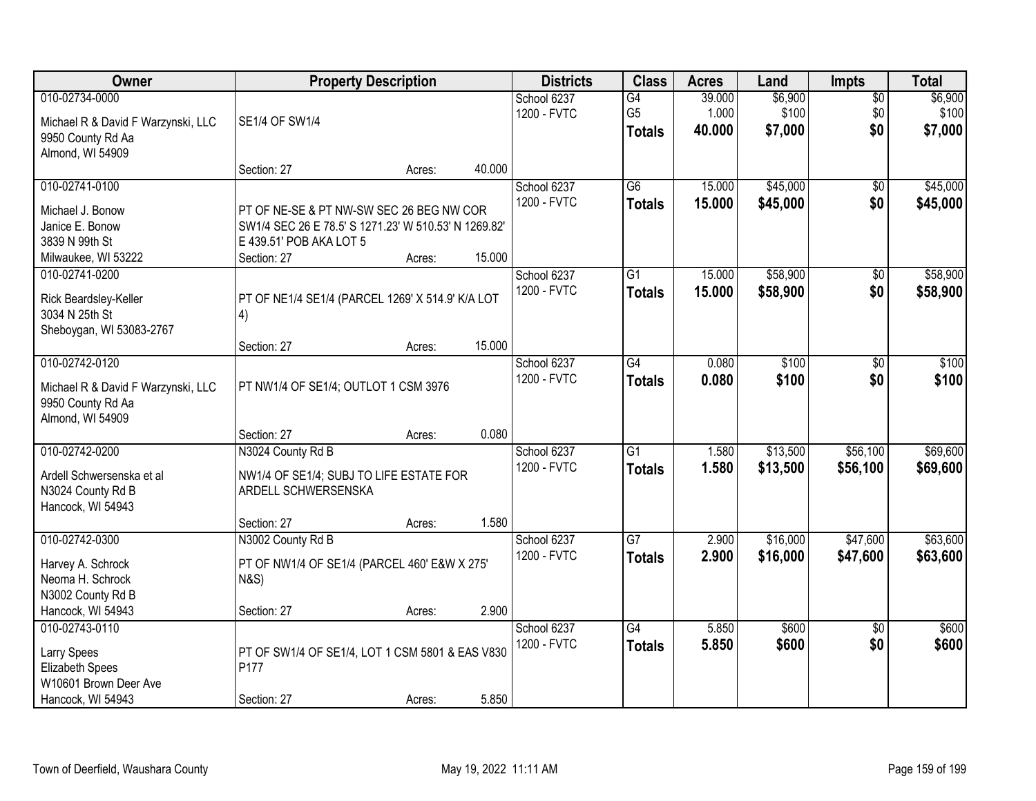| Owner | Property Description | Districts | Class | Acres | Land | Impts | Total |
|---|---|---|---|---|---|---|---|
| 010-02734-0000<br>Michael R & David F Warzynski, LLC<br>9950 County Rd Aa<br>Almond, WI 54909 | SE1/4 OF SW1/4<br>Section: 27 Acres: 40.000 | School 6237<br>1200 - FVTC | G4<br>G5<br>**Totals** | 39.000<br>1.000<br>**40.000** | $6,900<br>$100<br>**$7,000** | $0<br>$0<br>**$0** | $6,900<br>$100<br>**$7,000** |
| 010-02741-0100<br>Michael J. Bonow<br>Janice E. Bonow<br>3839 N 99th St<br>Milwaukee, WI 53222 | PT OF NE-SE & PT NW-SW SEC 26 BEG NW COR SW1/4 SEC 26 E 78.5' S 1271.23' W 510.53' N 1269.82' E 439.51' POB AKA LOT 5<br>Section: 27 Acres: 15.000 | School 6237<br>1200 - FVTC | G6<br>**Totals** | 15.000<br>**15.000** | $45,000<br>**$45,000** | $0<br>**$0** | $45,000<br>**$45,000** |
| 010-02741-0200<br>Rick Beardsley-Keller<br>3034 N 25th St<br>Sheboygan, WI 53083-2767 | PT OF NE1/4 SE1/4 (PARCEL 1269' X 514.9' K/A LOT 4)<br>Section: 27 Acres: 15.000 | School 6237<br>1200 - FVTC | G1<br>**Totals** | 15.000<br>**15.000** | $58,900<br>**$58,900** | $0<br>**$0** | $58,900<br>**$58,900** |
| 010-02742-0120<br>Michael R & David F Warzynski, LLC<br>9950 County Rd Aa<br>Almond, WI 54909 | PT NW1/4 OF SE1/4; OUTLOT 1 CSM 3976<br>Section: 27 Acres: 0.080 | School 6237<br>1200 - FVTC | G4<br>**Totals** | 0.080<br>**0.080** | $100<br>**$100** | $0<br>**$0** | $100<br>**$100** |
| 010-02742-0200<br>Ardell Schwersenska et al<br>N3024 County Rd B<br>Hancock, WI 54943 | N3024 County Rd B<br>NW1/4 OF SE1/4; SUBJ TO LIFE ESTATE FOR ARDELL SCHWERSENSKA<br>Section: 27 Acres: 1.580 | School 6237<br>1200 - FVTC | G1<br>**Totals** | 1.580<br>**1.580** | $13,500<br>**$13,500** | $56,100<br>**$56,100** | $69,600<br>**$69,600** |
| 010-02742-0300<br>Harvey A. Schrock<br>Neoma H. Schrock<br>N3002 County Rd B<br>Hancock, WI 54943 | N3002 County Rd B<br>PT OF NW1/4 OF SE1/4 (PARCEL 460' E&W X 275' N&S)<br>Section: 27 Acres: 2.900 | School 6237<br>1200 - FVTC | G7<br>**Totals** | 2.900<br>**2.900** | $16,000<br>**$16,000** | $47,600<br>**$47,600** | $63,600<br>**$63,600** |
| 010-02743-0110<br>Larry Spees<br>Elizabeth Spees<br>W10601 Brown Deer Ave<br>Hancock, WI 54943 | PT OF SW1/4 OF SE1/4, LOT 1 CSM 5801 & EAS V830 P177<br>Section: 27 Acres: 5.850 | School 6237<br>1200 - FVTC | G4<br>**Totals** | 5.850<br>**5.850** | $600<br>**$600** | $0<br>**$0** | $600<br>**$600** |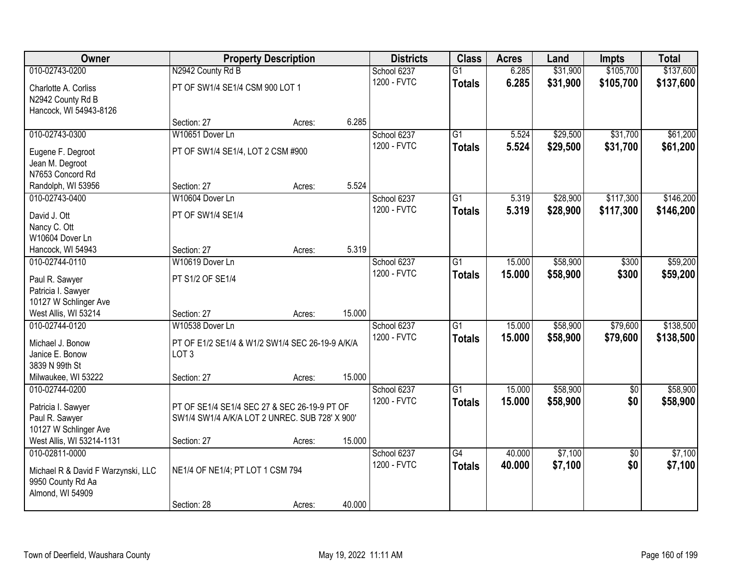| Owner | Property Description | | | Districts | Class | Acres | Land | Impts | Total |
|---|---|---|---|---|---|---|---|---|---|
| 010-02743-0200 | N2942 County Rd B | | | School 6237 | G1 | 6.285 | $31,900 | $105,700 | $137,600 |
| Charlotte A. Corliss<br>N2942 County Rd B<br>Hancock, WI 54943-8126 | PT OF SW1/4 SE1/4 CSM 900 LOT 1 | | | 1200 - FVTC | **Totals** | **6.285** | **$31,900** | **$105,700** | **$137,600** |
| | Section: 27 | Acres: | 6.285 | | | | | | |
| 010-02743-0300 | W10651 Dover Ln | | | School 6237 | G1 | 5.524 | $29,500 | $31,700 | $61,200 |
| Eugene F. Degroot<br>Jean M. Degroot<br>N7653 Concord Rd<br>Randolph, WI 53956 | PT OF SW1/4 SE1/4, LOT 2 CSM #900 | | | 1200 - FVTC | **Totals** | **5.524** | **$29,500** | **$31,700** | **$61,200** |
| | Section: 27 | Acres: | 5.524 | | | | | | |
| 010-02743-0400 | W10604 Dover Ln | | | School 6237 | G1 | 5.319 | $28,900 | $117,300 | $146,200 |
| David J. Ott<br>Nancy C. Ott<br>W10604 Dover Ln<br>Hancock, WI 54943 | PT OF SW1/4 SE1/4 | | | 1200 - FVTC | **Totals** | **5.319** | **$28,900** | **$117,300** | **$146,200** |
| | Section: 27 | Acres: | 5.319 | | | | | | |
| 010-02744-0110 | W10619 Dover Ln | | | School 6237 | G1 | 15.000 | $58,900 | $300 | $59,200 |
| Paul R. Sawyer<br>Patricia I. Sawyer<br>10127 W Schlinger Ave<br>West Allis, WI 53214 | PT S1/2 OF SE1/4 | | | 1200 - FVTC | **Totals** | **15.000** | **$58,900** | **$300** | **$59,200** |
| | Section: 27 | Acres: | 15.000 | | | | | | |
| 010-02744-0120 | W10538 Dover Ln | | | School 6237 | G1 | 15.000 | $58,900 | $79,600 | $138,500 |
| Michael J. Bonow<br>Janice E. Bonow<br>3839 N 99th St<br>Milwaukee, WI 53222 | PT OF E1/2 SE1/4 & W1/2 SW1/4 SEC 26-19-9 A/K/A LOT 3 | | | 1200 - FVTC | **Totals** | **15.000** | **$58,900** | **$79,600** | **$138,500** |
| | Section: 27 | Acres: | 15.000 | | | | | | |
| 010-02744-0200 | | | | School 6237 | G1 | 15.000 | $58,900 | $0 | $58,900 |
| Patricia I. Sawyer<br>Paul R. Sawyer<br>10127 W Schlinger Ave<br>West Allis, WI 53214-1131 | PT OF SE1/4 SE1/4 SEC 27 & SEC 26-19-9 PT OF SW1/4 SW1/4 A/K/A LOT 2 UNREC. SUB 728' X 900' | | | 1200 - FVTC | **Totals** | **15.000** | **$58,900** | **$0** | **$58,900** |
| | Section: 27 | Acres: | 15.000 | | | | | | |
| 010-02811-0000 | | | | School 6237 | G4 | 40.000 | $7,100 | $0 | $7,100 |
| Michael R & David F Warzynski, LLC<br>9950 County Rd Aa<br>Almond, WI 54909 | NE1/4 OF NE1/4; PT LOT 1 CSM 794 | | | 1200 - FVTC | **Totals** | **40.000** | **$7,100** | **$0** | **$7,100** |
| | Section: 28 | Acres: | 40.000 | | | | | | |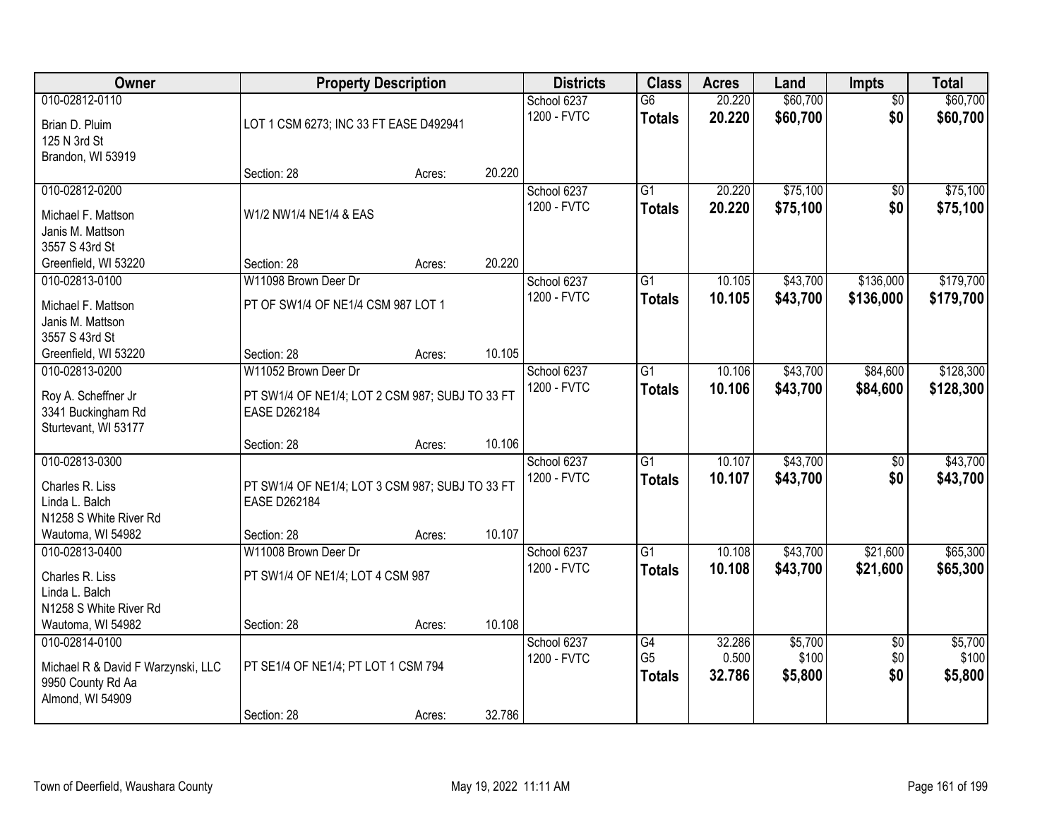| Owner | Property Description | Districts | Class | Acres | Land | Impts | Total |
|---|---|---|---|---|---|---|---|
| 010-02812-0110<br>Brian D. Pluim<br>125 N 3rd St<br>Brandon, WI 53919 | LOT 1 CSM 6273; INC 33 FT EASE D492941<br>Section: 28 Acres: 20.220 | School 6237<br>1200 - FVTC | G6<br>**Totals** | 20.220<br>**20.220** | $60,700<br>**$60,700** | $0<br>**$0** | $60,700<br>**$60,700** |
| 010-02812-0200<br>Michael F. Mattson<br>Janis M. Mattson<br>3557 S 43rd St<br>Greenfield, WI 53220 | W1/2 NW1/4 NE1/4 & EAS<br>Section: 28 Acres: 20.220 | School 6237<br>1200 - FVTC | G1<br>**Totals** | 20.220<br>**20.220** | $75,100<br>**$75,100** | $0<br>**$0** | $75,100<br>**$75,100** |
| 010-02813-0100<br>Michael F. Mattson<br>Janis M. Mattson<br>3557 S 43rd St<br>Greenfield, WI 53220 | W11098 Brown Deer Dr<br>PT OF SW1/4 OF NE1/4 CSM 987 LOT 1<br>Section: 28 Acres: 10.105 | School 6237<br>1200 - FVTC | G1<br>**Totals** | 10.105<br>**10.105** | $43,700<br>**$43,700** | $136,000<br>**$136,000** | $179,700<br>**$179,700** |
| 010-02813-0200<br>Roy A. Scheffner Jr<br>3341 Buckingham Rd<br>Sturtevant, WI 53177 | W11052 Brown Deer Dr<br>PT SW1/4 OF NE1/4; LOT 2 CSM 987; SUBJ TO 33 FT EASE D262184<br>Section: 28 Acres: 10.106 | School 6237<br>1200 - FVTC | G1<br>**Totals** | 10.106<br>**10.106** | $43,700<br>**$43,700** | $84,600<br>**$84,600** | $128,300<br>**$128,300** |
| 010-02813-0300<br>Charles R. Liss<br>Linda L. Balch<br>N1258 S White River Rd<br>Wautoma, WI 54982 | PT SW1/4 OF NE1/4; LOT 3 CSM 987; SUBJ TO 33 FT EASE D262184<br>Section: 28 Acres: 10.107 | School 6237<br>1200 - FVTC | G1<br>**Totals** | 10.107<br>**10.107** | $43,700<br>**$43,700** | $0<br>**$0** | $43,700<br>**$43,700** |
| 010-02813-0400<br>Charles R. Liss<br>Linda L. Balch<br>N1258 S White River Rd<br>Wautoma, WI 54982 | W11008 Brown Deer Dr<br>PT SW1/4 OF NE1/4; LOT 4 CSM 987<br>Section: 28 Acres: 10.108 | School 6237<br>1200 - FVTC | G1<br>**Totals** | 10.108<br>**10.108** | $43,700<br>**$43,700** | $21,600<br>**$21,600** | $65,300<br>**$65,300** |
| 010-02814-0100<br>Michael R & David F Warzynski, LLC<br>9950 County Rd Aa<br>Almond, WI 54909 | PT SE1/4 OF NE1/4; PT LOT 1 CSM 794<br>Section: 28 Acres: 32.786 | School 6237<br>1200 - FVTC | G4<br>G5<br>**Totals** | 32.286<br>0.500<br>**32.786** | $5,700<br>$100<br>**$5,800** | $0<br>$0<br>**$0** | $5,700<br>$100<br>**$5,800** |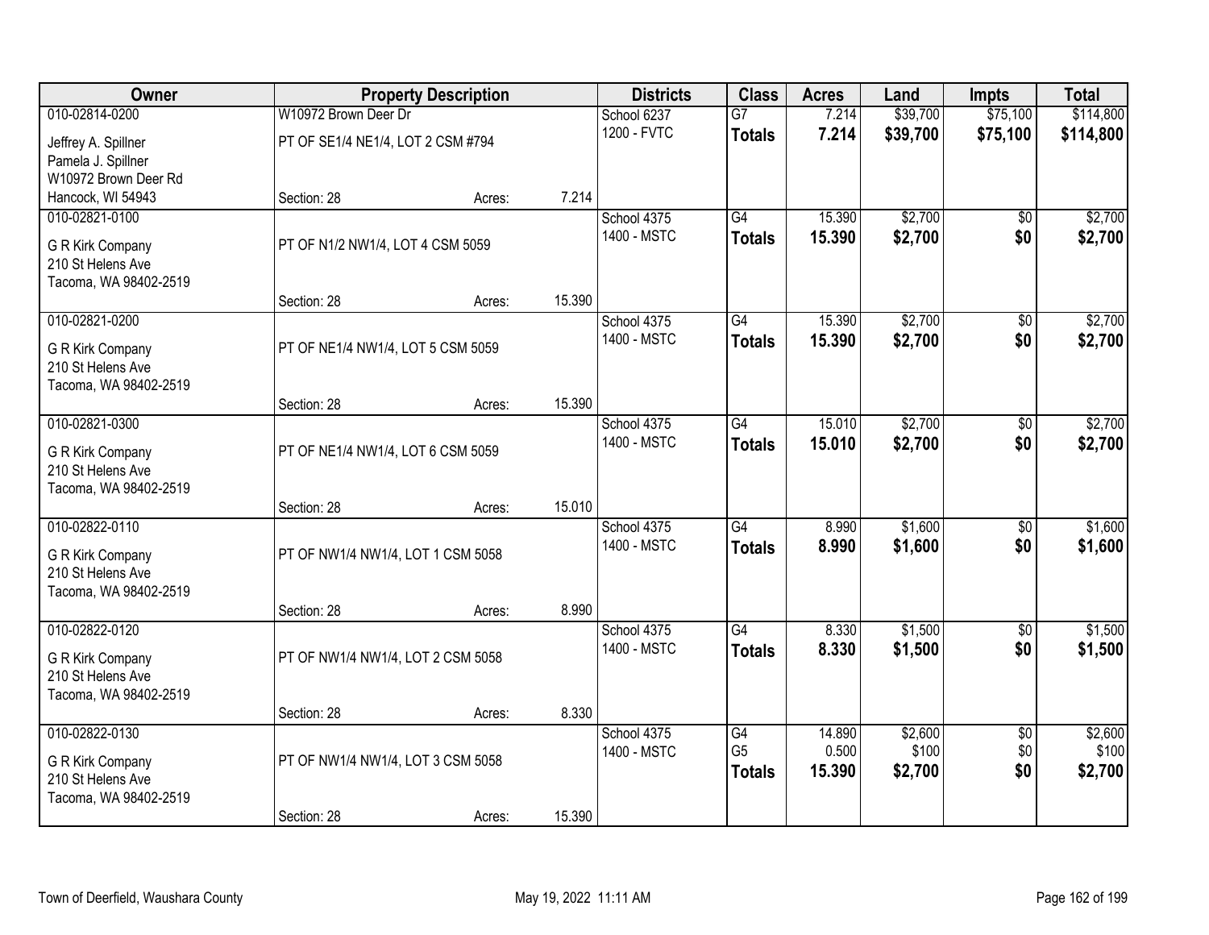| Owner | Property Description | | | Districts | Class | Acres | Land | Impts | Total |
|---|---|---|---|---|---|---|---|---|---|
| 010-02814-0200 | W10972 Brown Deer Dr | | | School 6237 | G7 | 7.214 | $39,700 | $75,100 | $114,800 |
| Jeffrey A. Spillner<br>Pamela J. Spillner<br>W10972 Brown Deer Rd<br>Hancock, WI 54943 | PT OF SE1/4 NE1/4, LOT 2 CSM #794 | | | 1200 - FVTC | **Totals** | **7.214** | **$39,700** | **$75,100** | **$114,800** |
| | Section: 28 | Acres: | 7.214 | | | | | | |
| 010-02821-0100 | | | | School 4375 | G4 | 15.390 | $2,700 | $0 | $2,700 |
| G R Kirk Company<br>210 St Helens Ave<br>Tacoma, WA 98402-2519 | PT OF N1/2 NW1/4, LOT 4 CSM 5059 | | | 1400 - MSTC | **Totals** | **15.390** | **$2,700** | **$0** | **$2,700** |
| | Section: 28 | Acres: | 15.390 | | | | | | |
| 010-02821-0200 | | | | School 4375 | G4 | 15.390 | $2,700 | $0 | $2,700 |
| G R Kirk Company<br>210 St Helens Ave<br>Tacoma, WA 98402-2519 | PT OF NE1/4 NW1/4, LOT 5 CSM 5059 | | | 1400 - MSTC | **Totals** | **15.390** | **$2,700** | **$0** | **$2,700** |
| | Section: 28 | Acres: | 15.390 | | | | | | |
| 010-02821-0300 | | | | School 4375 | G4 | 15.010 | $2,700 | $0 | $2,700 |
| G R Kirk Company<br>210 St Helens Ave<br>Tacoma, WA 98402-2519 | PT OF NE1/4 NW1/4, LOT 6 CSM 5059 | | | 1400 - MSTC | **Totals** | **15.010** | **$2,700** | **$0** | **$2,700** |
| | Section: 28 | Acres: | 15.010 | | | | | | |
| 010-02822-0110 | | | | School 4375 | G4 | 8.990 | $1,600 | $0 | $1,600 |
| G R Kirk Company<br>210 St Helens Ave<br>Tacoma, WA 98402-2519 | PT OF NW1/4 NW1/4, LOT 1 CSM 5058 | | | 1400 - MSTC | **Totals** | **8.990** | **$1,600** | **$0** | **$1,600** |
| | Section: 28 | Acres: | 8.990 | | | | | | |
| 010-02822-0120 | | | | School 4375 | G4 | 8.330 | $1,500 | $0 | $1,500 |
| G R Kirk Company<br>210 St Helens Ave<br>Tacoma, WA 98402-2519 | PT OF NW1/4 NW1/4, LOT 2 CSM 5058 | | | 1400 - MSTC | **Totals** | **8.330** | **$1,500** | **$0** | **$1,500** |
| | Section: 28 | Acres: | 8.330 | | | | | | |
| 010-02822-0130 | | | | School 4375 | G4 | 14.890 | $2,600 | $0 | $2,600 |
| G R Kirk Company<br>210 St Helens Ave<br>Tacoma, WA 98402-2519 | PT OF NW1/4 NW1/4, LOT 3 CSM 5058 | | | 1400 - MSTC | G5 | 0.500 | $100 | $0 | $100 |
| | | | | | **Totals** | **15.390** | **$2,700** | **$0** | **$2,700** |
| | Section: 28 | Acres: | 15.390 | | | | | | |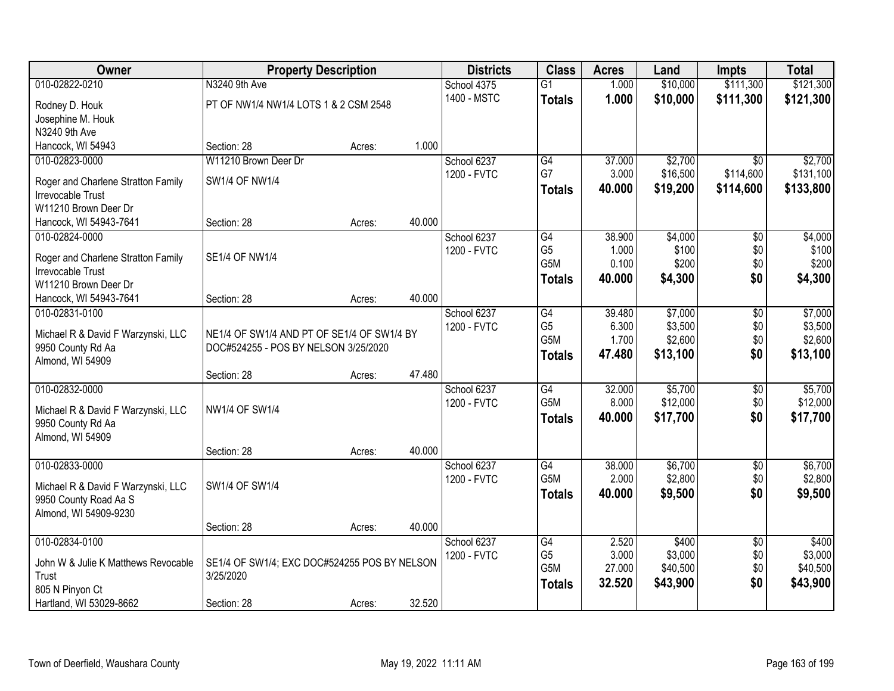| Owner | Property Description | | | Districts | Class | Acres | Land | Impts | Total |
|---|---|---|---|---|---|---|---|---|---|
| 010-02822-0210<br>Rodney D. Houk<br>Josephine M. Houk<br>N3240 9th Ave<br>Hancock, WI 54943 | N3240 9th Ave<br>PT OF NW1/4 NW1/4 LOTS 1 & 2 CSM 2548<br>Section: 28 | Acres: | 1.000 | School 4375<br>1400 - MSTC | G1<br>**Totals** | 1.000<br>**1.000** | \$10,000<br>**\$10,000** | \$111,300<br>**\$111,300** | \$121,300<br>**\$121,300** |
| 010-02823-0000<br>Roger and Charlene Stratton Family Irrevocable Trust<br>W11210 Brown Deer Dr<br>Hancock, WI 54943-7641 | W11210 Brown Deer Dr<br>SW1/4 OF NW1/4<br>Section: 28 | Acres: | 40.000 | School 6237<br>1200 - FVTC | G4<br>G7<br>**Totals** | 37.000<br>3.000<br>**40.000** | \$2,700<br>\$16,500<br>**\$19,200** | \$0<br>\$114,600<br>**\$114,600** | \$2,700<br>\$131,100<br>**\$133,800** |
| 010-02824-0000<br>Roger and Charlene Stratton Family Irrevocable Trust<br>W11210 Brown Deer Dr<br>Hancock, WI 54943-7641 | SE1/4 OF NW1/4<br>Section: 28 | Acres: | 40.000 | School 6237<br>1200 - FVTC | G4<br>G5<br>G5M<br>**Totals** | 38.900<br>1.000<br>0.100<br>**40.000** | \$4,000<br>\$100<br>\$200<br>**\$4,300** | \$0<br>\$0<br>\$0<br>**\$0** | \$4,000<br>\$100<br>\$200<br>**\$4,300** |
| 010-02831-0100<br>Michael R & David F Warzynski, LLC<br>9950 County Rd Aa<br>Almond, WI 54909 | NE1/4 OF SW1/4 AND PT OF SE1/4 OF SW1/4 BY DOC#524255 - POS BY NELSON 3/25/2020<br>Section: 28 | Acres: | 47.480 | School 6237<br>1200 - FVTC | G4<br>G5<br>G5M<br>**Totals** | 39.480<br>6.300<br>1.700<br>**47.480** | \$7,000<br>\$3,500<br>\$2,600<br>**\$13,100** | \$0<br>\$0<br>\$0<br>**\$0** | \$7,000<br>\$3,500<br>\$2,600<br>**\$13,100** |
| 010-02832-0000<br>Michael R & David F Warzynski, LLC<br>9950 County Rd Aa<br>Almond, WI 54909 | NW1/4 OF SW1/4<br>Section: 28 | Acres: | 40.000 | School 6237<br>1200 - FVTC | G4<br>G5M<br>**Totals** | 32.000<br>8.000<br>**40.000** | \$5,700<br>\$12,000<br>**\$17,700** | \$0<br>\$0<br>**\$0** | \$5,700<br>\$12,000<br>**\$17,700** |
| 010-02833-0000<br>Michael R & David F Warzynski, LLC<br>9950 County Road Aa S<br>Almond, WI 54909-9230 | SW1/4 OF SW1/4<br>Section: 28 | Acres: | 40.000 | School 6237<br>1200 - FVTC | G4<br>G5M<br>**Totals** | 38.000<br>2.000<br>**40.000** | \$6,700<br>\$2,800<br>**\$9,500** | \$0<br>\$0<br>**\$0** | \$6,700<br>\$2,800<br>**\$9,500** |
| 010-02834-0100<br>John W & Julie K Matthews Revocable Trust<br>805 N Pinyon Ct<br>Hartland, WI 53029-8662 | SE1/4 OF SW1/4; EXC DOC#524255 POS BY NELSON 3/25/2020<br>Section: 28 | Acres: | 32.520 | School 6237<br>1200 - FVTC | G4<br>G5<br>G5M<br>**Totals** | 2.520<br>3.000<br>27.000<br>**32.520** | \$400<br>\$3,000<br>\$40,500<br>**\$43,900** | \$0<br>\$0<br>\$0<br>**\$0** | \$400<br>\$3,000<br>\$40,500<br>**\$43,900** |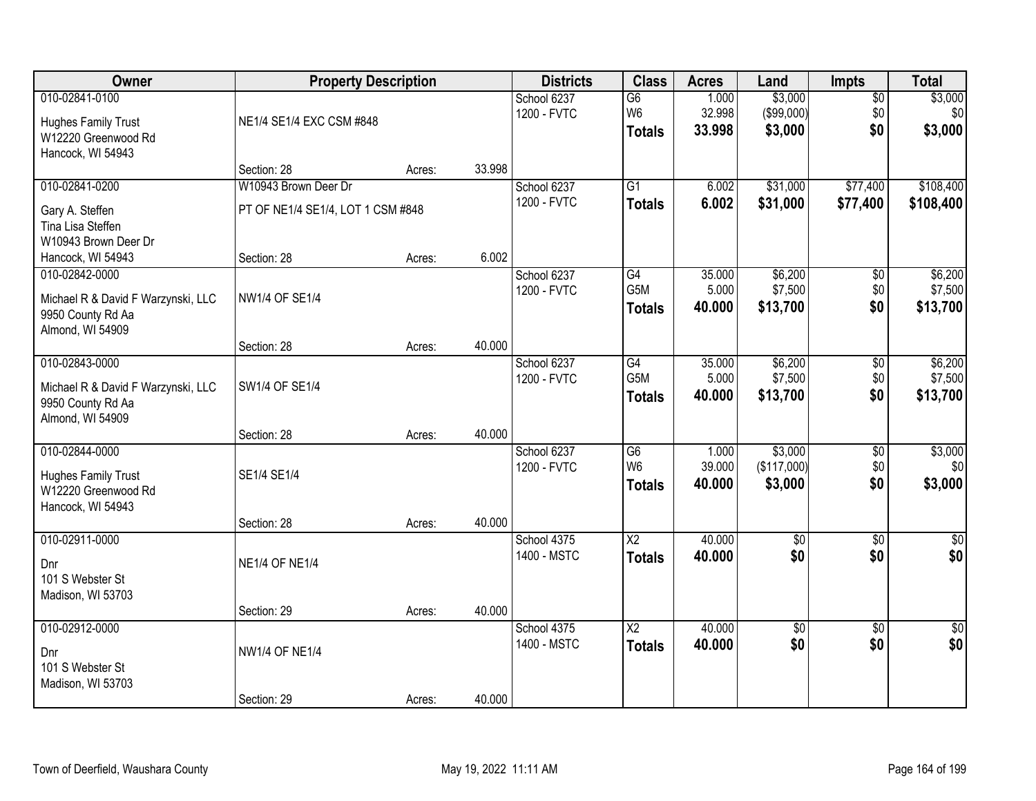| Owner | Property Description | | | Districts | Class | Acres | Land | Impts | Total |
|---|---|---|---|---|---|---|---|---|---|
| 010-02841-0100<br>Hughes Family Trust<br>W12220 Greenwood Rd<br>Hancock, WI 54943 | NE1/4 SE1/4 EXC CSM #848<br>Section: 28 | Acres: | 33.998 | School 6237<br>1200 - FVTC | G6<br>W6<br>**Totals** | 1.000<br>32.998<br>**33.998** | $3,000<br>($99,000)<br>**$3,000** | $0<br>$0<br>**$0** | $3,000<br>$0<br>**$3,000** |
| 010-02841-0200<br>Gary A. Steffen<br>Tina Lisa Steffen<br>W10943 Brown Deer Dr<br>Hancock, WI 54943 | W10943 Brown Deer Dr<br>PT OF NE1/4 SE1/4, LOT 1 CSM #848<br>Section: 28 | Acres: | 6.002 | School 6237<br>1200 - FVTC | G1<br>**Totals** | 6.002<br>**6.002** | $31,000<br>**$31,000** | $77,400<br>**$77,400** | $108,400<br>**$108,400** |
| 010-02842-0000<br>Michael R & David F Warzynski, LLC<br>9950 County Rd Aa<br>Almond, WI 54909 | NW1/4 OF SE1/4<br>Section: 28 | Acres: | 40.000 | School 6237<br>1200 - FVTC | G4<br>G5M<br>**Totals** | 35.000<br>5.000<br>**40.000** | $6,200<br>$7,500<br>**$13,700** | $0<br>$0<br>**$0** | $6,200<br>$7,500<br>**$13,700** |
| 010-02843-0000<br>Michael R & David F Warzynski, LLC<br>9950 County Rd Aa<br>Almond, WI 54909 | SW1/4 OF SE1/4<br>Section: 28 | Acres: | 40.000 | School 6237<br>1200 - FVTC | G4<br>G5M<br>**Totals** | 35.000<br>5.000<br>**40.000** | $6,200<br>$7,500<br>**$13,700** | $0<br>$0<br>**$0** | $6,200<br>$7,500<br>**$13,700** |
| 010-02844-0000<br>Hughes Family Trust<br>W12220 Greenwood Rd<br>Hancock, WI 54943 | SE1/4 SE1/4<br>Section: 28 | Acres: | 40.000 | School 6237<br>1200 - FVTC | G6<br>W6<br>**Totals** | 1.000<br>39.000<br>**40.000** | $3,000<br>($117,000)<br>**$3,000** | $0<br>$0<br>**$0** | $3,000<br>$0<br>**$3,000** |
| 010-02911-0000<br>Dnr<br>101 S Webster St<br>Madison, WI 53703 | NE1/4 OF NE1/4<br>Section: 29 | Acres: | 40.000 | School 4375<br>1400 - MSTC | X2<br>**Totals** | 40.000<br>**40.000** | $0<br>**$0** | $0<br>**$0** | $0<br>**$0** |
| 010-02912-0000<br>Dnr<br>101 S Webster St<br>Madison, WI 53703 | NW1/4 OF NE1/4<br>Section: 29 | Acres: | 40.000 | School 4375<br>1400 - MSTC | X2<br>**Totals** | 40.000<br>**40.000** | $0<br>**$0** | $0<br>**$0** | $0<br>**$0** |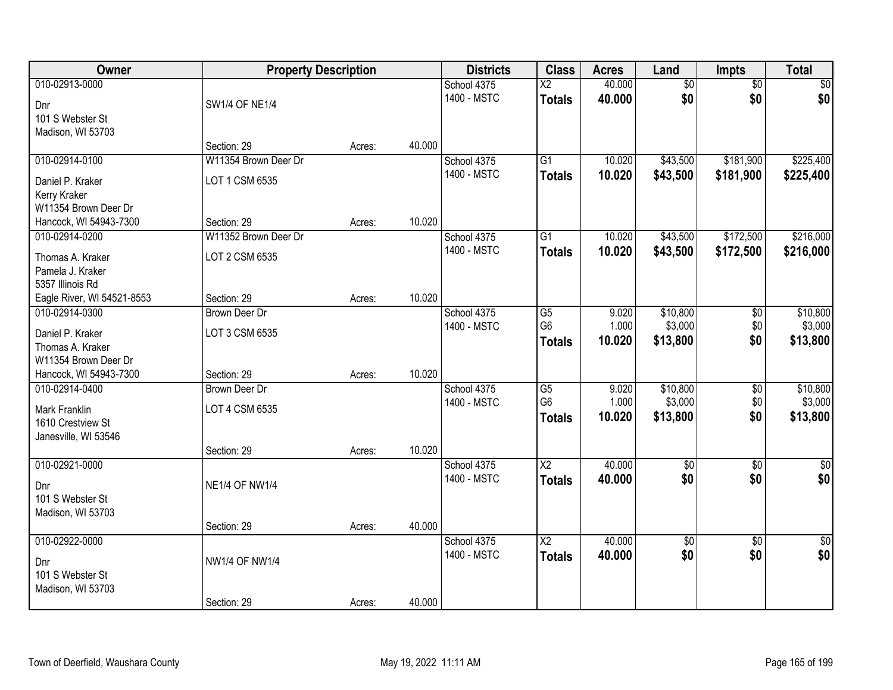| Owner | Property Description | | | Districts | Class | Acres | Land | Impts | Total |
|---|---|---|---|---|---|---|---|---|---|
| 010-02913-0000 | | | | School 4375 | X2 | 40.000 | $0 | $0 | $0 |
| Dnr | SW1/4 OF NE1/4 | | | 1400 - MSTC | **Totals** | **40.000** | **$0** | **$0** | **$0** |
| 101 S Webster St | | | | | | | | | |
| Madison, WI 53703 | | | | | | | | | |
| | Section: 29 | Acres: | 40.000 | | | | | | |
| 010-02914-0100 | W11354 Brown Deer Dr | | | School 4375 | G1 | 10.020 | $43,500 | $181,900 | $225,400 |
| Daniel P. Kraker | LOT 1 CSM 6535 | | | 1400 - MSTC | **Totals** | **10.020** | **$43,500** | **$181,900** | **$225,400** |
| Kerry Kraker | | | | | | | | | |
| W11354 Brown Deer Dr | | | | | | | | | |
| Hancock, WI 54943-7300 | Section: 29 | Acres: | 10.020 | | | | | | |
| 010-02914-0200 | W11352 Brown Deer Dr | | | School 4375 | G1 | 10.020 | $43,500 | $172,500 | $216,000 |
| Thomas A. Kraker | LOT 2 CSM 6535 | | | 1400 - MSTC | **Totals** | **10.020** | **$43,500** | **$172,500** | **$216,000** |
| Pamela J. Kraker | | | | | | | | | |
| 5357 Illinois Rd | | | | | | | | | |
| Eagle River, WI 54521-8553 | Section: 29 | Acres: | 10.020 | | | | | | |
| 010-02914-0300 | Brown Deer Dr | | | School 4375 | G5 | 9.020 | $10,800 | $0 | $10,800 |
| Daniel P. Kraker | LOT 3 CSM 6535 | | | 1400 - MSTC | G6 | 1.000 | $3,000 | $0 | $3,000 |
| Thomas A. Kraker | | | | | **Totals** | **10.020** | **$13,800** | **$0** | **$13,800** |
| W11354 Brown Deer Dr | | | | | | | | | |
| Hancock, WI 54943-7300 | Section: 29 | Acres: | 10.020 | | | | | | |
| 010-02914-0400 | Brown Deer Dr | | | School 4375 | G5 | 9.020 | $10,800 | $0 | $10,800 |
| Mark Franklin | LOT 4 CSM 6535 | | | 1400 - MSTC | G6 | 1.000 | $3,000 | $0 | $3,000 |
| 1610 Crestview St | | | | | **Totals** | **10.020** | **$13,800** | **$0** | **$13,800** |
| Janesville, WI 53546 | | | | | | | | | |
| | Section: 29 | Acres: | 10.020 | | | | | | |
| 010-02921-0000 | | | | School 4375 | X2 | 40.000 | $0 | $0 | $0 |
| Dnr | NE1/4 OF NW1/4 | | | 1400 - MSTC | **Totals** | **40.000** | **$0** | **$0** | **$0** |
| 101 S Webster St | | | | | | | | | |
| Madison, WI 53703 | | | | | | | | | |
| | Section: 29 | Acres: | 40.000 | | | | | | |
| 010-02922-0000 | | | | School 4375 | X2 | 40.000 | $0 | $0 | $0 |
| Dnr | NW1/4 OF NW1/4 | | | 1400 - MSTC | **Totals** | **40.000** | **$0** | **$0** | **$0** |
| 101 S Webster St | | | | | | | | | |
| Madison, WI 53703 | | | | | | | | | |
| | Section: 29 | Acres: | 40.000 | | | | | | |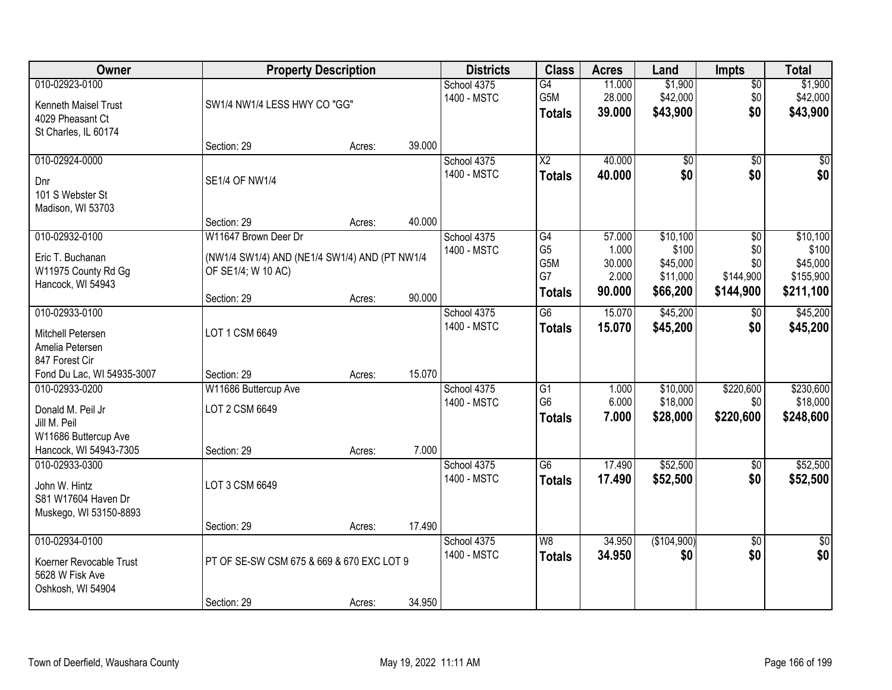| Owner | Property Description | | | Districts | Class | Acres | Land | Impts | Total |
|---|---|---|---|---|---|---|---|---|---|
| 010-02923-0100<br>Kenneth Maisel Trust<br>4029 Pheasant Ct<br>St Charles, IL 60174 | SW1/4 NW1/4 LESS HWY CO "GG"<br>Section: 29 | Acres: | 39.000 | School 4375<br>1400 - MSTC | G4<br>G5M<br>**Totals** | 11.000<br>28.000<br>**39.000** | $1,900<br>$42,000<br>**$43,900** | $0<br>$0<br>**$0** | $1,900<br>$42,000<br>**$43,900** |
| 010-02924-0000<br>Dnr<br>101 S Webster St<br>Madison, WI 53703 | SE1/4 OF NW1/4<br>Section: 29 | Acres: | 40.000 | School 4375<br>1400 - MSTC | X2<br>**Totals** | 40.000<br>**40.000** | $0<br>**$0** | $0<br>**$0** | $0<br>**$0** |
| 010-02932-0100<br>Eric T. Buchanan<br>W11975 County Rd Gg<br>Hancock, WI 54943 | W11647 Brown Deer Dr<br>(NW1/4 SW1/4) AND (NE1/4 SW1/4) AND (PT NW1/4 OF SE1/4; W 10 AC)<br>Section: 29 | Acres: | 90.000 | School 4375<br>1400 - MSTC | G4<br>G5<br>G5M<br>G7<br>**Totals** | 57.000<br>1.000<br>30.000<br>2.000<br>**90.000** | $10,100<br>$100<br>$45,000<br>$11,000<br>**$66,200** | $0<br>$0<br>$0<br>$144,900<br>**$144,900** | $10,100<br>$100<br>$45,000<br>$155,900<br>**$211,100** |
| 010-02933-0100<br>Mitchell Petersen<br>Amelia Petersen<br>847 Forest Cir<br>Fond Du Lac, WI 54935-3007 | LOT 1 CSM 6649<br>Section: 29 | Acres: | 15.070 | School 4375<br>1400 - MSTC | G6<br>**Totals** | 15.070<br>**15.070** | $45,200<br>**$45,200** | $0<br>**$0** | $45,200<br>**$45,200** |
| 010-02933-0200<br>Donald M. Peil Jr<br>Jill M. Peil<br>W11686 Buttercup Ave<br>Hancock, WI 54943-7305 | W11686 Buttercup Ave<br>LOT 2 CSM 6649<br>Section: 29 | Acres: | 7.000 | School 4375<br>1400 - MSTC | G1<br>G6<br>**Totals** | 1.000<br>6.000<br>**7.000** | $10,000<br>$18,000<br>**$28,000** | $220,600<br>$0<br>**$220,600** | $230,600<br>$18,000<br>**$248,600** |
| 010-02933-0300<br>John W. Hintz<br>S81 W17604 Haven Dr<br>Muskego, WI 53150-8893 | LOT 3 CSM 6649<br>Section: 29 | Acres: | 17.490 | School 4375<br>1400 - MSTC | G6<br>**Totals** | 17.490<br>**17.490** | $52,500<br>**$52,500** | $0<br>**$0** | $52,500<br>**$52,500** |
| 010-02934-0100<br>Koerner Revocable Trust<br>5628 W Fisk Ave<br>Oshkosh, WI 54904 | PT OF SE-SW CSM 675 & 669 & 670 EXC LOT 9<br>Section: 29 | Acres: | 34.950 | School 4375<br>1400 - MSTC | W8<br>**Totals** | 34.950<br>**34.950** | ($104,900)<br>**$0** | $0<br>**$0** | $0<br>**$0** |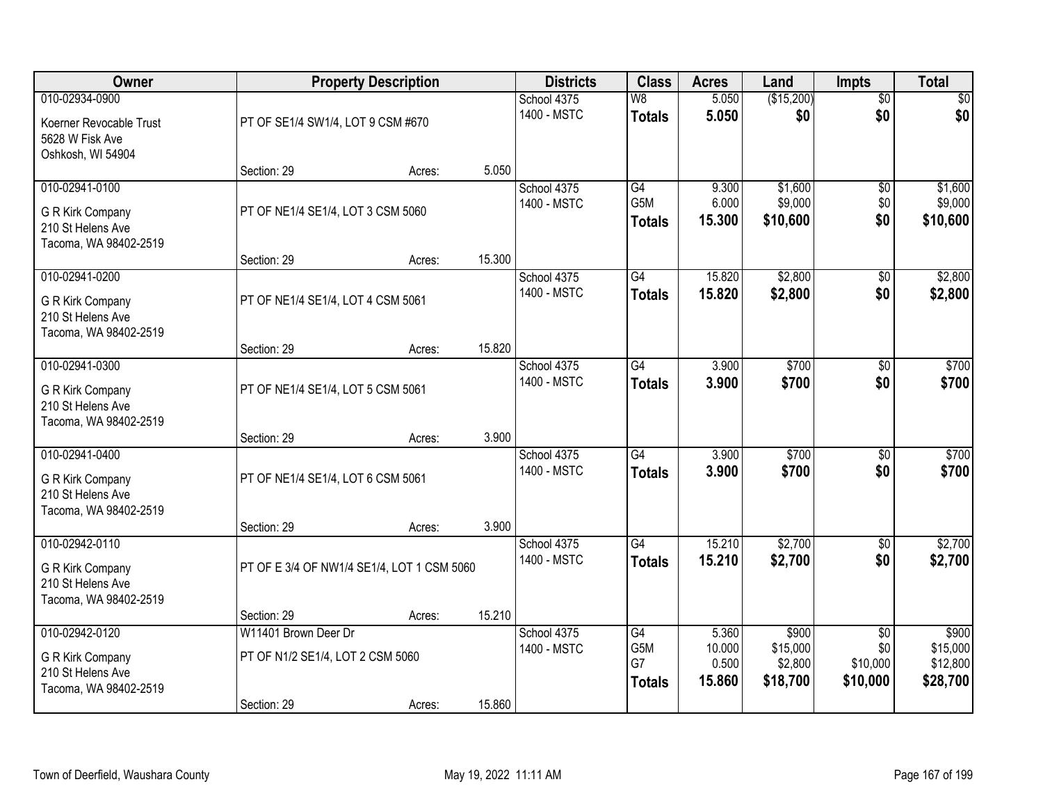| Owner | Property Description | Districts | Class | Acres | Land | Impts | Total |
|---|---|---|---|---|---|---|---|
| 010-02934-0900<br>Koerner Revocable Trust<br>5628 W Fisk Ave<br>Oshkosh, WI 54904 | PT OF SE1/4 SW1/4, LOT 9 CSM #670<br>Section: 29 Acres: 5.050 | School 4375<br>1400 - MSTC | W8<br>**Totals** | 5.050<br>**5.050** | ($15,200)<br>**$0** | $0<br>**$0** | $0<br>**$0** |
| 010-02941-0100<br>G R Kirk Company<br>210 St Helens Ave<br>Tacoma, WA 98402-2519 | PT OF NE1/4 SE1/4, LOT 3 CSM 5060<br>Section: 29 Acres: 15.300 | School 4375<br>1400 - MSTC | G4<br>G5M<br>**Totals** | 9.300<br>6.000<br>**15.300** | $1,600<br>$9,000<br>**$10,600** | $0<br>$0<br>**$0** | $1,600<br>$9,000<br>**$10,600** |
| 010-02941-0200<br>G R Kirk Company<br>210 St Helens Ave<br>Tacoma, WA 98402-2519 | PT OF NE1/4 SE1/4, LOT 4 CSM 5061<br>Section: 29 Acres: 15.820 | School 4375<br>1400 - MSTC | G4<br>**Totals** | 15.820<br>**15.820** | $2,800<br>**$2,800** | $0<br>**$0** | $2,800<br>**$2,800** |
| 010-02941-0300<br>G R Kirk Company<br>210 St Helens Ave<br>Tacoma, WA 98402-2519 | PT OF NE1/4 SE1/4, LOT 5 CSM 5061<br>Section: 29 Acres: 3.900 | School 4375<br>1400 - MSTC | G4<br>**Totals** | 3.900<br>**3.900** | $700<br>**$700** | $0<br>**$0** | $700<br>**$700** |
| 010-02941-0400<br>G R Kirk Company<br>210 St Helens Ave<br>Tacoma, WA 98402-2519 | PT OF NE1/4 SE1/4, LOT 6 CSM 5061<br>Section: 29 Acres: 3.900 | School 4375<br>1400 - MSTC | G4<br>**Totals** | 3.900<br>**3.900** | $700<br>**$700** | $0<br>**$0** | $700<br>**$700** |
| 010-02942-0110<br>G R Kirk Company<br>210 St Helens Ave<br>Tacoma, WA 98402-2519 | PT OF E 3/4 OF NW1/4 SE1/4, LOT 1 CSM 5060<br>Section: 29 Acres: 15.210 | School 4375<br>1400 - MSTC | G4<br>**Totals** | 15.210<br>**15.210** | $2,700<br>**$2,700** | $0<br>**$0** | $2,700<br>**$2,700** |
| 010-02942-0120<br>G R Kirk Company<br>210 St Helens Ave<br>Tacoma, WA 98402-2519 | W11401 Brown Deer Dr<br>PT OF N1/2 SE1/4, LOT 2 CSM 5060<br>Section: 29 Acres: 15.860 | School 4375<br>1400 - MSTC | G4<br>G5M<br>G7<br>**Totals** | 5.360<br>10.000<br>0.500<br>**15.860** | $900<br>$15,000<br>$2,800<br>**$18,700** | $0<br>$0<br>$10,000<br>**$10,000** | $900<br>$15,000<br>$12,800<br>**$28,700** |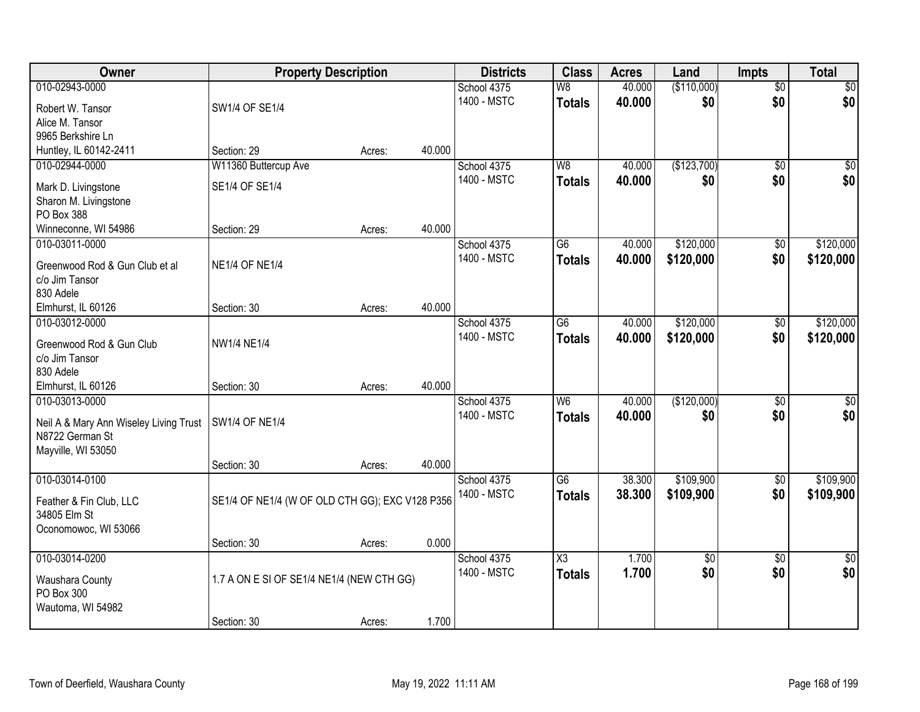| Owner | Property Description | Districts | Class | Acres | Land | Impts | Total |
|---|---|---|---|---|---|---|---|
| 010-02943-0000<br>Robert W. Tansor<br>Alice M. Tansor<br>9965 Berkshire Ln<br>Huntley, IL 60142-2411 | SW1/4 OF SE1/4<br>Section: 29 Acres: 40.000 | School 4375<br>1400 - MSTC | W8<br>**Totals** | 40.000<br>**40.000** | ($110,000)<br>**$0** | $0<br>**$0** | $0<br>**$0** |
| 010-02944-0000<br>Mark D. Livingstone<br>Sharon M. Livingstone<br>PO Box 388<br>Winneconne, WI 54986 | W11360 Buttercup Ave<br>SE1/4 OF SE1/4<br>Section: 29 Acres: 40.000 | School 4375<br>1400 - MSTC | W8<br>**Totals** | 40.000<br>**40.000** | ($123,700)<br>**$0** | $0<br>**$0** | $0<br>**$0** |
| 010-03011-0000<br>Greenwood Rod & Gun Club et al<br>c/o Jim Tansor<br>830 Adele<br>Elmhurst, IL 60126 | NE1/4 OF NE1/4<br>Section: 30 Acres: 40.000 | School 4375<br>1400 - MSTC | G6<br>**Totals** | 40.000<br>**40.000** | $120,000<br>**$120,000** | $0<br>**$0** | $120,000<br>**$120,000** |
| 010-03012-0000<br>Greenwood Rod & Gun Club<br>c/o Jim Tansor<br>830 Adele<br>Elmhurst, IL 60126 | NW1/4 NE1/4<br>Section: 30 Acres: 40.000 | School 4375<br>1400 - MSTC | G6<br>**Totals** | 40.000<br>**40.000** | $120,000<br>**$120,000** | $0<br>**$0** | $120,000<br>**$120,000** |
| 010-03013-0000<br>Neil A & Mary Ann Wiseley Living Trust<br>N8722 German St<br>Mayville, WI 53050 | SW1/4 OF NE1/4<br>Section: 30 Acres: 40.000 | School 4375<br>1400 - MSTC | W6<br>**Totals** | 40.000<br>**40.000** | ($120,000)<br>**$0** | $0<br>**$0** | $0<br>**$0** |
| 010-03014-0100<br>Feather & Fin Club, LLC<br>34805 Elm St<br>Oconomowoc, WI 53066 | SE1/4 OF NE1/4 (W OF OLD CTH GG); EXC V128 P356<br>Section: 30 Acres: 0.000 | School 4375<br>1400 - MSTC | G6<br>**Totals** | 38.300<br>**38.300** | $109,900<br>**$109,900** | $0<br>**$0** | $109,900<br>**$109,900** |
| 010-03014-0200<br>Waushara County<br>PO Box 300<br>Wautoma, WI 54982 | 1.7 A ON E SI OF SE1/4 NE1/4 (NEW CTH GG)<br>Section: 30 Acres: 1.700 | School 4375<br>1400 - MSTC | X3<br>**Totals** | 1.700<br>**1.700** | $0<br>**$0** | $0<br>**$0** | $0<br>**$0** |

Town of Deerfield, Waushara County — May 19, 2022 11:11 AM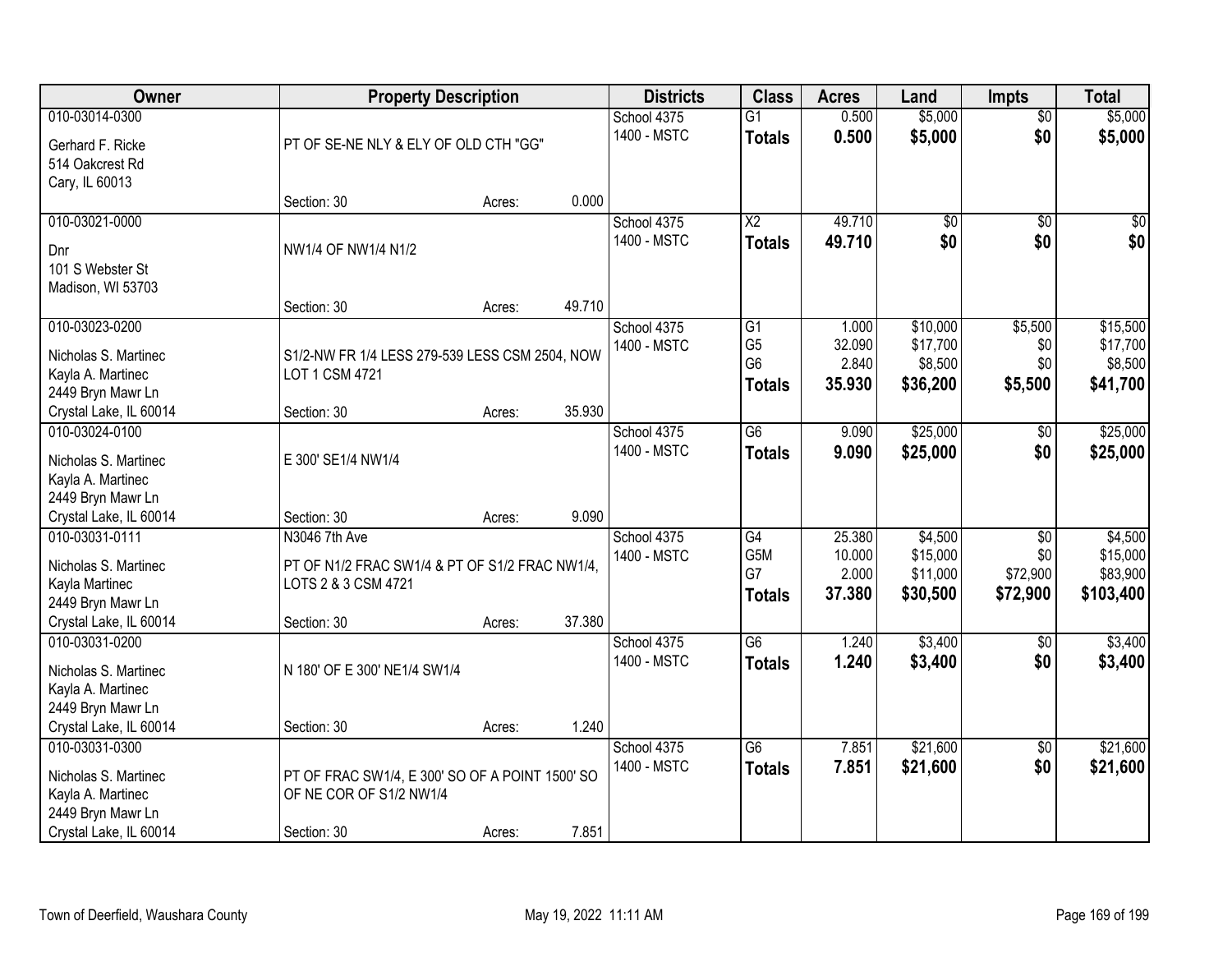| Owner | Property Description | Districts | Class | Acres | Land | Impts | Total |
|---|---|---|---|---|---|---|---|
| 010-03014-0300<br>Gerhard F. Ricke<br>514 Oakcrest Rd<br>Cary, IL 60013 | PT OF SE-NE NLY & ELY OF OLD CTH "GG"<br>Section: 30 Acres: 0.000 | School 4375<br>1400 - MSTC | G1<br>**Totals** | 0.500<br>**0.500** | $5,000<br>**$5,000** | $0<br>**$0** | $5,000<br>**$5,000** |
| 010-03021-0000<br>Dnr<br>101 S Webster St<br>Madison, WI 53703 | NW1/4 OF NW1/4 N1/2<br>Section: 30 Acres: 49.710 | School 4375<br>1400 - MSTC | X2<br>**Totals** | 49.710<br>**49.710** | $0<br>**$0** | $0<br>**$0** | $0<br>**$0** |
| 010-03023-0200<br>Nicholas S. Martinec<br>Kayla A. Martinec<br>2449 Bryn Mawr Ln<br>Crystal Lake, IL 60014 | S1/2-NW FR 1/4 LESS 279-539 LESS CSM 2504, NOW LOT 1 CSM 4721<br>Section: 30 Acres: 35.930 | School 4375<br>1400 - MSTC | G1<br>G5<br>G6<br>**Totals** | 1.000<br>32.090<br>2.840<br>**35.930** | $10,000<br>$17,700<br>$8,500<br>**$36,200** | $5,500<br>$0<br>$0<br>**$5,500** | $15,500<br>$17,700<br>$8,500<br>**$41,700** |
| 010-03024-0100<br>Nicholas S. Martinec<br>Kayla A. Martinec<br>2449 Bryn Mawr Ln<br>Crystal Lake, IL 60014 | E 300' SE1/4 NW1/4<br>Section: 30 Acres: 9.090 | School 4375<br>1400 - MSTC | G6<br>**Totals** | 9.090<br>**9.090** | $25,000<br>**$25,000** | $0<br>**$0** | $25,000<br>**$25,000** |
| 010-03031-0111<br>Nicholas S. Martinec<br>Kayla Martinec<br>2449 Bryn Mawr Ln<br>Crystal Lake, IL 60014 | N3046 7th Ave<br>PT OF N1/2 FRAC SW1/4 & PT OF S1/2 FRAC NW1/4, LOTS 2 & 3 CSM 4721<br>Section: 30 Acres: 37.380 | School 4375<br>1400 - MSTC | G4<br>G5M<br>G7<br>**Totals** | 25.380<br>10.000<br>2.000<br>**37.380** | $4,500<br>$15,000<br>$11,000<br>**$30,500** | $0<br>$0<br>$72,900<br>**$72,900** | $4,500<br>$15,000<br>$83,900<br>**$103,400** |
| 010-03031-0200<br>Nicholas S. Martinec<br>Kayla A. Martinec<br>2449 Bryn Mawr Ln<br>Crystal Lake, IL 60014 | N 180' OF E 300' NE1/4 SW1/4<br>Section: 30 Acres: 1.240 | School 4375<br>1400 - MSTC | G6<br>**Totals** | 1.240<br>**1.240** | $3,400<br>**$3,400** | $0<br>**$0** | $3,400<br>**$3,400** |
| 010-03031-0300<br>Nicholas S. Martinec<br>Kayla A. Martinec<br>2449 Bryn Mawr Ln<br>Crystal Lake, IL 60014 | PT OF FRAC SW1/4, E 300' SO OF A POINT 1500' SO OF NE COR OF S1/2 NW1/4<br>Section: 30 Acres: 7.851 | School 4375<br>1400 - MSTC | G6<br>**Totals** | 7.851<br>**7.851** | $21,600<br>**$21,600** | $0<br>**$0** | $21,600<br>**$21,600** |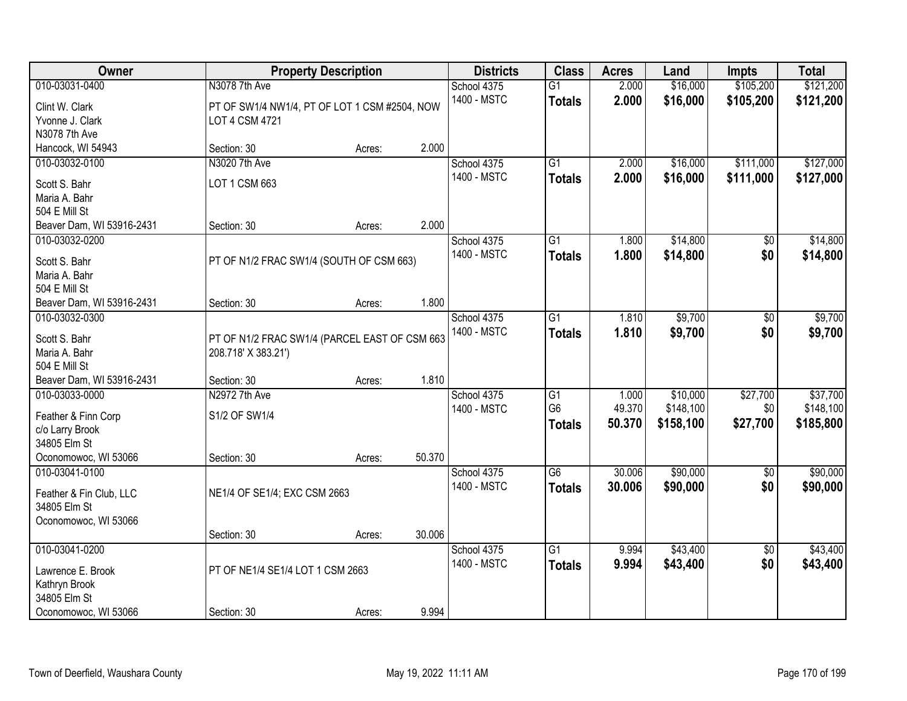| Owner | Property Description | | | Districts | Class | Acres | Land | Impts | Total |
|---|---|---|---|---|---|---|---|---|---|
| 010-03031-0400 | N3078 7th Ave | | | School 4375 | G1 | 2.000 | $16,000 | $105,200 | $121,200 |
| Clint W. Clark<br>Yvonne J. Clark<br>N3078 7th Ave<br>Hancock, WI 54943 | PT OF SW1/4 NW1/4, PT OF LOT 1 CSM #2504, NOW LOT 4 CSM 4721 | | | 1400 - MSTC | **Totals** | **2.000** | **$16,000** | **$105,200** | **$121,200** |
| | Section: 30 | Acres: | 2.000 | | | | | | |
| 010-03032-0100 | N3020 7th Ave | | | School 4375 | G1 | 2.000 | $16,000 | $111,000 | $127,000 |
| Scott S. Bahr<br>Maria A. Bahr<br>504 E Mill St<br>Beaver Dam, WI 53916-2431 | LOT 1 CSM 663 | | | 1400 - MSTC | **Totals** | **2.000** | **$16,000** | **$111,000** | **$127,000** |
| | Section: 30 | Acres: | 2.000 | | | | | | |
| 010-03032-0200 | | | | School 4375 | G1 | 1.800 | $14,800 | $0 | $14,800 |
| Scott S. Bahr<br>Maria A. Bahr<br>504 E Mill St<br>Beaver Dam, WI 53916-2431 | PT OF N1/2 FRAC SW1/4 (SOUTH OF CSM 663) | | | 1400 - MSTC | **Totals** | **1.800** | **$14,800** | **$0** | **$14,800** |
| | Section: 30 | Acres: | 1.800 | | | | | | |
| 010-03032-0300 | | | | School 4375 | G1 | 1.810 | $9,700 | $0 | $9,700 |
| Scott S. Bahr<br>Maria A. Bahr<br>504 E Mill St<br>Beaver Dam, WI 53916-2431 | PT OF N1/2 FRAC SW1/4 (PARCEL EAST OF CSM 663 208.718' X 383.21') | | | 1400 - MSTC | **Totals** | **1.810** | **$9,700** | **$0** | **$9,700** |
| | Section: 30 | Acres: | 1.810 | | | | | | |
| 010-03033-0000 | N2972 7th Ave | | | School 4375 | G1 | 1.000 | $10,000 | $27,700 | $37,700 |
| Feather & Finn Corp<br>c/o Larry Brook<br>34805 Elm St<br>Oconomowoc, WI 53066 | S1/2 OF SW1/4 | | | 1400 - MSTC | G6 | 49.370 | $148,100 | $0 | $148,100 |
| | | | | | **Totals** | **50.370** | **$158,100** | **$27,700** | **$185,800** |
| | Section: 30 | Acres: | 50.370 | | | | | | |
| 010-03041-0100 | | | | School 4375 | G6 | 30.006 | $90,000 | $0 | $90,000 |
| Feather & Fin Club, LLC<br>34805 Elm St<br>Oconomowoc, WI 53066 | NE1/4 OF SE1/4; EXC CSM 2663 | | | 1400 - MSTC | **Totals** | **30.006** | **$90,000** | **$0** | **$90,000** |
| | Section: 30 | Acres: | 30.006 | | | | | | |
| 010-03041-0200 | | | | School 4375 | G1 | 9.994 | $43,400 | $0 | $43,400 |
| Lawrence E. Brook<br>Kathryn Brook<br>34805 Elm St<br>Oconomowoc, WI 53066 | PT OF NE1/4 SE1/4 LOT 1 CSM 2663 | | | 1400 - MSTC | **Totals** | **9.994** | **$43,400** | **$0** | **$43,400** |
| | Section: 30 | Acres: | 9.994 | | | | | | |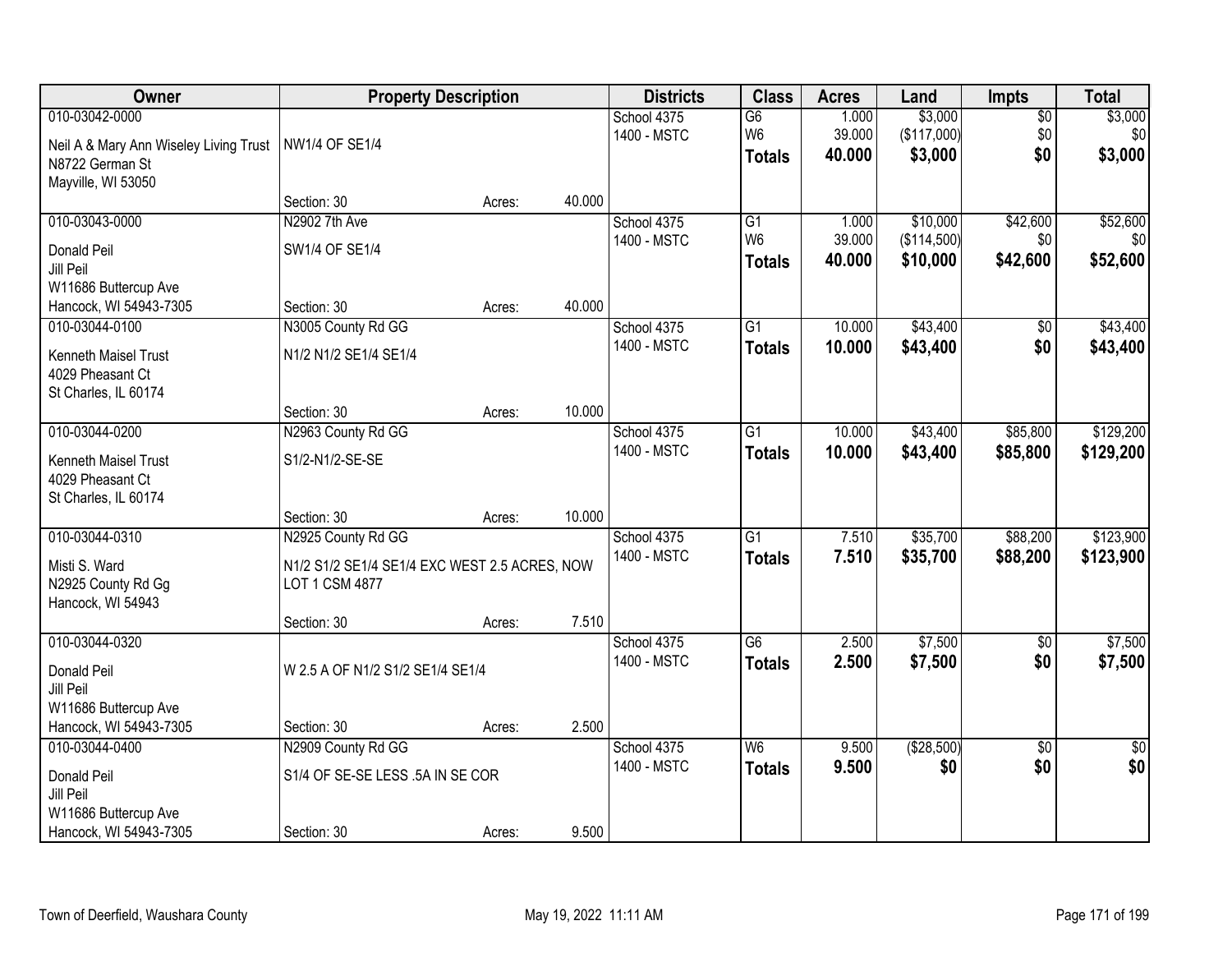| Owner | Property Description | | | Districts | Class | Acres | Land | Impts | Total |
|---|---|---|---|---|---|---|---|---|---|
| 010-03042-0000<br><br>Neil A & Mary Ann Wiseley Living Trust<br>N8722 German St<br>Mayville, WI 53050 | NW1/4 OF SE1/4 | | | School 4375<br>1400 - MSTC | G6<br>W6<br>**Totals** | 1.000<br>39.000<br>**40.000** | $3,000<br>($117,000)<br>**$3,000** | $0<br>$0<br>**$0** | $3,000<br>$0<br>**$3,000** |
| | Section: 30 | Acres: | 40.000 | | | | | | |
| 010-03043-0000<br><br>Donald Peil<br>Jill Peil<br>W11686 Buttercup Ave<br>Hancock, WI 54943-7305 | N2902 7th Ave<br><br>SW1/4 OF SE1/4 | | | School 4375<br>1400 - MSTC | G1<br>W6<br>**Totals** | 1.000<br>39.000<br>**40.000** | $10,000<br>($114,500)<br>**$10,000** | $42,600<br>$0<br>**$42,600** | $52,600<br>$0<br>**$52,600** |
| | Section: 30 | Acres: | 40.000 | | | | | | |
| 010-03044-0100<br><br>Kenneth Maisel Trust<br>4029 Pheasant Ct<br>St Charles, IL 60174 | N3005 County Rd GG<br><br>N1/2 N1/2 SE1/4 SE1/4 | | | School 4375<br>1400 - MSTC | G1<br>**Totals** | 10.000<br>**10.000** | $43,400<br>**$43,400** | $0<br>**$0** | $43,400<br>**$43,400** |
| | Section: 30 | Acres: | 10.000 | | | | | | |
| 010-03044-0200<br><br>Kenneth Maisel Trust<br>4029 Pheasant Ct<br>St Charles, IL 60174 | N2963 County Rd GG<br><br>S1/2-N1/2-SE-SE | | | School 4375<br>1400 - MSTC | G1<br>**Totals** | 10.000<br>**10.000** | $43,400<br>**$43,400** | $85,800<br>**$85,800** | $129,200<br>**$129,200** |
| | Section: 30 | Acres: | 10.000 | | | | | | |
| 010-03044-0310<br><br>Misti S. Ward<br>N2925 County Rd Gg<br>Hancock, WI 54943 | N2925 County Rd GG<br><br>N1/2 S1/2 SE1/4 SE1/4 EXC WEST 2.5 ACRES, NOW LOT 1 CSM 4877 | | | School 4375<br>1400 - MSTC | G1<br>**Totals** | 7.510<br>**7.510** | $35,700<br>**$35,700** | $88,200<br>**$88,200** | $123,900<br>**$123,900** |
| | Section: 30 | Acres: | 7.510 | | | | | | |
| 010-03044-0320<br><br>Donald Peil<br>Jill Peil<br>W11686 Buttercup Ave<br>Hancock, WI 54943-7305 | W 2.5 A OF N1/2 S1/2 SE1/4 SE1/4 | | | School 4375<br>1400 - MSTC | G6<br>**Totals** | 2.500<br>**2.500** | $7,500<br>**$7,500** | $0<br>**$0** | $7,500<br>**$7,500** |
| | Section: 30 | Acres: | 2.500 | | | | | | |
| 010-03044-0400<br><br>Donald Peil<br>Jill Peil<br>W11686 Buttercup Ave<br>Hancock, WI 54943-7305 | N2909 County Rd GG<br><br>S1/4 OF SE-SE LESS .5A IN SE COR | | | School 4375<br>1400 - MSTC | W6<br>**Totals** | 9.500<br>**9.500** | ($28,500)<br>**$0** | $0<br>**$0** | $0<br>**$0** |
| | Section: 30 | Acres: | 9.500 | | | | | | |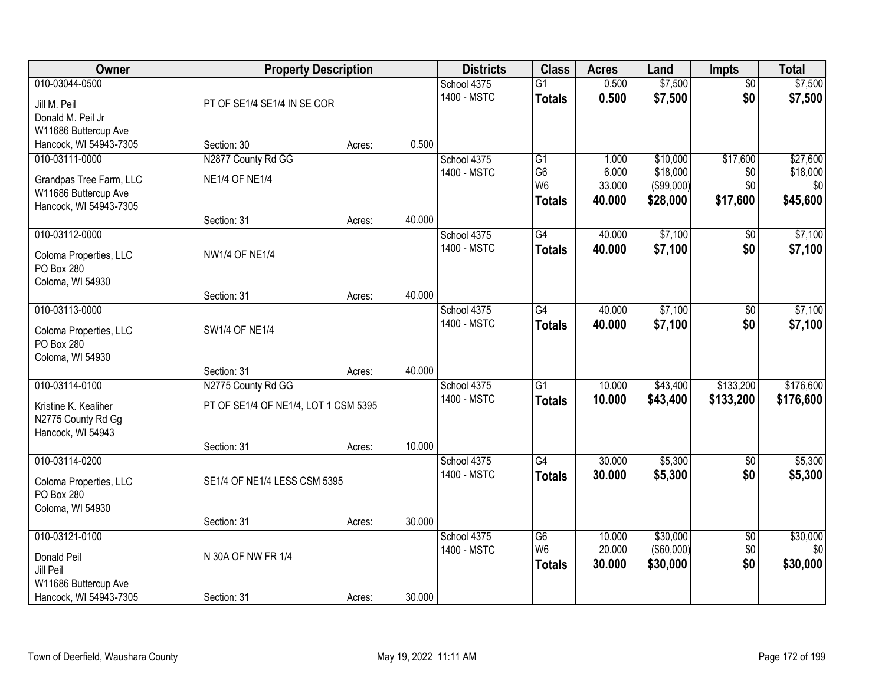| Owner | Property Description | | | Districts | Class | Acres | Land | Impts | Total |
|---|---|---|---|---|---|---|---|---|---|
| 010-03044-0500<br>Jill M. Peil<br>Donald M. Peil Jr<br>W11686 Buttercup Ave<br>Hancock, WI 54943-7305 | PT OF SE1/4 SE1/4 IN SE COR<br>Section: 30 | Acres: | 0.500 | School 4375<br>1400 - MSTC | G1<br>**Totals** | 0.500<br>**0.500** | $7,500<br>**$7,500** | $0<br>**$0** | $7,500<br>**$7,500** |
| 010-03111-0000<br>Grandpas Tree Farm, LLC<br>W11686 Buttercup Ave<br>Hancock, WI 54943-7305 | N2877 County Rd GG<br>NE1/4 OF NE1/4<br>Section: 31 | Acres: | 40.000 | School 4375<br>1400 - MSTC | G1<br>G6<br>W6<br>**Totals** | 1.000<br>6.000<br>33.000<br>**40.000** | $10,000<br>$18,000<br>($99,000)<br>**$28,000** | $17,600<br>$0<br>$0<br>**$17,600** | $27,600<br>$18,000<br>$0<br>**$45,600** |
| 010-03112-0000<br>Coloma Properties, LLC<br>PO Box 280<br>Coloma, WI 54930 | NW1/4 OF NE1/4<br>Section: 31 | Acres: | 40.000 | School 4375<br>1400 - MSTC | G4<br>**Totals** | 40.000<br>**40.000** | $7,100<br>**$7,100** | $0<br>**$0** | $7,100<br>**$7,100** |
| 010-03113-0000<br>Coloma Properties, LLC<br>PO Box 280<br>Coloma, WI 54930 | SW1/4 OF NE1/4<br>Section: 31 | Acres: | 40.000 | School 4375<br>1400 - MSTC | G4<br>**Totals** | 40.000<br>**40.000** | $7,100<br>**$7,100** | $0<br>**$0** | $7,100<br>**$7,100** |
| 010-03114-0100<br>Kristine K. Kealiher<br>N2775 County Rd Gg<br>Hancock, WI 54943 | N2775 County Rd GG<br>PT OF SE1/4 OF NE1/4, LOT 1 CSM 5395<br>Section: 31 | Acres: | 10.000 | School 4375<br>1400 - MSTC | G1<br>**Totals** | 10.000<br>**10.000** | $43,400<br>**$43,400** | $133,200<br>**$133,200** | $176,600<br>**$176,600** |
| 010-03114-0200<br>Coloma Properties, LLC<br>PO Box 280<br>Coloma, WI 54930 | SE1/4 OF NE1/4 LESS CSM 5395<br>Section: 31 | Acres: | 30.000 | School 4375<br>1400 - MSTC | G4<br>**Totals** | 30.000<br>**30.000** | $5,300<br>**$5,300** | $0<br>**$0** | $5,300<br>**$5,300** |
| 010-03121-0100<br>Donald Peil<br>Jill Peil<br>W11686 Buttercup Ave<br>Hancock, WI 54943-7305 | N 30A OF NW FR 1/4<br>Section: 31 | Acres: | 30.000 | School 4375<br>1400 - MSTC | G6<br>W6<br>**Totals** | 10.000<br>20.000<br>**30.000** | $30,000<br>($60,000)<br>**$30,000** | $0<br>$0<br>**$0** | $30,000<br>$0<br>**$30,000** |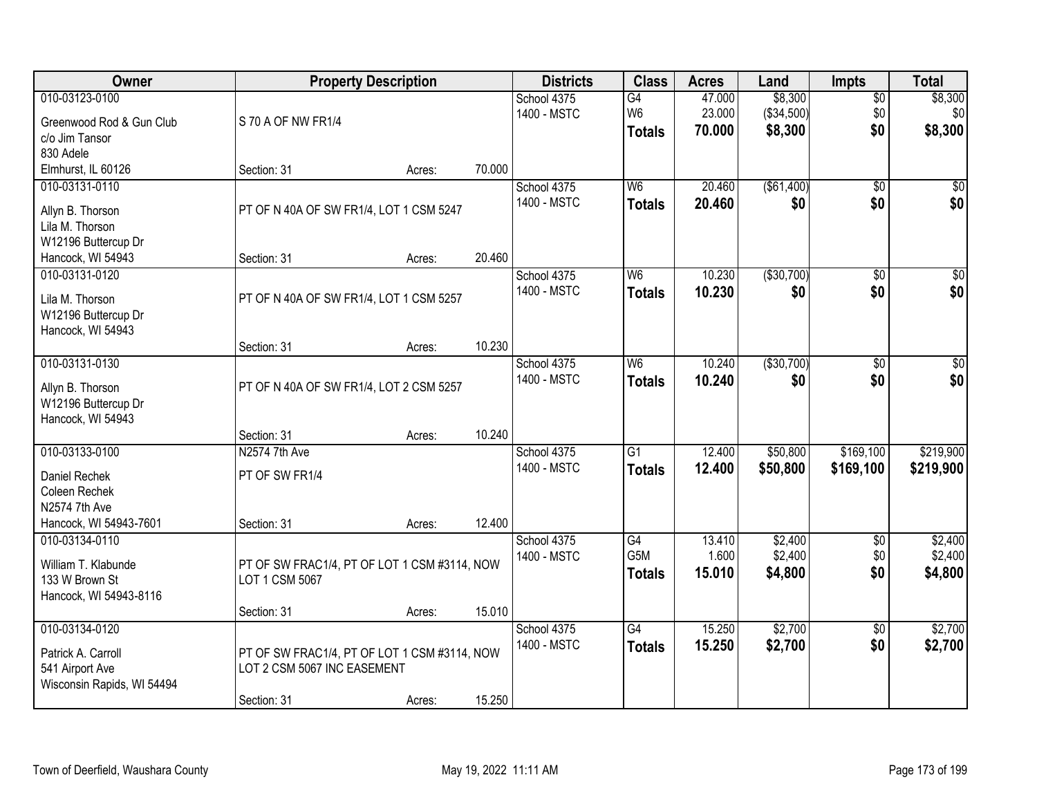| Owner | Property Description | | | Districts | Class | Acres | Land | Impts | Total |
|---|---|---|---|---|---|---|---|---|---|
| 010-03123-0100<br>Greenwood Rod & Gun Club<br>c/o Jim Tansor<br>830 Adele<br>Elmhurst, IL 60126 | S 70 A OF NW FR1/4<br>Section: 31 | Acres: | 70.000 | School 4375<br>1400 - MSTC | G4<br>W6<br>**Totals** | 47.000<br>23.000<br>**70.000** | $8,300<br>($34,500)<br>**$8,300** | $0<br>$0<br>**$0** | $8,300<br>$0<br>**$8,300** |
| 010-03131-0110<br>Allyn B. Thorson<br>Lila M. Thorson<br>W12196 Buttercup Dr<br>Hancock, WI 54943 | PT OF N 40A OF SW FR1/4, LOT 1 CSM 5247<br>Section: 31 | Acres: | 20.460 | School 4375<br>1400 - MSTC | W6<br>**Totals** | 20.460<br>**20.460** | ($61,400)<br>**$0** | $0<br>**$0** | $0<br>**$0** |
| 010-03131-0120<br>Lila M. Thorson<br>W12196 Buttercup Dr<br>Hancock, WI 54943 | PT OF N 40A OF SW FR1/4, LOT 1 CSM 5257<br>Section: 31 | Acres: | 10.230 | School 4375<br>1400 - MSTC | W6<br>**Totals** | 10.230<br>**10.230** | ($30,700)<br>**$0** | $0<br>**$0** | $0<br>**$0** |
| 010-03131-0130<br>Allyn B. Thorson<br>W12196 Buttercup Dr<br>Hancock, WI 54943 | PT OF N 40A OF SW FR1/4, LOT 2 CSM 5257<br>Section: 31 | Acres: | 10.240 | School 4375<br>1400 - MSTC | W6<br>**Totals** | 10.240<br>**10.240** | ($30,700)<br>**$0** | $0<br>**$0** | $0<br>**$0** |
| 010-03133-0100<br>Daniel Rechek<br>Coleen Rechek<br>N2574 7th Ave<br>Hancock, WI 54943-7601 | N2574 7th Ave<br>PT OF SW FR1/4<br>Section: 31 | Acres: | 12.400 | School 4375<br>1400 - MSTC | G1<br>**Totals** | 12.400<br>**12.400** | $50,800<br>**$50,800** | $169,100<br>**$169,100** | $219,900<br>**$219,900** |
| 010-03134-0110<br>William T. Klabunde<br>133 W Brown St<br>Hancock, WI 54943-8116 | PT OF SW FRAC1/4, PT OF LOT 1 CSM #3114, NOW LOT 1 CSM 5067<br>Section: 31 | Acres: | 15.010 | School 4375<br>1400 - MSTC | G4<br>G5M<br>**Totals** | 13.410<br>1.600<br>**15.010** | $2,400<br>$2,400<br>**$4,800** | $0<br>$0<br>**$0** | $2,400<br>$2,400<br>**$4,800** |
| 010-03134-0120<br>Patrick A. Carroll<br>541 Airport Ave<br>Wisconsin Rapids, WI 54494 | PT OF SW FRAC1/4, PT OF LOT 1 CSM #3114, NOW LOT 2 CSM 5067 INC EASEMENT<br>Section: 31 | Acres: | 15.250 | School 4375<br>1400 - MSTC | G4<br>**Totals** | 15.250<br>**15.250** | $2,700<br>**$2,700** | $0<br>**$0** | $2,700<br>**$2,700** |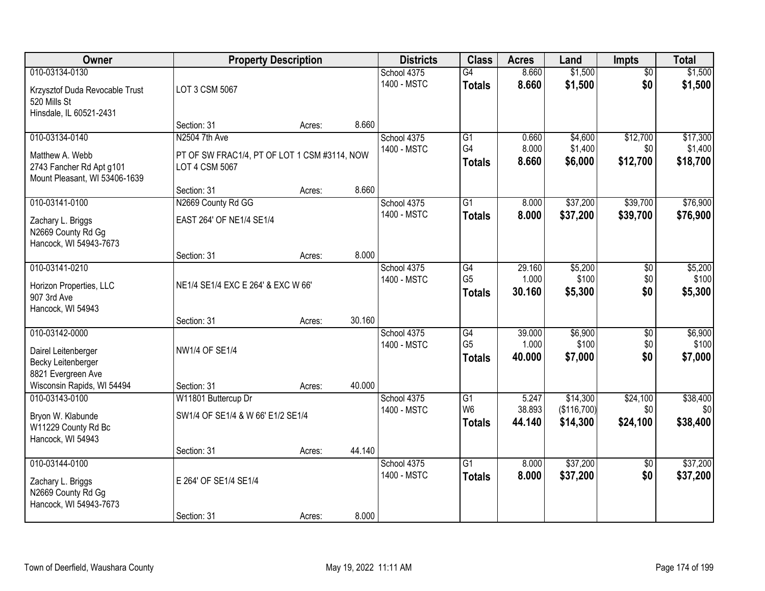| Owner | Property Description | | | Districts | Class | Acres | Land | Impts | Total |
|---|---|---|---|---|---|---|---|---|---|
| 010-03134-0130<br>Krzysztof Duda Revocable Trust<br>520 Mills St<br>Hinsdale, IL 60521-2431 | LOT 3 CSM 5067<br>Section: 31 | Acres: | 8.660 | School 4375<br>1400 - MSTC | G4<br>**Totals** | 8.660<br>**8.660** | $1,500<br>**$1,500** | $0<br>**$0** | $1,500<br>**$1,500** |
| 010-03134-0140<br>Matthew A. Webb<br>2743 Fancher Rd Apt g101<br>Mount Pleasant, WI 53406-1639 | N2504 7th Ave<br>PT OF SW FRAC1/4, PT OF LOT 1 CSM #3114, NOW LOT 4 CSM 5067<br>Section: 31 | Acres: | 8.660 | School 4375<br>1400 - MSTC | G1<br>G4<br>**Totals** | 0.660<br>8.000<br>**8.660** | $4,600<br>$1,400<br>**$6,000** | $12,700<br>$0<br>**$12,700** | $17,300<br>$1,400<br>**$18,700** |
| 010-03141-0100<br>Zachary L. Briggs<br>N2669 County Rd Gg<br>Hancock, WI 54943-7673 | N2669 County Rd GG<br>EAST 264' OF NE1/4 SE1/4<br>Section: 31 | Acres: | 8.000 | School 4375<br>1400 - MSTC | G1<br>**Totals** | 8.000<br>**8.000** | $37,200<br>**$37,200** | $39,700<br>**$39,700** | $76,900<br>**$76,900** |
| 010-03141-0210<br>Horizon Properties, LLC<br>907 3rd Ave<br>Hancock, WI 54943 | NE1/4 SE1/4 EXC E 264' & EXC W 66'<br>Section: 31 | Acres: | 30.160 | School 4375<br>1400 - MSTC | G4<br>G5<br>**Totals** | 29.160<br>1.000<br>**30.160** | $5,200<br>$100<br>**$5,300** | $0<br>$0<br>**$0** | $5,200<br>$100<br>**$5,300** |
| 010-03142-0000<br>Dairel Leitenberger<br>Becky Leitenberger<br>8821 Evergreen Ave<br>Wisconsin Rapids, WI 54494 | NW1/4 OF SE1/4<br>Section: 31 | Acres: | 40.000 | School 4375<br>1400 - MSTC | G4<br>G5<br>**Totals** | 39.000<br>1.000<br>**40.000** | $6,900<br>$100<br>**$7,000** | $0<br>$0<br>**$0** | $6,900<br>$100<br>**$7,000** |
| 010-03143-0100<br>Bryon W. Klabunde<br>W11229 County Rd Bc<br>Hancock, WI 54943 | W11801 Buttercup Dr<br>SW1/4 OF SE1/4 & W 66' E1/2 SE1/4<br>Section: 31 | Acres: | 44.140 | School 4375<br>1400 - MSTC | G1<br>W6<br>**Totals** | 5.247<br>38.893<br>**44.140** | $14,300<br>($116,700)<br>**$14,300** | $24,100<br>$0<br>**$24,100** | $38,400<br>$0<br>**$38,400** |
| 010-03144-0100<br>Zachary L. Briggs<br>N2669 County Rd Gg<br>Hancock, WI 54943-7673 | E 264' OF SE1/4 SE1/4<br>Section: 31 | Acres: | 8.000 | School 4375<br>1400 - MSTC | G1<br>**Totals** | 8.000<br>**8.000** | $37,200<br>**$37,200** | $0<br>**$0** | $37,200<br>**$37,200** |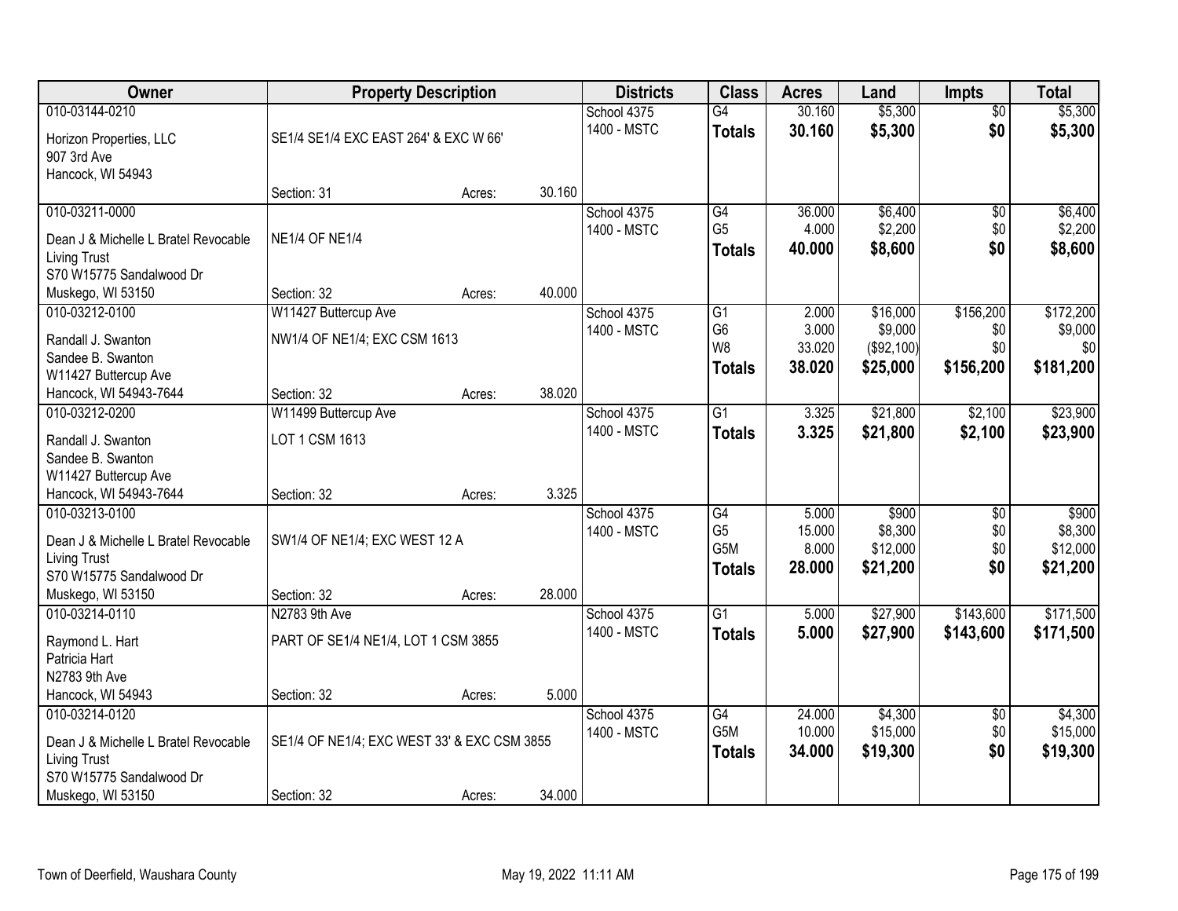| Owner | Property Description | | | Districts | Class | Acres | Land | Impts | Total |
|---|---|---|---|---|---|---|---|---|---|
| 010-03144-0210 | | | | School 4375 | G4 | 30.160 | $5,300 | $0 | $5,300 |
| Horizon Properties, LLC | SE1/4 SE1/4 EXC EAST 264' & EXC W 66' | | | 1400 - MSTC | **Totals** | **30.160** | **$5,300** | **$0** | **$5,300** |
| 907 3rd Ave | | | | | | | | | |
| Hancock, WI 54943 | | | | | | | | | |
| | Section: 31 | Acres: | 30.160 | | | | | | |
| 010-03211-0000 | | | | School 4375 | G4 | 36.000 | $6,400 | $0 | $6,400 |
| Dean J & Michelle L Bratel Revocable | NE1/4 OF NE1/4 | | | 1400 - MSTC | G5 | 4.000 | $2,200 | $0 | $2,200 |
| Living Trust | | | | | **Totals** | **40.000** | **$8,600** | **$0** | **$8,600** |
| S70 W15775 Sandalwood Dr | | | | | | | | | |
| Muskego, WI 53150 | Section: 32 | Acres: | 40.000 | | | | | | |
| 010-03212-0100 | W11427 Buttercup Ave | | | School 4375 | G1 | 2.000 | $16,000 | $156,200 | $172,200 |
| Randall J. Swanton | NW1/4 OF NE1/4; EXC CSM 1613 | | | 1400 - MSTC | G6 | 3.000 | $9,000 | $0 | $9,000 |
| Sandee B. Swanton | | | | | W8 | 33.020 | ($92,100) | $0 | $0 |
| W11427 Buttercup Ave | | | | | **Totals** | **38.020** | **$25,000** | **$156,200** | **$181,200** |
| Hancock, WI 54943-7644 | Section: 32 | Acres: | 38.020 | | | | | | |
| 010-03212-0200 | W11499 Buttercup Ave | | | School 4375 | G1 | 3.325 | $21,800 | $2,100 | $23,900 |
| Randall J. Swanton | LOT 1 CSM 1613 | | | 1400 - MSTC | **Totals** | **3.325** | **$21,800** | **$2,100** | **$23,900** |
| Sandee B. Swanton | | | | | | | | | |
| W11427 Buttercup Ave | | | | | | | | | |
| Hancock, WI 54943-7644 | Section: 32 | Acres: | 3.325 | | | | | | |
| 010-03213-0100 | | | | School 4375 | G4 | 5.000 | $900 | $0 | $900 |
| Dean J & Michelle L Bratel Revocable | SW1/4 OF NE1/4; EXC WEST 12 A | | | 1400 - MSTC | G5 | 15.000 | $8,300 | $0 | $8,300 |
| Living Trust | | | | | G5M | 8.000 | $12,000 | $0 | $12,000 |
| S70 W15775 Sandalwood Dr | | | | | **Totals** | **28.000** | **$21,200** | **$0** | **$21,200** |
| Muskego, WI 53150 | Section: 32 | Acres: | 28.000 | | | | | | |
| 010-03214-0110 | N2783 9th Ave | | | School 4375 | G1 | 5.000 | $27,900 | $143,600 | $171,500 |
| Raymond L. Hart | PART OF SE1/4 NE1/4, LOT 1 CSM 3855 | | | 1400 - MSTC | **Totals** | **5.000** | **$27,900** | **$143,600** | **$171,500** |
| Patricia Hart | | | | | | | | | |
| N2783 9th Ave | | | | | | | | | |
| Hancock, WI 54943 | Section: 32 | Acres: | 5.000 | | | | | | |
| 010-03214-0120 | | | | School 4375 | G4 | 24.000 | $4,300 | $0 | $4,300 |
| Dean J & Michelle L Bratel Revocable | SE1/4 OF NE1/4; EXC WEST 33' & EXC CSM 3855 | | | 1400 - MSTC | G5M | 10.000 | $15,000 | $0 | $15,000 |
| Living Trust | | | | | **Totals** | **34.000** | **$19,300** | **$0** | **$19,300** |
| S70 W15775 Sandalwood Dr | | | | | | | | | |
| Muskego, WI 53150 | Section: 32 | Acres: | 34.000 | | | | | | |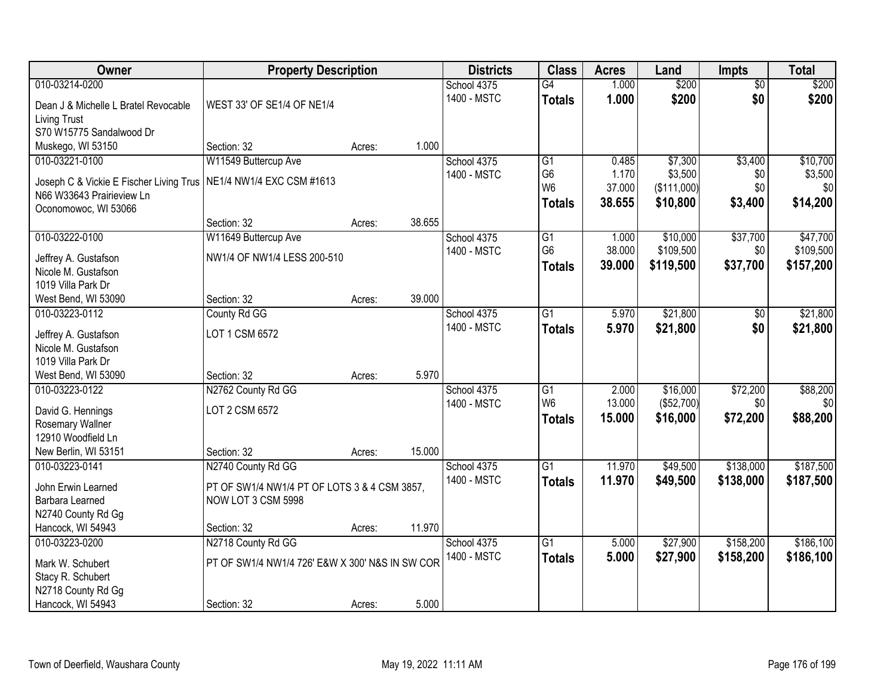| Owner | Property Description | | | Districts | Class | Acres | Land | Impts | Total |
|---|---|---|---|---|---|---|---|---|---|
| 010-03214-0200 | | | | School 4375 | G4 | 1.000 | $200 | $0 | $200 |
| Dean J & Michelle L Bratel Revocable Living Trust | WEST 33' OF SE1/4 OF NE1/4 | | | 1400 - MSTC | **Totals** | **1.000** | **$200** | **$0** | **$200** |
| S70 W15775 Sandalwood Dr | | | | | | | | | |
| Muskego, WI 53150 | Section: 32 | Acres: | 1.000 | | | | | | |
| 010-03221-0100 | W11549 Buttercup Ave | | | School 4375 | G1 | 0.485 | $7,300 | $3,400 | $10,700 |
| Joseph C & Vickie E Fischer Living Trus | NE1/4 NW1/4 EXC CSM #1613 | | | 1400 - MSTC | G6 | 1.170 | $3,500 | $0 | $3,500 |
| N66 W33643 Prairieview Ln | | | | | W6 | 37.000 | ($111,000) | $0 | $0 |
| Oconomowoc, WI 53066 | | | | | **Totals** | **38.655** | **$10,800** | **$3,400** | **$14,200** |
| | Section: 32 | Acres: | 38.655 | | | | | | |
| 010-03222-0100 | W11649 Buttercup Ave | | | School 4375 | G1 | 1.000 | $10,000 | $37,700 | $47,700 |
| Jeffrey A. Gustafson | NW1/4 OF NW1/4 LESS 200-510 | | | 1400 - MSTC | G6 | 38.000 | $109,500 | $0 | $109,500 |
| Nicole M. Gustafson | | | | | **Totals** | **39.000** | **$119,500** | **$37,700** | **$157,200** |
| 1019 Villa Park Dr | | | | | | | | | |
| West Bend, WI 53090 | Section: 32 | Acres: | 39.000 | | | | | | |
| 010-03223-0112 | County Rd GG | | | School 4375 | G1 | 5.970 | $21,800 | $0 | $21,800 |
| Jeffrey A. Gustafson | LOT 1 CSM 6572 | | | 1400 - MSTC | **Totals** | **5.970** | **$21,800** | **$0** | **$21,800** |
| Nicole M. Gustafson | | | | | | | | | |
| 1019 Villa Park Dr | | | | | | | | | |
| West Bend, WI 53090 | Section: 32 | Acres: | 5.970 | | | | | | |
| 010-03223-0122 | N2762 County Rd GG | | | School 4375 | G1 | 2.000 | $16,000 | $72,200 | $88,200 |
| David G. Hennings | LOT 2 CSM 6572 | | | 1400 - MSTC | W6 | 13.000 | ($52,700) | $0 | $0 |
| Rosemary Wallner | | | | | **Totals** | **15.000** | **$16,000** | **$72,200** | **$88,200** |
| 12910 Woodfield Ln | | | | | | | | | |
| New Berlin, WI 53151 | Section: 32 | Acres: | 15.000 | | | | | | |
| 010-03223-0141 | N2740 County Rd GG | | | School 4375 | G1 | 11.970 | $49,500 | $138,000 | $187,500 |
| John Erwin Learned | PT OF SW1/4 NW1/4 PT OF LOTS 3 & 4 CSM 3857, | | | 1400 - MSTC | **Totals** | **11.970** | **$49,500** | **$138,000** | **$187,500** |
| Barbara Learned | NOW LOT 3 CSM 5998 | | | | | | | | |
| N2740 County Rd Gg | | | | | | | | | |
| Hancock, WI 54943 | Section: 32 | Acres: | 11.970 | | | | | | |
| 010-03223-0200 | N2718 County Rd GG | | | School 4375 | G1 | 5.000 | $27,900 | $158,200 | $186,100 |
| Mark W. Schubert | PT OF SW1/4 NW1/4 726' E&W X 300' N&S IN SW COR | | | 1400 - MSTC | **Totals** | **5.000** | **$27,900** | **$158,200** | **$186,100** |
| Stacy R. Schubert | | | | | | | | | |
| N2718 County Rd Gg | | | | | | | | | |
| Hancock, WI 54943 | Section: 32 | Acres: | 5.000 | | | | | | |

Town of Deerfield, Waushara County May 19, 2022 11:11 AM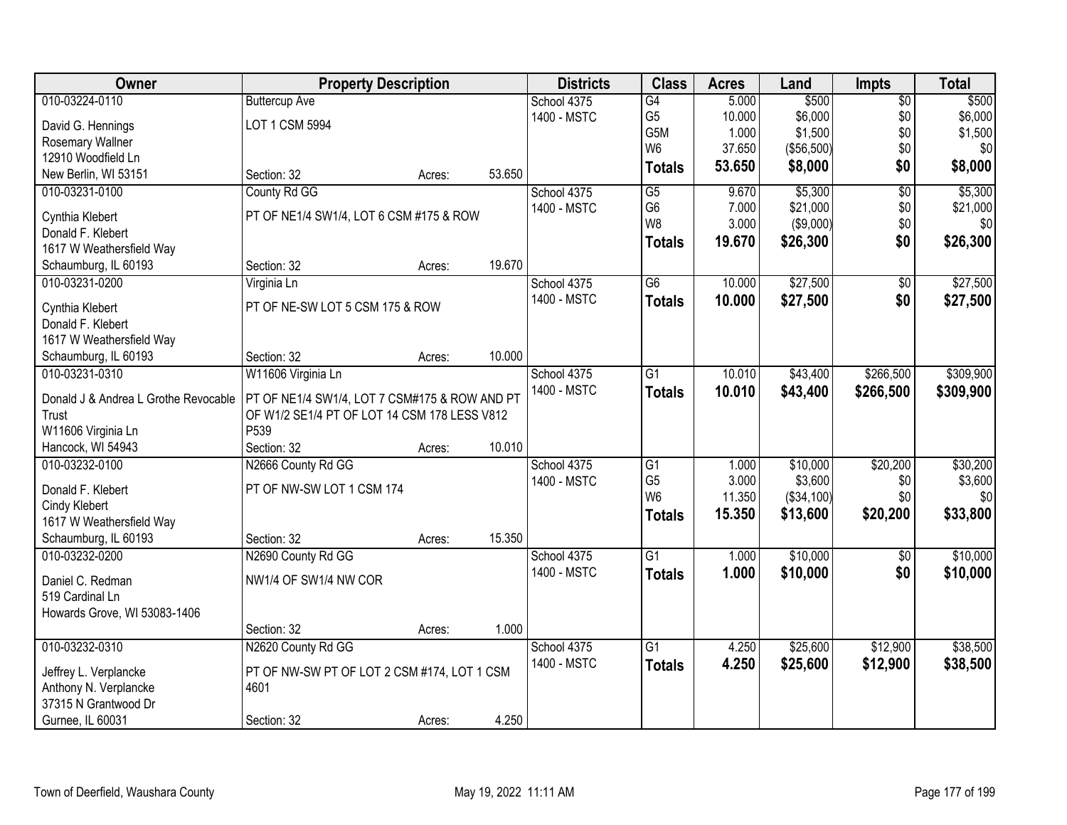| Owner | Property Description | | | Districts | Class | Acres | Land | Impts | Total |
|---|---|---|---|---|---|---|---|---|---|
| 010-03224-0110 | Buttercup Ave | | | School 4375 | G4 | 5.000 | $500 | $0 | $500 |
| David G. Hennings | LOT 1 CSM 5994 | | | 1400 - MSTC | G5 | 10.000 | $6,000 | $0 | $6,000 |
| Rosemary Wallner | | | | | G5M | 1.000 | $1,500 | $0 | $1,500 |
| 12910 Woodfield Ln | | | | | W6 | 37.650 | ($56,500) | $0 | $0 |
| New Berlin, WI 53151 | Section: 32 | Acres: | 53.650 | | **Totals** | **53.650** | **$8,000** | **$0** | **$8,000** |
| 010-03231-0100 | County Rd GG | | | School 4375 | G5 | 9.670 | $5,300 | $0 | $5,300 |
| Cynthia Klebert | PT OF NE1/4 SW1/4, LOT 6 CSM #175 & ROW | | | 1400 - MSTC | G6 | 7.000 | $21,000 | $0 | $21,000 |
| Donald F. Klebert | | | | | W8 | 3.000 | ($9,000) | $0 | $0 |
| 1617 W Weathersfield Way | | | | | **Totals** | **19.670** | **$26,300** | **$0** | **$26,300** |
| Schaumburg, IL 60193 | Section: 32 | Acres: | 19.670 | | | | | | |
| 010-03231-0200 | Virginia Ln | | | School 4375 | G6 | 10.000 | $27,500 | $0 | $27,500 |
| Cynthia Klebert | PT OF NE-SW LOT 5 CSM 175 & ROW | | | 1400 - MSTC | **Totals** | **10.000** | **$27,500** | **$0** | **$27,500** |
| Donald F. Klebert | | | | | | | | | |
| 1617 W Weathersfield Way | | | | | | | | | |
| Schaumburg, IL 60193 | Section: 32 | Acres: | 10.000 | | | | | | |
| 010-03231-0310 | W11606 Virginia Ln | | | School 4375 | G1 | 10.010 | $43,400 | $266,500 | $309,900 |
| Donald J & Andrea L Grothe Revocable Trust | PT OF NE1/4 SW1/4, LOT 7 CSM#175 & ROW AND PT OF W1/2 SE1/4 PT OF LOT 14 CSM 178 LESS V812 P539 | | | 1400 - MSTC | **Totals** | **10.010** | **$43,400** | **$266,500** | **$309,900** |
| W11606 Virginia Ln | | | | | | | | | |
| Hancock, WI 54943 | Section: 32 | Acres: | 10.010 | | | | | | |
| 010-03232-0100 | N2666 County Rd GG | | | School 4375 | G1 | 1.000 | $10,000 | $20,200 | $30,200 |
| Donald F. Klebert | PT OF NW-SW LOT 1 CSM 174 | | | 1400 - MSTC | G5 | 3.000 | $3,600 | $0 | $3,600 |
| Cindy Klebert | | | | | W6 | 11.350 | ($34,100) | $0 | $0 |
| 1617 W Weathersfield Way | | | | | **Totals** | **15.350** | **$13,600** | **$20,200** | **$33,800** |
| Schaumburg, IL 60193 | Section: 32 | Acres: | 15.350 | | | | | | |
| 010-03232-0200 | N2690 County Rd GG | | | School 4375 | G1 | 1.000 | $10,000 | $0 | $10,000 |
| Daniel C. Redman | NW1/4 OF SW1/4 NW COR | | | 1400 - MSTC | **Totals** | **1.000** | **$10,000** | **$0** | **$10,000** |
| 519 Cardinal Ln | | | | | | | | | |
| Howards Grove, WI 53083-1406 | | | | | | | | | |
| | Section: 32 | Acres: | 1.000 | | | | | | |
| 010-03232-0310 | N2620 County Rd GG | | | School 4375 | G1 | 4.250 | $25,600 | $12,900 | $38,500 |
| Jeffrey L. Verplancke | PT OF NW-SW PT OF LOT 2 CSM #174, LOT 1 CSM 4601 | | | 1400 - MSTC | **Totals** | **4.250** | **$25,600** | **$12,900** | **$38,500** |
| Anthony N. Verplancke | | | | | | | | | |
| 37315 N Grantwood Dr | | | | | | | | | |
| Gurnee, IL 60031 | Section: 32 | Acres: | 4.250 | | | | | | |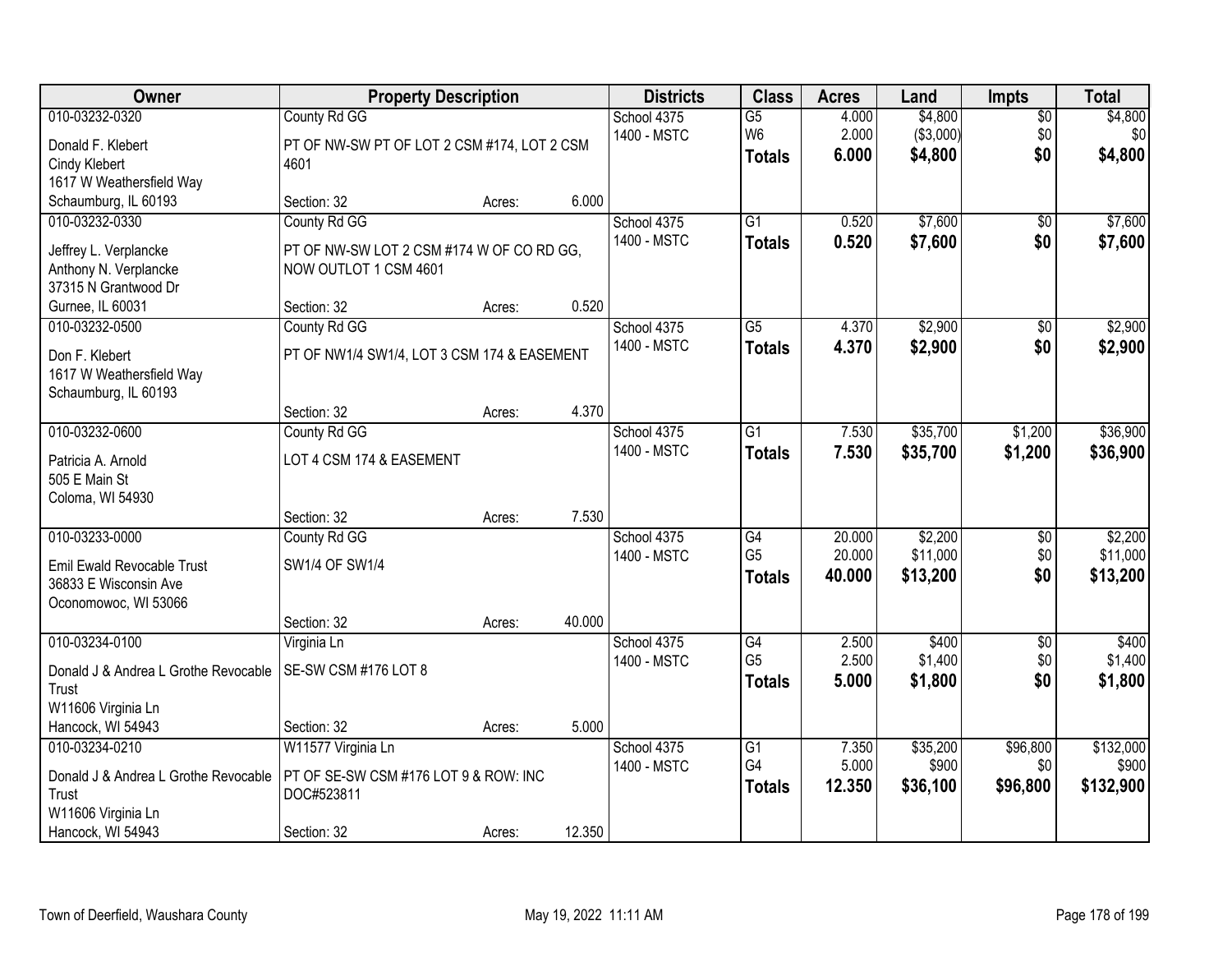| Owner | Property Description | | | Districts | Class | Acres | Land | Impts | Total |
|---|---|---|---|---|---|---|---|---|---|
| 010-03232-0320 | County Rd GG | | | School 4375 | G5 | 4.000 | $4,800 | $0 | $4,800 |
| Donald F. Klebert<br>Cindy Klebert<br>1617 W Weathersfield Way<br>Schaumburg, IL 60193 | PT OF NW-SW PT OF LOT 2 CSM #174, LOT 2 CSM 4601 | | | 1400 - MSTC | W6 | 2.000 | ($3,000) | $0 | $0 |
| | | | | | **Totals** | **6.000** | **$4,800** | **$0** | **$4,800** |
| | Section: 32 | Acres: | 6.000 | | | | | | |
| 010-03232-0330 | County Rd GG | | | School 4375 | G1 | 0.520 | $7,600 | $0 | $7,600 |
| Jeffrey L. Verplancke<br>Anthony N. Verplancke<br>37315 N Grantwood Dr<br>Gurnee, IL 60031 | PT OF NW-SW LOT 2 CSM #174 W OF CO RD GG, NOW OUTLOT 1 CSM 4601 | | | 1400 - MSTC | **Totals** | **0.520** | **$7,600** | **$0** | **$7,600** |
| | Section: 32 | Acres: | 0.520 | | | | | | |
| 010-03232-0500 | County Rd GG | | | School 4375 | G5 | 4.370 | $2,900 | $0 | $2,900 |
| Don F. Klebert<br>1617 W Weathersfield Way<br>Schaumburg, IL 60193 | PT OF NW1/4 SW1/4, LOT 3 CSM 174 & EASEMENT | | | 1400 - MSTC | **Totals** | **4.370** | **$2,900** | **$0** | **$2,900** |
| | Section: 32 | Acres: | 4.370 | | | | | | |
| 010-03232-0600 | County Rd GG | | | School 4375 | G1 | 7.530 | $35,700 | $1,200 | $36,900 |
| Patricia A. Arnold<br>505 E Main St<br>Coloma, WI 54930 | LOT 4 CSM 174 & EASEMENT | | | 1400 - MSTC | **Totals** | **7.530** | **$35,700** | **$1,200** | **$36,900** |
| | Section: 32 | Acres: | 7.530 | | | | | | |
| 010-03233-0000 | County Rd GG | | | School 4375 | G4 | 20.000 | $2,200 | $0 | $2,200 |
| Emil Ewald Revocable Trust<br>36833 E Wisconsin Ave<br>Oconomowoc, WI 53066 | SW1/4 OF SW1/4 | | | 1400 - MSTC | G5 | 20.000 | $11,000 | $0 | $11,000 |
| | | | | | **Totals** | **40.000** | **$13,200** | **$0** | **$13,200** |
| | Section: 32 | Acres: | 40.000 | | | | | | |
| 010-03234-0100 | Virginia Ln | | | School 4375 | G4 | 2.500 | $400 | $0 | $400 |
| Donald J & Andrea L Grothe Revocable Trust<br>W11606 Virginia Ln<br>Hancock, WI 54943 | SE-SW CSM #176 LOT 8 | | | 1400 - MSTC | G5 | 2.500 | $1,400 | $0 | $1,400 |
| | | | | | **Totals** | **5.000** | **$1,800** | **$0** | **$1,800** |
| | Section: 32 | Acres: | 5.000 | | | | | | |
| 010-03234-0210 | W11577 Virginia Ln | | | School 4375 | G1 | 7.350 | $35,200 | $96,800 | $132,000 |
| Donald J & Andrea L Grothe Revocable Trust<br>W11606 Virginia Ln<br>Hancock, WI 54943 | PT OF SE-SW CSM #176 LOT 9 & ROW: INC DOC#523811 | | | 1400 - MSTC | G4 | 5.000 | $900 | $0 | $900 |
| | | | | | **Totals** | **12.350** | **$36,100** | **$96,800** | **$132,900** |
| | Section: 32 | Acres: | 12.350 | | | | | | |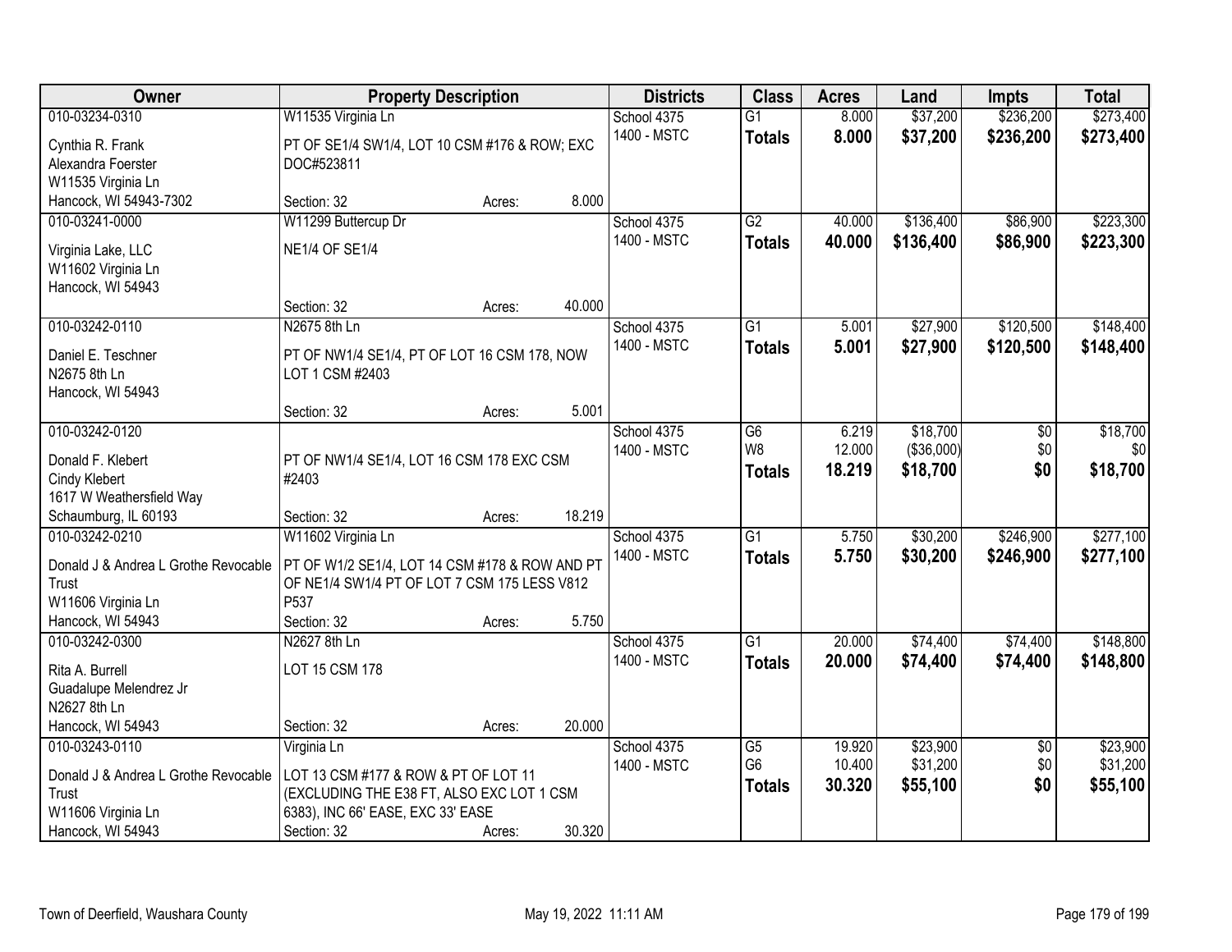| Owner | Property Description | Districts | Class | Acres | Land | Impts | Total |
|---|---|---|---|---|---|---|---|
| 010-03234-0310<br>Cynthia R. Frank<br>Alexandra Foerster<br>W11535 Virginia Ln<br>Hancock, WI 54943-7302 | W11535 Virginia Ln<br>PT OF SE1/4 SW1/4, LOT 10 CSM #176 & ROW; EXC DOC#523811<br>Section: 32 Acres: 8.000 | School 4375<br>1400 - MSTC | G1<br>**Totals** | 8.000<br>**8.000** | $37,200<br>**$37,200** | $236,200<br>**$236,200** | $273,400<br>**$273,400** |
| 010-03241-0000<br>Virginia Lake, LLC<br>W11602 Virginia Ln<br>Hancock, WI 54943 | W11299 Buttercup Dr<br>NE1/4 OF SE1/4<br>Section: 32 Acres: 40.000 | School 4375<br>1400 - MSTC | G2<br>**Totals** | 40.000<br>**40.000** | $136,400<br>**$136,400** | $86,900<br>**$86,900** | $223,300<br>**$223,300** |
| 010-03242-0110<br>Daniel E. Teschner<br>N2675 8th Ln<br>Hancock, WI 54943 | N2675 8th Ln<br>PT OF NW1/4 SE1/4, PT OF LOT 16 CSM 178, NOW LOT 1 CSM #2403<br>Section: 32 Acres: 5.001 | School 4375<br>1400 - MSTC | G1<br>**Totals** | 5.001<br>**5.001** | $27,900<br>**$27,900** | $120,500<br>**$120,500** | $148,400<br>**$148,400** |
| 010-03242-0120<br>Donald F. Klebert<br>Cindy Klebert<br>1617 W Weathersfield Way<br>Schaumburg, IL 60193 | PT OF NW1/4 SE1/4, LOT 16 CSM 178 EXC CSM #2403<br>Section: 32 Acres: 18.219 | School 4375<br>1400 - MSTC | G6<br>W8<br>**Totals** | 6.219<br>12.000<br>**18.219** | $18,700<br>($36,000)<br>**$18,700** | $0<br>$0<br>**$0** | $18,700<br>$0<br>**$18,700** |
| 010-03242-0210<br>Donald J & Andrea L Grothe Revocable Trust<br>W11606 Virginia Ln<br>Hancock, WI 54943 | W11602 Virginia Ln<br>PT OF W1/2 SE1/4, LOT 14 CSM #178 & ROW AND PT OF NE1/4 SW1/4 PT OF LOT 7 CSM 175 LESS V812 P537<br>Section: 32 Acres: 5.750 | School 4375<br>1400 - MSTC | G1<br>**Totals** | 5.750<br>**5.750** | $30,200<br>**$30,200** | $246,900<br>**$246,900** | $277,100<br>**$277,100** |
| 010-03242-0300<br>Rita A. Burrell<br>Guadalupe Melendrez Jr<br>N2627 8th Ln<br>Hancock, WI 54943 | N2627 8th Ln<br>LOT 15 CSM 178<br>Section: 32 Acres: 20.000 | School 4375<br>1400 - MSTC | G1<br>**Totals** | 20.000<br>**20.000** | $74,400<br>**$74,400** | $74,400<br>**$74,400** | $148,800<br>**$148,800** |
| 010-03243-0110<br>Donald J & Andrea L Grothe Revocable Trust<br>W11606 Virginia Ln<br>Hancock, WI 54943 | Virginia Ln<br>LOT 13 CSM #177 & ROW & PT OF LOT 11 (EXCLUDING THE E38 FT, ALSO EXC LOT 1 CSM 6383), INC 66' EASE, EXC 33' EASE<br>Section: 32 Acres: 30.320 | School 4375<br>1400 - MSTC | G5<br>G6<br>**Totals** | 19.920<br>10.400<br>**30.320** | $23,900<br>$31,200<br>**$55,100** | $0<br>$0<br>**$0** | $23,900<br>$31,200<br>**$55,100** |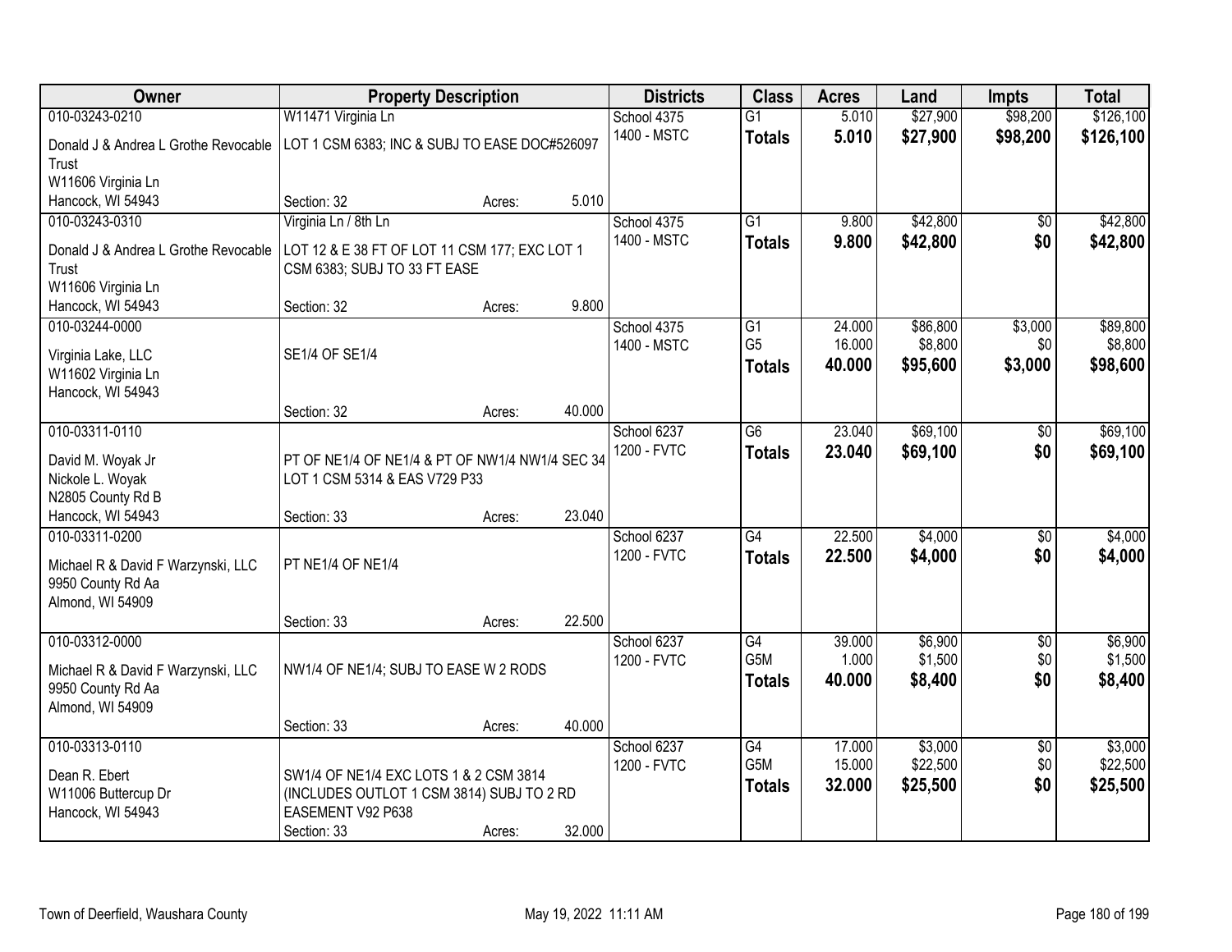| Owner | Property Description | Districts | Class | Acres | Land | Impts | Total |
|---|---|---|---|---|---|---|---|
| 010-03243-0210<br>Donald J & Andrea L Grothe Revocable Trust<br>W11606 Virginia Ln<br>Hancock, WI 54943 | W11471 Virginia Ln<br>LOT 1 CSM 6383; INC & SUBJ TO EASE DOC#526097<br>Section: 32 Acres: 5.010 | School 4375<br>1400 - MSTC | G1<br>**Totals** | 5.010<br>**5.010** | $27,900<br>**$27,900** | $98,200<br>**$98,200** | $126,100<br>**$126,100** |
| 010-03243-0310<br>Donald J & Andrea L Grothe Revocable Trust<br>W11606 Virginia Ln<br>Hancock, WI 54943 | Virginia Ln / 8th Ln<br>LOT 12 & E 38 FT OF LOT 11 CSM 177; EXC LOT 1 CSM 6383; SUBJ TO 33 FT EASE<br>Section: 32 Acres: 9.800 | School 4375<br>1400 - MSTC | G1<br>**Totals** | 9.800<br>**9.800** | $42,800<br>**$42,800** | $0<br>**$0** | $42,800<br>**$42,800** |
| 010-03244-0000<br>Virginia Lake, LLC<br>W11602 Virginia Ln<br>Hancock, WI 54943 | SE1/4 OF SE1/4<br>Section: 32 Acres: 40.000 | School 4375<br>1400 - MSTC | G1<br>G5<br>**Totals** | 24.000<br>16.000<br>**40.000** | $86,800<br>$8,800<br>**$95,600** | $3,000<br>$0<br>**$3,000** | $89,800<br>$8,800<br>**$98,600** |
| 010-03311-0110<br>David M. Woyak Jr<br>Nickole L. Woyak<br>N2805 County Rd B<br>Hancock, WI 54943 | PT OF NE1/4 OF NE1/4 & PT OF NW1/4 NW1/4 SEC 34 LOT 1 CSM 5314 & EAS V729 P33<br>Section: 33 Acres: 23.040 | School 6237<br>1200 - FVTC | G6<br>**Totals** | 23.040<br>**23.040** | $69,100<br>**$69,100** | $0<br>**$0** | $69,100<br>**$69,100** |
| 010-03311-0200<br>Michael R & David F Warzynski, LLC<br>9950 County Rd Aa<br>Almond, WI 54909 | PT NE1/4 OF NE1/4<br>Section: 33 Acres: 22.500 | School 6237<br>1200 - FVTC | G4<br>**Totals** | 22.500<br>**22.500** | $4,000<br>**$4,000** | $0<br>**$0** | $4,000<br>**$4,000** |
| 010-03312-0000<br>Michael R & David F Warzynski, LLC<br>9950 County Rd Aa<br>Almond, WI 54909 | NW1/4 OF NE1/4; SUBJ TO EASE W 2 RODS<br>Section: 33 Acres: 40.000 | School 6237<br>1200 - FVTC | G4<br>G5M<br>**Totals** | 39.000<br>1.000<br>**40.000** | $6,900<br>$1,500<br>**$8,400** | $0<br>$0<br>**$0** | $6,900<br>$1,500<br>**$8,400** |
| 010-03313-0110<br>Dean R. Ebert<br>W11006 Buttercup Dr<br>Hancock, WI 54943 | SW1/4 OF NE1/4 EXC LOTS 1 & 2 CSM 3814 (INCLUDES OUTLOT 1 CSM 3814) SUBJ TO 2 RD EASEMENT V92 P638<br>Section: 33 Acres: 32.000 | School 6237<br>1200 - FVTC | G4<br>G5M<br>**Totals** | 17.000<br>15.000<br>**32.000** | $3,000<br>$22,500<br>**$25,500** | $0<br>$0<br>**$0** | $3,000<br>$22,500<br>**$25,500** |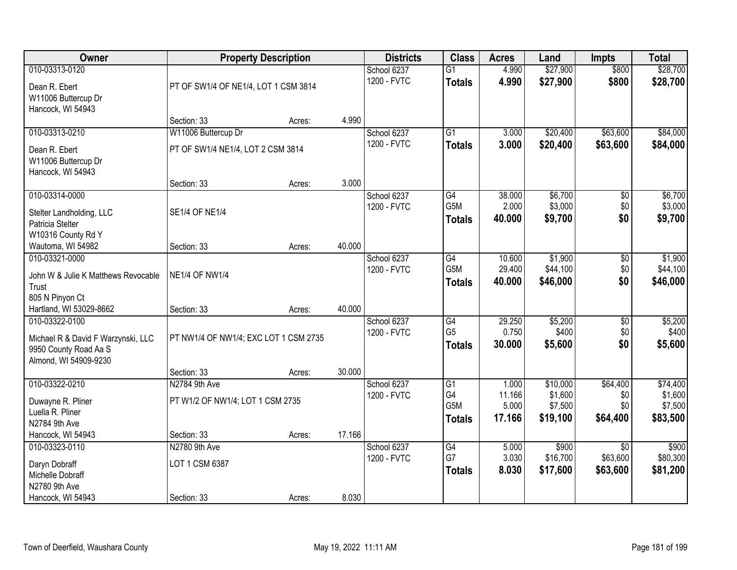| Owner | Property Description | | | Districts | Class | Acres | Land | Impts | Total |
|---|---|---|---|---|---|---|---|---|---|
| 010-03313-0120<br>Dean R. Ebert<br>W11006 Buttercup Dr<br>Hancock, WI 54943 | PT OF SW1/4 OF NE1/4, LOT 1 CSM 3814<br>Section: 33 | Acres: | 4.990 | School 6237<br>1200 - FVTC | G1<br>**Totals** | 4.990<br>**4.990** | $27,900<br>**$27,900** | $800<br>**$800** | $28,700<br>**$28,700** |
| 010-03313-0210<br>Dean R. Ebert<br>W11006 Buttercup Dr<br>Hancock, WI 54943 | W11006 Buttercup Dr<br>PT OF SW1/4 NE1/4, LOT 2 CSM 3814<br>Section: 33 | Acres: | 3.000 | School 6237<br>1200 - FVTC | G1<br>**Totals** | 3.000<br>**3.000** | $20,400<br>**$20,400** | $63,600<br>**$63,600** | $84,000<br>**$84,000** |
| 010-03314-0000<br>Stelter Landholding, LLC<br>Patricia Stelter<br>W10316 County Rd Y<br>Wautoma, WI 54982 | SE1/4 OF NE1/4<br>Section: 33 | Acres: | 40.000 | School 6237<br>1200 - FVTC | G4<br>G5M<br>**Totals** | 38.000<br>2.000<br>**40.000** | $6,700<br>$3,000<br>**$9,700** | $0<br>$0<br>**$0** | $6,700<br>$3,000<br>**$9,700** |
| 010-03321-0000<br>John W & Julie K Matthews Revocable Trust<br>805 N Pinyon Ct<br>Hartland, WI 53029-8662 | NE1/4 OF NW1/4<br>Section: 33 | Acres: | 40.000 | School 6237<br>1200 - FVTC | G4<br>G5M<br>**Totals** | 10.600<br>29.400<br>**40.000** | $1,900<br>$44,100<br>**$46,000** | $0<br>$0<br>**$0** | $1,900<br>$44,100<br>**$46,000** |
| 010-03322-0100<br>Michael R & David F Warzynski, LLC<br>9950 County Road Aa S<br>Almond, WI 54909-9230 | PT NW1/4 OF NW1/4; EXC LOT 1 CSM 2735<br>Section: 33 | Acres: | 30.000 | School 6237<br>1200 - FVTC | G4<br>G5<br>**Totals** | 29.250<br>0.750<br>**30.000** | $5,200<br>$400<br>**$5,600** | $0<br>$0<br>**$0** | $5,200<br>$400<br>**$5,600** |
| 010-03322-0210<br>Duwayne R. Pliner<br>Luella R. Pliner<br>N2784 9th Ave<br>Hancock, WI 54943 | N2784 9th Ave<br>PT W1/2 OF NW1/4; LOT 1 CSM 2735<br>Section: 33 | Acres: | 17.166 | School 6237<br>1200 - FVTC | G1<br>G4<br>G5M<br>**Totals** | 1.000<br>11.166<br>5.000<br>**17.166** | $10,000<br>$1,600<br>$7,500<br>**$19,100** | $64,400<br>$0<br>$0<br>**$64,400** | $74,400<br>$1,600<br>$7,500<br>**$83,500** |
| 010-03323-0110<br>Daryn Dobraff<br>Michelle Dobraff<br>N2780 9th Ave<br>Hancock, WI 54943 | N2780 9th Ave<br>LOT 1 CSM 6387<br>Section: 33 | Acres: | 8.030 | School 6237<br>1200 - FVTC | G4<br>G7<br>**Totals** | 5.000<br>3.030<br>**8.030** | $900<br>$16,700<br>**$17,600** | $0<br>$63,600<br>**$63,600** | $900<br>$80,300<br>**$81,200** |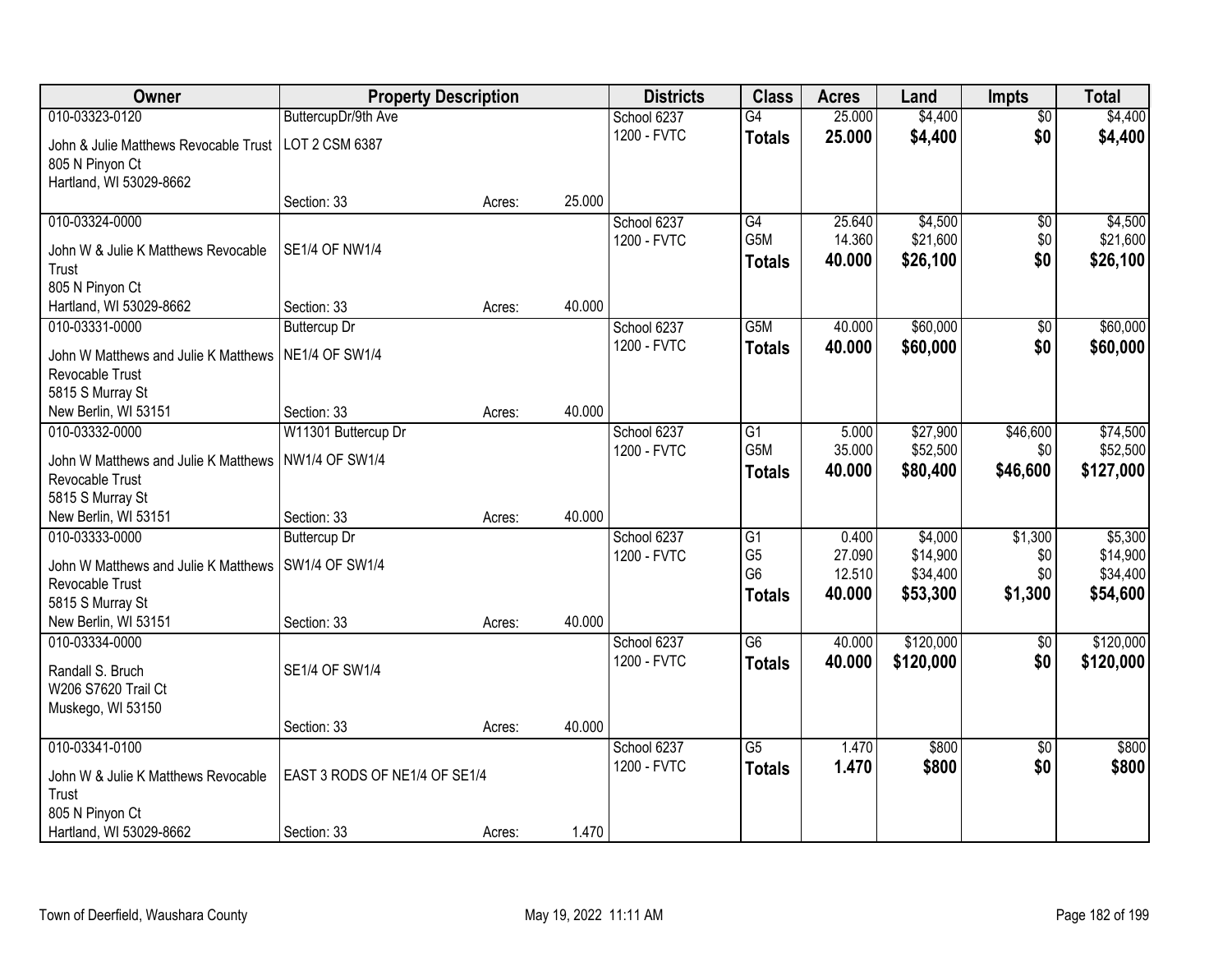| Owner | Property Description | | | Districts | Class | Acres | Land | Impts | Total |
|---|---|---|---|---|---|---|---|---|---|
| 010-03323-0120 | ButtercupDr/9th Ave | | | School 6237 | G4 | 25.000 | $4,400 | $0 | $4,400 |
| John & Julie Matthews Revocable Trust | LOT 2 CSM 6387 | | | 1200 - FVTC | **Totals** | **25.000** | **$4,400** | **$0** | **$4,400** |
| 805 N Pinyon Ct | | | | | | | | | |
| Hartland, WI 53029-8662 | | | | | | | | | |
| | Section: 33 | Acres: | 25.000 | | | | | | |
| 010-03324-0000 | | | | School 6237 | G4 | 25.640 | $4,500 | $0 | $4,500 |
| John W & Julie K Matthews Revocable Trust | SE1/4 OF NW1/4 | | | 1200 - FVTC | G5M | 14.360 | $21,600 | $0 | $21,600 |
| 805 N Pinyon Ct | | | | | **Totals** | **40.000** | **$26,100** | **$0** | **$26,100** |
| Hartland, WI 53029-8662 | Section: 33 | Acres: | 40.000 | | | | | | |
| 010-03331-0000 | Buttercup Dr | | | School 6237 | G5M | 40.000 | $60,000 | $0 | $60,000 |
| John W Matthews and Julie K Matthews Revocable Trust | NE1/4 OF SW1/4 | | | 1200 - FVTC | **Totals** | **40.000** | **$60,000** | **$0** | **$60,000** |
| 5815 S Murray St | | | | | | | | | |
| New Berlin, WI 53151 | Section: 33 | Acres: | 40.000 | | | | | | |
| 010-03332-0000 | W11301 Buttercup Dr | | | School 6237 | G1 | 5.000 | $27,900 | $46,600 | $74,500 |
| John W Matthews and Julie K Matthews Revocable Trust | NW1/4 OF SW1/4 | | | 1200 - FVTC | G5M | 35.000 | $52,500 | $0 | $52,500 |
| 5815 S Murray St | | | | | **Totals** | **40.000** | **$80,400** | **$46,600** | **$127,000** |
| New Berlin, WI 53151 | Section: 33 | Acres: | 40.000 | | | | | | |
| 010-03333-0000 | Buttercup Dr | | | School 6237 | G1 | 0.400 | $4,000 | $1,300 | $5,300 |
| John W Matthews and Julie K Matthews Revocable Trust | SW1/4 OF SW1/4 | | | 1200 - FVTC | G5 | 27.090 | $14,900 | $0 | $14,900 |
| 5815 S Murray St | | | | | G6 | 12.510 | $34,400 | $0 | $34,400 |
| New Berlin, WI 53151 | Section: 33 | Acres: | 40.000 | | **Totals** | **40.000** | **$53,300** | **$1,300** | **$54,600** |
| 010-03334-0000 | | | | School 6237 | G6 | 40.000 | $120,000 | $0 | $120,000 |
| Randall S. Bruch | SE1/4 OF SW1/4 | | | 1200 - FVTC | **Totals** | **40.000** | **$120,000** | **$0** | **$120,000** |
| W206 S7620 Trail Ct | | | | | | | | | |
| Muskego, WI 53150 | | | | | | | | | |
| | Section: 33 | Acres: | 40.000 | | | | | | |
| 010-03341-0100 | | | | School 6237 | G5 | 1.470 | $800 | $0 | $800 |
| John W & Julie K Matthews Revocable Trust | EAST 3 RODS OF NE1/4 OF SE1/4 | | | 1200 - FVTC | **Totals** | **1.470** | **$800** | **$0** | **$800** |
| 805 N Pinyon Ct | | | | | | | | | |
| Hartland, WI 53029-8662 | Section: 33 | Acres: | 1.470 | | | | | | |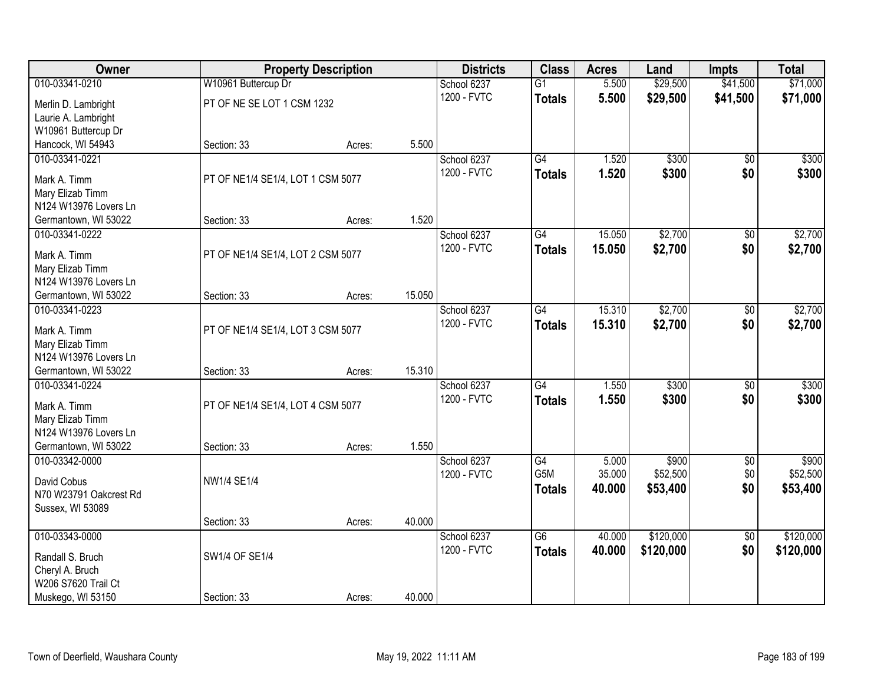| Owner | Property Description | | | Districts | Class | Acres | Land | Impts | Total |
|---|---|---|---|---|---|---|---|---|---|
| 010-03341-0210 | W10961 Buttercup Dr | | | School 6237 | G1 | 5.500 | $29,500 | $41,500 | $71,000 |
| Merlin D. Lambright<br>Laurie A. Lambright<br>W10961 Buttercup Dr<br>Hancock, WI 54943 | PT OF NE SE LOT 1 CSM 1232 | | | 1200 - FVTC | **Totals** | **5.500** | **$29,500** | **$41,500** | **$71,000** |
| | Section: 33 | Acres: | 5.500 | | | | | | |
| 010-03341-0221 | | | | School 6237 | G4 | 1.520 | $300 | $0 | $300 |
| Mark A. Timm<br>Mary Elizab Timm<br>N124 W13976 Lovers Ln<br>Germantown, WI 53022 | PT OF NE1/4 SE1/4, LOT 1 CSM 5077 | | | 1200 - FVTC | **Totals** | **1.520** | **$300** | **$0** | **$300** |
| | Section: 33 | Acres: | 1.520 | | | | | | |
| 010-03341-0222 | | | | School 6237 | G4 | 15.050 | $2,700 | $0 | $2,700 |
| Mark A. Timm<br>Mary Elizab Timm<br>N124 W13976 Lovers Ln<br>Germantown, WI 53022 | PT OF NE1/4 SE1/4, LOT 2 CSM 5077 | | | 1200 - FVTC | **Totals** | **15.050** | **$2,700** | **$0** | **$2,700** |
| | Section: 33 | Acres: | 15.050 | | | | | | |
| 010-03341-0223 | | | | School 6237 | G4 | 15.310 | $2,700 | $0 | $2,700 |
| Mark A. Timm<br>Mary Elizab Timm<br>N124 W13976 Lovers Ln<br>Germantown, WI 53022 | PT OF NE1/4 SE1/4, LOT 3 CSM 5077 | | | 1200 - FVTC | **Totals** | **15.310** | **$2,700** | **$0** | **$2,700** |
| | Section: 33 | Acres: | 15.310 | | | | | | |
| 010-03341-0224 | | | | School 6237 | G4 | 1.550 | $300 | $0 | $300 |
| Mark A. Timm<br>Mary Elizab Timm<br>N124 W13976 Lovers Ln<br>Germantown, WI 53022 | PT OF NE1/4 SE1/4, LOT 4 CSM 5077 | | | 1200 - FVTC | **Totals** | **1.550** | **$300** | **$0** | **$300** |
| | Section: 33 | Acres: | 1.550 | | | | | | |
| 010-03342-0000 | | | | School 6237 | G4 | 5.000 | $900 | $0 | $900 |
| David Cobus<br>N70 W23791 Oakcrest Rd<br>Sussex, WI 53089 | NW1/4 SE1/4 | | | 1200 - FVTC | G5M | 35.000 | $52,500 | $0 | $52,500 |
| | | | | | **Totals** | **40.000** | **$53,400** | **$0** | **$53,400** |
| | Section: 33 | Acres: | 40.000 | | | | | | |
| 010-03343-0000 | | | | School 6237 | G6 | 40.000 | $120,000 | $0 | $120,000 |
| Randall S. Bruch<br>Cheryl A. Bruch<br>W206 S7620 Trail Ct<br>Muskego, WI 53150 | SW1/4 OF SE1/4 | | | 1200 - FVTC | **Totals** | **40.000** | **$120,000** | **$0** | **$120,000** |
| | Section: 33 | Acres: | 40.000 | | | | | | |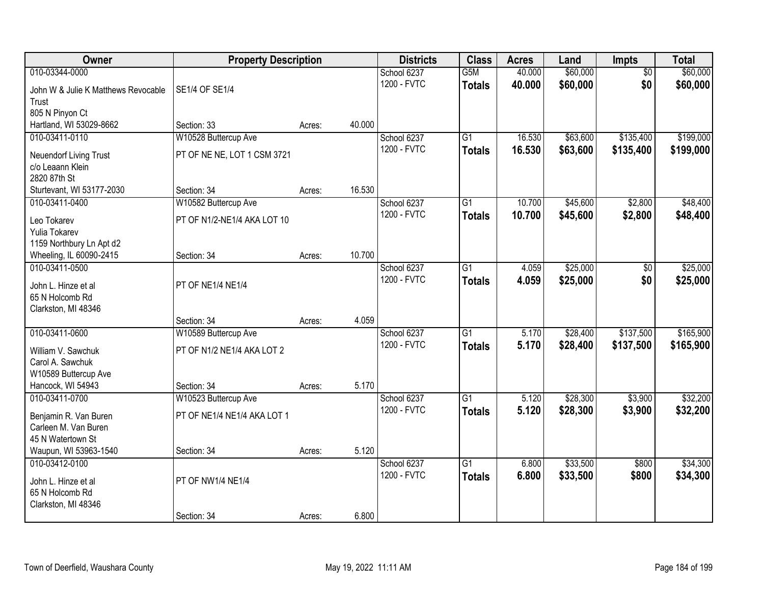| Owner | Property Description | | | Districts | Class | Acres | Land | Impts | Total |
|---|---|---|---|---|---|---|---|---|---|
| 010-03344-0000<br>John W & Julie K Matthews Revocable Trust<br>805 N Pinyon Ct<br>Hartland, WI 53029-8662 | SE1/4 OF SE1/4<br>Section: 33 | Acres: | 40.000 | School 6237<br>1200 - FVTC | G5M<br>**Totals** | 40.000<br>**40.000** | $60,000<br>**$60,000** | $0<br>**$0** | $60,000<br>**$60,000** |
| 010-03411-0110<br>Neuendorf Living Trust<br>c/o Leaann Klein<br>2820 87th St<br>Sturtevant, WI 53177-2030 | W10528 Buttercup Ave<br>PT OF NE NE, LOT 1 CSM 3721<br>Section: 34 | Acres: | 16.530 | School 6237<br>1200 - FVTC | G1<br>**Totals** | 16.530<br>**16.530** | $63,600<br>**$63,600** | $135,400<br>**$135,400** | $199,000<br>**$199,000** |
| 010-03411-0400<br>Leo Tokarev<br>Yulia Tokarev<br>1159 Northbury Ln Apt d2<br>Wheeling, IL 60090-2415 | W10582 Buttercup Ave<br>PT OF N1/2-NE1/4 AKA LOT 10<br>Section: 34 | Acres: | 10.700 | School 6237<br>1200 - FVTC | G1<br>**Totals** | 10.700<br>**10.700** | $45,600<br>**$45,600** | $2,800<br>**$2,800** | $48,400<br>**$48,400** |
| 010-03411-0500<br>John L. Hinze et al<br>65 N Holcomb Rd<br>Clarkston, MI 48346 | PT OF NE1/4 NE1/4<br>Section: 34 | Acres: | 4.059 | School 6237<br>1200 - FVTC | G1<br>**Totals** | 4.059<br>**4.059** | $25,000<br>**$25,000** | $0<br>**$0** | $25,000<br>**$25,000** |
| 010-03411-0600<br>William V. Sawchuk<br>Carol A. Sawchuk<br>W10589 Buttercup Ave<br>Hancock, WI 54943 | W10589 Buttercup Ave<br>PT OF N1/2 NE1/4 AKA LOT 2<br>Section: 34 | Acres: | 5.170 | School 6237<br>1200 - FVTC | G1<br>**Totals** | 5.170<br>**5.170** | $28,400<br>**$28,400** | $137,500<br>**$137,500** | $165,900<br>**$165,900** |
| 010-03411-0700<br>Benjamin R. Van Buren<br>Carleen M. Van Buren<br>45 N Watertown St<br>Waupun, WI 53963-1540 | W10523 Buttercup Ave<br>PT OF NE1/4 NE1/4 AKA LOT 1<br>Section: 34 | Acres: | 5.120 | School 6237<br>1200 - FVTC | G1<br>**Totals** | 5.120<br>**5.120** | $28,300<br>**$28,300** | $3,900<br>**$3,900** | $32,200<br>**$32,200** |
| 010-03412-0100<br>John L. Hinze et al<br>65 N Holcomb Rd<br>Clarkston, MI 48346 | PT OF NW1/4 NE1/4<br>Section: 34 | Acres: | 6.800 | School 6237<br>1200 - FVTC | G1<br>**Totals** | 6.800<br>**6.800** | $33,500<br>**$33,500** | $800<br>**$800** | $34,300<br>**$34,300** |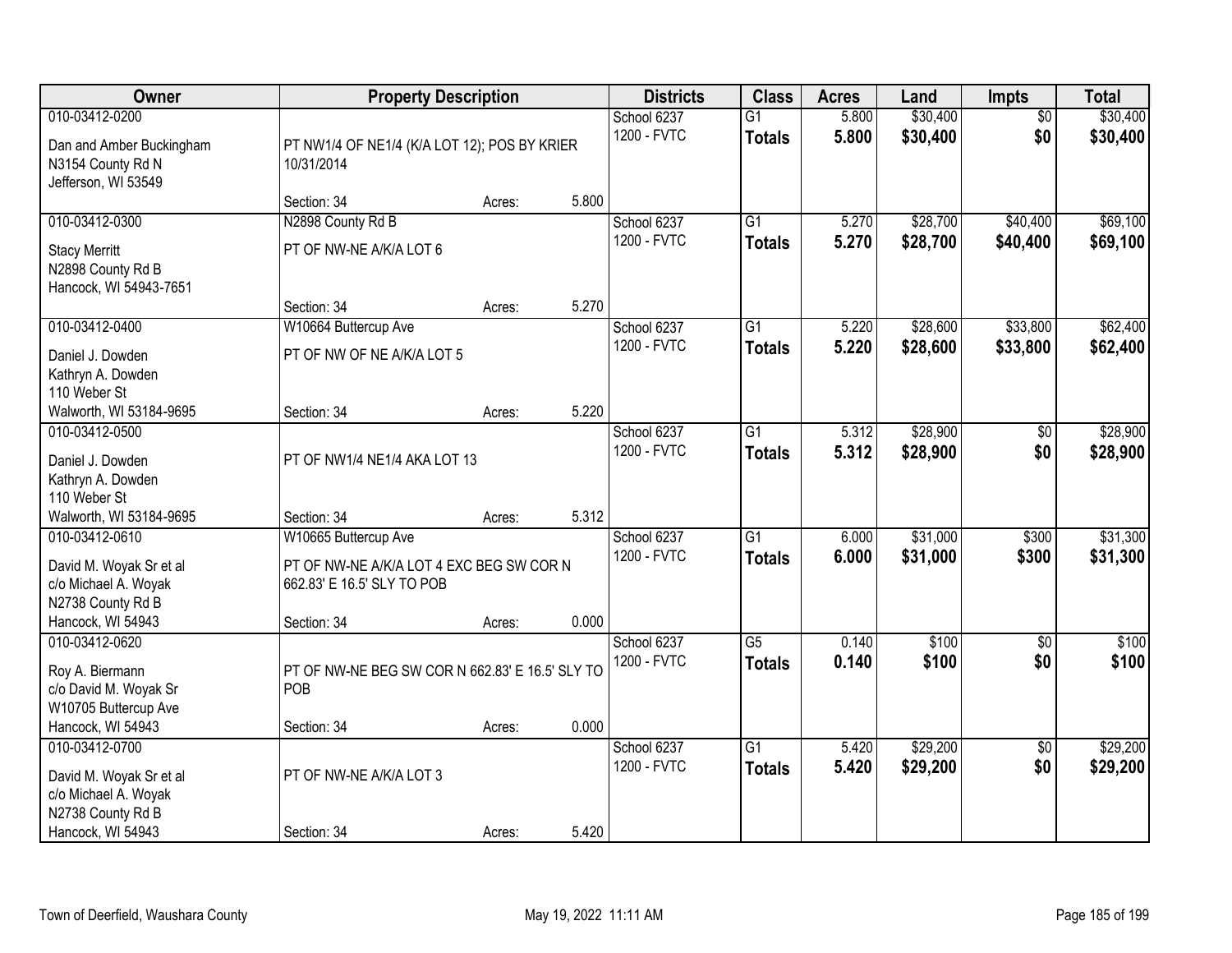| Owner | Property Description | | | Districts | Class | Acres | Land | Impts | Total |
|---|---|---|---|---|---|---|---|---|---|
| 010-03412-0200 | | | | School 6237 | G1 | 5.800 | $30,400 | $0 | $30,400 |
| Dan and Amber Buckingham<br>N3154 County Rd N<br>Jefferson, WI 53549 | PT NW1/4 OF NE1/4 (K/A LOT 12); POS BY KRIER 10/31/2014 | | | 1200 - FVTC | **Totals** | **5.800** | **$30,400** | **$0** | **$30,400** |
| | Section: 34 | Acres: | 5.800 | | | | | | |
| 010-03412-0300 | N2898 County Rd B | | | School 6237 | G1 | 5.270 | $28,700 | $40,400 | $69,100 |
| Stacy Merritt<br>N2898 County Rd B<br>Hancock, WI 54943-7651 | PT OF NW-NE A/K/A LOT 6 | | | 1200 - FVTC | **Totals** | **5.270** | **$28,700** | **$40,400** | **$69,100** |
| | Section: 34 | Acres: | 5.270 | | | | | | |
| 010-03412-0400 | W10664 Buttercup Ave | | | School 6237 | G1 | 5.220 | $28,600 | $33,800 | $62,400 |
| Daniel J. Dowden<br>Kathryn A. Dowden<br>110 Weber St<br>Walworth, WI 53184-9695 | PT OF NW OF NE A/K/A LOT 5 | | | 1200 - FVTC | **Totals** | **5.220** | **$28,600** | **$33,800** | **$62,400** |
| | Section: 34 | Acres: | 5.220 | | | | | | |
| 010-03412-0500 | | | | School 6237 | G1 | 5.312 | $28,900 | $0 | $28,900 |
| Daniel J. Dowden<br>Kathryn A. Dowden<br>110 Weber St<br>Walworth, WI 53184-9695 | PT OF NW1/4 NE1/4 AKA LOT 13 | | | 1200 - FVTC | **Totals** | **5.312** | **$28,900** | **$0** | **$28,900** |
| | Section: 34 | Acres: | 5.312 | | | | | | |
| 010-03412-0610 | W10665 Buttercup Ave | | | School 6237 | G1 | 6.000 | $31,000 | $300 | $31,300 |
| David M. Woyak Sr et al<br>c/o Michael A. Woyak<br>N2738 County Rd B<br>Hancock, WI 54943 | PT OF NW-NE A/K/A LOT 4 EXC BEG SW COR N 662.83' E 16.5' SLY TO POB | | | 1200 - FVTC | **Totals** | **6.000** | **$31,000** | **$300** | **$31,300** |
| | Section: 34 | Acres: | 0.000 | | | | | | |
| 010-03412-0620 | | | | School 6237 | G5 | 0.140 | $100 | $0 | $100 |
| Roy A. Biermann<br>c/o David M. Woyak Sr<br>W10705 Buttercup Ave<br>Hancock, WI 54943 | PT OF NW-NE BEG SW COR N 662.83' E 16.5' SLY TO POB | | | 1200 - FVTC | **Totals** | **0.140** | **$100** | **$0** | **$100** |
| | Section: 34 | Acres: | 0.000 | | | | | | |
| 010-03412-0700 | | | | School 6237 | G1 | 5.420 | $29,200 | $0 | $29,200 |
| David M. Woyak Sr et al<br>c/o Michael A. Woyak<br>N2738 County Rd B<br>Hancock, WI 54943 | PT OF NW-NE A/K/A LOT 3 | | | 1200 - FVTC | **Totals** | **5.420** | **$29,200** | **$0** | **$29,200** |
| | Section: 34 | Acres: | 5.420 | | | | | | |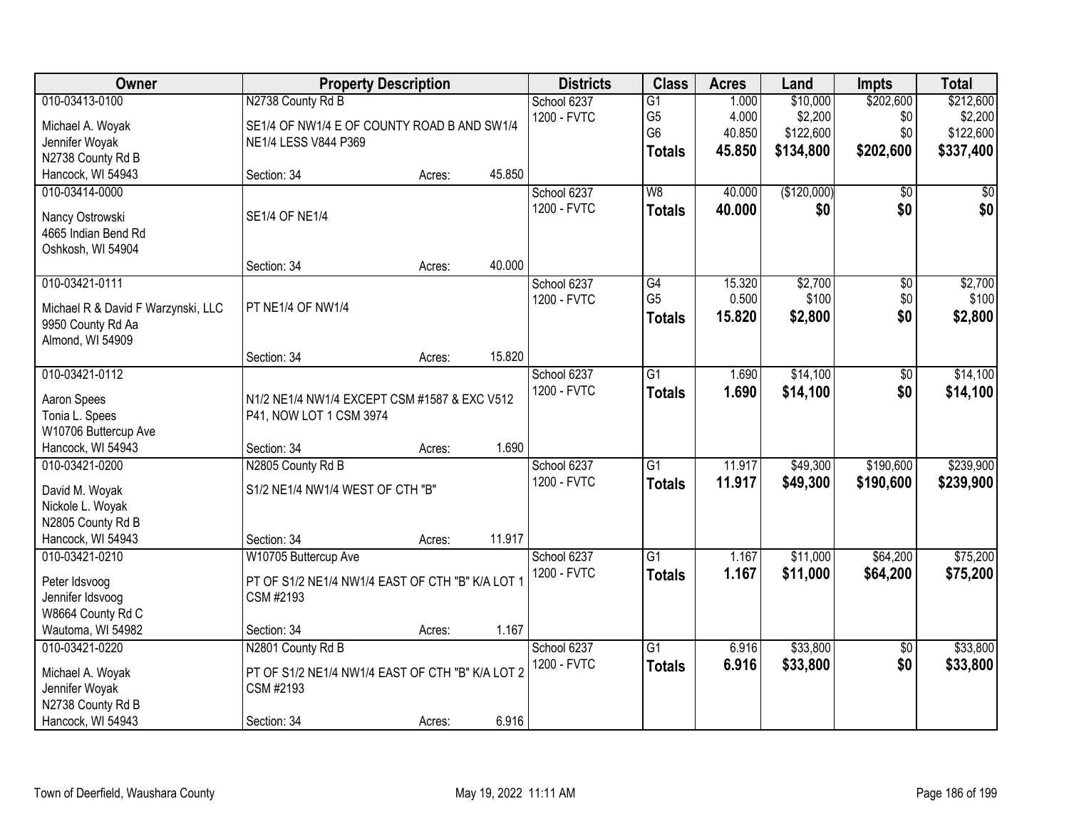| Owner | Property Description | | | Districts | Class | Acres | Land | Impts | Total |
|---|---|---|---|---|---|---|---|---|---|
| 010-03413-0100 | N2738 County Rd B | | | School 6237 | G1 | 1.000 | $10,000 | $202,600 | $212,600 |
| Michael A. Woyak | SE1/4 OF NW1/4 E OF COUNTY ROAD B AND SW1/4 | | | 1200 - FVTC | G5 | 4.000 | $2,200 | $0 | $2,200 |
| Jennifer Woyak | NE1/4 LESS V844 P369 | | | | G6 | 40.850 | $122,600 | $0 | $122,600 |
| N2738 County Rd B | | | | | **Totals** | **45.850** | **$134,800** | **$202,600** | **$337,400** |
| Hancock, WI 54943 | Section: 34 | Acres: | 45.850 | | | | | | |
| 010-03414-0000 | | | | School 6237 | W8 | 40.000 | ($120,000) | $0 | $0 |
| Nancy Ostrowski | SE1/4 OF NE1/4 | | | 1200 - FVTC | **Totals** | **40.000** | **$0** | **$0** | **$0** |
| 4665 Indian Bend Rd | | | | | | | | | |
| Oshkosh, WI 54904 | | | | | | | | | |
| | Section: 34 | Acres: | 40.000 | | | | | | |
| 010-03421-0111 | | | | School 6237 | G4 | 15.320 | $2,700 | $0 | $2,700 |
| Michael R & David F Warzynski, LLC | PT NE1/4 OF NW1/4 | | | 1200 - FVTC | G5 | 0.500 | $100 | $0 | $100 |
| 9950 County Rd Aa | | | | | **Totals** | **15.820** | **$2,800** | **$0** | **$2,800** |
| Almond, WI 54909 | | | | | | | | | |
| | Section: 34 | Acres: | 15.820 | | | | | | |
| 010-03421-0112 | | | | School 6237 | G1 | 1.690 | $14,100 | $0 | $14,100 |
| Aaron Spees | N1/2 NE1/4 NW1/4 EXCEPT CSM #1587 & EXC V512 | | | 1200 - FVTC | **Totals** | **1.690** | **$14,100** | **$0** | **$14,100** |
| Tonia L. Spees | P41, NOW LOT 1 CSM 3974 | | | | | | | | |
| W10706 Buttercup Ave | | | | | | | | | |
| Hancock, WI 54943 | Section: 34 | Acres: | 1.690 | | | | | | |
| 010-03421-0200 | N2805 County Rd B | | | School 6237 | G1 | 11.917 | $49,300 | $190,600 | $239,900 |
| David M. Woyak | S1/2 NE1/4 NW1/4 WEST OF CTH "B" | | | 1200 - FVTC | **Totals** | **11.917** | **$49,300** | **$190,600** | **$239,900** |
| Nickole L. Woyak | | | | | | | | | |
| N2805 County Rd B | | | | | | | | | |
| Hancock, WI 54943 | Section: 34 | Acres: | 11.917 | | | | | | |
| 010-03421-0210 | W10705 Buttercup Ave | | | School 6237 | G1 | 1.167 | $11,000 | $64,200 | $75,200 |
| Peter Idsvoog | PT OF S1/2 NE1/4 NW1/4 EAST OF CTH "B" K/A LOT 1 | | | 1200 - FVTC | **Totals** | **1.167** | **$11,000** | **$64,200** | **$75,200** |
| Jennifer Idsvoog | CSM #2193 | | | | | | | | |
| W8664 County Rd C | | | | | | | | | |
| Wautoma, WI 54982 | Section: 34 | Acres: | 1.167 | | | | | | |
| 010-03421-0220 | N2801 County Rd B | | | School 6237 | G1 | 6.916 | $33,800 | $0 | $33,800 |
| Michael A. Woyak | PT OF S1/2 NE1/4 NW1/4 EAST OF CTH "B" K/A LOT 2 | | | 1200 - FVTC | **Totals** | **6.916** | **$33,800** | **$0** | **$33,800** |
| Jennifer Woyak | CSM #2193 | | | | | | | | |
| N2738 County Rd B | | | | | | | | | |
| Hancock, WI 54943 | Section: 34 | Acres: | 6.916 | | | | | | |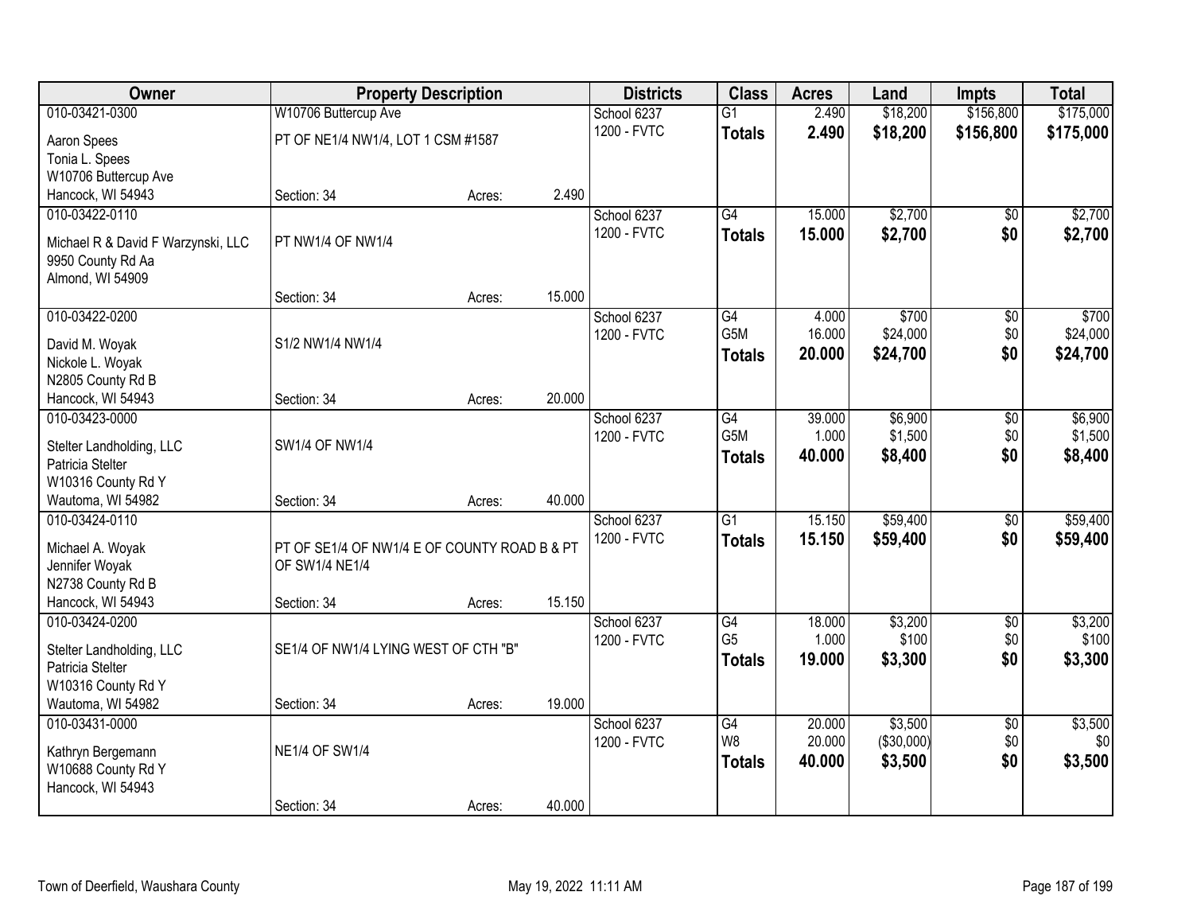| Owner | Property Description | | | Districts | Class | Acres | Land | Impts | Total |
|---|---|---|---|---|---|---|---|---|---|
| 010-03421-0300 | W10706 Buttercup Ave | | | School 6237 | G1 | 2.490 | $18,200 | $156,800 | $175,000 |
| Aaron Spees<br>Tonia L. Spees<br>W10706 Buttercup Ave<br>Hancock, WI 54943 | PT OF NE1/4 NW1/4, LOT 1 CSM #1587 | | | 1200 - FVTC | **Totals** | **2.490** | **$18,200** | **$156,800** | **$175,000** |
| | Section: 34 | Acres: | 2.490 | | | | | | |
| 010-03422-0110 | | | | School 6237 | G4 | 15.000 | $2,700 | $0 | $2,700 |
| Michael R & David F Warzynski, LLC<br>9950 County Rd Aa<br>Almond, WI 54909 | PT NW1/4 OF NW1/4 | | | 1200 - FVTC | **Totals** | **15.000** | **$2,700** | **$0** | **$2,700** |
| | Section: 34 | Acres: | 15.000 | | | | | | |
| 010-03422-0200 | | | | School 6237 | G4 | 4.000 | $700 | $0 | $700 |
| David M. Woyak<br>Nickole L. Woyak<br>N2805 County Rd B<br>Hancock, WI 54943 | S1/2 NW1/4 NW1/4 | | | 1200 - FVTC | G5M | 16.000 | $24,000 | $0 | $24,000 |
| | | | | | **Totals** | **20.000** | **$24,700** | **$0** | **$24,700** |
| | Section: 34 | Acres: | 20.000 | | | | | | |
| 010-03423-0000 | | | | School 6237 | G4 | 39.000 | $6,900 | $0 | $6,900 |
| Stelter Landholding, LLC<br>Patricia Stelter<br>W10316 County Rd Y<br>Wautoma, WI 54982 | SW1/4 OF NW1/4 | | | 1200 - FVTC | G5M | 1.000 | $1,500 | $0 | $1,500 |
| | | | | | **Totals** | **40.000** | **$8,400** | **$0** | **$8,400** |
| | Section: 34 | Acres: | 40.000 | | | | | | |
| 010-03424-0110 | | | | School 6237 | G1 | 15.150 | $59,400 | $0 | $59,400 |
| Michael A. Woyak<br>Jennifer Woyak<br>N2738 County Rd B<br>Hancock, WI 54943 | PT OF SE1/4 OF NW1/4 E OF COUNTY ROAD B & PT OF SW1/4 NE1/4 | | | 1200 - FVTC | **Totals** | **15.150** | **$59,400** | **$0** | **$59,400** |
| | Section: 34 | Acres: | 15.150 | | | | | | |
| 010-03424-0200 | | | | School 6237 | G4 | 18.000 | $3,200 | $0 | $3,200 |
| Stelter Landholding, LLC<br>Patricia Stelter<br>W10316 County Rd Y<br>Wautoma, WI 54982 | SE1/4 OF NW1/4 LYING WEST OF CTH "B" | | | 1200 - FVTC | G5 | 1.000 | $100 | $0 | $100 |
| | | | | | **Totals** | **19.000** | **$3,300** | **$0** | **$3,300** |
| | Section: 34 | Acres: | 19.000 | | | | | | |
| 010-03431-0000 | | | | School 6237 | G4 | 20.000 | $3,500 | $0 | $3,500 |
| Kathryn Bergemann<br>W10688 County Rd Y<br>Hancock, WI 54943 | NE1/4 OF SW1/4 | | | 1200 - FVTC | W8 | 20.000 | ($30,000) | $0 | $0 |
| | | | | | **Totals** | **40.000** | **$3,500** | **$0** | **$3,500** |
| | Section: 34 | Acres: | 40.000 | | | | | | |

Town of Deerfield, Waushara County May 19, 2022 11:11 AM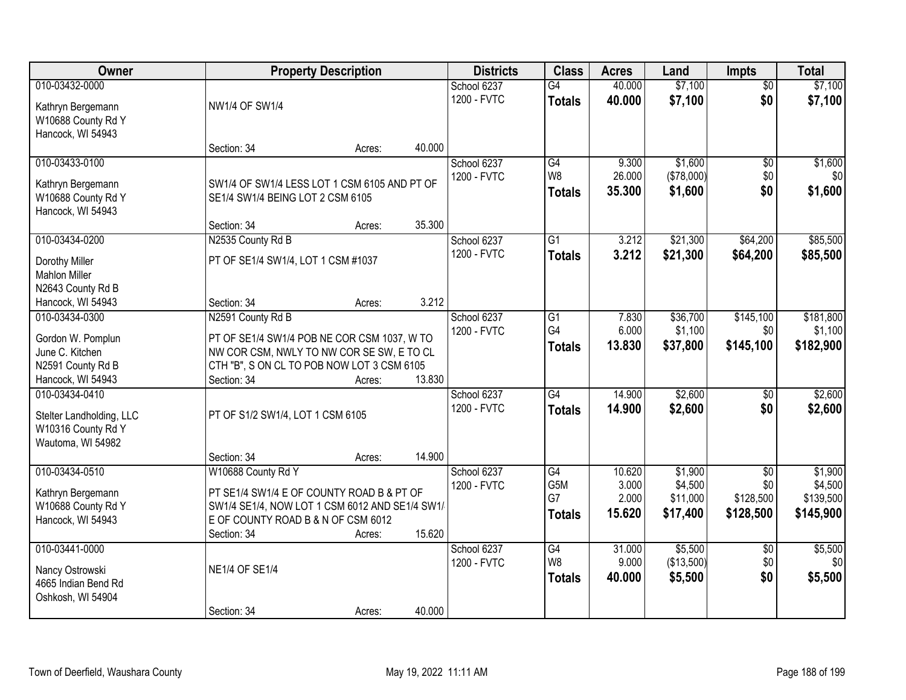| Owner | Property Description | Districts | Class | Acres | Land | Impts | Total |
|---|---|---|---|---|---|---|---|
| 010-03432-0000<br>Kathryn Bergemann<br>W10688 County Rd Y<br>Hancock, WI 54943 | NW1/4 OF SW1/4<br>Section: 34 Acres: 40.000 | School 6237<br>1200 - FVTC | G4<br>**Totals** | 40.000<br>**40.000** | $7,100<br>**$7,100** | $0<br>**$0** | $7,100<br>**$7,100** |
| 010-03433-0100<br>Kathryn Bergemann<br>W10688 County Rd Y<br>Hancock, WI 54943 | SW1/4 OF SW1/4 LESS LOT 1 CSM 6105 AND PT OF SE1/4 SW1/4 BEING LOT 2 CSM 6105<br>Section: 34 Acres: 35.300 | School 6237<br>1200 - FVTC | G4<br>W8<br>**Totals** | 9.300<br>26.000<br>**35.300** | $1,600<br>($78,000)<br>**$1,600** | $0<br>$0<br>**$0** | $1,600<br>$0<br>**$1,600** |
| 010-03434-0200<br>Dorothy Miller<br>Mahlon Miller<br>N2643 County Rd B<br>Hancock, WI 54943 | N2535 County Rd B<br>PT OF SE1/4 SW1/4, LOT 1 CSM #1037<br>Section: 34 Acres: 3.212 | School 6237<br>1200 - FVTC | G1<br>**Totals** | 3.212<br>**3.212** | $21,300<br>**$21,300** | $64,200<br>**$64,200** | $85,500<br>**$85,500** |
| 010-03434-0300<br>Gordon W. Pomplun<br>June C. Kitchen<br>N2591 County Rd B<br>Hancock, WI 54943 | N2591 County Rd B<br>PT OF SE1/4 SW1/4 POB NE COR CSM 1037, W TO NW COR CSM, NWLY TO NW COR SE SW, E TO CL CTH "B", S ON CL TO POB NOW LOT 3 CSM 6105<br>Section: 34 Acres: 13.830 | School 6237<br>1200 - FVTC | G1<br>G4<br>**Totals** | 7.830<br>6.000<br>**13.830** | $36,700<br>$1,100<br>**$37,800** | $145,100<br>$0<br>**$145,100** | $181,800<br>$1,100<br>**$182,900** |
| 010-03434-0410<br>Stelter Landholding, LLC<br>W10316 County Rd Y<br>Wautoma, WI 54982 | PT OF S1/2 SW1/4, LOT 1 CSM 6105<br>Section: 34 Acres: 14.900 | School 6237<br>1200 - FVTC | G4<br>**Totals** | 14.900<br>**14.900** | $2,600<br>**$2,600** | $0<br>**$0** | $2,600<br>**$2,600** |
| 010-03434-0510<br>Kathryn Bergemann<br>W10688 County Rd Y<br>Hancock, WI 54943 | W10688 County Rd Y<br>PT SE1/4 SW1/4 E OF COUNTY ROAD B & PT OF SW1/4 SE1/4, NOW LOT 1 CSM 6012 AND SE1/4 SW1/ E OF COUNTY ROAD B & N OF CSM 6012<br>Section: 34 Acres: 15.620 | School 6237<br>1200 - FVTC | G4<br>G5M<br>G7<br>**Totals** | 10.620<br>3.000<br>2.000<br>**15.620** | $1,900<br>$4,500<br>$11,000<br>**$17,400** | $0<br>$0<br>$128,500<br>**$128,500** | $1,900<br>$4,500<br>$139,500<br>**$145,900** |
| 010-03441-0000<br>Nancy Ostrowski<br>4665 Indian Bend Rd<br>Oshkosh, WI 54904 | NE1/4 OF SE1/4<br>Section: 34 Acres: 40.000 | School 6237<br>1200 - FVTC | G4<br>W8<br>**Totals** | 31.000<br>9.000<br>**40.000** | $5,500<br>($13,500)<br>**$5,500** | $0<br>$0<br>**$0** | $5,500<br>$0<br>**$5,500** |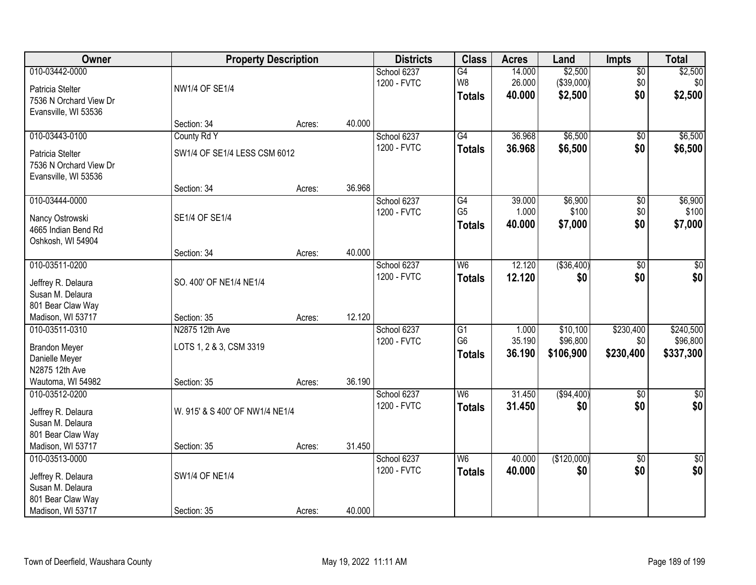| Owner | Property Description | | | Districts | Class | Acres | Land | Impts | Total |
|---|---|---|---|---|---|---|---|---|---|
| 010-03442-0000<br>Patricia Stelter<br>7536 N Orchard View Dr<br>Evansville, WI 53536 | NW1/4 OF SE1/4<br>Section: 34 | Acres: | 40.000 | School 6237<br>1200 - FVTC | G4<br>W8<br>**Totals** | 14.000<br>26.000<br>**40.000** | $2,500<br>($39,000)<br>**$2,500** | $0<br>$0<br>**$0** | $2,500<br>$0<br>**$2,500** |
| 010-03443-0100<br>Patricia Stelter<br>7536 N Orchard View Dr<br>Evansville, WI 53536 | County Rd Y<br>SW1/4 OF SE1/4 LESS CSM 6012<br>Section: 34 | Acres: | 36.968 | School 6237<br>1200 - FVTC | G4<br>**Totals** | 36.968<br>**36.968** | $6,500<br>**$6,500** | $0<br>**$0** | $6,500<br>**$6,500** |
| 010-03444-0000<br>Nancy Ostrowski<br>4665 Indian Bend Rd<br>Oshkosh, WI 54904 | SE1/4 OF SE1/4<br>Section: 34 | Acres: | 40.000 | School 6237<br>1200 - FVTC | G4<br>G5<br>**Totals** | 39.000<br>1.000<br>**40.000** | $6,900<br>$100<br>**$7,000** | $0<br>$0<br>**$0** | $6,900<br>$100<br>**$7,000** |
| 010-03511-0200<br>Jeffrey R. Delaura<br>Susan M. Delaura<br>801 Bear Claw Way<br>Madison, WI 53717 | SO. 400' OF NE1/4 NE1/4<br>Section: 35 | Acres: | 12.120 | School 6237<br>1200 - FVTC | W6<br>**Totals** | 12.120<br>**12.120** | ($36,400)<br>**$0** | $0<br>**$0** | $0<br>**$0** |
| 010-03511-0310<br>Brandon Meyer<br>Danielle Meyer<br>N2875 12th Ave<br>Wautoma, WI 54982 | N2875 12th Ave<br>LOTS 1, 2 & 3, CSM 3319<br>Section: 35 | Acres: | 36.190 | School 6237<br>1200 - FVTC | G1<br>G6<br>**Totals** | 1.000<br>35.190<br>**36.190** | $10,100<br>$96,800<br>**$106,900** | $230,400<br>$0<br>**$230,400** | $240,500<br>$96,800<br>**$337,300** |
| 010-03512-0200<br>Jeffrey R. Delaura<br>Susan M. Delaura<br>801 Bear Claw Way<br>Madison, WI 53717 | W. 915' & S 400' OF NW1/4 NE1/4<br>Section: 35 | Acres: | 31.450 | School 6237<br>1200 - FVTC | W6<br>**Totals** | 31.450<br>**31.450** | ($94,400)<br>**$0** | $0<br>**$0** | $0<br>**$0** |
| 010-03513-0000<br>Jeffrey R. Delaura<br>Susan M. Delaura<br>801 Bear Claw Way<br>Madison, WI 53717 | SW1/4 OF NE1/4<br>Section: 35 | Acres: | 40.000 | School 6237<br>1200 - FVTC | W6<br>**Totals** | 40.000<br>**40.000** | ($120,000)<br>**$0** | $0<br>**$0** | $0<br>**$0** |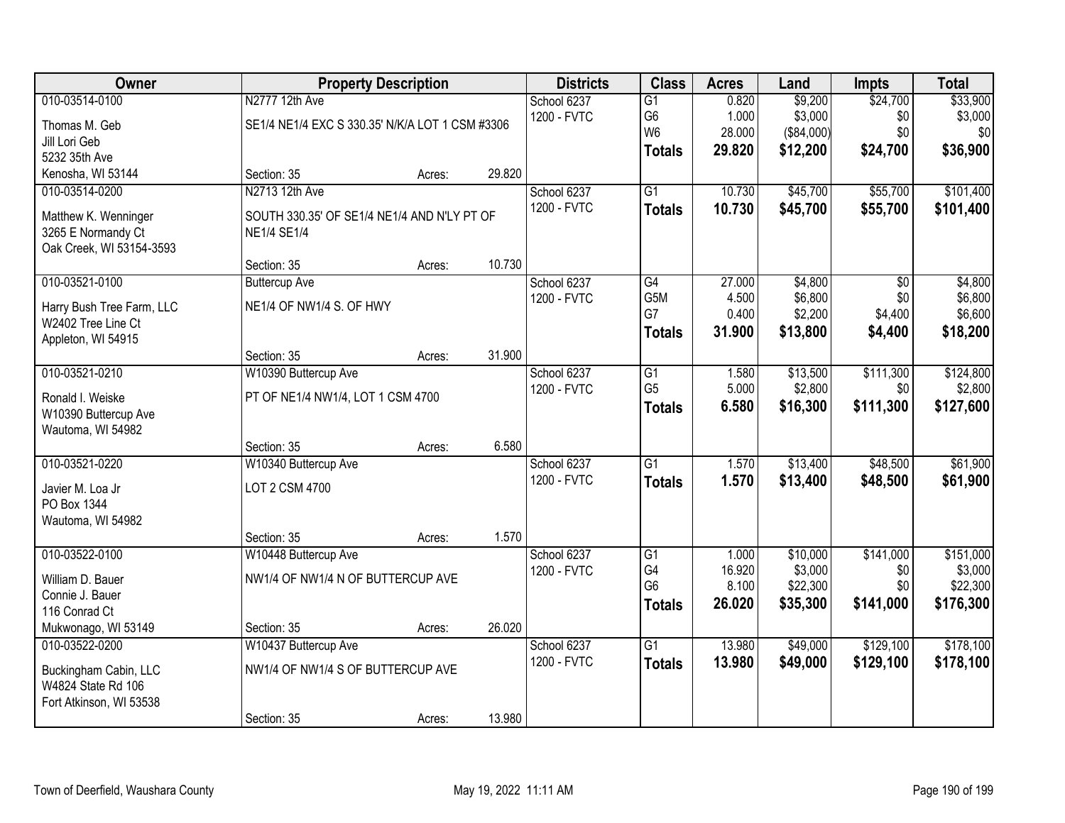| Owner | Property Description | | | Districts | Class | Acres | Land | Impts | Total |
|---|---|---|---|---|---|---|---|---|---|
| 010-03514-0100 | N2777 12th Ave | | | School 6237 | G1 | 0.820 | $9,200 | $24,700 | $33,900 |
| Thomas M. Geb | SE1/4 NE1/4 EXC S 330.35' N/K/A LOT 1 CSM #3306 | | | 1200 - FVTC | G6 | 1.000 | $3,000 | $0 | $3,000 |
| Jill Lori Geb | | | | | W6 | 28.000 | ($84,000) | $0 | $0 |
| 5232 35th Ave | | | | | **Totals** | **29.820** | **$12,200** | **$24,700** | **$36,900** |
| Kenosha, WI 53144 | Section: 35 | Acres: | 29.820 | | | | | | |
| 010-03514-0200 | N2713 12th Ave | | | School 6237 | G1 | 10.730 | $45,700 | $55,700 | $101,400 |
| Matthew K. Wenninger | SOUTH 330.35' OF SE1/4 NE1/4 AND N'LY PT OF NE1/4 SE1/4 | | | 1200 - FVTC | **Totals** | **10.730** | **$45,700** | **$55,700** | **$101,400** |
| 3265 E Normandy Ct | | | | | | | | | |
| Oak Creek, WI 53154-3593 | | | | | | | | | |
| | Section: 35 | Acres: | 10.730 | | | | | | |
| 010-03521-0100 | Buttercup Ave | | | School 6237 | G4 | 27.000 | $4,800 | $0 | $4,800 |
| Harry Bush Tree Farm, LLC | NE1/4 OF NW1/4 S. OF HWY | | | 1200 - FVTC | G5M | 4.500 | $6,800 | $0 | $6,800 |
| W2402 Tree Line Ct | | | | | G7 | 0.400 | $2,200 | $4,400 | $6,600 |
| Appleton, WI 54915 | | | | | **Totals** | **31.900** | **$13,800** | **$4,400** | **$18,200** |
| | Section: 35 | Acres: | 31.900 | | | | | | |
| 010-03521-0210 | W10390 Buttercup Ave | | | School 6237 | G1 | 1.580 | $13,500 | $111,300 | $124,800 |
| Ronald I. Weiske | PT OF NE1/4 NW1/4, LOT 1 CSM 4700 | | | 1200 - FVTC | G5 | 5.000 | $2,800 | $0 | $2,800 |
| W10390 Buttercup Ave | | | | | **Totals** | **6.580** | **$16,300** | **$111,300** | **$127,600** |
| Wautoma, WI 54982 | | | | | | | | | |
| | Section: 35 | Acres: | 6.580 | | | | | | |
| 010-03521-0220 | W10340 Buttercup Ave | | | School 6237 | G1 | 1.570 | $13,400 | $48,500 | $61,900 |
| Javier M. Loa Jr | LOT 2 CSM 4700 | | | 1200 - FVTC | **Totals** | **1.570** | **$13,400** | **$48,500** | **$61,900** |
| PO Box 1344 | | | | | | | | | |
| Wautoma, WI 54982 | | | | | | | | | |
| | Section: 35 | Acres: | 1.570 | | | | | | |
| 010-03522-0100 | W10448 Buttercup Ave | | | School 6237 | G1 | 1.000 | $10,000 | $141,000 | $151,000 |
| William D. Bauer | NW1/4 OF NW1/4 N OF BUTTERCUP AVE | | | 1200 - FVTC | G4 | 16.920 | $3,000 | $0 | $3,000 |
| Connie J. Bauer | | | | | G6 | 8.100 | $22,300 | $0 | $22,300 |
| 116 Conrad Ct | | | | | **Totals** | **26.020** | **$35,300** | **$141,000** | **$176,300** |
| Mukwonago, WI 53149 | Section: 35 | Acres: | 26.020 | | | | | | |
| 010-03522-0200 | W10437 Buttercup Ave | | | School 6237 | G1 | 13.980 | $49,000 | $129,100 | $178,100 |
| Buckingham Cabin, LLC | NW1/4 OF NW1/4 S OF BUTTERCUP AVE | | | 1200 - FVTC | **Totals** | **13.980** | **$49,000** | **$129,100** | **$178,100** |
| W4824 State Rd 106 | | | | | | | | | |
| Fort Atkinson, WI 53538 | | | | | | | | | |
| | Section: 35 | Acres: | 13.980 | | | | | | |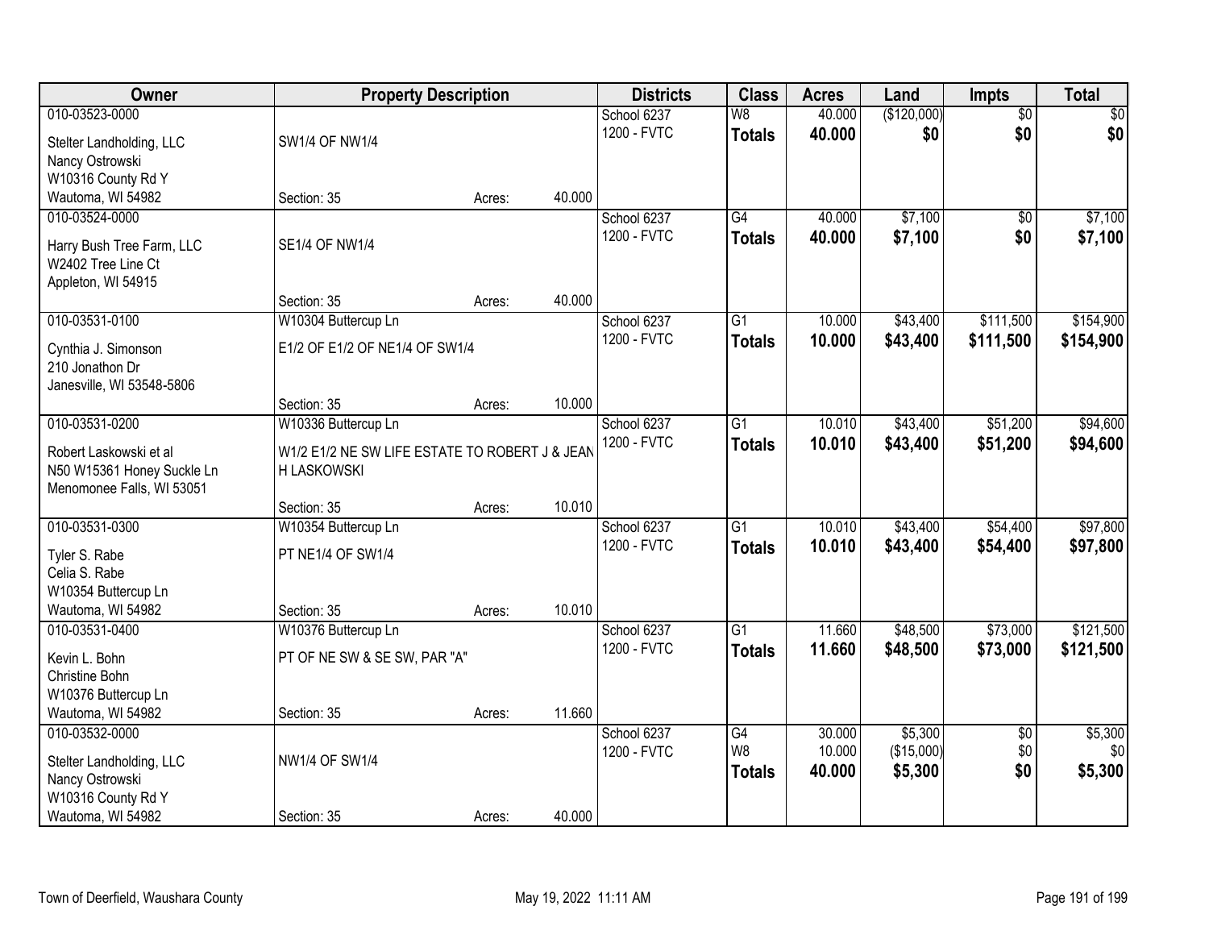| Owner | Property Description | | | Districts | Class | Acres | Land | Impts | Total |
|---|---|---|---|---|---|---|---|---|---|
| 010-03523-0000 | | | | School 6237 | W8 | 40.000 | ($120,000) | $0 | $0 |
| Stelter Landholding, LLC<br>Nancy Ostrowski<br>W10316 County Rd Y<br>Wautoma, WI 54982 | SW1/4 OF NW1/4 | | | 1200 - FVTC | **Totals** | **40.000** | **$0** | **$0** | **$0** |
| | Section: 35 | Acres: | 40.000 | | | | | | |
| 010-03524-0000 | | | | School 6237 | G4 | 40.000 | $7,100 | $0 | $7,100 |
| Harry Bush Tree Farm, LLC<br>W2402 Tree Line Ct<br>Appleton, WI 54915 | SE1/4 OF NW1/4 | | | 1200 - FVTC | **Totals** | **40.000** | **$7,100** | **$0** | **$7,100** |
| | Section: 35 | Acres: | 40.000 | | | | | | |
| 010-03531-0100 | W10304 Buttercup Ln | | | School 6237 | G1 | 10.000 | $43,400 | $111,500 | $154,900 |
| Cynthia J. Simonson<br>210 Jonathon Dr<br>Janesville, WI 53548-5806 | E1/2 OF E1/2 OF NE1/4 OF SW1/4 | | | 1200 - FVTC | **Totals** | **10.000** | **$43,400** | **$111,500** | **$154,900** |
| | Section: 35 | Acres: | 10.000 | | | | | | |
| 010-03531-0200 | W10336 Buttercup Ln | | | School 6237 | G1 | 10.010 | $43,400 | $51,200 | $94,600 |
| Robert Laskowski et al<br>N50 W15361 Honey Suckle Ln<br>Menomonee Falls, WI 53051 | W1/2 E1/2 NE SW LIFE ESTATE TO ROBERT J & JEAN H LASKOWSKI | | | 1200 - FVTC | **Totals** | **10.010** | **$43,400** | **$51,200** | **$94,600** |
| | Section: 35 | Acres: | 10.010 | | | | | | |
| 010-03531-0300 | W10354 Buttercup Ln | | | School 6237 | G1 | 10.010 | $43,400 | $54,400 | $97,800 |
| Tyler S. Rabe<br>Celia S. Rabe<br>W10354 Buttercup Ln<br>Wautoma, WI 54982 | PT NE1/4 OF SW1/4 | | | 1200 - FVTC | **Totals** | **10.010** | **$43,400** | **$54,400** | **$97,800** |
| | Section: 35 | Acres: | 10.010 | | | | | | |
| 010-03531-0400 | W10376 Buttercup Ln | | | School 6237 | G1 | 11.660 | $48,500 | $73,000 | $121,500 |
| Kevin L. Bohn<br>Christine Bohn<br>W10376 Buttercup Ln<br>Wautoma, WI 54982 | PT OF NE SW & SE SW, PAR "A" | | | 1200 - FVTC | **Totals** | **11.660** | **$48,500** | **$73,000** | **$121,500** |
| | Section: 35 | Acres: | 11.660 | | | | | | |
| 010-03532-0000 | | | | School 6237 | G4 | 30.000 | $5,300 | $0 | $5,300 |
| Stelter Landholding, LLC<br>Nancy Ostrowski<br>W10316 County Rd Y<br>Wautoma, WI 54982 | NW1/4 OF SW1/4 | | | 1200 - FVTC | W8 | 10.000 | ($15,000) | $0 | $0 |
| | | | | | **Totals** | **40.000** | **$5,300** | **$0** | **$5,300** |
| | Section: 35 | Acres: | 40.000 | | | | | | |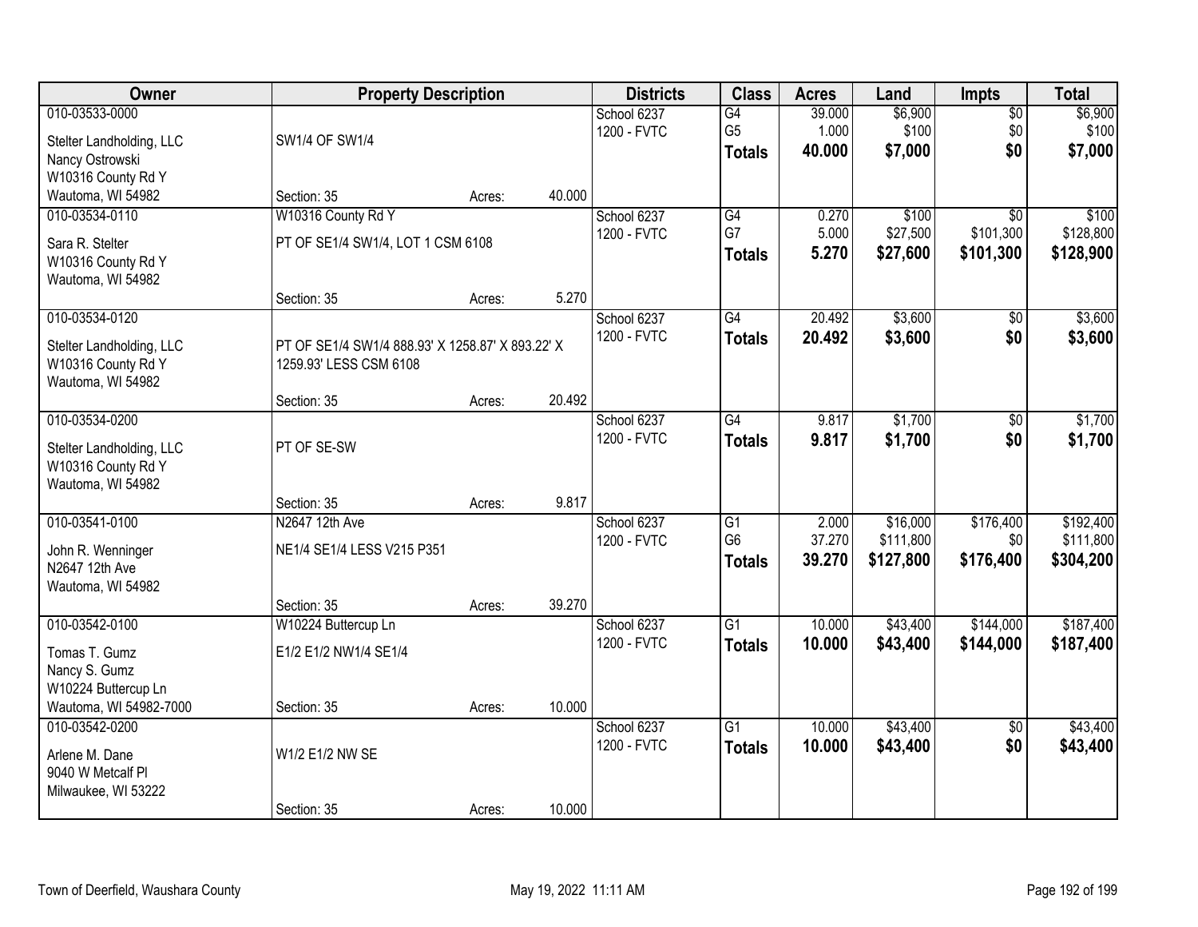| Owner | Property Description | | | Districts | Class | Acres | Land | Impts | Total |
|---|---|---|---|---|---|---|---|---|---|
| 010-03533-0000 | | | | School 6237 | G4 | 39.000 | $6,900 | $0 | $6,900 |
| Stelter Landholding, LLC | SW1/4 OF SW1/4 | | | 1200 - FVTC | G5 | 1.000 | $100 | $0 | $100 |
| Nancy Ostrowski | | | | | **Totals** | **40.000** | **$7,000** | **$0** | **$7,000** |
| W10316 County Rd Y | | | | | | | | | |
| Wautoma, WI 54982 | Section: 35 | Acres: | 40.000 | | | | | | |
| 010-03534-0110 | W10316 County Rd Y | | | School 6237 | G4 | 0.270 | $100 | $0 | $100 |
| Sara R. Stelter | PT OF SE1/4 SW1/4, LOT 1 CSM 6108 | | | 1200 - FVTC | G7 | 5.000 | $27,500 | $101,300 | $128,800 |
| W10316 County Rd Y | | | | | **Totals** | **5.270** | **$27,600** | **$101,300** | **$128,900** |
| Wautoma, WI 54982 | | | | | | | | | |
| | Section: 35 | Acres: | 5.270 | | | | | | |
| 010-03534-0120 | | | | School 6237 | G4 | 20.492 | $3,600 | $0 | $3,600 |
| Stelter Landholding, LLC | PT OF SE1/4 SW1/4 888.93' X 1258.87' X 893.22' X | | | 1200 - FVTC | **Totals** | **20.492** | **$3,600** | **$0** | **$3,600** |
| W10316 County Rd Y | 1259.93' LESS CSM 6108 | | | | | | | | |
| Wautoma, WI 54982 | | | | | | | | | |
| | Section: 35 | Acres: | 20.492 | | | | | | |
| 010-03534-0200 | | | | School 6237 | G4 | 9.817 | $1,700 | $0 | $1,700 |
| Stelter Landholding, LLC | PT OF SE-SW | | | 1200 - FVTC | **Totals** | **9.817** | **$1,700** | **$0** | **$1,700** |
| W10316 County Rd Y | | | | | | | | | |
| Wautoma, WI 54982 | | | | | | | | | |
| | Section: 35 | Acres: | 9.817 | | | | | | |
| 010-03541-0100 | N2647 12th Ave | | | School 6237 | G1 | 2.000 | $16,000 | $176,400 | $192,400 |
| John R. Wenninger | NE1/4 SE1/4 LESS V215 P351 | | | 1200 - FVTC | G6 | 37.270 | $111,800 | $0 | $111,800 |
| N2647 12th Ave | | | | | **Totals** | **39.270** | **$127,800** | **$176,400** | **$304,200** |
| Wautoma, WI 54982 | | | | | | | | | |
| | Section: 35 | Acres: | 39.270 | | | | | | |
| 010-03542-0100 | W10224 Buttercup Ln | | | School 6237 | G1 | 10.000 | $43,400 | $144,000 | $187,400 |
| Tomas T. Gumz | E1/2 E1/2 NW1/4 SE1/4 | | | 1200 - FVTC | **Totals** | **10.000** | **$43,400** | **$144,000** | **$187,400** |
| Nancy S. Gumz | | | | | | | | | |
| W10224 Buttercup Ln | | | | | | | | | |
| Wautoma, WI 54982-7000 | Section: 35 | Acres: | 10.000 | | | | | | |
| 010-03542-0200 | | | | School 6237 | G1 | 10.000 | $43,400 | $0 | $43,400 |
| Arlene M. Dane | W1/2 E1/2 NW SE | | | 1200 - FVTC | **Totals** | **10.000** | **$43,400** | **$0** | **$43,400** |
| 9040 W Metcalf Pl | | | | | | | | | |
| Milwaukee, WI 53222 | | | | | | | | | |
| | Section: 35 | Acres: | 10.000 | | | | | | |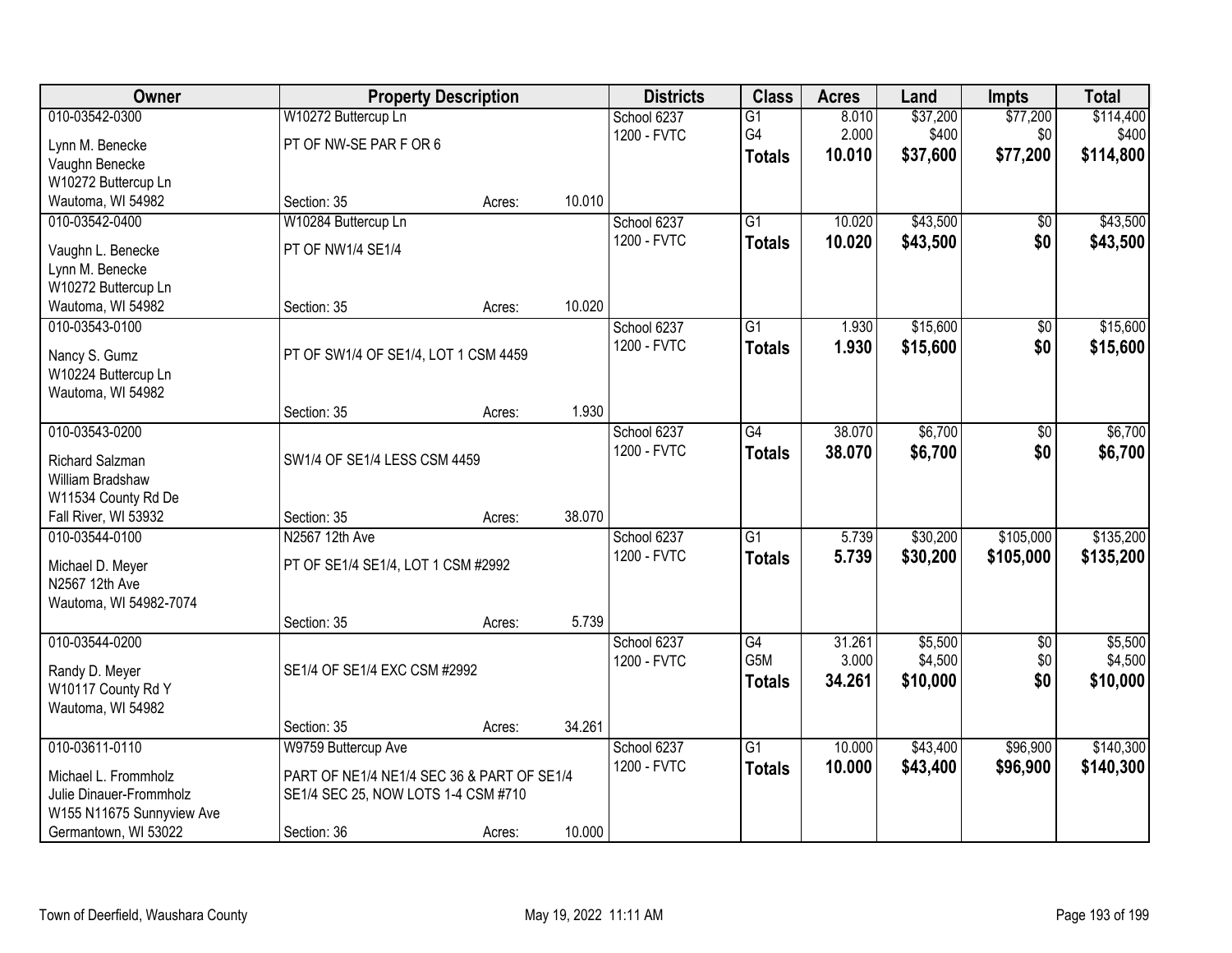| Owner | Property Description | | | Districts | Class | Acres | Land | Impts | Total |
|---|---|---|---|---|---|---|---|---|---|
| 010-03542-0300 | W10272 Buttercup Ln | | | School 6237 | G1 | 8.010 | $37,200 | $77,200 | $114,400 |
| Lynn M. Benecke | PT OF NW-SE PAR F OR 6 | | | 1200 - FVTC | G4 | 2.000 | $400 | $0 | $400 |
| Vaughn Benecke | | | | | **Totals** | **10.010** | **$37,600** | **$77,200** | **$114,800** |
| W10272 Buttercup Ln | | | | | | | | | |
| Wautoma, WI 54982 | Section: 35 | Acres: | 10.010 | | | | | | |
| 010-03542-0400 | W10284 Buttercup Ln | | | School 6237 | G1 | 10.020 | $43,500 | $0 | $43,500 |
| Vaughn L. Benecke | PT OF NW1/4 SE1/4 | | | 1200 - FVTC | **Totals** | **10.020** | **$43,500** | **$0** | **$43,500** |
| Lynn M. Benecke | | | | | | | | | |
| W10272 Buttercup Ln | | | | | | | | | |
| Wautoma, WI 54982 | Section: 35 | Acres: | 10.020 | | | | | | |
| 010-03543-0100 | | | | School 6237 | G1 | 1.930 | $15,600 | $0 | $15,600 |
| Nancy S. Gumz | PT OF SW1/4 OF SE1/4, LOT 1 CSM 4459 | | | 1200 - FVTC | **Totals** | **1.930** | **$15,600** | **$0** | **$15,600** |
| W10224 Buttercup Ln | | | | | | | | | |
| Wautoma, WI 54982 | | | | | | | | | |
| | Section: 35 | Acres: | 1.930 | | | | | | |
| 010-03543-0200 | | | | School 6237 | G4 | 38.070 | $6,700 | $0 | $6,700 |
| Richard Salzman | SW1/4 OF SE1/4 LESS CSM 4459 | | | 1200 - FVTC | **Totals** | **38.070** | **$6,700** | **$0** | **$6,700** |
| William Bradshaw | | | | | | | | | |
| W11534 County Rd De | | | | | | | | | |
| Fall River, WI 53932 | Section: 35 | Acres: | 38.070 | | | | | | |
| 010-03544-0100 | N2567 12th Ave | | | School 6237 | G1 | 5.739 | $30,200 | $105,000 | $135,200 |
| Michael D. Meyer | PT OF SE1/4 SE1/4, LOT 1 CSM #2992 | | | 1200 - FVTC | **Totals** | **5.739** | **$30,200** | **$105,000** | **$135,200** |
| N2567 12th Ave | | | | | | | | | |
| Wautoma, WI 54982-7074 | | | | | | | | | |
| | Section: 35 | Acres: | 5.739 | | | | | | |
| 010-03544-0200 | | | | School 6237 | G4 | 31.261 | $5,500 | $0 | $5,500 |
| Randy D. Meyer | SE1/4 OF SE1/4 EXC CSM #2992 | | | 1200 - FVTC | G5M | 3.000 | $4,500 | $0 | $4,500 |
| W10117 County Rd Y | | | | | **Totals** | **34.261** | **$10,000** | **$0** | **$10,000** |
| Wautoma, WI 54982 | | | | | | | | | |
| | Section: 35 | Acres: | 34.261 | | | | | | |
| 010-03611-0110 | W9759 Buttercup Ave | | | School 6237 | G1 | 10.000 | $43,400 | $96,900 | $140,300 |
| Michael L. Frommholz | PART OF NE1/4 NE1/4 SEC 36 & PART OF SE1/4 | | | 1200 - FVTC | **Totals** | **10.000** | **$43,400** | **$96,900** | **$140,300** |
| Julie Dinauer-Frommholz | SE1/4 SEC 25, NOW LOTS 1-4 CSM #710 | | | | | | | | |
| W155 N11675 Sunnyview Ave | | | | | | | | | |
| Germantown, WI 53022 | Section: 36 | Acres: | 10.000 | | | | | | |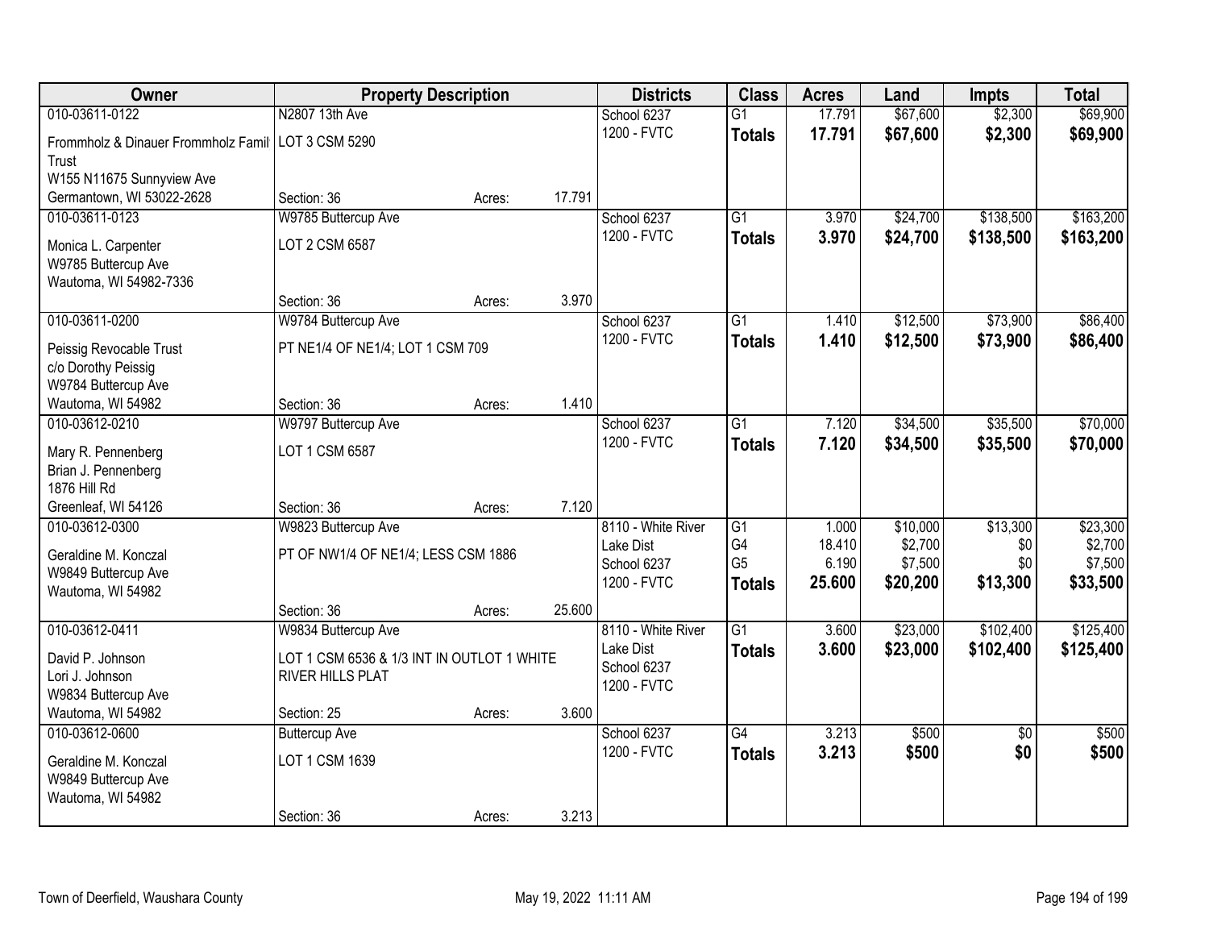| Owner | Property Description | | | Districts | Class | Acres | Land | Impts | Total |
|---|---|---|---|---|---|---|---|---|---|
| 010-03611-0122 | N2807 13th Ave | | | School 6237 | G1 | 17.791 | $67,600 | $2,300 | $69,900 |
| Frommholz & Dinauer Frommholz Famil Trust | LOT 3 CSM 5290 | | | 1200 - FVTC | **Totals** | **17.791** | **$67,600** | **$2,300** | **$69,900** |
| W155 N11675 Sunnyview Ave | | | | | | | | | |
| Germantown, WI 53022-2628 | Section: 36 | Acres: | 17.791 | | | | | | |
| 010-03611-0123 | W9785 Buttercup Ave | | | School 6237 | G1 | 3.970 | $24,700 | $138,500 | $163,200 |
| Monica L. Carpenter | LOT 2 CSM 6587 | | | 1200 - FVTC | **Totals** | **3.970** | **$24,700** | **$138,500** | **$163,200** |
| W9785 Buttercup Ave | | | | | | | | | |
| Wautoma, WI 54982-7336 | | | | | | | | | |
| | Section: 36 | Acres: | 3.970 | | | | | | |
| 010-03611-0200 | W9784 Buttercup Ave | | | School 6237 | G1 | 1.410 | $12,500 | $73,900 | $86,400 |
| Peissig Revocable Trust | PT NE1/4 OF NE1/4; LOT 1 CSM 709 | | | 1200 - FVTC | **Totals** | **1.410** | **$12,500** | **$73,900** | **$86,400** |
| c/o Dorothy Peissig | | | | | | | | | |
| W9784 Buttercup Ave | | | | | | | | | |
| Wautoma, WI 54982 | Section: 36 | Acres: | 1.410 | | | | | | |
| 010-03612-0210 | W9797 Buttercup Ave | | | School 6237 | G1 | 7.120 | $34,500 | $35,500 | $70,000 |
| Mary R. Pennenberg | LOT 1 CSM 6587 | | | 1200 - FVTC | **Totals** | **7.120** | **$34,500** | **$35,500** | **$70,000** |
| Brian J. Pennenberg | | | | | | | | | |
| 1876 Hill Rd | | | | | | | | | |
| Greenleaf, WI 54126 | Section: 36 | Acres: | 7.120 | | | | | | |
| 010-03612-0300 | W9823 Buttercup Ave | | | 8110 - White River | G1 | 1.000 | $10,000 | $13,300 | $23,300 |
| Geraldine M. Konczal | PT OF NW1/4 OF NE1/4; LESS CSM 1886 | | | Lake Dist | G4 | 18.410 | $2,700 | $0 | $2,700 |
| W9849 Buttercup Ave | | | | School 6237 | G5 | 6.190 | $7,500 | $0 | $7,500 |
| Wautoma, WI 54982 | | | | 1200 - FVTC | **Totals** | **25.600** | **$20,200** | **$13,300** | **$33,500** |
| | Section: 36 | Acres: | 25.600 | | | | | | |
| 010-03612-0411 | W9834 Buttercup Ave | | | 8110 - White River | G1 | 3.600 | $23,000 | $102,400 | $125,400 |
| David P. Johnson | LOT 1 CSM 6536 & 1/3 INT IN OUTLOT 1 WHITE RIVER HILLS PLAT | | | Lake Dist | **Totals** | **3.600** | **$23,000** | **$102,400** | **$125,400** |
| Lori J. Johnson | | | | School 6237 | | | | | |
| W9834 Buttercup Ave | | | | 1200 - FVTC | | | | | |
| Wautoma, WI 54982 | Section: 25 | Acres: | 3.600 | | | | | | |
| 010-03612-0600 | Buttercup Ave | | | School 6237 | G4 | 3.213 | $500 | $0 | $500 |
| Geraldine M. Konczal | LOT 1 CSM 1639 | | | 1200 - FVTC | **Totals** | **3.213** | **$500** | **$0** | **$500** |
| W9849 Buttercup Ave | | | | | | | | | |
| Wautoma, WI 54982 | | | | | | | | | |
| | Section: 36 | Acres: | 3.213 | | | | | | |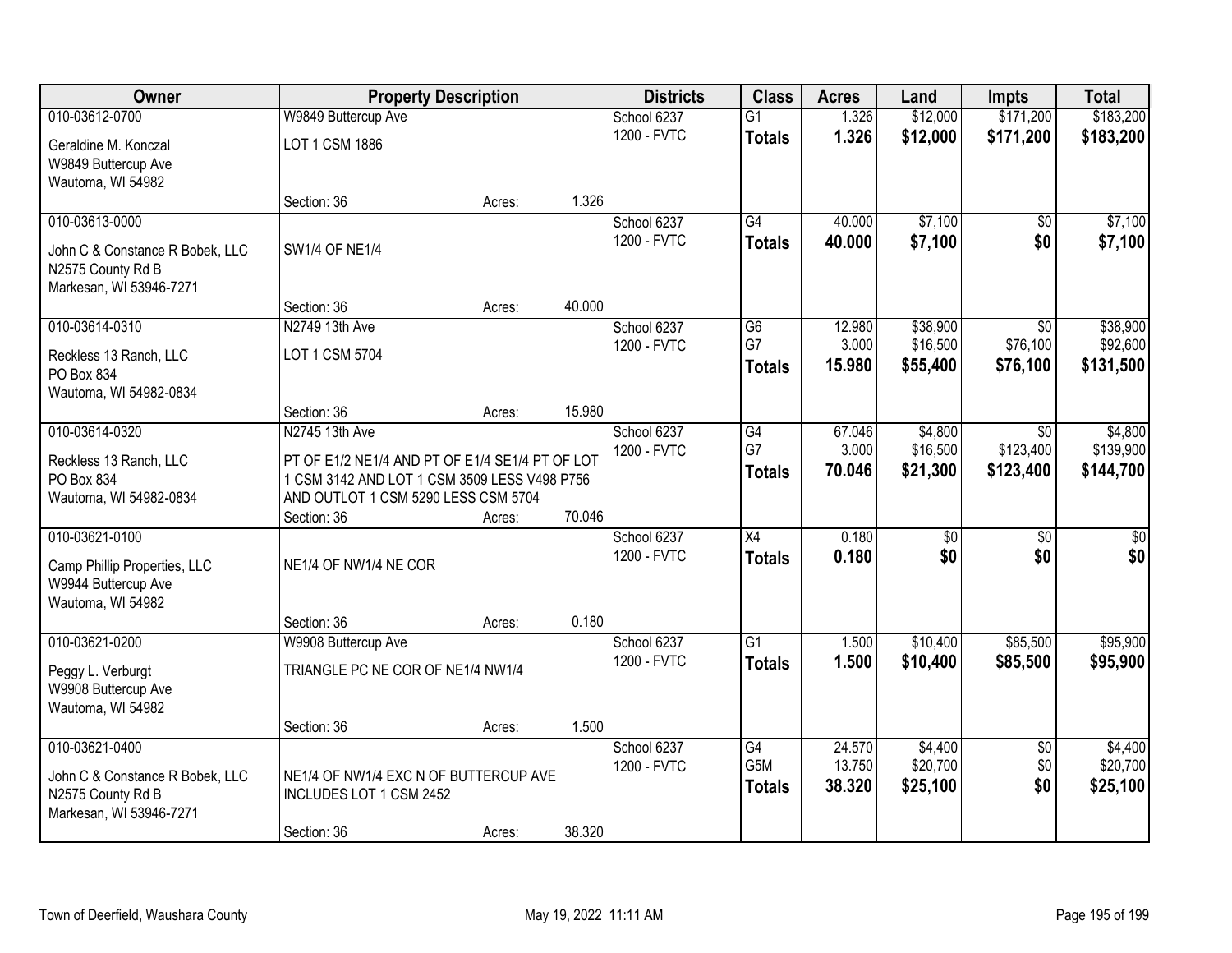| Owner | Property Description | | | Districts | Class | Acres | Land | Impts | Total |
|---|---|---|---|---|---|---|---|---|---|
| 010-03612-0700 | W9849 Buttercup Ave | | | School 6237 | G1 | 1.326 | $12,000 | $171,200 | $183,200 |
| Geraldine M. Konczal<br>W9849 Buttercup Ave<br>Wautoma, WI 54982 | LOT 1 CSM 1886 | | | 1200 - FVTC | **Totals** | **1.326** | **$12,000** | **$171,200** | **$183,200** |
| | Section: 36 | Acres: | 1.326 | | | | | | |
| 010-03613-0000 | | | | School 6237 | G4 | 40.000 | $7,100 | $0 | $7,100 |
| John C & Constance R Bobek, LLC<br>N2575 County Rd B<br>Markesan, WI 53946-7271 | SW1/4 OF NE1/4 | | | 1200 - FVTC | **Totals** | **40.000** | **$7,100** | **$0** | **$7,100** |
| | Section: 36 | Acres: | 40.000 | | | | | | |
| 010-03614-0310 | N2749 13th Ave | | | School 6237 | G6 | 12.980 | $38,900 | $0 | $38,900 |
| Reckless 13 Ranch, LLC<br>PO Box 834<br>Wautoma, WI 54982-0834 | LOT 1 CSM 5704 | | | 1200 - FVTC | G7 | 3.000 | $16,500 | $76,100 | $92,600 |
| | | | | | **Totals** | **15.980** | **$55,400** | **$76,100** | **$131,500** |
| | Section: 36 | Acres: | 15.980 | | | | | | |
| 010-03614-0320 | N2745 13th Ave | | | School 6237 | G4 | 67.046 | $4,800 | $0 | $4,800 |
| Reckless 13 Ranch, LLC<br>PO Box 834<br>Wautoma, WI 54982-0834 | PT OF E1/2 NE1/4 AND PT OF E1/4 SE1/4 PT OF LOT 1 CSM 3142 AND LOT 1 CSM 3509 LESS V498 P756 AND OUTLOT 1 CSM 5290 LESS CSM 5704 | | | 1200 - FVTC | G7 | 3.000 | $16,500 | $123,400 | $139,900 |
| | | | | | **Totals** | **70.046** | **$21,300** | **$123,400** | **$144,700** |
| | Section: 36 | Acres: | 70.046 | | | | | | |
| 010-03621-0100 | | | | School 6237 | X4 | 0.180 | $0 | $0 | $0 |
| Camp Phillip Properties, LLC<br>W9944 Buttercup Ave<br>Wautoma, WI 54982 | NE1/4 OF NW1/4 NE COR | | | 1200 - FVTC | **Totals** | **0.180** | **$0** | **$0** | **$0** |
| | Section: 36 | Acres: | 0.180 | | | | | | |
| 010-03621-0200 | W9908 Buttercup Ave | | | School 6237 | G1 | 1.500 | $10,400 | $85,500 | $95,900 |
| Peggy L. Verburgt<br>W9908 Buttercup Ave<br>Wautoma, WI 54982 | TRIANGLE PC NE COR OF NE1/4 NW1/4 | | | 1200 - FVTC | **Totals** | **1.500** | **$10,400** | **$85,500** | **$95,900** |
| | Section: 36 | Acres: | 1.500 | | | | | | |
| 010-03621-0400 | | | | School 6237 | G4 | 24.570 | $4,400 | $0 | $4,400 |
| John C & Constance R Bobek, LLC<br>N2575 County Rd B<br>Markesan, WI 53946-7271 | NE1/4 OF NW1/4 EXC N OF BUTTERCUP AVE INCLUDES LOT 1 CSM 2452 | | | 1200 - FVTC | G5M | 13.750 | $20,700 | $0 | $20,700 |
| | | | | | **Totals** | **38.320** | **$25,100** | **$0** | **$25,100** |
| | Section: 36 | Acres: | 38.320 | | | | | | |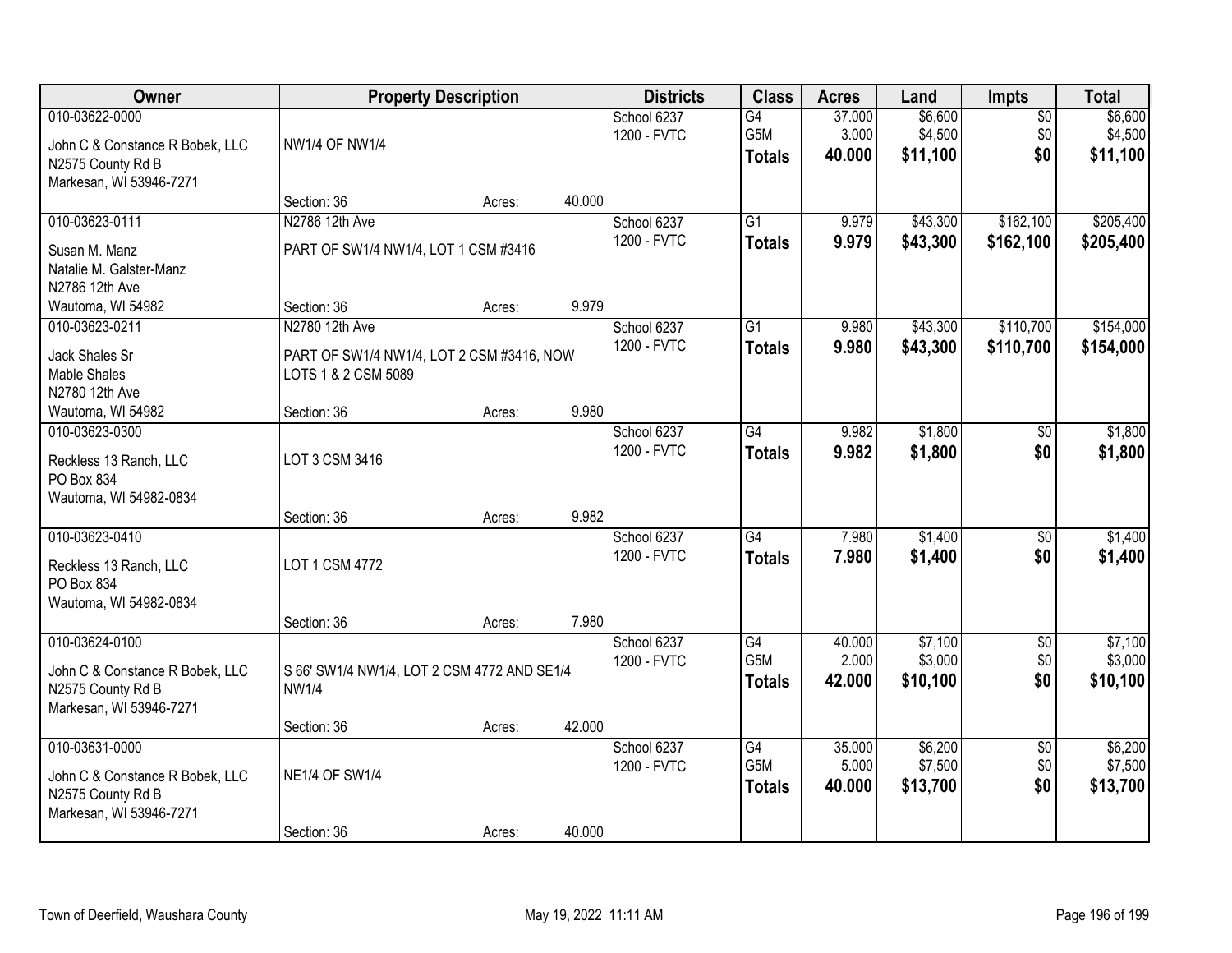| Owner | Property Description | Districts | Class | Acres | Land | Impts | Total |
|---|---|---|---|---|---|---|---|
| 010-03622-0000<br>John C & Constance R Bobek, LLC<br>N2575 County Rd B<br>Markesan, WI 53946-7271 | NW1/4 OF NW1/4<br>Section: 36 Acres: 40.000 | School 6237<br>1200 - FVTC | G4<br>G5M<br>**Totals** | 37.000<br>3.000<br>**40.000** | $6,600<br>$4,500<br>**$11,100** | $0<br>$0<br>**$0** | $6,600<br>$4,500<br>**$11,100** |
| 010-03623-0111<br>Susan M. Manz<br>Natalie M. Galster-Manz<br>N2786 12th Ave<br>Wautoma, WI 54982 | N2786 12th Ave<br>PART OF SW1/4 NW1/4, LOT 1 CSM #3416<br>Section: 36 Acres: 9.979 | School 6237<br>1200 - FVTC | G1<br>**Totals** | 9.979<br>**9.979** | $43,300<br>**$43,300** | $162,100<br>**$162,100** | $205,400<br>**$205,400** |
| 010-03623-0211<br>Jack Shales Sr<br>Mable Shales<br>N2780 12th Ave<br>Wautoma, WI 54982 | N2780 12th Ave<br>PART OF SW1/4 NW1/4, LOT 2 CSM #3416, NOW LOTS 1 & 2 CSM 5089<br>Section: 36 Acres: 9.980 | School 6237<br>1200 - FVTC | G1<br>**Totals** | 9.980<br>**9.980** | $43,300<br>**$43,300** | $110,700<br>**$110,700** | $154,000<br>**$154,000** |
| 010-03623-0300<br>Reckless 13 Ranch, LLC<br>PO Box 834<br>Wautoma, WI 54982-0834 | LOT 3 CSM 3416<br>Section: 36 Acres: 9.982 | School 6237<br>1200 - FVTC | G4<br>**Totals** | 9.982<br>**9.982** | $1,800<br>**$1,800** | $0<br>**$0** | $1,800<br>**$1,800** |
| 010-03623-0410<br>Reckless 13 Ranch, LLC<br>PO Box 834<br>Wautoma, WI 54982-0834 | LOT 1 CSM 4772<br>Section: 36 Acres: 7.980 | School 6237<br>1200 - FVTC | G4<br>**Totals** | 7.980<br>**7.980** | $1,400<br>**$1,400** | $0<br>**$0** | $1,400<br>**$1,400** |
| 010-03624-0100<br>John C & Constance R Bobek, LLC<br>N2575 County Rd B<br>Markesan, WI 53946-7271 | S 66' SW1/4 NW1/4, LOT 2 CSM 4772 AND SE1/4 NW1/4<br>Section: 36 Acres: 42.000 | School 6237<br>1200 - FVTC | G4<br>G5M<br>**Totals** | 40.000<br>2.000<br>**42.000** | $7,100<br>$3,000<br>**$10,100** | $0<br>$0<br>**$0** | $7,100<br>$3,000<br>**$10,100** |
| 010-03631-0000<br>John C & Constance R Bobek, LLC<br>N2575 County Rd B<br>Markesan, WI 53946-7271 | NE1/4 OF SW1/4<br>Section: 36 Acres: 40.000 | School 6237<br>1200 - FVTC | G4<br>G5M<br>**Totals** | 35.000<br>5.000<br>**40.000** | $6,200<br>$7,500<br>**$13,700** | $0<br>$0<br>**$0** | $6,200<br>$7,500<br>**$13,700** |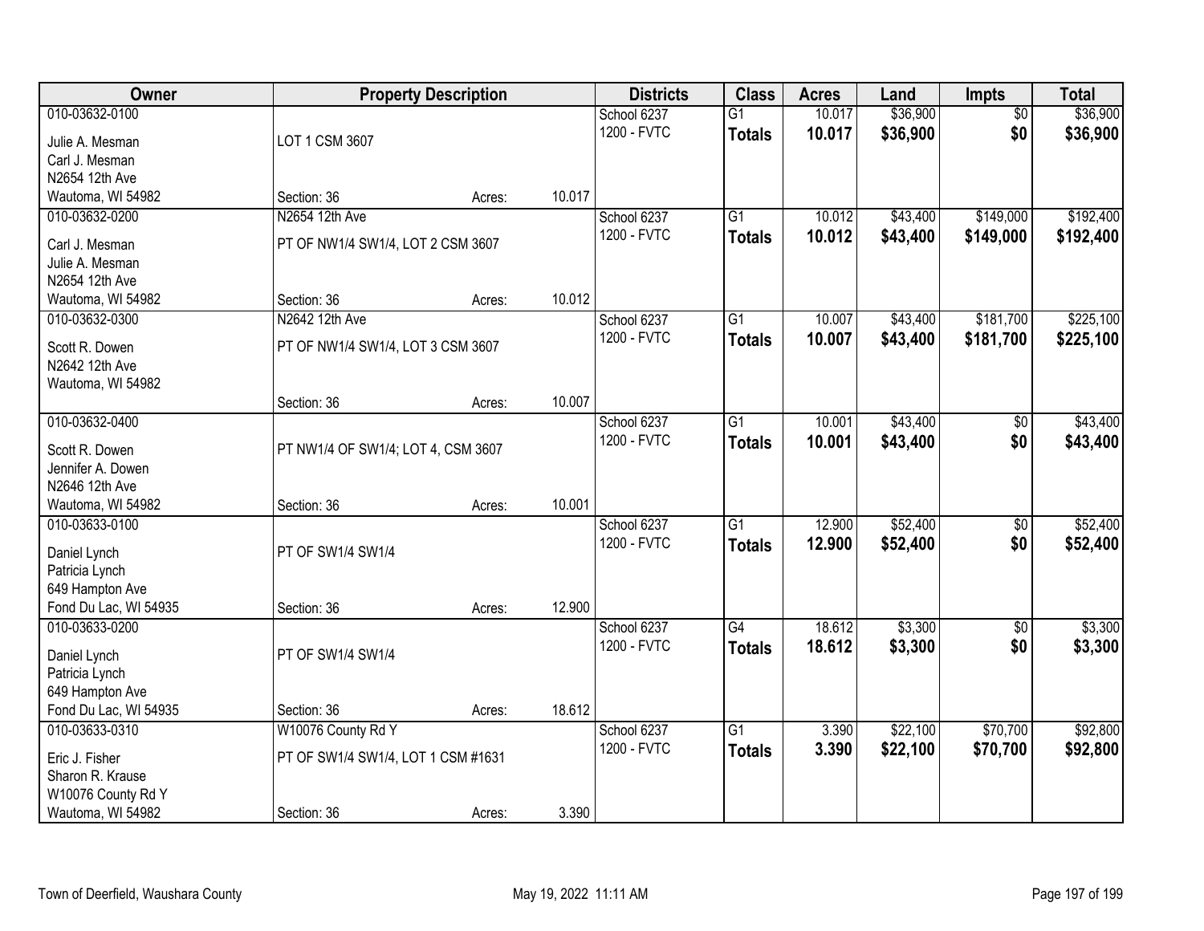| Owner | Property Description | | | Districts | Class | Acres | Land | Impts | Total |
|---|---|---|---|---|---|---|---|---|---|
| 010-03632-0100<br>Julie A. Mesman<br>Carl J. Mesman<br>N2654 12th Ave<br>Wautoma, WI 54982 | LOT 1 CSM 3607<br>Section: 36 | Acres: | 10.017 | School 6237<br>1200 - FVTC | G1<br>**Totals** | 10.017<br>**10.017** | $36,900<br>**$36,900** | $0<br>**$0** | $36,900<br>**$36,900** |
| 010-03632-0200<br>Carl J. Mesman<br>Julie A. Mesman<br>N2654 12th Ave<br>Wautoma, WI 54982 | N2654 12th Ave<br>PT OF NW1/4 SW1/4, LOT 2 CSM 3607<br>Section: 36 | Acres: | 10.012 | School 6237<br>1200 - FVTC | G1<br>**Totals** | 10.012<br>**10.012** | $43,400<br>**$43,400** | $149,000<br>**$149,000** | $192,400<br>**$192,400** |
| 010-03632-0300<br>Scott R. Dowen<br>N2642 12th Ave<br>Wautoma, WI 54982 | N2642 12th Ave<br>PT OF NW1/4 SW1/4, LOT 3 CSM 3607<br>Section: 36 | Acres: | 10.007 | School 6237<br>1200 - FVTC | G1<br>**Totals** | 10.007<br>**10.007** | $43,400<br>**$43,400** | $181,700<br>**$181,700** | $225,100<br>**$225,100** |
| 010-03632-0400<br>Scott R. Dowen<br>Jennifer A. Dowen<br>N2646 12th Ave<br>Wautoma, WI 54982 | PT NW1/4 OF SW1/4; LOT 4, CSM 3607<br>Section: 36 | Acres: | 10.001 | School 6237<br>1200 - FVTC | G1<br>**Totals** | 10.001<br>**10.001** | $43,400<br>**$43,400** | $0<br>**$0** | $43,400<br>**$43,400** |
| 010-03633-0100<br>Daniel Lynch<br>Patricia Lynch<br>649 Hampton Ave<br>Fond Du Lac, WI 54935 | PT OF SW1/4 SW1/4<br>Section: 36 | Acres: | 12.900 | School 6237<br>1200 - FVTC | G1<br>**Totals** | 12.900<br>**12.900** | $52,400<br>**$52,400** | $0<br>**$0** | $52,400<br>**$52,400** |
| 010-03633-0200<br>Daniel Lynch<br>Patricia Lynch<br>649 Hampton Ave<br>Fond Du Lac, WI 54935 | PT OF SW1/4 SW1/4<br>Section: 36 | Acres: | 18.612 | School 6237<br>1200 - FVTC | G4<br>**Totals** | 18.612<br>**18.612** | $3,300<br>**$3,300** | $0<br>**$0** | $3,300<br>**$3,300** |
| 010-03633-0310<br>Eric J. Fisher<br>Sharon R. Krause<br>W10076 County Rd Y<br>Wautoma, WI 54982 | W10076 County Rd Y<br>PT OF SW1/4 SW1/4, LOT 1 CSM #1631<br>Section: 36 | Acres: | 3.390 | School 6237<br>1200 - FVTC | G1<br>**Totals** | 3.390<br>**3.390** | $22,100<br>**$22,100** | $70,700<br>**$70,700** | $92,800<br>**$92,800** |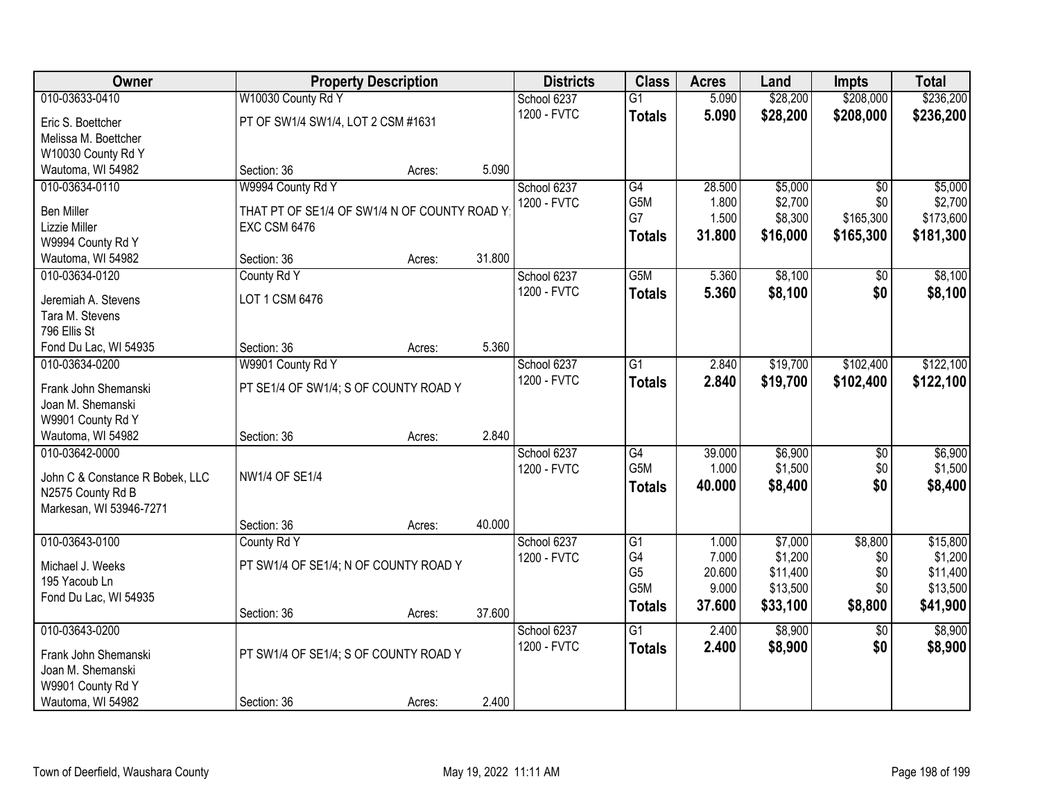| Owner | Property Description | Districts | Class | Acres | Land | Impts | Total |
|---|---|---|---|---|---|---|---|
| 010-03633-0410<br>Eric S. Boettcher<br>Melissa M. Boettcher<br>W10030 County Rd Y<br>Wautoma, WI 54982 | W10030 County Rd Y<br>PT OF SW1/4 SW1/4, LOT 2 CSM #1631<br>Section: 36 Acres: 5.090 | School 6237<br>1200 - FVTC | G1<br>**Totals** | 5.090<br>**5.090** | $28,200<br>**$28,200** | $208,000<br>**$208,000** | $236,200<br>**$236,200** |
| 010-03634-0110<br>Ben Miller<br>Lizzie Miller<br>W9994 County Rd Y<br>Wautoma, WI 54982 | W9994 County Rd Y<br>THAT PT OF SE1/4 OF SW1/4 N OF COUNTY ROAD Y; EXC CSM 6476<br>Section: 36 Acres: 31.800 | School 6237<br>1200 - FVTC | G4<br>G5M<br>G7<br>**Totals** | 28.500<br>1.800<br>1.500<br>**31.800** | $5,000<br>$2,700<br>$8,300<br>**$16,000** | $0<br>$0<br>$165,300<br>**$165,300** | $5,000<br>$2,700<br>$173,600<br>**$181,300** |
| 010-03634-0120<br>Jeremiah A. Stevens<br>Tara M. Stevens<br>796 Ellis St<br>Fond Du Lac, WI 54935 | County Rd Y<br>LOT 1 CSM 6476<br>Section: 36 Acres: 5.360 | School 6237<br>1200 - FVTC | G5M<br>**Totals** | 5.360<br>**5.360** | $8,100<br>**$8,100** | $0<br>**$0** | $8,100<br>**$8,100** |
| 010-03634-0200<br>Frank John Shemanski<br>Joan M. Shemanski<br>W9901 County Rd Y<br>Wautoma, WI 54982 | W9901 County Rd Y<br>PT SE1/4 OF SW1/4; S OF COUNTY ROAD Y<br>Section: 36 Acres: 2.840 | School 6237<br>1200 - FVTC | G1<br>**Totals** | 2.840<br>**2.840** | $19,700<br>**$19,700** | $102,400<br>**$102,400** | $122,100<br>**$122,100** |
| 010-03642-0000<br>John C & Constance R Bobek, LLC<br>N2575 County Rd B<br>Markesan, WI 53946-7271 | NW1/4 OF SE1/4<br>Section: 36 Acres: 40.000 | School 6237<br>1200 - FVTC | G4<br>G5M<br>**Totals** | 39.000<br>1.000<br>**40.000** | $6,900<br>$1,500<br>**$8,400** | $0<br>$0<br>**$0** | $6,900<br>$1,500<br>**$8,400** |
| 010-03643-0100<br>Michael J. Weeks<br>195 Yacoub Ln<br>Fond Du Lac, WI 54935 | County Rd Y<br>PT SW1/4 OF SE1/4; N OF COUNTY ROAD Y<br>Section: 36 Acres: 37.600 | School 6237<br>1200 - FVTC | G1<br>G4<br>G5<br>G5M<br>**Totals** | 1.000<br>7.000<br>20.600<br>9.000<br>**37.600** | $7,000<br>$1,200<br>$11,400<br>$13,500<br>**$33,100** | $8,800<br>$0<br>$0<br>$0<br>**$8,800** | $15,800<br>$1,200<br>$11,400<br>$13,500<br>**$41,900** |
| 010-03643-0200<br>Frank John Shemanski<br>Joan M. Shemanski<br>W9901 County Rd Y<br>Wautoma, WI 54982 | PT SW1/4 OF SE1/4; S OF COUNTY ROAD Y<br>Section: 36 Acres: 2.400 | School 6237<br>1200 - FVTC | G1<br>**Totals** | 2.400<br>**2.400** | $8,900<br>**$8,900** | $0<br>**$0** | $8,900<br>**$8,900** |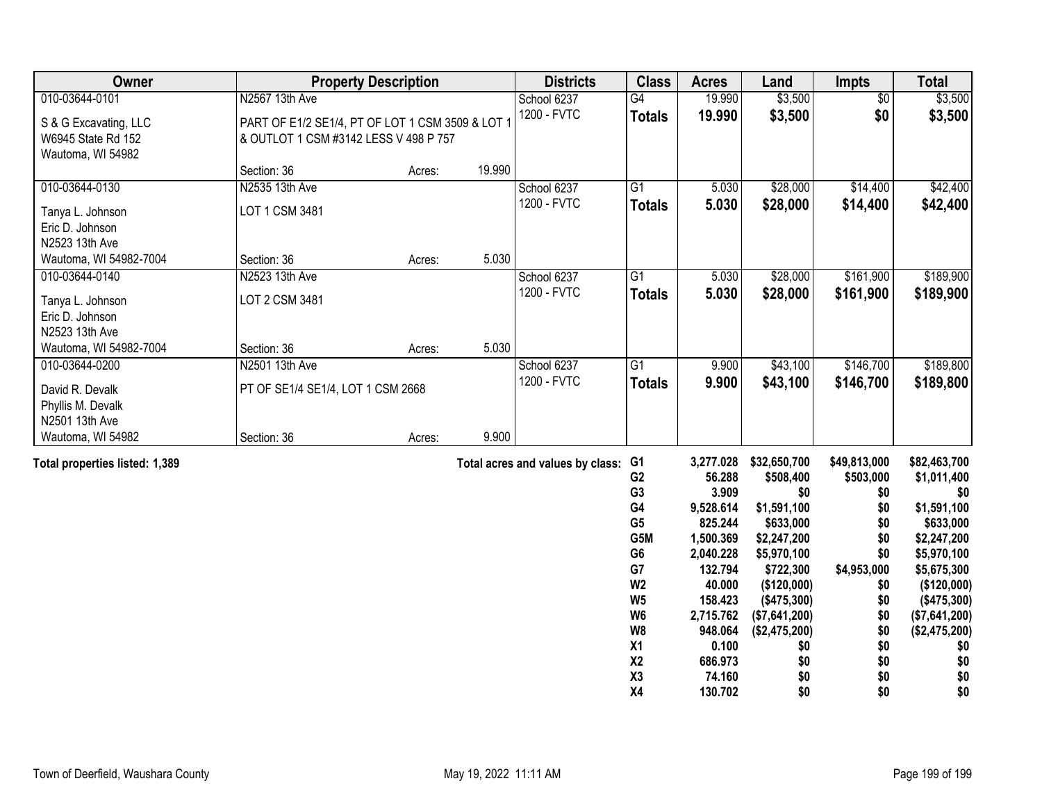| Owner | Property Description | | | Districts | Class | Acres | Land | Impts | Total |
|---|---|---|---|---|---|---|---|---|---|
| 010-03644-0101 | N2567 13th Ave | | | School 6237 | G4 | 19.990 | $3,500 | $0 | $3,500 |
| S & G Excavating, LLC<br>W6945 State Rd 152<br>Wautoma, WI 54982 | PART OF E1/2 SE1/4, PT OF LOT 1 CSM 3509 & LOT 1 & OUTLOT 1 CSM #3142 LESS V 498 P 757 | | | 1200 - FVTC | **Totals** | **19.990** | **$3,500** | **$0** | **$3,500** |
| | Section: 36 | Acres: | 19.990 | | | | | | |
| 010-03644-0130 | N2535 13th Ave | | | School 6237 | G1 | 5.030 | $28,000 | $14,400 | $42,400 |
| Tanya L. Johnson<br>Eric D. Johnson<br>N2523 13th Ave<br>Wautoma, WI 54982-7004 | LOT 1 CSM 3481 | | | 1200 - FVTC | **Totals** | **5.030** | **$28,000** | **$14,400** | **$42,400** |
| | Section: 36 | Acres: | 5.030 | | | | | | |
| 010-03644-0140 | N2523 13th Ave | | | School 6237 | G1 | 5.030 | $28,000 | $161,900 | $189,900 |
| Tanya L. Johnson<br>Eric D. Johnson<br>N2523 13th Ave<br>Wautoma, WI 54982-7004 | LOT 2 CSM 3481 | | | 1200 - FVTC | **Totals** | **5.030** | **$28,000** | **$161,900** | **$189,900** |
| | Section: 36 | Acres: | 5.030 | | | | | | |
| 010-03644-0200 | N2501 13th Ave | | | School 6237 | G1 | 9.900 | $43,100 | $146,700 | $189,800 |
| David R. Devalk<br>Phyllis M. Devalk<br>N2501 13th Ave<br>Wautoma, WI 54982 | PT OF SE1/4 SE1/4, LOT 1 CSM 2668 | | | 1200 - FVTC | **Totals** | **9.900** | **$43,100** | **$146,700** | **$189,800** |
| | Section: 36 | Acres: | 9.900 | | | | | | |

**Total properties listed: 1,389**

**Total acres and values by class:**

| Class | Acres | Land | Impts | Total |
|---|---|---|---|---|
| G1 | 3,277.028 | $32,650,700 | $49,813,000 | $82,463,700 |
| G2 | 56.288 | $508,400 | $503,000 | $1,011,400 |
| G3 | 3.909 | $0 | $0 | $0 |
| G4 | 9,528.614 | $1,591,100 | $0 | $1,591,100 |
| G5 | 825.244 | $633,000 | $0 | $633,000 |
| G5M | 1,500.369 | $2,247,200 | $0 | $2,247,200 |
| G6 | 2,040.228 | $5,970,100 | $0 | $5,970,100 |
| G7 | 132.794 | $722,300 | $4,953,000 | $5,675,300 |
| W2 | 40.000 | ($120,000) | $0 | ($120,000) |
| W5 | 158.423 | ($475,300) | $0 | ($475,300) |
| W6 | 2,715.762 | ($7,641,200) | $0 | ($7,641,200) |
| W8 | 948.064 | ($2,475,200) | $0 | ($2,475,200) |
| X1 | 0.100 | $0 | $0 | $0 |
| X2 | 686.973 | $0 | $0 | $0 |
| X3 | 74.160 | $0 | $0 | $0 |
| X4 | 130.702 | $0 | $0 | $0 |

Town of Deerfield, Waushara County

May 19, 2022 11:11 AM